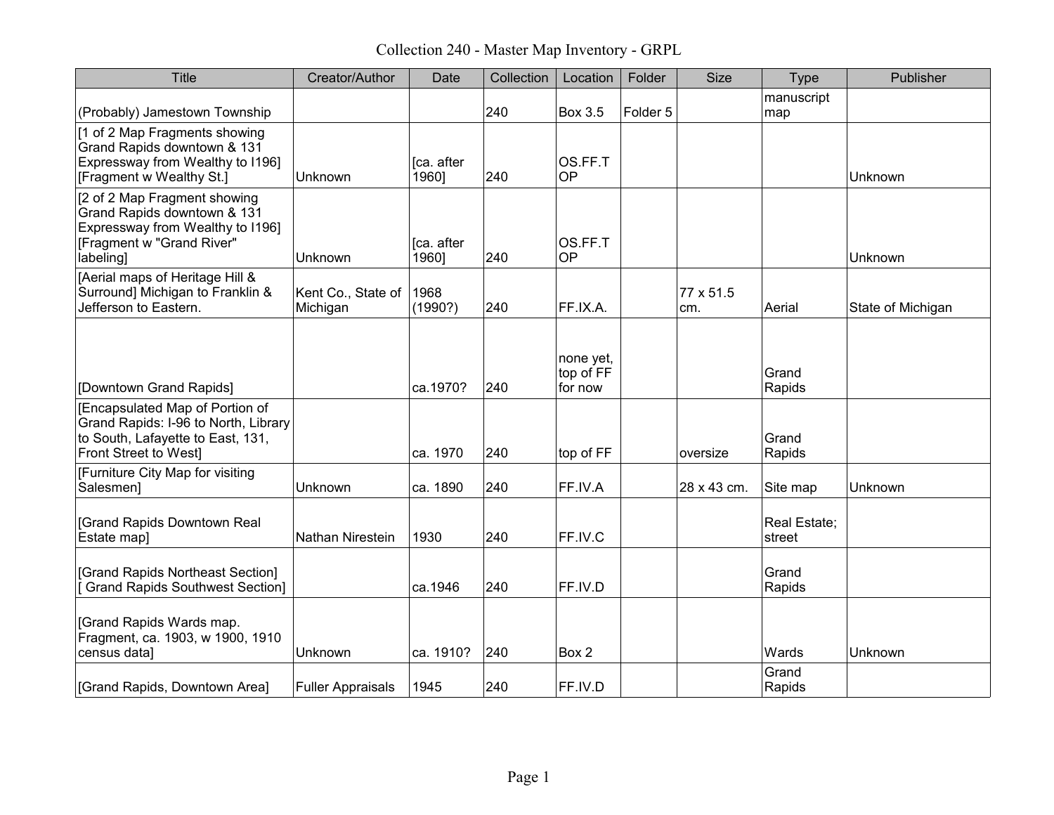# Collection 240 - Master Map Inventory - GRPL

| Title | Creator/Author | Date | Collection | Location | Folder | Size | Type | Publisher |
|---|---|---|---|---|---|---|---|---|
| (Probably) Jamestown Township | | | 240 | Box 3.5 | Folder 5 | | manuscript map | |
| [1 of 2 Map Fragments showing Grand Rapids downtown & 131 Expressway from Wealthy to I196] [Fragment w Wealthy St.] | Unknown | [ca. after 1960] | 240 | OS.FF.TOP | | | | Unknown |
| [2 of 2 Map Fragment showing Grand Rapids downtown & 131 Expressway from Wealthy to I196] [Fragment w "Grand River" labeling] | Unknown | [ca. after 1960] | 240 | OS.FF.TOP | | | | Unknown |
| [Aerial maps of Heritage Hill & Surround] Michigan to Franklin & Jefferson to Eastern. | Kent Co., State of Michigan | 1968 (1990?) | 240 | FF.IX.A. | | 77 x 51.5 cm. | Aerial | State of Michigan |
| [Downtown Grand Rapids] | | ca.1970? | 240 | none yet, top of FF for now | | | Grand Rapids | |
| [Encapsulated Map of Portion of Grand Rapids: I-96 to North, Library to South, Lafayette to East, 131, Front Street to West] | | ca. 1970 | 240 | top of FF | | oversize | Grand Rapids | |
| [Furniture City Map for visiting Salesmen] | Unknown | ca. 1890 | 240 | FF.IV.A | | 28 x 43 cm. | Site map | Unknown |
| [Grand Rapids Downtown Real Estate map] | Nathan Nirestein | 1930 | 240 | FF.IV.C | | | Real Estate; street | |
| [Grand Rapids Northeast Section] [ Grand Rapids Southwest Section] | | ca.1946 | 240 | FF.IV.D | | | Grand Rapids | |
| [Grand Rapids Wards map. Fragment, ca. 1903, w 1900, 1910 census data] | Unknown | ca. 1910? | 240 | Box 2 | | | Wards | Unknown |
| [Grand Rapids, Downtown Area] | Fuller Appraisals | 1945 | 240 | FF.IV.D | | | Grand Rapids | |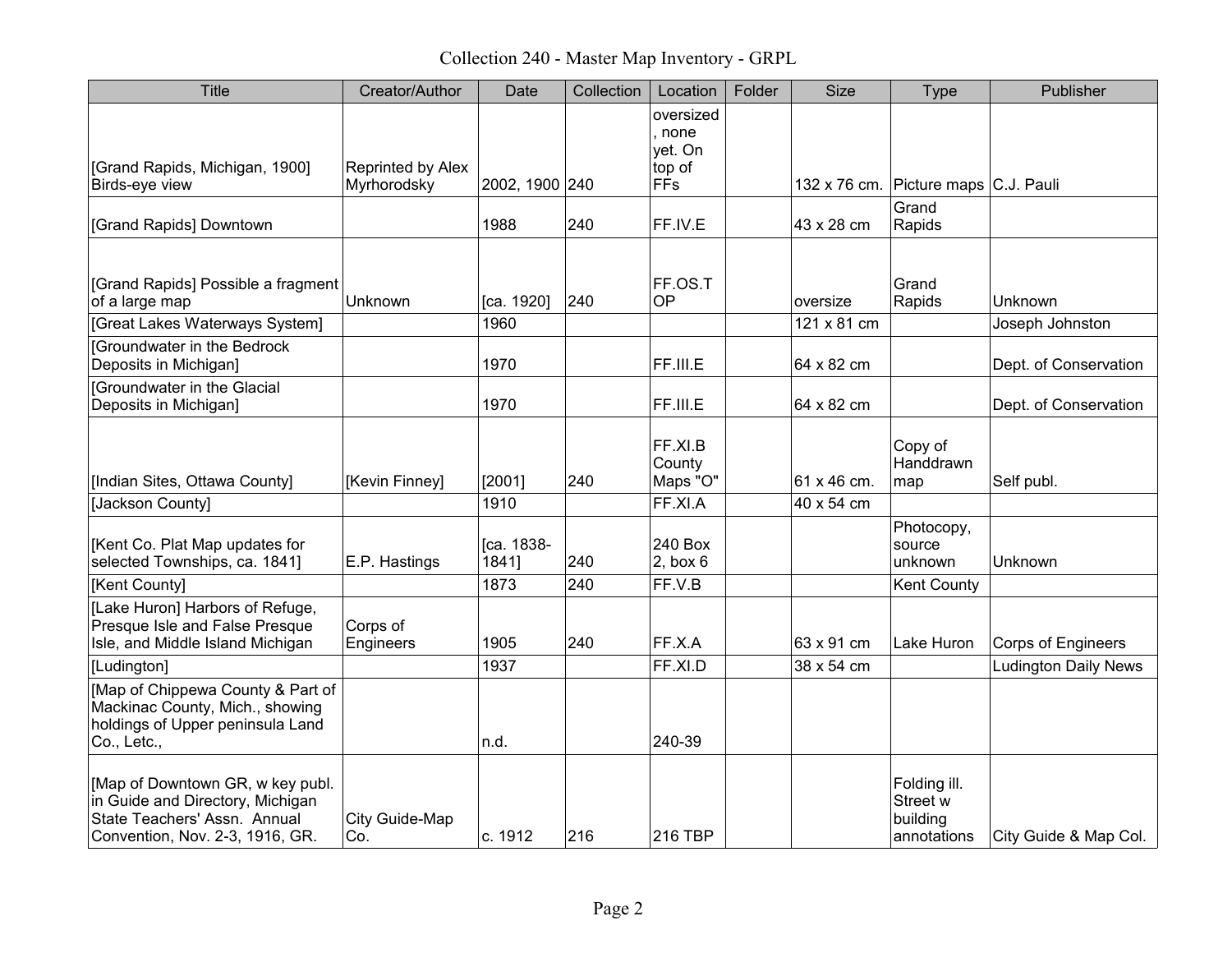Collection 240 - Master Map Inventory - GRPL

| Title | Creator/Author | Date | Collection | Location | Folder | Size | Type | Publisher |
|---|---|---|---|---|---|---|---|---|
| [Grand Rapids, Michigan, 1900] Birds-eye view | Reprinted by Alex Myrhorodsky | 2002, 1900 | 240 | oversized, none yet. On top of FFs | | 132 x 76 cm. | Picture maps | C.J. Pauli |
| [Grand Rapids] Downtown | | 1988 | 240 | FF.IV.E | | 43 x 28 cm | Grand Rapids | |
| [Grand Rapids] Possible a fragment of a large map | Unknown | [ca. 1920] | 240 | FF.OS.TOP | | oversize | Grand Rapids | Unknown |
| [Great Lakes Waterways System] | | 1960 | | | | 121 x 81 cm | | Joseph Johnston |
| [Groundwater in the Bedrock Deposits in Michigan] | | 1970 | | FF.III.E | | 64 x 82 cm | | Dept. of Conservation |
| [Groundwater in the Glacial Deposits in Michigan] | | 1970 | | FF.III.E | | 64 x 82 cm | | Dept. of Conservation |
| [Indian Sites, Ottawa County] | [Kevin Finney] | [2001] | 240 | FF.XI.B County Maps "O" | | 61 x 46 cm. | Copy of Handdrawn map | Self publ. |
| [Jackson County] | | 1910 | | FF.XI.A | | 40 x 54 cm | | |
| [Kent Co. Plat Map updates for selected Townships, ca. 1841] | E.P. Hastings | [ca. 1838-1841] | 240 | 240 Box 2, box 6 | | | Photocopy, source unknown | Unknown |
| [Kent County] | | 1873 | 240 | FF.V.B | | | Kent County | |
| [Lake Huron] Harbors of Refuge, Presque Isle and False Presque Isle, and Middle Island Michigan | Corps of Engineers | 1905 | 240 | FF.X.A | | 63 x 91 cm | Lake Huron | Corps of Engineers |
| [Ludington] | | 1937 | | FF.XI.D | | 38 x 54 cm | | Ludington Daily News |
| [Map of Chippewa County & Part of Mackinac County, Mich., showing holdings of Upper peninsula Land Co., Letc., | | n.d. | | 240-39 | | | | |
| [Map of Downtown GR, w key publ. in Guide and Directory, Michigan State Teachers' Assn. Annual Convention, Nov. 2-3, 1916, GR. | City Guide-Map Co. | c. 1912 | 216 | 216 TBP | | | Folding ill. Street w building annotations | City Guide & Map Col. |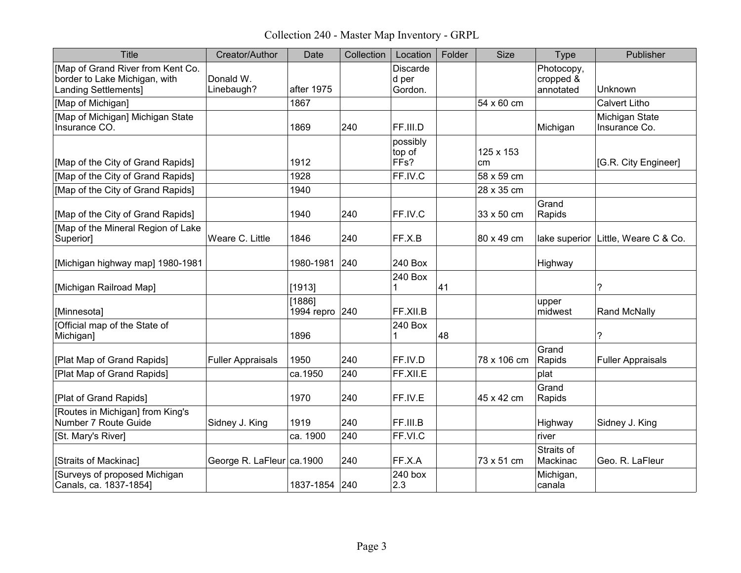# Collection 240 - Master Map Inventory - GRPL

| Title | Creator/Author | Date | Collection | Location | Folder | Size | Type | Publisher |
|---|---|---|---|---|---|---|---|---|
| [Map of Grand River from Kent Co. border to Lake Michigan, with Landing Settlements] | Donald W. Linebaugh? | after 1975 | | Discarded per Gordon. | | | Photocopy, cropped & annotated | Unknown |
| [Map of Michigan] | | 1867 | | | | 54 x 60 cm | | Calvert Litho |
| [Map of Michigan] Michigan State Insurance CO. | | 1869 | 240 | FF.III.D | | | Michigan | Michigan State Insurance Co. |
| [Map of the City of Grand Rapids] | | 1912 | | possibly top of FFs? | | 125 x 153 cm | | [G.R. City Engineer] |
| [Map of the City of Grand Rapids] | | 1928 | | FF.IV.C | | 58 x 59 cm | | |
| [Map of the City of Grand Rapids] | | 1940 | | | | 28 x 35 cm | | |
| [Map of the City of Grand Rapids] | | 1940 | 240 | FF.IV.C | | 33 x 50 cm | Grand Rapids | |
| [Map of the Mineral Region of Lake Superior] | Weare C. Little | 1846 | 240 | FF.X.B | | 80 x 49 cm | lake superior | Little, Weare C & Co. |
| [Michigan highway map] 1980-1981 | | 1980-1981 | 240 | 240 Box | | | Highway | |
| [Michigan Railroad Map] | | [1913] | | 240 Box 1 | 41 | | | ? |
| [Minnesota] | | [1886] 1994 repro | 240 | FF.XII.B | | | upper midwest | Rand McNally |
| [Official map of the State of Michigan] | | 1896 | | 240 Box 1 | 48 | | | ? |
| [Plat Map of Grand Rapids] | Fuller Appraisals | 1950 | 240 | FF.IV.D | | 78 x 106 cm | Grand Rapids | Fuller Appraisals |
| [Plat Map of Grand Rapids] | | ca.1950 | 240 | FF.XII.E | | | plat | |
| [Plat of Grand Rapids] | | 1970 | 240 | FF.IV.E | | 45 x 42 cm | Grand Rapids | |
| [Routes in Michigan] from King's Number 7 Route Guide | Sidney J. King | 1919 | 240 | FF.III.B | | | Highway | Sidney J. King |
| [St. Mary's River] | | ca. 1900 | 240 | FF.VI.C | | | river | |
| [Straits of Mackinac] | George R. LaFleur | ca.1900 | 240 | FF.X.A | | 73 x 51 cm | Straits of Mackinac | Geo. R. LaFleur |
| [Surveys of proposed Michigan Canals, ca. 1837-1854] | | 1837-1854 | 240 | 240 box 2.3 | | | Michigan, canala | |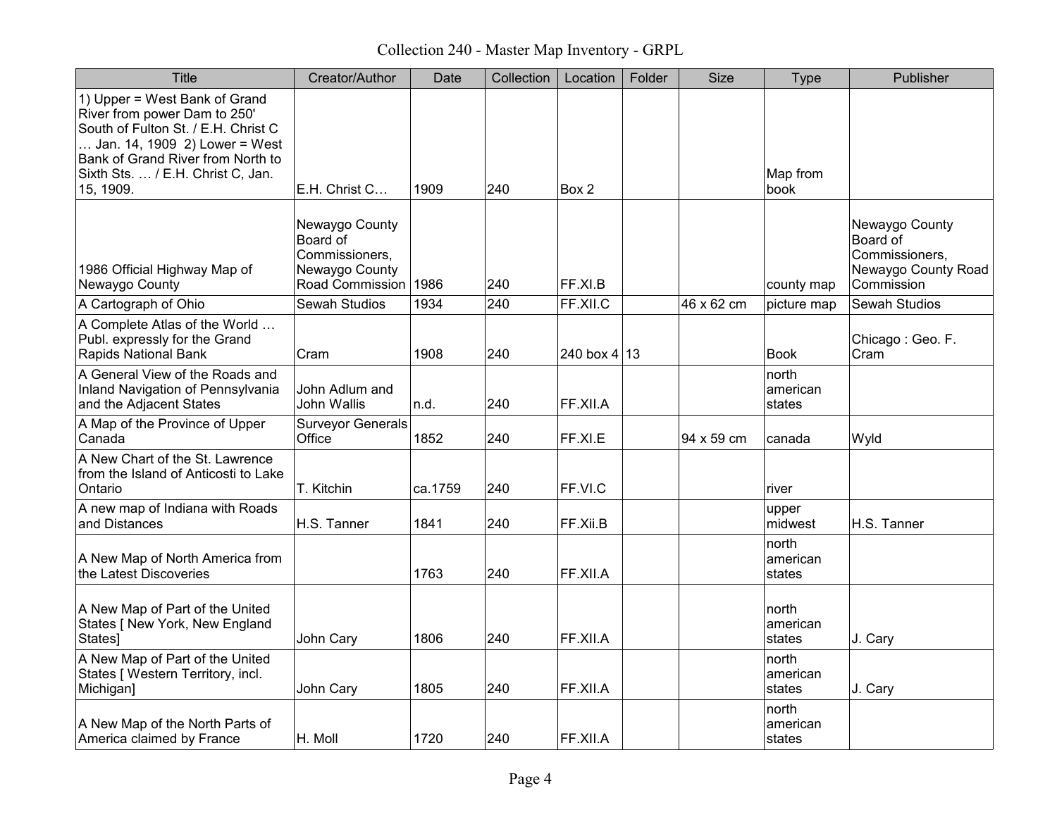# Collection 240 - Master Map Inventory - GRPL

| Title | Creator/Author | Date | Collection | Location | Folder | Size | Type | Publisher |
|---|---|---|---|---|---|---|---|---|
| 1) Upper = West Bank of Grand River from power Dam to 250' South of Fulton St. / E.H. Christ C … Jan. 14, 1909 2) Lower = West Bank of Grand River from North to Sixth Sts. … / E.H. Christ C, Jan. 15, 1909. | E.H. Christ C… | 1909 | 240 | Box 2 | | | Map from book | |
| 1986 Official Highway Map of Newaygo County | Newaygo County Board of Commissioners, Newaygo County Road Commission | 1986 | 240 | FF.XI.B | | | county map | Newaygo County Board of Commissioners, Newaygo County Road Commission |
| A Cartograph of Ohio | Sewah Studios | 1934 | 240 | FF.XII.C | | 46 x 62 cm | picture map | Sewah Studios |
| A Complete Atlas of the World … Publ. expressly for the Grand Rapids National Bank | Cram | 1908 | 240 | 240 box 4 | 13 | | Book | Chicago : Geo. F. Cram |
| A General View of the Roads and Inland Navigation of Pennsylvania and the Adjacent States | John Adlum and John Wallis | n.d. | 240 | FF.XII.A | | | north american states | |
| A Map of the Province of Upper Canada | Surveyor Generals Office | 1852 | 240 | FF.XI.E | | 94 x 59 cm | canada | Wyld |
| A New Chart of the St. Lawrence from the Island of Anticosti to Lake Ontario | T. Kitchin | ca.1759 | 240 | FF.VI.C | | | river | |
| A new map of Indiana with Roads and Distances | H.S. Tanner | 1841 | 240 | FF.Xii.B | | | upper midwest | H.S. Tanner |
| A New Map of North America from the Latest Discoveries | | 1763 | 240 | FF.XII.A | | | north american states | |
| A New Map of Part of the United States [ New York, New England States] | John Cary | 1806 | 240 | FF.XII.A | | | north american states | J. Cary |
| A New Map of Part of the United States [ Western Territory, incl. Michigan] | John Cary | 1805 | 240 | FF.XII.A | | | north american states | J. Cary |
| A New Map of the North Parts of America claimed by France | H. Moll | 1720 | 240 | FF.XII.A | | | north american states | |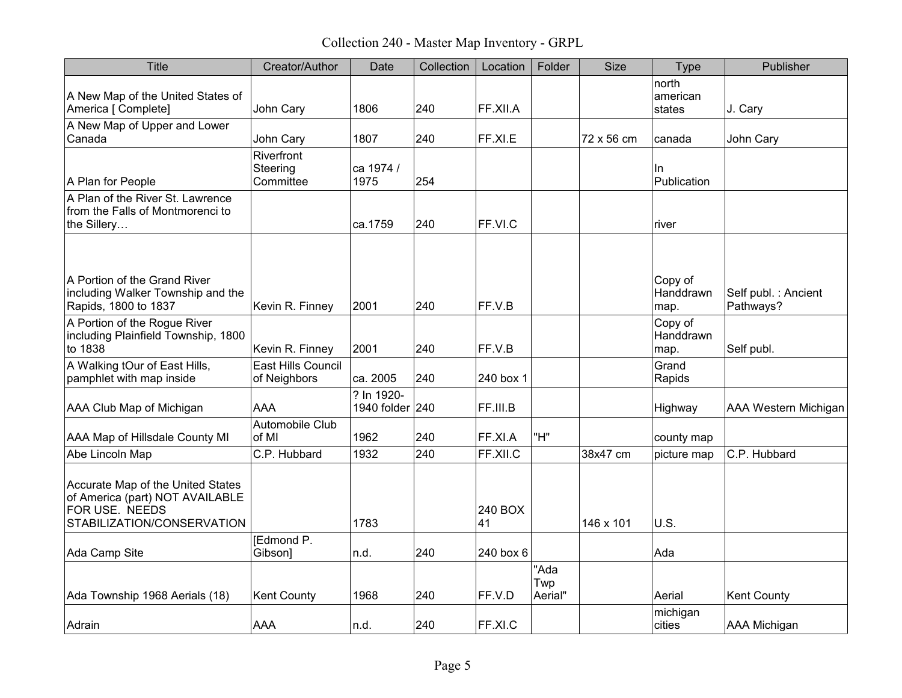Collection 240 - Master Map Inventory - GRPL

| Title | Creator/Author | Date | Collection | Location | Folder | Size | Type | Publisher |
|---|---|---|---|---|---|---|---|---|
| A New Map of the United States of America [ Complete] | John Cary | 1806 | 240 | FF.XII.A | | | north american states | J. Cary |
| A New Map of Upper and Lower Canada | John Cary | 1807 | 240 | FF.XI.E | | 72 x 56 cm | canada | John Cary |
| A Plan for People | Riverfront Steering Committee | ca 1974 / 1975 | 254 | | | | In Publication | |
| A Plan of the River St. Lawrence from the Falls of Montmorenci to the Sillery… | | ca.1759 | 240 | FF.VI.C | | | river | |
| A Portion of the Grand River including Walker Township and the Rapids, 1800 to 1837 | Kevin R. Finney | 2001 | 240 | FF.V.B | | | Copy of Handdrawn map. | Self publ. : Ancient Pathways? |
| A Portion of the Rogue River including Plainfield Township, 1800 to 1838 | Kevin R. Finney | 2001 | 240 | FF.V.B | | | Copy of Handdrawn map. | Self publ. |
| A Walking tOur of East Hills, pamphlet with map inside | East Hills Council of Neighbors | ca. 2005 | 240 | 240 box 1 | | | Grand Rapids | |
| AAA Club Map of Michigan | AAA | ? In 1920-1940 folder | 240 | FF.III.B | | | Highway | AAA Western Michigan |
| AAA Map of Hillsdale County MI | Automobile Club of MI | 1962 | 240 | FF.XI.A | "H" | | county map | |
| Abe Lincoln Map | C.P. Hubbard | 1932 | 240 | FF.XII.C | | 38x47 cm | picture map | C.P. Hubbard |
| Accurate Map of the United States of America (part) NOT AVAILABLE FOR USE. NEEDS STABILIZATION/CONSERVATION | | 1783 | | 240 BOX 41 | | 146 x 101 | U.S. | |
| Ada Camp Site | [Edmond P. Gibson] | n.d. | 240 | 240 box 6 | | | Ada | |
| Ada Township 1968 Aerials (18) | Kent County | 1968 | 240 | FF.V.D | "Ada Twp Aerial" | | Aerial | Kent County |
| Adrain | AAA | n.d. | 240 | FF.XI.C | | | michigan cities | AAA Michigan |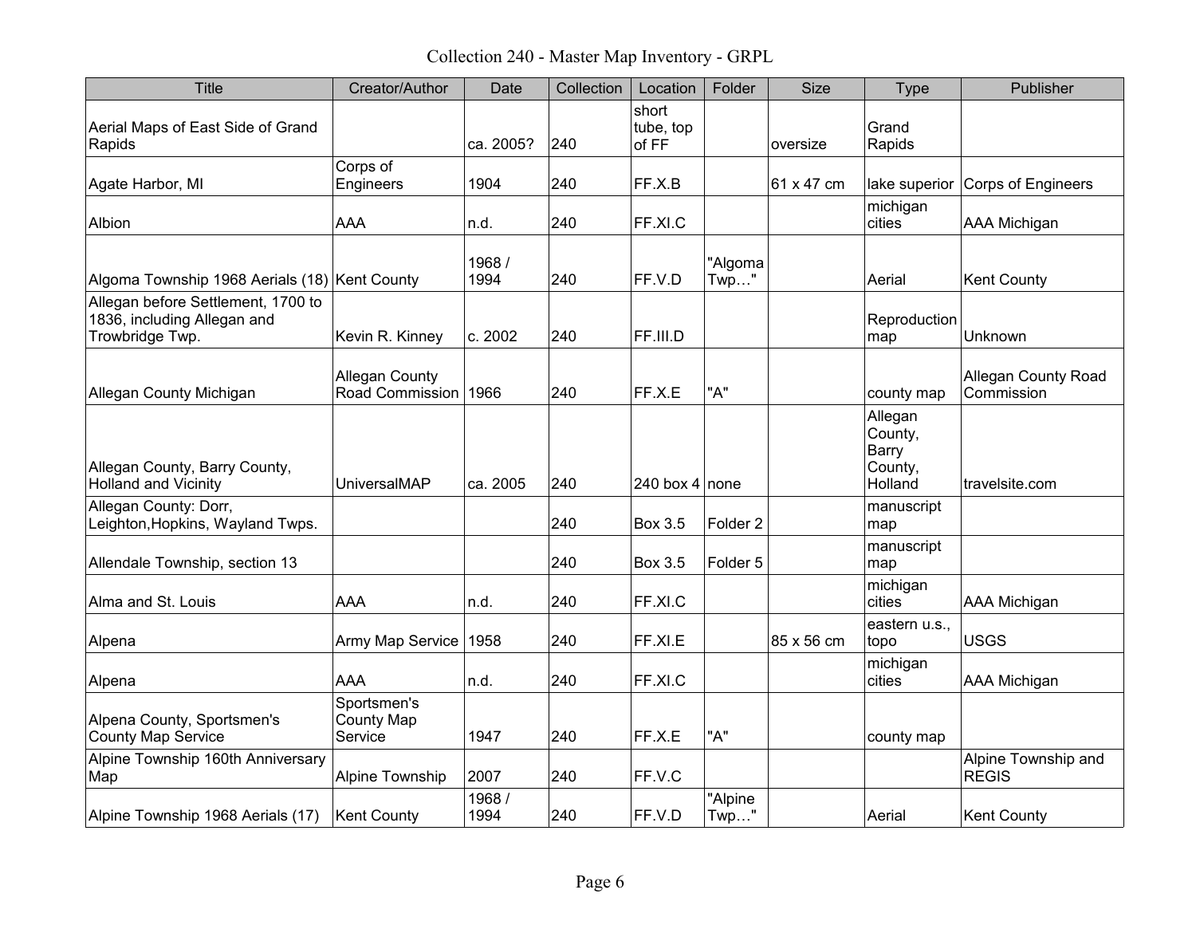# Collection 240 - Master Map Inventory - GRPL

| Title | Creator/Author | Date | Collection | Location | Folder | Size | Type | Publisher |
|---|---|---|---|---|---|---|---|---|
| Aerial Maps of East Side of Grand Rapids | | ca. 2005? | 240 | short tube, top of FF | | oversize | Grand Rapids | |
| Agate Harbor, MI | Corps of Engineers | 1904 | 240 | FF.X.B | | 61 x 47 cm | lake superior | Corps of Engineers |
| Albion | AAA | n.d. | 240 | FF.XI.C | | | michigan cities | AAA Michigan |
| Algoma Township 1968 Aerials (18) | Kent County | 1968 / 1994 | 240 | FF.V.D | "Algoma Twp…" | | Aerial | Kent County |
| Allegan before Settlement, 1700 to 1836, including Allegan and Trowbridge Twp. | Kevin R. Kinney | c. 2002 | 240 | FF.III.D | | | Reproduction map | Unknown |
| Allegan County Michigan | Allegan County Road Commission | 1966 | 240 | FF.X.E | "A" | | county map | Allegan County Road Commission |
| Allegan County, Barry County, Holland and Vicinity | UniversalMAP | ca. 2005 | 240 | 240 box 4 | none | | Allegan County, Barry County, Holland | travelsite.com |
| Allegan County: Dorr, Leighton,Hopkins, Wayland Twps. | | | 240 | Box 3.5 | Folder 2 | | manuscript map | |
| Allendale Township, section 13 | | | 240 | Box 3.5 | Folder 5 | | manuscript map | |
| Alma and St. Louis | AAA | n.d. | 240 | FF.XI.C | | | michigan cities | AAA Michigan |
| Alpena | Army Map Service | 1958 | 240 | FF.XI.E | | 85 x 56 cm | eastern u.s., topo | USGS |
| Alpena | AAA | n.d. | 240 | FF.XI.C | | | michigan cities | AAA Michigan |
| Alpena County, Sportsmen's County Map Service | Sportsmen's County Map Service | 1947 | 240 | FF.X.E | "A" | | county map | |
| Alpine Township 160th Anniversary Map | Alpine Township | 2007 | 240 | FF.V.C | | | | Alpine Township and REGIS |
| Alpine Township 1968 Aerials (17) | Kent County | 1968 / 1994 | 240 | FF.V.D | "Alpine Twp…" | | Aerial | Kent County |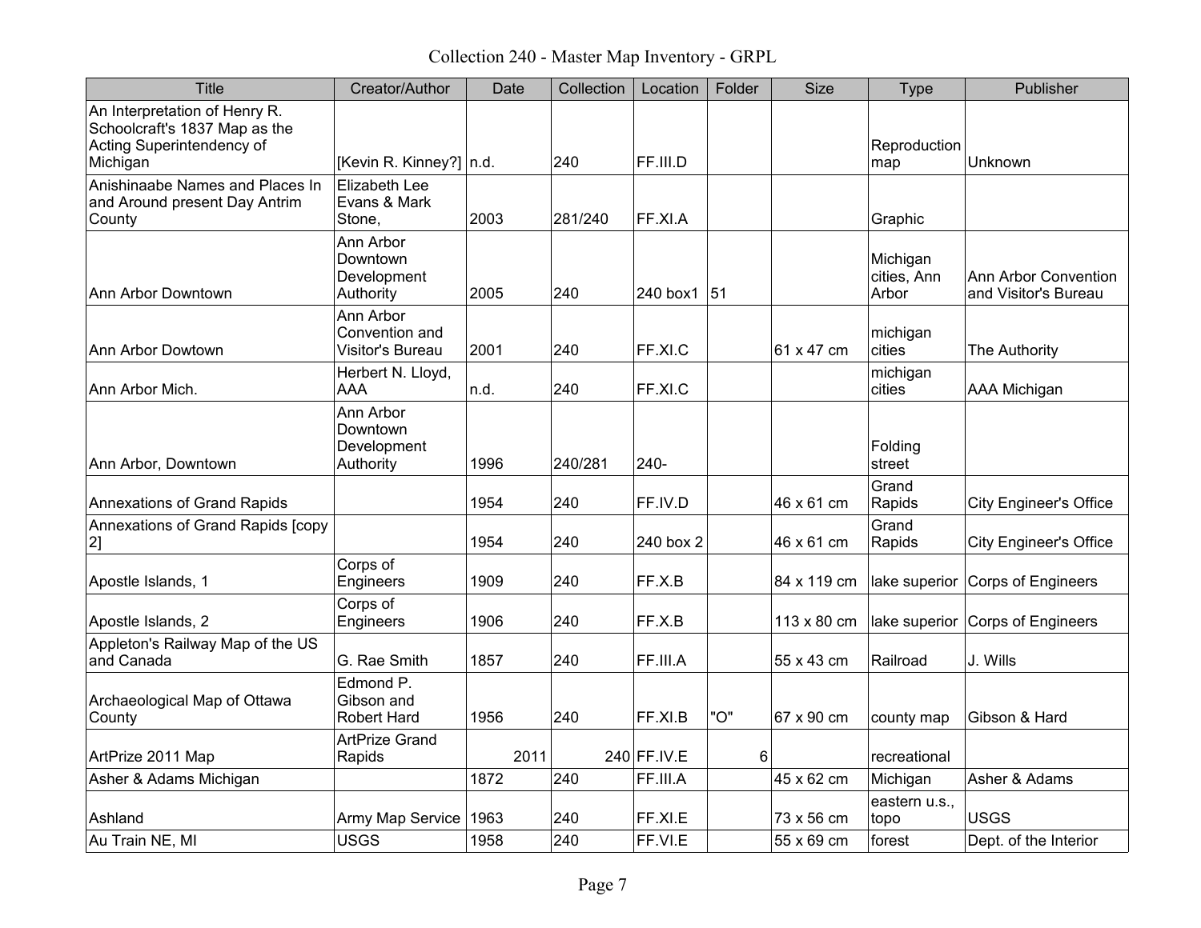Collection 240 - Master Map Inventory - GRPL

| Title | Creator/Author | Date | Collection | Location | Folder | Size | Type | Publisher |
|---|---|---|---|---|---|---|---|---|
| An Interpretation of Henry R. Schoolcraft's 1837 Map as the Acting Superintendency of Michigan | [Kevin R. Kinney?] | n.d. | 240 | FF.III.D | | | Reproduction map | Unknown |
| Anishinaabe Names and Places In and Around present Day Antrim County | Elizabeth Lee Evans & Mark Stone, | 2003 | 281/240 | FF.XI.A | | | Graphic | |
| Ann Arbor Downtown | Ann Arbor Downtown Development Authority | 2005 | 240 | 240 box1 | 51 | | Michigan cities, Ann Arbor | Ann Arbor Convention and Visitor's Bureau |
| Ann Arbor Dowtown | Ann Arbor Convention and Visitor's Bureau | 2001 | 240 | FF.XI.C | | 61 x 47 cm | michigan cities | The Authority |
| Ann Arbor Mich. | Herbert N. Lloyd, AAA | n.d. | 240 | FF.XI.C | | | michigan cities | AAA Michigan |
| Ann Arbor, Downtown | Ann Arbor Downtown Development Authority | 1996 | 240/281 | 240- | | | Folding street | |
| Annexations of Grand Rapids | | 1954 | 240 | FF.IV.D | | 46 x 61 cm | Grand Rapids | City Engineer's Office |
| Annexations of Grand Rapids [copy 2] | | 1954 | 240 | 240 box 2 | | 46 x 61 cm | Grand Rapids | City Engineer's Office |
| Apostle Islands, 1 | Corps of Engineers | 1909 | 240 | FF.X.B | | 84 x 119 cm | lake superior | Corps of Engineers |
| Apostle Islands, 2 | Corps of Engineers | 1906 | 240 | FF.X.B | | 113 x 80 cm | lake superior | Corps of Engineers |
| Appleton's Railway Map of the US and Canada | G. Rae Smith | 1857 | 240 | FF.III.A | | 55 x 43 cm | Railroad | J. Wills |
| Archaeological Map of Ottawa County | Edmond P. Gibson and Robert Hard | 1956 | 240 | FF.XI.B | "O" | 67 x 90 cm | county map | Gibson & Hard |
| ArtPrize 2011 Map | ArtPrize Grand Rapids | 2011 | 240 | FF.IV.E | 6 | | recreational | |
| Asher & Adams Michigan | | 1872 | 240 | FF.III.A | | 45 x 62 cm | Michigan | Asher & Adams |
| Ashland | Army Map Service | 1963 | 240 | FF.XI.E | | 73 x 56 cm | eastern u.s., topo | USGS |
| Au Train NE, MI | USGS | 1958 | 240 | FF.VI.E | | 55 x 69 cm | forest | Dept. of the Interior |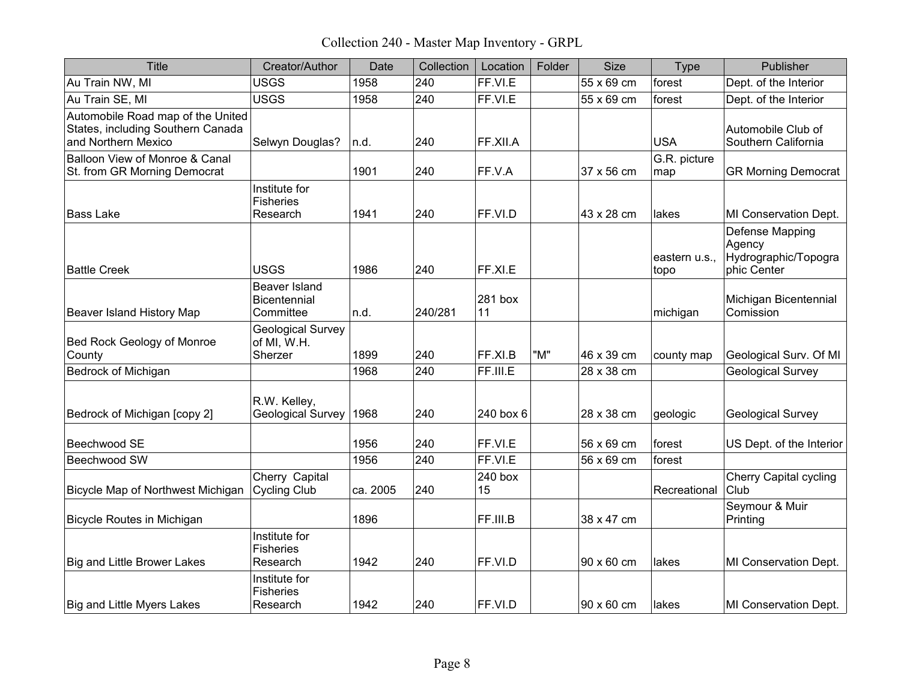Collection 240 - Master Map Inventory - GRPL

| Title | Creator/Author | Date | Collection | Location | Folder | Size | Type | Publisher |
|---|---|---|---|---|---|---|---|---|
| Au Train NW, MI | USGS | 1958 | 240 | FF.VI.E | | 55 x 69 cm | forest | Dept. of the Interior |
| Au Train SE, MI | USGS | 1958 | 240 | FF.VI.E | | 55 x 69 cm | forest | Dept. of the Interior |
| Automobile Road map of the United States, including Southern Canada and Northern Mexico | Selwyn Douglas? | n.d. | 240 | FF.XII.A | | | USA | Automobile Club of Southern California |
| Balloon View of Monroe & Canal St. from GR Morning Democrat | | 1901 | 240 | FF.V.A | | 37 x 56 cm | G.R. picture map | GR Morning Democrat |
| Bass Lake | Institute for Fisheries Research | 1941 | 240 | FF.VI.D | | 43 x 28 cm | lakes | MI Conservation Dept. |
| Battle Creek | USGS | 1986 | 240 | FF.XI.E | | | eastern u.s., topo | Defense Mapping Agency Hydrographic/Topographic Center |
| Beaver Island History Map | Beaver Island Bicentennial Committee | n.d. | 240/281 | 281 box 11 | | | michigan | Michigan Bicentennial Comission |
| Bed Rock Geology of Monroe County | Geological Survey of MI, W.H. Sherzer | 1899 | 240 | FF.XI.B | "M" | 46 x 39 cm | county map | Geological Surv. Of MI |
| Bedrock of Michigan | | 1968 | 240 | FF.III.E | | 28 x 38 cm | | Geological Survey |
| Bedrock of Michigan [copy 2] | R.W. Kelley, Geological Survey | 1968 | 240 | 240 box 6 | | 28 x 38 cm | geologic | Geological Survey |
| Beechwood SE | | 1956 | 240 | FF.VI.E | | 56 x 69 cm | forest | US Dept. of the Interior |
| Beechwood SW | | 1956 | 240 | FF.VI.E | | 56 x 69 cm | forest | |
| Bicycle Map of Northwest Michigan | Cherry Capital Cycling Club | ca. 2005 | 240 | 240 box 15 | | | Recreational | Cherry Capital cycling Club |
| Bicycle Routes in Michigan | | 1896 | | FF.III.B | | 38 x 47 cm | | Seymour & Muir Printing |
| Big and Little Brower Lakes | Institute for Fisheries Research | 1942 | 240 | FF.VI.D | | 90 x 60 cm | lakes | MI Conservation Dept. |
| Big and Little Myers Lakes | Institute for Fisheries Research | 1942 | 240 | FF.VI.D | | 90 x 60 cm | lakes | MI Conservation Dept. |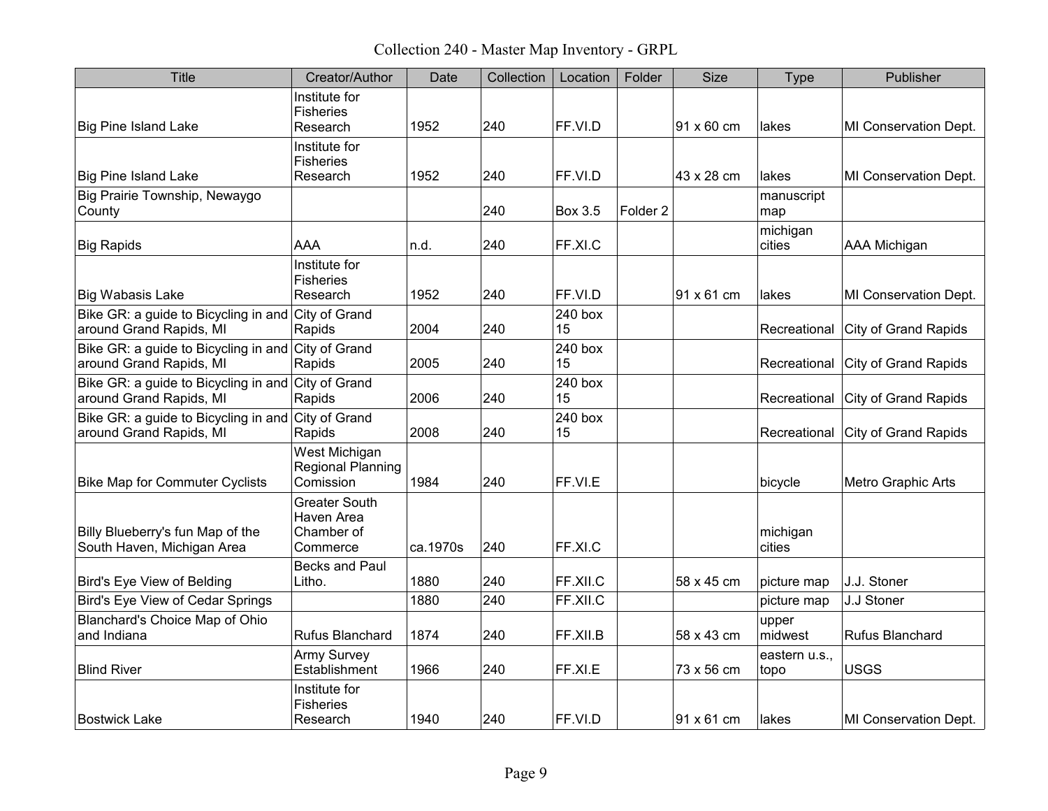# Collection 240 - Master Map Inventory - GRPL

| Title | Creator/Author | Date | Collection | Location | Folder | Size | Type | Publisher |
|---|---|---|---|---|---|---|---|---|
| Big Pine Island Lake | Institute for Fisheries Research | 1952 | 240 | FF.VI.D | | 91 x 60 cm | lakes | MI Conservation Dept. |
| Big Pine Island Lake | Institute for Fisheries Research | 1952 | 240 | FF.VI.D | | 43 x 28 cm | lakes | MI Conservation Dept. |
| Big Prairie Township, Newaygo County | | | 240 | Box 3.5 | Folder 2 | | manuscript map | |
| Big Rapids | AAA | n.d. | 240 | FF.XI.C | | | michigan cities | AAA Michigan |
| Big Wabasis Lake | Institute for Fisheries Research | 1952 | 240 | FF.VI.D | | 91 x 61 cm | lakes | MI Conservation Dept. |
| Bike GR: a guide to Bicycling in and around Grand Rapids, MI | City of Grand Rapids | 2004 | 240 | 240 box 15 | | | Recreational | City of Grand Rapids |
| Bike GR: a guide to Bicycling in and around Grand Rapids, MI | City of Grand Rapids | 2005 | 240 | 240 box 15 | | | Recreational | City of Grand Rapids |
| Bike GR: a guide to Bicycling in and around Grand Rapids, MI | City of Grand Rapids | 2006 | 240 | 240 box 15 | | | Recreational | City of Grand Rapids |
| Bike GR: a guide to Bicycling in and around Grand Rapids, MI | City of Grand Rapids | 2008 | 240 | 240 box 15 | | | Recreational | City of Grand Rapids |
| Bike Map for Commuter Cyclists | West Michigan Regional Planning Comission | 1984 | 240 | FF.VI.E | | | bicycle | Metro Graphic Arts |
| Billy Blueberry's fun Map of the South Haven, Michigan Area | Greater South Haven Area Chamber of Commerce | ca.1970s | 240 | FF.XI.C | | | michigan cities | |
| Bird's Eye View of Belding | Becks and Paul Litho. | 1880 | 240 | FF.XII.C | | 58 x 45 cm | picture map | J.J. Stoner |
| Bird's Eye View of Cedar Springs | | 1880 | 240 | FF.XII.C | | | picture map | J.J Stoner |
| Blanchard's Choice Map of Ohio and Indiana | Rufus Blanchard | 1874 | 240 | FF.XII.B | | 58 x 43 cm | upper midwest | Rufus Blanchard |
| Blind River | Army Survey Establishment | 1966 | 240 | FF.XI.E | | 73 x 56 cm | eastern u.s., topo | USGS |
| Bostwick Lake | Institute for Fisheries Research | 1940 | 240 | FF.VI.D | | 91 x 61 cm | lakes | MI Conservation Dept. |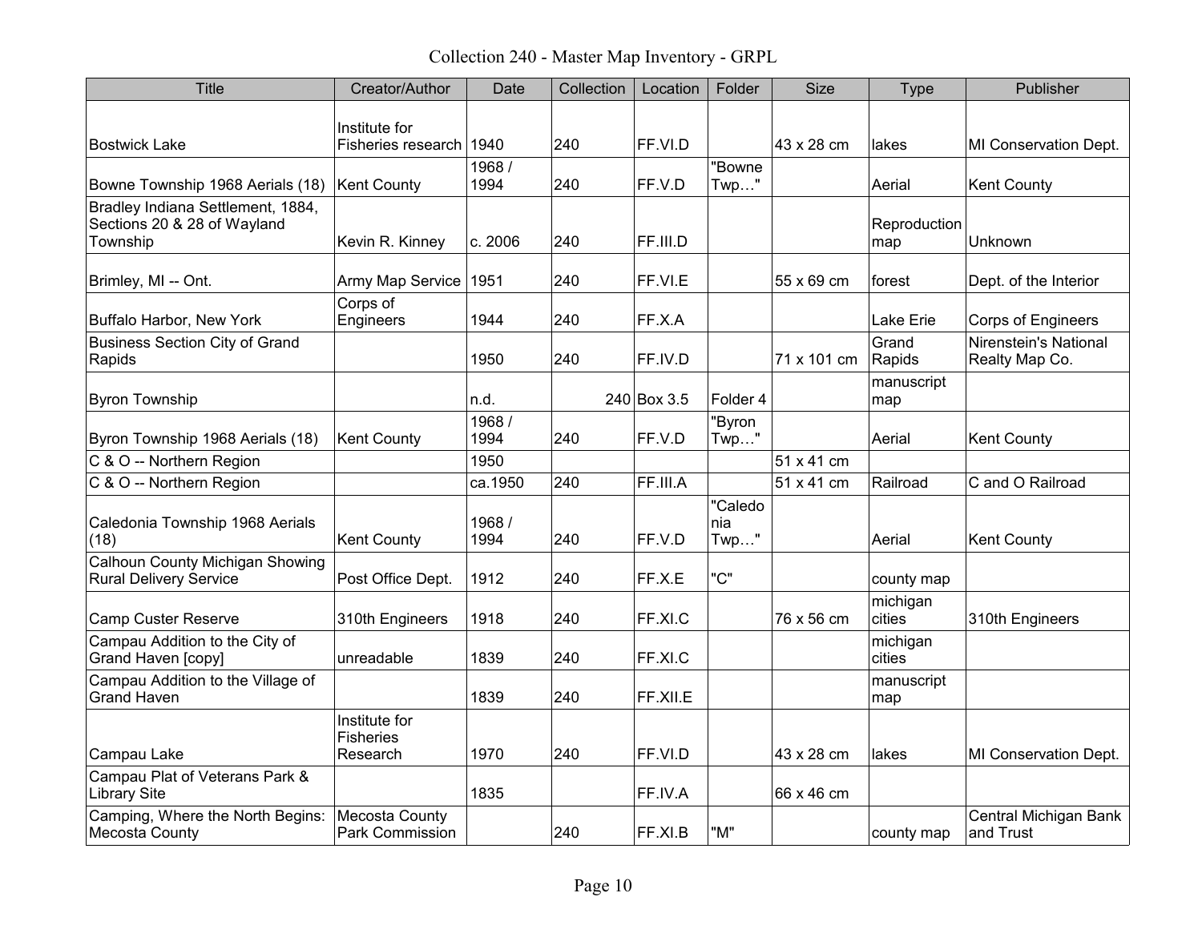Collection 240 - Master Map Inventory - GRPL

| Title | Creator/Author | Date | Collection | Location | Folder | Size | Type | Publisher |
|---|---|---|---|---|---|---|---|---|
| Bostwick Lake | Institute for Fisheries research | 1940 | 240 | FF.VI.D | | 43 x 28 cm | lakes | MI Conservation Dept. |
| Bowne Township 1968 Aerials (18) | Kent County | 1968 / 1994 | 240 | FF.V.D | "Bowne Twp…" | | Aerial | Kent County |
| Bradley Indiana Settlement, 1884, Sections 20 & 28 of Wayland Township | Kevin R. Kinney | c. 2006 | 240 | FF.III.D | | | Reproduction map | Unknown |
| Brimley, MI -- Ont. | Army Map Service | 1951 | 240 | FF.VI.E | | 55 x 69 cm | forest | Dept. of the Interior |
| Buffalo Harbor, New York | Corps of Engineers | 1944 | 240 | FF.X.A | | | Lake Erie | Corps of Engineers |
| Business Section City of Grand Rapids | | 1950 | 240 | FF.IV.D | | 71 x 101 cm | Grand Rapids | Nirenstein's National Realty Map Co. |
| Byron Township | | n.d. | 240 | Box 3.5 | Folder 4 | | manuscript map | |
| Byron Township 1968 Aerials (18) | Kent County | 1968 / 1994 | 240 | FF.V.D | "Byron Twp…" | | Aerial | Kent County |
| C & O -- Northern Region | | 1950 | | | | 51 x 41 cm | | |
| C & O -- Northern Region | | ca.1950 | 240 | FF.III.A | | 51 x 41 cm | Railroad | C and O Railroad |
| Caledonia Township 1968 Aerials (18) | Kent County | 1968 / 1994 | 240 | FF.V.D | "Caledonia Twp…" | | Aerial | Kent County |
| Calhoun County Michigan Showing Rural Delivery Service | Post Office Dept. | 1912 | 240 | FF.X.E | "C" | | county map | |
| Camp Custer Reserve | 310th Engineers | 1918 | 240 | FF.XI.C | | 76 x 56 cm | michigan cities | 310th Engineers |
| Campau Addition to the City of Grand Haven [copy] | unreadable | 1839 | 240 | FF.XI.C | | | michigan cities | |
| Campau Addition to the Village of Grand Haven | | 1839 | 240 | FF.XII.E | | | manuscript map | |
| Campau Lake | Institute for Fisheries Research | 1970 | 240 | FF.VI.D | | 43 x 28 cm | lakes | MI Conservation Dept. |
| Campau Plat of Veterans Park & Library Site | | 1835 | | FF.IV.A | | 66 x 46 cm | | |
| Camping, Where the North Begins: Mecosta County | Mecosta County Park Commission | | 240 | FF.XI.B | "M" | | county map | Central Michigan Bank and Trust |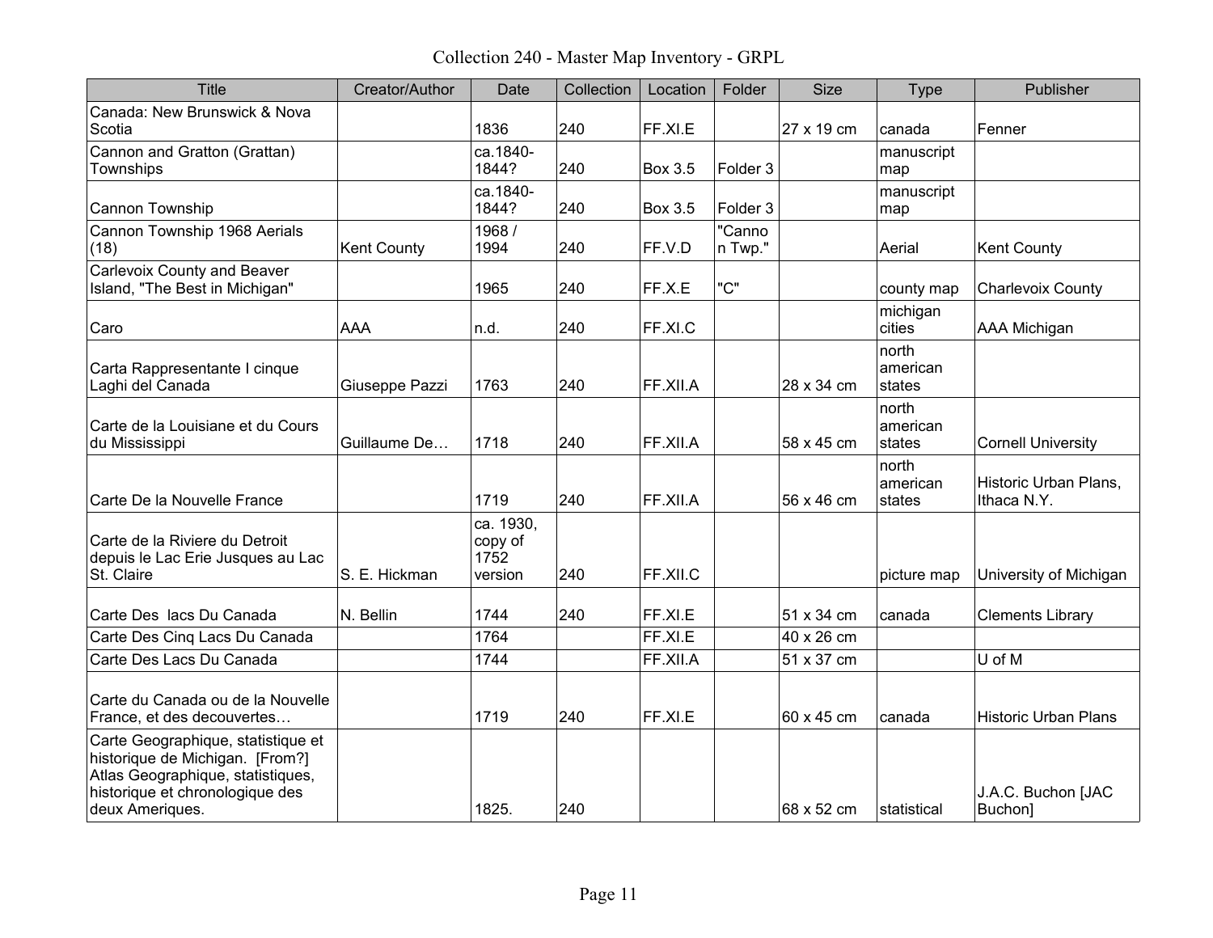Collection 240 - Master Map Inventory - GRPL

| Title | Creator/Author | Date | Collection | Location | Folder | Size | Type | Publisher |
|---|---|---|---|---|---|---|---|---|
| Canada: New Brunswick & Nova Scotia | | 1836 | 240 | FF.XI.E | | 27 x 19 cm | canada | Fenner |
| Cannon and Gratton (Grattan) Townships | | ca.1840-1844? | 240 | Box 3.5 | Folder 3 | | manuscript map | |
| Cannon Township | | ca.1840-1844? | 240 | Box 3.5 | Folder 3 | | manuscript map | |
| Cannon Township 1968 Aerials (18) | Kent County | 1968 / 1994 | 240 | FF.V.D | "Cannon Twp." | | Aerial | Kent County |
| Carlevoix County and Beaver Island, "The Best in Michigan" | | 1965 | 240 | FF.X.E | "C" | | county map | Charlevoix County |
| Caro | AAA | n.d. | 240 | FF.XI.C | | | michigan cities | AAA Michigan |
| Carta Rappresentante I cinque Laghi del Canada | Giuseppe Pazzi | 1763 | 240 | FF.XII.A | | 28 x 34 cm | north american states | |
| Carte de la Louisiane et du Cours du Mississippi | Guillaume De… | 1718 | 240 | FF.XII.A | | 58 x 45 cm | north american states | Cornell University |
| Carte De la Nouvelle France | | 1719 | 240 | FF.XII.A | | 56 x 46 cm | north american states | Historic Urban Plans, Ithaca N.Y. |
| Carte de la Riviere du Detroit depuis le Lac Erie Jusques au Lac St. Claire | S. E. Hickman | ca. 1930, copy of 1752 version | 240 | FF.XII.C | | | picture map | University of Michigan |
| Carte Des lacs Du Canada | N. Bellin | 1744 | 240 | FF.XI.E | | 51 x 34 cm | canada | Clements Library |
| Carte Des Cinq Lacs Du Canada | | 1764 | | FF.XI.E | | 40 x 26 cm | | |
| Carte Des Lacs Du Canada | | 1744 | | FF.XII.A | | 51 x 37 cm | | U of M |
| Carte du Canada ou de la Nouvelle France, et des decouvertes… | | 1719 | 240 | FF.XI.E | | 60 x 45 cm | canada | Historic Urban Plans |
| Carte Geographique, statistique et historique de Michigan. [From?] Atlas Geographique, statistiques, historique et chronologique des deux Ameriques. | | 1825. | 240 | | | 68 x 52 cm | statistical | J.A.C. Buchon [JAC Buchon] |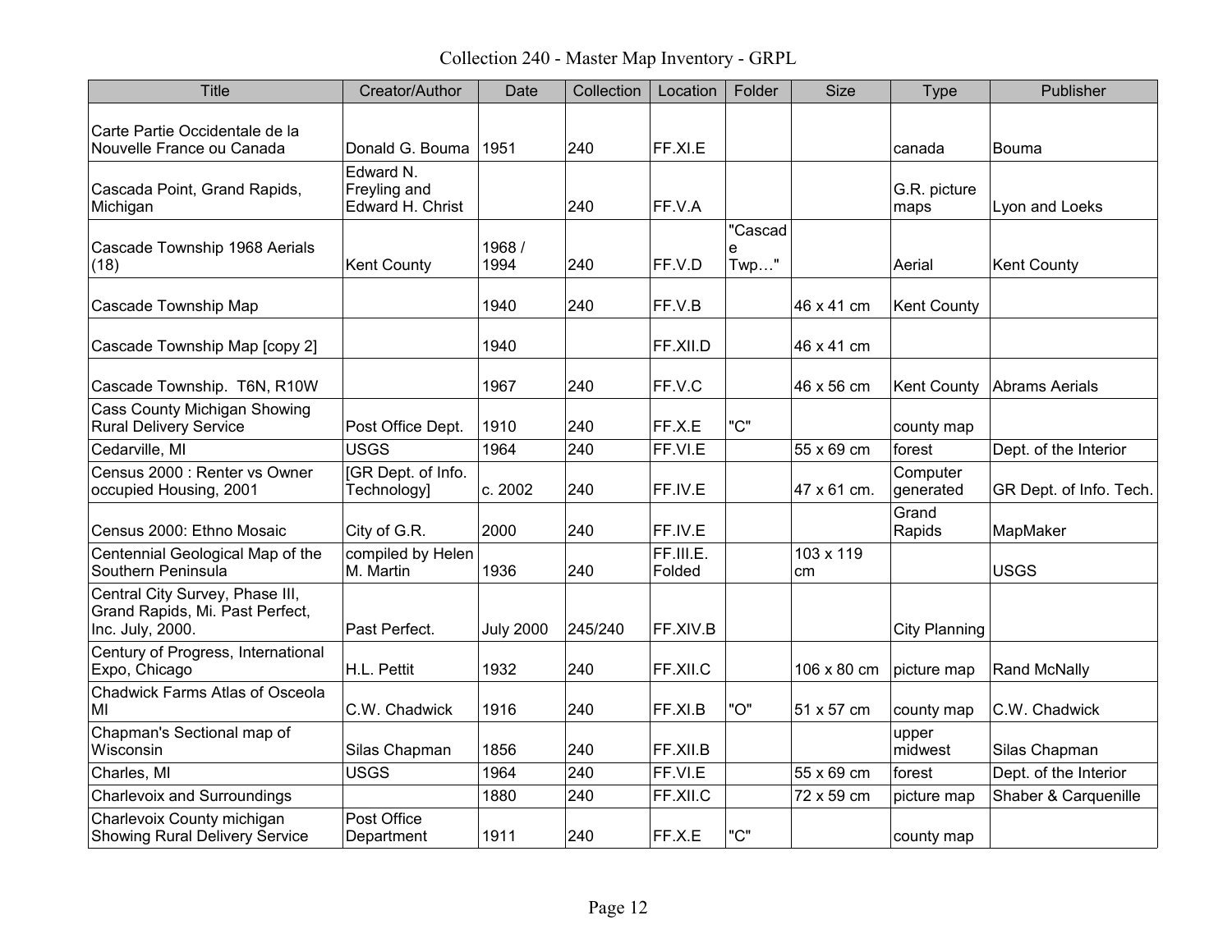# Collection 240 - Master Map Inventory - GRPL

| Title | Creator/Author | Date | Collection | Location | Folder | Size | Type | Publisher |
|---|---|---|---|---|---|---|---|---|
| Carte Partie Occidentale de la Nouvelle France ou Canada | Donald G. Bouma | 1951 | 240 | FF.XI.E | | | canada | Bouma |
| Cascada Point, Grand Rapids, Michigan | Edward N. Freyling and Edward H. Christ | | 240 | FF.V.A | | | G.R. picture maps | Lyon and Loeks |
| Cascade Township 1968 Aerials (18) | Kent County | 1968 / 1994 | 240 | FF.V.D | "Cascade Twp…" | | Aerial | Kent County |
| Cascade Township Map | | 1940 | 240 | FF.V.B | | 46 x 41 cm | Kent County | |
| Cascade Township Map [copy 2] | | 1940 | | FF.XII.D | | 46 x 41 cm | | |
| Cascade Township. T6N, R10W | | 1967 | 240 | FF.V.C | | 46 x 56 cm | Kent County | Abrams Aerials |
| Cass County Michigan Showing Rural Delivery Service | Post Office Dept. | 1910 | 240 | FF.X.E | "C" | | county map | |
| Cedarville, MI | USGS | 1964 | 240 | FF.VI.E | | 55 x 69 cm | forest | Dept. of the Interior |
| Census 2000 : Renter vs Owner occupied Housing, 2001 | [GR Dept. of Info. Technology] | c. 2002 | 240 | FF.IV.E | | 47 x 61 cm. | Computer generated | GR Dept. of Info. Tech. |
| Census 2000: Ethno Mosaic | City of G.R. | 2000 | 240 | FF.IV.E | | | Grand Rapids | MapMaker |
| Centennial Geological Map of the Southern Peninsula | compiled by Helen M. Martin | 1936 | 240 | FF.III.E. Folded | | 103 x 119 cm | | USGS |
| Central City Survey, Phase III, Grand Rapids, Mi. Past Perfect, Inc. July, 2000. | Past Perfect. | July 2000 | 245/240 | FF.XIV.B | | | City Planning | |
| Century of Progress, International Expo, Chicago | H.L. Pettit | 1932 | 240 | FF.XII.C | | 106 x 80 cm | picture map | Rand McNally |
| Chadwick Farms Atlas of Osceola MI | C.W. Chadwick | 1916 | 240 | FF.XI.B | "O" | 51 x 57 cm | county map | C.W. Chadwick |
| Chapman's Sectional map of Wisconsin | Silas Chapman | 1856 | 240 | FF.XII.B | | | upper midwest | Silas Chapman |
| Charles, MI | USGS | 1964 | 240 | FF.VI.E | | 55 x 69 cm | forest | Dept. of the Interior |
| Charlevoix and Surroundings | | 1880 | 240 | FF.XII.C | | 72 x 59 cm | picture map | Shaber & Carquenille |
| Charlevoix County michigan Showing Rural Delivery Service | Post Office Department | 1911 | 240 | FF.X.E | "C" | | county map | |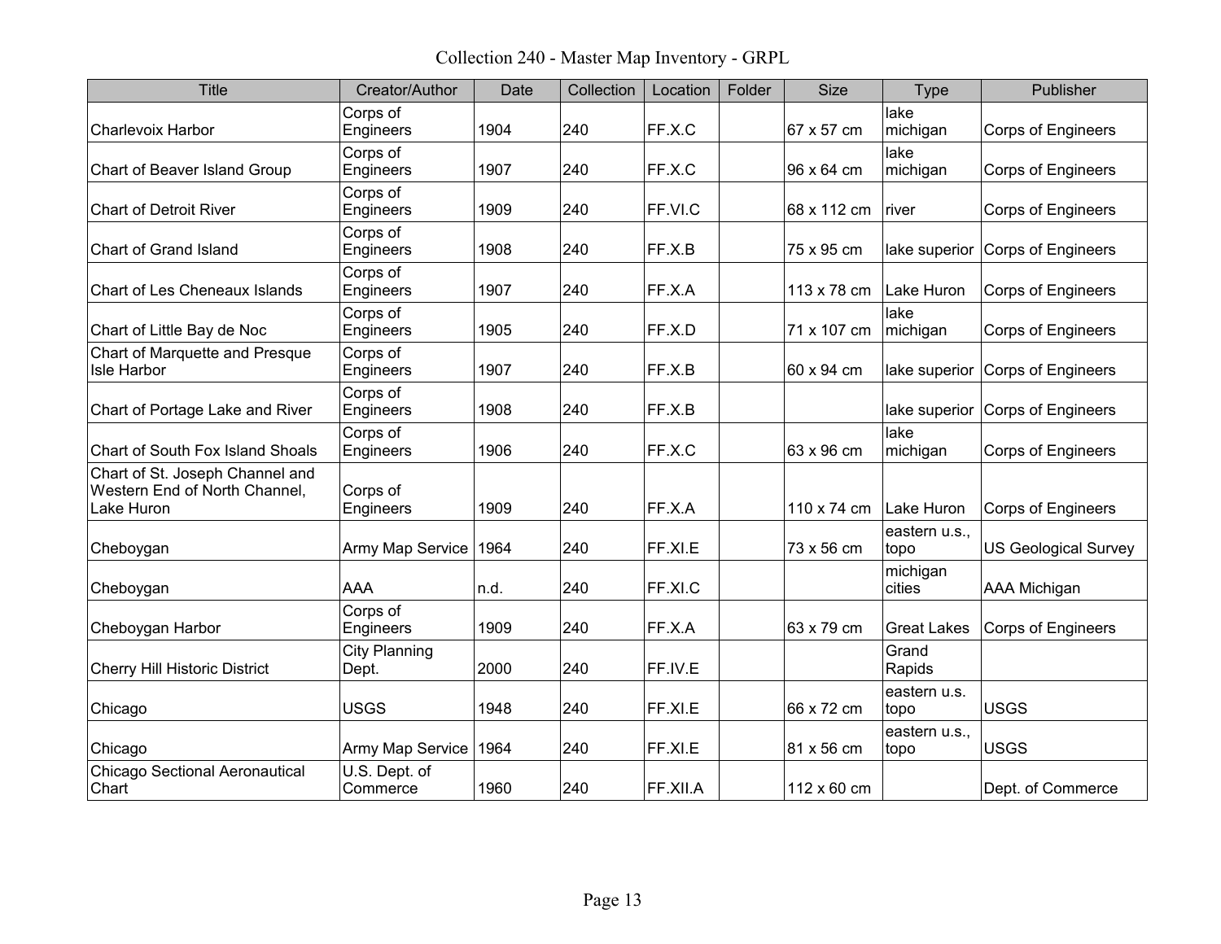# Collection 240 - Master Map Inventory - GRPL

| Title | Creator/Author | Date | Collection | Location | Folder | Size | Type | Publisher |
|---|---|---|---|---|---|---|---|---|
| Charlevoix Harbor | Corps of Engineers | 1904 | 240 | FF.X.C | | 67 x 57 cm | lake michigan | Corps of Engineers |
| Chart of Beaver Island Group | Corps of Engineers | 1907 | 240 | FF.X.C | | 96 x 64 cm | lake michigan | Corps of Engineers |
| Chart of Detroit River | Corps of Engineers | 1909 | 240 | FF.VI.C | | 68 x 112 cm | river | Corps of Engineers |
| Chart of Grand Island | Corps of Engineers | 1908 | 240 | FF.X.B | | 75 x 95 cm | lake superior | Corps of Engineers |
| Chart of Les Cheneaux Islands | Corps of Engineers | 1907 | 240 | FF.X.A | | 113 x 78 cm | Lake Huron | Corps of Engineers |
| Chart of Little Bay de Noc | Corps of Engineers | 1905 | 240 | FF.X.D | | 71 x 107 cm | lake michigan | Corps of Engineers |
| Chart of Marquette and Presque Isle Harbor | Corps of Engineers | 1907 | 240 | FF.X.B | | 60 x 94 cm | lake superior | Corps of Engineers |
| Chart of Portage Lake and River | Corps of Engineers | 1908 | 240 | FF.X.B | | | lake superior | Corps of Engineers |
| Chart of South Fox Island Shoals | Corps of Engineers | 1906 | 240 | FF.X.C | | 63 x 96 cm | lake michigan | Corps of Engineers |
| Chart of St. Joseph Channel and Western End of North Channel, Lake Huron | Corps of Engineers | 1909 | 240 | FF.X.A | | 110 x 74 cm | Lake Huron | Corps of Engineers |
| Cheboygan | Army Map Service | 1964 | 240 | FF.XI.E | | 73 x 56 cm | eastern u.s., topo | US Geological Survey |
| Cheboygan | AAA | n.d. | 240 | FF.XI.C | | | michigan cities | AAA Michigan |
| Cheboygan Harbor | Corps of Engineers | 1909 | 240 | FF.X.A | | 63 x 79 cm | Great Lakes | Corps of Engineers |
| Cherry Hill Historic District | City Planning Dept. | 2000 | 240 | FF.IV.E | | | Grand Rapids | |
| Chicago | USGS | 1948 | 240 | FF.XI.E | | 66 x 72 cm | eastern u.s. topo | USGS |
| Chicago | Army Map Service | 1964 | 240 | FF.XI.E | | 81 x 56 cm | eastern u.s., topo | USGS |
| Chicago Sectional Aeronautical Chart | U.S. Dept. of Commerce | 1960 | 240 | FF.XII.A | | 112 x 60 cm | | Dept. of Commerce |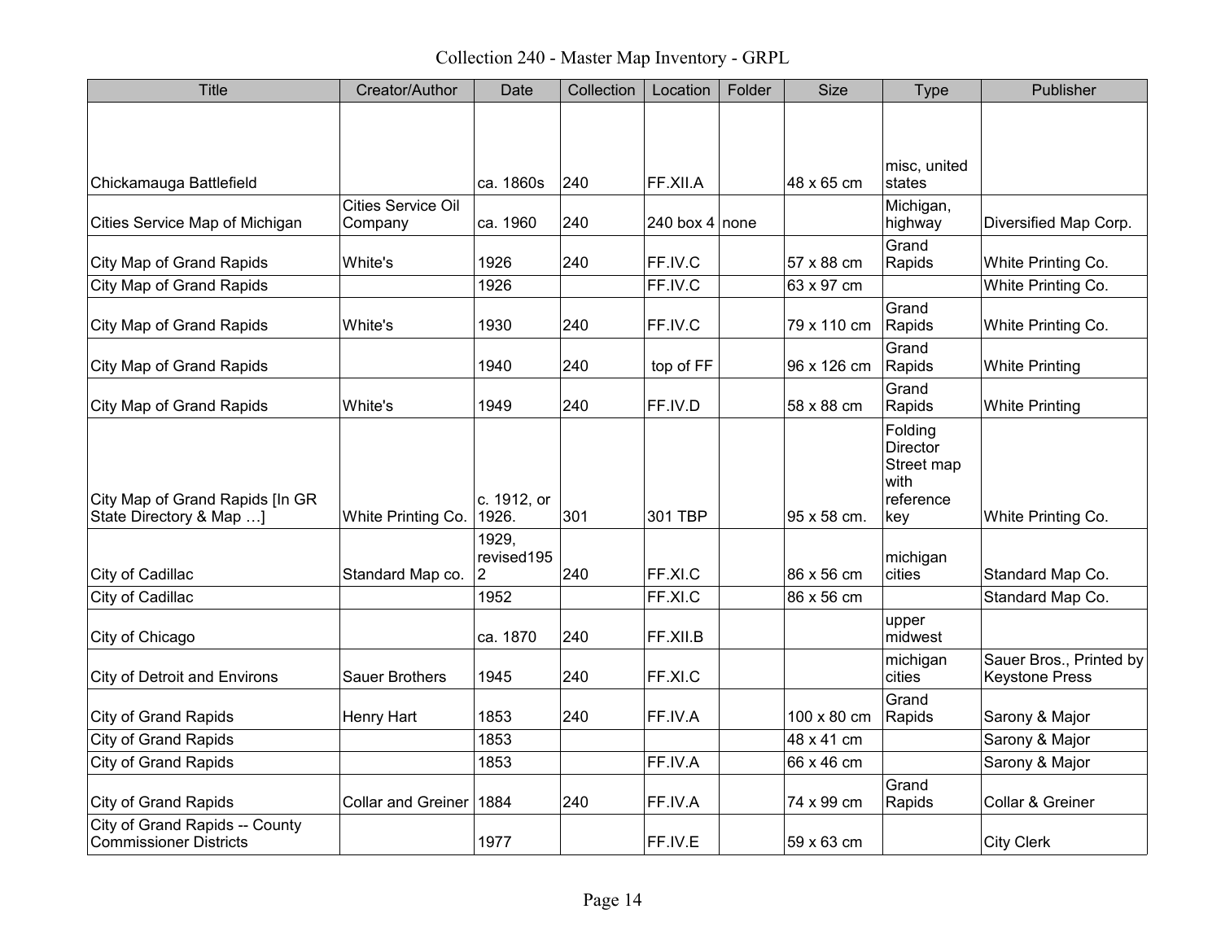# Collection 240 - Master Map Inventory - GRPL

| Title | Creator/Author | Date | Collection | Location | Folder | Size | Type | Publisher |
|---|---|---|---|---|---|---|---|---|
| Chickamauga Battlefield | | ca. 1860s | 240 | FF.XII.A | | 48 x 65 cm | misc, united states | |
| Cities Service Map of Michigan | Cities Service Oil Company | ca. 1960 | 240 | 240 box 4 | none | | Michigan, highway | Diversified Map Corp. |
| City Map of Grand Rapids | White's | 1926 | 240 | FF.IV.C | | 57 x 88 cm | Grand Rapids | White Printing Co. |
| City Map of Grand Rapids | | 1926 | | FF.IV.C | | 63 x 97 cm | | White Printing Co. |
| City Map of Grand Rapids | White's | 1930 | 240 | FF.IV.C | | 79 x 110 cm | Grand Rapids | White Printing Co. |
| City Map of Grand Rapids | | 1940 | 240 | top of FF | | 96 x 126 cm | Grand Rapids | White Printing |
| City Map of Grand Rapids | White's | 1949 | 240 | FF.IV.D | | 58 x 88 cm | Grand Rapids | White Printing |
| City Map of Grand Rapids [In GR State Directory & Map …] | White Printing Co. | c. 1912, or 1926. | 301 | 301 TBP | | 95 x 58 cm. | Folding Director Street map with reference key | White Printing Co. |
| City of Cadillac | Standard Map co. | 1929, revised1952 | 240 | FF.XI.C | | 86 x 56 cm | michigan cities | Standard Map Co. |
| City of Cadillac | | 1952 | | FF.XI.C | | 86 x 56 cm | | Standard Map Co. |
| City of Chicago | | ca. 1870 | 240 | FF.XII.B | | | upper midwest | |
| City of Detroit and Environs | Sauer Brothers | 1945 | 240 | FF.XI.C | | | michigan cities | Sauer Bros., Printed by Keystone Press |
| City of Grand Rapids | Henry Hart | 1853 | 240 | FF.IV.A | | 100 x 80 cm | Grand Rapids | Sarony & Major |
| City of Grand Rapids | | 1853 | | | | 48 x 41 cm | | Sarony & Major |
| City of Grand Rapids | | 1853 | | FF.IV.A | | 66 x 46 cm | | Sarony & Major |
| City of Grand Rapids | Collar and Greiner | 1884 | 240 | FF.IV.A | | 74 x 99 cm | Grand Rapids | Collar & Greiner |
| City of Grand Rapids -- County Commissioner Districts | | 1977 | | FF.IV.E | | 59 x 63 cm | | City Clerk |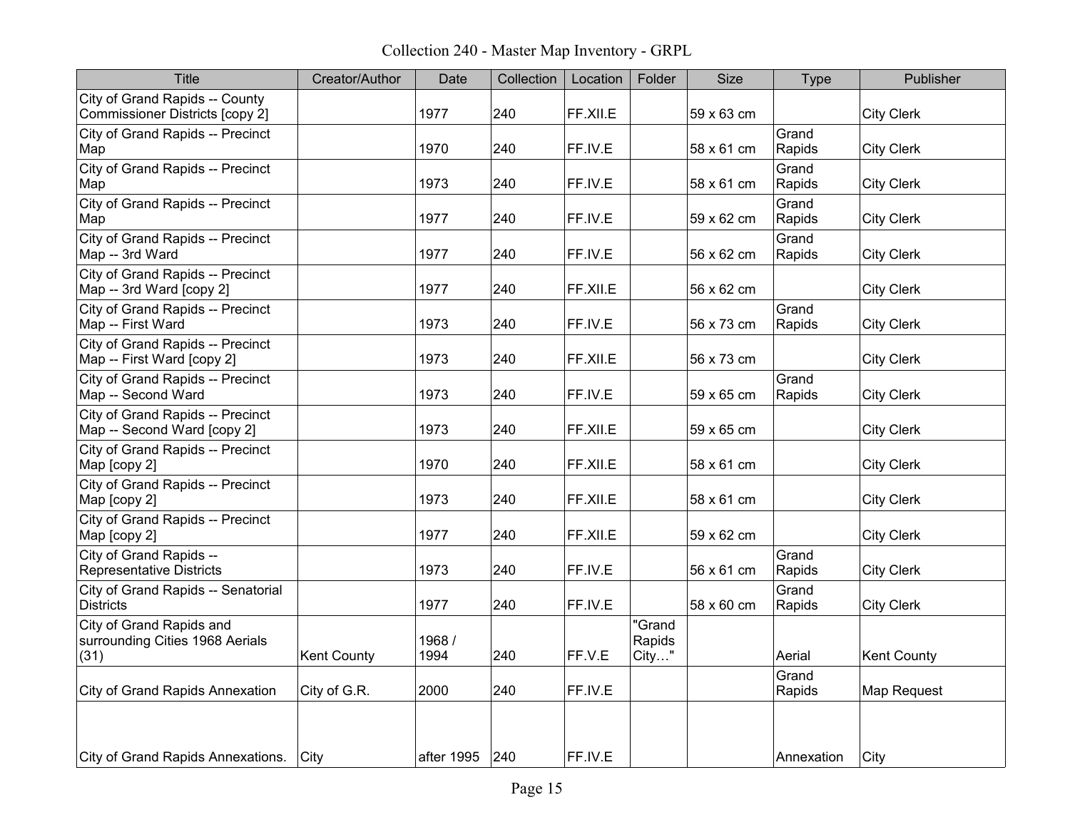Collection 240 - Master Map Inventory - GRPL

| Title | Creator/Author | Date | Collection | Location | Folder | Size | Type | Publisher |
|---|---|---|---|---|---|---|---|---|
| City of Grand Rapids -- County Commissioner Districts [copy 2] | | 1977 | 240 | FF.XII.E | | 59 x 63 cm | | City Clerk |
| City of Grand Rapids -- Precinct Map | | 1970 | 240 | FF.IV.E | | 58 x 61 cm | Grand Rapids | City Clerk |
| City of Grand Rapids -- Precinct Map | | 1973 | 240 | FF.IV.E | | 58 x 61 cm | Grand Rapids | City Clerk |
| City of Grand Rapids -- Precinct Map | | 1977 | 240 | FF.IV.E | | 59 x 62 cm | Grand Rapids | City Clerk |
| City of Grand Rapids -- Precinct Map -- 3rd Ward | | 1977 | 240 | FF.IV.E | | 56 x 62 cm | Grand Rapids | City Clerk |
| City of Grand Rapids -- Precinct Map -- 3rd Ward [copy 2] | | 1977 | 240 | FF.XII.E | | 56 x 62 cm | | City Clerk |
| City of Grand Rapids -- Precinct Map -- First Ward | | 1973 | 240 | FF.IV.E | | 56 x 73 cm | Grand Rapids | City Clerk |
| City of Grand Rapids -- Precinct Map -- First Ward [copy 2] | | 1973 | 240 | FF.XII.E | | 56 x 73 cm | | City Clerk |
| City of Grand Rapids -- Precinct Map -- Second Ward | | 1973 | 240 | FF.IV.E | | 59 x 65 cm | Grand Rapids | City Clerk |
| City of Grand Rapids -- Precinct Map -- Second Ward [copy 2] | | 1973 | 240 | FF.XII.E | | 59 x 65 cm | | City Clerk |
| City of Grand Rapids -- Precinct Map [copy 2] | | 1970 | 240 | FF.XII.E | | 58 x 61 cm | | City Clerk |
| City of Grand Rapids -- Precinct Map [copy 2] | | 1973 | 240 | FF.XII.E | | 58 x 61 cm | | City Clerk |
| City of Grand Rapids -- Precinct Map [copy 2] | | 1977 | 240 | FF.XII.E | | 59 x 62 cm | | City Clerk |
| City of Grand Rapids -- Representative Districts | | 1973 | 240 | FF.IV.E | | 56 x 61 cm | Grand Rapids | City Clerk |
| City of Grand Rapids -- Senatorial Districts | | 1977 | 240 | FF.IV.E | | 58 x 60 cm | Grand Rapids | City Clerk |
| City of Grand Rapids and surrounding Cities 1968 Aerials (31) | Kent County | 1968 / 1994 | 240 | FF.V.E | "Grand Rapids City…" | | Aerial | Kent County |
| City of Grand Rapids Annexation | City of G.R. | 2000 | 240 | FF.IV.E | | | Grand Rapids | Map Request |
| City of Grand Rapids Annexations. | City | after 1995 | 240 | FF.IV.E | | | Annexation | City |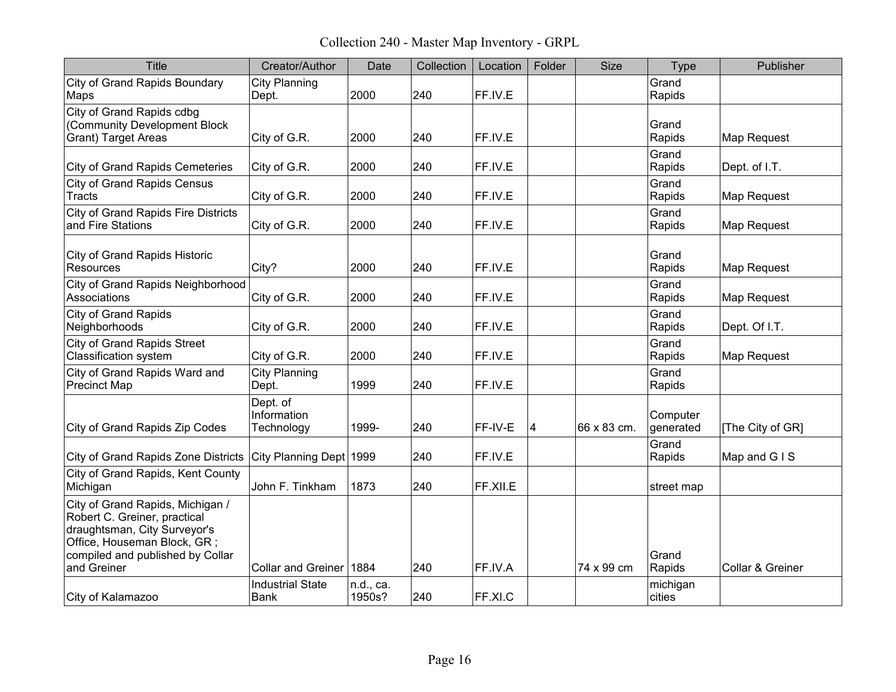# Collection 240 - Master Map Inventory - GRPL

| Title | Creator/Author | Date | Collection | Location | Folder | Size | Type | Publisher |
|---|---|---|---|---|---|---|---|---|
| City of Grand Rapids Boundary Maps | City Planning Dept. | 2000 | 240 | FF.IV.E | | | Grand Rapids | |
| City of Grand Rapids cdbg (Community Development Block Grant) Target Areas | City of G.R. | 2000 | 240 | FF.IV.E | | | Grand Rapids | Map Request |
| City of Grand Rapids Cemeteries | City of G.R. | 2000 | 240 | FF.IV.E | | | Grand Rapids | Dept. of I.T. |
| City of Grand Rapids Census Tracts | City of G.R. | 2000 | 240 | FF.IV.E | | | Grand Rapids | Map Request |
| City of Grand Rapids Fire Districts and Fire Stations | City of G.R. | 2000 | 240 | FF.IV.E | | | Grand Rapids | Map Request |
| City of Grand Rapids Historic Resources | City? | 2000 | 240 | FF.IV.E | | | Grand Rapids | Map Request |
| City of Grand Rapids Neighborhood Associations | City of G.R. | 2000 | 240 | FF.IV.E | | | Grand Rapids | Map Request |
| City of Grand Rapids Neighborhoods | City of G.R. | 2000 | 240 | FF.IV.E | | | Grand Rapids | Dept. Of I.T. |
| City of Grand Rapids Street Classification system | City of G.R. | 2000 | 240 | FF.IV.E | | | Grand Rapids | Map Request |
| City of Grand Rapids Ward and Precinct Map | City Planning Dept. | 1999 | 240 | FF.IV.E | | | Grand Rapids | |
| City of Grand Rapids Zip Codes | Dept. of Information Technology | 1999- | 240 | FF-IV-E | 4 | 66 x 83 cm. | Computer generated | [The City of GR] |
| City of Grand Rapids Zone Districts | City Planning Dept | 1999 | 240 | FF.IV.E | | | Grand Rapids | Map and G I S |
| City of Grand Rapids, Kent County Michigan | John F. Tinkham | 1873 | 240 | FF.XII.E | | | street map | |
| City of Grand Rapids, Michigan / Robert C. Greiner, practical draughtsman, City Surveyor's Office, Houseman Block, GR ; compiled and published by Collar and Greiner | Collar and Greiner | 1884 | 240 | FF.IV.A | | 74 x 99 cm | Grand Rapids | Collar & Greiner |
| City of Kalamazoo | Industrial State Bank | n.d., ca. 1950s? | 240 | FF.XI.C | | | michigan cities | |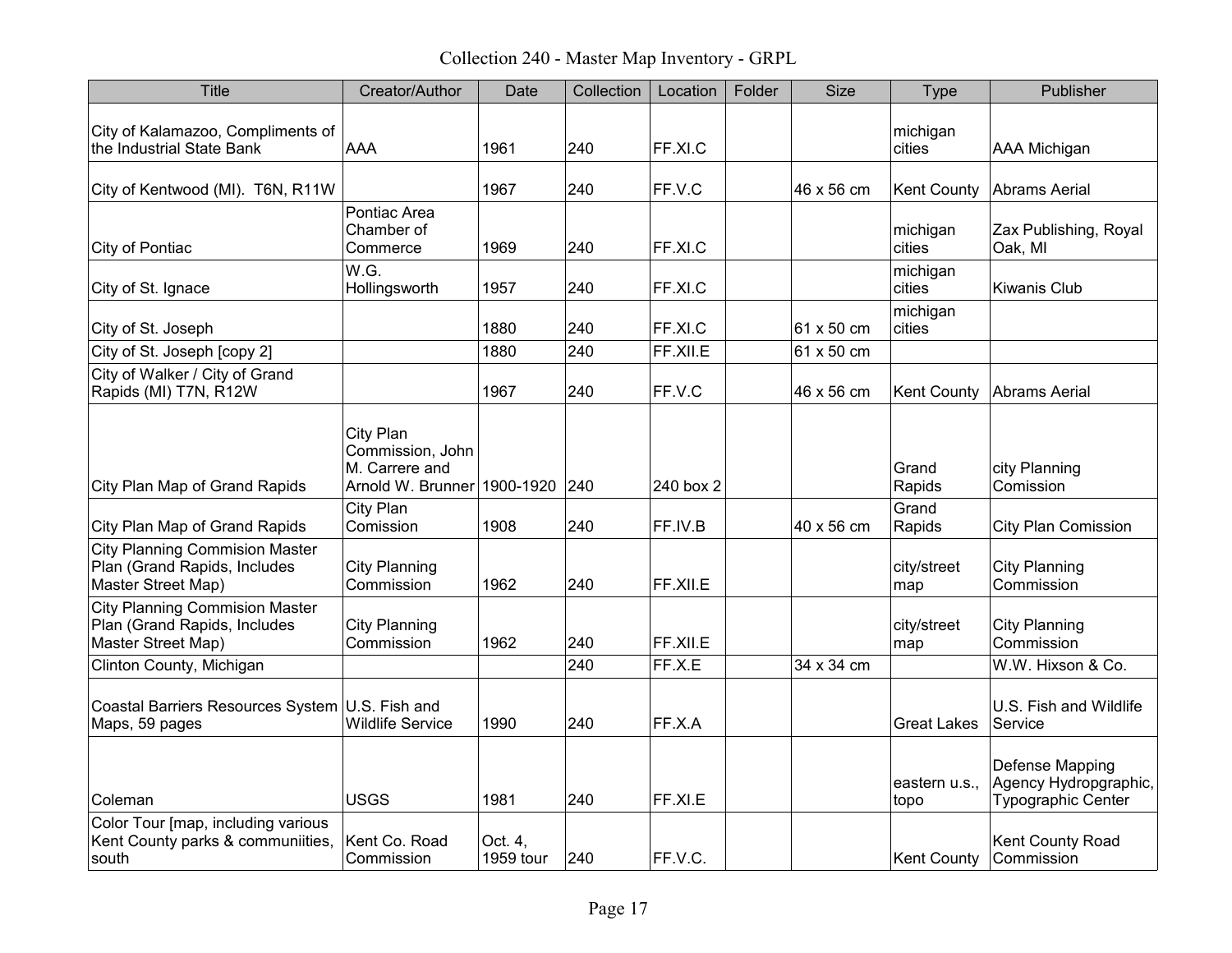# Collection 240 - Master Map Inventory - GRPL

| Title | Creator/Author | Date | Collection | Location | Folder | Size | Type | Publisher |
|---|---|---|---|---|---|---|---|---|
| City of Kalamazoo, Compliments of the Industrial State Bank | AAA | 1961 | 240 | FF.XI.C | | | michigan cities | AAA Michigan |
| City of Kentwood (MI). T6N, R11W | | 1967 | 240 | FF.V.C | | 46 x 56 cm | Kent County | Abrams Aerial |
| City of Pontiac | Pontiac Area Chamber of Commerce | 1969 | 240 | FF.XI.C | | | michigan cities | Zax Publishing, Royal Oak, MI |
| City of St. Ignace | W.G. Hollingsworth | 1957 | 240 | FF.XI.C | | | michigan cities | Kiwanis Club |
| City of St. Joseph | | 1880 | 240 | FF.XI.C | | 61 x 50 cm | michigan cities | |
| City of St. Joseph [copy 2] | | 1880 | 240 | FF.XII.E | | 61 x 50 cm | | |
| City of Walker / City of Grand Rapids (MI) T7N, R12W | | 1967 | 240 | FF.V.C | | 46 x 56 cm | Kent County | Abrams Aerial |
| City Plan Map of Grand Rapids | City Plan Commission, John M. Carrere and Arnold W. Brunner | 1900-1920 | 240 | 240 box 2 | | | Grand Rapids | city Planning Comission |
| City Plan Map of Grand Rapids | City Plan Comission | 1908 | 240 | FF.IV.B | | 40 x 56 cm | Grand Rapids | City Plan Comission |
| City Planning Commision Master Plan (Grand Rapids, Includes Master Street Map) | City Planning Commission | 1962 | 240 | FF.XII.E | | | city/street map | City Planning Commission |
| City Planning Commision Master Plan (Grand Rapids, Includes Master Street Map) | City Planning Commission | 1962 | 240 | FF.XII.E | | | city/street map | City Planning Commission |
| Clinton County, Michigan | | | 240 | FF.X.E | | 34 x 34 cm | | W.W. Hixson & Co. |
| Coastal Barriers Resources System Maps, 59 pages | U.S. Fish and Wildlife Service | 1990 | 240 | FF.X.A | | | Great Lakes | U.S. Fish and Wildlife Service |
| Coleman | USGS | 1981 | 240 | FF.XI.E | | | eastern u.s., topo | Defense Mapping Agency Hydropgraphic, Typographic Center |
| Color Tour [map, including various Kent County parks & communiities, south | Kent Co. Road Commission | Oct. 4, 1959 tour | 240 | FF.V.C. | | | Kent County | Kent County Road Commission |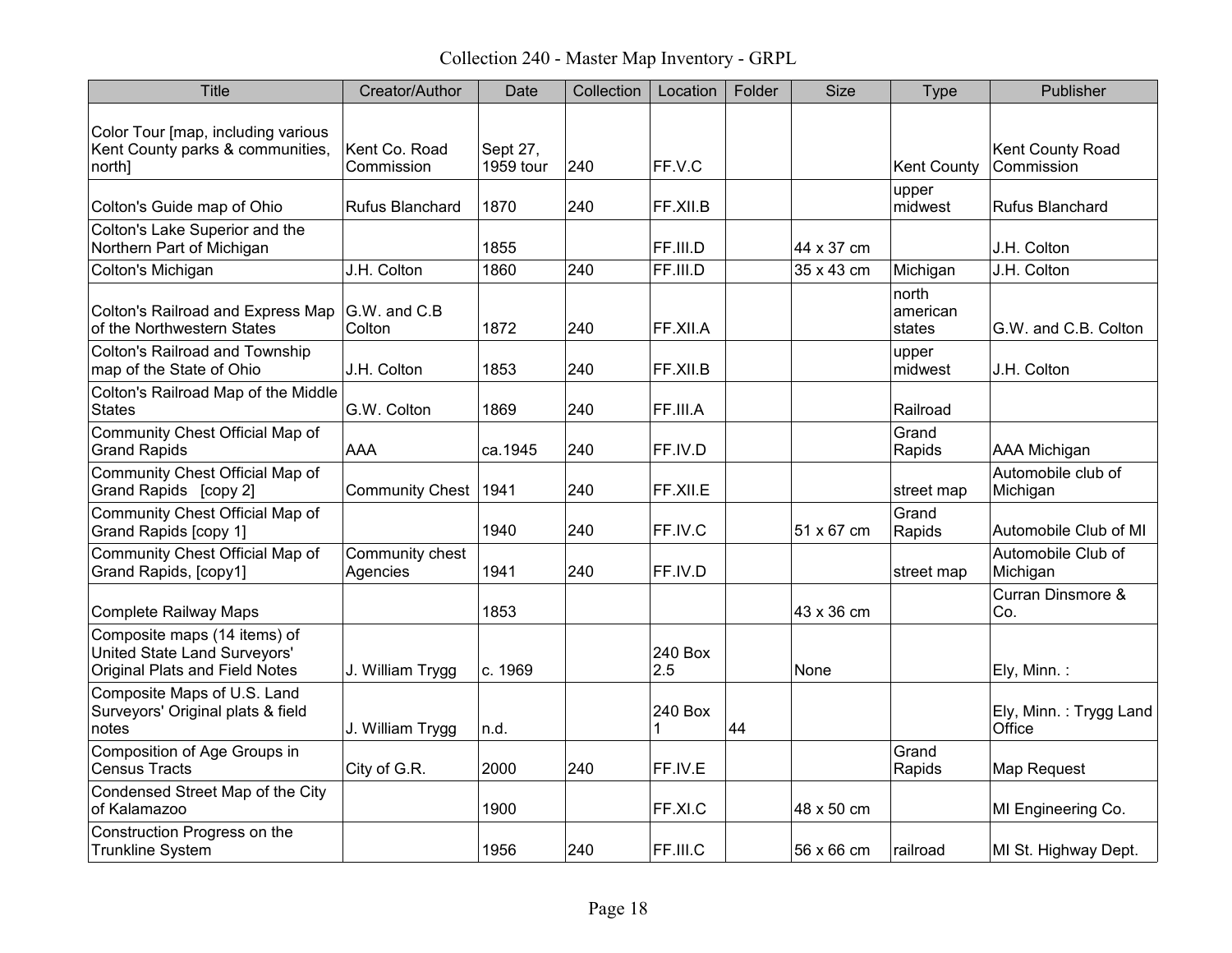# Collection 240 - Master Map Inventory - GRPL

| Title | Creator/Author | Date | Collection | Location | Folder | Size | Type | Publisher |
|---|---|---|---|---|---|---|---|---|
| Color Tour [map, including various Kent County parks & communities, north] | Kent Co. Road Commission | Sept 27, 1959 tour | 240 | FF.V.C | | | Kent County | Kent County Road Commission |
| Colton's Guide map of Ohio | Rufus Blanchard | 1870 | 240 | FF.XII.B | | | upper midwest | Rufus Blanchard |
| Colton's Lake Superior and the Northern Part of Michigan | | 1855 | | FF.III.D | | 44 x 37 cm | | J.H. Colton |
| Colton's Michigan | J.H. Colton | 1860 | 240 | FF.III.D | | 35 x 43 cm | Michigan | J.H. Colton |
| Colton's Railroad and Express Map of the Northwestern States | G.W. and C.B Colton | 1872 | 240 | FF.XII.A | | | north american states | G.W. and C.B. Colton |
| Colton's Railroad and Township map of the State of Ohio | J.H. Colton | 1853 | 240 | FF.XII.B | | | upper midwest | J.H. Colton |
| Colton's Railroad Map of the Middle States | G.W. Colton | 1869 | 240 | FF.III.A | | | Railroad | |
| Community Chest Official Map of Grand Rapids | AAA | ca.1945 | 240 | FF.IV.D | | | Grand Rapids | AAA Michigan |
| Community Chest Official Map of Grand Rapids [copy 2] | Community Chest | 1941 | 240 | FF.XII.E | | | street map | Automobile club of Michigan |
| Community Chest Official Map of Grand Rapids [copy 1] | | 1940 | 240 | FF.IV.C | | 51 x 67 cm | Grand Rapids | Automobile Club of MI |
| Community Chest Official Map of Grand Rapids, [copy1] | Community chest Agencies | 1941 | 240 | FF.IV.D | | | street map | Automobile Club of Michigan |
| Complete Railway Maps | | 1853 | | | | 43 x 36 cm | | Curran Dinsmore & Co. |
| Composite maps (14 items) of United State Land Surveyors' Original Plats and Field Notes | J. William Trygg | c. 1969 | | 240 Box 2.5 | | None | | Ely, Minn. : |
| Composite Maps of U.S. Land Surveyors' Original plats & field notes | J. William Trygg | n.d. | | 240 Box 1 | 44 | | | Ely, Minn. : Trygg Land Office |
| Composition of Age Groups in Census Tracts | City of G.R. | 2000 | 240 | FF.IV.E | | | Grand Rapids | Map Request |
| Condensed Street Map of the City of Kalamazoo | | 1900 | | FF.XI.C | | 48 x 50 cm | | MI Engineering Co. |
| Construction Progress on the Trunkline System | | 1956 | 240 | FF.III.C | | 56 x 66 cm | railroad | MI St. Highway Dept. |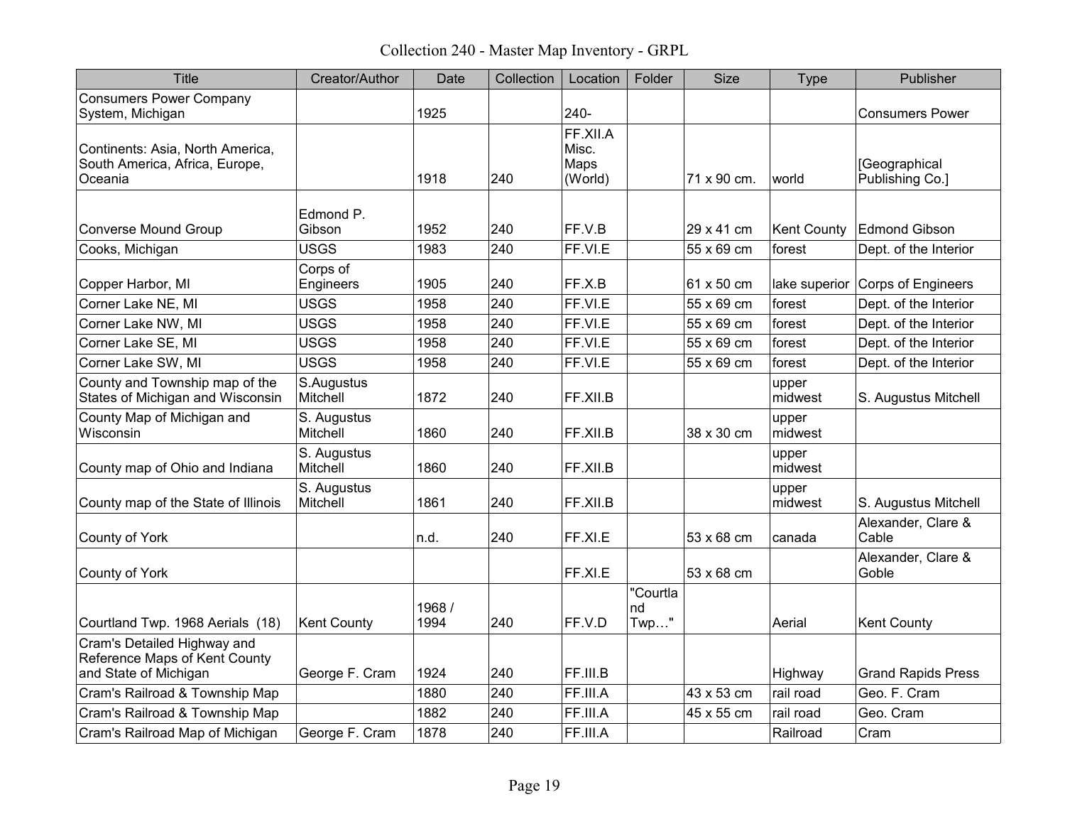# Collection 240 - Master Map Inventory - GRPL

| Title | Creator/Author | Date | Collection | Location | Folder | Size | Type | Publisher |
|---|---|---|---|---|---|---|---|---|
| Consumers Power Company System, Michigan | | 1925 | | 240- | | | | Consumers Power |
| Continents: Asia, North America, South America, Africa, Europe, Oceania | | 1918 | 240 | FF.XII.A Misc. Maps (World) | | 71 x 90 cm. | world | [Geographical Publishing Co.] |
| Converse Mound Group | Edmond P. Gibson | 1952 | 240 | FF.V.B | | 29 x 41 cm | Kent County | Edmond Gibson |
| Cooks, Michigan | USGS | 1983 | 240 | FF.VI.E | | 55 x 69 cm | forest | Dept. of the Interior |
| Copper Harbor, MI | Corps of Engineers | 1905 | 240 | FF.X.B | | 61 x 50 cm | lake superior | Corps of Engineers |
| Corner Lake NE, MI | USGS | 1958 | 240 | FF.VI.E | | 55 x 69 cm | forest | Dept. of the Interior |
| Corner Lake NW, MI | USGS | 1958 | 240 | FF.VI.E | | 55 x 69 cm | forest | Dept. of the Interior |
| Corner Lake SE, MI | USGS | 1958 | 240 | FF.VI.E | | 55 x 69 cm | forest | Dept. of the Interior |
| Corner Lake SW, MI | USGS | 1958 | 240 | FF.VI.E | | 55 x 69 cm | forest | Dept. of the Interior |
| County and Township map of the States of Michigan and Wisconsin | S.Augustus Mitchell | 1872 | 240 | FF.XII.B | | | upper midwest | S. Augustus Mitchell |
| County Map of Michigan and Wisconsin | S. Augustus Mitchell | 1860 | 240 | FF.XII.B | | 38 x 30 cm | upper midwest | |
| County map of Ohio and Indiana | S. Augustus Mitchell | 1860 | 240 | FF.XII.B | | | upper midwest | |
| County map of the State of Illinois | S. Augustus Mitchell | 1861 | 240 | FF.XII.B | | | upper midwest | S. Augustus Mitchell |
| County of York | | n.d. | 240 | FF.XI.E | | 53 x 68 cm | canada | Alexander, Clare & Cable |
| County of York | | | | FF.XI.E | | 53 x 68 cm | | Alexander, Clare & Goble |
| Courtland Twp. 1968 Aerials (18) | Kent County | 1968 / 1994 | 240 | FF.V.D | "Courtland Twp…" | | Aerial | Kent County |
| Cram's Detailed Highway and Reference Maps of Kent County and State of Michigan | George F. Cram | 1924 | 240 | FF.III.B | | | Highway | Grand Rapids Press |
| Cram's Railroad & Township Map | | 1880 | 240 | FF.III.A | | 43 x 53 cm | rail road | Geo. F. Cram |
| Cram's Railroad & Township Map | | 1882 | 240 | FF.III.A | | 45 x 55 cm | rail road | Geo. Cram |
| Cram's Railroad Map of Michigan | George F. Cram | 1878 | 240 | FF.III.A | | | Railroad | Cram |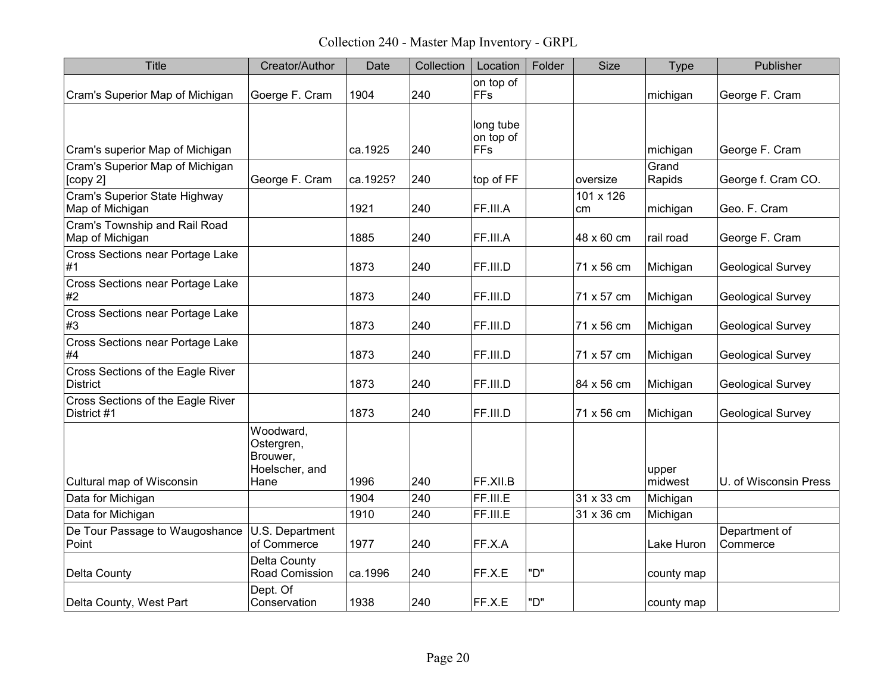# Collection 240 - Master Map Inventory - GRPL

| Title | Creator/Author | Date | Collection | Location | Folder | Size | Type | Publisher |
|---|---|---|---|---|---|---|---|---|
| Cram's Superior Map of Michigan | Goerge F. Cram | 1904 | 240 | on top of FFs | | | michigan | George F. Cram |
| Cram's superior Map of Michigan | | ca.1925 | 240 | long tube on top of FFs | | | michigan | George F. Cram |
| Cram's Superior Map of Michigan [copy 2] | George F. Cram | ca.1925? | 240 | top of FF | | oversize | Grand Rapids | George f. Cram CO. |
| Cram's Superior State Highway Map of Michigan | | 1921 | 240 | FF.III.A | | 101 x 126 cm | michigan | Geo. F. Cram |
| Cram's Township and Rail Road Map of Michigan | | 1885 | 240 | FF.III.A | | 48 x 60 cm | rail road | George F. Cram |
| Cross Sections near Portage Lake #1 | | 1873 | 240 | FF.III.D | | 71 x 56 cm | Michigan | Geological Survey |
| Cross Sections near Portage Lake #2 | | 1873 | 240 | FF.III.D | | 71 x 57 cm | Michigan | Geological Survey |
| Cross Sections near Portage Lake #3 | | 1873 | 240 | FF.III.D | | 71 x 56 cm | Michigan | Geological Survey |
| Cross Sections near Portage Lake #4 | | 1873 | 240 | FF.III.D | | 71 x 57 cm | Michigan | Geological Survey |
| Cross Sections of the Eagle River District | | 1873 | 240 | FF.III.D | | 84 x 56 cm | Michigan | Geological Survey |
| Cross Sections of the Eagle River District #1 | | 1873 | 240 | FF.III.D | | 71 x 56 cm | Michigan | Geological Survey |
| Cultural map of Wisconsin | Woodward, Ostergren, Brouwer, Hoelscher, and Hane | 1996 | 240 | FF.XII.B | | | upper midwest | U. of Wisconsin Press |
| Data for Michigan | | 1904 | 240 | FF.III.E | | 31 x 33 cm | Michigan | |
| Data for Michigan | | 1910 | 240 | FF.III.E | | 31 x 36 cm | Michigan | |
| De Tour Passage to Waugoshance Point | U.S. Department of Commerce | 1977 | 240 | FF.X.A | | | Lake Huron | Department of Commerce |
| Delta County | Delta County Road Comission | ca.1996 | 240 | FF.X.E | "D" | | county map | |
| Delta County, West Part | Dept. Of Conservation | 1938 | 240 | FF.X.E | "D" | | county map | |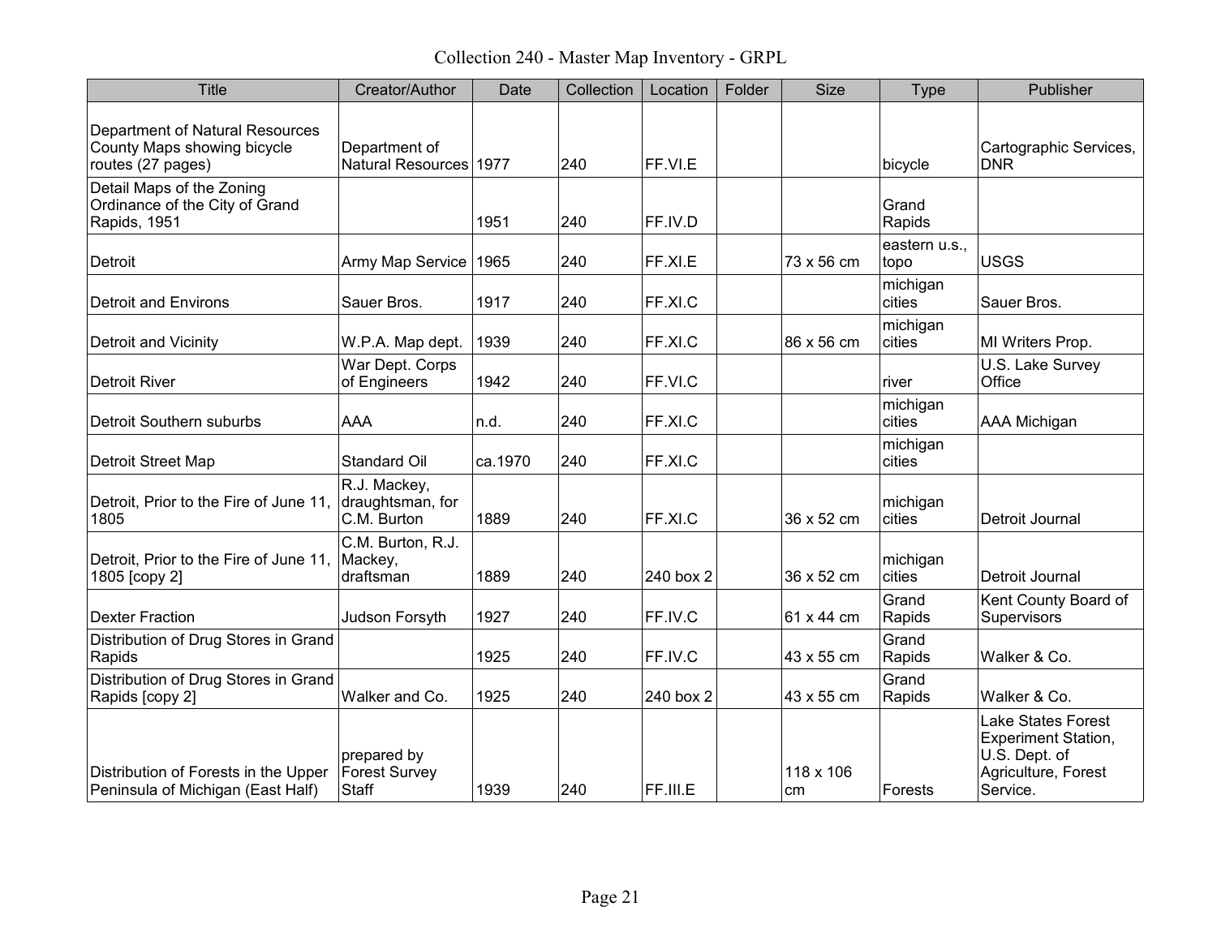# Collection 240 - Master Map Inventory - GRPL

| Title | Creator/Author | Date | Collection | Location | Folder | Size | Type | Publisher |
|---|---|---|---|---|---|---|---|---|
| Department of Natural Resources County Maps showing bicycle routes (27 pages) | Department of Natural Resources | 1977 | 240 | FF.VI.E | | | bicycle | Cartographic Services, DNR |
| Detail Maps of the Zoning Ordinance of the City of Grand Rapids, 1951 | | 1951 | 240 | FF.IV.D | | | Grand Rapids | |
| Detroit | Army Map Service | 1965 | 240 | FF.XI.E | | 73 x 56 cm | eastern u.s., topo | USGS |
| Detroit and Environs | Sauer Bros. | 1917 | 240 | FF.XI.C | | | michigan cities | Sauer Bros. |
| Detroit and Vicinity | W.P.A. Map dept. | 1939 | 240 | FF.XI.C | | 86 x 56 cm | michigan cities | MI Writers Prop. |
| Detroit River | War Dept. Corps of Engineers | 1942 | 240 | FF.VI.C | | | river | U.S. Lake Survey Office |
| Detroit Southern suburbs | AAA | n.d. | 240 | FF.XI.C | | | michigan cities | AAA Michigan |
| Detroit Street Map | Standard Oil | ca.1970 | 240 | FF.XI.C | | | michigan cities | |
| Detroit, Prior to the Fire of June 11, 1805 | R.J. Mackey, draughtsman, for C.M. Burton | 1889 | 240 | FF.XI.C | | 36 x 52 cm | michigan cities | Detroit Journal |
| Detroit, Prior to the Fire of June 11, 1805 [copy 2] | C.M. Burton, R.J. Mackey, draftsman | 1889 | 240 | 240 box 2 | | 36 x 52 cm | michigan cities | Detroit Journal |
| Dexter Fraction | Judson Forsyth | 1927 | 240 | FF.IV.C | | 61 x 44 cm | Grand Rapids | Kent County Board of Supervisors |
| Distribution of Drug Stores in Grand Rapids | | 1925 | 240 | FF.IV.C | | 43 x 55 cm | Grand Rapids | Walker & Co. |
| Distribution of Drug Stores in Grand Rapids [copy 2] | Walker and Co. | 1925 | 240 | 240 box 2 | | 43 x 55 cm | Grand Rapids | Walker & Co. |
| Distribution of Forests in the Upper Peninsula of Michigan (East Half) | prepared by Forest Survey Staff | 1939 | 240 | FF.III.E | | 118 x 106 cm | Forests | Lake States Forest Experiment Station, U.S. Dept. of Agriculture, Forest Service. |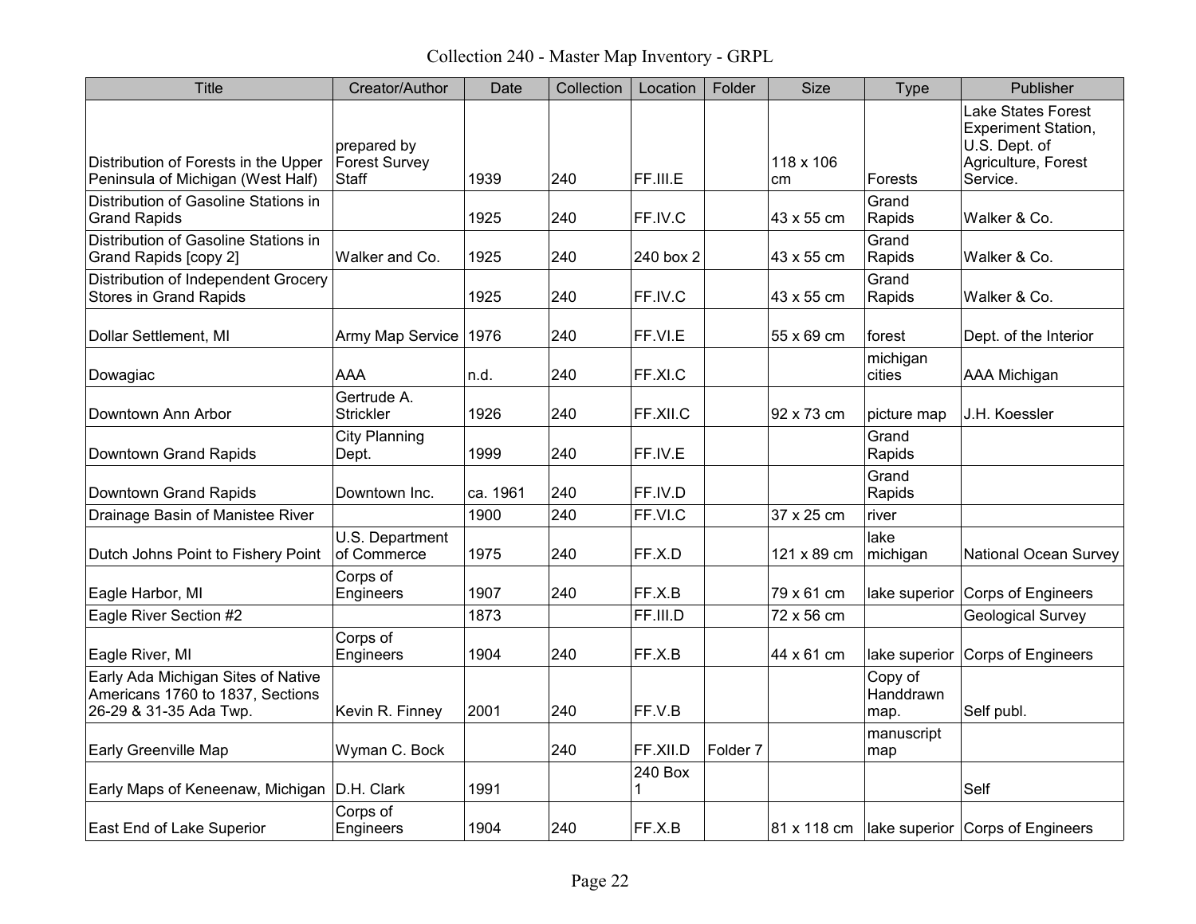Collection 240 - Master Map Inventory - GRPL

| Title | Creator/Author | Date | Collection | Location | Folder | Size | Type | Publisher |
|---|---|---|---|---|---|---|---|---|
| Distribution of Forests in the Upper Peninsula of Michigan (West Half) | prepared by Forest Survey Staff | 1939 | 240 | FF.III.E | | 118 x 106 cm | Forests | Lake States Forest Experiment Station, U.S. Dept. of Agriculture, Forest Service. |
| Distribution of Gasoline Stations in Grand Rapids | | 1925 | 240 | FF.IV.C | | 43 x 55 cm | Grand Rapids | Walker & Co. |
| Distribution of Gasoline Stations in Grand Rapids [copy 2] | Walker and Co. | 1925 | 240 | 240 box 2 | | 43 x 55 cm | Grand Rapids | Walker & Co. |
| Distribution of Independent Grocery Stores in Grand Rapids | | 1925 | 240 | FF.IV.C | | 43 x 55 cm | Grand Rapids | Walker & Co. |
| Dollar Settlement, MI | Army Map Service | 1976 | 240 | FF.VI.E | | 55 x 69 cm | forest | Dept. of the Interior |
| Dowagiac | AAA | n.d. | 240 | FF.XI.C | | | michigan cities | AAA Michigan |
| Downtown Ann Arbor | Gertrude A. Strickler | 1926 | 240 | FF.XII.C | | 92 x 73 cm | picture map | J.H. Koessler |
| Downtown Grand Rapids | City Planning Dept. | 1999 | 240 | FF.IV.E | | | Grand Rapids | |
| Downtown Grand Rapids | Downtown Inc. | ca. 1961 | 240 | FF.IV.D | | | Grand Rapids | |
| Drainage Basin of Manistee River | | 1900 | 240 | FF.VI.C | | 37 x 25 cm | river | |
| Dutch Johns Point to Fishery Point | U.S. Department of Commerce | 1975 | 240 | FF.X.D | | 121 x 89 cm | lake michigan | National Ocean Survey |
| Eagle Harbor, MI | Corps of Engineers | 1907 | 240 | FF.X.B | | 79 x 61 cm | lake superior | Corps of Engineers |
| Eagle River Section #2 | | 1873 | | FF.III.D | | 72 x 56 cm | | Geological Survey |
| Eagle River, MI | Corps of Engineers | 1904 | 240 | FF.X.B | | 44 x 61 cm | lake superior | Corps of Engineers |
| Early Ada Michigan Sites of Native Americans 1760 to 1837, Sections 26-29 & 31-35 Ada Twp. | Kevin R. Finney | 2001 | 240 | FF.V.B | | | Copy of Handdrawn map. | Self publ. |
| Early Greenville Map | Wyman C. Bock | | 240 | FF.XII.D | Folder 7 | | manuscript map | |
| Early Maps of Keneenaw, Michigan | D.H. Clark | 1991 | | 240 Box 1 | | | | Self |
| East End of Lake Superior | Corps of Engineers | 1904 | 240 | FF.X.B | | 81 x 118 cm | lake superior | Corps of Engineers |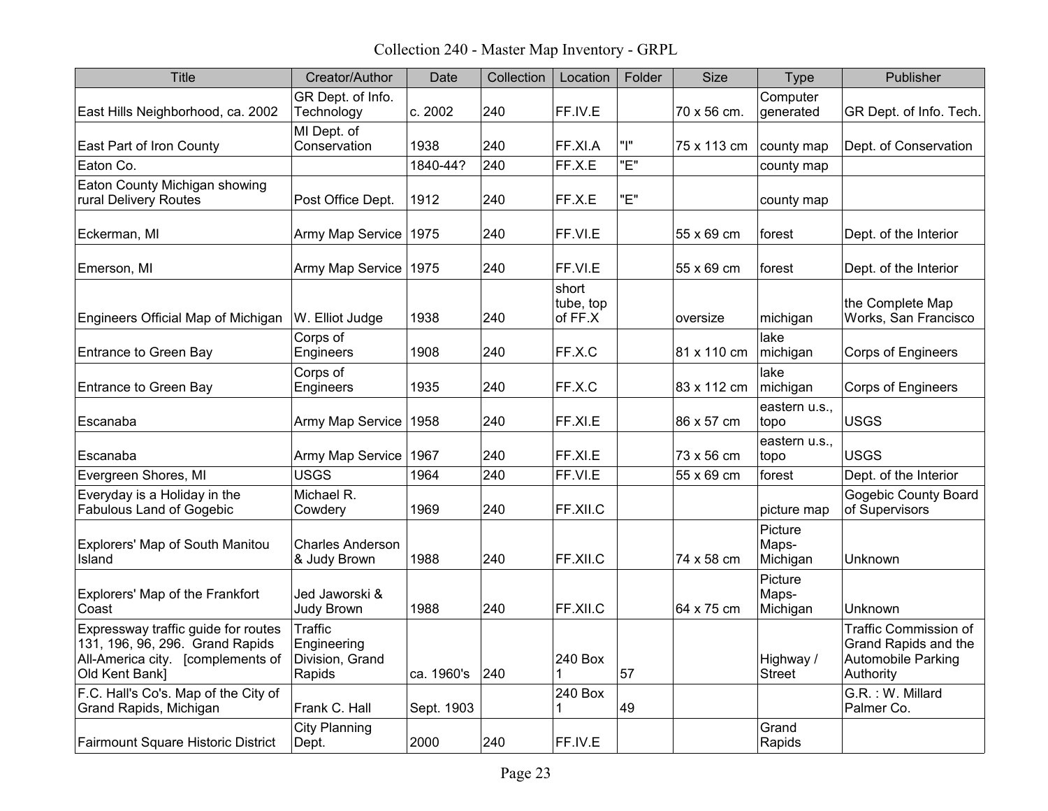# Collection 240 - Master Map Inventory - GRPL

| Title | Creator/Author | Date | Collection | Location | Folder | Size | Type | Publisher |
|---|---|---|---|---|---|---|---|---|
| East Hills Neighborhood, ca. 2002 | GR Dept. of Info. Technology | c. 2002 | 240 | FF.IV.E | | 70 x 56 cm. | Computer generated | GR Dept. of Info. Tech. |
| East Part of Iron County | MI Dept. of Conservation | 1938 | 240 | FF.XI.A | "I" | 75 x 113 cm | county map | Dept. of Conservation |
| Eaton Co. | | 1840-44? | 240 | FF.X.E | "E" | | county map | |
| Eaton County Michigan showing rural Delivery Routes | Post Office Dept. | 1912 | 240 | FF.X.E | "E" | | county map | |
| Eckerman, MI | Army Map Service | 1975 | 240 | FF.VI.E | | 55 x 69 cm | forest | Dept. of the Interior |
| Emerson, MI | Army Map Service | 1975 | 240 | FF.VI.E | | 55 x 69 cm | forest | Dept. of the Interior |
| Engineers Official Map of Michigan | W. Elliot Judge | 1938 | 240 | short tube, top of FF.X | | oversize | michigan | the Complete Map Works, San Francisco |
| Entrance to Green Bay | Corps of Engineers | 1908 | 240 | FF.X.C | | 81 x 110 cm | lake michigan | Corps of Engineers |
| Entrance to Green Bay | Corps of Engineers | 1935 | 240 | FF.X.C | | 83 x 112 cm | lake michigan | Corps of Engineers |
| Escanaba | Army Map Service | 1958 | 240 | FF.XI.E | | 86 x 57 cm | eastern u.s., topo | USGS |
| Escanaba | Army Map Service | 1967 | 240 | FF.XI.E | | 73 x 56 cm | eastern u.s., topo | USGS |
| Evergreen Shores, MI | USGS | 1964 | 240 | FF.VI.E | | 55 x 69 cm | forest | Dept. of the Interior |
| Everyday is a Holiday in the Fabulous Land of Gogebic | Michael R. Cowdery | 1969 | 240 | FF.XII.C | | | picture map | Gogebic County Board of Supervisors |
| Explorers' Map of South Manitou Island | Charles Anderson & Judy Brown | 1988 | 240 | FF.XII.C | | 74 x 58 cm | Picture Maps-Michigan | Unknown |
| Explorers' Map of the Frankfort Coast | Jed Jaworski & Judy Brown | 1988 | 240 | FF.XII.C | | 64 x 75 cm | Picture Maps-Michigan | Unknown |
| Expressway traffic guide for routes 131, 196, 96, 296. Grand Rapids All-America city. [complements of Old Kent Bank] | Traffic Engineering Division, Grand Rapids | ca. 1960's | 240 | 240 Box 1 | 57 | | Highway / Street | Traffic Commission of Grand Rapids and the Automobile Parking Authority |
| F.C. Hall's Co's. Map of the City of Grand Rapids, Michigan | Frank C. Hall | Sept. 1903 | | 240 Box 1 | 49 | | | G.R. : W. Millard Palmer Co. |
| Fairmount Square Historic District | City Planning Dept. | 2000 | 240 | FF.IV.E | | | Grand Rapids | |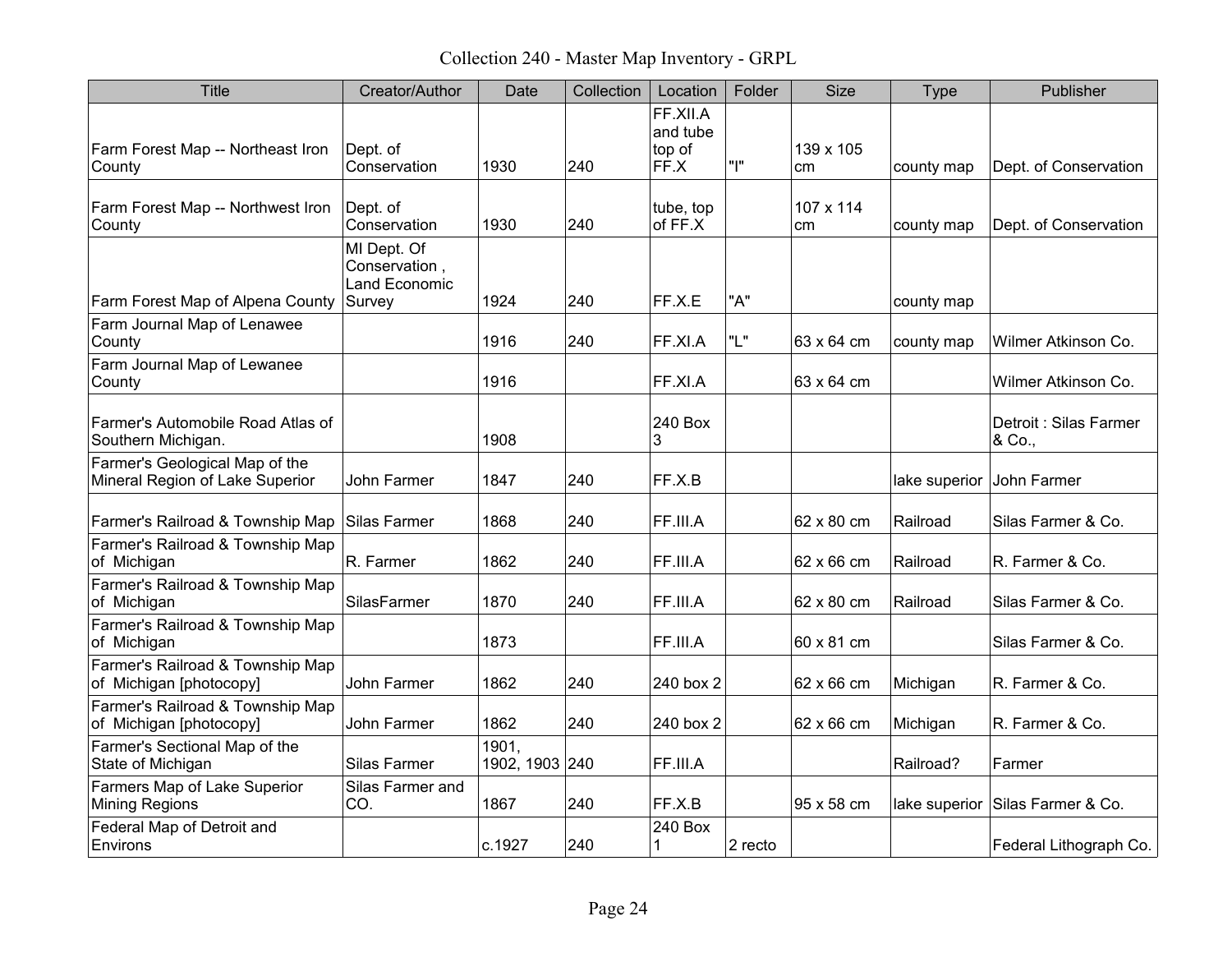Collection 240 - Master Map Inventory - GRPL

| Title | Creator/Author | Date | Collection | Location | Folder | Size | Type | Publisher |
|---|---|---|---|---|---|---|---|---|
| Farm Forest Map -- Northeast Iron County | Dept. of Conservation | 1930 | 240 | FF.XII.A and tube top of FF.X | "I" | 139 x 105 cm | county map | Dept. of Conservation |
| Farm Forest Map -- Northwest Iron County | Dept. of Conservation | 1930 | 240 | tube, top of FF.X | | 107 x 114 cm | county map | Dept. of Conservation |
| Farm Forest Map of Alpena County | MI Dept. Of Conservation , Land Economic Survey | 1924 | 240 | FF.X.E | "A" | | county map | |
| Farm Journal Map of Lenawee County | | 1916 | 240 | FF.XI.A | "L" | 63 x 64 cm | county map | Wilmer Atkinson Co. |
| Farm Journal Map of Lewanee County | | 1916 | | FF.XI.A | | 63 x 64 cm | | Wilmer Atkinson Co. |
| Farmer's Automobile Road Atlas of Southern Michigan. | | 1908 | | 240 Box 3 | | | | Detroit : Silas Farmer & Co., |
| Farmer's Geological Map of the Mineral Region of Lake Superior | John Farmer | 1847 | 240 | FF.X.B | | | lake superior | John Farmer |
| Farmer's Railroad & Township Map | Silas Farmer | 1868 | 240 | FF.III.A | | 62 x 80 cm | Railroad | Silas Farmer & Co. |
| Farmer's Railroad & Township Map of Michigan | R. Farmer | 1862 | 240 | FF.III.A | | 62 x 66 cm | Railroad | R. Farmer & Co. |
| Farmer's Railroad & Township Map of Michigan | SilasFarmer | 1870 | 240 | FF.III.A | | 62 x 80 cm | Railroad | Silas Farmer & Co. |
| Farmer's Railroad & Township Map of Michigan | | 1873 | | FF.III.A | | 60 x 81 cm | | Silas Farmer & Co. |
| Farmer's Railroad & Township Map of Michigan [photocopy] | John Farmer | 1862 | 240 | 240 box 2 | | 62 x 66 cm | Michigan | R. Farmer & Co. |
| Farmer's Railroad & Township Map of Michigan [photocopy] | John Farmer | 1862 | 240 | 240 box 2 | | 62 x 66 cm | Michigan | R. Farmer & Co. |
| Farmer's Sectional Map of the State of Michigan | Silas Farmer | 1901, 1902, 1903 | 240 | FF.III.A | | | Railroad? | Farmer |
| Farmers Map of Lake Superior Mining Regions | Silas Farmer and CO. | 1867 | 240 | FF.X.B | | 95 x 58 cm | lake superior | Silas Farmer & Co. |
| Federal Map of Detroit and Environs | | c.1927 | 240 | 240 Box 1 | 2 recto | | | Federal Lithograph Co. |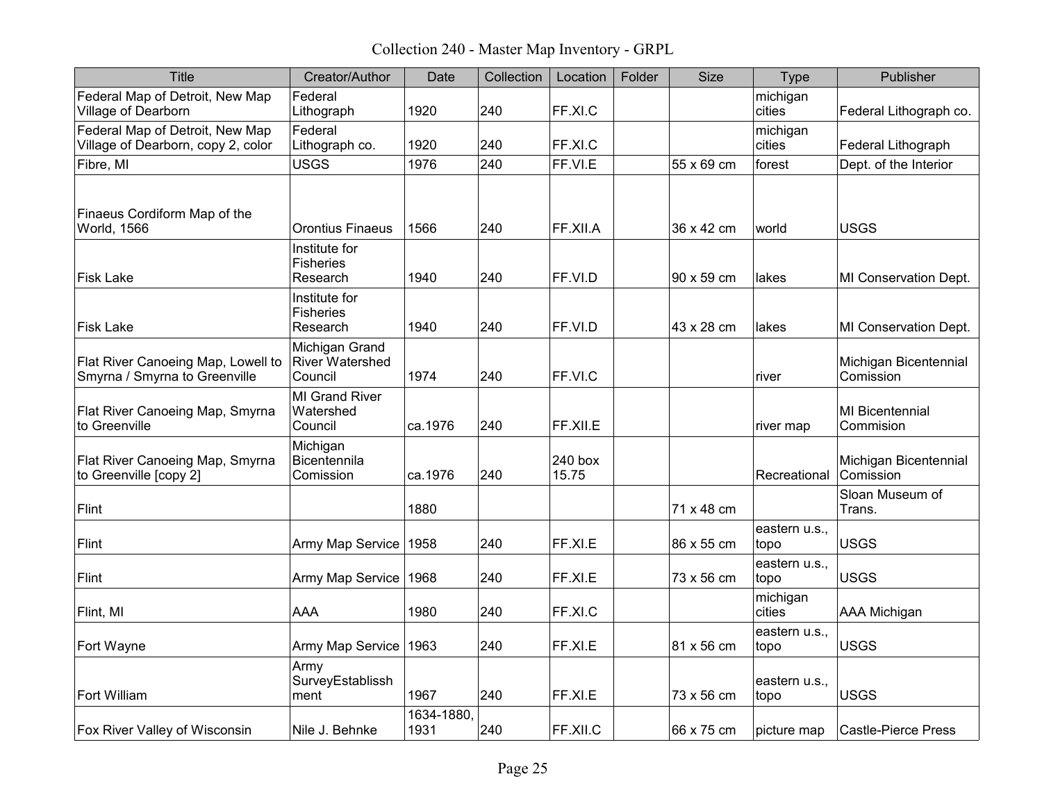Collection 240 - Master Map Inventory - GRPL

| Title | Creator/Author | Date | Collection | Location | Folder | Size | Type | Publisher |
|---|---|---|---|---|---|---|---|---|
| Federal Map of Detroit, New Map Village of Dearborn | Federal Lithograph | 1920 | 240 | FF.XI.C | | | michigan cities | Federal Lithograph co. |
| Federal Map of Detroit, New Map Village of Dearborn, copy 2, color | Federal Lithograph co. | 1920 | 240 | FF.XI.C | | | michigan cities | Federal Lithograph |
| Fibre, MI | USGS | 1976 | 240 | FF.VI.E | | 55 x 69 cm | forest | Dept. of the Interior |
| Finaeus Cordiform Map of the World, 1566 | Orontius Finaeus | 1566 | 240 | FF.XII.A | | 36 x 42 cm | world | USGS |
| Fisk Lake | Institute for Fisheries Research | 1940 | 240 | FF.VI.D | | 90 x 59 cm | lakes | MI Conservation Dept. |
| Fisk Lake | Institute for Fisheries Research | 1940 | 240 | FF.VI.D | | 43 x 28 cm | lakes | MI Conservation Dept. |
| Flat River Canoeing Map, Lowell to Smyrna / Smyrna to Greenville | Michigan Grand River Watershed Council | 1974 | 240 | FF.VI.C | | | river | Michigan Bicentennial Comission |
| Flat River Canoeing Map, Smyrna to Greenville | MI Grand River Watershed Council | ca.1976 | 240 | FF.XII.E | | | river map | MI Bicentennial Commision |
| Flat River Canoeing Map, Smyrna to Greenville [copy 2] | Michigan Bicentennila Comission | ca.1976 | 240 | 240 box 15.75 | | | Recreational | Michigan Bicentennial Comission |
| Flint | | 1880 | | | | 71 x 48 cm | | Sloan Museum of Trans. |
| Flint | Army Map Service | 1958 | 240 | FF.XI.E | | 86 x 55 cm | eastern u.s., topo | USGS |
| Flint | Army Map Service | 1968 | 240 | FF.XI.E | | 73 x 56 cm | eastern u.s., topo | USGS |
| Flint, MI | AAA | 1980 | 240 | FF.XI.C | | | michigan cities | AAA Michigan |
| Fort Wayne | Army Map Service | 1963 | 240 | FF.XI.E | | 81 x 56 cm | eastern u.s., topo | USGS |
| Fort William | Army SurveyEstablisshment | 1967 | 240 | FF.XI.E | | 73 x 56 cm | eastern u.s., topo | USGS |
| Fox River Valley of Wisconsin | Nile J. Behnke | 1634-1880, 1931 | 240 | FF.XII.C | | 66 x 75 cm | picture map | Castle-Pierce Press |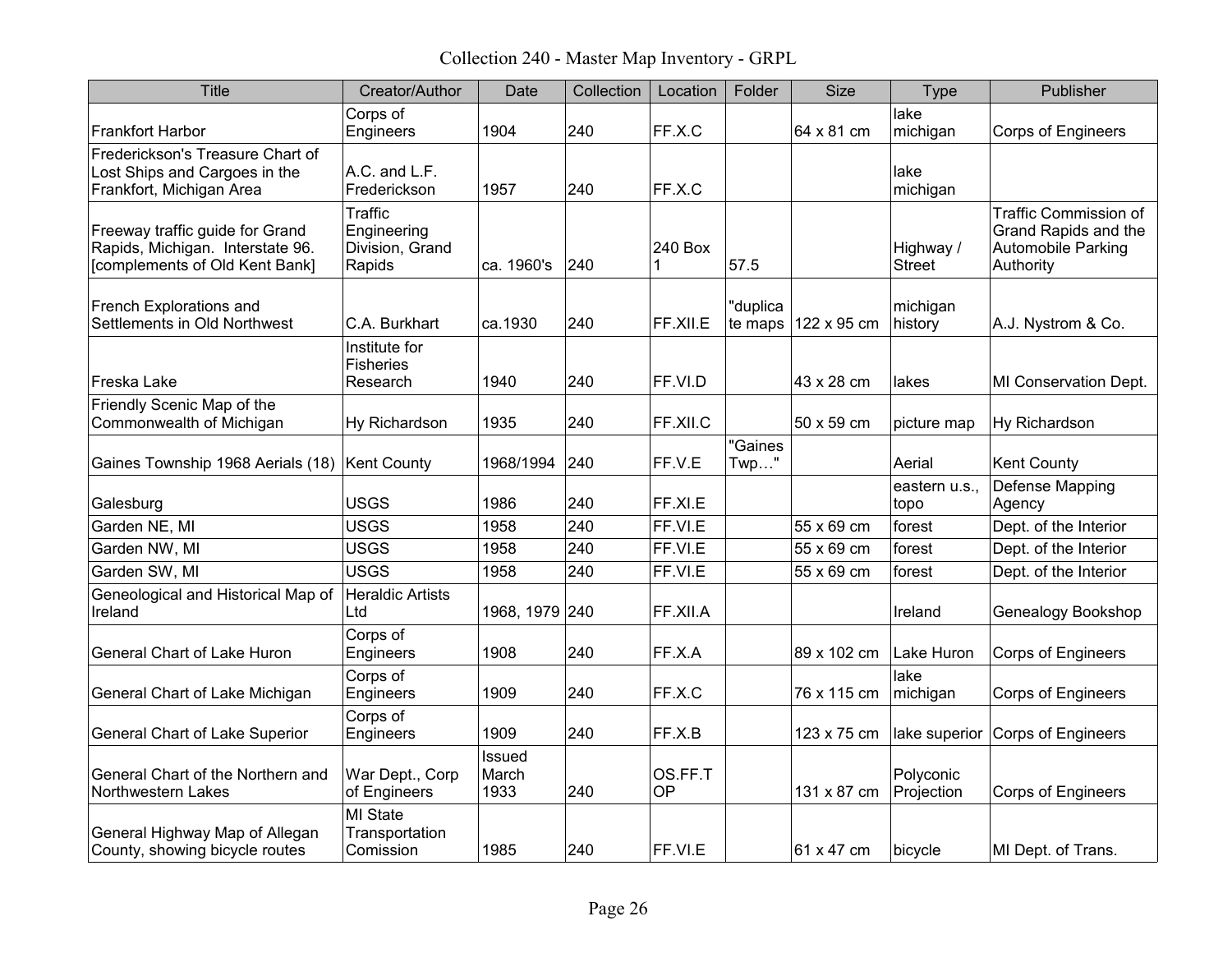# Collection 240 - Master Map Inventory - GRPL

| Title | Creator/Author | Date | Collection | Location | Folder | Size | Type | Publisher |
|---|---|---|---|---|---|---|---|---|
| Frankfort Harbor | Corps of Engineers | 1904 | 240 | FF.X.C | | 64 x 81 cm | lake michigan | Corps of Engineers |
| Frederickson's Treasure Chart of Lost Ships and Cargoes in the Frankfort, Michigan Area | A.C. and L.F. Frederickson | 1957 | 240 | FF.X.C | | | lake michigan | |
| Freeway traffic guide for Grand Rapids, Michigan. Interstate 96. [complements of Old Kent Bank] | Traffic Engineering Division, Grand Rapids | ca. 1960's | 240 | 240 Box 1 | 57.5 | | Highway / Street | Traffic Commission of Grand Rapids and the Automobile Parking Authority |
| French Explorations and Settlements in Old Northwest | C.A. Burkhart | ca.1930 | 240 | FF.XII.E | "duplicate maps | 122 x 95 cm | michigan history | A.J. Nystrom & Co. |
| Freska Lake | Institute for Fisheries Research | 1940 | 240 | FF.VI.D | | 43 x 28 cm | lakes | MI Conservation Dept. |
| Friendly Scenic Map of the Commonwealth of Michigan | Hy Richardson | 1935 | 240 | FF.XII.C | | 50 x 59 cm | picture map | Hy Richardson |
| Gaines Township 1968 Aerials (18) | Kent County | 1968/1994 | 240 | FF.V.E | "Gaines Twp…" | | Aerial | Kent County |
| Galesburg | USGS | 1986 | 240 | FF.XI.E | | | eastern u.s., topo | Defense Mapping Agency |
| Garden NE, MI | USGS | 1958 | 240 | FF.VI.E | | 55 x 69 cm | forest | Dept. of the Interior |
| Garden NW, MI | USGS | 1958 | 240 | FF.VI.E | | 55 x 69 cm | forest | Dept. of the Interior |
| Garden SW, MI | USGS | 1958 | 240 | FF.VI.E | | 55 x 69 cm | forest | Dept. of the Interior |
| Geneological and Historical Map of Ireland | Heraldic Artists Ltd | 1968, 1979 | 240 | FF.XII.A | | | Ireland | Genealogy Bookshop |
| General Chart of Lake Huron | Corps of Engineers | 1908 | 240 | FF.X.A | | 89 x 102 cm | Lake Huron | Corps of Engineers |
| General Chart of Lake Michigan | Corps of Engineers | 1909 | 240 | FF.X.C | | 76 x 115 cm | lake michigan | Corps of Engineers |
| General Chart of Lake Superior | Corps of Engineers | 1909 | 240 | FF.X.B | | 123 x 75 cm | lake superior | Corps of Engineers |
| General Chart of the Northern and Northwestern Lakes | War Dept., Corp of Engineers | Issued March 1933 | 240 | OS.FF.TOP | | 131 x 87 cm | Polyconic Projection | Corps of Engineers |
| General Highway Map of Allegan County, showing bicycle routes | MI State Transportation Comission | 1985 | 240 | FF.VI.E | | 61 x 47 cm | bicycle | MI Dept. of Trans. |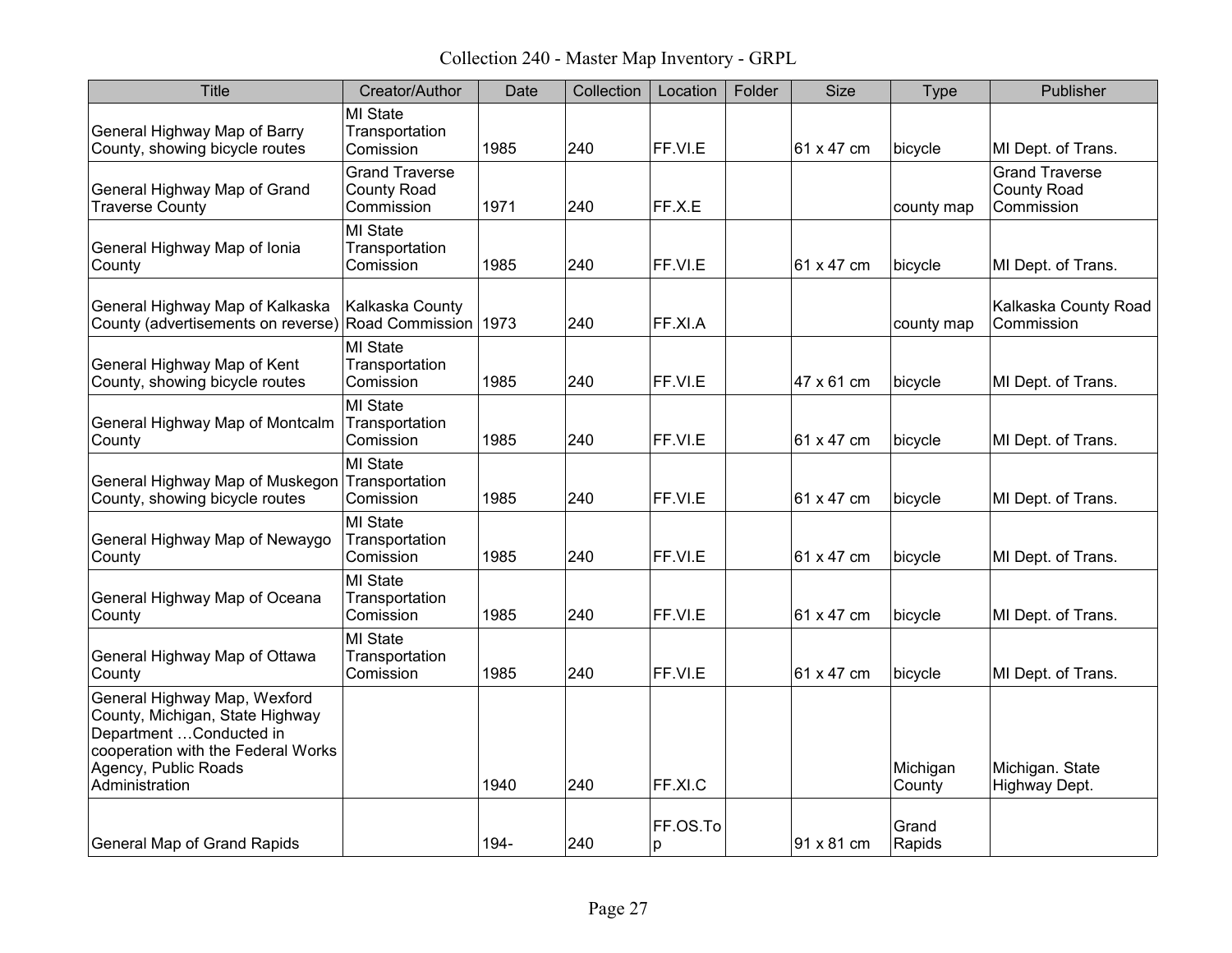Collection 240 - Master Map Inventory - GRPL

| Title | Creator/Author | Date | Collection | Location | Folder | Size | Type | Publisher |
|---|---|---|---|---|---|---|---|---|
| General Highway Map of Barry County, showing bicycle routes | MI State Transportation Comission | 1985 | 240 | FF.VI.E | | 61 x 47 cm | bicycle | MI Dept. of Trans. |
| General Highway Map of Grand Traverse County | Grand Traverse County Road Commission | 1971 | 240 | FF.X.E | | | county map | Grand Traverse County Road Commission |
| General Highway Map of Ionia County | MI State Transportation Comission | 1985 | 240 | FF.VI.E | | 61 x 47 cm | bicycle | MI Dept. of Trans. |
| General Highway Map of Kalkaska County (advertisements on reverse) | Kalkaska County Road Commission | 1973 | 240 | FF.XI.A | | | county map | Kalkaska County Road Commission |
| General Highway Map of Kent County, showing bicycle routes | MI State Transportation Comission | 1985 | 240 | FF.VI.E | | 47 x 61 cm | bicycle | MI Dept. of Trans. |
| General Highway Map of Montcalm County | MI State Transportation Comission | 1985 | 240 | FF.VI.E | | 61 x 47 cm | bicycle | MI Dept. of Trans. |
| General Highway Map of Muskegon County, showing bicycle routes | MI State Transportation Comission | 1985 | 240 | FF.VI.E | | 61 x 47 cm | bicycle | MI Dept. of Trans. |
| General Highway Map of Newaygo County | MI State Transportation Comission | 1985 | 240 | FF.VI.E | | 61 x 47 cm | bicycle | MI Dept. of Trans. |
| General Highway Map of Oceana County | MI State Transportation Comission | 1985 | 240 | FF.VI.E | | 61 x 47 cm | bicycle | MI Dept. of Trans. |
| General Highway Map of Ottawa County | MI State Transportation Comission | 1985 | 240 | FF.VI.E | | 61 x 47 cm | bicycle | MI Dept. of Trans. |
| General Highway Map, Wexford County, Michigan, State Highway Department …Conducted in cooperation with the Federal Works Agency, Public Roads Administration | | 1940 | 240 | FF.XI.C | | | Michigan County | Michigan. State Highway Dept. |
| General Map of Grand Rapids | | 194- | 240 | FF.OS.Top | | 91 x 81 cm | Grand Rapids | |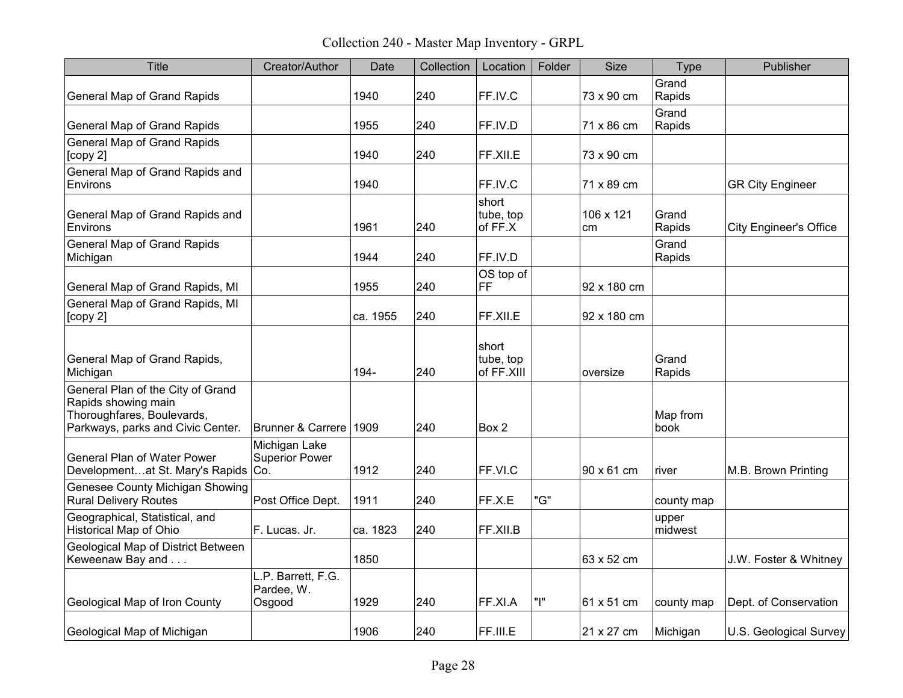Collection 240 - Master Map Inventory - GRPL

| Title | Creator/Author | Date | Collection | Location | Folder | Size | Type | Publisher |
|---|---|---|---|---|---|---|---|---|
| General Map of Grand Rapids | | 1940 | 240 | FF.IV.C | | 73 x 90 cm | Grand Rapids | |
| General Map of Grand Rapids | | 1955 | 240 | FF.IV.D | | 71 x 86 cm | Grand Rapids | |
| General Map of Grand Rapids [copy 2] | | 1940 | 240 | FF.XII.E | | 73 x 90 cm | | |
| General Map of Grand Rapids and Environs | | 1940 | | FF.IV.C | | 71 x 89 cm | | GR City Engineer |
| General Map of Grand Rapids and Environs | | 1961 | 240 | short tube, top of FF.X | | 106 x 121 cm | Grand Rapids | City Engineer's Office |
| General Map of Grand Rapids Michigan | | 1944 | 240 | FF.IV.D | | | Grand Rapids | |
| General Map of Grand Rapids, MI | | 1955 | 240 | OS top of FF | | 92 x 180 cm | | |
| General Map of Grand Rapids, MI [copy 2] | | ca. 1955 | 240 | FF.XII.E | | 92 x 180 cm | | |
| General Map of Grand Rapids, Michigan | | 194- | 240 | short tube, top of FF.XIII | | oversize | Grand Rapids | |
| General Plan of the City of Grand Rapids showing main Thoroughfares, Boulevards, Parkways, parks and Civic Center. | Brunner & Carrere | 1909 | 240 | Box 2 | | | Map from book | |
| General Plan of Water Power Development…at St. Mary's Rapids | Michigan Lake Superior Power Co. | 1912 | 240 | FF.VI.C | | 90 x 61 cm | river | M.B. Brown Printing |
| Genesee County Michigan Showing Rural Delivery Routes | Post Office Dept. | 1911 | 240 | FF.X.E | "G" | | county map | |
| Geographical, Statistical, and Historical Map of Ohio | F. Lucas. Jr. | ca. 1823 | 240 | FF.XII.B | | | upper midwest | |
| Geological Map of District Between Keweenaw Bay and . . . | | 1850 | | | | 63 x 52 cm | | J.W. Foster & Whitney |
| Geological Map of Iron County | L.P. Barrett, F.G. Pardee, W. Osgood | 1929 | 240 | FF.XI.A | "I" | 61 x 51 cm | county map | Dept. of Conservation |
| Geological Map of Michigan | | 1906 | 240 | FF.III.E | | 21 x 27 cm | Michigan | U.S. Geological Survey |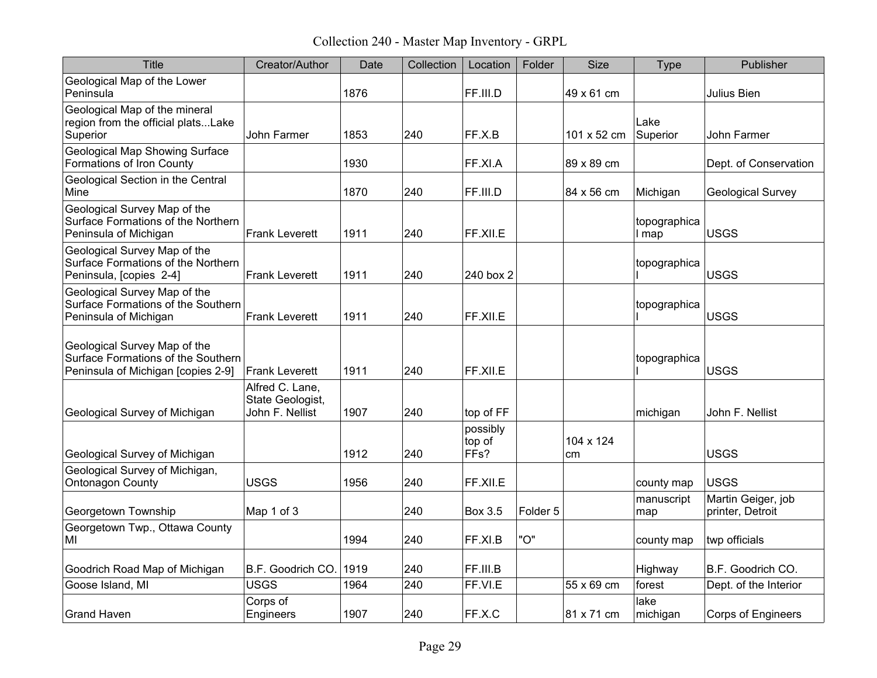Collection 240 - Master Map Inventory - GRPL

| Title | Creator/Author | Date | Collection | Location | Folder | Size | Type | Publisher |
|---|---|---|---|---|---|---|---|---|
| Geological Map of the Lower Peninsula | | 1876 | | FF.III.D | | 49 x 61 cm | | Julius Bien |
| Geological Map of the mineral region from the official plats...Lake Superior | John Farmer | 1853 | 240 | FF.X.B | | 101 x 52 cm | Lake Superior | John Farmer |
| Geological Map Showing Surface Formations of Iron County | | 1930 | | FF.XI.A | | 89 x 89 cm | | Dept. of Conservation |
| Geological Section in the Central Mine | | 1870 | 240 | FF.III.D | | 84 x 56 cm | Michigan | Geological Survey |
| Geological Survey Map of the Surface Formations of the Northern Peninsula of Michigan | Frank Leverett | 1911 | 240 | FF.XII.E | | | topographical map | USGS |
| Geological Survey Map of the Surface Formations of the Northern Peninsula, [copies 2-4] | Frank Leverett | 1911 | 240 | 240 box 2 | | | topographical | USGS |
| Geological Survey Map of the Surface Formations of the Southern Peninsula of Michigan | Frank Leverett | 1911 | 240 | FF.XII.E | | | topographical | USGS |
| Geological Survey Map of the Surface Formations of the Southern Peninsula of Michigan [copies 2-9] | Frank Leverett | 1911 | 240 | FF.XII.E | | | topographical | USGS |
| Geological Survey of Michigan | Alfred C. Lane, State Geologist, John F. Nellist | 1907 | 240 | top of FF | | | michigan | John F. Nellist |
| Geological Survey of Michigan | | 1912 | 240 | possibly top of FFs? | | 104 x 124 cm | | USGS |
| Geological Survey of Michigan, Ontonagon County | USGS | 1956 | 240 | FF.XII.E | | | county map | USGS |
| Georgetown Township | Map 1 of 3 | | 240 | Box 3.5 | Folder 5 | | manuscript map | Martin Geiger, job printer, Detroit |
| Georgetown Twp., Ottawa County MI | | 1994 | 240 | FF.XI.B | "O" | | county map | twp officials |
| Goodrich Road Map of Michigan | B.F. Goodrich CO. | 1919 | 240 | FF.III.B | | | Highway | B.F. Goodrich CO. |
| Goose Island, MI | USGS | 1964 | 240 | FF.VI.E | | 55 x 69 cm | forest | Dept. of the Interior |
| Grand Haven | Corps of Engineers | 1907 | 240 | FF.X.C | | 81 x 71 cm | lake michigan | Corps of Engineers |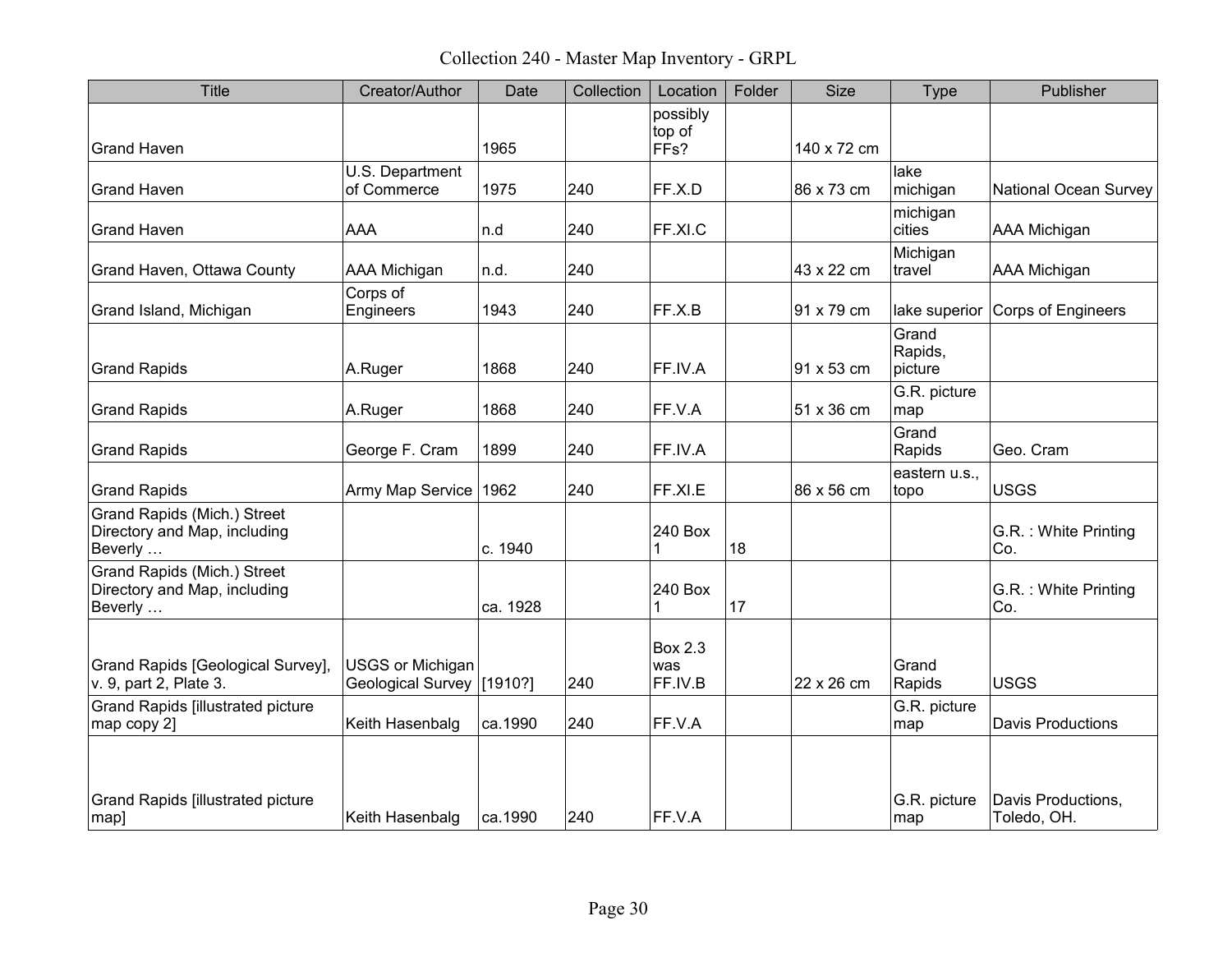# Collection 240 - Master Map Inventory - GRPL

| Title | Creator/Author | Date | Collection | Location | Folder | Size | Type | Publisher |
|---|---|---|---|---|---|---|---|---|
| Grand Haven | | 1965 | | possibly top of FFs? | | 140 x 72 cm | | |
| Grand Haven | U.S. Department of Commerce | 1975 | 240 | FF.X.D | | 86 x 73 cm | lake michigan | National Ocean Survey |
| Grand Haven | AAA | n.d | 240 | FF.XI.C | | | michigan cities | AAA Michigan |
| Grand Haven, Ottawa County | AAA Michigan | n.d. | 240 | | | 43 x 22 cm | Michigan travel | AAA Michigan |
| Grand Island, Michigan | Corps of Engineers | 1943 | 240 | FF.X.B | | 91 x 79 cm | lake superior | Corps of Engineers |
| Grand Rapids | A.Ruger | 1868 | 240 | FF.IV.A | | 91 x 53 cm | Grand Rapids, picture | |
| Grand Rapids | A.Ruger | 1868 | 240 | FF.V.A | | 51 x 36 cm | G.R. picture map | |
| Grand Rapids | George F. Cram | 1899 | 240 | FF.IV.A | | | Grand Rapids | Geo. Cram |
| Grand Rapids | Army Map Service | 1962 | 240 | FF.XI.E | | 86 x 56 cm | eastern u.s., topo | USGS |
| Grand Rapids (Mich.) Street Directory and Map, including Beverly … | | c. 1940 | | 240 Box 1 | 18 | | | G.R. : White Printing Co. |
| Grand Rapids (Mich.) Street Directory and Map, including Beverly … | | ca. 1928 | | 240 Box 1 | 17 | | | G.R. : White Printing Co. |
| Grand Rapids [Geological Survey], v. 9, part 2, Plate 3. | USGS or Michigan Geological Survey | [1910?] | 240 | Box 2.3 was FF.IV.B | | 22 x 26 cm | Grand Rapids | USGS |
| Grand Rapids [illustrated picture map copy 2] | Keith Hasenbalg | ca.1990 | 240 | FF.V.A | | | G.R. picture map | Davis Productions |
| Grand Rapids [illustrated picture map] | Keith Hasenbalg | ca.1990 | 240 | FF.V.A | | | G.R. picture map | Davis Productions, Toledo, OH. |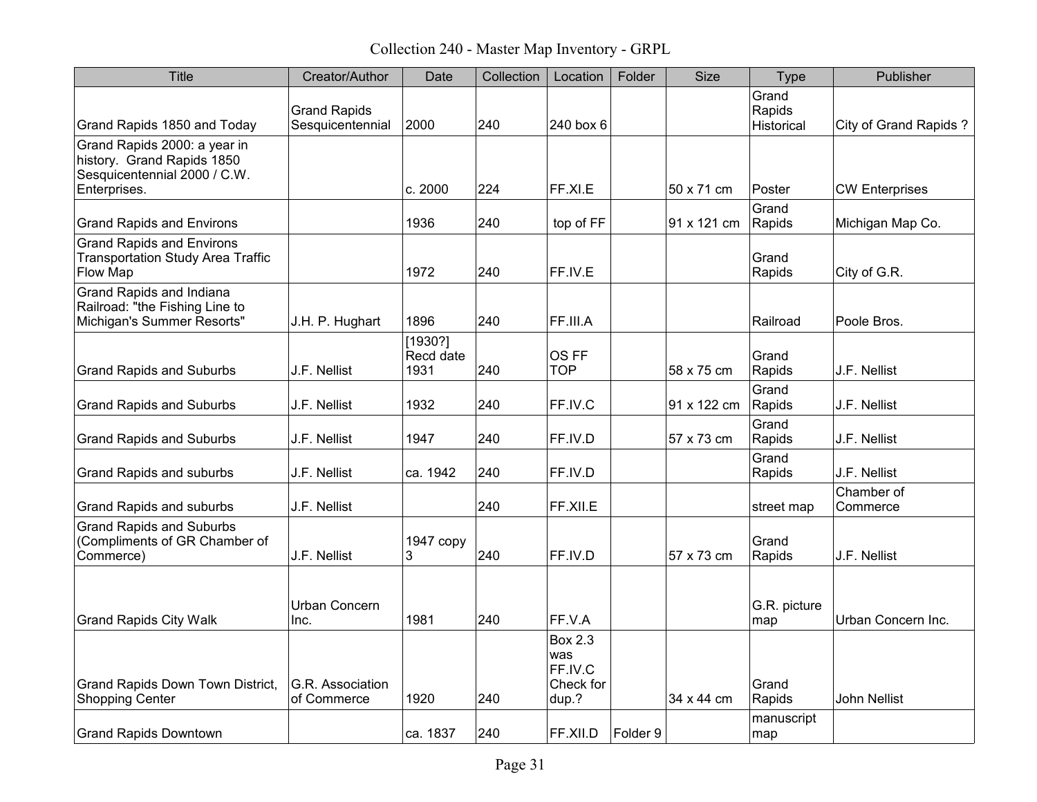Collection 240 - Master Map Inventory - GRPL

| Title | Creator/Author | Date | Collection | Location | Folder | Size | Type | Publisher |
|---|---|---|---|---|---|---|---|---|
| Grand Rapids 1850 and Today | Grand Rapids Sesquicentennial | 2000 | 240 | 240 box 6 | | | Grand Rapids Historical | City of Grand Rapids ? |
| Grand Rapids 2000: a year in history. Grand Rapids 1850 Sesquicentennial 2000 / C.W. Enterprises. | | c. 2000 | 224 | FF.XI.E | | 50 x 71 cm | Poster | CW Enterprises |
| Grand Rapids and Environs | | 1936 | 240 | top of FF | | 91 x 121 cm | Grand Rapids | Michigan Map Co. |
| Grand Rapids and Environs Transportation Study Area Traffic Flow Map | | 1972 | 240 | FF.IV.E | | | Grand Rapids | City of G.R. |
| Grand Rapids and Indiana Railroad: "the Fishing Line to Michigan's Summer Resorts" | J.H. P. Hughart | 1896 | 240 | FF.III.A | | | Railroad | Poole Bros. |
| Grand Rapids and Suburbs | J.F. Nellist | [1930?] Recd date 1931 | 240 | OS FF TOP | | 58 x 75 cm | Grand Rapids | J.F. Nellist |
| Grand Rapids and Suburbs | J.F. Nellist | 1932 | 240 | FF.IV.C | | 91 x 122 cm | Grand Rapids | J.F. Nellist |
| Grand Rapids and Suburbs | J.F. Nellist | 1947 | 240 | FF.IV.D | | 57 x 73 cm | Grand Rapids | J.F. Nellist |
| Grand Rapids and suburbs | J.F. Nellist | ca. 1942 | 240 | FF.IV.D | | | Grand Rapids | J.F. Nellist |
| Grand Rapids and suburbs | J.F. Nellist | | 240 | FF.XII.E | | | street map | Chamber of Commerce |
| Grand Rapids and Suburbs (Compliments of GR Chamber of Commerce) | J.F. Nellist | 1947 copy 3 | 240 | FF.IV.D | | 57 x 73 cm | Grand Rapids | J.F. Nellist |
| Grand Rapids City Walk | Urban Concern Inc. | 1981 | 240 | FF.V.A | | | G.R. picture map | Urban Concern Inc. |
| Grand Rapids Down Town District, Shopping Center | G.R. Association of Commerce | 1920 | 240 | Box 2.3 was FF.IV.C Check for dup.? | | 34 x 44 cm | Grand Rapids | John Nellist |
| Grand Rapids Downtown | | ca. 1837 | 240 | FF.XII.D | Folder 9 | | manuscript map | |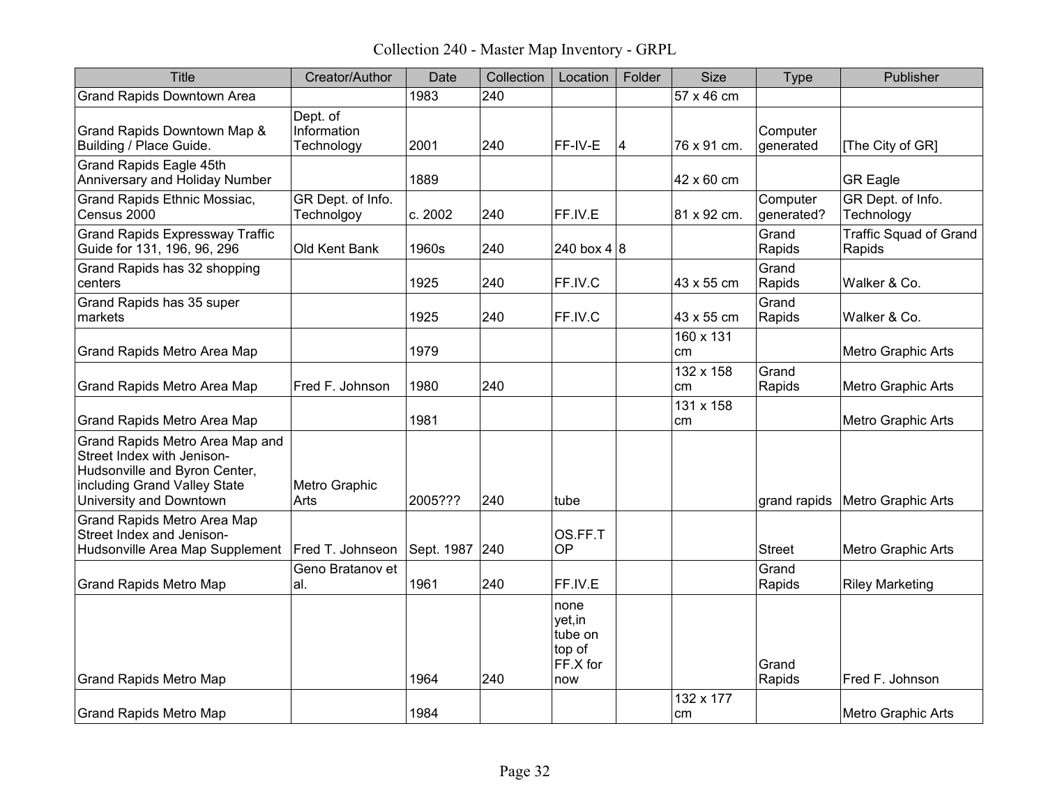# Collection 240 - Master Map Inventory - GRPL

| Title | Creator/Author | Date | Collection | Location | Folder | Size | Type | Publisher |
|---|---|---|---|---|---|---|---|---|
| Grand Rapids Downtown Area | | 1983 | 240 | | | 57 x 46 cm | | |
| Grand Rapids Downtown Map & Building / Place Guide. | Dept. of Information Technology | 2001 | 240 | FF-IV-E | 4 | 76 x 91 cm. | Computer generated | [The City of GR] |
| Grand Rapids Eagle 45th Anniversary and Holiday Number | | 1889 | | | | 42 x 60 cm | | GR Eagle |
| Grand Rapids Ethnic Mossiac, Census 2000 | GR Dept. of Info. Technolgoy | c. 2002 | 240 | FF.IV.E | | 81 x 92 cm. | Computer generated? | GR Dept. of Info. Technology |
| Grand Rapids Expressway Traffic Guide for 131, 196, 96, 296 | Old Kent Bank | 1960s | 240 | 240 box 4 | 8 | | Grand Rapids | Traffic Squad of Grand Rapids |
| Grand Rapids has 32 shopping centers | | 1925 | 240 | FF.IV.C | | 43 x 55 cm | Grand Rapids | Walker & Co. |
| Grand Rapids has 35 super markets | | 1925 | 240 | FF.IV.C | | 43 x 55 cm | Grand Rapids | Walker & Co. |
| Grand Rapids Metro Area Map | | 1979 | | | | 160 x 131 cm | | Metro Graphic Arts |
| Grand Rapids Metro Area Map | Fred F. Johnson | 1980 | 240 | | | 132 x 158 cm | Grand Rapids | Metro Graphic Arts |
| Grand Rapids Metro Area Map | | 1981 | | | | 131 x 158 cm | | Metro Graphic Arts |
| Grand Rapids Metro Area Map and Street Index with Jenison-Hudsonville and Byron Center, including Grand Valley State University and Downtown | Metro Graphic Arts | 2005??? | 240 | tube | | | grand rapids | Metro Graphic Arts |
| Grand Rapids Metro Area Map Street Index and Jenison-Hudsonville Area Map Supplement | Fred T. Johnseon | Sept. 1987 | 240 | OS.FF.TOP | | | Street | Metro Graphic Arts |
| Grand Rapids Metro Map | Geno Bratanov et al. | 1961 | 240 | FF.IV.E | | | Grand Rapids | Riley Marketing |
| Grand Rapids Metro Map | | 1964 | 240 | none yet,in tube on top of FF.X for now | | | Grand Rapids | Fred F. Johnson |
| Grand Rapids Metro Map | | 1984 | | | | 132 x 177 cm | | Metro Graphic Arts |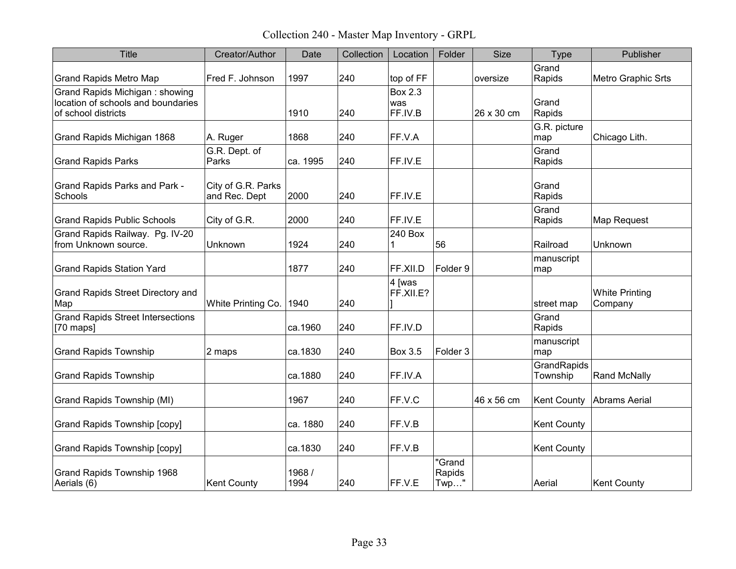# Collection 240 - Master Map Inventory - GRPL

| Title | Creator/Author | Date | Collection | Location | Folder | Size | Type | Publisher |
|---|---|---|---|---|---|---|---|---|
| Grand Rapids Metro Map | Fred F. Johnson | 1997 | 240 | top of FF | | oversize | Grand Rapids | Metro Graphic Srts |
| Grand Rapids Michigan : showing location of schools and boundaries of school districts | | 1910 | 240 | Box 2.3 was FF.IV.B | | 26 x 30 cm | Grand Rapids | |
| Grand Rapids Michigan 1868 | A. Ruger | 1868 | 240 | FF.V.A | | | G.R. picture map | Chicago Lith. |
| Grand Rapids Parks | G.R. Dept. of Parks | ca. 1995 | 240 | FF.IV.E | | | Grand Rapids | |
| Grand Rapids Parks and Park - Schools | City of G.R. Parks and Rec. Dept | 2000 | 240 | FF.IV.E | | | Grand Rapids | |
| Grand Rapids Public Schools | City of G.R. | 2000 | 240 | FF.IV.E | | | Grand Rapids | Map Request |
| Grand Rapids Railway. Pg. IV-20 from Unknown source. | Unknown | 1924 | 240 | 240 Box 1 | 56 | | Railroad | Unknown |
| Grand Rapids Station Yard | | 1877 | 240 | FF.XII.D | Folder 9 | | manuscript map | |
| Grand Rapids Street Directory and Map | White Printing Co. | 1940 | 240 | 4 [was FF.XII.E? ] | | | street map | White Printing Company |
| Grand Rapids Street Intersections [70 maps] | | ca.1960 | 240 | FF.IV.D | | | Grand Rapids | |
| Grand Rapids Township | 2 maps | ca.1830 | 240 | Box 3.5 | Folder 3 | | manuscript map | |
| Grand Rapids Township | | ca.1880 | 240 | FF.IV.A | | | GrandRapids Township | Rand McNally |
| Grand Rapids Township (MI) | | 1967 | 240 | FF.V.C | | 46 x 56 cm | Kent County | Abrams Aerial |
| Grand Rapids Township [copy] | | ca. 1880 | 240 | FF.V.B | | | Kent County | |
| Grand Rapids Township [copy] | | ca.1830 | 240 | FF.V.B | | | Kent County | |
| Grand Rapids Township 1968 Aerials (6) | Kent County | 1968 / 1994 | 240 | FF.V.E | "Grand Rapids Twp…" | | Aerial | Kent County |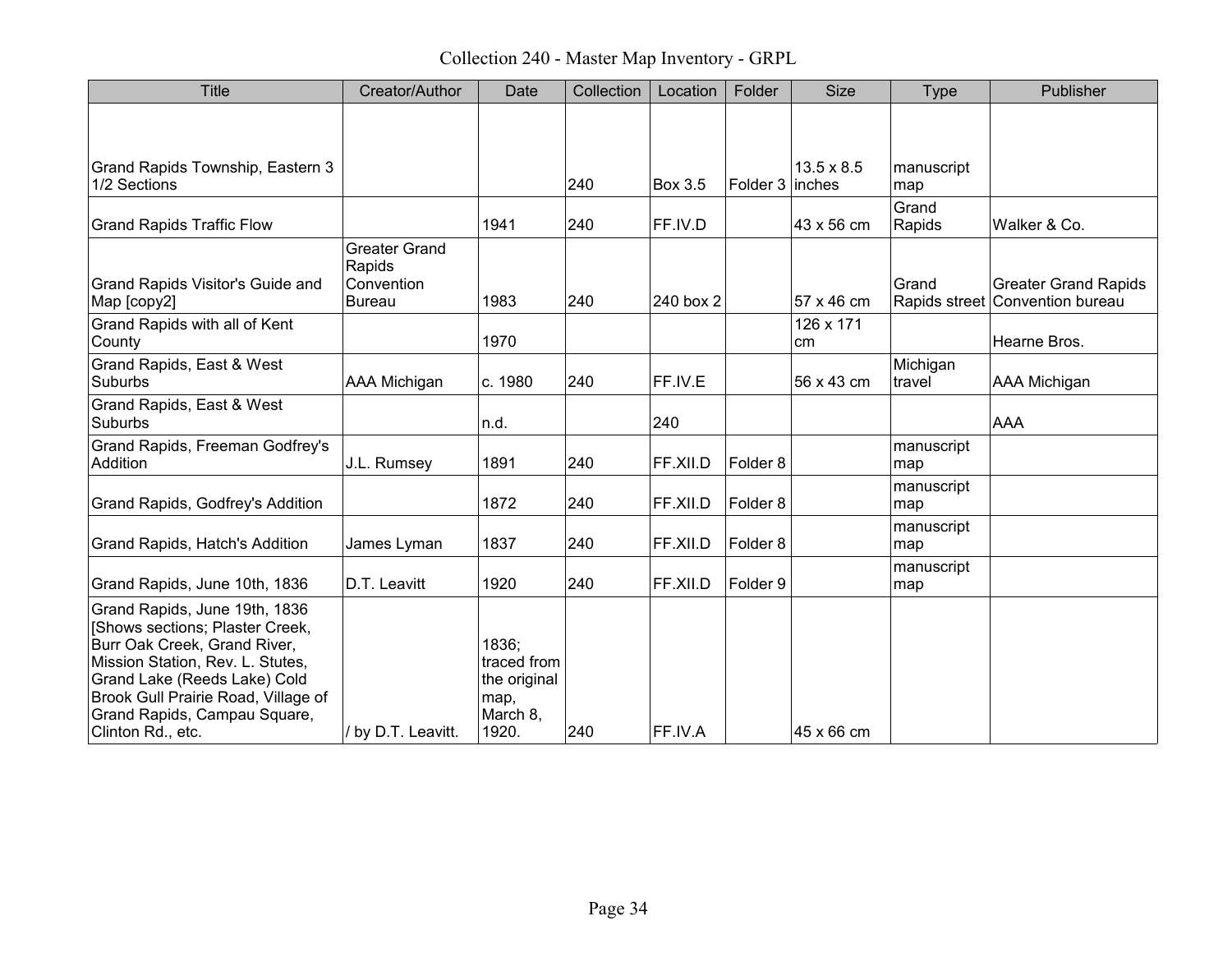# Collection 240 - Master Map Inventory - GRPL

| Title | Creator/Author | Date | Collection | Location | Folder | Size | Type | Publisher |
|---|---|---|---|---|---|---|---|---|
| Grand Rapids Township, Eastern 3 1/2 Sections | | | 240 | Box 3.5 | Folder 3 | 13.5 x 8.5 inches | manuscript map | |
| Grand Rapids Traffic Flow | | 1941 | 240 | FF.IV.D | | 43 x 56 cm | Grand Rapids | Walker & Co. |
| Grand Rapids Visitor's Guide and Map [copy2] | Greater Grand Rapids Convention Bureau | 1983 | 240 | 240 box 2 | | 57 x 46 cm | Grand Rapids street | Greater Grand Rapids Convention bureau |
| Grand Rapids with all of Kent County | | 1970 | | | | 126 x 171 cm | | Hearne Bros. |
| Grand Rapids, East & West Suburbs | AAA Michigan | c. 1980 | 240 | FF.IV.E | | 56 x 43 cm | Michigan travel | AAA Michigan |
| Grand Rapids, East & West Suburbs | | n.d. | | 240 | | | | AAA |
| Grand Rapids, Freeman Godfrey's Addition | J.L. Rumsey | 1891 | 240 | FF.XII.D | Folder 8 | | manuscript map | |
| Grand Rapids, Godfrey's Addition | | 1872 | 240 | FF.XII.D | Folder 8 | | manuscript map | |
| Grand Rapids, Hatch's Addition | James Lyman | 1837 | 240 | FF.XII.D | Folder 8 | | manuscript map | |
| Grand Rapids, June 10th, 1836 | D.T. Leavitt | 1920 | 240 | FF.XII.D | Folder 9 | | manuscript map | |
| Grand Rapids, June 19th, 1836 [Shows sections; Plaster Creek, Burr Oak Creek, Grand River, Mission Station, Rev. L. Stutes, Grand Lake (Reeds Lake) Cold Brook Gull Prairie Road, Village of Grand Rapids, Campau Square, Clinton Rd., etc. | / by D.T. Leavitt. | 1836; traced from the original map, March 8, 1920. | 240 | FF.IV.A | | 45 x 66 cm | | |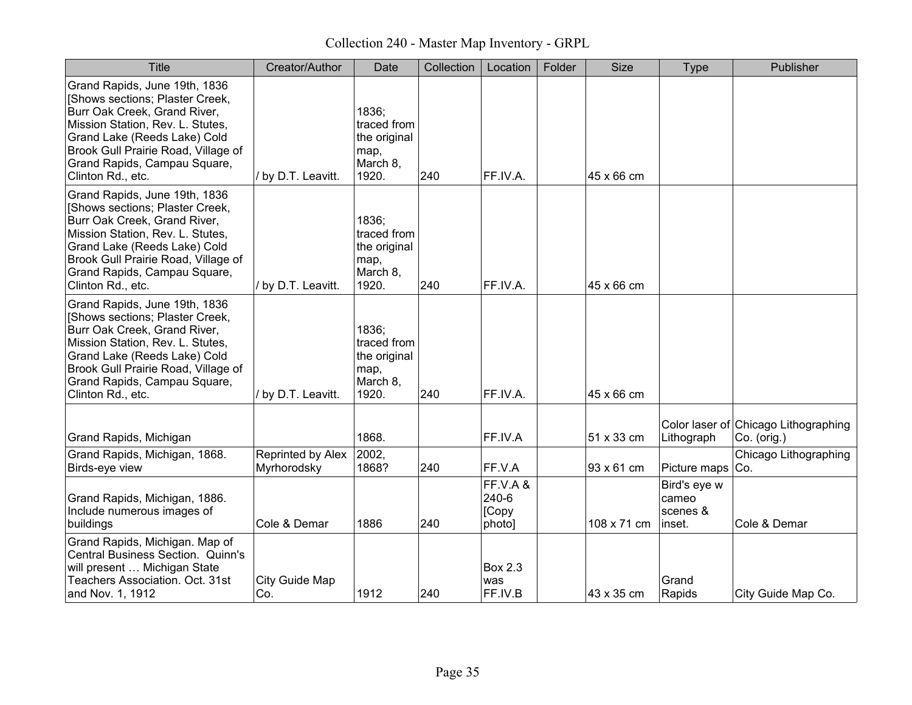Collection 240 - Master Map Inventory - GRPL

| Title | Creator/Author | Date | Collection | Location | Folder | Size | Type | Publisher |
|---|---|---|---|---|---|---|---|---|
| Grand Rapids, June 19th, 1836 [Shows sections; Plaster Creek, Burr Oak Creek, Grand River, Mission Station, Rev. L. Stutes, Grand Lake (Reeds Lake) Cold Brook Gull Prairie Road, Village of Grand Rapids, Campau Square, Clinton Rd., etc. | / by D.T. Leavitt. | 1836; traced from the original map, March 8, 1920. | 240 | FF.IV.A. | | 45 x 66 cm | | |
| Grand Rapids, June 19th, 1836 [Shows sections; Plaster Creek, Burr Oak Creek, Grand River, Mission Station, Rev. L. Stutes, Grand Lake (Reeds Lake) Cold Brook Gull Prairie Road, Village of Grand Rapids, Campau Square, Clinton Rd., etc. | / by D.T. Leavitt. | 1836; traced from the original map, March 8, 1920. | 240 | FF.IV.A. | | 45 x 66 cm | | |
| Grand Rapids, June 19th, 1836 [Shows sections; Plaster Creek, Burr Oak Creek, Grand River, Mission Station, Rev. L. Stutes, Grand Lake (Reeds Lake) Cold Brook Gull Prairie Road, Village of Grand Rapids, Campau Square, Clinton Rd., etc. | / by D.T. Leavitt. | 1836; traced from the original map, March 8, 1920. | 240 | FF.IV.A. | | 45 x 66 cm | | |
| Grand Rapids, Michigan | | 1868. | | FF.IV.A | | 51 x 33 cm | Color laser of Lithograph | Chicago Lithographing Co. (orig.) |
| Grand Rapids, Michigan, 1868. Birds-eye view | Reprinted by Alex Myrhorodsky | 2002, 1868? | 240 | FF.V.A | | 93 x 61 cm | Picture maps | Chicago Lithographing Co. |
| Grand Rapids, Michigan, 1886. Include numerous images of buildings | Cole & Demar | 1886 | 240 | FF.V.A & 240-6 [Copy photo] | | 108 x 71 cm | Bird's eye w cameo scenes & inset. | Cole & Demar |
| Grand Rapids, Michigan. Map of Central Business Section. Quinn's will present … Michigan State Teachers Association. Oct. 31st and Nov. 1, 1912 | City Guide Map Co. | 1912 | 240 | Box 2.3 was FF.IV.B | | 43 x 35 cm | Grand Rapids | City Guide Map Co. |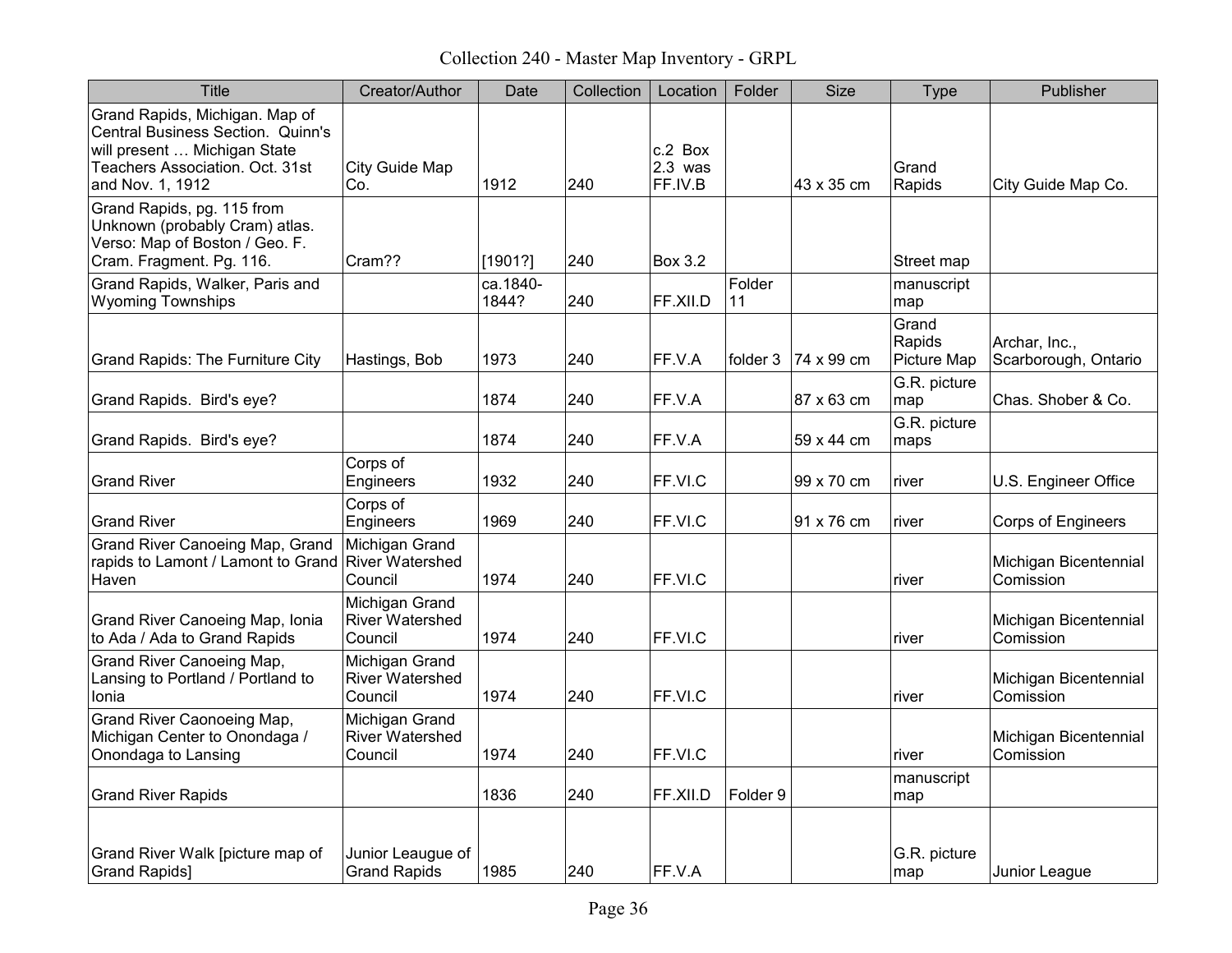# Collection 240 - Master Map Inventory - GRPL

| Title | Creator/Author | Date | Collection | Location | Folder | Size | Type | Publisher |
|---|---|---|---|---|---|---|---|---|
| Grand Rapids, Michigan. Map of Central Business Section. Quinn's will present … Michigan State Teachers Association. Oct. 31st and Nov. 1, 1912 | City Guide Map Co. | 1912 | 240 | c.2 Box 2.3 was FF.IV.B | | 43 x 35 cm | Grand Rapids | City Guide Map Co. |
| Grand Rapids, pg. 115 from Unknown (probably Cram) atlas. Verso: Map of Boston / Geo. F. Cram. Fragment. Pg. 116. | Cram?? | [1901?] | 240 | Box 3.2 | | | Street map | |
| Grand Rapids, Walker, Paris and Wyoming Townships | | ca.1840-1844? | 240 | FF.XII.D | Folder 11 | | manuscript map | |
| Grand Rapids: The Furniture City | Hastings, Bob | 1973 | 240 | FF.V.A | folder 3 | 74 x 99 cm | Grand Rapids Picture Map | Archar, Inc., Scarborough, Ontario |
| Grand Rapids. Bird's eye? | | 1874 | 240 | FF.V.A | | 87 x 63 cm | G.R. picture map | Chas. Shober & Co. |
| Grand Rapids. Bird's eye? | | 1874 | 240 | FF.V.A | | 59 x 44 cm | G.R. picture maps | |
| Grand River | Corps of Engineers | 1932 | 240 | FF.VI.C | | 99 x 70 cm | river | U.S. Engineer Office |
| Grand River | Corps of Engineers | 1969 | 240 | FF.VI.C | | 91 x 76 cm | river | Corps of Engineers |
| Grand River Canoeing Map, Grand rapids to Lamont / Lamont to Grand Haven | Michigan Grand River Watershed Council | 1974 | 240 | FF.VI.C | | | river | Michigan Bicentennial Comission |
| Grand River Canoeing Map, Ionia to Ada / Ada to Grand Rapids | Michigan Grand River Watershed Council | 1974 | 240 | FF.VI.C | | | river | Michigan Bicentennial Comission |
| Grand River Canoeing Map, Lansing to Portland / Portland to Ionia | Michigan Grand River Watershed Council | 1974 | 240 | FF.VI.C | | | river | Michigan Bicentennial Comission |
| Grand River Caonoeing Map, Michigan Center to Onondaga / Onondaga to Lansing | Michigan Grand River Watershed Council | 1974 | 240 | FF.VI.C | | | river | Michigan Bicentennial Comission |
| Grand River Rapids | | 1836 | 240 | FF.XII.D | Folder 9 | | manuscript map | |
| Grand River Walk [picture map of Grand Rapids] | Junior Leaugue of Grand Rapids | 1985 | 240 | FF.V.A | | | G.R. picture map | Junior League |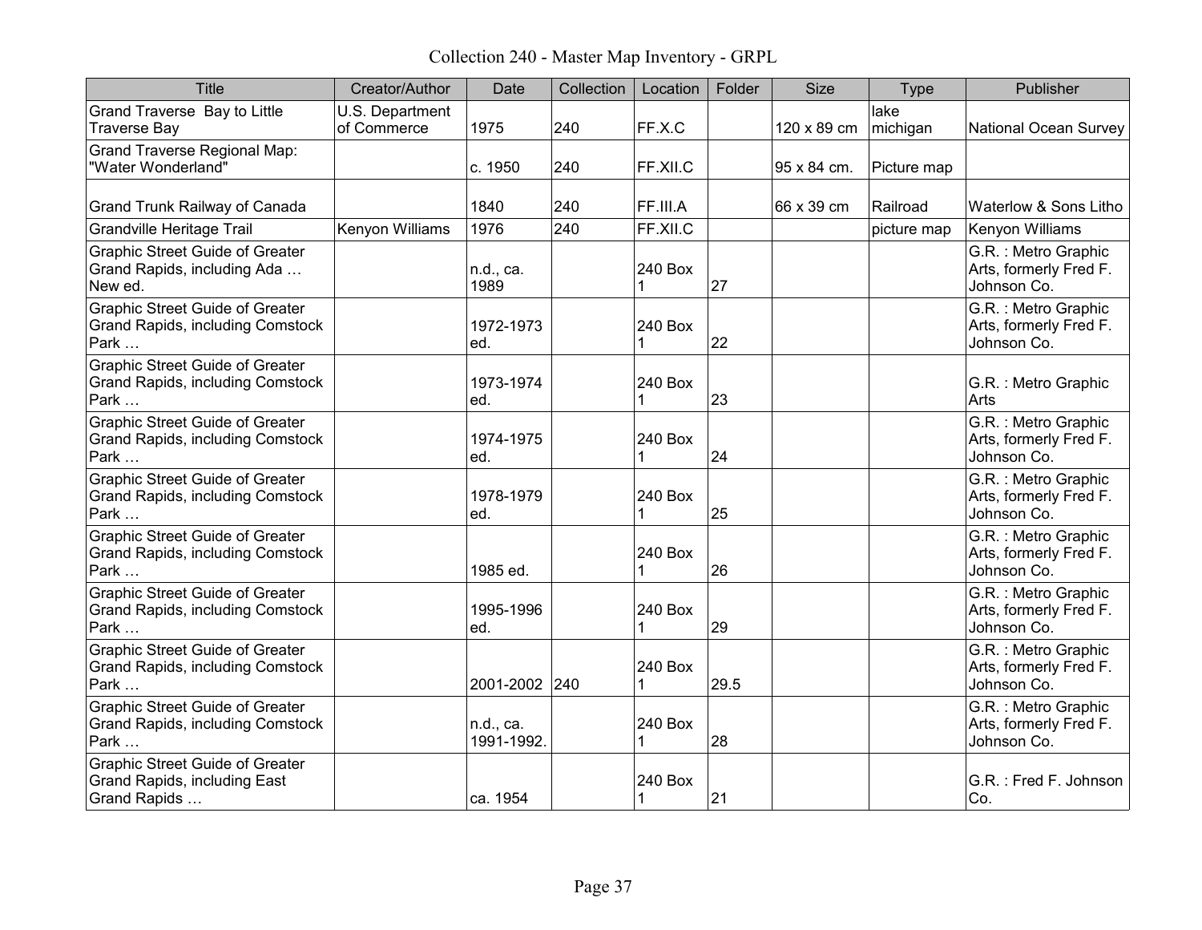# Collection 240 - Master Map Inventory - GRPL

| Title | Creator/Author | Date | Collection | Location | Folder | Size | Type | Publisher |
|---|---|---|---|---|---|---|---|---|
| Grand Traverse Bay to Little Traverse Bay | U.S. Department of Commerce | 1975 | 240 | FF.X.C | | 120 x 89 cm | lake michigan | National Ocean Survey |
| Grand Traverse Regional Map: "Water Wonderland" | | c. 1950 | 240 | FF.XII.C | | 95 x 84 cm. | Picture map | |
| Grand Trunk Railway of Canada | | 1840 | 240 | FF.III.A | | 66 x 39 cm | Railroad | Waterlow & Sons Litho |
| Grandville Heritage Trail | Kenyon Williams | 1976 | 240 | FF.XII.C | | | picture map | Kenyon Williams |
| Graphic Street Guide of Greater Grand Rapids, including Ada … New ed. | | n.d., ca. 1989 | | 240 Box 1 | 27 | | | G.R. : Metro Graphic Arts, formerly Fred F. Johnson Co. |
| Graphic Street Guide of Greater Grand Rapids, including Comstock Park … | | 1972-1973 ed. | | 240 Box 1 | 22 | | | G.R. : Metro Graphic Arts, formerly Fred F. Johnson Co. |
| Graphic Street Guide of Greater Grand Rapids, including Comstock Park … | | 1973-1974 ed. | | 240 Box 1 | 23 | | | G.R. : Metro Graphic Arts |
| Graphic Street Guide of Greater Grand Rapids, including Comstock Park … | | 1974-1975 ed. | | 240 Box 1 | 24 | | | G.R. : Metro Graphic Arts, formerly Fred F. Johnson Co. |
| Graphic Street Guide of Greater Grand Rapids, including Comstock Park … | | 1978-1979 ed. | | 240 Box 1 | 25 | | | G.R. : Metro Graphic Arts, formerly Fred F. Johnson Co. |
| Graphic Street Guide of Greater Grand Rapids, including Comstock Park … | | 1985 ed. | | 240 Box 1 | 26 | | | G.R. : Metro Graphic Arts, formerly Fred F. Johnson Co. |
| Graphic Street Guide of Greater Grand Rapids, including Comstock Park … | | 1995-1996 ed. | | 240 Box 1 | 29 | | | G.R. : Metro Graphic Arts, formerly Fred F. Johnson Co. |
| Graphic Street Guide of Greater Grand Rapids, including Comstock Park … | | 2001-2002 | 240 | 240 Box 1 | 29.5 | | | G.R. : Metro Graphic Arts, formerly Fred F. Johnson Co. |
| Graphic Street Guide of Greater Grand Rapids, including Comstock Park … | | n.d., ca. 1991-1992. | | 240 Box 1 | 28 | | | G.R. : Metro Graphic Arts, formerly Fred F. Johnson Co. |
| Graphic Street Guide of Greater Grand Rapids, including East Grand Rapids … | | ca. 1954 | | 240 Box 1 | 21 | | | G.R. : Fred F. Johnson Co. |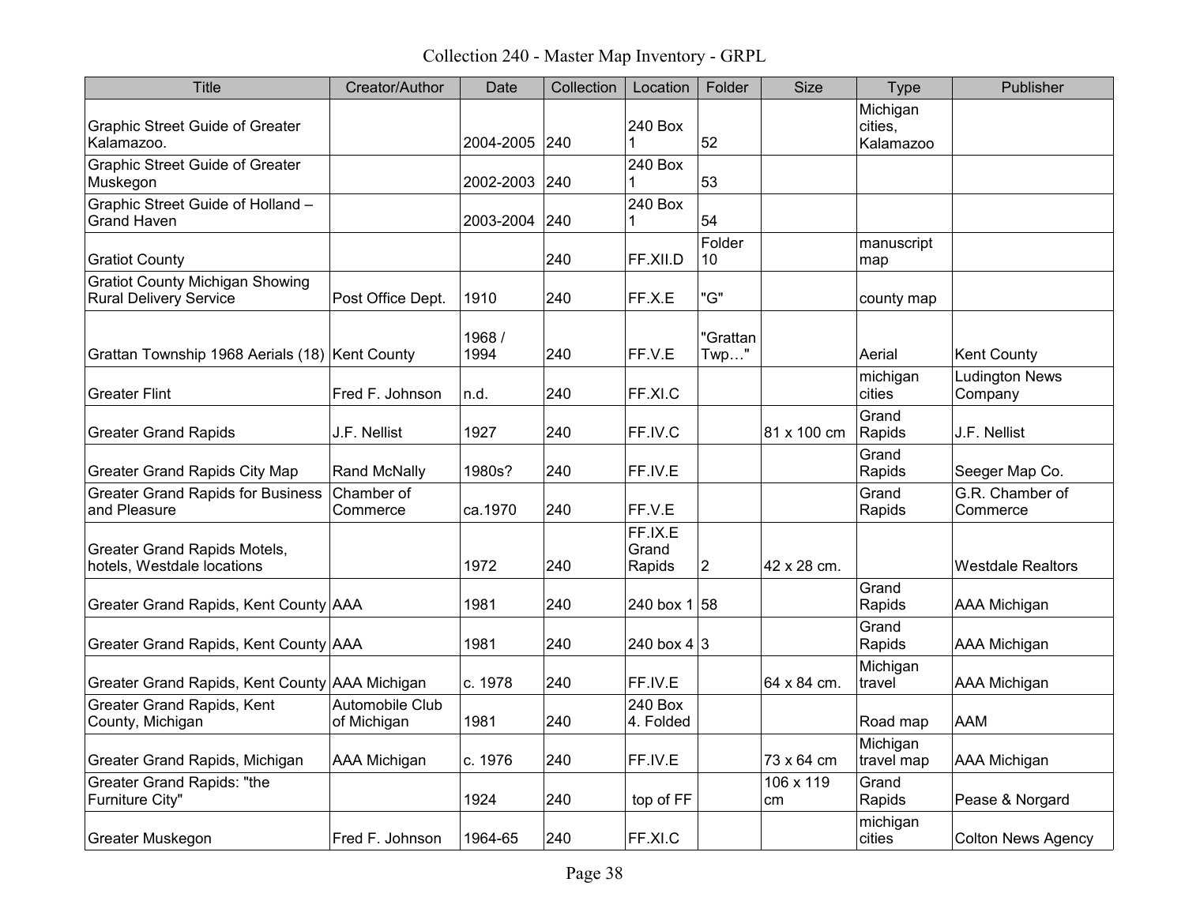# Collection 240 - Master Map Inventory - GRPL

| Title | Creator/Author | Date | Collection | Location | Folder | Size | Type | Publisher |
|---|---|---|---|---|---|---|---|---|
| Graphic Street Guide of Greater Kalamazoo. | | 2004-2005 | 240 | 240 Box 1 | 52 | | Michigan cities, Kalamazoo | |
| Graphic Street Guide of Greater Muskegon | | 2002-2003 | 240 | 240 Box 1 | 53 | | | |
| Graphic Street Guide of Holland – Grand Haven | | 2003-2004 | 240 | 240 Box 1 | 54 | | | |
| Gratiot County | | | 240 | FF.XII.D | Folder 10 | | manuscript map | |
| Gratiot County Michigan Showing Rural Delivery Service | Post Office Dept. | 1910 | 240 | FF.X.E | "G" | | county map | |
| Grattan Township 1968 Aerials (18) | Kent County | 1968 / 1994 | 240 | FF.V.E | "Grattan Twp…" | | Aerial | Kent County |
| Greater Flint | Fred F. Johnson | n.d. | 240 | FF.XI.C | | | michigan cities | Ludington News Company |
| Greater Grand Rapids | J.F. Nellist | 1927 | 240 | FF.IV.C | | 81 x 100 cm | Grand Rapids | J.F. Nellist |
| Greater Grand Rapids City Map | Rand McNally | 1980s? | 240 | FF.IV.E | | | Grand Rapids | Seeger Map Co. |
| Greater Grand Rapids for Business and Pleasure | Chamber of Commerce | ca.1970 | 240 | FF.V.E | | | Grand Rapids | G.R. Chamber of Commerce |
| Greater Grand Rapids Motels, hotels, Westdale locations | | 1972 | 240 | FF.IX.E Grand Rapids | 2 | 42 x 28 cm. | | Westdale Realtors |
| Greater Grand Rapids, Kent County | AAA | 1981 | 240 | 240 box 1 | 58 | | Grand Rapids | AAA Michigan |
| Greater Grand Rapids, Kent County | AAA | 1981 | 240 | 240 box 4 | 3 | | Grand Rapids | AAA Michigan |
| Greater Grand Rapids, Kent County | AAA Michigan | c. 1978 | 240 | FF.IV.E | | 64 x 84 cm. | Michigan travel | AAA Michigan |
| Greater Grand Rapids, Kent County, Michigan | Automobile Club of Michigan | 1981 | 240 | 240 Box 4. Folded | | | Road map | AAM |
| Greater Grand Rapids, Michigan | AAA Michigan | c. 1976 | 240 | FF.IV.E | | 73 x 64 cm | Michigan travel map | AAA Michigan |
| Greater Grand Rapids: "the Furniture City" | | 1924 | 240 | top of FF | | 106 x 119 cm | Grand Rapids | Pease & Norgard |
| Greater Muskegon | Fred F. Johnson | 1964-65 | 240 | FF.XI.C | | | michigan cities | Colton News Agency |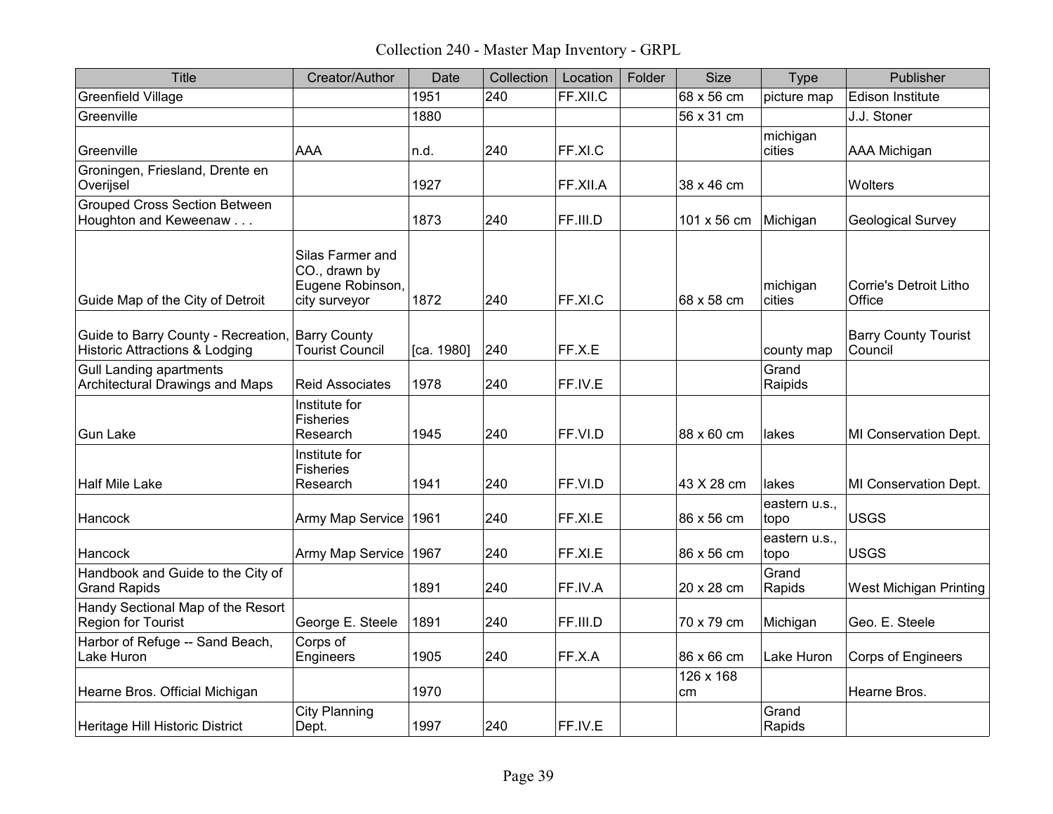# Collection 240 - Master Map Inventory - GRPL

| Title | Creator/Author | Date | Collection | Location | Folder | Size | Type | Publisher |
|---|---|---|---|---|---|---|---|---|
| Greenfield Village | | 1951 | 240 | FF.XII.C | | 68 x 56 cm | picture map | Edison Institute |
| Greenville | | 1880 | | | | 56 x 31 cm | | J.J. Stoner |
| Greenville | AAA | n.d. | 240 | FF.XI.C | | | michigan cities | AAA Michigan |
| Groningen, Friesland, Drente en Overijsel | | 1927 | | FF.XII.A | | 38 x 46 cm | | Wolters |
| Grouped Cross Section Between Houghton and Keweenaw . . . | | 1873 | 240 | FF.III.D | | 101 x 56 cm | Michigan | Geological Survey |
| Guide Map of the City of Detroit | Silas Farmer and CO., drawn by Eugene Robinson, city surveyor | 1872 | 240 | FF.XI.C | | 68 x 58 cm | michigan cities | Corrie's Detroit Litho Office |
| Guide to Barry County - Recreation, Historic Attractions & Lodging | Barry County Tourist Council | [ca. 1980] | 240 | FF.X.E | | | county map | Barry County Tourist Council |
| Gull Landing apartments Architectural Drawings and Maps | Reid Associates | 1978 | 240 | FF.IV.E | | | Grand Raipids | |
| Gun Lake | Institute for Fisheries Research | 1945 | 240 | FF.VI.D | | 88 x 60 cm | lakes | MI Conservation Dept. |
| Half Mile Lake | Institute for Fisheries Research | 1941 | 240 | FF.VI.D | | 43 X 28 cm | lakes | MI Conservation Dept. |
| Hancock | Army Map Service | 1961 | 240 | FF.XI.E | | 86 x 56 cm | eastern u.s., topo | USGS |
| Hancock | Army Map Service | 1967 | 240 | FF.XI.E | | 86 x 56 cm | eastern u.s., topo | USGS |
| Handbook and Guide to the City of Grand Rapids | | 1891 | 240 | FF.IV.A | | 20 x 28 cm | Grand Rapids | West Michigan Printing |
| Handy Sectional Map of the Resort Region for Tourist | George E. Steele | 1891 | 240 | FF.III.D | | 70 x 79 cm | Michigan | Geo. E. Steele |
| Harbor of Refuge -- Sand Beach, Lake Huron | Corps of Engineers | 1905 | 240 | FF.X.A | | 86 x 66 cm | Lake Huron | Corps of Engineers |
| Hearne Bros. Official Michigan | | 1970 | | | | 126 x 168 cm | | Hearne Bros. |
| Heritage Hill Historic District | City Planning Dept. | 1997 | 240 | FF.IV.E | | | Grand Rapids | |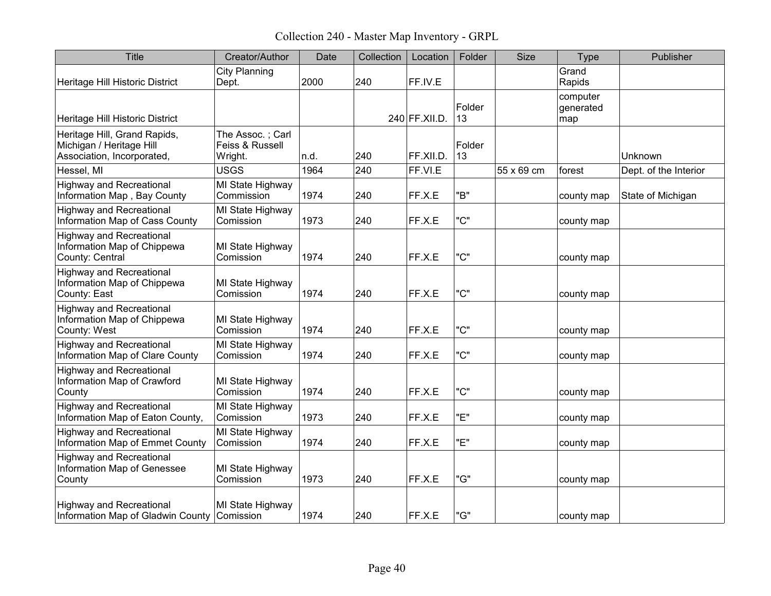Collection 240 - Master Map Inventory - GRPL

| Title | Creator/Author | Date | Collection | Location | Folder | Size | Type | Publisher |
|---|---|---|---|---|---|---|---|---|
| Heritage Hill Historic District | City Planning Dept. | 2000 | 240 | FF.IV.E | | | Grand Rapids | |
| Heritage Hill Historic District | | | 240 | FF.XII.D. | Folder 13 | | computer generated map | |
| Heritage Hill, Grand Rapids, Michigan / Heritage Hill Association, Incorporated, | The Assoc. ; Carl Feiss & Russell Wright. | n.d. | 240 | FF.XII.D. | Folder 13 | | | Unknown |
| Hessel, MI | USGS | 1964 | 240 | FF.VI.E | | 55 x 69 cm | forest | Dept. of the Interior |
| Highway and Recreational Information Map , Bay County | MI State Highway Commission | 1974 | 240 | FF.X.E | "B" | | county map | State of Michigan |
| Highway and Recreational Information Map of Cass County | MI State Highway Comission | 1973 | 240 | FF.X.E | "C" | | county map | |
| Highway and Recreational Information Map of Chippewa County: Central | MI State Highway Comission | 1974 | 240 | FF.X.E | "C" | | county map | |
| Highway and Recreational Information Map of Chippewa County: East | MI State Highway Comission | 1974 | 240 | FF.X.E | "C" | | county map | |
| Highway and Recreational Information Map of Chippewa County: West | MI State Highway Comission | 1974 | 240 | FF.X.E | "C" | | county map | |
| Highway and Recreational Information Map of Clare County | MI State Highway Comission | 1974 | 240 | FF.X.E | "C" | | county map | |
| Highway and Recreational Information Map of Crawford County | MI State Highway Comission | 1974 | 240 | FF.X.E | "C" | | county map | |
| Highway and Recreational Information Map of Eaton County, | MI State Highway Comission | 1973 | 240 | FF.X.E | "E" | | county map | |
| Highway and Recreational Information Map of Emmet County | MI State Highway Comission | 1974 | 240 | FF.X.E | "E" | | county map | |
| Highway and Recreational Information Map of Genessee County | MI State Highway Comission | 1973 | 240 | FF.X.E | "G" | | county map | |
| Highway and Recreational Information Map of Gladwin County | MI State Highway Comission | 1974 | 240 | FF.X.E | "G" | | county map | |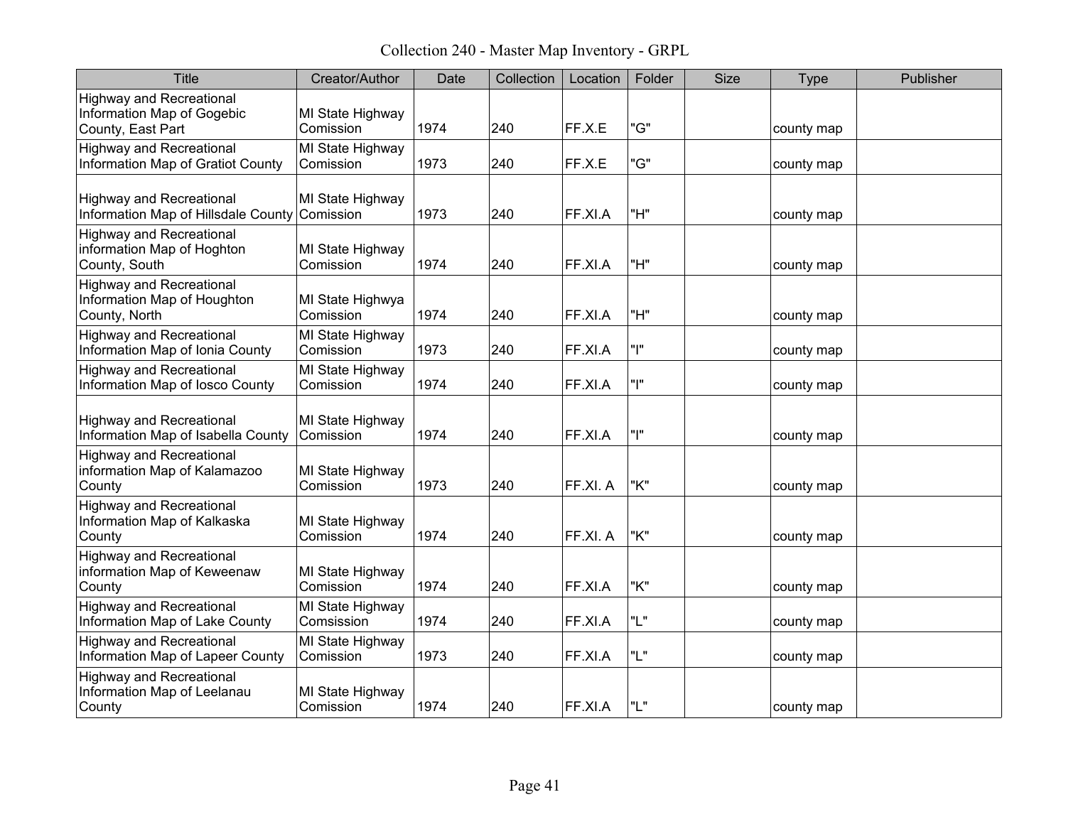Collection 240 - Master Map Inventory - GRPL

| Title | Creator/Author | Date | Collection | Location | Folder | Size | Type | Publisher |
|---|---|---|---|---|---|---|---|---|
| Highway and Recreational Information Map of Gogebic County, East Part | MI State Highway Comission | 1974 | 240 | FF.X.E | "G" | | county map | |
| Highway and Recreational Information Map of Gratiot County | MI State Highway Comission | 1973 | 240 | FF.X.E | "G" | | county map | |
| Highway and Recreational Information Map of Hillsdale County | MI State Highway Comission | 1973 | 240 | FF.XI.A | "H" | | county map | |
| Highway and Recreational information Map of Hoghton County, South | MI State Highway Comission | 1974 | 240 | FF.XI.A | "H" | | county map | |
| Highway and Recreational Information Map of Houghton County, North | MI State Highwya Comission | 1974 | 240 | FF.XI.A | "H" | | county map | |
| Highway and Recreational Information Map of Ionia County | MI State Highway Comission | 1973 | 240 | FF.XI.A | "I" | | county map | |
| Highway and Recreational Information Map of Iosco County | MI State Highway Comission | 1974 | 240 | FF.XI.A | "I" | | county map | |
| Highway and Recreational Information Map of Isabella County | MI State Highway Comission | 1974 | 240 | FF.XI.A | "I" | | county map | |
| Highway and Recreational information Map of Kalamazoo County | MI State Highway Comission | 1973 | 240 | FF.XI. A | "K" | | county map | |
| Highway and Recreational Information Map of Kalkaska County | MI State Highway Comission | 1974 | 240 | FF.XI. A | "K" | | county map | |
| Highway and Recreational information Map of Keweenaw County | MI State Highway Comission | 1974 | 240 | FF.XI.A | "K" | | county map | |
| Highway and Recreational Information Map of Lake County | MI State Highway Comsission | 1974 | 240 | FF.XI.A | "L" | | county map | |
| Highway and Recreational Information Map of Lapeer County | MI State Highway Comission | 1973 | 240 | FF.XI.A | "L" | | county map | |
| Highway and Recreational Information Map of Leelanau County | MI State Highway Comission | 1974 | 240 | FF.XI.A | "L" | | county map | |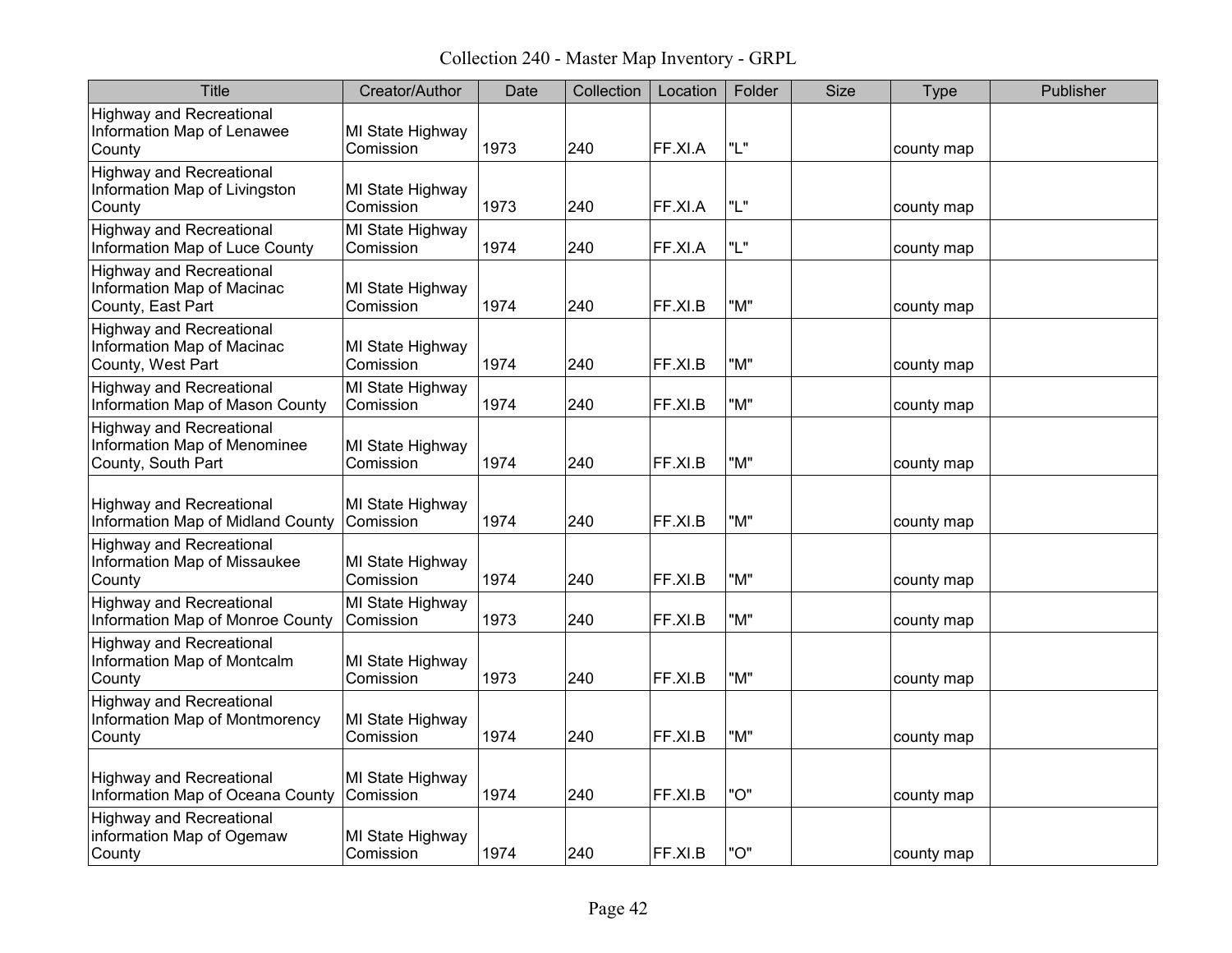| Title | Creator/Author | Date | Collection | Location | Folder | Size | Type | Publisher |
|---|---|---|---|---|---|---|---|---|
| Highway and Recreational Information Map of Lenawee County | MI State Highway Comission | 1973 | 240 | FF.XI.A | "L" | | county map | |
| Highway and Recreational Information Map of Livingston County | MI State Highway Comission | 1973 | 240 | FF.XI.A | "L" | | county map | |
| Highway and Recreational Information Map of Luce County | MI State Highway Comission | 1974 | 240 | FF.XI.A | "L" | | county map | |
| Highway and Recreational Information Map of Macinac County, East Part | MI State Highway Comission | 1974 | 240 | FF.XI.B | "M" | | county map | |
| Highway and Recreational Information Map of Macinac County, West Part | MI State Highway Comission | 1974 | 240 | FF.XI.B | "M" | | county map | |
| Highway and Recreational Information Map of Mason County | MI State Highway Comission | 1974 | 240 | FF.XI.B | "M" | | county map | |
| Highway and Recreational Information Map of Menominee County, South Part | MI State Highway Comission | 1974 | 240 | FF.XI.B | "M" | | county map | |
| Highway and Recreational Information Map of Midland County | MI State Highway Comission | 1974 | 240 | FF.XI.B | "M" | | county map | |
| Highway and Recreational Information Map of Missaukee County | MI State Highway Comission | 1974 | 240 | FF.XI.B | "M" | | county map | |
| Highway and Recreational Information Map of Monroe County | MI State Highway Comission | 1973 | 240 | FF.XI.B | "M" | | county map | |
| Highway and Recreational Information Map of Montcalm County | MI State Highway Comission | 1973 | 240 | FF.XI.B | "M" | | county map | |
| Highway and Recreational Information Map of Montmorency County | MI State Highway Comission | 1974 | 240 | FF.XI.B | "M" | | county map | |
| Highway and Recreational Information Map of Oceana County | MI State Highway Comission | 1974 | 240 | FF.XI.B | "O" | | county map | |
| Highway and Recreational information Map of Ogemaw County | MI State Highway Comission | 1974 | 240 | FF.XI.B | "O" | | county map | |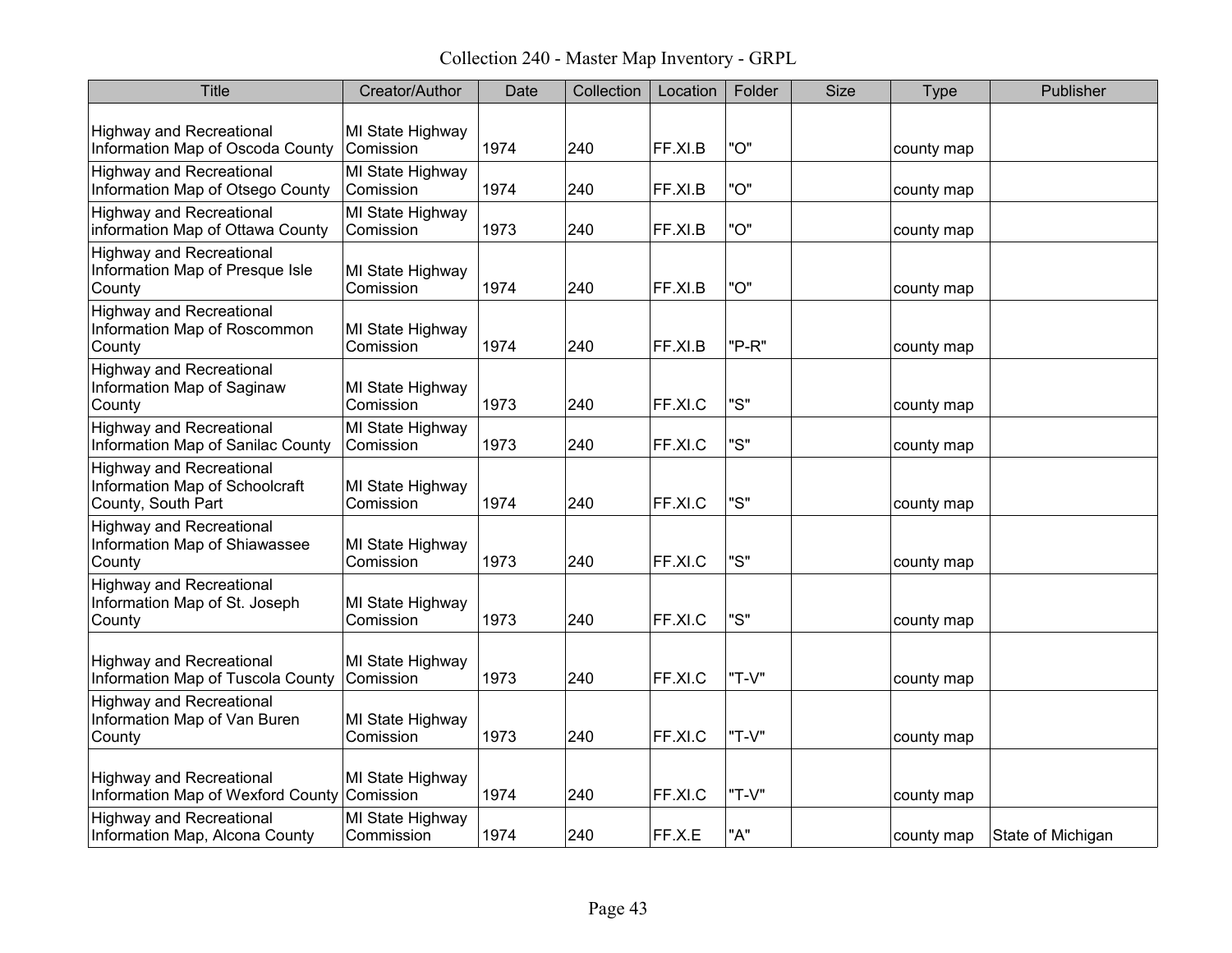| Title | Creator/Author | Date | Collection | Location | Folder | Size | Type | Publisher |
|---|---|---|---|---|---|---|---|---|
| Highway and Recreational Information Map of Oscoda County | MI State Highway Comission | 1974 | 240 | FF.XI.B | "O" | | county map | |
| Highway and Recreational Information Map of Otsego County | MI State Highway Comission | 1974 | 240 | FF.XI.B | "O" | | county map | |
| Highway and Recreational information Map of Ottawa County | MI State Highway Comission | 1973 | 240 | FF.XI.B | "O" | | county map | |
| Highway and Recreational Information Map of Presque Isle County | MI State Highway Comission | 1974 | 240 | FF.XI.B | "O" | | county map | |
| Highway and Recreational Information Map of Roscommon County | MI State Highway Comission | 1974 | 240 | FF.XI.B | "P-R" | | county map | |
| Highway and Recreational Information Map of Saginaw County | MI State Highway Comission | 1973 | 240 | FF.XI.C | "S" | | county map | |
| Highway and Recreational Information Map of Sanilac County | MI State Highway Comission | 1973 | 240 | FF.XI.C | "S" | | county map | |
| Highway and Recreational Information Map of Schoolcraft County, South Part | MI State Highway Comission | 1974 | 240 | FF.XI.C | "S" | | county map | |
| Highway and Recreational Information Map of Shiawassee County | MI State Highway Comission | 1973 | 240 | FF.XI.C | "S" | | county map | |
| Highway and Recreational Information Map of St. Joseph County | MI State Highway Comission | 1973 | 240 | FF.XI.C | "S" | | county map | |
| Highway and Recreational Information Map of Tuscola County | MI State Highway Comission | 1973 | 240 | FF.XI.C | "T-V" | | county map | |
| Highway and Recreational Information Map of Van Buren County | MI State Highway Comission | 1973 | 240 | FF.XI.C | "T-V" | | county map | |
| Highway and Recreational Information Map of Wexford County | MI State Highway Comission | 1974 | 240 | FF.XI.C | "T-V" | | county map | |
| Highway and Recreational Information Map, Alcona County | MI State Highway Commission | 1974 | 240 | FF.X.E | "A" | | county map | State of Michigan |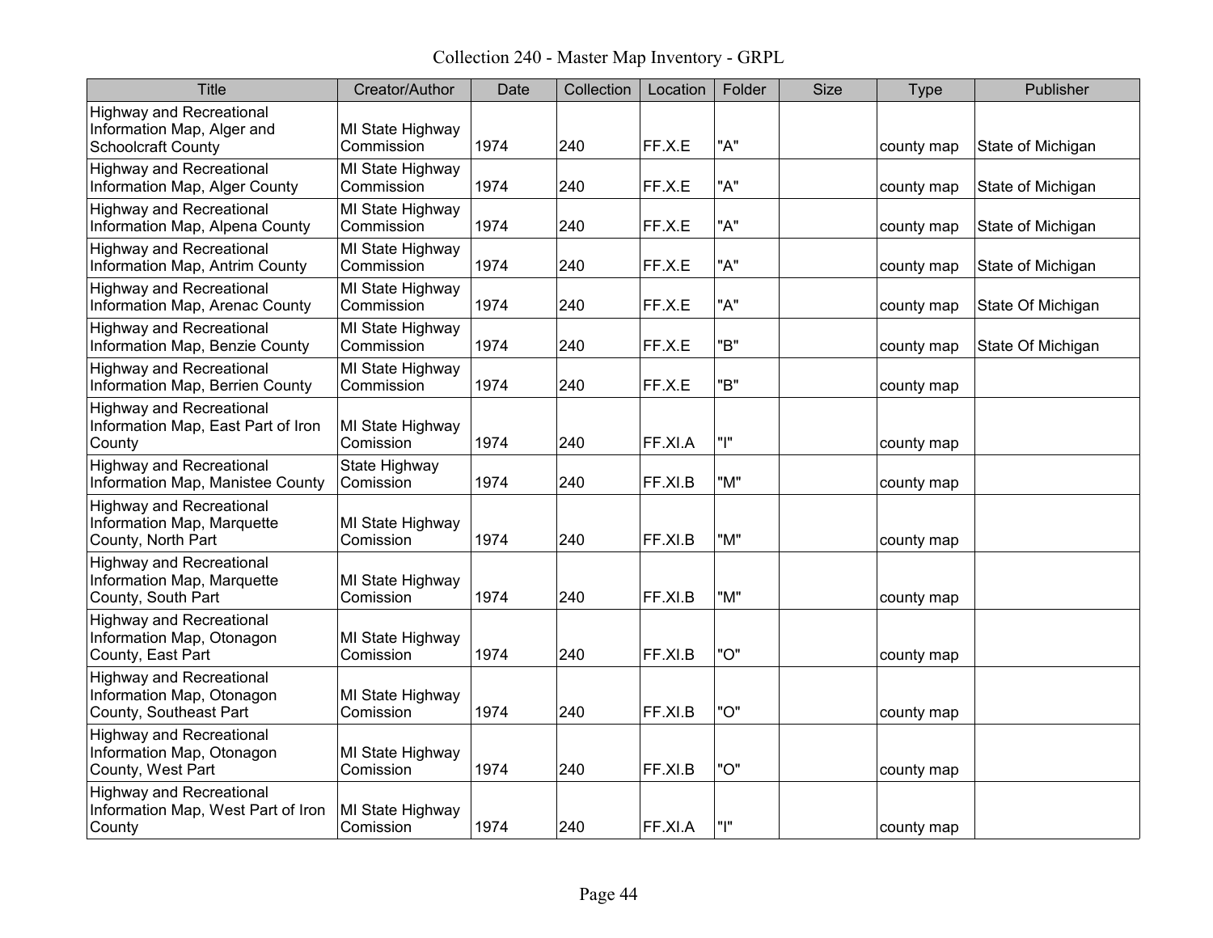Collection 240 - Master Map Inventory - GRPL

| Title | Creator/Author | Date | Collection | Location | Folder | Size | Type | Publisher |
|---|---|---|---|---|---|---|---|---|
| Highway and Recreational Information Map, Alger and Schoolcraft County | MI State Highway Commission | 1974 | 240 | FF.X.E | "A" | | county map | State of Michigan |
| Highway and Recreational Information Map, Alger County | MI State Highway Commission | 1974 | 240 | FF.X.E | "A" | | county map | State of Michigan |
| Highway and Recreational Information Map, Alpena County | MI State Highway Commission | 1974 | 240 | FF.X.E | "A" | | county map | State of Michigan |
| Highway and Recreational Information Map, Antrim County | MI State Highway Commission | 1974 | 240 | FF.X.E | "A" | | county map | State of Michigan |
| Highway and Recreational Information Map, Arenac County | MI State Highway Commission | 1974 | 240 | FF.X.E | "A" | | county map | State Of Michigan |
| Highway and Recreational Information Map, Benzie County | MI State Highway Commission | 1974 | 240 | FF.X.E | "B" | | county map | State Of Michigan |
| Highway and Recreational Information Map, Berrien County | MI State Highway Commission | 1974 | 240 | FF.X.E | "B" | | county map | |
| Highway and Recreational Information Map, East Part of Iron County | MI State Highway Comission | 1974 | 240 | FF.XI.A | "I" | | county map | |
| Highway and Recreational Information Map, Manistee County | State Highway Comission | 1974 | 240 | FF.XI.B | "M" | | county map | |
| Highway and Recreational Information Map, Marquette County, North Part | MI State Highway Comission | 1974 | 240 | FF.XI.B | "M" | | county map | |
| Highway and Recreational Information Map, Marquette County, South Part | MI State Highway Comission | 1974 | 240 | FF.XI.B | "M" | | county map | |
| Highway and Recreational Information Map, Otonagon County, East Part | MI State Highway Comission | 1974 | 240 | FF.XI.B | "O" | | county map | |
| Highway and Recreational Information Map, Otonagon County, Southeast Part | MI State Highway Comission | 1974 | 240 | FF.XI.B | "O" | | county map | |
| Highway and Recreational Information Map, Otonagon County, West Part | MI State Highway Comission | 1974 | 240 | FF.XI.B | "O" | | county map | |
| Highway and Recreational Information Map, West Part of Iron County | MI State Highway Comission | 1974 | 240 | FF.XI.A | "I" | | county map | |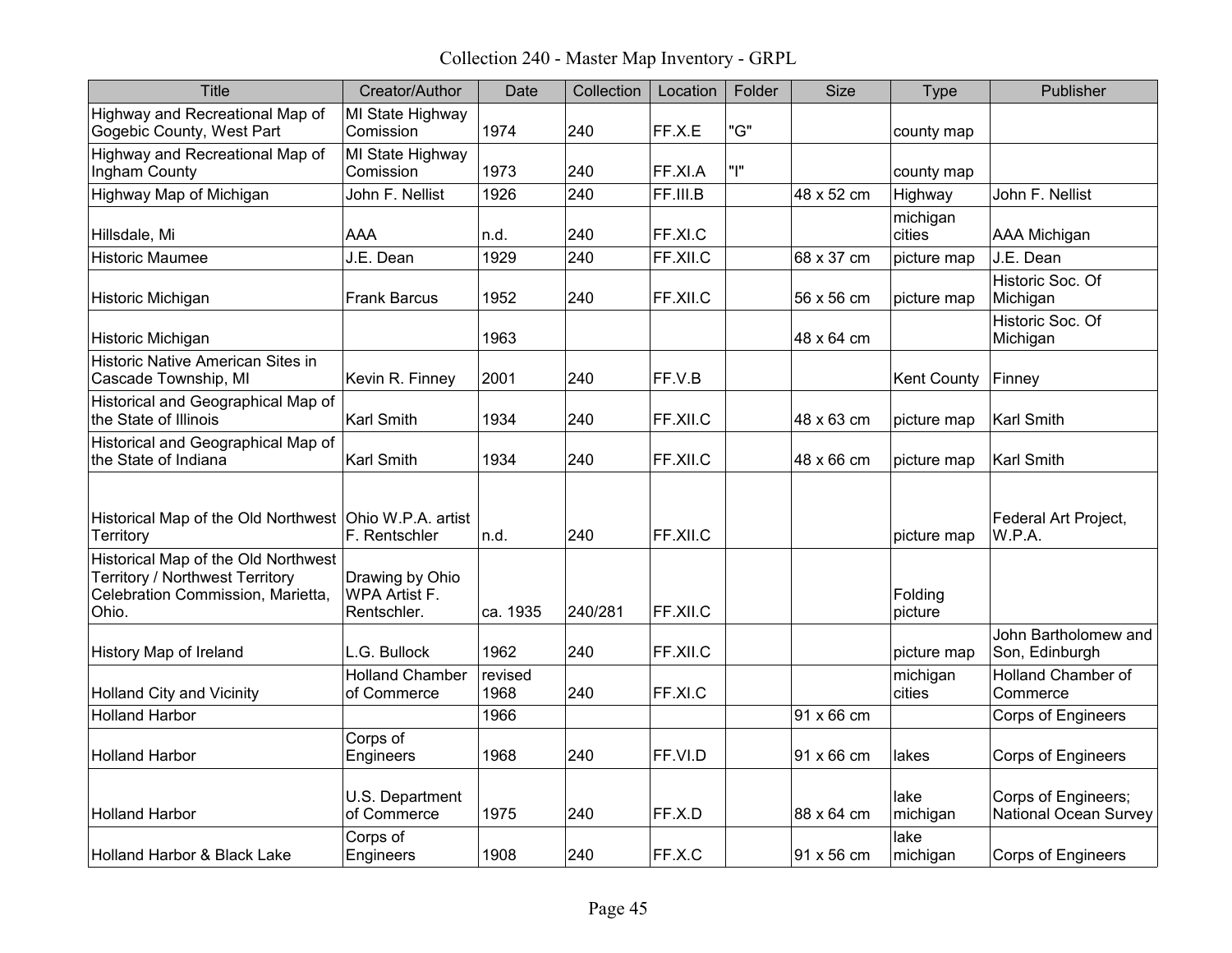Collection 240 - Master Map Inventory - GRPL

| Title | Creator/Author | Date | Collection | Location | Folder | Size | Type | Publisher |
|---|---|---|---|---|---|---|---|---|
| Highway and Recreational Map of Gogebic County, West Part | MI State Highway Comission | 1974 | 240 | FF.X.E | "G" | | county map | |
| Highway and Recreational Map of Ingham County | MI State Highway Comission | 1973 | 240 | FF.XI.A | "I" | | county map | |
| Highway Map of Michigan | John F. Nellist | 1926 | 240 | FF.III.B | | 48 x 52 cm | Highway | John F. Nellist |
| Hillsdale, Mi | AAA | n.d. | 240 | FF.XI.C | | | michigan cities | AAA Michigan |
| Historic Maumee | J.E. Dean | 1929 | 240 | FF.XII.C | | 68 x 37 cm | picture map | J.E. Dean |
| Historic Michigan | Frank Barcus | 1952 | 240 | FF.XII.C | | 56 x 56 cm | picture map | Historic Soc. Of Michigan |
| Historic Michigan | | 1963 | | | | 48 x 64 cm | | Historic Soc. Of Michigan |
| Historic Native American Sites in Cascade Township, MI | Kevin R. Finney | 2001 | 240 | FF.V.B | | | Kent County | Finney |
| Historical and Geographical Map of the State of Illinois | Karl Smith | 1934 | 240 | FF.XII.C | | 48 x 63 cm | picture map | Karl Smith |
| Historical and Geographical Map of the State of Indiana | Karl Smith | 1934 | 240 | FF.XII.C | | 48 x 66 cm | picture map | Karl Smith |
| Historical Map of the Old Northwest Territory | Ohio W.P.A. artist F. Rentschler | n.d. | 240 | FF.XII.C | | | picture map | Federal Art Project, W.P.A. |
| Historical Map of the Old Northwest Territory / Northwest Territory Celebration Commission, Marietta, Ohio. | Drawing by Ohio WPA Artist F. Rentschler. | ca. 1935 | 240/281 | FF.XII.C | | | Folding picture | |
| History Map of Ireland | L.G. Bullock | 1962 | 240 | FF.XII.C | | | picture map | John Bartholomew and Son, Edinburgh |
| Holland City and Vicinity | Holland Chamber of Commerce | revised 1968 | 240 | FF.XI.C | | | michigan cities | Holland Chamber of Commerce |
| Holland Harbor | | 1966 | | | | 91 x 66 cm | | Corps of Engineers |
| Holland Harbor | Corps of Engineers | 1968 | 240 | FF.VI.D | | 91 x 66 cm | lakes | Corps of Engineers |
| Holland Harbor | U.S. Department of Commerce | 1975 | 240 | FF.X.D | | 88 x 64 cm | lake michigan | Corps of Engineers; National Ocean Survey |
| Holland Harbor & Black Lake | Corps of Engineers | 1908 | 240 | FF.X.C | | 91 x 56 cm | lake michigan | Corps of Engineers |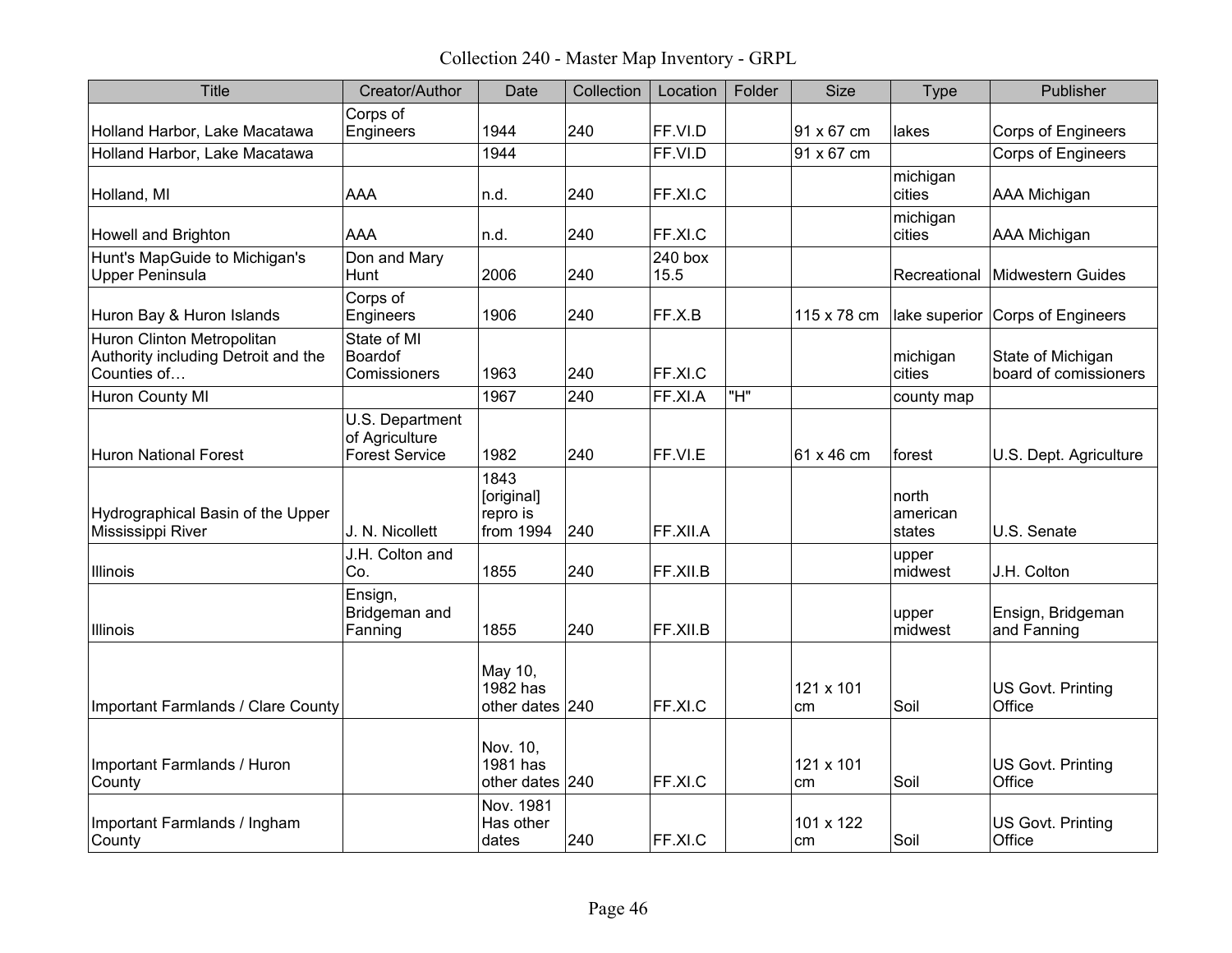Collection 240 - Master Map Inventory - GRPL

| Title | Creator/Author | Date | Collection | Location | Folder | Size | Type | Publisher |
|---|---|---|---|---|---|---|---|---|
| Holland Harbor, Lake Macatawa | Corps of Engineers | 1944 | 240 | FF.VI.D | | 91 x 67 cm | lakes | Corps of Engineers |
| Holland Harbor, Lake Macatawa | | 1944 | | FF.VI.D | | 91 x 67 cm | | Corps of Engineers |
| Holland, MI | AAA | n.d. | 240 | FF.XI.C | | | michigan cities | AAA Michigan |
| Howell and Brighton | AAA | n.d. | 240 | FF.XI.C | | | michigan cities | AAA Michigan |
| Hunt's MapGuide to Michigan's Upper Peninsula | Don and Mary Hunt | 2006 | 240 | 240 box 15.5 | | | Recreational | Midwestern Guides |
| Huron Bay & Huron Islands | Corps of Engineers | 1906 | 240 | FF.X.B | | 115 x 78 cm | lake superior | Corps of Engineers |
| Huron Clinton Metropolitan Authority including Detroit and the Counties of… | State of MI Boardof Comissioners | 1963 | 240 | FF.XI.C | | | michigan cities | State of Michigan board of comissioners |
| Huron County MI | | 1967 | 240 | FF.XI.A | "H" | | county map | |
| Huron National Forest | U.S. Department of Agriculture Forest Service | 1982 | 240 | FF.VI.E | | 61 x 46 cm | forest | U.S. Dept. Agriculture |
| Hydrographical Basin of the Upper Mississippi River | J. N. Nicollett | 1843 [original] repro is from 1994 | 240 | FF.XII.A | | | north american states | U.S. Senate |
| Illinois | J.H. Colton and Co. | 1855 | 240 | FF.XII.B | | | upper midwest | J.H. Colton |
| Illinois | Ensign, Bridgeman and Fanning | 1855 | 240 | FF.XII.B | | | upper midwest | Ensign, Bridgeman and Fanning |
| Important Farmlands / Clare County | | May 10, 1982 has other dates | 240 | FF.XI.C | | 121 x 101 cm | Soil | US Govt. Printing Office |
| Important Farmlands / Huron County | | Nov. 10, 1981 has other dates | 240 | FF.XI.C | | 121 x 101 cm | Soil | US Govt. Printing Office |
| Important Farmlands / Ingham County | | Nov. 1981 Has other dates | 240 | FF.XI.C | | 101 x 122 cm | Soil | US Govt. Printing Office |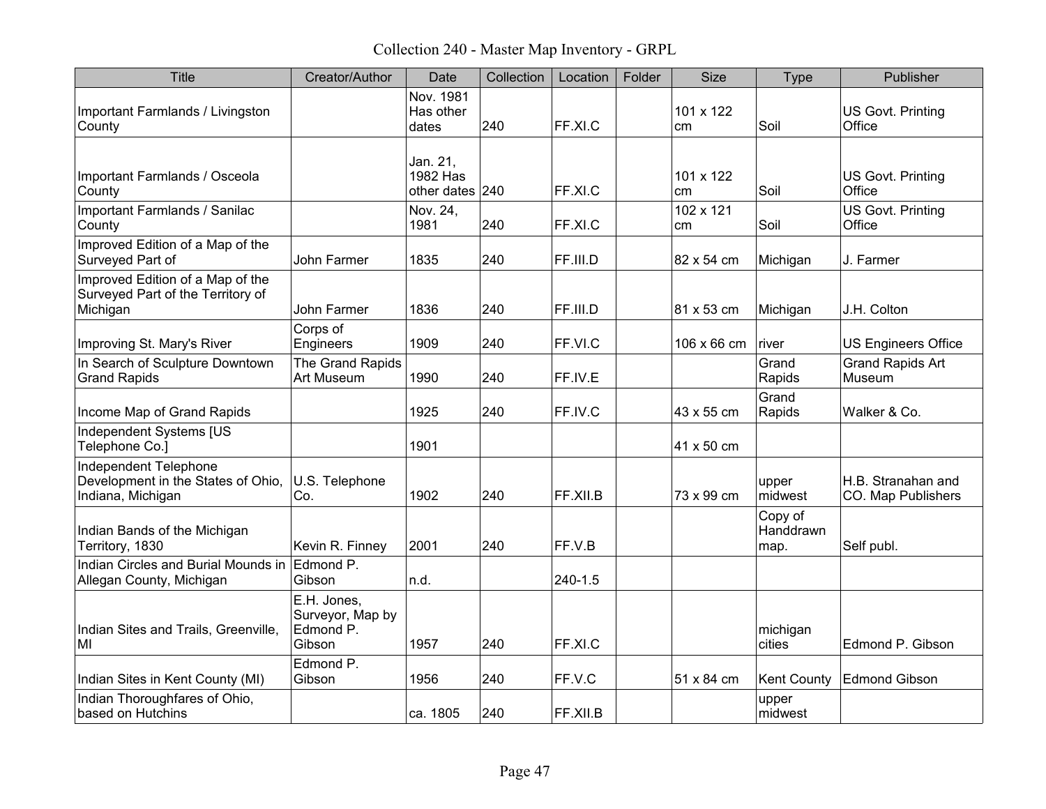# Collection 240 - Master Map Inventory - GRPL

| Title | Creator/Author | Date | Collection | Location | Folder | Size | Type | Publisher |
|---|---|---|---|---|---|---|---|---|
| Important Farmlands / Livingston County | | Nov. 1981 Has other dates | 240 | FF.XI.C | | 101 x 122 cm | Soil | US Govt. Printing Office |
| Important Farmlands / Osceola County | | Jan. 21, 1982 Has other dates | 240 | FF.XI.C | | 101 x 122 cm | Soil | US Govt. Printing Office |
| Important Farmlands / Sanilac County | | Nov. 24, 1981 | 240 | FF.XI.C | | 102 x 121 cm | Soil | US Govt. Printing Office |
| Improved Edition of a Map of the Surveyed Part of | John Farmer | 1835 | 240 | FF.III.D | | 82 x 54 cm | Michigan | J. Farmer |
| Improved Edition of a Map of the Surveyed Part of the Territory of Michigan | John Farmer | 1836 | 240 | FF.III.D | | 81 x 53 cm | Michigan | J.H. Colton |
| Improving St. Mary's River | Corps of Engineers | 1909 | 240 | FF.VI.C | | 106 x 66 cm | river | US Engineers Office |
| In Search of Sculpture Downtown Grand Rapids | The Grand Rapids Art Museum | 1990 | 240 | FF.IV.E | | | Grand Rapids | Grand Rapids Art Museum |
| Income Map of Grand Rapids | | 1925 | 240 | FF.IV.C | | 43 x 55 cm | Grand Rapids | Walker & Co. |
| Independent Systems [US Telephone Co.] | | 1901 | | | | 41 x 50 cm | | |
| Independent Telephone Development in the States of Ohio, Indiana, Michigan | U.S. Telephone Co. | 1902 | 240 | FF.XII.B | | 73 x 99 cm | upper midwest | H.B. Stranahan and CO. Map Publishers |
| Indian Bands of the Michigan Territory, 1830 | Kevin R. Finney | 2001 | 240 | FF.V.B | | | Copy of Handdrawn map. | Self publ. |
| Indian Circles and Burial Mounds in Allegan County, Michigan | Edmond P. Gibson | n.d. | | 240-1.5 | | | | |
| Indian Sites and Trails, Greenville, MI | E.H. Jones, Surveyor, Map by Edmond P. Gibson | 1957 | 240 | FF.XI.C | | | michigan cities | Edmond P. Gibson |
| Indian Sites in Kent County (MI) | Edmond P. Gibson | 1956 | 240 | FF.V.C | | 51 x 84 cm | Kent County | Edmond Gibson |
| Indian Thoroughfares of Ohio, based on Hutchins | | ca. 1805 | 240 | FF.XII.B | | | upper midwest | |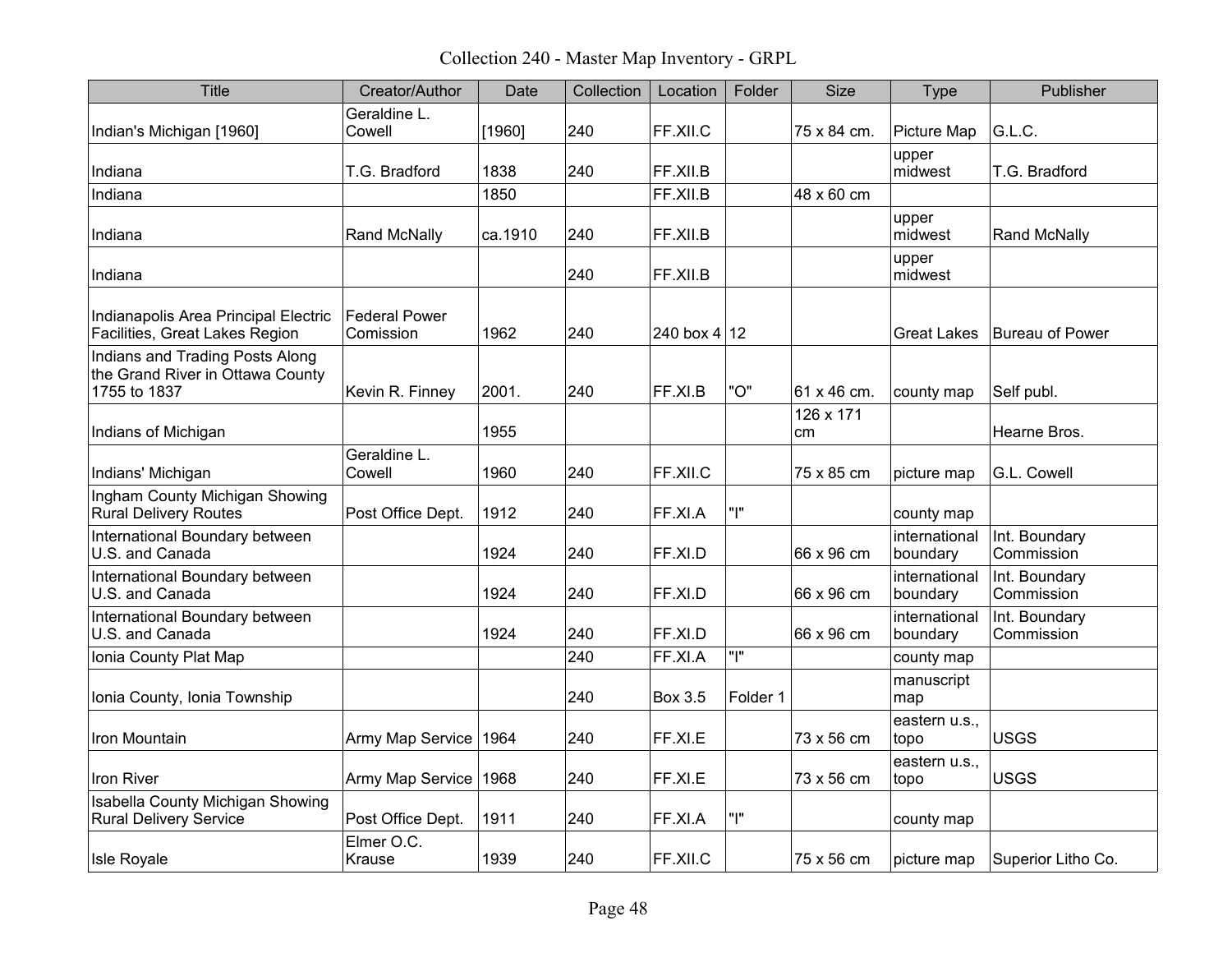Collection 240 - Master Map Inventory - GRPL

| Title | Creator/Author | Date | Collection | Location | Folder | Size | Type | Publisher |
|---|---|---|---|---|---|---|---|---|
| Indian's Michigan [1960] | Geraldine L. Cowell | [1960] | 240 | FF.XII.C | | 75 x 84 cm. | Picture Map | G.L.C. |
| Indiana | T.G. Bradford | 1838 | 240 | FF.XII.B | | | upper midwest | T.G. Bradford |
| Indiana | | 1850 | | FF.XII.B | | 48 x 60 cm | | |
| Indiana | Rand McNally | ca.1910 | 240 | FF.XII.B | | | upper midwest | Rand McNally |
| Indiana | | | 240 | FF.XII.B | | | upper midwest | |
| Indianapolis Area Principal Electric Facilities, Great Lakes Region | Federal Power Comission | 1962 | 240 | 240 box 4 | 12 | | Great Lakes | Bureau of Power |
| Indians and Trading Posts Along the Grand River in Ottawa County 1755 to 1837 | Kevin R. Finney | 2001. | 240 | FF.XI.B | "O" | 61 x 46 cm. | county map | Self publ. |
| Indians of Michigan | | 1955 | | | | 126 x 171 cm | | Hearne Bros. |
| Indians' Michigan | Geraldine L. Cowell | 1960 | 240 | FF.XII.C | | 75 x 85 cm | picture map | G.L. Cowell |
| Ingham County Michigan Showing Rural Delivery Routes | Post Office Dept. | 1912 | 240 | FF.XI.A | "I" | | county map | |
| International Boundary between U.S. and Canada | | 1924 | 240 | FF.XI.D | | 66 x 96 cm | international boundary | Int. Boundary Commission |
| International Boundary between U.S. and Canada | | 1924 | 240 | FF.XI.D | | 66 x 96 cm | international boundary | Int. Boundary Commission |
| International Boundary between U.S. and Canada | | 1924 | 240 | FF.XI.D | | 66 x 96 cm | international boundary | Int. Boundary Commission |
| Ionia County Plat Map | | | 240 | FF.XI.A | "I" | | county map | |
| Ionia County, Ionia Township | | | 240 | Box 3.5 | Folder 1 | | manuscript map | |
| Iron Mountain | Army Map Service | 1964 | 240 | FF.XI.E | | 73 x 56 cm | eastern u.s., topo | USGS |
| Iron River | Army Map Service | 1968 | 240 | FF.XI.E | | 73 x 56 cm | eastern u.s., topo | USGS |
| Isabella County Michigan Showing Rural Delivery Service | Post Office Dept. | 1911 | 240 | FF.XI.A | "I" | | county map | |
| Isle Royale | Elmer O.C. Krause | 1939 | 240 | FF.XII.C | | 75 x 56 cm | picture map | Superior Litho Co. |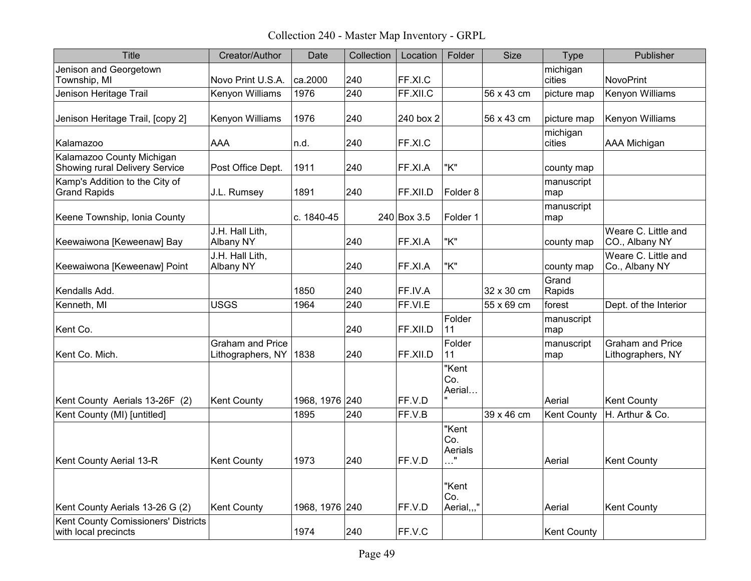Collection 240 - Master Map Inventory - GRPL

| Title | Creator/Author | Date | Collection | Location | Folder | Size | Type | Publisher |
|---|---|---|---|---|---|---|---|---|
| Jenison and Georgetown Township, MI | Novo Print U.S.A. | ca.2000 | 240 | FF.XI.C | | | michigan cities | NovoPrint |
| Jenison Heritage Trail | Kenyon Williams | 1976 | 240 | FF.XII.C | | 56 x 43 cm | picture map | Kenyon Williams |
| Jenison Heritage Trail, [copy 2] | Kenyon Williams | 1976 | 240 | 240 box 2 | | 56 x 43 cm | picture map | Kenyon Williams |
| Kalamazoo | AAA | n.d. | 240 | FF.XI.C | | | michigan cities | AAA Michigan |
| Kalamazoo County Michigan Showing rural Delivery Service | Post Office Dept. | 1911 | 240 | FF.XI.A | "K" | | county map | |
| Kamp's Addition to the City of Grand Rapids | J.L. Rumsey | 1891 | 240 | FF.XII.D | Folder 8 | | manuscript map | |
| Keene Township, Ionia County | | c. 1840-45 | 240 | Box 3.5 | Folder 1 | | manuscript map | |
| Keewaiwona [Keweenaw] Bay | J.H. Hall Lith, Albany NY | | 240 | FF.XI.A | "K" | | county map | Weare C. Little and CO., Albany NY |
| Keewaiwona [Keweenaw] Point | J.H. Hall Lith, Albany NY | | 240 | FF.XI.A | "K" | | county map | Weare C. Little and Co., Albany NY |
| Kendalls Add. | | 1850 | 240 | FF.IV.A | | 32 x 30 cm | Grand Rapids | |
| Kenneth, MI | USGS | 1964 | 240 | FF.VI.E | | 55 x 69 cm | forest | Dept. of the Interior |
| Kent Co. | | | 240 | FF.XII.D | Folder 11 | | manuscript map | |
| Kent Co. Mich. | Graham and Price Lithographers, NY | 1838 | 240 | FF.XII.D | Folder 11 | | manuscript map | Graham and Price Lithographers, NY |
| Kent County Aerials 13-26F (2) | Kent County | 1968, 1976 | 240 | FF.V.D | "Kent Co. Aerial…" | | Aerial | Kent County |
| Kent County (MI) [untitled] | | 1895 | 240 | FF.V.B | | 39 x 46 cm | Kent County | H. Arthur & Co. |
| Kent County Aerial 13-R | Kent County | 1973 | 240 | FF.V.D | "Kent Co. Aerials …" | | Aerial | Kent County |
| Kent County Aerials 13-26 G (2) | Kent County | 1968, 1976 | 240 | FF.V.D | "Kent Co. Aerial,,," | | Aerial | Kent County |
| Kent County Comissioners' Districts with local precincts | | 1974 | 240 | FF.V.C | | | Kent County | |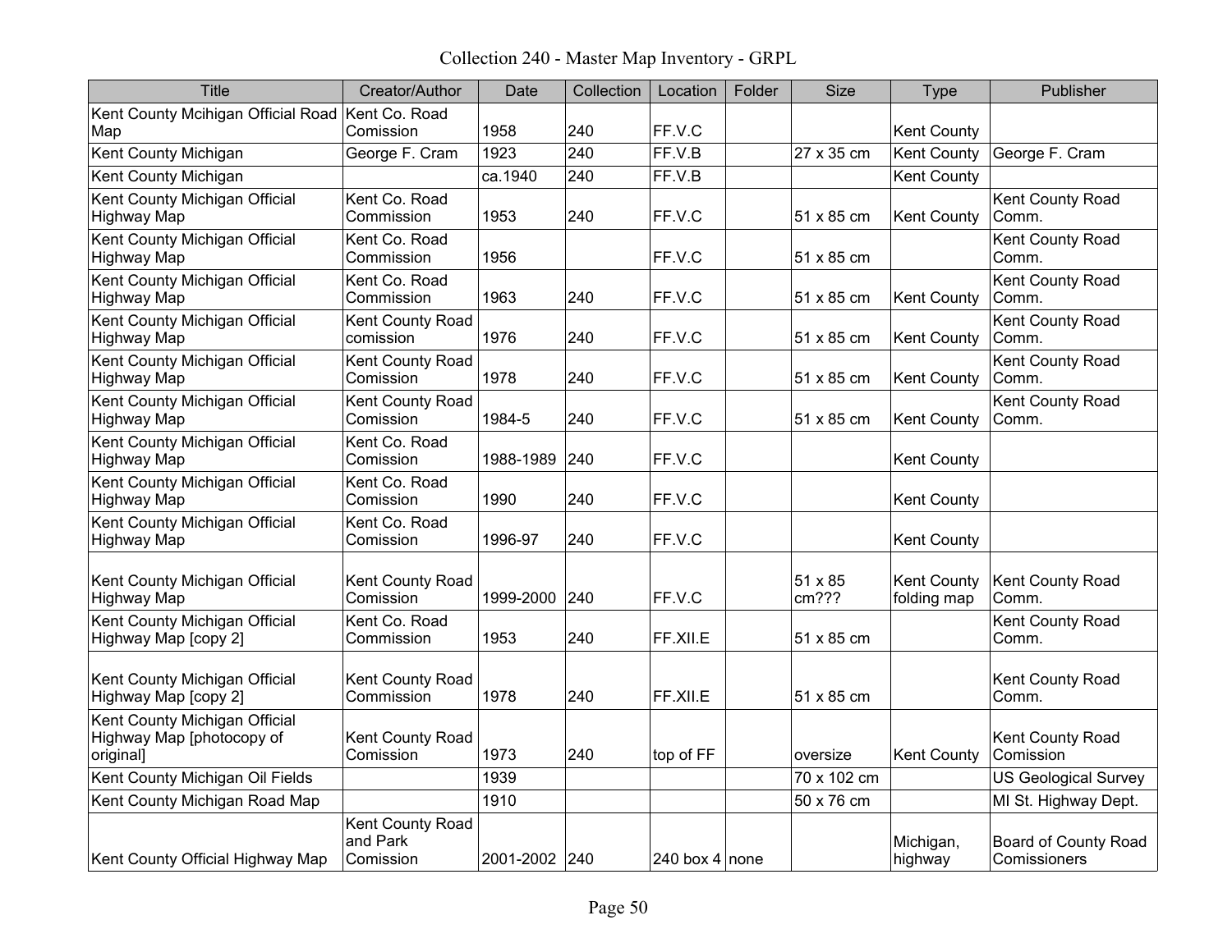# Collection 240 - Master Map Inventory - GRPL

| Title | Creator/Author | Date | Collection | Location | Folder | Size | Type | Publisher |
|---|---|---|---|---|---|---|---|---|
| Kent County Mcihigan Official Road Map | Kent Co. Road Comission | 1958 | 240 | FF.V.C | | | Kent County | |
| Kent County Michigan | George F. Cram | 1923 | 240 | FF.V.B | | 27 x 35 cm | Kent County | George F. Cram |
| Kent County Michigan | | ca.1940 | 240 | FF.V.B | | | Kent County | |
| Kent County Michigan Official Highway Map | Kent Co. Road Commission | 1953 | 240 | FF.V.C | | 51 x 85 cm | Kent County | Kent County Road Comm. |
| Kent County Michigan Official Highway Map | Kent Co. Road Commission | 1956 | | FF.V.C | | 51 x 85 cm | | Kent County Road Comm. |
| Kent County Michigan Official Highway Map | Kent Co. Road Commission | 1963 | 240 | FF.V.C | | 51 x 85 cm | Kent County | Kent County Road Comm. |
| Kent County Michigan Official Highway Map | Kent County Road comission | 1976 | 240 | FF.V.C | | 51 x 85 cm | Kent County | Kent County Road Comm. |
| Kent County Michigan Official Highway Map | Kent County Road Comission | 1978 | 240 | FF.V.C | | 51 x 85 cm | Kent County | Kent County Road Comm. |
| Kent County Michigan Official Highway Map | Kent County Road Comission | 1984-5 | 240 | FF.V.C | | 51 x 85 cm | Kent County | Kent County Road Comm. |
| Kent County Michigan Official Highway Map | Kent Co. Road Comission | 1988-1989 | 240 | FF.V.C | | | Kent County | |
| Kent County Michigan Official Highway Map | Kent Co. Road Comission | 1990 | 240 | FF.V.C | | | Kent County | |
| Kent County Michigan Official Highway Map | Kent Co. Road Comission | 1996-97 | 240 | FF.V.C | | | Kent County | |
| Kent County Michigan Official Highway Map | Kent County Road Comission | 1999-2000 | 240 | FF.V.C | | 51 x 85 cm??? | Kent County folding map | Kent County Road Comm. |
| Kent County Michigan Official Highway Map [copy 2] | Kent Co. Road Commission | 1953 | 240 | FF.XII.E | | 51 x 85 cm | | Kent County Road Comm. |
| Kent County Michigan Official Highway Map [copy 2] | Kent County Road Commission | 1978 | 240 | FF.XII.E | | 51 x 85 cm | | Kent County Road Comm. |
| Kent County Michigan Official Highway Map [photocopy of original] | Kent County Road Comission | 1973 | 240 | top of FF | | oversize | Kent County | Kent County Road Comission |
| Kent County Michigan Oil Fields | | 1939 | | | | 70 x 102 cm | | US Geological Survey |
| Kent County Michigan Road Map | | 1910 | | | | 50 x 76 cm | | MI St. Highway Dept. |
| Kent County Official Highway Map | Kent County Road and Park Comission | 2001-2002 | 240 | 240 box 4 | none | | Michigan, highway | Board of County Road Comissioners |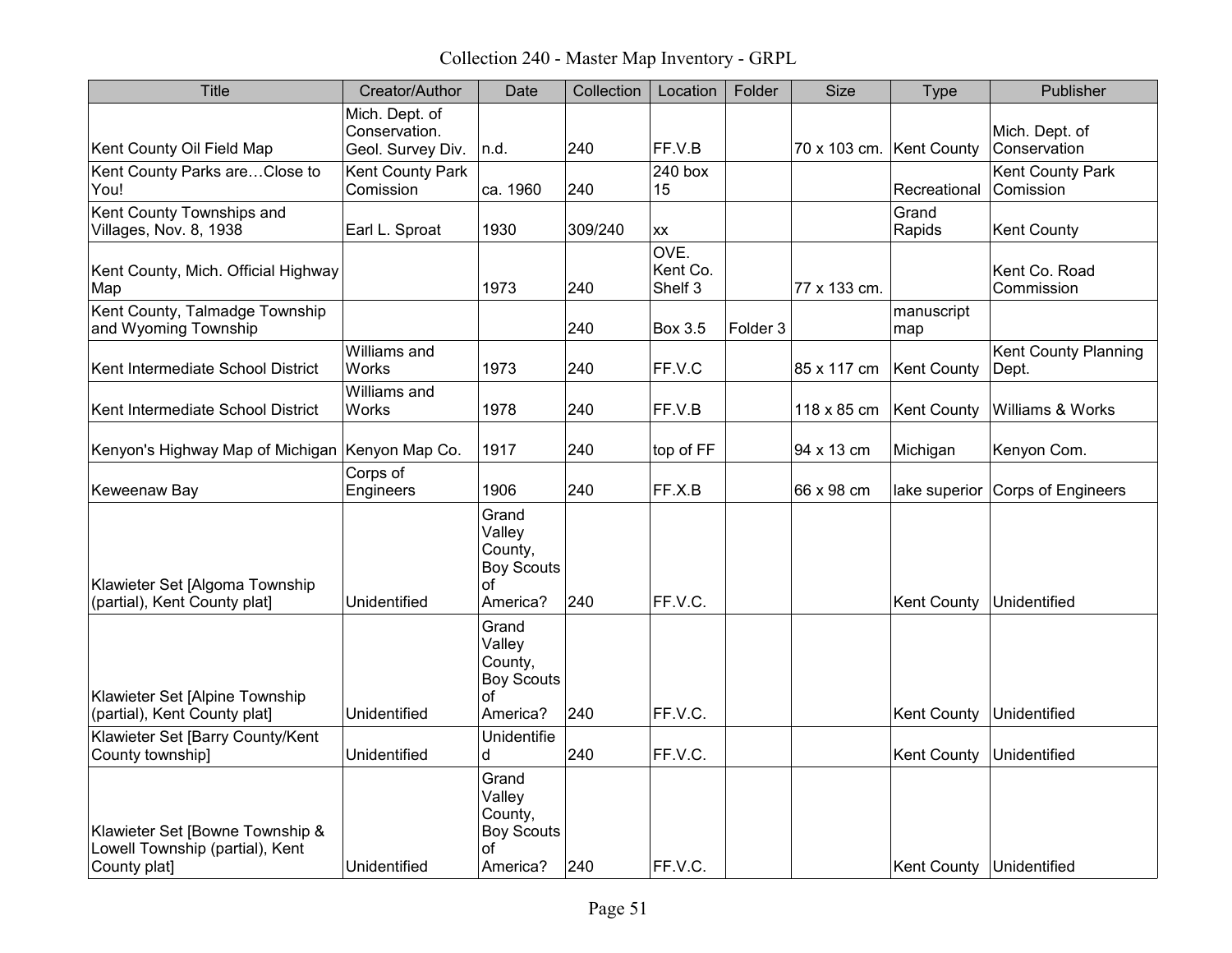Collection 240 - Master Map Inventory - GRPL

| Title | Creator/Author | Date | Collection | Location | Folder | Size | Type | Publisher |
|---|---|---|---|---|---|---|---|---|
| Kent County Oil Field Map | Mich. Dept. of Conservation. Geol. Survey Div. | n.d. | 240 | FF.V.B | | 70 x 103 cm. | Kent County | Mich. Dept. of Conservation |
| Kent County Parks are…Close to You! | Kent County Park Comission | ca. 1960 | 240 | 240 box 15 | | | Recreational | Kent County Park Comission |
| Kent County Townships and Villages, Nov. 8, 1938 | Earl L. Sproat | 1930 | 309/240 | xx | | | Grand Rapids | Kent County |
| Kent County, Mich. Official Highway Map | | 1973 | 240 | OVE. Kent Co. Shelf 3 | | 77 x 133 cm. | | Kent Co. Road Commission |
| Kent County, Talmadge Township and Wyoming Township | | | 240 | Box 3.5 | Folder 3 | | manuscript map | |
| Kent Intermediate School District | Williams and Works | 1973 | 240 | FF.V.C | | 85 x 117 cm | Kent County | Kent County Planning Dept. |
| Kent Intermediate School District | Williams and Works | 1978 | 240 | FF.V.B | | 118 x 85 cm | Kent County | Williams & Works |
| Kenyon's Highway Map of Michigan | Kenyon Map Co. | 1917 | 240 | top of FF | | 94 x 13 cm | Michigan | Kenyon Com. |
| Keweenaw Bay | Corps of Engineers | 1906 | 240 | FF.X.B | | 66 x 98 cm | lake superior | Corps of Engineers |
| Klawieter Set [Algoma Township (partial), Kent County plat] | Unidentified | Grand Valley County, Boy Scouts of America? | 240 | FF.V.C. | | | Kent County | Unidentified |
| Klawieter Set [Alpine Township (partial), Kent County plat] | Unidentified | Grand Valley County, Boy Scouts of America? | 240 | FF.V.C. | | | Kent County | Unidentified |
| Klawieter Set [Barry County/Kent County township] | Unidentified | Unidentified | 240 | FF.V.C. | | | Kent County | Unidentified |
| Klawieter Set [Bowne Township & Lowell Township (partial), Kent County plat] | Unidentified | Grand Valley County, Boy Scouts of America? | 240 | FF.V.C. | | | Kent County | Unidentified |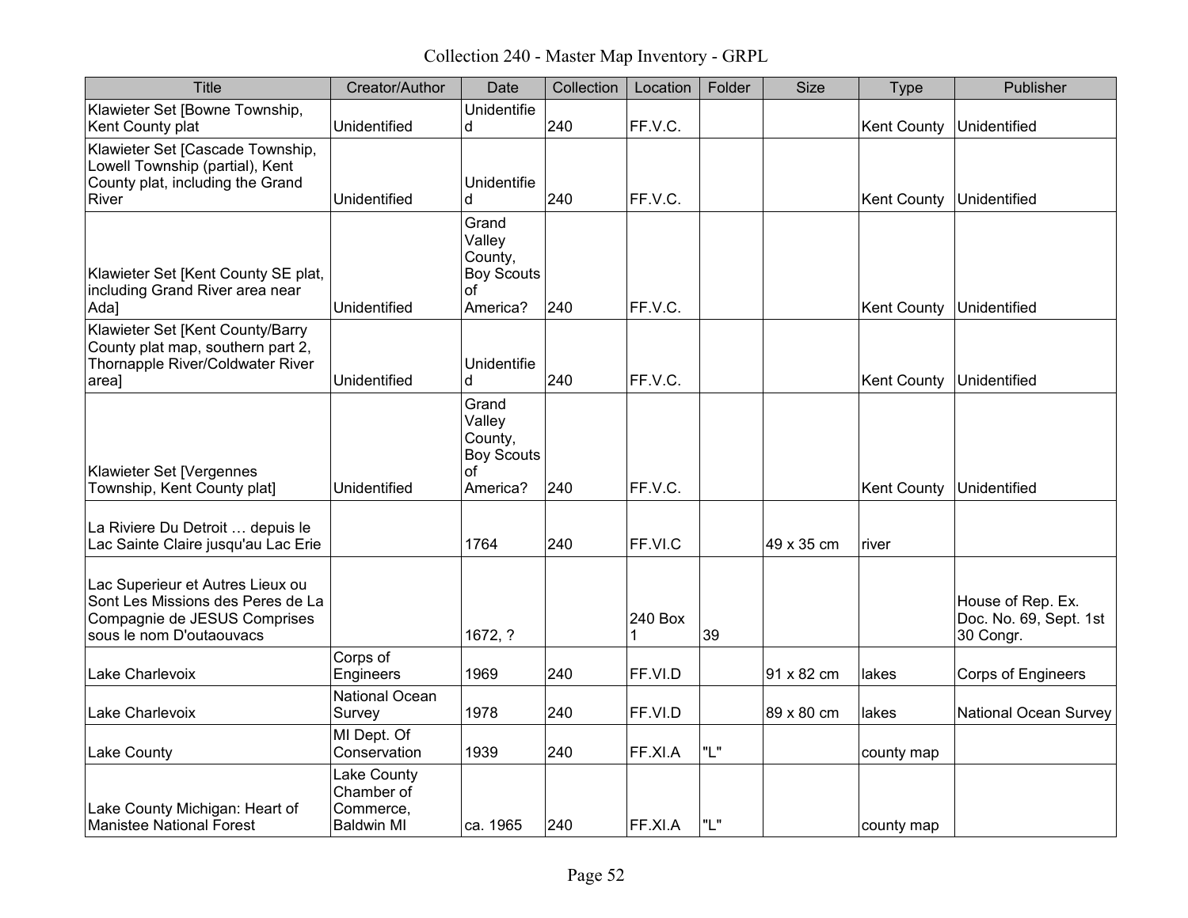| Title | Creator/Author | Date | Collection | Location | Folder | Size | Type | Publisher |
|---|---|---|---|---|---|---|---|---|
| Klawieter Set [Bowne Township, Kent County plat | Unidentified | Unidentified | 240 | FF.V.C. | | | Kent County | Unidentified |
| Klawieter Set [Cascade Township, Lowell Township (partial), Kent County plat, including the Grand River | Unidentified | Unidentified | 240 | FF.V.C. | | | Kent County | Unidentified |
| Klawieter Set [Kent County SE plat, including Grand River area near Ada] | Unidentified | Grand Valley County, Boy Scouts of America? | 240 | FF.V.C. | | | Kent County | Unidentified |
| Klawieter Set [Kent County/Barry County plat map, southern part 2, Thornapple River/Coldwater River area] | Unidentified | Unidentified | 240 | FF.V.C. | | | Kent County | Unidentified |
| Klawieter Set [Vergennes Township, Kent County plat] | Unidentified | Grand Valley County, Boy Scouts of America? | 240 | FF.V.C. | | | Kent County | Unidentified |
| La Riviere Du Detroit … depuis le Lac Sainte Claire jusqu'au Lac Erie | | 1764 | 240 | FF.VI.C | | 49 x 35 cm | river | |
| Lac Superieur et Autres Lieux ou Sont Les Missions des Peres de La Compagnie de JESUS Comprises sous le nom D'outaouvacs | | 1672, ? | | 240 Box 1 | 39 | | | House of Rep. Ex. Doc. No. 69, Sept. 1st 30 Congr. |
| Lake Charlevoix | Corps of Engineers | 1969 | 240 | FF.VI.D | | 91 x 82 cm | lakes | Corps of Engineers |
| Lake Charlevoix | National Ocean Survey | 1978 | 240 | FF.VI.D | | 89 x 80 cm | lakes | National Ocean Survey |
| Lake County | MI Dept. Of Conservation | 1939 | 240 | FF.XI.A | "L" | | county map | |
| Lake County Michigan: Heart of Manistee National Forest | Lake County Chamber of Commerce, Baldwin MI | ca. 1965 | 240 | FF.XI.A | "L" | | county map | |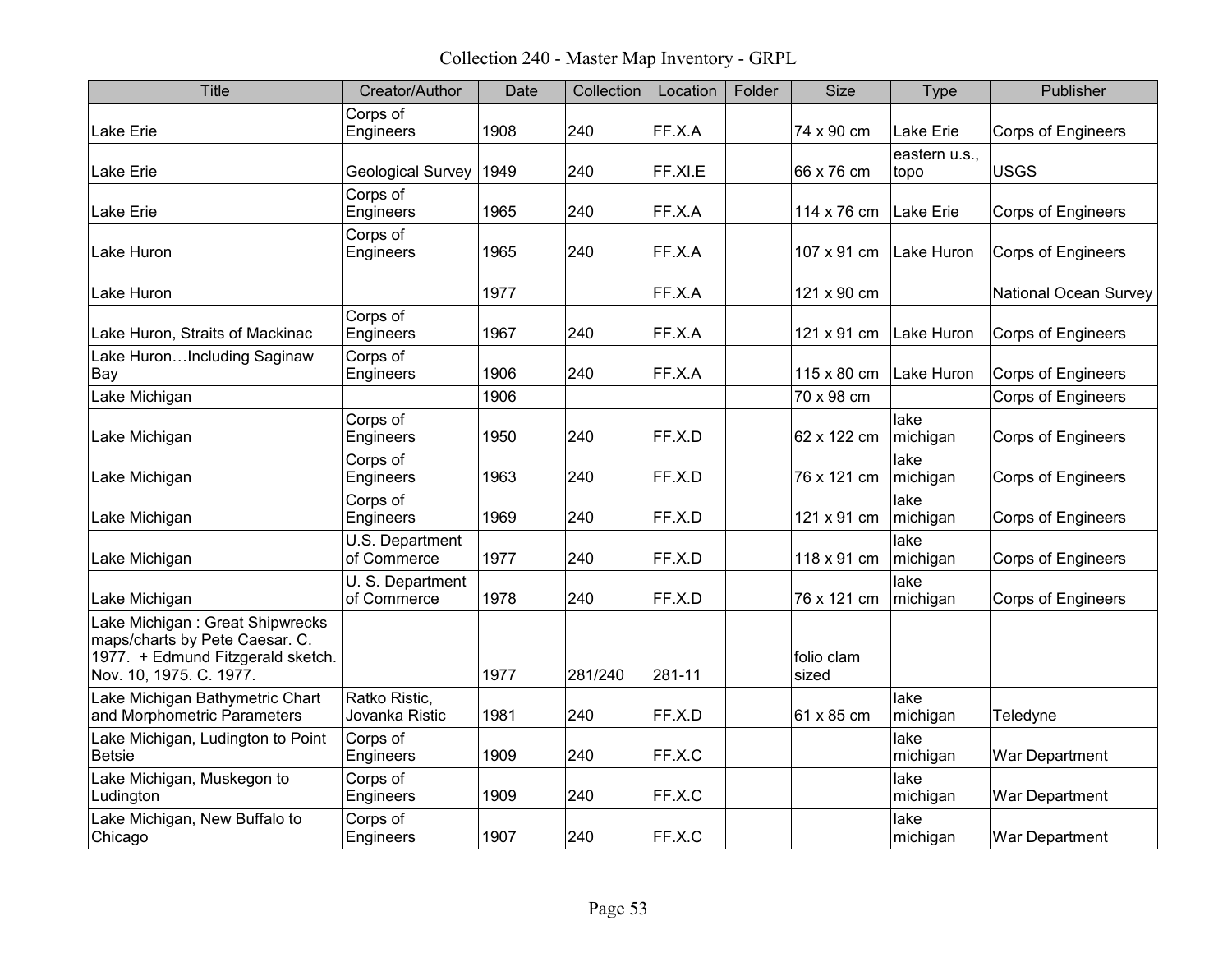# Collection 240 - Master Map Inventory - GRPL

| Title | Creator/Author | Date | Collection | Location | Folder | Size | Type | Publisher |
|---|---|---|---|---|---|---|---|---|
| Lake Erie | Corps of Engineers | 1908 | 240 | FF.X.A | | 74 x 90 cm | Lake Erie | Corps of Engineers |
| Lake Erie | Geological Survey | 1949 | 240 | FF.XI.E | | 66 x 76 cm | eastern u.s., topo | USGS |
| Lake Erie | Corps of Engineers | 1965 | 240 | FF.X.A | | 114 x 76 cm | Lake Erie | Corps of Engineers |
| Lake Huron | Corps of Engineers | 1965 | 240 | FF.X.A | | 107 x 91 cm | Lake Huron | Corps of Engineers |
| Lake Huron | | 1977 | | FF.X.A | | 121 x 90 cm | | National Ocean Survey |
| Lake Huron, Straits of Mackinac | Corps of Engineers | 1967 | 240 | FF.X.A | | 121 x 91 cm | Lake Huron | Corps of Engineers |
| Lake Huron…Including Saginaw Bay | Corps of Engineers | 1906 | 240 | FF.X.A | | 115 x 80 cm | Lake Huron | Corps of Engineers |
| Lake Michigan | | 1906 | | | | 70 x 98 cm | | Corps of Engineers |
| Lake Michigan | Corps of Engineers | 1950 | 240 | FF.X.D | | 62 x 122 cm | lake michigan | Corps of Engineers |
| Lake Michigan | Corps of Engineers | 1963 | 240 | FF.X.D | | 76 x 121 cm | lake michigan | Corps of Engineers |
| Lake Michigan | Corps of Engineers | 1969 | 240 | FF.X.D | | 121 x 91 cm | lake michigan | Corps of Engineers |
| Lake Michigan | U.S. Department of Commerce | 1977 | 240 | FF.X.D | | 118 x 91 cm | lake michigan | Corps of Engineers |
| Lake Michigan | U. S. Department of Commerce | 1978 | 240 | FF.X.D | | 76 x 121 cm | lake michigan | Corps of Engineers |
| Lake Michigan : Great Shipwrecks maps/charts by Pete Caesar. C. 1977. + Edmund Fitzgerald sketch. Nov. 10, 1975. C. 1977. | | 1977 | 281/240 | 281-11 | | folio clam sized | | |
| Lake Michigan Bathymetric Chart and Morphometric Parameters | Ratko Ristic, Jovanka Ristic | 1981 | 240 | FF.X.D | | 61 x 85 cm | lake michigan | Teledyne |
| Lake Michigan, Ludington to Point Betsie | Corps of Engineers | 1909 | 240 | FF.X.C | | | lake michigan | War Department |
| Lake Michigan, Muskegon to Ludington | Corps of Engineers | 1909 | 240 | FF.X.C | | | lake michigan | War Department |
| Lake Michigan, New Buffalo to Chicago | Corps of Engineers | 1907 | 240 | FF.X.C | | | lake michigan | War Department |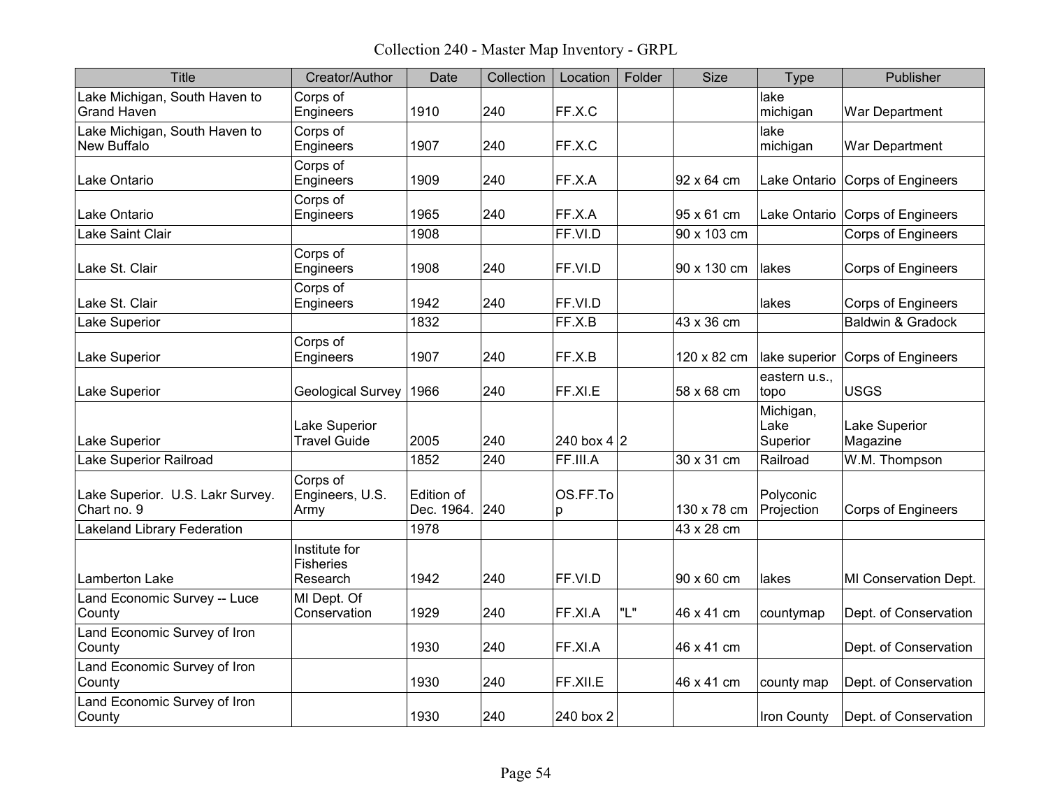# Collection 240 - Master Map Inventory - GRPL

| Title | Creator/Author | Date | Collection | Location | Folder | Size | Type | Publisher |
|---|---|---|---|---|---|---|---|---|
| Lake Michigan, South Haven to Grand Haven | Corps of Engineers | 1910 | 240 | FF.X.C | | | lake michigan | War Department |
| Lake Michigan, South Haven to New Buffalo | Corps of Engineers | 1907 | 240 | FF.X.C | | | lake michigan | War Department |
| Lake Ontario | Corps of Engineers | 1909 | 240 | FF.X.A | | 92 x 64 cm | Lake Ontario | Corps of Engineers |
| Lake Ontario | Corps of Engineers | 1965 | 240 | FF.X.A | | 95 x 61 cm | Lake Ontario | Corps of Engineers |
| Lake Saint Clair | | 1908 | | FF.VI.D | | 90 x 103 cm | | Corps of Engineers |
| Lake St. Clair | Corps of Engineers | 1908 | 240 | FF.VI.D | | 90 x 130 cm | lakes | Corps of Engineers |
| Lake St. Clair | Corps of Engineers | 1942 | 240 | FF.VI.D | | | lakes | Corps of Engineers |
| Lake Superior | | 1832 | | FF.X.B | | 43 x 36 cm | | Baldwin & Gradock |
| Lake Superior | Corps of Engineers | 1907 | 240 | FF.X.B | | 120 x 82 cm | lake superior | Corps of Engineers |
| Lake Superior | Geological Survey | 1966 | 240 | FF.XI.E | | 58 x 68 cm | eastern u.s., topo | USGS |
| Lake Superior | Lake Superior Travel Guide | 2005 | 240 | 240 box 4 | 2 | | Michigan, Lake Superior | Lake Superior Magazine |
| Lake Superior Railroad | | 1852 | 240 | FF.III.A | | 30 x 31 cm | Railroad | W.M. Thompson |
| Lake Superior. U.S. Lakr Survey. Chart no. 9 | Corps of Engineers, U.S. Army | Edition of Dec. 1964. | 240 | OS.FF.Top | | 130 x 78 cm | Polyconic Projection | Corps of Engineers |
| Lakeland Library Federation | | 1978 | | | | 43 x 28 cm | | |
| Lamberton Lake | Institute for Fisheries Research | 1942 | 240 | FF.VI.D | | 90 x 60 cm | lakes | MI Conservation Dept. |
| Land Economic Survey -- Luce County | MI Dept. Of Conservation | 1929 | 240 | FF.XI.A | "L" | 46 x 41 cm | countymap | Dept. of Conservation |
| Land Economic Survey of Iron County | | 1930 | 240 | FF.XI.A | | 46 x 41 cm | | Dept. of Conservation |
| Land Economic Survey of Iron County | | 1930 | 240 | FF.XII.E | | 46 x 41 cm | county map | Dept. of Conservation |
| Land Economic Survey of Iron County | | 1930 | 240 | 240 box 2 | | | Iron County | Dept. of Conservation |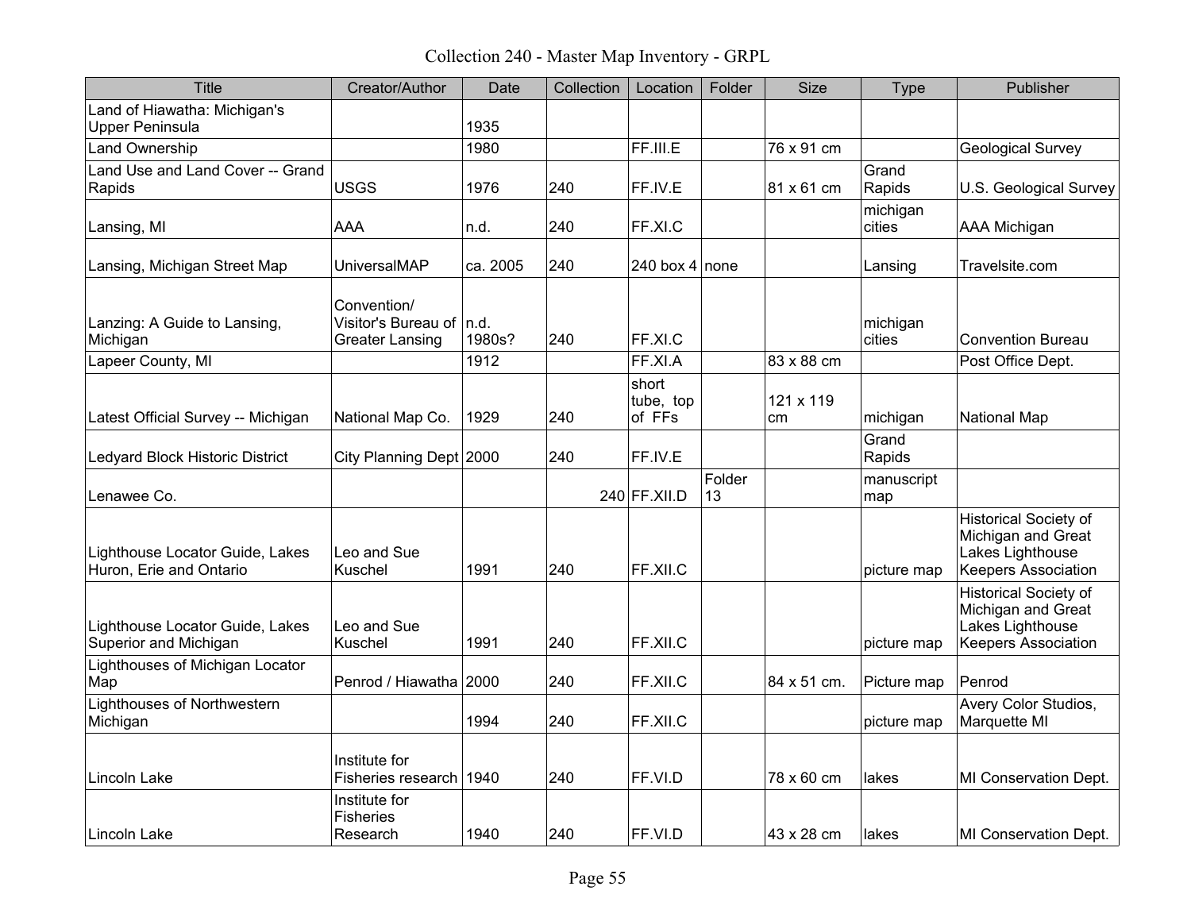# Collection 240 - Master Map Inventory - GRPL

| Title | Creator/Author | Date | Collection | Location | Folder | Size | Type | Publisher |
|---|---|---|---|---|---|---|---|---|
| Land of Hiawatha: Michigan's Upper Peninsula | | 1935 | | | | | | |
| Land Ownership | | 1980 | | FF.III.E | | 76 x 91 cm | | Geological Survey |
| Land Use and Land Cover -- Grand Rapids | USGS | 1976 | 240 | FF.IV.E | | 81 x 61 cm | Grand Rapids | U.S. Geological Survey |
| Lansing, MI | AAA | n.d. | 240 | FF.XI.C | | | michigan cities | AAA Michigan |
| Lansing, Michigan Street Map | UniversalMAP | ca. 2005 | 240 | 240 box 4 | none | | Lansing | Travelsite.com |
| Lanzing: A Guide to Lansing, Michigan | Convention/ Visitor's Bureau of Greater Lansing | n.d. 1980s? | 240 | FF.XI.C | | | michigan cities | Convention Bureau |
| Lapeer County, MI | | 1912 | | FF.XI.A | | 83 x 88 cm | | Post Office Dept. |
| Latest Official Survey -- Michigan | National Map Co. | 1929 | 240 | short tube, top of FFs | | 121 x 119 cm | michigan | National Map |
| Ledyard Block Historic District | City Planning Dept | 2000 | 240 | FF.IV.E | | | Grand Rapids | |
| Lenawee Co. | | | 240 | FF.XII.D | Folder 13 | | manuscript map | |
| Lighthouse Locator Guide, Lakes Huron, Erie and Ontario | Leo and Sue Kuschel | 1991 | 240 | FF.XII.C | | | picture map | Historical Society of Michigan and Great Lakes Lighthouse Keepers Association |
| Lighthouse Locator Guide, Lakes Superior and Michigan | Leo and Sue Kuschel | 1991 | 240 | FF.XII.C | | | picture map | Historical Society of Michigan and Great Lakes Lighthouse Keepers Association |
| Lighthouses of Michigan Locator Map | Penrod / Hiawatha | 2000 | 240 | FF.XII.C | | 84 x 51 cm. | Picture map | Penrod |
| Lighthouses of Northwestern Michigan | | 1994 | 240 | FF.XII.C | | | picture map | Avery Color Studios, Marquette MI |
| Lincoln Lake | Institute for Fisheries research | 1940 | 240 | FF.VI.D | | 78 x 60 cm | lakes | MI Conservation Dept. |
| Lincoln Lake | Institute for Fisheries Research | 1940 | 240 | FF.VI.D | | 43 x 28 cm | lakes | MI Conservation Dept. |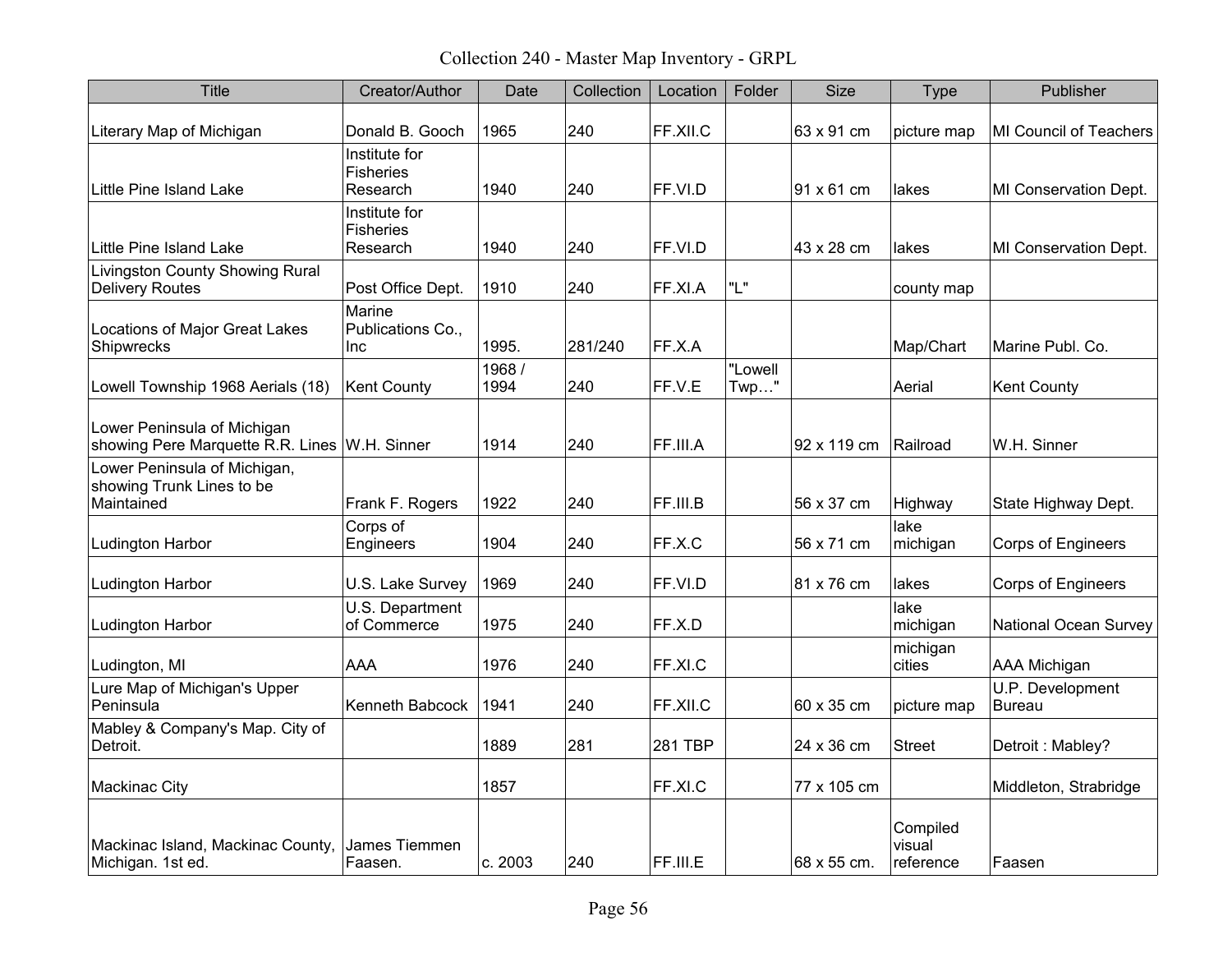Collection 240 - Master Map Inventory - GRPL

| Title | Creator/Author | Date | Collection | Location | Folder | Size | Type | Publisher |
|---|---|---|---|---|---|---|---|---|
| Literary Map of Michigan | Donald B. Gooch | 1965 | 240 | FF.XII.C | | 63 x 91 cm | picture map | MI Council of Teachers |
| Little Pine Island Lake | Institute for Fisheries Research | 1940 | 240 | FF.VI.D | | 91 x 61 cm | lakes | MI Conservation Dept. |
| Little Pine Island Lake | Institute for Fisheries Research | 1940 | 240 | FF.VI.D | | 43 x 28 cm | lakes | MI Conservation Dept. |
| Livingston County Showing Rural Delivery Routes | Post Office Dept. | 1910 | 240 | FF.XI.A | "L" | | county map | |
| Locations of Major Great Lakes Shipwrecks | Marine Publications Co., Inc | 1995. | 281/240 | FF.X.A | | | Map/Chart | Marine Publ. Co. |
| Lowell Township 1968 Aerials (18) | Kent County | 1968 / 1994 | 240 | FF.V.E | "Lowell Twp…" | | Aerial | Kent County |
| Lower Peninsula of Michigan showing Pere Marquette R.R. Lines | W.H. Sinner | 1914 | 240 | FF.III.A | | 92 x 119 cm | Railroad | W.H. Sinner |
| Lower Peninsula of Michigan, showing Trunk Lines to be Maintained | Frank F. Rogers | 1922 | 240 | FF.III.B | | 56 x 37 cm | Highway | State Highway Dept. |
| Ludington Harbor | Corps of Engineers | 1904 | 240 | FF.X.C | | 56 x 71 cm | lake michigan | Corps of Engineers |
| Ludington Harbor | U.S. Lake Survey | 1969 | 240 | FF.VI.D | | 81 x 76 cm | lakes | Corps of Engineers |
| Ludington Harbor | U.S. Department of Commerce | 1975 | 240 | FF.X.D | | | lake michigan | National Ocean Survey |
| Ludington, MI | AAA | 1976 | 240 | FF.XI.C | | | michigan cities | AAA Michigan |
| Lure Map of Michigan's Upper Peninsula | Kenneth Babcock | 1941 | 240 | FF.XII.C | | 60 x 35 cm | picture map | U.P. Development Bureau |
| Mabley & Company's Map. City of Detroit. | | 1889 | 281 | 281 TBP | | 24 x 36 cm | Street | Detroit : Mabley? |
| Mackinac City | | 1857 | | FF.XI.C | | 77 x 105 cm | | Middleton, Strabridge |
| Mackinac Island, Mackinac County, Michigan. 1st ed. | James Tiemmen Faasen. | c. 2003 | 240 | FF.III.E | | 68 x 55 cm. | Compiled visual reference | Faasen |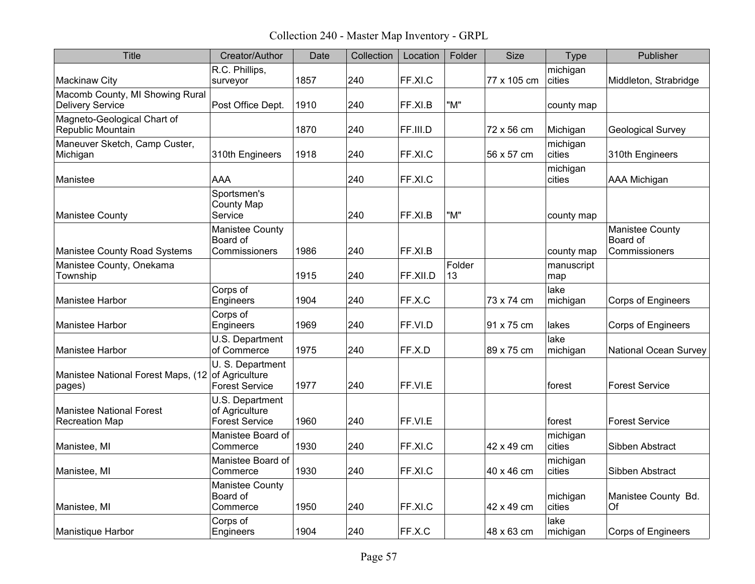# Collection 240 - Master Map Inventory - GRPL

| Title | Creator/Author | Date | Collection | Location | Folder | Size | Type | Publisher |
|---|---|---|---|---|---|---|---|---|
| Mackinaw City | R.C. Phillips, surveyor | 1857 | 240 | FF.XI.C | | 77 x 105 cm | michigan cities | Middleton, Strabridge |
| Macomb County, MI Showing Rural Delivery Service | Post Office Dept. | 1910 | 240 | FF.XI.B | "M" | | county map | |
| Magneto-Geological Chart of Republic Mountain | | 1870 | 240 | FF.III.D | | 72 x 56 cm | Michigan | Geological Survey |
| Maneuver Sketch, Camp Custer, Michigan | 310th Engineers | 1918 | 240 | FF.XI.C | | 56 x 57 cm | michigan cities | 310th Engineers |
| Manistee | AAA | | 240 | FF.XI.C | | | michigan cities | AAA Michigan |
| Manistee County | Sportsmen's County Map Service | | 240 | FF.XI.B | "M" | | county map | |
| Manistee County Road Systems | Manistee County Board of Commissioners | 1986 | 240 | FF.XI.B | | | county map | Manistee County Board of Commissioners |
| Manistee County, Onekama Township | | 1915 | 240 | FF.XII.D | Folder 13 | | manuscript map | |
| Manistee Harbor | Corps of Engineers | 1904 | 240 | FF.X.C | | 73 x 74 cm | lake michigan | Corps of Engineers |
| Manistee Harbor | Corps of Engineers | 1969 | 240 | FF.VI.D | | 91 x 75 cm | lakes | Corps of Engineers |
| Manistee Harbor | U.S. Department of Commerce | 1975 | 240 | FF.X.D | | 89 x 75 cm | lake michigan | National Ocean Survey |
| Manistee National Forest Maps, (12 pages) | U. S. Department of Agriculture Forest Service | 1977 | 240 | FF.VI.E | | | forest | Forest Service |
| Manistee National Forest Recreation Map | U.S. Department of Agriculture Forest Service | 1960 | 240 | FF.VI.E | | | forest | Forest Service |
| Manistee, MI | Manistee Board of Commerce | 1930 | 240 | FF.XI.C | | 42 x 49 cm | michigan cities | Sibben Abstract |
| Manistee, MI | Manistee Board of Commerce | 1930 | 240 | FF.XI.C | | 40 x 46 cm | michigan cities | Sibben Abstract |
| Manistee, MI | Manistee County Board of Commerce | 1950 | 240 | FF.XI.C | | 42 x 49 cm | michigan cities | Manistee County Bd. Of |
| Manistique Harbor | Corps of Engineers | 1904 | 240 | FF.X.C | | 48 x 63 cm | lake michigan | Corps of Engineers |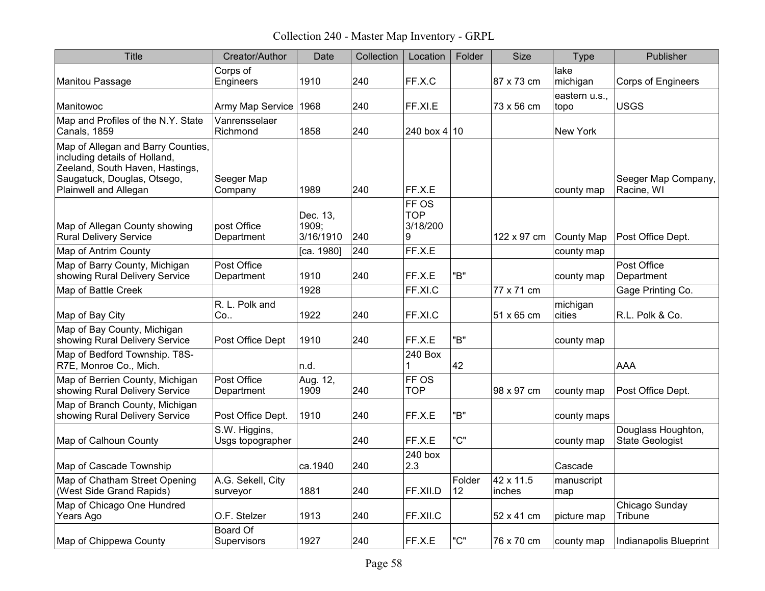# Collection 240 - Master Map Inventory - GRPL

| Title | Creator/Author | Date | Collection | Location | Folder | Size | Type | Publisher |
|---|---|---|---|---|---|---|---|---|
| Manitou Passage | Corps of Engineers | 1910 | 240 | FF.X.C | | 87 x 73 cm | lake michigan | Corps of Engineers |
| Manitowoc | Army Map Service | 1968 | 240 | FF.XI.E | | 73 x 56 cm | eastern u.s., topo | USGS |
| Map and Profiles of the N.Y. State Canals, 1859 | Vanrensselaer Richmond | 1858 | 240 | 240 box 4 | 10 | | New York | |
| Map of Allegan and Barry Counties, including details of Holland, Zeeland, South Haven, Hastings, Saugatuck, Douglas, Otsego, Plainwell and Allegan | Seeger Map Company | 1989 | 240 | FF.X.E | | | county map | Seeger Map Company, Racine, WI |
| Map of Allegan County showing Rural Delivery Service | post Office Department | Dec. 13, 1909; 3/16/1910 | 240 | FF OS TOP 3/18/2009 | | 122 x 97 cm | County Map | Post Office Dept. |
| Map of Antrim County | | [ca. 1980] | 240 | FF.X.E | | | county map | |
| Map of Barry County, Michigan showing Rural Delivery Service | Post Office Department | 1910 | 240 | FF.X.E | "B" | | county map | Post Office Department |
| Map of Battle Creek | | 1928 | | FF.XI.C | | 77 x 71 cm | | Gage Printing Co. |
| Map of Bay City | R. L. Polk and Co.. | 1922 | 240 | FF.XI.C | | 51 x 65 cm | michigan cities | R.L. Polk & Co. |
| Map of Bay County, Michigan showing Rural Delivery Service | Post Office Dept | 1910 | 240 | FF.X.E | "B" | | county map | |
| Map of Bedford Township. T8S-R7E, Monroe Co., Mich. | | n.d. | | 240 Box 1 | 42 | | | AAA |
| Map of Berrien County, Michigan showing Rural Delivery Service | Post Office Department | Aug. 12, 1909 | 240 | FF OS TOP | | 98 x 97 cm | county map | Post Office Dept. |
| Map of Branch County, Michigan showing Rural Delivery Service | Post Office Dept. | 1910 | 240 | FF.X.E | "B" | | county maps | |
| Map of Calhoun County | S.W. Higgins, Usgs topographer | | 240 | FF.X.E | "C" | | county map | Douglass Houghton, State Geologist |
| Map of Cascade Township | | ca.1940 | 240 | 240 box 2.3 | | | Cascade | |
| Map of Chatham Street Opening (West Side Grand Rapids) | A.G. Sekell, City surveyor | 1881 | 240 | FF.XII.D | Folder 12 | 42 x 11.5 inches | manuscript map | |
| Map of Chicago One Hundred Years Ago | O.F. Stelzer | 1913 | 240 | FF.XII.C | | 52 x 41 cm | picture map | Chicago Sunday Tribune |
| Map of Chippewa County | Board Of Supervisors | 1927 | 240 | FF.X.E | "C" | 76 x 70 cm | county map | Indianapolis Blueprint |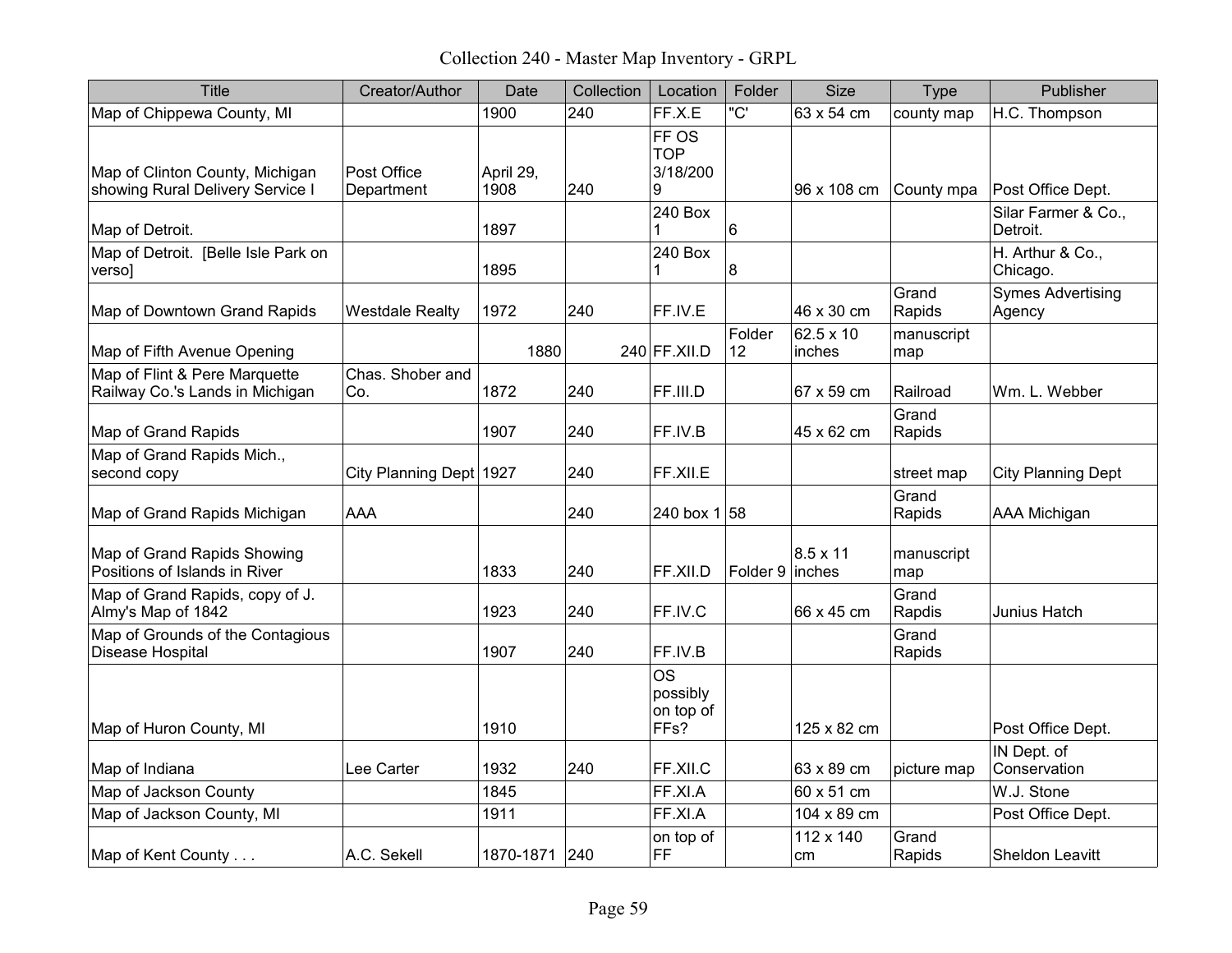# Collection 240 - Master Map Inventory - GRPL

| Title | Creator/Author | Date | Collection | Location | Folder | Size | Type | Publisher |
|---|---|---|---|---|---|---|---|---|
| Map of Chippewa County, MI | | 1900 | 240 | FF.X.E | "C' | 63 x 54 cm | county map | H.C. Thompson |
| Map of Clinton County, Michigan showing Rural Delivery Service I | Post Office Department | April 29, 1908 | 240 | FF OS TOP 3/18/2009 | | 96 x 108 cm | County mpa | Post Office Dept. |
| Map of Detroit. | | 1897 | | 240 Box 1 | 6 | | | Silar Farmer & Co., Detroit. |
| Map of Detroit. [Belle Isle Park on verso] | | 1895 | | 240 Box 1 | 8 | | | H. Arthur & Co., Chicago. |
| Map of Downtown Grand Rapids | Westdale Realty | 1972 | 240 | FF.IV.E | | 46 x 30 cm | Grand Rapids | Symes Advertising Agency |
| Map of Fifth Avenue Opening | | 1880 | 240 | FF.XII.D | Folder 12 | 62.5 x 10 inches | manuscript map | |
| Map of Flint & Pere Marquette Railway Co.'s Lands in Michigan | Chas. Shober and Co. | 1872 | 240 | FF.III.D | | 67 x 59 cm | Railroad | Wm. L. Webber |
| Map of Grand Rapids | | 1907 | 240 | FF.IV.B | | 45 x 62 cm | Grand Rapids | |
| Map of Grand Rapids Mich., second copy | City Planning Dept | 1927 | 240 | FF.XII.E | | | street map | City Planning Dept |
| Map of Grand Rapids Michigan | AAA | | 240 | 240 box 1 | 58 | | Grand Rapids | AAA Michigan |
| Map of Grand Rapids Showing Positions of Islands in River | | 1833 | 240 | FF.XII.D | Folder 9 | 8.5 x 11 inches | manuscript map | |
| Map of Grand Rapids, copy of J. Almy's Map of 1842 | | 1923 | 240 | FF.IV.C | | 66 x 45 cm | Grand Rapdis | Junius Hatch |
| Map of Grounds of the Contagious Disease Hospital | | 1907 | 240 | FF.IV.B | | | Grand Rapids | |
| Map of Huron County, MI | | 1910 | | OS possibly on top of FFs? | | 125 x 82 cm | | Post Office Dept. |
| Map of Indiana | Lee Carter | 1932 | 240 | FF.XII.C | | 63 x 89 cm | picture map | IN Dept. of Conservation |
| Map of Jackson County | | 1845 | | FF.XI.A | | 60 x 51 cm | | W.J. Stone |
| Map of Jackson County, MI | | 1911 | | FF.XI.A | | 104 x 89 cm | | Post Office Dept. |
| Map of Kent County . . . | A.C. Sekell | 1870-1871 | 240 | on top of FF | | 112 x 140 cm | Grand Rapids | Sheldon Leavitt |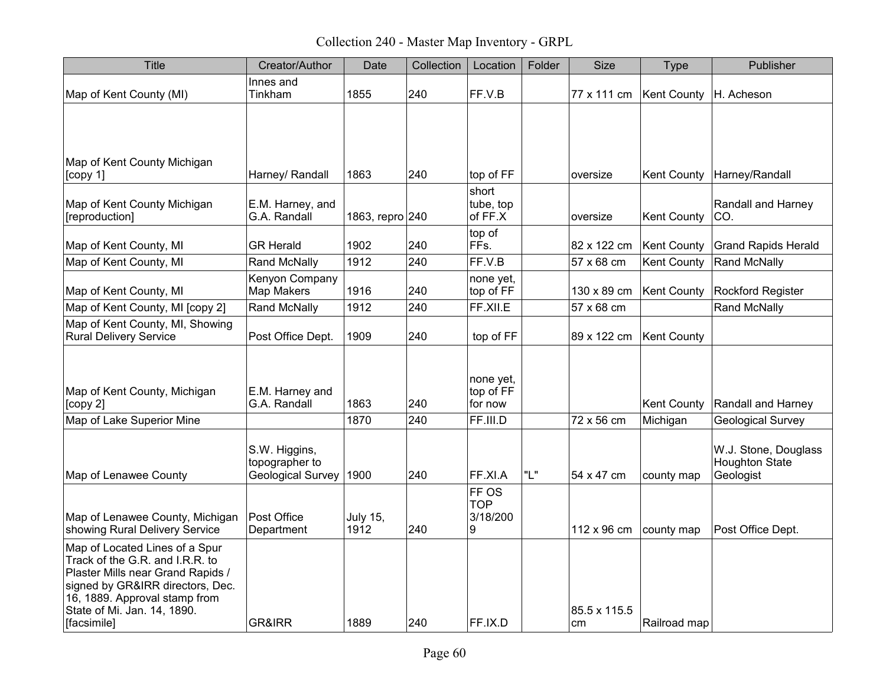Collection 240 - Master Map Inventory - GRPL

| Title | Creator/Author | Date | Collection | Location | Folder | Size | Type | Publisher |
|---|---|---|---|---|---|---|---|---|
| Map of Kent County (MI) | Innes and Tinkham | 1855 | 240 | FF.V.B | | 77 x 111 cm | Kent County | H. Acheson |
| Map of Kent County Michigan [copy 1] | Harney/ Randall | 1863 | 240 | top of FF | | oversize | Kent County | Harney/Randall |
| Map of Kent County Michigan [reproduction] | E.M. Harney, and G.A. Randall | 1863, repro | 240 | short tube, top of FF.X | | oversize | Kent County | Randall and Harney CO. |
| Map of Kent County, MI | GR Herald | 1902 | 240 | top of FFs. | | 82 x 122 cm | Kent County | Grand Rapids Herald |
| Map of Kent County, MI | Rand McNally | 1912 | 240 | FF.V.B | | 57 x 68 cm | Kent County | Rand McNally |
| Map of Kent County, MI | Kenyon Company Map Makers | 1916 | 240 | none yet, top of FF | | 130 x 89 cm | Kent County | Rockford Register |
| Map of Kent County, MI [copy 2] | Rand McNally | 1912 | 240 | FF.XII.E | | 57 x 68 cm | | Rand McNally |
| Map of Kent County, MI, Showing Rural Delivery Service | Post Office Dept. | 1909 | 240 | top of FF | | 89 x 122 cm | Kent County | |
| Map of Kent County, Michigan [copy 2] | E.M. Harney and G.A. Randall | 1863 | 240 | none yet, top of FF for now | | | Kent County | Randall and Harney |
| Map of Lake Superior Mine | | 1870 | 240 | FF.III.D | | 72 x 56 cm | Michigan | Geological Survey |
| Map of Lenawee County | S.W. Higgins, topographer to Geological Survey | 1900 | 240 | FF.XI.A | "L" | 54 x 47 cm | county map | W.J. Stone, Douglass Houghton State Geologist |
| Map of Lenawee County, Michigan showing Rural Delivery Service | Post Office Department | July 15, 1912 | 240 | FF OS TOP 3/18/2009 | | 112 x 96 cm | county map | Post Office Dept. |
| Map of Located Lines of a Spur Track of the G.R. and I.R.R. to Plaster Mills near Grand Rapids / signed by GR&IRR directors, Dec. 16, 1889. Approval stamp from State of Mi. Jan. 14, 1890. [facsimile] | GR&IRR | 1889 | 240 | FF.IX.D | | 85.5 x 115.5 cm | Railroad map | |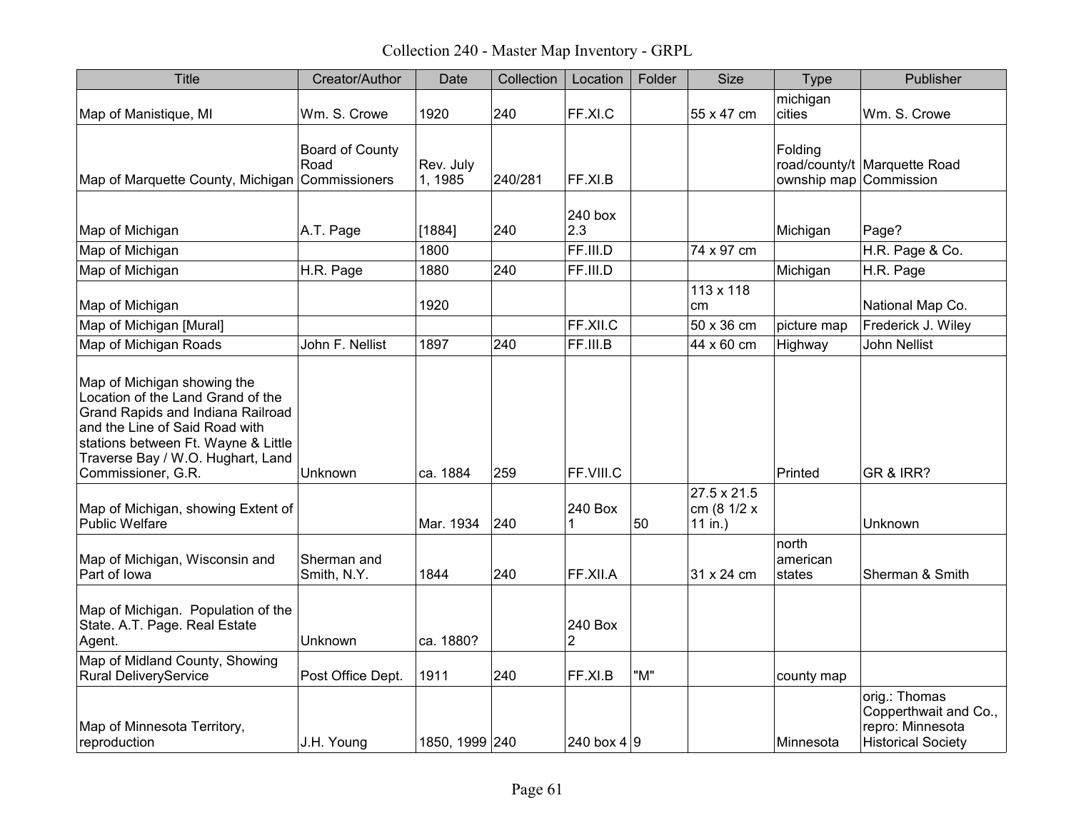# Collection 240 - Master Map Inventory - GRPL

| Title | Creator/Author | Date | Collection | Location | Folder | Size | Type | Publisher |
|---|---|---|---|---|---|---|---|---|
| Map of Manistique, MI | Wm. S. Crowe | 1920 | 240 | FF.XI.C | | 55 x 47 cm | michigan cities | Wm. S. Crowe |
| Map of Marquette County, Michigan | Board of County Road Commissioners | Rev. July 1, 1985 | 240/281 | FF.XI.B | | | Folding road/county/township map | Marquette Road Commission |
| Map of Michigan | A.T. Page | [1884] | 240 | 240 box 2.3 | | | Michigan | Page? |
| Map of Michigan | | 1800 | | FF.III.D | | 74 x 97 cm | | H.R. Page & Co. |
| Map of Michigan | H.R. Page | 1880 | 240 | FF.III.D | | | Michigan | H.R. Page |
| Map of Michigan | | 1920 | | | | 113 x 118 cm | | National Map Co. |
| Map of Michigan [Mural] | | | | FF.XII.C | | 50 x 36 cm | picture map | Frederick J. Wiley |
| Map of Michigan Roads | John F. Nellist | 1897 | 240 | FF.III.B | | 44 x 60 cm | Highway | John Nellist |
| Map of Michigan showing the Location of the Land Grand of the Grand Rapids and Indiana Railroad and the Line of Said Road with stations between Ft. Wayne & Little Traverse Bay / W.O. Hughart, Land Commissioner, G.R. | Unknown | ca. 1884 | 259 | FF.VIII.C | | | Printed | GR & IRR? |
| Map of Michigan, showing Extent of Public Welfare | | Mar. 1934 | 240 | 240 Box 1 | 50 | 27.5 x 21.5 cm (8 1/2 x 11 in.) | | Unknown |
| Map of Michigan, Wisconsin and Part of Iowa | Sherman and Smith, N.Y. | 1844 | 240 | FF.XII.A | | 31 x 24 cm | north american states | Sherman & Smith |
| Map of Michigan. Population of the State. A.T. Page. Real Estate Agent. | Unknown | ca. 1880? | | 240 Box 2 | | | | |
| Map of Midland County, Showing Rural DeliveryService | Post Office Dept. | 1911 | 240 | FF.XI.B | "M" | | county map | |
| Map of Minnesota Territory, reproduction | J.H. Young | 1850, 1999 | 240 | 240 box 4 | 9 | | Minnesota | orig.: Thomas Copperthwait and Co., repro: Minnesota Historical Society |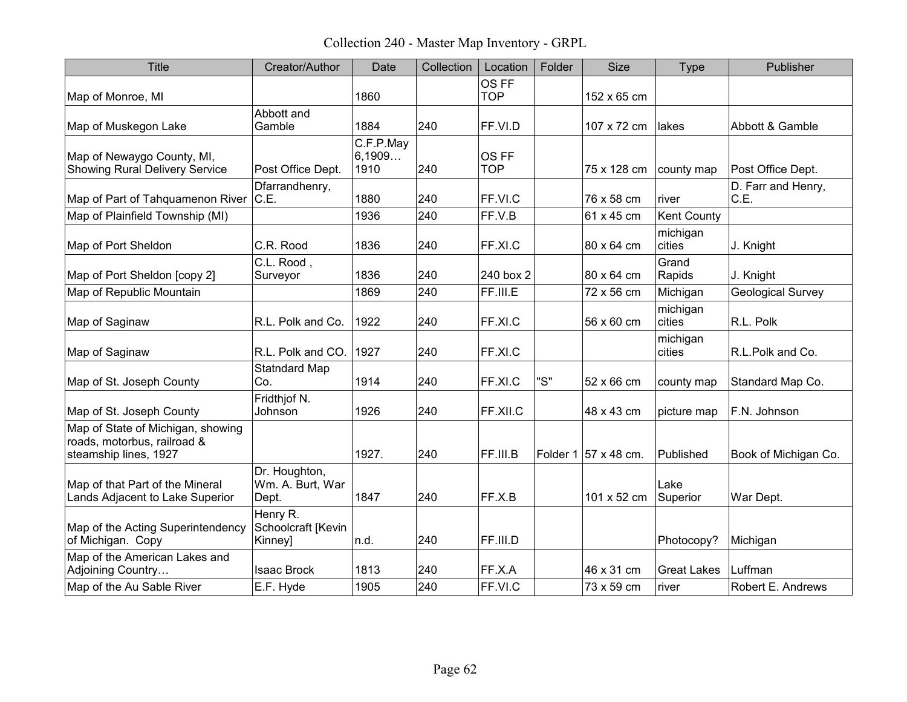# Collection 240 - Master Map Inventory - GRPL

| Title | Creator/Author | Date | Collection | Location | Folder | Size | Type | Publisher |
|---|---|---|---|---|---|---|---|---|
| Map of Monroe, MI | | 1860 | | OS FF TOP | | 152 x 65 cm | | |
| Map of Muskegon Lake | Abbott and Gamble | 1884 | 240 | FF.VI.D | | 107 x 72 cm | lakes | Abbott & Gamble |
| Map of Newaygo County, MI, Showing Rural Delivery Service | Post Office Dept. | C.F.P.May 6,1909… 1910 | 240 | OS FF TOP | | 75 x 128 cm | county map | Post Office Dept. |
| Map of Part of Tahquamenon River | Dfarrandhenry, C.E. | 1880 | 240 | FF.VI.C | | 76 x 58 cm | river | D. Farr and Henry, C.E. |
| Map of Plainfield Township (MI) | | 1936 | 240 | FF.V.B | | 61 x 45 cm | Kent County | |
| Map of Port Sheldon | C.R. Rood | 1836 | 240 | FF.XI.C | | 80 x 64 cm | michigan cities | J. Knight |
| Map of Port Sheldon [copy 2] | C.L. Rood , Surveyor | 1836 | 240 | 240 box 2 | | 80 x 64 cm | Grand Rapids | J. Knight |
| Map of Republic Mountain | | 1869 | 240 | FF.III.E | | 72 x 56 cm | Michigan | Geological Survey |
| Map of Saginaw | R.L. Polk and Co. | 1922 | 240 | FF.XI.C | | 56 x 60 cm | michigan cities | R.L. Polk |
| Map of Saginaw | R.L. Polk and CO. | 1927 | 240 | FF.XI.C | | | michigan cities | R.L.Polk and Co. |
| Map of St. Joseph County | Statndard Map Co. | 1914 | 240 | FF.XI.C | "S" | 52 x 66 cm | county map | Standard Map Co. |
| Map of St. Joseph County | Fridthjof N. Johnson | 1926 | 240 | FF.XII.C | | 48 x 43 cm | picture map | F.N. Johnson |
| Map of State of Michigan, showing roads, motorbus, railroad & steamship lines, 1927 | | 1927. | 240 | FF.III.B | Folder 1 | 57 x 48 cm. | Published | Book of Michigan Co. |
| Map of that Part of the Mineral Lands Adjacent to Lake Superior | Dr. Houghton, Wm. A. Burt, War Dept. | 1847 | 240 | FF.X.B | | 101 x 52 cm | Lake Superior | War Dept. |
| Map of the Acting Superintendency of Michigan. Copy | Henry R. Schoolcraft [Kevin Kinney] | n.d. | 240 | FF.III.D | | | Photocopy? | Michigan |
| Map of the American Lakes and Adjoining Country… | Isaac Brock | 1813 | 240 | FF.X.A | | 46 x 31 cm | Great Lakes | Luffman |
| Map of the Au Sable River | E.F. Hyde | 1905 | 240 | FF.VI.C | | 73 x 59 cm | river | Robert E. Andrews |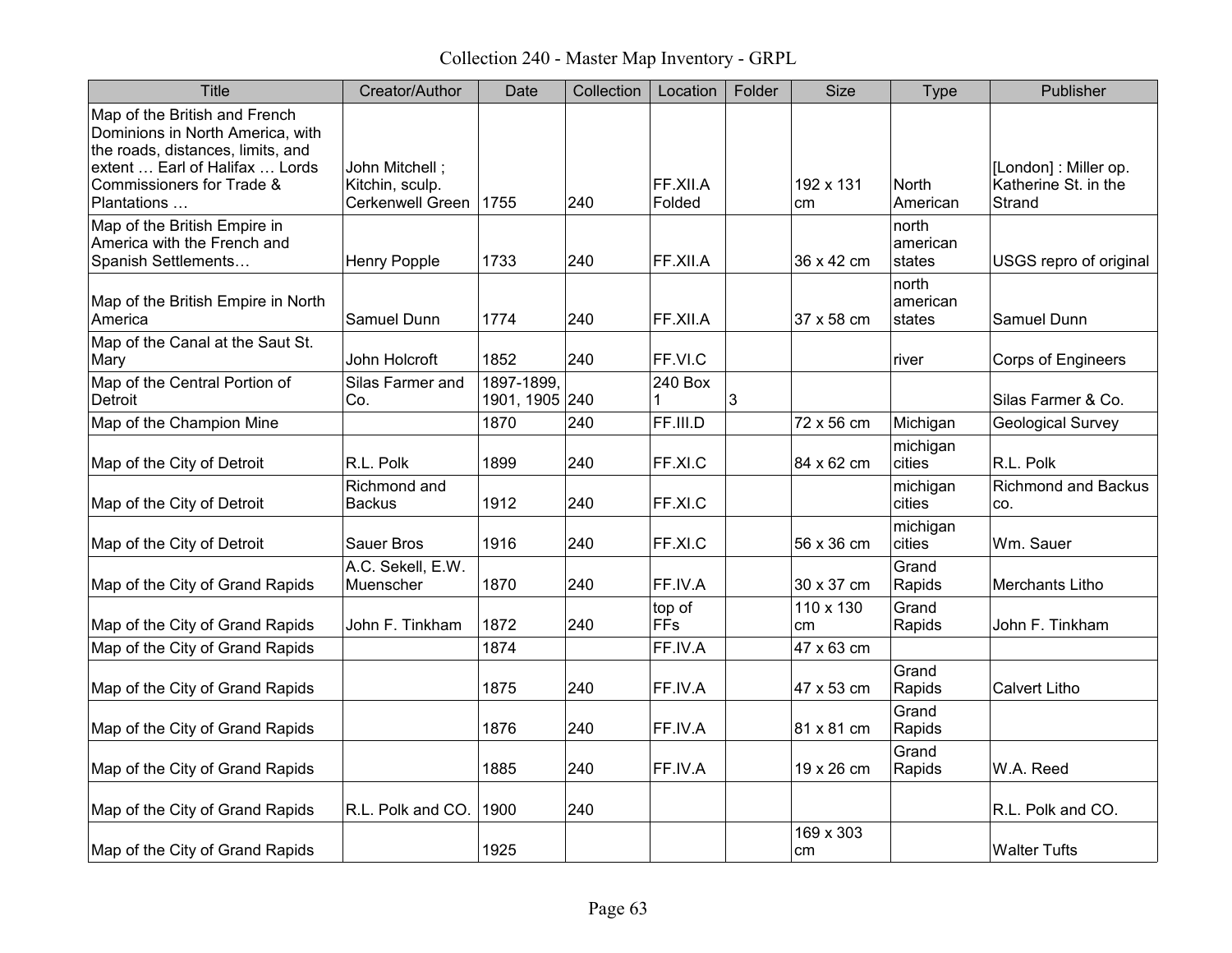# Collection 240 - Master Map Inventory - GRPL

| Title | Creator/Author | Date | Collection | Location | Folder | Size | Type | Publisher |
|---|---|---|---|---|---|---|---|---|
| Map of the British and French Dominions in North America, with the roads, distances, limits, and extent … Earl of Halifax … Lords Commissioners for Trade & Plantations … | John Mitchell ; Kitchin, sculp. Cerkenwell Green | 1755 | 240 | FF.XII.A Folded | | 192 x 131 cm | North American | [London] : Miller op. Katherine St. in the Strand |
| Map of the British Empire in America with the French and Spanish Settlements… | Henry Popple | 1733 | 240 | FF.XII.A | | 36 x 42 cm | north american states | USGS repro of original |
| Map of the British Empire in North America | Samuel Dunn | 1774 | 240 | FF.XII.A | | 37 x 58 cm | north american states | Samuel Dunn |
| Map of the Canal at the Saut St. Mary | John Holcroft | 1852 | 240 | FF.VI.C | | | river | Corps of Engineers |
| Map of the Central Portion of Detroit | Silas Farmer and Co. | 1897-1899, 1901, 1905 | 240 | 240 Box 1 | 3 | | | Silas Farmer & Co. |
| Map of the Champion Mine | | 1870 | 240 | FF.III.D | | 72 x 56 cm | Michigan | Geological Survey |
| Map of the City of Detroit | R.L. Polk | 1899 | 240 | FF.XI.C | | 84 x 62 cm | michigan cities | R.L. Polk |
| Map of the City of Detroit | Richmond and Backus | 1912 | 240 | FF.XI.C | | | michigan cities | Richmond and Backus co. |
| Map of the City of Detroit | Sauer Bros | 1916 | 240 | FF.XI.C | | 56 x 36 cm | michigan cities | Wm. Sauer |
| Map of the City of Grand Rapids | A.C. Sekell, E.W. Muenscher | 1870 | 240 | FF.IV.A | | 30 x 37 cm | Grand Rapids | Merchants Litho |
| Map of the City of Grand Rapids | John F. Tinkham | 1872 | 240 | top of FFs | | 110 x 130 cm | Grand Rapids | John F. Tinkham |
| Map of the City of Grand Rapids | | 1874 | | FF.IV.A | | 47 x 63 cm | | |
| Map of the City of Grand Rapids | | 1875 | 240 | FF.IV.A | | 47 x 53 cm | Grand Rapids | Calvert Litho |
| Map of the City of Grand Rapids | | 1876 | 240 | FF.IV.A | | 81 x 81 cm | Grand Rapids | |
| Map of the City of Grand Rapids | | 1885 | 240 | FF.IV.A | | 19 x 26 cm | Grand Rapids | W.A. Reed |
| Map of the City of Grand Rapids | R.L. Polk and CO. | 1900 | 240 | | | | | R.L. Polk and CO. |
| Map of the City of Grand Rapids | | 1925 | | | | 169 x 303 cm | | Walter Tufts |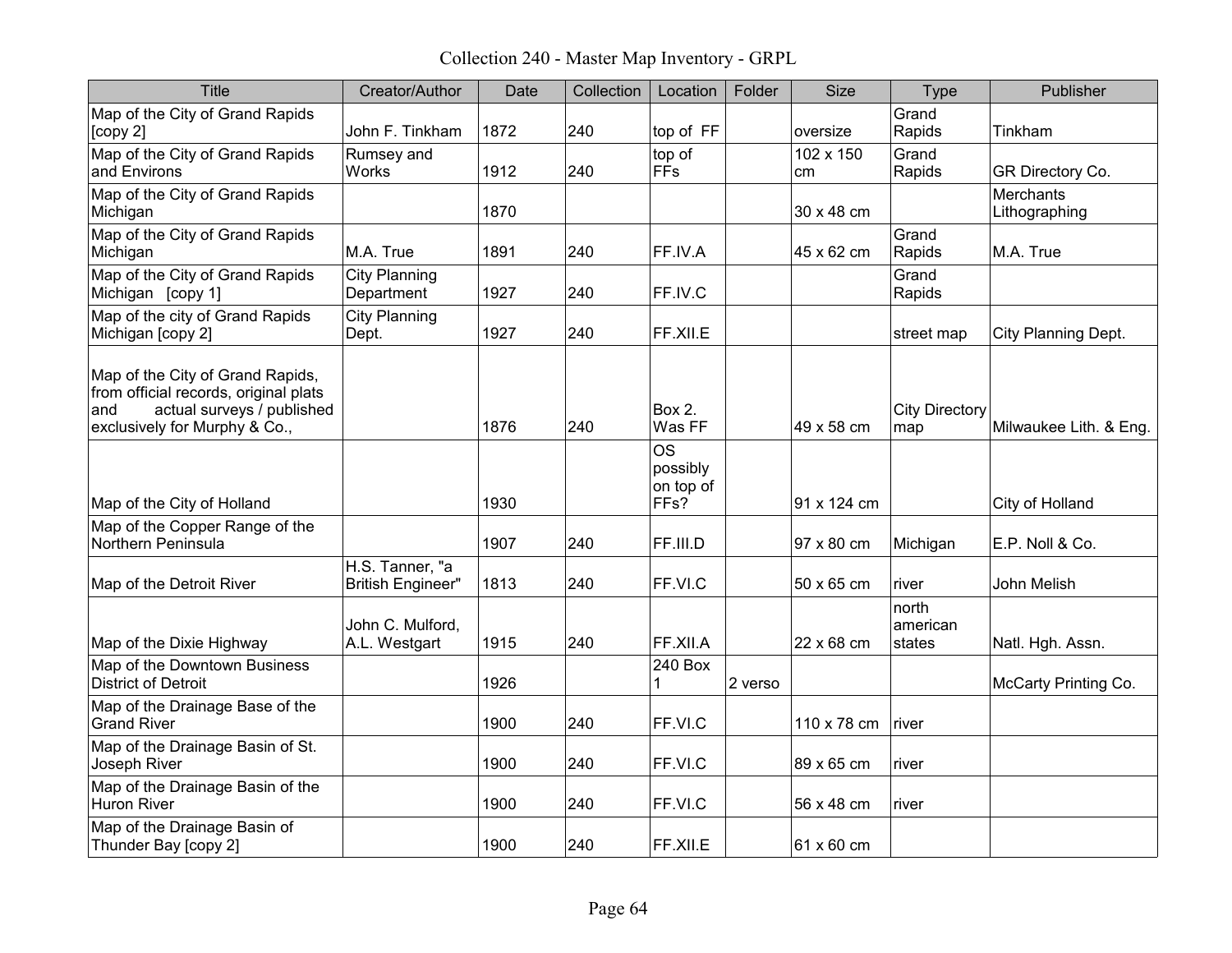# Collection 240 - Master Map Inventory - GRPL

| Title | Creator/Author | Date | Collection | Location | Folder | Size | Type | Publisher |
|---|---|---|---|---|---|---|---|---|
| Map of the City of Grand Rapids [copy 2] | John F. Tinkham | 1872 | 240 | top of FF | | oversize | Grand Rapids | Tinkham |
| Map of the City of Grand Rapids and Environs | Rumsey and Works | 1912 | 240 | top of FFs | | 102 x 150 cm | Grand Rapids | GR Directory Co. |
| Map of the City of Grand Rapids Michigan | | 1870 | | | | 30 x 48 cm | | Merchants Lithographing |
| Map of the City of Grand Rapids Michigan | M.A. True | 1891 | 240 | FF.IV.A | | 45 x 62 cm | Grand Rapids | M.A. True |
| Map of the City of Grand Rapids Michigan [copy 1] | City Planning Department | 1927 | 240 | FF.IV.C | | | Grand Rapids | |
| Map of the city of Grand Rapids Michigan [copy 2] | City Planning Dept. | 1927 | 240 | FF.XII.E | | | street map | City Planning Dept. |
| Map of the City of Grand Rapids, from official records, original plats and actual surveys / published exclusively for Murphy & Co., | | 1876 | 240 | Box 2. Was FF | | 49 x 58 cm | City Directory map | Milwaukee Lith. & Eng. |
| Map of the City of Holland | | 1930 | | OS possibly on top of FFs? | | 91 x 124 cm | | City of Holland |
| Map of the Copper Range of the Northern Peninsula | | 1907 | 240 | FF.III.D | | 97 x 80 cm | Michigan | E.P. Noll & Co. |
| Map of the Detroit River | H.S. Tanner, "a British Engineer" | 1813 | 240 | FF.VI.C | | 50 x 65 cm | river | John Melish |
| Map of the Dixie Highway | John C. Mulford, A.L. Westgart | 1915 | 240 | FF.XII.A | | 22 x 68 cm | north american states | Natl. Hgh. Assn. |
| Map of the Downtown Business District of Detroit | | 1926 | | 240 Box 1 | 2 verso | | | McCarty Printing Co. |
| Map of the Drainage Base of the Grand River | | 1900 | 240 | FF.VI.C | | 110 x 78 cm | river | |
| Map of the Drainage Basin of St. Joseph River | | 1900 | 240 | FF.VI.C | | 89 x 65 cm | river | |
| Map of the Drainage Basin of the Huron River | | 1900 | 240 | FF.VI.C | | 56 x 48 cm | river | |
| Map of the Drainage Basin of Thunder Bay [copy 2] | | 1900 | 240 | FF.XII.E | | 61 x 60 cm | | |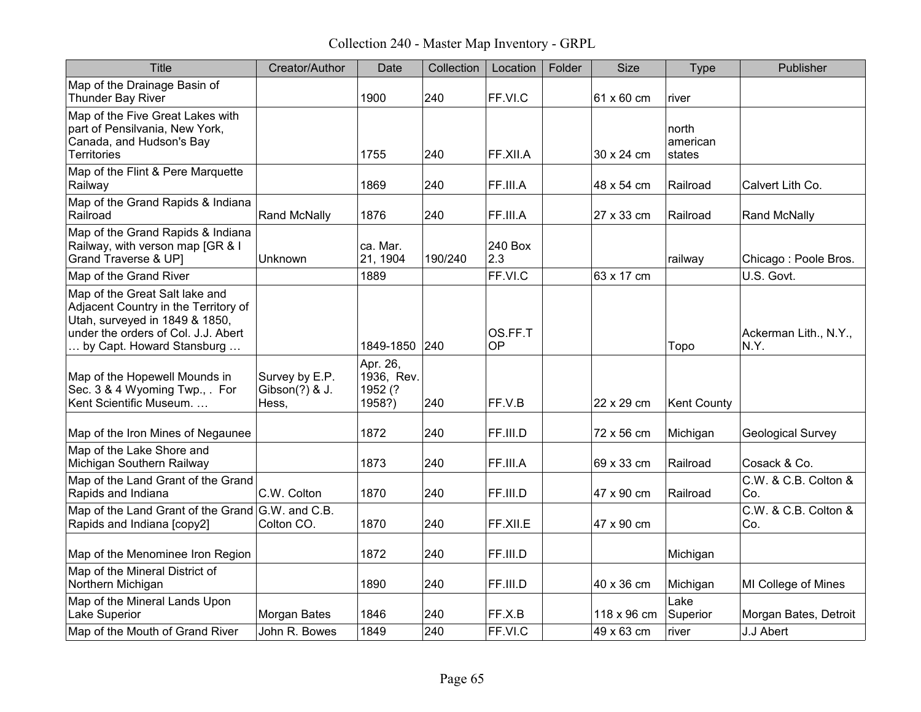Collection 240 - Master Map Inventory - GRPL

| Title | Creator/Author | Date | Collection | Location | Folder | Size | Type | Publisher |
|---|---|---|---|---|---|---|---|---|
| Map of the Drainage Basin of Thunder Bay River | | 1900 | 240 | FF.VI.C | | 61 x 60 cm | river | |
| Map of the Five Great Lakes with part of Pensilvania, New York, Canada, and Hudson's Bay Territories | | 1755 | 240 | FF.XII.A | | 30 x 24 cm | north american states | |
| Map of the Flint & Pere Marquette Railway | | 1869 | 240 | FF.III.A | | 48 x 54 cm | Railroad | Calvert Lith Co. |
| Map of the Grand Rapids & Indiana Railroad | Rand McNally | 1876 | 240 | FF.III.A | | 27 x 33 cm | Railroad | Rand McNally |
| Map of the Grand Rapids & Indiana Railway, with verson map [GR & I Grand Traverse & UP] | Unknown | ca. Mar. 21, 1904 | 190/240 | 240 Box 2.3 | | | railway | Chicago : Poole Bros. |
| Map of the Grand River | | 1889 | | FF.VI.C | | 63 x 17 cm | | U.S. Govt. |
| Map of the Great Salt lake and Adjacent Country in the Territory of Utah, surveyed in 1849 & 1850, under the orders of Col. J.J. Abert … by Capt. Howard Stansburg … | | 1849-1850 | 240 | OS.FF.TOP | | | Topo | Ackerman Lith., N.Y., N.Y. |
| Map of the Hopewell Mounds in Sec. 3 & 4 Wyoming Twp., . For Kent Scientific Museum. … | Survey by E.P. Gibson(?) & J. Hess, | Apr. 26, 1936, Rev. 1952 (? 1958?) | 240 | FF.V.B | | 22 x 29 cm | Kent County | |
| Map of the Iron Mines of Negaunee | | 1872 | 240 | FF.III.D | | 72 x 56 cm | Michigan | Geological Survey |
| Map of the Lake Shore and Michigan Southern Railway | | 1873 | 240 | FF.III.A | | 69 x 33 cm | Railroad | Cosack & Co. |
| Map of the Land Grant of the Grand Rapids and Indiana | C.W. Colton | 1870 | 240 | FF.III.D | | 47 x 90 cm | Railroad | C.W. & C.B. Colton & Co. |
| Map of the Land Grant of the Grand Rapids and Indiana [copy2] | G.W. and C.B. Colton CO. | 1870 | 240 | FF.XII.E | | 47 x 90 cm | | C.W. & C.B. Colton & Co. |
| Map of the Menominee Iron Region | | 1872 | 240 | FF.III.D | | | Michigan | |
| Map of the Mineral District of Northern Michigan | | 1890 | 240 | FF.III.D | | 40 x 36 cm | Michigan | MI College of Mines |
| Map of the Mineral Lands Upon Lake Superior | Morgan Bates | 1846 | 240 | FF.X.B | | 118 x 96 cm | Lake Superior | Morgan Bates, Detroit |
| Map of the Mouth of Grand River | John R. Bowes | 1849 | 240 | FF.VI.C | | 49 x 63 cm | river | J.J Abert |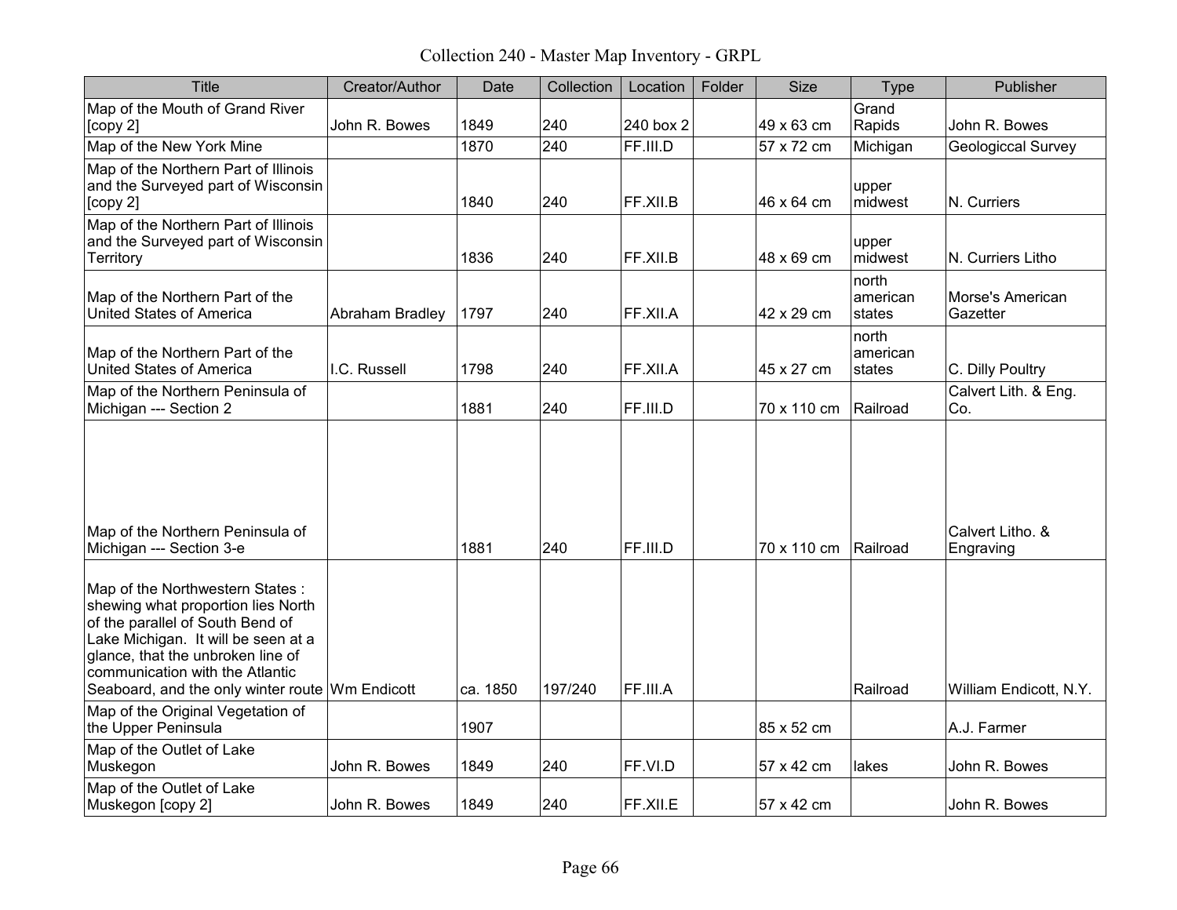# Collection 240 - Master Map Inventory - GRPL

| Title | Creator/Author | Date | Collection | Location | Folder | Size | Type | Publisher |
|---|---|---|---|---|---|---|---|---|
| Map of the Mouth of Grand River [copy 2] | John R. Bowes | 1849 | 240 | 240 box 2 | | 49 x 63 cm | Grand Rapids | John R. Bowes |
| Map of the New York Mine | | 1870 | 240 | FF.III.D | | 57 x 72 cm | Michigan | Geologiccal Survey |
| Map of the Northern Part of Illinois and the Surveyed part of Wisconsin [copy 2] | | 1840 | 240 | FF.XII.B | | 46 x 64 cm | upper midwest | N. Curriers |
| Map of the Northern Part of Illinois and the Surveyed part of Wisconsin Territory | | 1836 | 240 | FF.XII.B | | 48 x 69 cm | upper midwest | N. Curriers Litho |
| Map of the Northern Part of the United States of America | Abraham Bradley | 1797 | 240 | FF.XII.A | | 42 x 29 cm | north american states | Morse's American Gazetter |
| Map of the Northern Part of the United States of America | I.C. Russell | 1798 | 240 | FF.XII.A | | 45 x 27 cm | north american states | C. Dilly Poultry |
| Map of the Northern Peninsula of Michigan --- Section 2 | | 1881 | 240 | FF.III.D | | 70 x 110 cm | Railroad | Calvert Lith. & Eng. Co. |
| Map of the Northern Peninsula of Michigan --- Section 3-e | | 1881 | 240 | FF.III.D | | 70 x 110 cm | Railroad | Calvert Litho. & Engraving |
| Map of the Northwestern States : shewing what proportion lies North of the parallel of South Bend of Lake Michigan. It will be seen at a glance, that the unbroken line of communication with the Atlantic Seaboard, and the only winter route | Wm Endicott | ca. 1850 | 197/240 | FF.III.A | | | Railroad | William Endicott, N.Y. |
| Map of the Original Vegetation of the Upper Peninsula | | 1907 | | | | 85 x 52 cm | | A.J. Farmer |
| Map of the Outlet of Lake Muskegon | John R. Bowes | 1849 | 240 | FF.VI.D | | 57 x 42 cm | lakes | John R. Bowes |
| Map of the Outlet of Lake Muskegon [copy 2] | John R. Bowes | 1849 | 240 | FF.XII.E | | 57 x 42 cm | | John R. Bowes |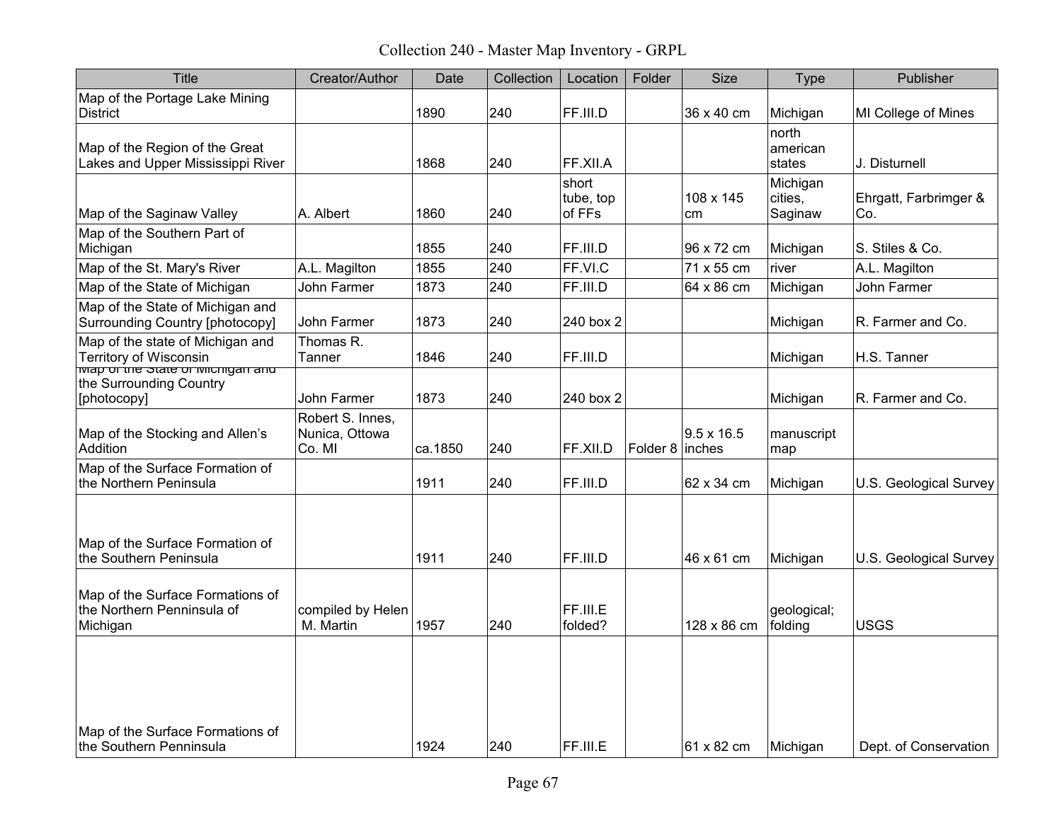Collection 240 - Master Map Inventory - GRPL

| Title | Creator/Author | Date | Collection | Location | Folder | Size | Type | Publisher |
|---|---|---|---|---|---|---|---|---|
| Map of the Portage Lake Mining District | | 1890 | 240 | FF.III.D | | 36 x 40 cm | Michigan | MI College of Mines |
| Map of the Region of the Great Lakes and Upper Mississippi River | | 1868 | 240 | FF.XII.A | | | north american states | J. Disturnell |
| Map of the Saginaw Valley | A. Albert | 1860 | 240 | short tube, top of FFs | | 108 x 145 cm | Michigan cities, Saginaw | Ehrgatt, Farbrimger & Co. |
| Map of the Southern Part of Michigan | | 1855 | 240 | FF.III.D | | 96 x 72 cm | Michigan | S. Stiles & Co. |
| Map of the St. Mary's River | A.L. Magilton | 1855 | 240 | FF.VI.C | | 71 x 55 cm | river | A.L. Magilton |
| Map of the State of Michigan | John Farmer | 1873 | 240 | FF.III.D | | 64 x 86 cm | Michigan | John Farmer |
| Map of the State of Michigan and Surrounding Country [photocopy] | John Farmer | 1873 | 240 | 240 box 2 | | | Michigan | R. Farmer and Co. |
| Map of the state of Michigan and Territory of Wisconsin | Thomas R. Tanner | 1846 | 240 | FF.III.D | | | Michigan | H.S. Tanner |
| Map of the State of Michigan and the Surrounding Country [photocopy] | John Farmer | 1873 | 240 | 240 box 2 | | | Michigan | R. Farmer and Co. |
| Map of the Stocking and Allen's Addition | Robert S. Innes, Nunica, Ottowa Co. MI | ca.1850 | 240 | FF.XII.D | Folder 8 | 9.5 x 16.5 inches | manuscript map | |
| Map of the Surface Formation of the Northern Peninsula | | 1911 | 240 | FF.III.D | | 62 x 34 cm | Michigan | U.S. Geological Survey |
| Map of the Surface Formation of the Southern Peninsula | | 1911 | 240 | FF.III.D | | 46 x 61 cm | Michigan | U.S. Geological Survey |
| Map of the Surface Formations of the Northern Penninsula of Michigan | compiled by Helen M. Martin | 1957 | 240 | FF.III.E folded? | | 128 x 86 cm | geological; folding | USGS |
| Map of the Surface Formations of the Southern Penninsula | | 1924 | 240 | FF.III.E | | 61 x 82 cm | Michigan | Dept. of Conservation |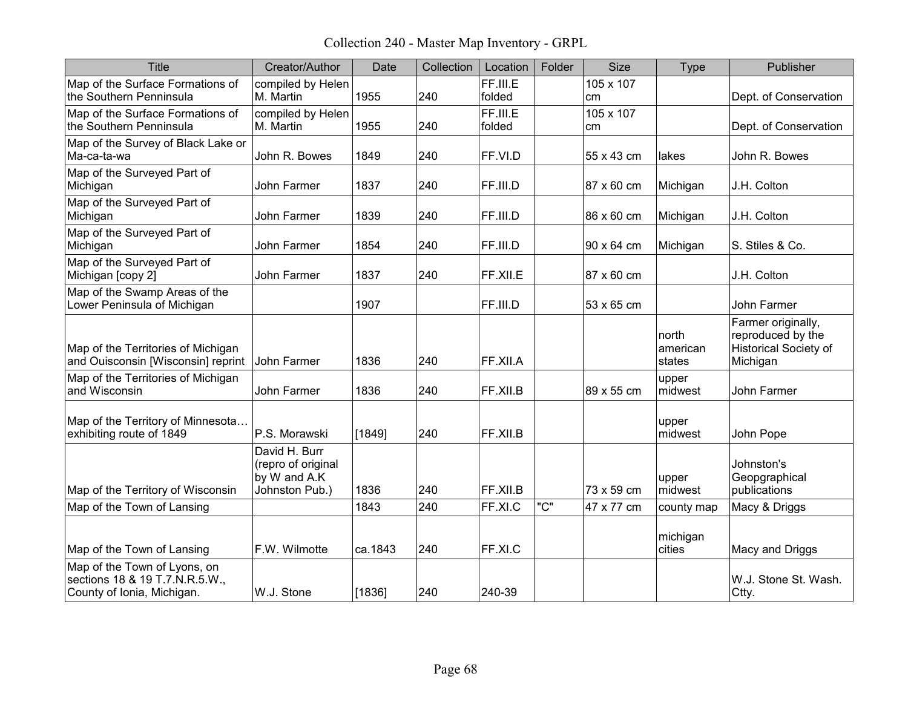# Collection 240 - Master Map Inventory - GRPL

| Title | Creator/Author | Date | Collection | Location | Folder | Size | Type | Publisher |
|---|---|---|---|---|---|---|---|---|
| Map of the Surface Formations of the Southern Penninsula | compiled by Helen M. Martin | 1955 | 240 | FF.III.E folded | | 105 x 107 cm | | Dept. of Conservation |
| Map of the Surface Formations of the Southern Penninsula | compiled by Helen M. Martin | 1955 | 240 | FF.III.E folded | | 105 x 107 cm | | Dept. of Conservation |
| Map of the Survey of Black Lake or Ma-ca-ta-wa | John R. Bowes | 1849 | 240 | FF.VI.D | | 55 x 43 cm | lakes | John R. Bowes |
| Map of the Surveyed Part of Michigan | John Farmer | 1837 | 240 | FF.III.D | | 87 x 60 cm | Michigan | J.H. Colton |
| Map of the Surveyed Part of Michigan | John Farmer | 1839 | 240 | FF.III.D | | 86 x 60 cm | Michigan | J.H. Colton |
| Map of the Surveyed Part of Michigan | John Farmer | 1854 | 240 | FF.III.D | | 90 x 64 cm | Michigan | S. Stiles & Co. |
| Map of the Surveyed Part of Michigan [copy 2] | John Farmer | 1837 | 240 | FF.XII.E | | 87 x 60 cm | | J.H. Colton |
| Map of the Swamp Areas of the Lower Peninsula of Michigan | | 1907 | | FF.III.D | | 53 x 65 cm | | John Farmer |
| Map of the Territories of Michigan and Ouisconsin [Wisconsin] reprint | John Farmer | 1836 | 240 | FF.XII.A | | | north american states | Farmer originally, reproduced by the Historical Society of Michigan |
| Map of the Territories of Michigan and Wisconsin | John Farmer | 1836 | 240 | FF.XII.B | | 89 x 55 cm | upper midwest | John Farmer |
| Map of the Territory of Minnesota… exhibiting route of 1849 | P.S. Morawski | [1849] | 240 | FF.XII.B | | | upper midwest | John Pope |
| Map of the Territory of Wisconsin | David H. Burr (repro of original by W and A.K Johnston Pub.) | 1836 | 240 | FF.XII.B | | 73 x 59 cm | upper midwest | Johnston's Geopgraphical publications |
| Map of the Town of Lansing | | 1843 | 240 | FF.XI.C | "C" | 47 x 77 cm | county map | Macy & Driggs |
| Map of the Town of Lansing | F.W. Wilmotte | ca.1843 | 240 | FF.XI.C | | | michigan cities | Macy and Driggs |
| Map of the Town of Lyons, on sections 18 & 19 T.7.N.R.5.W., County of Ionia, Michigan. | W.J. Stone | [1836] | 240 | 240-39 | | | | W.J. Stone St. Wash. Ctty. |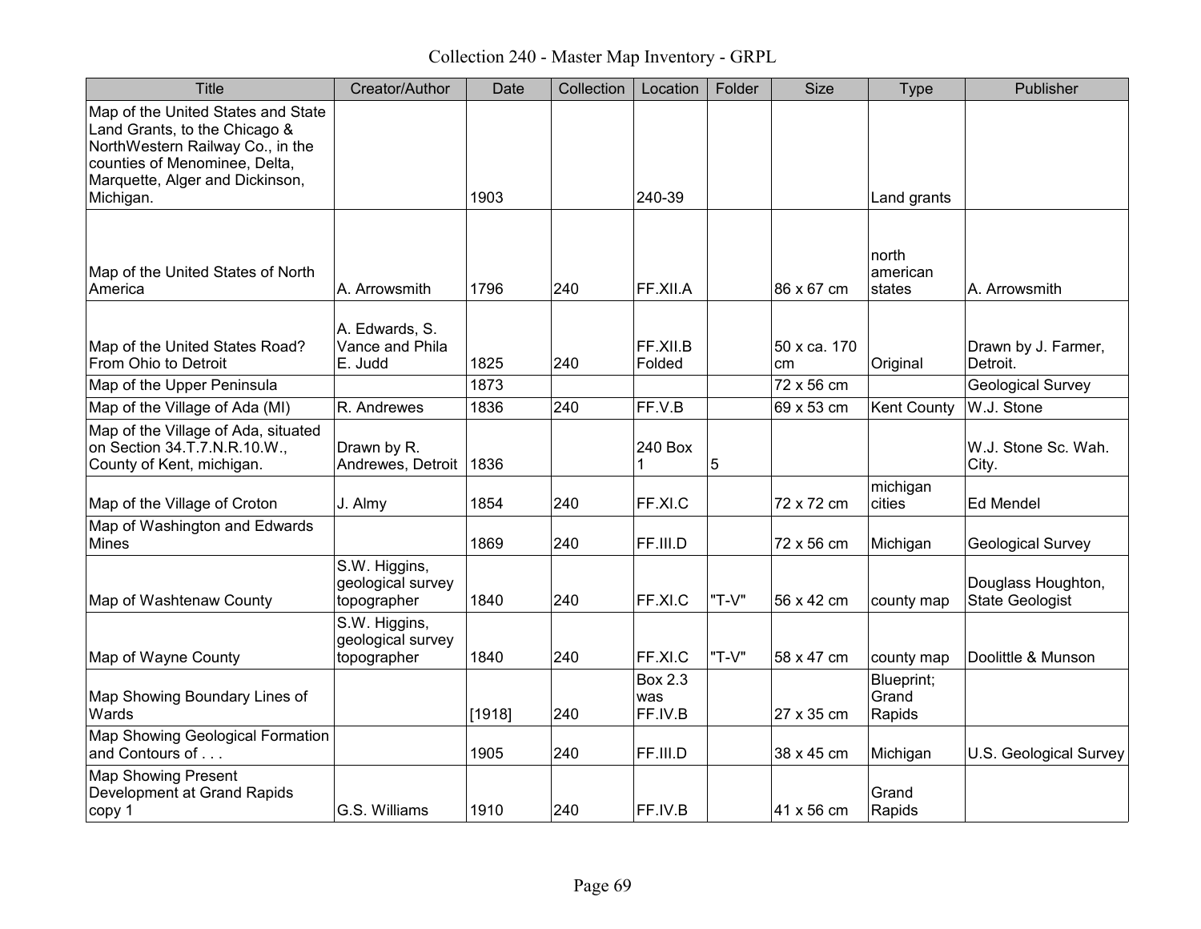# Collection 240 - Master Map Inventory - GRPL

| Title | Creator/Author | Date | Collection | Location | Folder | Size | Type | Publisher |
|---|---|---|---|---|---|---|---|---|
| Map of the United States and State Land Grants, to the Chicago & NorthWestern Railway Co., in the counties of Menominee, Delta, Marquette, Alger and Dickinson, Michigan. | | 1903 | | 240-39 | | | Land grants | |
| Map of the United States of North America | A. Arrowsmith | 1796 | 240 | FF.XII.A | | 86 x 67 cm | north american states | A. Arrowsmith |
| Map of the United States Road? From Ohio to Detroit | A. Edwards, S. Vance and Phila E. Judd | 1825 | 240 | FF.XII.B Folded | | 50 x ca. 170 cm | Original | Drawn by J. Farmer, Detroit. |
| Map of the Upper Peninsula | | 1873 | | | | 72 x 56 cm | | Geological Survey |
| Map of the Village of Ada (MI) | R. Andrewes | 1836 | 240 | FF.V.B | | 69 x 53 cm | Kent County | W.J. Stone |
| Map of the Village of Ada, situated on Section 34.T.7.N.R.10.W., County of Kent, michigan. | Drawn by R. Andrewes, Detroit | 1836 | | 240 Box 1 | 5 | | | W.J. Stone Sc. Wah. City. |
| Map of the Village of Croton | J. Almy | 1854 | 240 | FF.XI.C | | 72 x 72 cm | michigan cities | Ed Mendel |
| Map of Washington and Edwards Mines | | 1869 | 240 | FF.III.D | | 72 x 56 cm | Michigan | Geological Survey |
| Map of Washtenaw County | S.W. Higgins, geological survey topographer | 1840 | 240 | FF.XI.C | "T-V" | 56 x 42 cm | county map | Douglass Houghton, State Geologist |
| Map of Wayne County | S.W. Higgins, geological survey topographer | 1840 | 240 | FF.XI.C | "T-V" | 58 x 47 cm | county map | Doolittle & Munson |
| Map Showing Boundary Lines of Wards | | [1918] | 240 | Box 2.3 was FF.IV.B | | 27 x 35 cm | Blueprint; Grand Rapids | |
| Map Showing Geological Formation and Contours of . . . | | 1905 | 240 | FF.III.D | | 38 x 45 cm | Michigan | U.S. Geological Survey |
| Map Showing Present Development at Grand Rapids copy 1 | G.S. Williams | 1910 | 240 | FF.IV.B | | 41 x 56 cm | Grand Rapids | |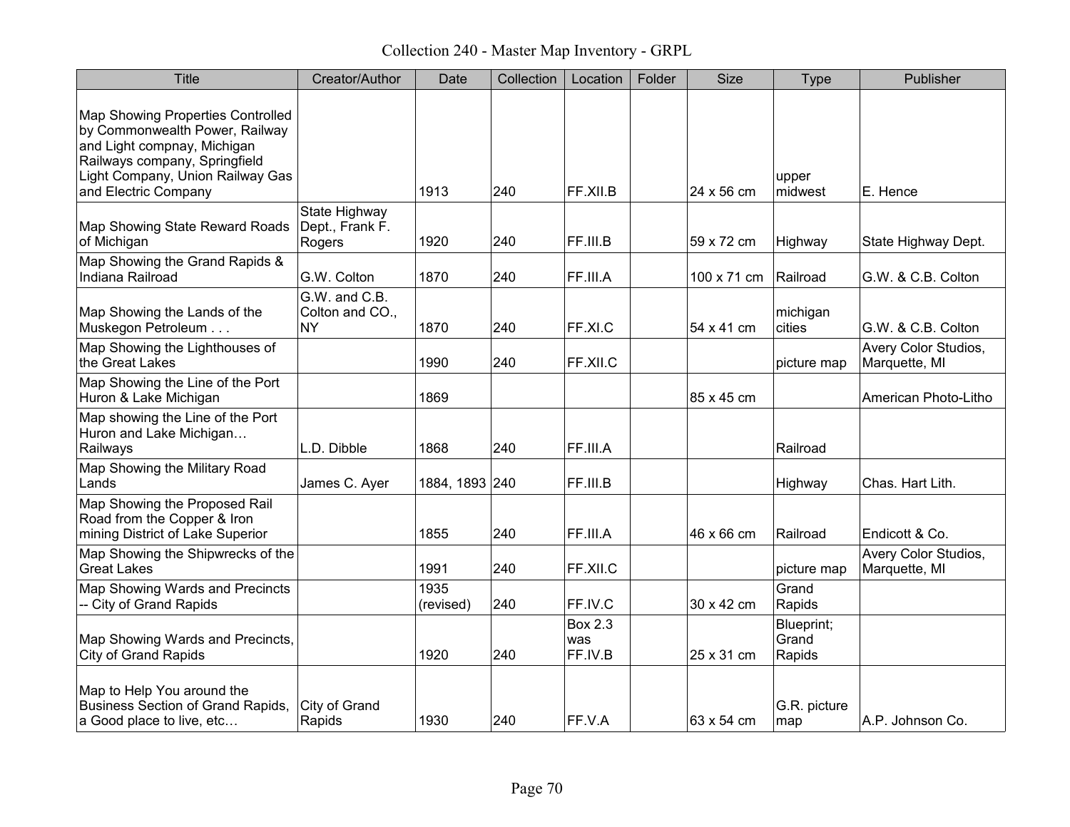Collection 240 - Master Map Inventory - GRPL

| Title | Creator/Author | Date | Collection | Location | Folder | Size | Type | Publisher |
|---|---|---|---|---|---|---|---|---|
| Map Showing Properties Controlled by Commonwealth Power, Railway and Light compnay, Michigan Railways company, Springfield Light Company, Union Railway Gas and Electric Company | | 1913 | 240 | FF.XII.B | | 24 x 56 cm | upper midwest | E. Hence |
| Map Showing State Reward Roads of Michigan | State Highway Dept., Frank F. Rogers | 1920 | 240 | FF.III.B | | 59 x 72 cm | Highway | State Highway Dept. |
| Map Showing the Grand Rapids & Indiana Railroad | G.W. Colton | 1870 | 240 | FF.III.A | | 100 x 71 cm | Railroad | G.W. & C.B. Colton |
| Map Showing the Lands of the Muskegon Petroleum . . . | G.W. and C.B. Colton and CO., NY | 1870 | 240 | FF.XI.C | | 54 x 41 cm | michigan cities | G.W. & C.B. Colton |
| Map Showing the Lighthouses of the Great Lakes | | 1990 | 240 | FF.XII.C | | | picture map | Avery Color Studios, Marquette, MI |
| Map Showing the Line of the Port Huron & Lake Michigan | | 1869 | | | | 85 x 45 cm | | American Photo-Litho |
| Map showing the Line of the Port Huron and Lake Michigan… Railways | L.D. Dibble | 1868 | 240 | FF.III.A | | | Railroad | |
| Map Showing the Military Road Lands | James C. Ayer | 1884, 1893 | 240 | FF.III.B | | | Highway | Chas. Hart Lith. |
| Map Showing the Proposed Rail Road from the Copper & Iron mining District of Lake Superior | | 1855 | 240 | FF.III.A | | 46 x 66 cm | Railroad | Endicott & Co. |
| Map Showing the Shipwrecks of the Great Lakes | | 1991 | 240 | FF.XII.C | | | picture map | Avery Color Studios, Marquette, MI |
| Map Showing Wards and Precincts -- City of Grand Rapids | | 1935 (revised) | 240 | FF.IV.C | | 30 x 42 cm | Grand Rapids | |
| Map Showing Wards and Precincts, City of Grand Rapids | | 1920 | 240 | Box 2.3 was FF.IV.B | | 25 x 31 cm | Blueprint; Grand Rapids | |
| Map to Help You around the Business Section of Grand Rapids, a Good place to live, etc… | City of Grand Rapids | 1930 | 240 | FF.V.A | | 63 x 54 cm | G.R. picture map | A.P. Johnson Co. |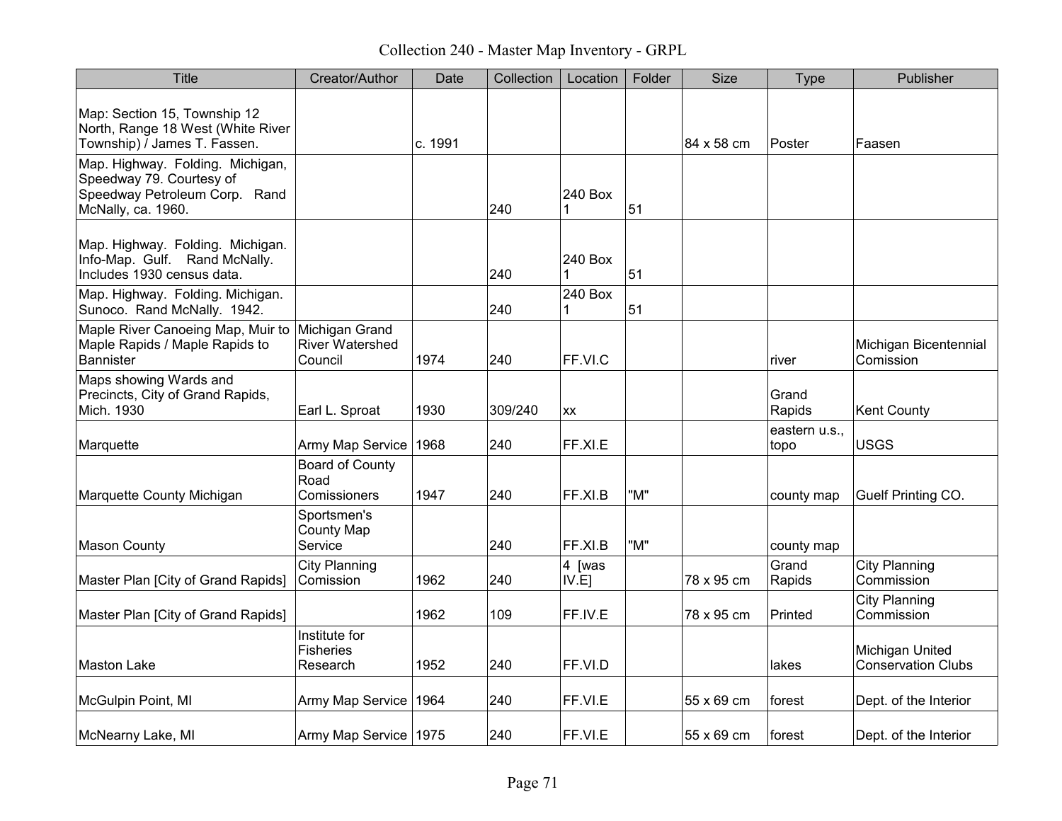# Collection 240 - Master Map Inventory - GRPL

| Title | Creator/Author | Date | Collection | Location | Folder | Size | Type | Publisher |
|---|---|---|---|---|---|---|---|---|
| Map: Section 15, Township 12 North, Range 18 West (White River Township) / James T. Fassen. | | c. 1991 | | | | 84 x 58 cm | Poster | Faasen |
| Map. Highway. Folding. Michigan, Speedway 79. Courtesy of Speedway Petroleum Corp. Rand McNally, ca. 1960. | | | 240 | 240 Box 1 | 51 | | | |
| Map. Highway. Folding. Michigan. Info-Map. Gulf. Rand McNally. Includes 1930 census data. | | | 240 | 240 Box 1 | 51 | | | |
| Map. Highway. Folding. Michigan. Sunoco. Rand McNally. 1942. | | | 240 | 240 Box 1 | 51 | | | |
| Maple River Canoeing Map, Muir to Maple Rapids / Maple Rapids to Bannister | Michigan Grand River Watershed Council | 1974 | 240 | FF.VI.C | | | river | Michigan Bicentennial Comission |
| Maps showing Wards and Precincts, City of Grand Rapids, Mich. 1930 | Earl L. Sproat | 1930 | 309/240 | xx | | | Grand Rapids | Kent County |
| Marquette | Army Map Service | 1968 | 240 | FF.XI.E | | | eastern u.s., topo | USGS |
| Marquette County Michigan | Board of County Road Comissioners | 1947 | 240 | FF.XI.B | "M" | | county map | Guelf Printing CO. |
| Mason County | Sportsmen's County Map Service | | 240 | FF.XI.B | "M" | | county map | |
| Master Plan [City of Grand Rapids] | City Planning Comission | 1962 | 240 | 4 [was IV.E] | | 78 x 95 cm | Grand Rapids | City Planning Commission |
| Master Plan [City of Grand Rapids] | | 1962 | 109 | FF.IV.E | | 78 x 95 cm | Printed | City Planning Commission |
| Maston Lake | Institute for Fisheries Research | 1952 | 240 | FF.VI.D | | | lakes | Michigan United Conservation Clubs |
| McGulpin Point, MI | Army Map Service | 1964 | 240 | FF.VI.E | | 55 x 69 cm | forest | Dept. of the Interior |
| McNearny Lake, MI | Army Map Service | 1975 | 240 | FF.VI.E | | 55 x 69 cm | forest | Dept. of the Interior |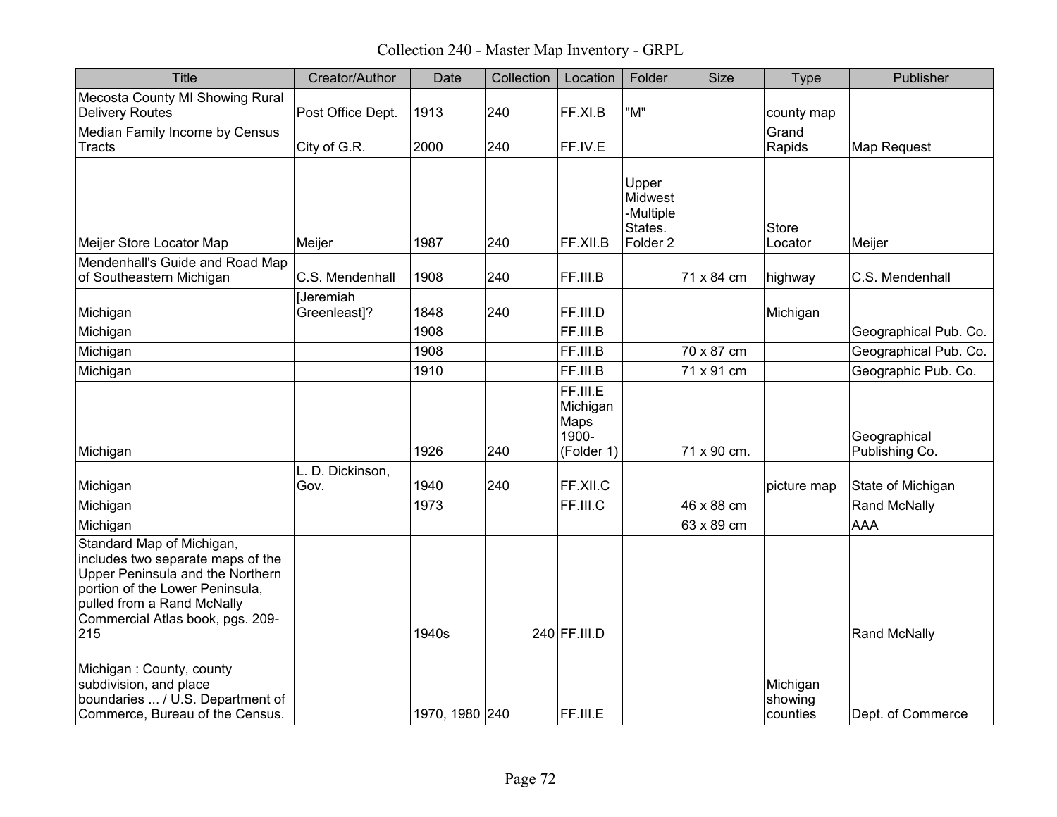# Collection 240 - Master Map Inventory - GRPL

| Title | Creator/Author | Date | Collection | Location | Folder | Size | Type | Publisher |
|---|---|---|---|---|---|---|---|---|
| Mecosta County MI Showing Rural Delivery Routes | Post Office Dept. | 1913 | 240 | FF.XI.B | "M" | | county map | |
| Median Family Income by Census Tracts | City of G.R. | 2000 | 240 | FF.IV.E | | | Grand Rapids | Map Request |
| Meijer Store Locator Map | Meijer | 1987 | 240 | FF.XII.B | Upper Midwest -Multiple States. Folder 2 | | Store Locator | Meijer |
| Mendenhall's Guide and Road Map of Southeastern Michigan | C.S. Mendenhall | 1908 | 240 | FF.III.B | | 71 x 84 cm | highway | C.S. Mendenhall |
| Michigan | [Jeremiah Greenleast]? | 1848 | 240 | FF.III.D | | | Michigan | |
| Michigan | | 1908 | | FF.III.B | | | | Geographical Pub. Co. |
| Michigan | | 1908 | | FF.III.B | | 70 x 87 cm | | Geographical Pub. Co. |
| Michigan | | 1910 | | FF.III.B | | 71 x 91 cm | | Geographic Pub. Co. |
| Michigan | | 1926 | 240 | FF.III.E Michigan Maps 1900- (Folder 1) | | 71 x 90 cm. | | Geographical Publishing Co. |
| Michigan | L. D. Dickinson, Gov. | 1940 | 240 | FF.XII.C | | | picture map | State of Michigan |
| Michigan | | 1973 | | FF.III.C | | 46 x 88 cm | | Rand McNally |
| Michigan | | | | | | 63 x 89 cm | | AAA |
| Standard Map of Michigan, includes two separate maps of the Upper Peninsula and the Northern portion of the Lower Peninsula, pulled from a Rand McNally Commercial Atlas book, pgs. 209-215 | | 1940s | 240 | FF.III.D | | | | Rand McNally |
| Michigan : County, county subdivision, and place boundaries ... / U.S. Department of Commerce, Bureau of the Census. | | 1970, 1980 | 240 | FF.III.E | | | Michigan showing counties | Dept. of Commerce |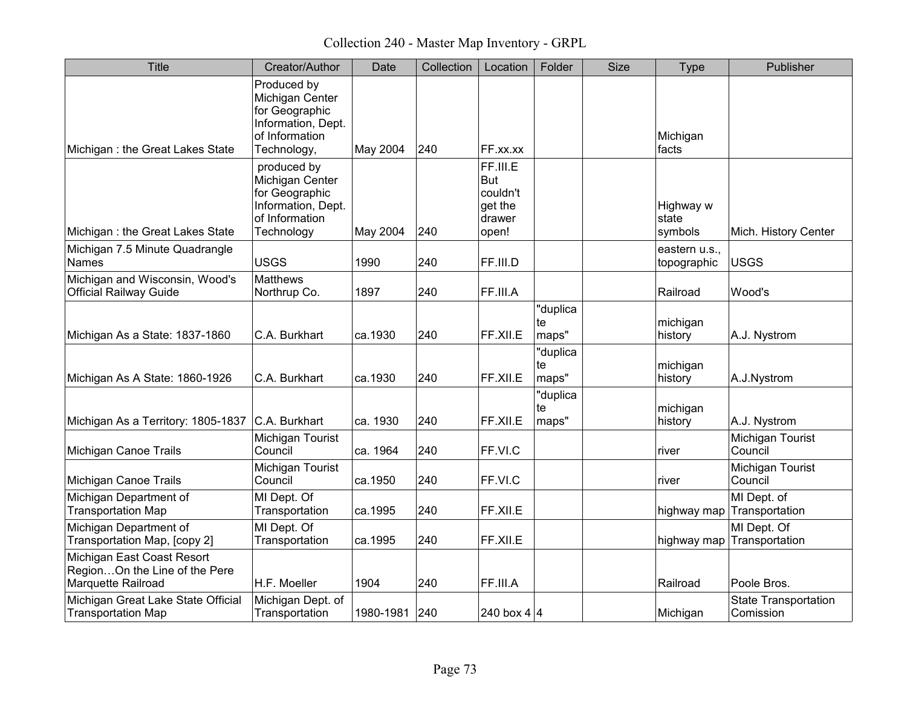# Collection 240 - Master Map Inventory - GRPL

| Title | Creator/Author | Date | Collection | Location | Folder | Size | Type | Publisher |
|---|---|---|---|---|---|---|---|---|
| Michigan : the Great Lakes State | Produced by Michigan Center for Geographic Information, Dept. of Information Technology, | May 2004 | 240 | FF.xx.xx | | | Michigan facts | |
| Michigan : the Great Lakes State | produced by Michigan Center for Geographic Information, Dept. of Information Technology | May 2004 | 240 | FF.III.E But couldn't get the drawer open! | | | Highway w state symbols | Mich. History Center |
| Michigan 7.5 Minute Quadrangle Names | USGS | 1990 | 240 | FF.III.D | | | eastern u.s., topographic | USGS |
| Michigan and Wisconsin, Wood's Official Railway Guide | Matthews Northrup Co. | 1897 | 240 | FF.III.A | | | Railroad | Wood's |
| Michigan As a State: 1837-1860 | C.A. Burkhart | ca.1930 | 240 | FF.XII.E | "duplicate maps" | | michigan history | A.J. Nystrom |
| Michigan As A State: 1860-1926 | C.A. Burkhart | ca.1930 | 240 | FF.XII.E | "duplicate maps" | | michigan history | A.J.Nystrom |
| Michigan As a Territory: 1805-1837 | C.A. Burkhart | ca. 1930 | 240 | FF.XII.E | "duplicate maps" | | michigan history | A.J. Nystrom |
| Michigan Canoe Trails | Michigan Tourist Council | ca. 1964 | 240 | FF.VI.C | | | river | Michigan Tourist Council |
| Michigan Canoe Trails | Michigan Tourist Council | ca.1950 | 240 | FF.VI.C | | | river | Michigan Tourist Council |
| Michigan Department of Transportation Map | MI Dept. Of Transportation | ca.1995 | 240 | FF.XII.E | | | highway map | MI Dept. of Transportation |
| Michigan Department of Transportation Map, [copy 2] | MI Dept. Of Transportation | ca.1995 | 240 | FF.XII.E | | | highway map | MI Dept. Of Transportation |
| Michigan East Coast Resort Region…On the Line of the Pere Marquette Railroad | H.F. Moeller | 1904 | 240 | FF.III.A | | | Railroad | Poole Bros. |
| Michigan Great Lake State Official Transportation Map | Michigan Dept. of Transportation | 1980-1981 | 240 | 240 box 4 | 4 | | Michigan | State Transportation Comission |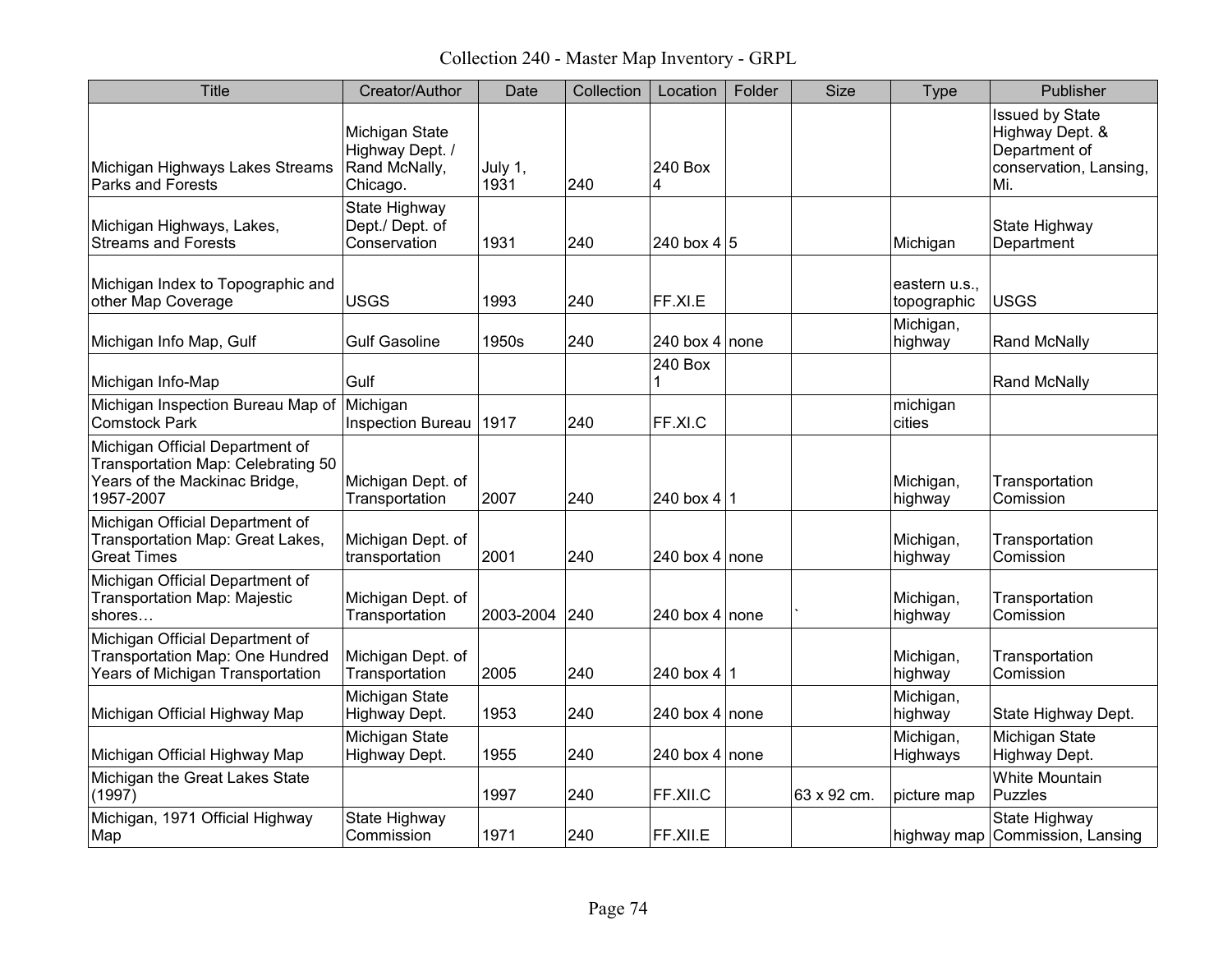Collection 240 - Master Map Inventory - GRPL

| Title | Creator/Author | Date | Collection | Location | Folder | Size | Type | Publisher |
|---|---|---|---|---|---|---|---|---|
| Michigan Highways Lakes Streams Parks and Forests | Michigan State Highway Dept. / Rand McNally, Chicago. | July 1, 1931 | 240 | 240 Box 4 | | | | Issued by State Highway Dept. & Department of conservation, Lansing, Mi. |
| Michigan Highways, Lakes, Streams and Forests | State Highway Dept./ Dept. of Conservation | 1931 | 240 | 240 box 4 | 5 | | Michigan | State Highway Department |
| Michigan Index to Topographic and other Map Coverage | USGS | 1993 | 240 | FF.XI.E | | | eastern u.s., topographic | USGS |
| Michigan Info Map, Gulf | Gulf Gasoline | 1950s | 240 | 240 box 4 | none | | Michigan, highway | Rand McNally |
| Michigan Info-Map | Gulf | | | 240 Box 1 | | | | Rand McNally |
| Michigan Inspection Bureau Map of Comstock Park | Michigan Inspection Bureau | 1917 | 240 | FF.XI.C | | | michigan cities | |
| Michigan Official Department of Transportation Map: Celebrating 50 Years of the Mackinac Bridge, 1957-2007 | Michigan Dept. of Transportation | 2007 | 240 | 240 box 4 | 1 | | Michigan, highway | Transportation Comission |
| Michigan Official Department of Transportation Map: Great Lakes, Great Times | Michigan Dept. of transportation | 2001 | 240 | 240 box 4 | none | | Michigan, highway | Transportation Comission |
| Michigan Official Department of Transportation Map: Majestic shores… | Michigan Dept. of Transportation | 2003-2004 | 240 | 240 box 4 | none | ` | Michigan, highway | Transportation Comission |
| Michigan Official Department of Transportation Map: One Hundred Years of Michigan Transportation | Michigan Dept. of Transportation | 2005 | 240 | 240 box 4 | 1 | | Michigan, highway | Transportation Comission |
| Michigan Official Highway Map | Michigan State Highway Dept. | 1953 | 240 | 240 box 4 | none | | Michigan, highway | State Highway Dept. |
| Michigan Official Highway Map | Michigan State Highway Dept. | 1955 | 240 | 240 box 4 | none | | Michigan, Highways | Michigan State Highway Dept. |
| Michigan the Great Lakes State (1997) | | 1997 | 240 | FF.XII.C | | 63 x 92 cm. | picture map | White Mountain Puzzles |
| Michigan, 1971 Official Highway Map | State Highway Commission | 1971 | 240 | FF.XII.E | | | highway map | State Highway Commission, Lansing |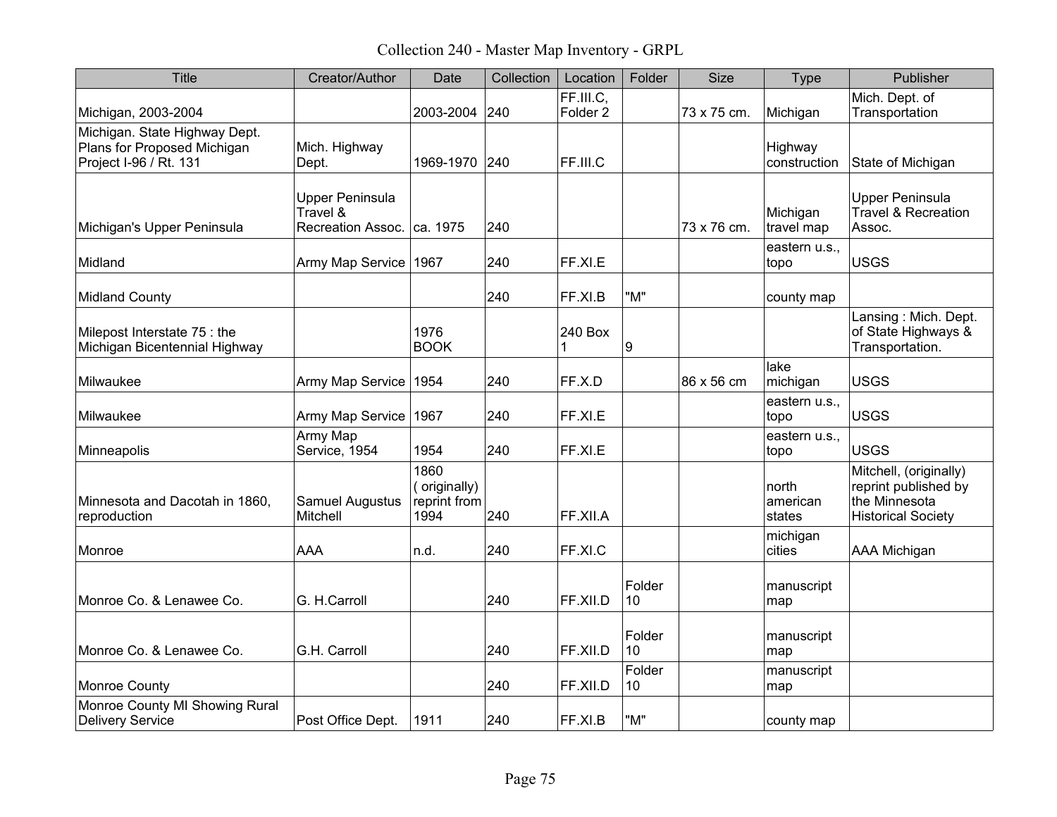# Collection 240 - Master Map Inventory - GRPL

| Title | Creator/Author | Date | Collection | Location | Folder | Size | Type | Publisher |
|---|---|---|---|---|---|---|---|---|
| Michigan, 2003-2004 | | 2003-2004 | 240 | FF.III.C, Folder 2 | | 73 x 75 cm. | Michigan | Mich. Dept. of Transportation |
| Michigan. State Highway Dept. Plans for Proposed Michigan Project I-96 / Rt. 131 | Mich. Highway Dept. | 1969-1970 | 240 | FF.III.C | | | Highway construction | State of Michigan |
| Michigan's Upper Peninsula | Upper Peninsula Travel & Recreation Assoc. | ca. 1975 | 240 | | | 73 x 76 cm. | Michigan travel map | Upper Peninsula Travel & Recreation Assoc. |
| Midland | Army Map Service | 1967 | 240 | FF.XI.E | | | eastern u.s., topo | USGS |
| Midland County | | | 240 | FF.XI.B | "M" | | county map | |
| Milepost Interstate 75 : the Michigan Bicentennial Highway | | 1976 BOOK | | 240 Box 1 | 9 | | | Lansing : Mich. Dept. of State Highways & Transportation. |
| Milwaukee | Army Map Service | 1954 | 240 | FF.X.D | | 86 x 56 cm | lake michigan | USGS |
| Milwaukee | Army Map Service | 1967 | 240 | FF.XI.E | | | eastern u.s., topo | USGS |
| Minneapolis | Army Map Service, 1954 | 1954 | 240 | FF.XI.E | | | eastern u.s., topo | USGS |
| Minnesota and Dacotah in 1860, reproduction | Samuel Augustus Mitchell | 1860 ( originally) reprint from 1994 | 240 | FF.XII.A | | | north american states | Mitchell, (originally) reprint published by the Minnesota Historical Society |
| Monroe | AAA | n.d. | 240 | FF.XI.C | | | michigan cities | AAA Michigan |
| Monroe Co. & Lenawee Co. | G. H.Carroll | | 240 | FF.XII.D | Folder 10 | | manuscript map | |
| Monroe Co. & Lenawee Co. | G.H. Carroll | | 240 | FF.XII.D | Folder 10 | | manuscript map | |
| Monroe County | | | 240 | FF.XII.D | Folder 10 | | manuscript map | |
| Monroe County MI Showing Rural Delivery Service | Post Office Dept. | 1911 | 240 | FF.XI.B | "M" | | county map | |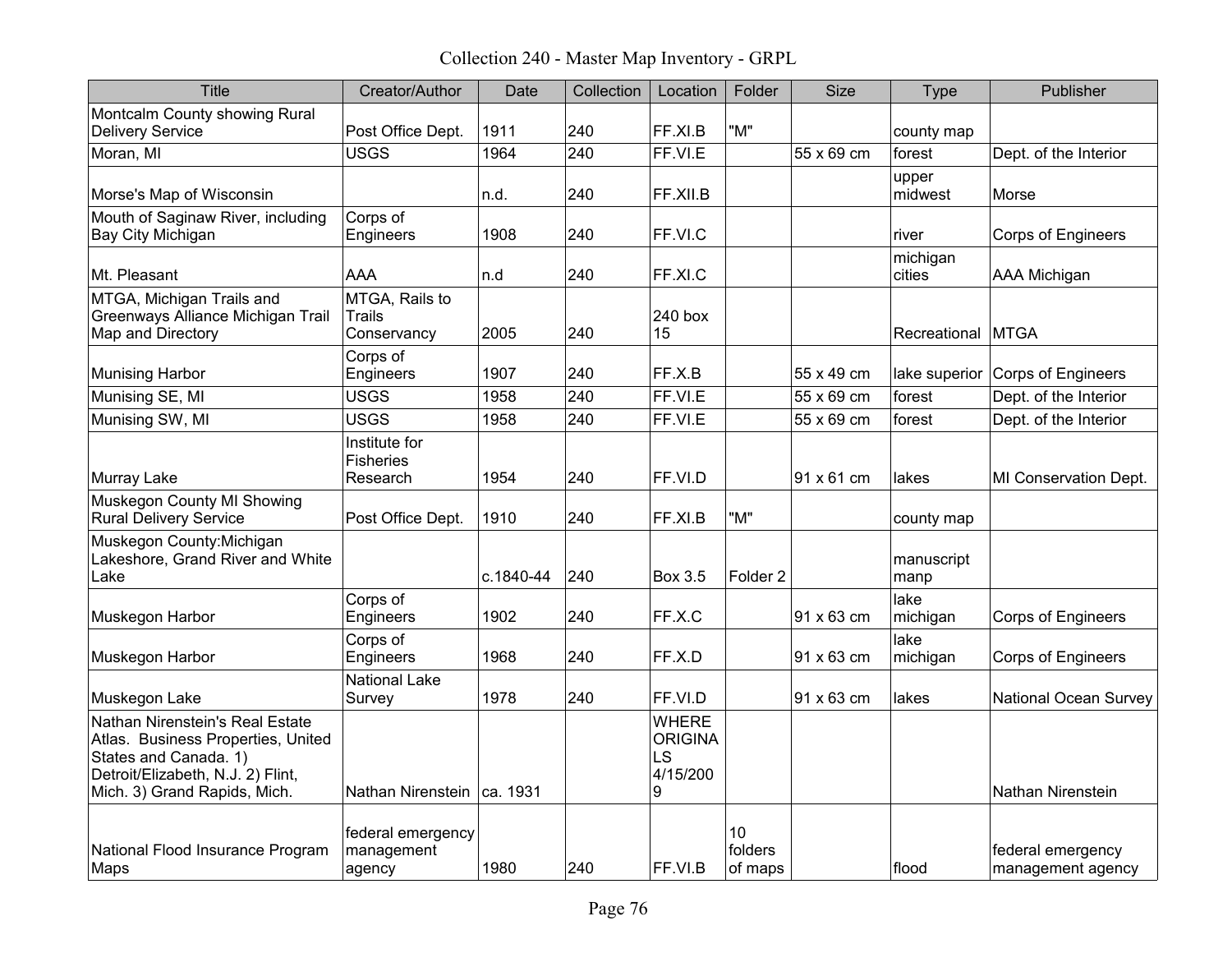# Collection 240 - Master Map Inventory - GRPL

| Title | Creator/Author | Date | Collection | Location | Folder | Size | Type | Publisher |
|---|---|---|---|---|---|---|---|---|
| Montcalm County showing Rural Delivery Service | Post Office Dept. | 1911 | 240 | FF.XI.B | "M" | | county map | |
| Moran, MI | USGS | 1964 | 240 | FF.VI.E | | 55 x 69 cm | forest | Dept. of the Interior |
| Morse's Map of Wisconsin | | n.d. | 240 | FF.XII.B | | | upper midwest | Morse |
| Mouth of Saginaw River, including Bay City Michigan | Corps of Engineers | 1908 | 240 | FF.VI.C | | | river | Corps of Engineers |
| Mt. Pleasant | AAA | n.d | 240 | FF.XI.C | | | michigan cities | AAA Michigan |
| MTGA, Michigan Trails and Greenways Alliance Michigan Trail Map and Directory | MTGA, Rails to Trails Conservancy | 2005 | 240 | 240 box 15 | | | Recreational | MTGA |
| Munising Harbor | Corps of Engineers | 1907 | 240 | FF.X.B | | 55 x 49 cm | lake superior | Corps of Engineers |
| Munising SE, MI | USGS | 1958 | 240 | FF.VI.E | | 55 x 69 cm | forest | Dept. of the Interior |
| Munising SW, MI | USGS | 1958 | 240 | FF.VI.E | | 55 x 69 cm | forest | Dept. of the Interior |
| Murray Lake | Institute for Fisheries Research | 1954 | 240 | FF.VI.D | | 91 x 61 cm | lakes | MI Conservation Dept. |
| Muskegon County MI Showing Rural Delivery Service | Post Office Dept. | 1910 | 240 | FF.XI.B | "M" | | county map | |
| Muskegon County:Michigan Lakeshore, Grand River and White Lake | | c.1840-44 | 240 | Box 3.5 | Folder 2 | | manuscript manp | |
| Muskegon Harbor | Corps of Engineers | 1902 | 240 | FF.X.C | | 91 x 63 cm | lake michigan | Corps of Engineers |
| Muskegon Harbor | Corps of Engineers | 1968 | 240 | FF.X.D | | 91 x 63 cm | lake michigan | Corps of Engineers |
| Muskegon Lake | National Lake Survey | 1978 | 240 | FF.VI.D | | 91 x 63 cm | lakes | National Ocean Survey |
| Nathan Nirenstein's Real Estate Atlas. Business Properties, United States and Canada. 1) Detroit/Elizabeth, N.J. 2) Flint, Mich. 3) Grand Rapids, Mich. | Nathan Nirenstein | ca. 1931 | | WHERE ORIGINALS 4/15/2009 | | | | Nathan Nirenstein |
| National Flood Insurance Program Maps | federal emergency management agency | 1980 | 240 | FF.VI.B | 10 folders of maps | | flood | federal emergency management agency |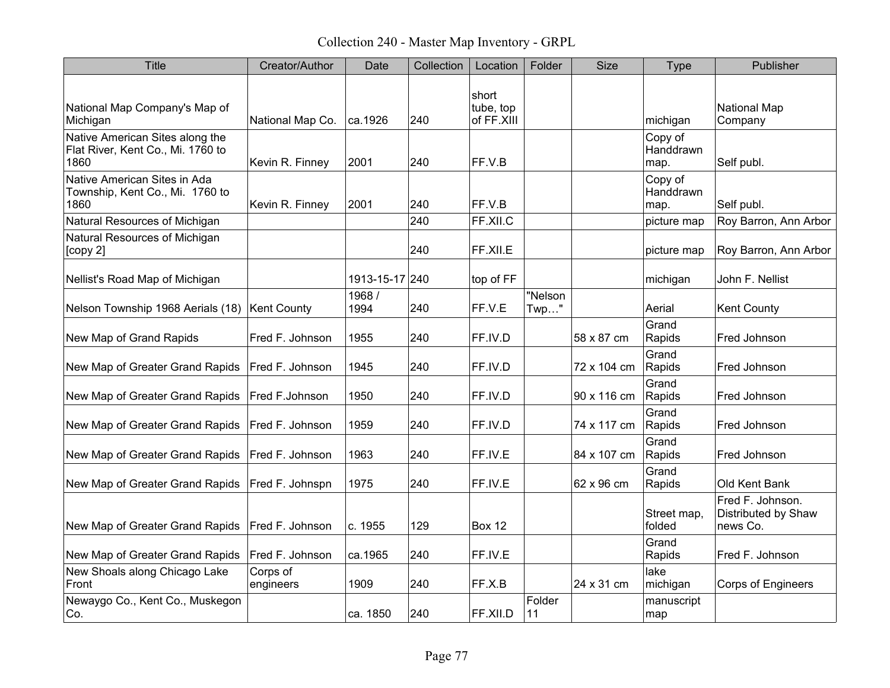# Collection 240 - Master Map Inventory - GRPL

| Title | Creator/Author | Date | Collection | Location | Folder | Size | Type | Publisher |
|---|---|---|---|---|---|---|---|---|
| National Map Company's Map of Michigan | National Map Co. | ca.1926 | 240 | short tube, top of FF.XIII | | | michigan | National Map Company |
| Native American Sites along the Flat River, Kent Co., Mi. 1760 to 1860 | Kevin R. Finney | 2001 | 240 | FF.V.B | | | Copy of Handdrawn map. | Self publ. |
| Native American Sites in Ada Township, Kent Co., Mi. 1760 to 1860 | Kevin R. Finney | 2001 | 240 | FF.V.B | | | Copy of Handdrawn map. | Self publ. |
| Natural Resources of Michigan | | | 240 | FF.XII.C | | | picture map | Roy Barron, Ann Arbor |
| Natural Resources of Michigan [copy 2] | | | 240 | FF.XII.E | | | picture map | Roy Barron, Ann Arbor |
| Nellist's Road Map of Michigan | | 1913-15-17 | 240 | top of FF | | | michigan | John F. Nellist |
| Nelson Township 1968 Aerials (18) | Kent County | 1968 / 1994 | 240 | FF.V.E | "Nelson Twp…" | | Aerial | Kent County |
| New Map of Grand Rapids | Fred F. Johnson | 1955 | 240 | FF.IV.D | | 58 x 87 cm | Grand Rapids | Fred Johnson |
| New Map of Greater Grand Rapids | Fred F. Johnson | 1945 | 240 | FF.IV.D | | 72 x 104 cm | Grand Rapids | Fred Johnson |
| New Map of Greater Grand Rapids | Fred F.Johnson | 1950 | 240 | FF.IV.D | | 90 x 116 cm | Grand Rapids | Fred Johnson |
| New Map of Greater Grand Rapids | Fred F. Johnson | 1959 | 240 | FF.IV.D | | 74 x 117 cm | Grand Rapids | Fred Johnson |
| New Map of Greater Grand Rapids | Fred F. Johnson | 1963 | 240 | FF.IV.E | | 84 x 107 cm | Grand Rapids | Fred Johnson |
| New Map of Greater Grand Rapids | Fred F. Johnspn | 1975 | 240 | FF.IV.E | | 62 x 96 cm | Grand Rapids | Old Kent Bank |
| New Map of Greater Grand Rapids | Fred F. Johnson | c. 1955 | 129 | Box 12 | | | Street map, folded | Fred F. Johnson. Distributed by Shaw news Co. |
| New Map of Greater Grand Rapids | Fred F. Johnson | ca.1965 | 240 | FF.IV.E | | | Grand Rapids | Fred F. Johnson |
| New Shoals along Chicago Lake Front | Corps of engineers | 1909 | 240 | FF.X.B | | 24 x 31 cm | lake michigan | Corps of Engineers |
| Newaygo Co., Kent Co., Muskegon Co. | | ca. 1850 | 240 | FF.XII.D | Folder 11 | | manuscript map | |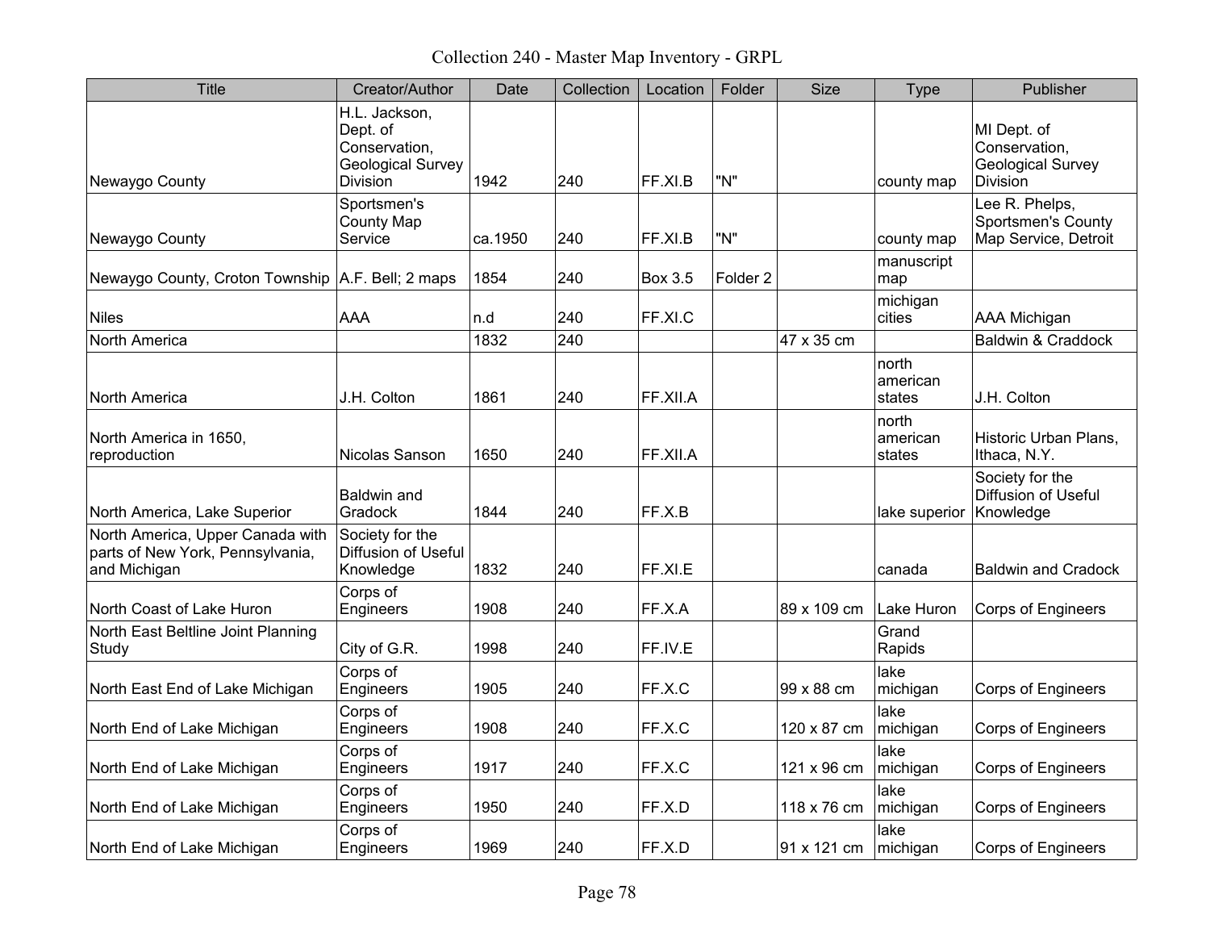# Collection 240 - Master Map Inventory - GRPL

| Title | Creator/Author | Date | Collection | Location | Folder | Size | Type | Publisher |
|---|---|---|---|---|---|---|---|---|
| Newaygo County | H.L. Jackson, Dept. of Conservation, Geological Survey Division | 1942 | 240 | FF.XI.B | "N" | | county map | MI Dept. of Conservation, Geological Survey Division |
| Newaygo County | Sportsmen's County Map Service | ca.1950 | 240 | FF.XI.B | "N" | | county map | Lee R. Phelps, Sportsmen's County Map Service, Detroit |
| Newaygo County, Croton Township | A.F. Bell; 2 maps | 1854 | 240 | Box 3.5 | Folder 2 | | manuscript map | |
| Niles | AAA | n.d | 240 | FF.XI.C | | | michigan cities | AAA Michigan |
| North America | | 1832 | 240 | | | 47 x 35 cm | | Baldwin & Craddock |
| North America | J.H. Colton | 1861 | 240 | FF.XII.A | | | north american states | J.H. Colton |
| North America in 1650, reproduction | Nicolas Sanson | 1650 | 240 | FF.XII.A | | | north american states | Historic Urban Plans, Ithaca, N.Y. |
| North America, Lake Superior | Baldwin and Gradock | 1844 | 240 | FF.X.B | | | lake superior | Society for the Diffusion of Useful Knowledge |
| North America, Upper Canada with parts of New York, Pennsylvania, and Michigan | Society for the Diffusion of Useful Knowledge | 1832 | 240 | FF.XI.E | | | canada | Baldwin and Cradock |
| North Coast of Lake Huron | Corps of Engineers | 1908 | 240 | FF.X.A | | 89 x 109 cm | Lake Huron | Corps of Engineers |
| North East Beltline Joint Planning Study | City of G.R. | 1998 | 240 | FF.IV.E | | | Grand Rapids | |
| North East End of Lake Michigan | Corps of Engineers | 1905 | 240 | FF.X.C | | 99 x 88 cm | lake michigan | Corps of Engineers |
| North End of Lake Michigan | Corps of Engineers | 1908 | 240 | FF.X.C | | 120 x 87 cm | lake michigan | Corps of Engineers |
| North End of Lake Michigan | Corps of Engineers | 1917 | 240 | FF.X.C | | 121 x 96 cm | lake michigan | Corps of Engineers |
| North End of Lake Michigan | Corps of Engineers | 1950 | 240 | FF.X.D | | 118 x 76 cm | lake michigan | Corps of Engineers |
| North End of Lake Michigan | Corps of Engineers | 1969 | 240 | FF.X.D | | 91 x 121 cm | lake michigan | Corps of Engineers |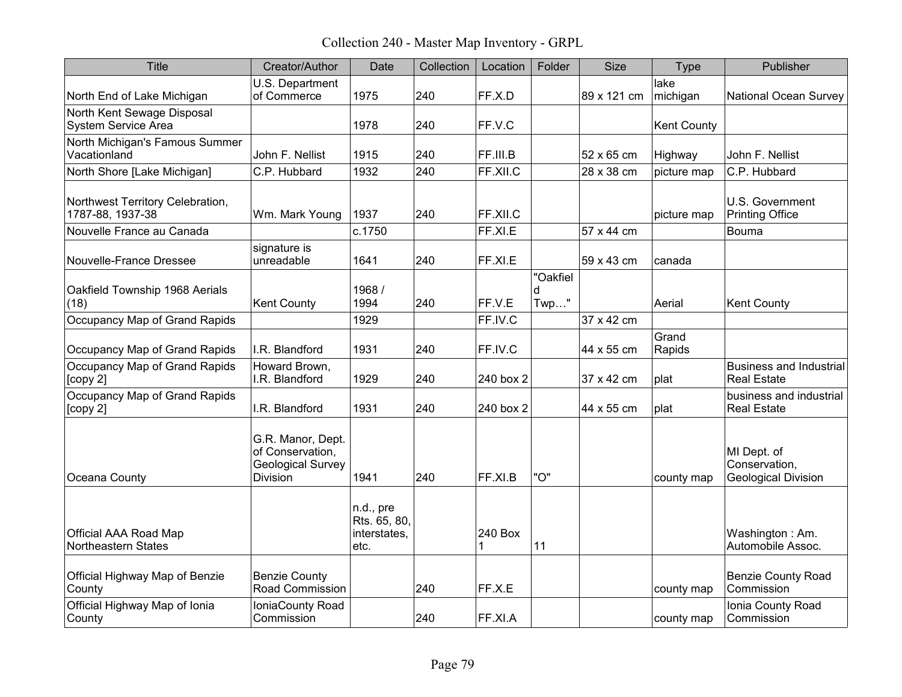# Collection 240 - Master Map Inventory - GRPL

| Title | Creator/Author | Date | Collection | Location | Folder | Size | Type | Publisher |
|---|---|---|---|---|---|---|---|---|
| North End of Lake Michigan | U.S. Department of Commerce | 1975 | 240 | FF.X.D | | 89 x 121 cm | lake michigan | National Ocean Survey |
| North Kent Sewage Disposal System Service Area | | 1978 | 240 | FF.V.C | | | Kent County | |
| North Michigan's Famous Summer Vacationland | John F. Nellist | 1915 | 240 | FF.III.B | | 52 x 65 cm | Highway | John F. Nellist |
| North Shore [Lake Michigan] | C.P. Hubbard | 1932 | 240 | FF.XII.C | | 28 x 38 cm | picture map | C.P. Hubbard |
| Northwest Territory Celebration, 1787-88, 1937-38 | Wm. Mark Young | 1937 | 240 | FF.XII.C | | | picture map | U.S. Government Printing Office |
| Nouvelle France au Canada | | c.1750 | | FF.XI.E | | 57 x 44 cm | | Bouma |
| Nouvelle-France Dressee | signature is unreadable | 1641 | 240 | FF.XI.E | | 59 x 43 cm | canada | |
| Oakfield Township 1968 Aerials (18) | Kent County | 1968 / 1994 | 240 | FF.V.E | "Oakfield Twp…" | | Aerial | Kent County |
| Occupancy Map of Grand Rapids | | 1929 | | FF.IV.C | | 37 x 42 cm | | |
| Occupancy Map of Grand Rapids | I.R. Blandford | 1931 | 240 | FF.IV.C | | 44 x 55 cm | Grand Rapids | |
| Occupancy Map of Grand Rapids [copy 2] | Howard Brown, I.R. Blandford | 1929 | 240 | 240 box 2 | | 37 x 42 cm | plat | Business and Industrial Real Estate |
| Occupancy Map of Grand Rapids [copy 2] | I.R. Blandford | 1931 | 240 | 240 box 2 | | 44 x 55 cm | plat | business and industrial Real Estate |
| Oceana County | G.R. Manor, Dept. of Conservation, Geological Survey Division | 1941 | 240 | FF.XI.B | "O" | | county map | MI Dept. of Conservation, Geological Division |
| Official AAA Road Map Northeastern States | | n.d., pre Rts. 65, 80, interstates, etc. | | 240 Box 1 | 11 | | | Washington : Am. Automobile Assoc. |
| Official Highway Map of Benzie County | Benzie County Road Commission | | 240 | FF.X.E | | | county map | Benzie County Road Commission |
| Official Highway Map of Ionia County | IoniaCounty Road Commission | | 240 | FF.XI.A | | | county map | Ionia County Road Commission |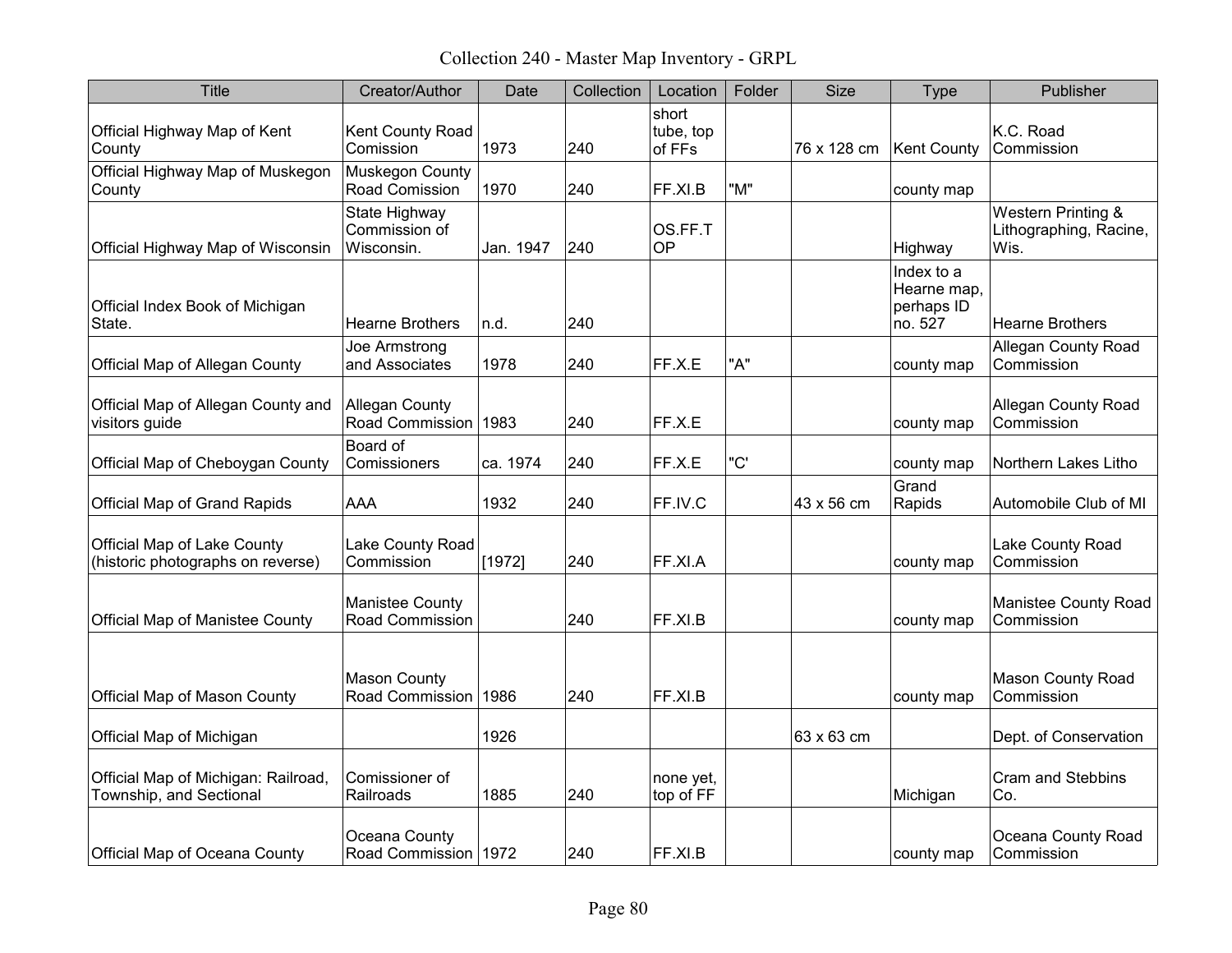Collection 240 - Master Map Inventory - GRPL

| Title | Creator/Author | Date | Collection | Location | Folder | Size | Type | Publisher |
|---|---|---|---|---|---|---|---|---|
| Official Highway Map of Kent County | Kent County Road Comission | 1973 | 240 | short tube, top of FFs | | 76 x 128 cm | Kent County | K.C. Road Commission |
| Official Highway Map of Muskegon County | Muskegon County Road Comission | 1970 | 240 | FF.XI.B | "M" | | county map | |
| Official Highway Map of Wisconsin | State Highway Commission of Wisconsin. | Jan. 1947 | 240 | OS.FF.TOP | | | Highway | Western Printing & Lithographing, Racine, Wis. |
| Official Index Book of Michigan State. | Hearne Brothers | n.d. | 240 | | | | Index to a Hearne map, perhaps ID no. 527 | Hearne Brothers |
| Official Map of Allegan County | Joe Armstrong and Associates | 1978 | 240 | FF.X.E | "A" | | county map | Allegan County Road Commission |
| Official Map of Allegan County and visitors guide | Allegan County Road Commission | 1983 | 240 | FF.X.E | | | county map | Allegan County Road Commission |
| Official Map of Cheboygan County | Board of Comissioners | ca. 1974 | 240 | FF.X.E | "C' | | county map | Northern Lakes Litho |
| Official Map of Grand Rapids | AAA | 1932 | 240 | FF.IV.C | | 43 x 56 cm | Grand Rapids | Automobile Club of MI |
| Official Map of Lake County (historic photographs on reverse) | Lake County Road Commission | [1972] | 240 | FF.XI.A | | | county map | Lake County Road Commission |
| Official Map of Manistee County | Manistee County Road Commission | | 240 | FF.XI.B | | | county map | Manistee County Road Commission |
| Official Map of Mason County | Mason County Road Commission | 1986 | 240 | FF.XI.B | | | county map | Mason County Road Commission |
| Official Map of Michigan | | 1926 | | | | 63 x 63 cm | | Dept. of Conservation |
| Official Map of Michigan: Railroad, Township, and Sectional | Comissioner of Railroads | 1885 | 240 | none yet, top of FF | | | Michigan | Cram and Stebbins Co. |
| Official Map of Oceana County | Oceana County Road Commission | 1972 | 240 | FF.XI.B | | | county map | Oceana County Road Commission |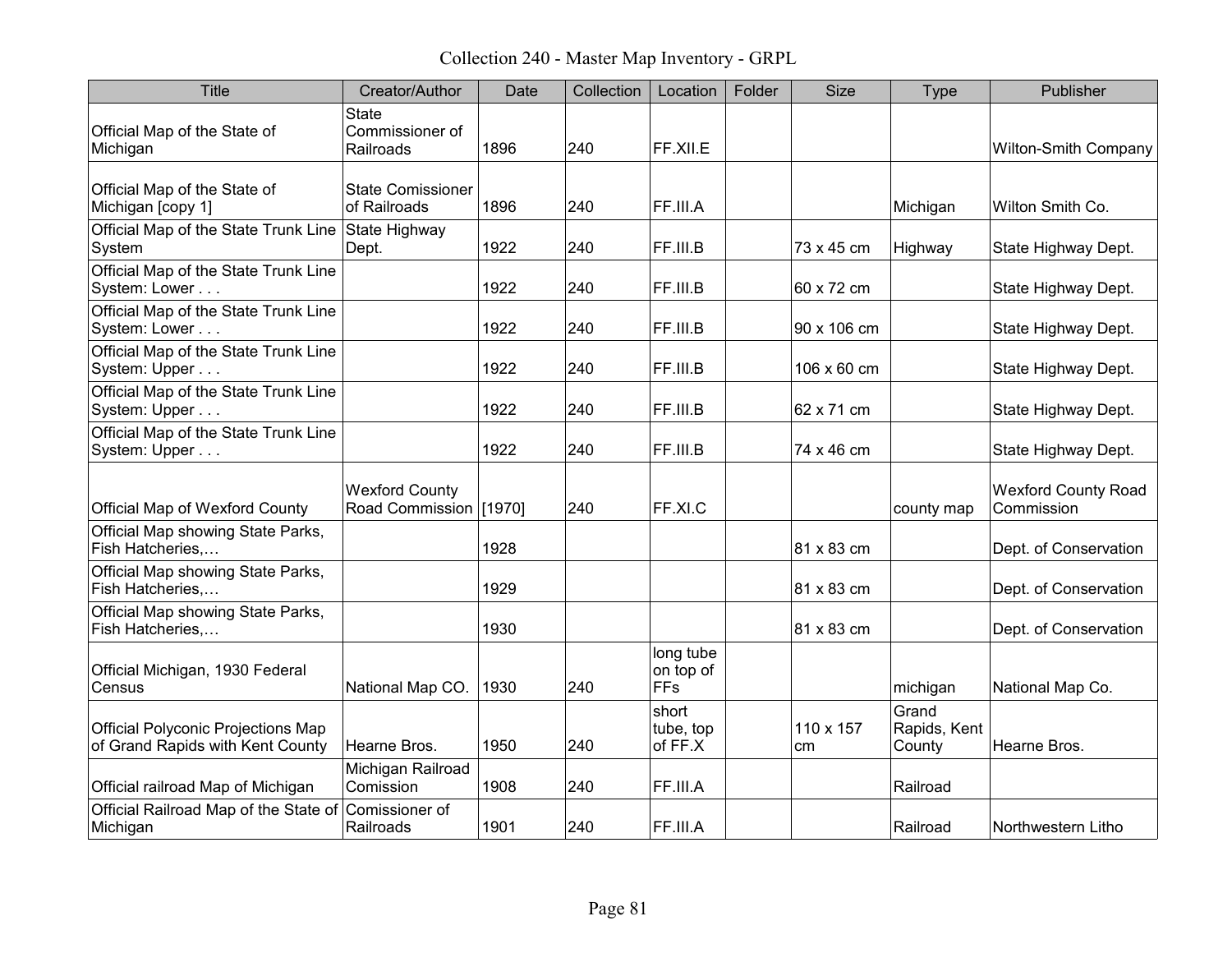# Collection 240 - Master Map Inventory - GRPL

| Title | Creator/Author | Date | Collection | Location | Folder | Size | Type | Publisher |
|---|---|---|---|---|---|---|---|---|
| Official Map of the State of Michigan | State Commissioner of Railroads | 1896 | 240 | FF.XII.E | | | | Wilton-Smith Company |
| Official Map of the State of Michigan [copy 1] | State Comissioner of Railroads | 1896 | 240 | FF.III.A | | | Michigan | Wilton Smith Co. |
| Official Map of the State Trunk Line System | State Highway Dept. | 1922 | 240 | FF.III.B | | 73 x 45 cm | Highway | State Highway Dept. |
| Official Map of the State Trunk Line System: Lower . . . | | 1922 | 240 | FF.III.B | | 60 x 72 cm | | State Highway Dept. |
| Official Map of the State Trunk Line System: Lower . . . | | 1922 | 240 | FF.III.B | | 90 x 106 cm | | State Highway Dept. |
| Official Map of the State Trunk Line System: Upper . . . | | 1922 | 240 | FF.III.B | | 106 x 60 cm | | State Highway Dept. |
| Official Map of the State Trunk Line System: Upper . . . | | 1922 | 240 | FF.III.B | | 62 x 71 cm | | State Highway Dept. |
| Official Map of the State Trunk Line System: Upper . . . | | 1922 | 240 | FF.III.B | | 74 x 46 cm | | State Highway Dept. |
| Official Map of Wexford County | Wexford County Road Commission | [1970] | 240 | FF.XI.C | | | county map | Wexford County Road Commission |
| Official Map showing State Parks, Fish Hatcheries,… | | 1928 | | | | 81 x 83 cm | | Dept. of Conservation |
| Official Map showing State Parks, Fish Hatcheries,… | | 1929 | | | | 81 x 83 cm | | Dept. of Conservation |
| Official Map showing State Parks, Fish Hatcheries,… | | 1930 | | | | 81 x 83 cm | | Dept. of Conservation |
| Official Michigan, 1930 Federal Census | National Map CO. | 1930 | 240 | long tube on top of FFs | | | michigan | National Map Co. |
| Official Polyconic Projections Map of Grand Rapids with Kent County | Hearne Bros. | 1950 | 240 | short tube, top of FF.X | | 110 x 157 cm | Grand Rapids, Kent County | Hearne Bros. |
| Official railroad Map of Michigan | Michigan Railroad Comission | 1908 | 240 | FF.III.A | | | Railroad | |
| Official Railroad Map of the State of Michigan | Comissioner of Railroads | 1901 | 240 | FF.III.A | | | Railroad | Northwestern Litho |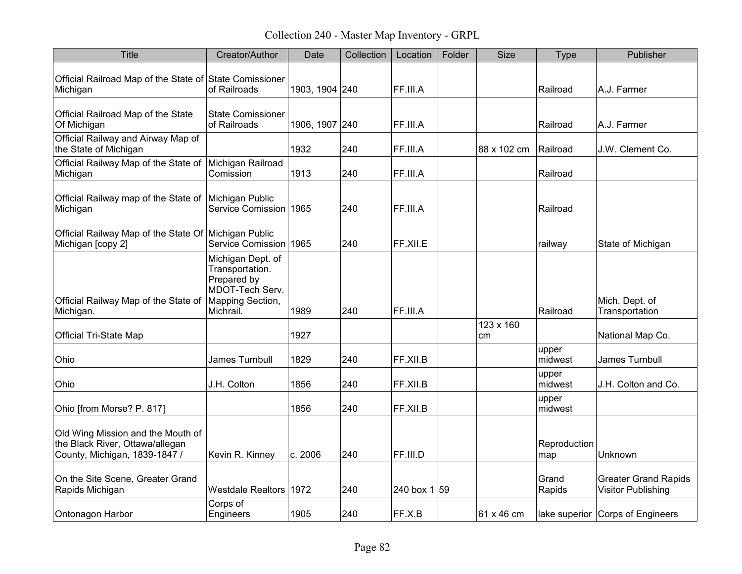Collection 240 - Master Map Inventory - GRPL

| Title | Creator/Author | Date | Collection | Location | Folder | Size | Type | Publisher |
|---|---|---|---|---|---|---|---|---|
| Official Railroad Map of the State of Michigan | State Comissioner of Railroads | 1903, 1904 | 240 | FF.III.A | | | Railroad | A.J. Farmer |
| Official Railroad Map of the State Of Michigan | State Comissioner of Railroads | 1906, 1907 | 240 | FF.III.A | | | Railroad | A.J. Farmer |
| Official Railway and Airway Map of the State of Michigan | | 1932 | 240 | FF.III.A | | 88 x 102 cm | Railroad | J.W. Clement Co. |
| Official Railway Map of the State of Michigan | Michigan Railroad Comission | 1913 | 240 | FF.III.A | | | Railroad | |
| Official Railway map of the State of Michigan | Michigan Public Service Comission | 1965 | 240 | FF.III.A | | | Railroad | |
| Official Railway Map of the State Of Michigan [copy 2] | Michigan Public Service Comission | 1965 | 240 | FF.XII.E | | | railway | State of Michigan |
| Official Railway Map of the State of Michigan. | Michigan Dept. of Transportation. Prepared by MDOT-Tech Serv. Mapping Section, Michrail. | 1989 | 240 | FF.III.A | | | Railroad | Mich. Dept. of Transportation |
| Official Tri-State Map | | 1927 | | | | 123 x 160 cm | | National Map Co. |
| Ohio | James Turnbull | 1829 | 240 | FF.XII.B | | | upper midwest | James Turnbull |
| Ohio | J.H. Colton | 1856 | 240 | FF.XII.B | | | upper midwest | J.H. Colton and Co. |
| Ohio [from Morse? P. 817] | | 1856 | 240 | FF.XII.B | | | upper midwest | |
| Old Wing Mission and the Mouth of the Black River, Ottawa/allegan County, Michigan, 1839-1847 / | Kevin R. Kinney | c. 2006 | 240 | FF.III.D | | | Reproduction map | Unknown |
| On the Site Scene, Greater Grand Rapids Michigan | Westdale Realtors | 1972 | 240 | 240 box 1 | 59 | | Grand Rapids | Greater Grand Rapids Visitor Publishing |
| Ontonagon Harbor | Corps of Engineers | 1905 | 240 | FF.X.B | | 61 x 46 cm | lake superior | Corps of Engineers |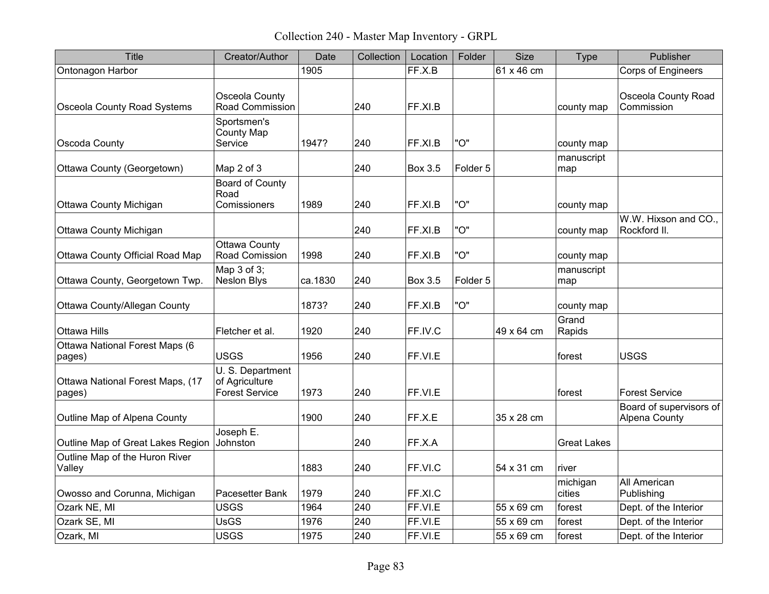# Collection 240 - Master Map Inventory - GRPL

| Title | Creator/Author | Date | Collection | Location | Folder | Size | Type | Publisher |
|---|---|---|---|---|---|---|---|---|
| Ontonagon Harbor | | 1905 | | FF.X.B | | 61 x 46 cm | | Corps of Engineers |
| Osceola County Road Systems | Osceola County Road Commission | | 240 | FF.XI.B | | | county map | Osceola County Road Commission |
| Oscoda County | Sportsmen's County Map Service | 1947? | 240 | FF.XI.B | "O" | | county map | |
| Ottawa County (Georgetown) | Map 2 of 3 | | 240 | Box 3.5 | Folder 5 | | manuscript map | |
| Ottawa County Michigan | Board of County Road Comissioners | 1989 | 240 | FF.XI.B | "O" | | county map | |
| Ottawa County Michigan | | | 240 | FF.XI.B | "O" | | county map | W.W. Hixson and CO., Rockford Il. |
| Ottawa County Official Road Map | Ottawa County Road Comission | 1998 | 240 | FF.XI.B | "O" | | county map | |
| Ottawa County, Georgetown Twp. | Map 3 of 3; Neslon Blys | ca.1830 | 240 | Box 3.5 | Folder 5 | | manuscript map | |
| Ottawa County/Allegan County | | 1873? | 240 | FF.XI.B | "O" | | county map | |
| Ottawa Hills | Fletcher et al. | 1920 | 240 | FF.IV.C | | 49 x 64 cm | Grand Rapids | |
| Ottawa National Forest Maps (6 pages) | USGS | 1956 | 240 | FF.VI.E | | | forest | USGS |
| Ottawa National Forest Maps, (17 pages) | U. S. Department of Agriculture Forest Service | 1973 | 240 | FF.VI.E | | | forest | Forest Service |
| Outline Map of Alpena County | | 1900 | 240 | FF.X.E | | 35 x 28 cm | | Board of supervisors of Alpena County |
| Outline Map of Great Lakes Region | Joseph E. Johnston | | 240 | FF.X.A | | | Great Lakes | |
| Outline Map of the Huron River Valley | | 1883 | 240 | FF.VI.C | | 54 x 31 cm | river | |
| Owosso and Corunna, Michigan | Pacesetter Bank | 1979 | 240 | FF.XI.C | | | michigan cities | All American Publishing |
| Ozark NE, MI | USGS | 1964 | 240 | FF.VI.E | | 55 x 69 cm | forest | Dept. of the Interior |
| Ozark SE, MI | UsGS | 1976 | 240 | FF.VI.E | | 55 x 69 cm | forest | Dept. of the Interior |
| Ozark, MI | USGS | 1975 | 240 | FF.VI.E | | 55 x 69 cm | forest | Dept. of the Interior |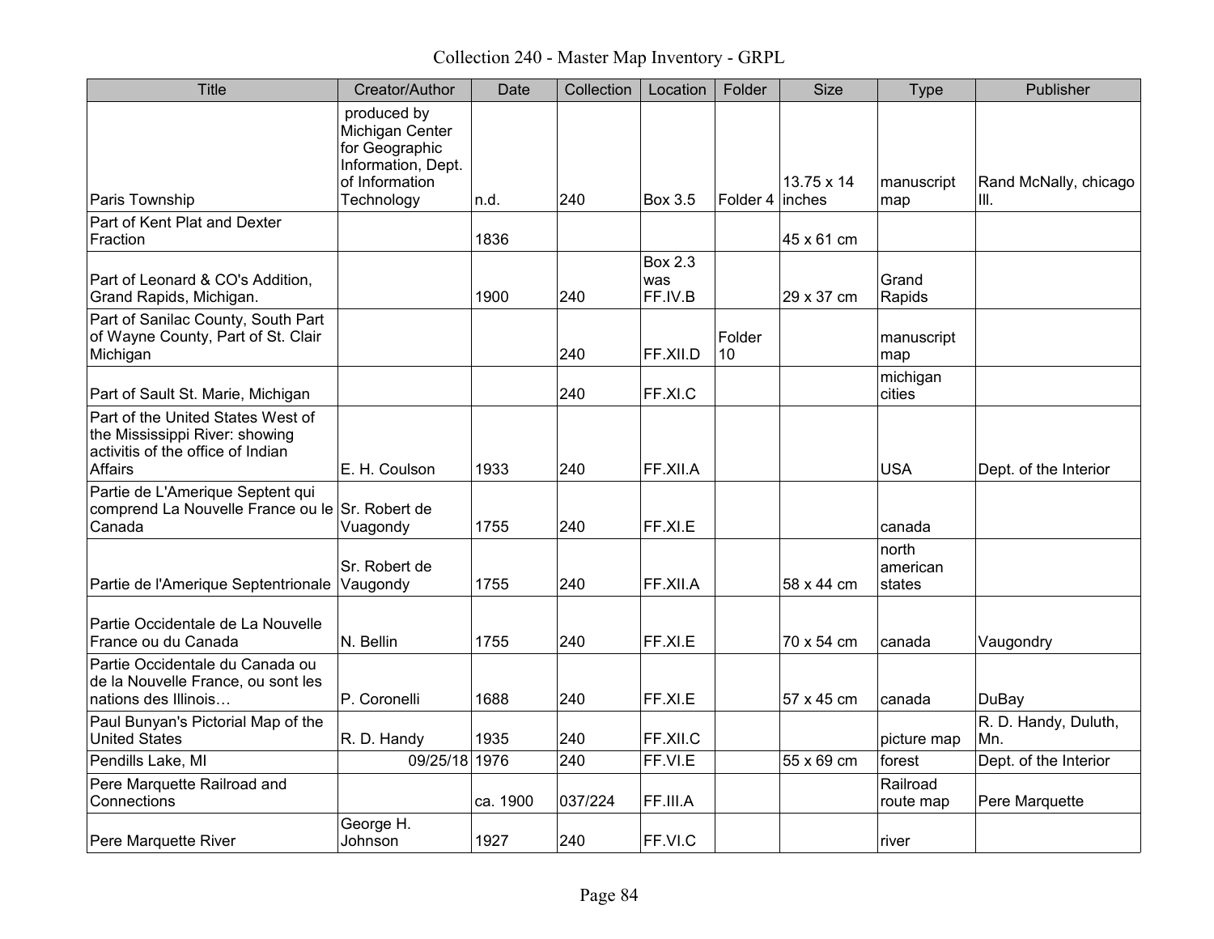Collection 240 - Master Map Inventory - GRPL

| Title | Creator/Author | Date | Collection | Location | Folder | Size | Type | Publisher |
|---|---|---|---|---|---|---|---|---|
| Paris Township | produced by Michigan Center for Geographic Information, Dept. of Information Technology | n.d. | 240 | Box 3.5 | Folder 4 | 13.75 x 14 inches | manuscript map | Rand McNally, chicago Ill. |
| Part of Kent Plat and Dexter Fraction | | 1836 | | | | 45 x 61 cm | | |
| Part of Leonard & CO's Addition, Grand Rapids, Michigan. | | 1900 | 240 | Box 2.3 was FF.IV.B | | 29 x 37 cm | Grand Rapids | |
| Part of Sanilac County, South Part of Wayne County, Part of St. Clair Michigan | | | 240 | FF.XII.D | Folder 10 | | manuscript map | |
| Part of Sault St. Marie, Michigan | | | 240 | FF.XI.C | | | michigan cities | |
| Part of the United States West of the Mississippi River: showing activitis of the office of Indian Affairs | E. H. Coulson | 1933 | 240 | FF.XII.A | | | USA | Dept. of the Interior |
| Partie de L'Amerique Septent qui comprend La Nouvelle France ou le Canada | Sr. Robert de Vuagondy | 1755 | 240 | FF.XI.E | | | canada | |
| Partie de l'Amerique Septentrionale | Sr. Robert de Vaugondy | 1755 | 240 | FF.XII.A | | 58 x 44 cm | north american states | |
| Partie Occidentale de La Nouvelle France ou du Canada | N. Bellin | 1755 | 240 | FF.XI.E | | 70 x 54 cm | canada | Vaugondry |
| Partie Occidentale du Canada ou de la Nouvelle France, ou sont les nations des Illinois… | P. Coronelli | 1688 | 240 | FF.XI.E | | 57 x 45 cm | canada | DuBay |
| Paul Bunyan's Pictorial Map of the United States | R. D. Handy | 1935 | 240 | FF.XII.C | | | picture map | R. D. Handy, Duluth, Mn. |
| Pendills Lake, MI | 09/25/18 | 1976 | 240 | FF.VI.E | | 55 x 69 cm | forest | Dept. of the Interior |
| Pere Marquette Railroad and Connections | | ca. 1900 | 037/224 | FF.III.A | | | Railroad route map | Pere Marquette |
| Pere Marquette River | George H. Johnson | 1927 | 240 | FF.VI.C | | | river | |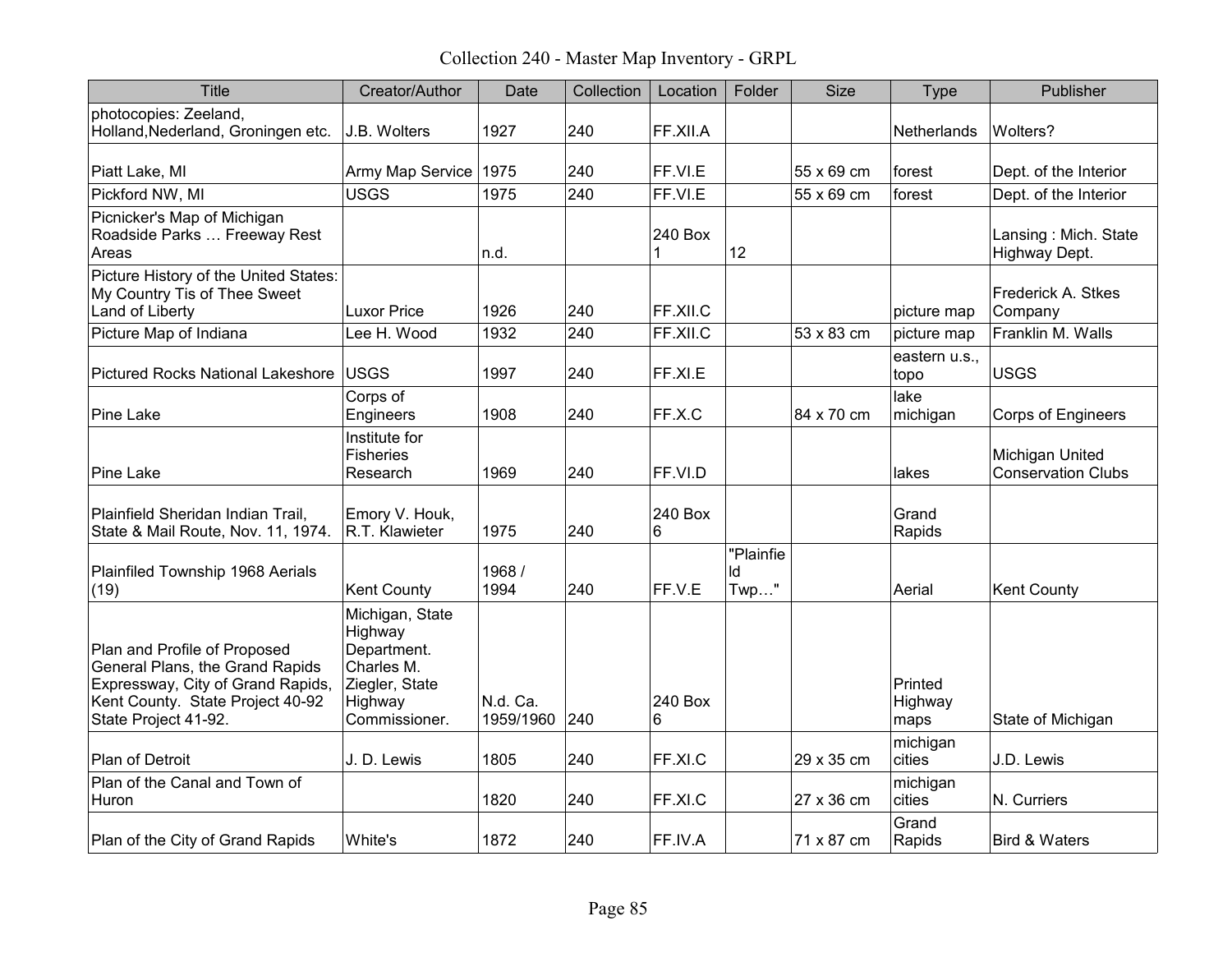# Collection 240 - Master Map Inventory - GRPL

| Title | Creator/Author | Date | Collection | Location | Folder | Size | Type | Publisher |
|---|---|---|---|---|---|---|---|---|
| photocopies: Zeeland, Holland,Nederland, Groningen etc. | J.B. Wolters | 1927 | 240 | FF.XII.A | | | Netherlands | Wolters? |
| Piatt Lake, MI | Army Map Service | 1975 | 240 | FF.VI.E | | 55 x 69 cm | forest | Dept. of the Interior |
| Pickford NW, MI | USGS | 1975 | 240 | FF.VI.E | | 55 x 69 cm | forest | Dept. of the Interior |
| Picnicker's Map of Michigan Roadside Parks … Freeway Rest Areas | | n.d. | | 240 Box 1 | 12 | | | Lansing : Mich. State Highway Dept. |
| Picture History of the United States: My Country Tis of Thee Sweet Land of Liberty | Luxor Price | 1926 | 240 | FF.XII.C | | | picture map | Frederick A. Stkes Company |
| Picture Map of Indiana | Lee H. Wood | 1932 | 240 | FF.XII.C | | 53 x 83 cm | picture map | Franklin M. Walls |
| Pictured Rocks National Lakeshore | USGS | 1997 | 240 | FF.XI.E | | | eastern u.s., topo | USGS |
| Pine Lake | Corps of Engineers | 1908 | 240 | FF.X.C | | 84 x 70 cm | lake michigan | Corps of Engineers |
| Pine Lake | Institute for Fisheries Research | 1969 | 240 | FF.VI.D | | | lakes | Michigan United Conservation Clubs |
| Plainfield Sheridan Indian Trail, State & Mail Route, Nov. 11, 1974. | Emory V. Houk, R.T. Klawieter | 1975 | 240 | 240 Box 6 | | | Grand Rapids | |
| Plainfiled Township 1968 Aerials (19) | Kent County | 1968 / 1994 | 240 | FF.V.E | "Plainfield Twp…" | | Aerial | Kent County |
| Plan and Profile of Proposed General Plans, the Grand Rapids Expressway, City of Grand Rapids, Kent County. State Project 40-92 State Project 41-92. | Michigan, State Highway Department. Charles M. Ziegler, State Highway Commissioner. | N.d. Ca. 1959/1960 | 240 | 240 Box 6 | | | Printed Highway maps | State of Michigan |
| Plan of Detroit | J. D. Lewis | 1805 | 240 | FF.XI.C | | 29 x 35 cm | michigan cities | J.D. Lewis |
| Plan of the Canal and Town of Huron | | 1820 | 240 | FF.XI.C | | 27 x 36 cm | michigan cities | N. Curriers |
| Plan of the City of Grand Rapids | White's | 1872 | 240 | FF.IV.A | | 71 x 87 cm | Grand Rapids | Bird & Waters |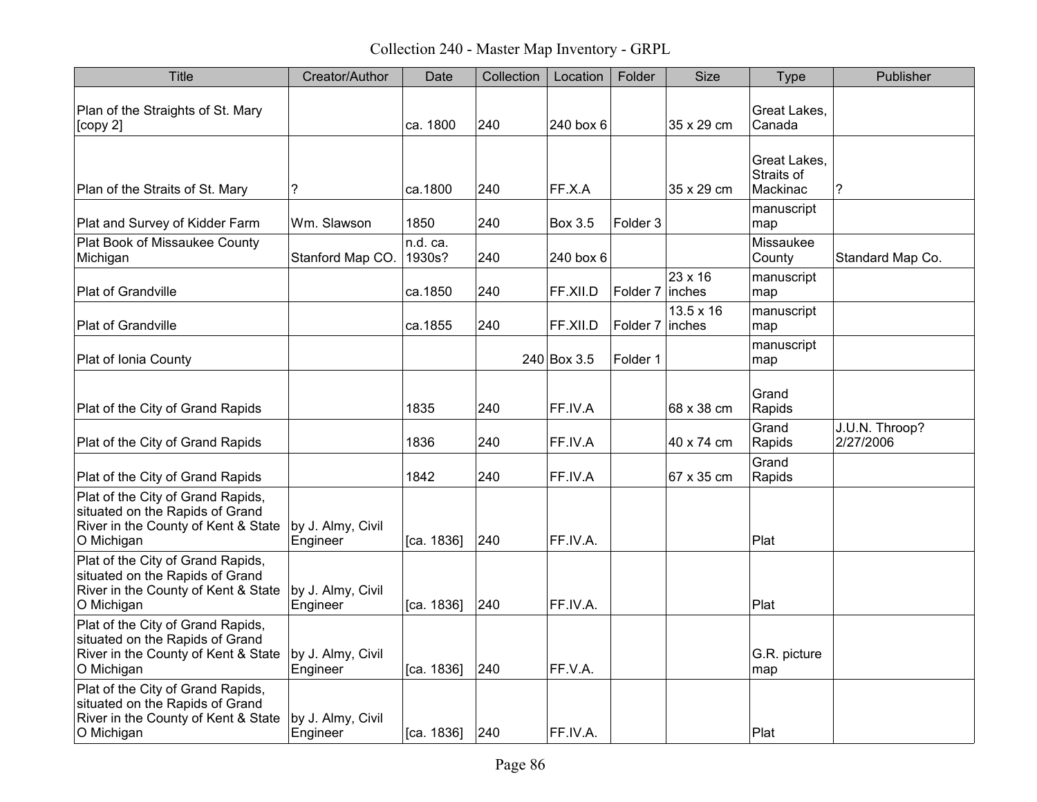Collection 240 - Master Map Inventory - GRPL

| Title | Creator/Author | Date | Collection | Location | Folder | Size | Type | Publisher |
|---|---|---|---|---|---|---|---|---|
| Plan of the Straights of St. Mary [copy 2] | | ca. 1800 | 240 | 240 box 6 | | 35 x 29 cm | Great Lakes, Canada | |
| Plan of the Straits of St. Mary | ? | ca.1800 | 240 | FF.X.A | | 35 x 29 cm | Great Lakes, Straits of Mackinac | ? |
| Plat and Survey of Kidder Farm | Wm. Slawson | 1850 | 240 | Box 3.5 | Folder 3 | | manuscript map | |
| Plat Book of Missaukee County Michigan | Stanford Map CO. | n.d. ca. 1930s? | 240 | 240 box 6 | | | Missaukee County | Standard Map Co. |
| Plat of Grandville | | ca.1850 | 240 | FF.XII.D | Folder 7 | 23 x 16 inches | manuscript map | |
| Plat of Grandville | | ca.1855 | 240 | FF.XII.D | Folder 7 | 13.5 x 16 inches | manuscript map | |
| Plat of Ionia County | | | 240 | Box 3.5 | Folder 1 | | manuscript map | |
| Plat of the City of Grand Rapids | | 1835 | 240 | FF.IV.A | | 68 x 38 cm | Grand Rapids | |
| Plat of the City of Grand Rapids | | 1836 | 240 | FF.IV.A | | 40 x 74 cm | Grand Rapids | J.U.N. Throop? 2/27/2006 |
| Plat of the City of Grand Rapids | | 1842 | 240 | FF.IV.A | | 67 x 35 cm | Grand Rapids | |
| Plat of the City of Grand Rapids, situated on the Rapids of Grand River in the County of Kent & State O Michigan | by J. Almy, Civil Engineer | [ca. 1836] | 240 | FF.IV.A. | | | Plat | |
| Plat of the City of Grand Rapids, situated on the Rapids of Grand River in the County of Kent & State O Michigan | by J. Almy, Civil Engineer | [ca. 1836] | 240 | FF.IV.A. | | | Plat | |
| Plat of the City of Grand Rapids, situated on the Rapids of Grand River in the County of Kent & State O Michigan | by J. Almy, Civil Engineer | [ca. 1836] | 240 | FF.V.A. | | | G.R. picture map | |
| Plat of the City of Grand Rapids, situated on the Rapids of Grand River in the County of Kent & State O Michigan | by J. Almy, Civil Engineer | [ca. 1836] | 240 | FF.IV.A. | | | Plat | |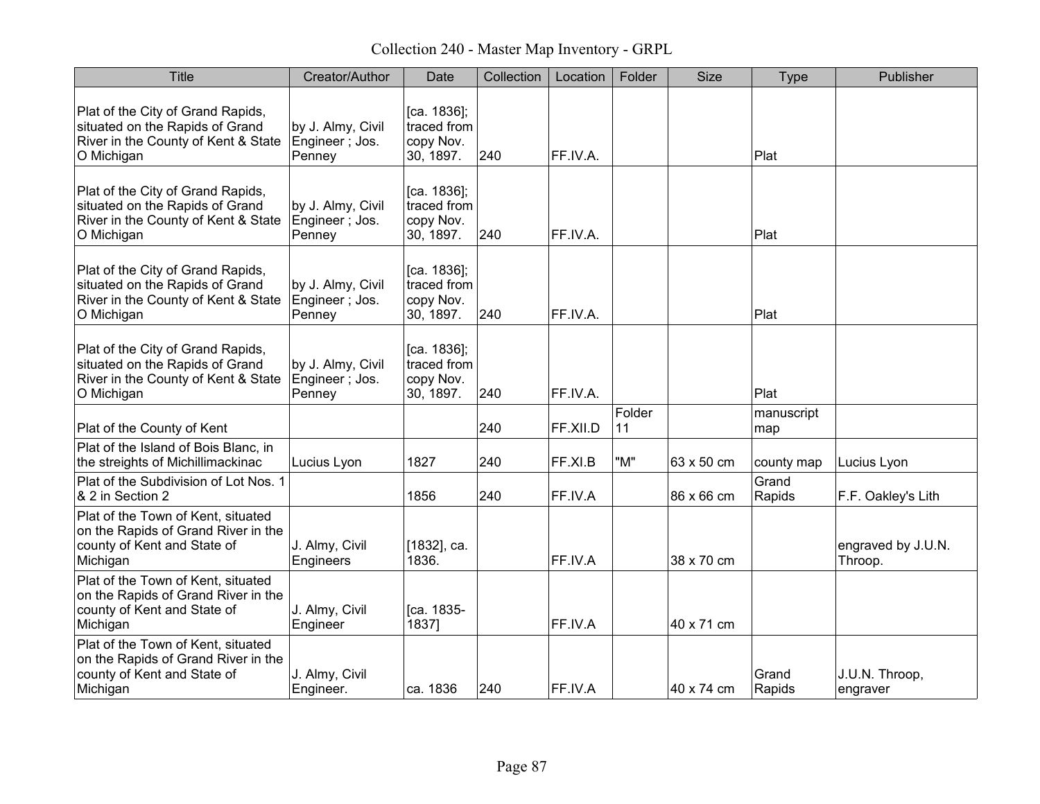Collection 240 - Master Map Inventory - GRPL

| Title | Creator/Author | Date | Collection | Location | Folder | Size | Type | Publisher |
|---|---|---|---|---|---|---|---|---|
| Plat of the City of Grand Rapids, situated on the Rapids of Grand River in the County of Kent & State O Michigan | by J. Almy, Civil Engineer ; Jos. Penney | [ca. 1836]; traced from copy Nov. 30, 1897. | 240 | FF.IV.A. | | | Plat | |
| Plat of the City of Grand Rapids, situated on the Rapids of Grand River in the County of Kent & State O Michigan | by J. Almy, Civil Engineer ; Jos. Penney | [ca. 1836]; traced from copy Nov. 30, 1897. | 240 | FF.IV.A. | | | Plat | |
| Plat of the City of Grand Rapids, situated on the Rapids of Grand River in the County of Kent & State O Michigan | by J. Almy, Civil Engineer ; Jos. Penney | [ca. 1836]; traced from copy Nov. 30, 1897. | 240 | FF.IV.A. | | | Plat | |
| Plat of the City of Grand Rapids, situated on the Rapids of Grand River in the County of Kent & State O Michigan | by J. Almy, Civil Engineer ; Jos. Penney | [ca. 1836]; traced from copy Nov. 30, 1897. | 240 | FF.IV.A. | | | Plat | |
| Plat of the County of Kent | | | 240 | FF.XII.D | Folder 11 | | manuscript map | |
| Plat of the Island of Bois Blanc, in the streights of Michillimackinac | Lucius Lyon | 1827 | 240 | FF.XI.B | "M" | 63 x 50 cm | county map | Lucius Lyon |
| Plat of the Subdivision of Lot Nos. 1 & 2 in Section 2 | | 1856 | 240 | FF.IV.A | | 86 x 66 cm | Grand Rapids | F.F. Oakley's Lith |
| Plat of the Town of Kent, situated on the Rapids of Grand River in the county of Kent and State of Michigan | J. Almy, Civil Engineers | [1832], ca. 1836. | | FF.IV.A | | 38 x 70 cm | | engraved by J.U.N. Throop. |
| Plat of the Town of Kent, situated on the Rapids of Grand River in the county of Kent and State of Michigan | J. Almy, Civil Engineer | [ca. 1835-1837] | | FF.IV.A | | 40 x 71 cm | | |
| Plat of the Town of Kent, situated on the Rapids of Grand River in the county of Kent and State of Michigan | J. Almy, Civil Engineer. | ca. 1836 | 240 | FF.IV.A | | 40 x 74 cm | Grand Rapids | J.U.N. Throop, engraver |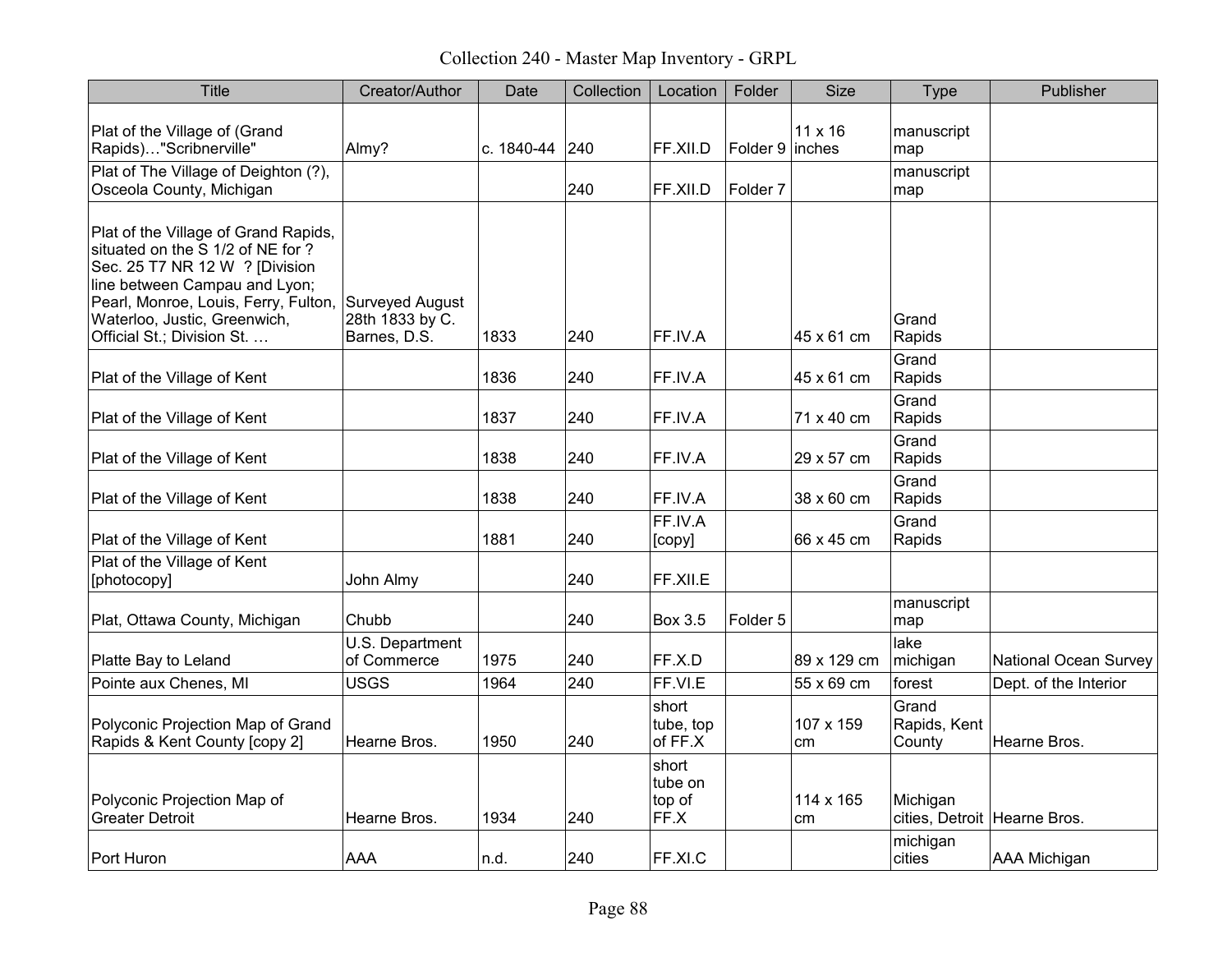Collection 240 - Master Map Inventory - GRPL

| Title | Creator/Author | Date | Collection | Location | Folder | Size | Type | Publisher |
|---|---|---|---|---|---|---|---|---|
| Plat of the Village of (Grand Rapids)…"Scribnerville" | Almy? | c. 1840-44 | 240 | FF.XII.D | Folder 9 | 11 x 16 inches | manuscript map | |
| Plat of The Village of Deighton (?), Osceola County, Michigan | | | 240 | FF.XII.D | Folder 7 | | manuscript map | |
| Plat of the Village of Grand Rapids, situated on the S 1/2 of NE for ? Sec. 25 T7 NR 12 W ? [Division line between Campau and Lyon; Pearl, Monroe, Louis, Ferry, Fulton, Waterloo, Justic, Greenwich, Official St.; Division St. … | Surveyed August 28th 1833 by C. Barnes, D.S. | 1833 | 240 | FF.IV.A | | 45 x 61 cm | Grand Rapids | |
| Plat of the Village of Kent | | 1836 | 240 | FF.IV.A | | 45 x 61 cm | Grand Rapids | |
| Plat of the Village of Kent | | 1837 | 240 | FF.IV.A | | 71 x 40 cm | Grand Rapids | |
| Plat of the Village of Kent | | 1838 | 240 | FF.IV.A | | 29 x 57 cm | Grand Rapids | |
| Plat of the Village of Kent | | 1838 | 240 | FF.IV.A | | 38 x 60 cm | Grand Rapids | |
| Plat of the Village of Kent | | 1881 | 240 | FF.IV.A [copy] | | 66 x 45 cm | Grand Rapids | |
| Plat of the Village of Kent [photocopy] | John Almy | | 240 | FF.XII.E | | | | |
| Plat, Ottawa County, Michigan | Chubb | | 240 | Box 3.5 | Folder 5 | | manuscript map | |
| Platte Bay to Leland | U.S. Department of Commerce | 1975 | 240 | FF.X.D | | 89 x 129 cm | lake michigan | National Ocean Survey |
| Pointe aux Chenes, MI | USGS | 1964 | 240 | FF.VI.E | | 55 x 69 cm | forest | Dept. of the Interior |
| Polyconic Projection Map of Grand Rapids & Kent County [copy 2] | Hearne Bros. | 1950 | 240 | short tube, top of FF.X | | 107 x 159 cm | Grand Rapids, Kent County | Hearne Bros. |
| Polyconic Projection Map of Greater Detroit | Hearne Bros. | 1934 | 240 | short tube on top of FF.X | | 114 x 165 cm | Michigan cities, Detroit | Hearne Bros. |
| Port Huron | AAA | n.d. | 240 | FF.XI.C | | | michigan cities | AAA Michigan |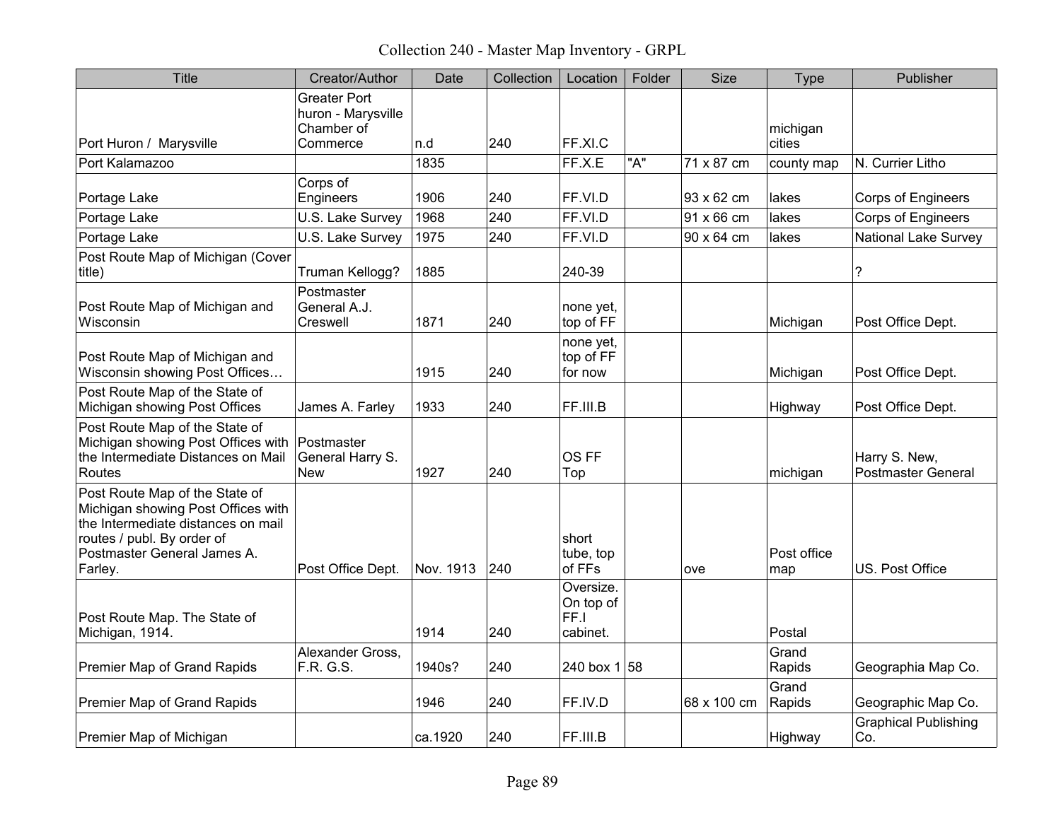Collection 240 - Master Map Inventory - GRPL

| Title | Creator/Author | Date | Collection | Location | Folder | Size | Type | Publisher |
|---|---|---|---|---|---|---|---|---|
| Port Huron / Marysville | Greater Port huron - Marysville Chamber of Commerce | n.d | 240 | FF.XI.C | | | michigan cities | |
| Port Kalamazoo | | 1835 | | FF.X.E | "A" | 71 x 87 cm | county map | N. Currier Litho |
| Portage Lake | Corps of Engineers | 1906 | 240 | FF.VI.D | | 93 x 62 cm | lakes | Corps of Engineers |
| Portage Lake | U.S. Lake Survey | 1968 | 240 | FF.VI.D | | 91 x 66 cm | lakes | Corps of Engineers |
| Portage Lake | U.S. Lake Survey | 1975 | 240 | FF.VI.D | | 90 x 64 cm | lakes | National Lake Survey |
| Post Route Map of Michigan (Cover title) | Truman Kellogg? | 1885 | | 240-39 | | | | ? |
| Post Route Map of Michigan and Wisconsin | Postmaster General A.J. Creswell | 1871 | 240 | none yet, top of FF | | | Michigan | Post Office Dept. |
| Post Route Map of Michigan and Wisconsin showing Post Offices… | | 1915 | 240 | none yet, top of FF for now | | | Michigan | Post Office Dept. |
| Post Route Map of the State of Michigan showing Post Offices | James A. Farley | 1933 | 240 | FF.III.B | | | Highway | Post Office Dept. |
| Post Route Map of the State of Michigan showing Post Offices with the Intermediate Distances on Mail Routes | Postmaster General Harry S. New | 1927 | 240 | OS FF Top | | | michigan | Harry S. New, Postmaster General |
| Post Route Map of the State of Michigan showing Post Offices with the Intermediate distances on mail routes / publ. By order of Postmaster General James A. Farley. | Post Office Dept. | Nov. 1913 | 240 | short tube, top of FFs | | ove | Post office map | US. Post Office |
| Post Route Map. The State of Michigan, 1914. | | 1914 | 240 | Oversize. On top of FF.I cabinet. | | | Postal | |
| Premier Map of Grand Rapids | Alexander Gross, F.R. G.S. | 1940s? | 240 | 240 box 1 | 58 | | Grand Rapids | Geographia Map Co. |
| Premier Map of Grand Rapids | | 1946 | 240 | FF.IV.D | | 68 x 100 cm | Grand Rapids | Geographic Map Co. |
| Premier Map of Michigan | | ca.1920 | 240 | FF.III.B | | | Highway | Graphical Publishing Co. |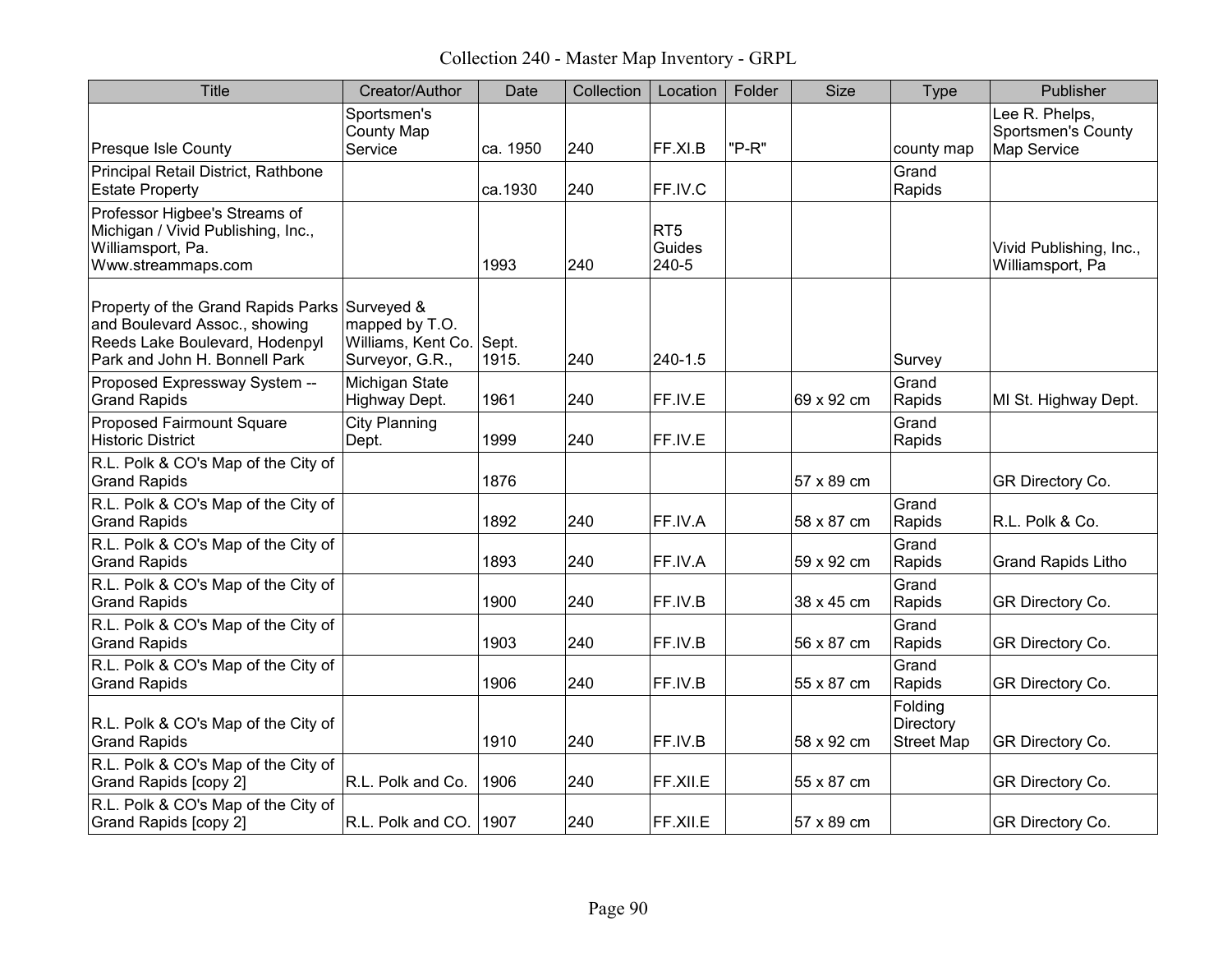Collection 240 - Master Map Inventory - GRPL

| Title | Creator/Author | Date | Collection | Location | Folder | Size | Type | Publisher |
|---|---|---|---|---|---|---|---|---|
| Presque Isle County | Sportsmen's County Map Service | ca. 1950 | 240 | FF.XI.B | "P-R" | | county map | Lee R. Phelps, Sportsmen's County Map Service |
| Principal Retail District, Rathbone Estate Property | | ca.1930 | 240 | FF.IV.C | | | Grand Rapids | |
| Professor Higbee's Streams of Michigan / Vivid Publishing, Inc., Williamsport, Pa. Www.streammaps.com | | 1993 | 240 | RT5 Guides 240-5 | | | | Vivid Publishing, Inc., Williamsport, Pa |
| Property of the Grand Rapids Parks and Boulevard Assoc., showing Reeds Lake Boulevard, Hodenpyl Park and John H. Bonnell Park | Surveyed & mapped by T.O. Williams, Kent Co. Surveyor, G.R., | Sept. 1915. | 240 | 240-1.5 | | | Survey | |
| Proposed Expressway System -- Grand Rapids | Michigan State Highway Dept. | 1961 | 240 | FF.IV.E | | 69 x 92 cm | Grand Rapids | MI St. Highway Dept. |
| Proposed Fairmount Square Historic District | City Planning Dept. | 1999 | 240 | FF.IV.E | | | Grand Rapids | |
| R.L. Polk & CO's Map of the City of Grand Rapids | | 1876 | | | | 57 x 89 cm | | GR Directory Co. |
| R.L. Polk & CO's Map of the City of Grand Rapids | | 1892 | 240 | FF.IV.A | | 58 x 87 cm | Grand Rapids | R.L. Polk & Co. |
| R.L. Polk & CO's Map of the City of Grand Rapids | | 1893 | 240 | FF.IV.A | | 59 x 92 cm | Grand Rapids | Grand Rapids Litho |
| R.L. Polk & CO's Map of the City of Grand Rapids | | 1900 | 240 | FF.IV.B | | 38 x 45 cm | Grand Rapids | GR Directory Co. |
| R.L. Polk & CO's Map of the City of Grand Rapids | | 1903 | 240 | FF.IV.B | | 56 x 87 cm | Grand Rapids | GR Directory Co. |
| R.L. Polk & CO's Map of the City of Grand Rapids | | 1906 | 240 | FF.IV.B | | 55 x 87 cm | Grand Rapids | GR Directory Co. |
| R.L. Polk & CO's Map of the City of Grand Rapids | | 1910 | 240 | FF.IV.B | | 58 x 92 cm | Folding Directory Street Map | GR Directory Co. |
| R.L. Polk & CO's Map of the City of Grand Rapids [copy 2] | R.L. Polk and Co. | 1906 | 240 | FF.XII.E | | 55 x 87 cm | | GR Directory Co. |
| R.L. Polk & CO's Map of the City of Grand Rapids [copy 2] | R.L. Polk and CO. | 1907 | 240 | FF.XII.E | | 57 x 89 cm | | GR Directory Co. |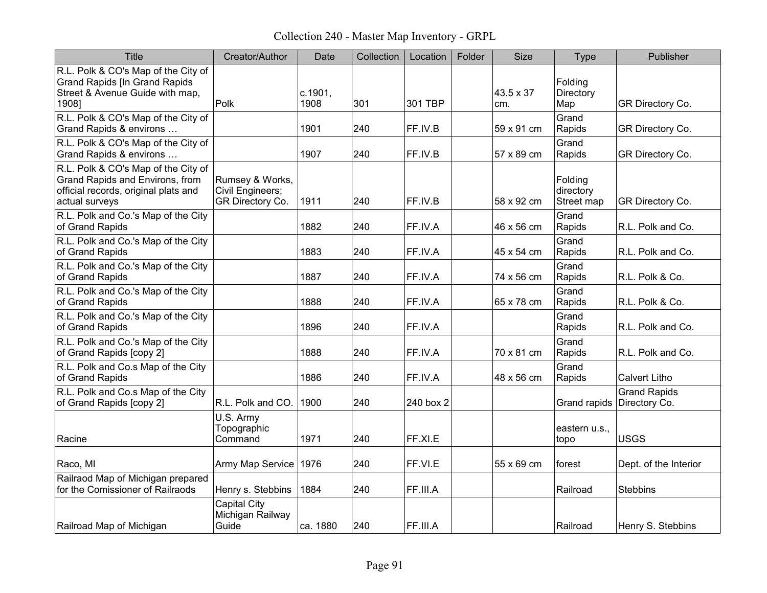Collection 240 - Master Map Inventory - GRPL

| Title | Creator/Author | Date | Collection | Location | Folder | Size | Type | Publisher |
|---|---|---|---|---|---|---|---|---|
| R.L. Polk & CO's Map of the City of Grand Rapids [In Grand Rapids Street & Avenue Guide with map, 1908] | Polk | c.1901, 1908 | 301 | 301 TBP | | 43.5 x 37 cm. | Folding Directory Map | GR Directory Co. |
| R.L. Polk & CO's Map of the City of Grand Rapids & environs … | | 1901 | 240 | FF.IV.B | | 59 x 91 cm | Grand Rapids | GR Directory Co. |
| R.L. Polk & CO's Map of the City of Grand Rapids & environs … | | 1907 | 240 | FF.IV.B | | 57 x 89 cm | Grand Rapids | GR Directory Co. |
| R.L. Polk & CO's Map of the City of Grand Rapids and Environs, from official records, original plats and actual surveys | Rumsey & Works, Civil Engineers; GR Directory Co. | 1911 | 240 | FF.IV.B | | 58 x 92 cm | Folding directory Street map | GR Directory Co. |
| R.L. Polk and Co.'s Map of the City of Grand Rapids | | 1882 | 240 | FF.IV.A | | 46 x 56 cm | Grand Rapids | R.L. Polk and Co. |
| R.L. Polk and Co.'s Map of the City of Grand Rapids | | 1883 | 240 | FF.IV.A | | 45 x 54 cm | Grand Rapids | R.L. Polk and Co. |
| R.L. Polk and Co.'s Map of the City of Grand Rapids | | 1887 | 240 | FF.IV.A | | 74 x 56 cm | Grand Rapids | R.L. Polk & Co. |
| R.L. Polk and Co.'s Map of the City of Grand Rapids | | 1888 | 240 | FF.IV.A | | 65 x 78 cm | Grand Rapids | R.L. Polk & Co. |
| R.L. Polk and Co.'s Map of the City of Grand Rapids | | 1896 | 240 | FF.IV.A | | | Grand Rapids | R.L. Polk and Co. |
| R.L. Polk and Co.'s Map of the City of Grand Rapids [copy 2] | | 1888 | 240 | FF.IV.A | | 70 x 81 cm | Grand Rapids | R.L. Polk and Co. |
| R.L. Polk and Co.s Map of the City of Grand Rapids | | 1886 | 240 | FF.IV.A | | 48 x 56 cm | Grand Rapids | Calvert Litho |
| R.L. Polk and Co.s Map of the City of Grand Rapids [copy 2] | R.L. Polk and CO. | 1900 | 240 | 240 box 2 | | | Grand rapids | Grand Rapids Directory Co. |
| Racine | U.S. Army Topographic Command | 1971 | 240 | FF.XI.E | | | eastern u.s., topo | USGS |
| Raco, MI | Army Map Service | 1976 | 240 | FF.VI.E | | 55 x 69 cm | forest | Dept. of the Interior |
| Railraod Map of Michigan prepared for the Comissioner of Railraods | Henry s. Stebbins | 1884 | 240 | FF.III.A | | | Railroad | Stebbins |
| Railroad Map of Michigan | Capital City Michigan Railway Guide | ca. 1880 | 240 | FF.III.A | | | Railroad | Henry S. Stebbins |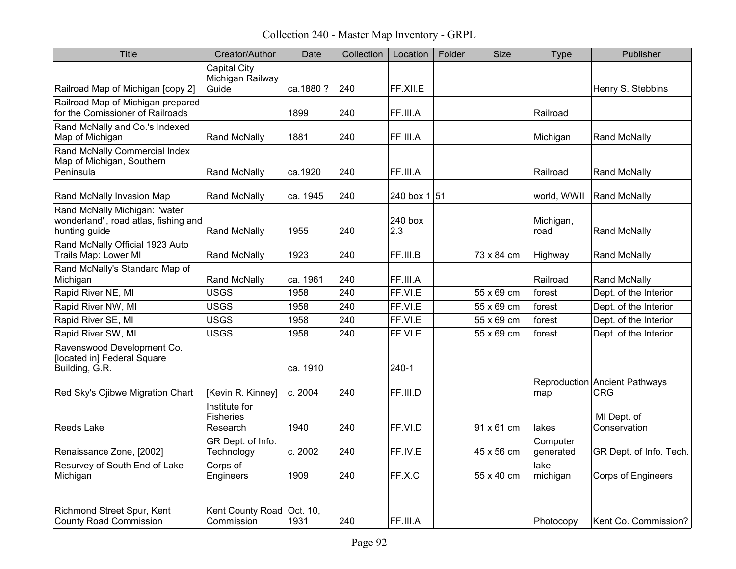# Collection 240 - Master Map Inventory - GRPL

| Title | Creator/Author | Date | Collection | Location | Folder | Size | Type | Publisher |
|---|---|---|---|---|---|---|---|---|
| Railroad Map of Michigan [copy 2] | Capital City Michigan Railway Guide | ca.1880 ? | 240 | FF.XII.E | | | | Henry S. Stebbins |
| Railroad Map of Michigan prepared for the Comissioner of Railroads | | 1899 | 240 | FF.III.A | | | Railroad | |
| Rand McNally and Co.'s Indexed Map of Michigan | Rand McNally | 1881 | 240 | FF III.A | | | Michigan | Rand McNally |
| Rand McNally Commercial Index Map of Michigan, Southern Peninsula | Rand McNally | ca.1920 | 240 | FF.III.A | | | Railroad | Rand McNally |
| Rand McNally Invasion Map | Rand McNally | ca. 1945 | 240 | 240 box 1 | 51 | | world, WWII | Rand McNally |
| Rand McNally Michigan: "water wonderland", road atlas, fishing and hunting guide | Rand McNally | 1955 | 240 | 240 box 2.3 | | | Michigan, road | Rand McNally |
| Rand McNally Official 1923 Auto Trails Map: Lower MI | Rand McNally | 1923 | 240 | FF.III.B | | 73 x 84 cm | Highway | Rand McNally |
| Rand McNally's Standard Map of Michigan | Rand McNally | ca. 1961 | 240 | FF.III.A | | | Railroad | Rand McNally |
| Rapid River NE, MI | USGS | 1958 | 240 | FF.VI.E | | 55 x 69 cm | forest | Dept. of the Interior |
| Rapid River NW, MI | USGS | 1958 | 240 | FF.VI.E | | 55 x 69 cm | forest | Dept. of the Interior |
| Rapid River SE, MI | USGS | 1958 | 240 | FF.VI.E | | 55 x 69 cm | forest | Dept. of the Interior |
| Rapid River SW, MI | USGS | 1958 | 240 | FF.VI.E | | 55 x 69 cm | forest | Dept. of the Interior |
| Ravenswood Development Co. [located in] Federal Square Building, G.R. | | ca. 1910 | | 240-1 | | | | |
| Red Sky's Ojibwe Migration Chart | [Kevin R. Kinney] | c. 2004 | 240 | FF.III.D | | | Reproduction map | Ancient Pathways CRG |
| Reeds Lake | Institute for Fisheries Research | 1940 | 240 | FF.VI.D | | 91 x 61 cm | lakes | MI Dept. of Conservation |
| Renaissance Zone, [2002] | GR Dept. of Info. Technology | c. 2002 | 240 | FF.IV.E | | 45 x 56 cm | Computer generated | GR Dept. of Info. Tech. |
| Resurvey of South End of Lake Michigan | Corps of Engineers | 1909 | 240 | FF.X.C | | 55 x 40 cm | lake michigan | Corps of Engineers |
| Richmond Street Spur, Kent County Road Commission | Kent County Road Commission | Oct. 10, 1931 | 240 | FF.III.A | | | Photocopy | Kent Co. Commission? |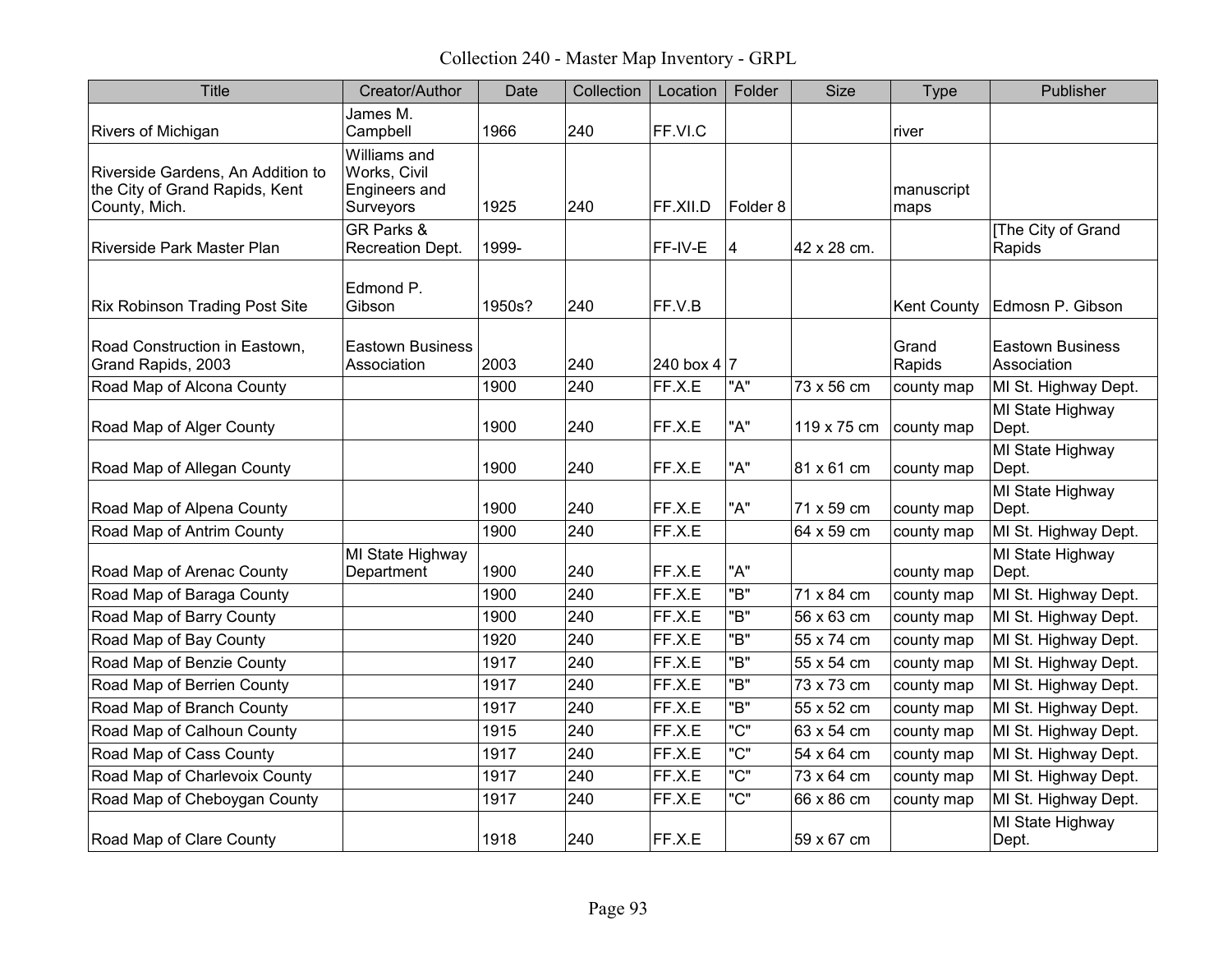# Collection 240 - Master Map Inventory - GRPL

| Title | Creator/Author | Date | Collection | Location | Folder | Size | Type | Publisher |
|---|---|---|---|---|---|---|---|---|
| Rivers of Michigan | James M. Campbell | 1966 | 240 | FF.VI.C | | | river | |
| Riverside Gardens, An Addition to the City of Grand Rapids, Kent County, Mich. | Williams and Works, Civil Engineers and Surveyors | 1925 | 240 | FF.XII.D | Folder 8 | | manuscript maps | |
| Riverside Park Master Plan | GR Parks & Recreation Dept. | 1999- | | FF-IV-E | 4 | 42 x 28 cm. | | [The City of Grand Rapids |
| Rix Robinson Trading Post Site | Edmond P. Gibson | 1950s? | 240 | FF.V.B | | | Kent County | Edmosn P. Gibson |
| Road Construction in Eastown, Grand Rapids, 2003 | Eastown Business Association | 2003 | 240 | 240 box 4 | 7 | | Grand Rapids | Eastown Business Association |
| Road Map of Alcona County | | 1900 | 240 | FF.X.E | "A" | 73 x 56 cm | county map | MI St. Highway Dept. |
| Road Map of Alger County | | 1900 | 240 | FF.X.E | "A" | 119 x 75 cm | county map | MI State Highway Dept. |
| Road Map of Allegan County | | 1900 | 240 | FF.X.E | "A" | 81 x 61 cm | county map | MI State Highway Dept. |
| Road Map of Alpena County | | 1900 | 240 | FF.X.E | "A" | 71 x 59 cm | county map | MI State Highway Dept. |
| Road Map of Antrim County | | 1900 | 240 | FF.X.E | | 64 x 59 cm | county map | MI St. Highway Dept. |
| Road Map of Arenac County | MI State Highway Department | 1900 | 240 | FF.X.E | "A" | | county map | MI State Highway Dept. |
| Road Map of Baraga County | | 1900 | 240 | FF.X.E | "B" | 71 x 84 cm | county map | MI St. Highway Dept. |
| Road Map of Barry County | | 1900 | 240 | FF.X.E | "B" | 56 x 63 cm | county map | MI St. Highway Dept. |
| Road Map of Bay County | | 1920 | 240 | FF.X.E | "B" | 55 x 74 cm | county map | MI St. Highway Dept. |
| Road Map of Benzie County | | 1917 | 240 | FF.X.E | "B" | 55 x 54 cm | county map | MI St. Highway Dept. |
| Road Map of Berrien County | | 1917 | 240 | FF.X.E | "B" | 73 x 73 cm | county map | MI St. Highway Dept. |
| Road Map of Branch County | | 1917 | 240 | FF.X.E | "B" | 55 x 52 cm | county map | MI St. Highway Dept. |
| Road Map of Calhoun County | | 1915 | 240 | FF.X.E | "C" | 63 x 54 cm | county map | MI St. Highway Dept. |
| Road Map of Cass County | | 1917 | 240 | FF.X.E | "C" | 54 x 64 cm | county map | MI St. Highway Dept. |
| Road Map of Charlevoix County | | 1917 | 240 | FF.X.E | "C" | 73 x 64 cm | county map | MI St. Highway Dept. |
| Road Map of Cheboygan County | | 1917 | 240 | FF.X.E | "C" | 66 x 86 cm | county map | MI St. Highway Dept. |
| Road Map of Clare County | | 1918 | 240 | FF.X.E | | 59 x 67 cm | | MI State Highway Dept. |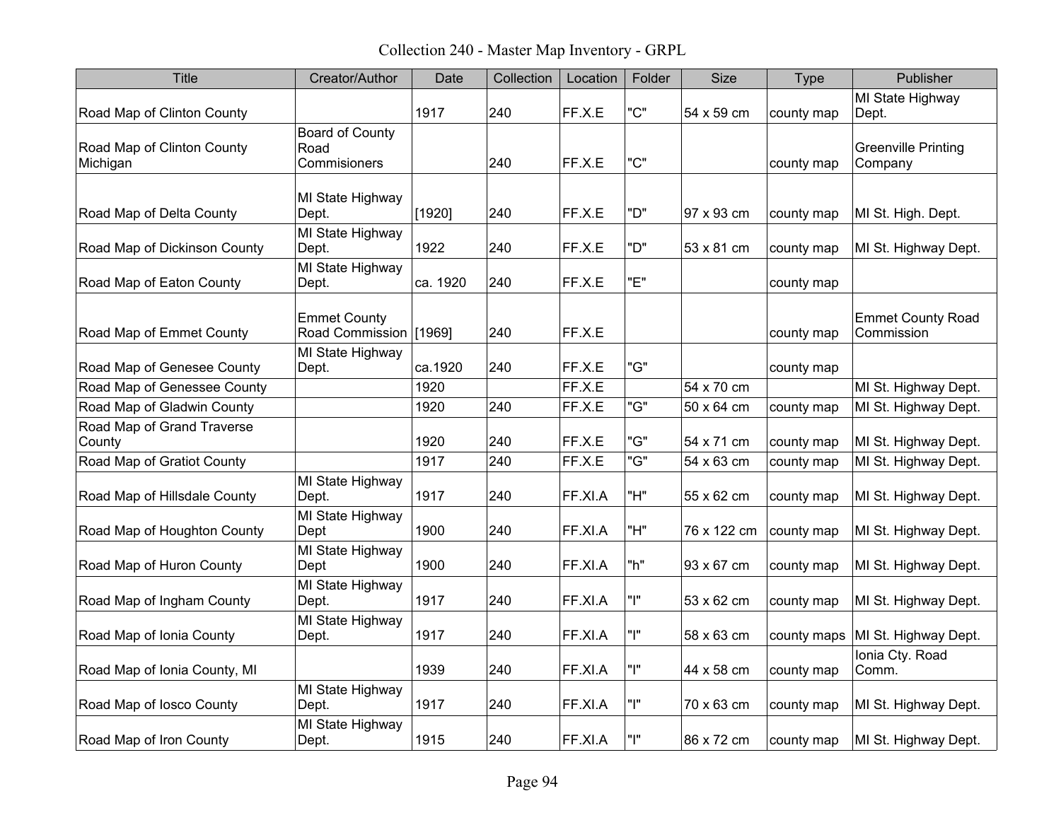# Collection 240 - Master Map Inventory - GRPL

| Title | Creator/Author | Date | Collection | Location | Folder | Size | Type | Publisher |
|---|---|---|---|---|---|---|---|---|
| Road Map of Clinton County | | 1917 | 240 | FF.X.E | "C" | 54 x 59 cm | county map | MI State Highway Dept. |
| Road Map of Clinton County Michigan | Board of County Road Commisioners | | 240 | FF.X.E | "C" | | county map | Greenville Printing Company |
| Road Map of Delta County | MI State Highway Dept. | [1920] | 240 | FF.X.E | "D" | 97 x 93 cm | county map | MI St. High. Dept. |
| Road Map of Dickinson County | MI State Highway Dept. | 1922 | 240 | FF.X.E | "D" | 53 x 81 cm | county map | MI St. Highway Dept. |
| Road Map of Eaton County | MI State Highway Dept. | ca. 1920 | 240 | FF.X.E | "E" | | county map | |
| Road Map of Emmet County | Emmet County Road Commission | [1969] | 240 | FF.X.E | | | county map | Emmet County Road Commission |
| Road Map of Genesee County | MI State Highway Dept. | ca.1920 | 240 | FF.X.E | "G" | | county map | |
| Road Map of Genessee County | | 1920 | | FF.X.E | | 54 x 70 cm | | MI St. Highway Dept. |
| Road Map of Gladwin County | | 1920 | 240 | FF.X.E | "G" | 50 x 64 cm | county map | MI St. Highway Dept. |
| Road Map of Grand Traverse County | | 1920 | 240 | FF.X.E | "G" | 54 x 71 cm | county map | MI St. Highway Dept. |
| Road Map of Gratiot County | | 1917 | 240 | FF.X.E | "G" | 54 x 63 cm | county map | MI St. Highway Dept. |
| Road Map of Hillsdale County | MI State Highway Dept. | 1917 | 240 | FF.XI.A | "H" | 55 x 62 cm | county map | MI St. Highway Dept. |
| Road Map of Houghton County | MI State Highway Dept | 1900 | 240 | FF.XI.A | "H" | 76 x 122 cm | county map | MI St. Highway Dept. |
| Road Map of Huron County | MI State Highway Dept | 1900 | 240 | FF.XI.A | "h" | 93 x 67 cm | county map | MI St. Highway Dept. |
| Road Map of Ingham County | MI State Highway Dept. | 1917 | 240 | FF.XI.A | "I" | 53 x 62 cm | county map | MI St. Highway Dept. |
| Road Map of Ionia County | MI State Highway Dept. | 1917 | 240 | FF.XI.A | "I" | 58 x 63 cm | county maps | MI St. Highway Dept. |
| Road Map of Ionia County, MI | | 1939 | 240 | FF.XI.A | "I" | 44 x 58 cm | county map | Ionia Cty. Road Comm. |
| Road Map of Iosco County | MI State Highway Dept. | 1917 | 240 | FF.XI.A | "I" | 70 x 63 cm | county map | MI St. Highway Dept. |
| Road Map of Iron County | MI State Highway Dept. | 1915 | 240 | FF.XI.A | "I" | 86 x 72 cm | county map | MI St. Highway Dept. |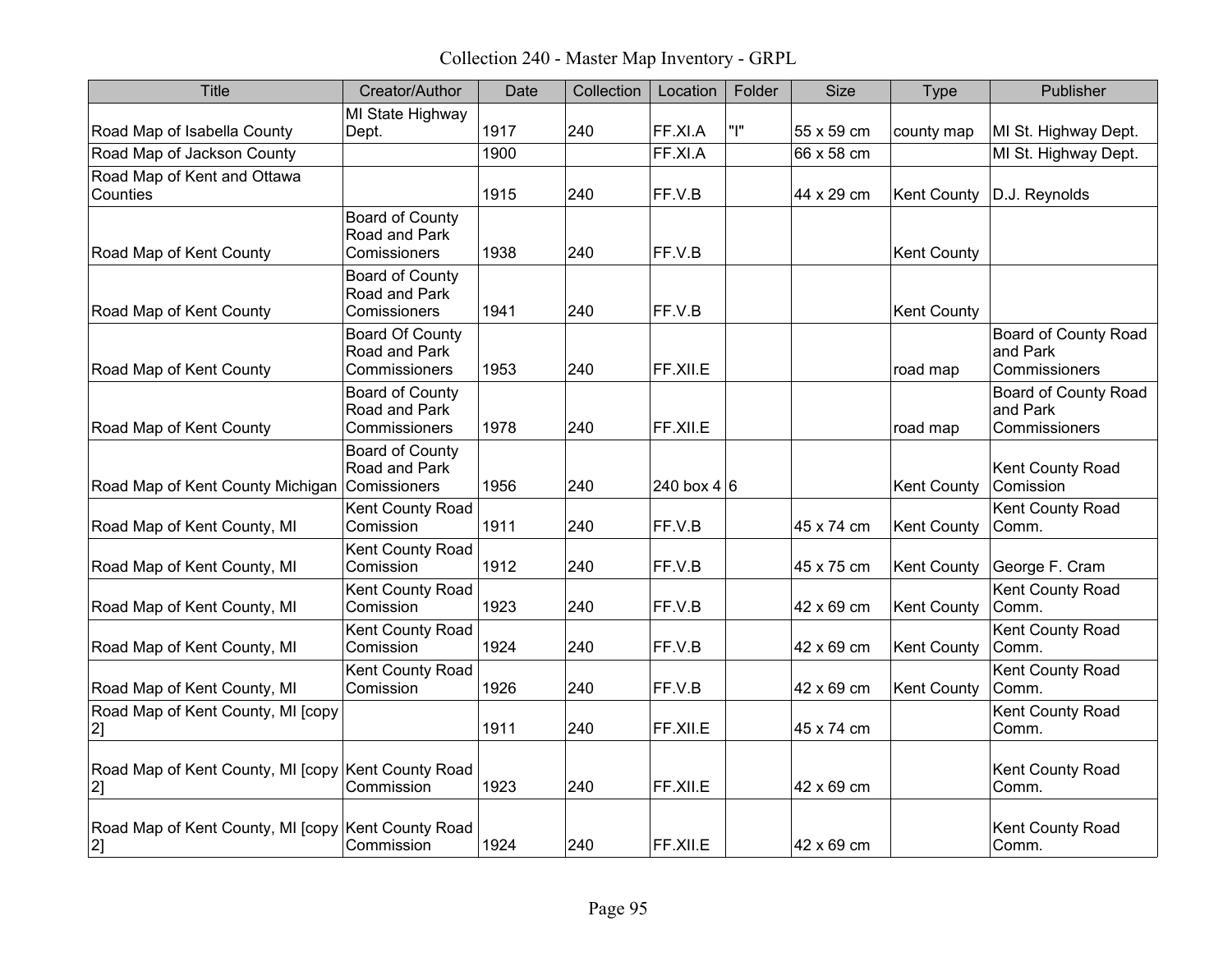# Collection 240 - Master Map Inventory - GRPL

| Title | Creator/Author | Date | Collection | Location | Folder | Size | Type | Publisher |
|---|---|---|---|---|---|---|---|---|
| Road Map of Isabella County | MI State Highway Dept. | 1917 | 240 | FF.XI.A | "I" | 55 x 59 cm | county map | MI St. Highway Dept. |
| Road Map of Jackson County | | 1900 | | FF.XI.A | | 66 x 58 cm | | MI St. Highway Dept. |
| Road Map of Kent and Ottawa Counties | | 1915 | 240 | FF.V.B | | 44 x 29 cm | Kent County | D.J. Reynolds |
| Road Map of Kent County | Board of County Road and Park Comissioners | 1938 | 240 | FF.V.B | | | Kent County | |
| Road Map of Kent County | Board of County Road and Park Comissioners | 1941 | 240 | FF.V.B | | | Kent County | |
| Road Map of Kent County | Board Of County Road and Park Commissioners | 1953 | 240 | FF.XII.E | | | road map | Board of County Road and Park Commissioners |
| Road Map of Kent County | Board of County Road and Park Commissioners | 1978 | 240 | FF.XII.E | | | road map | Board of County Road and Park Commissioners |
| Road Map of Kent County Michigan | Board of County Road and Park Comissioners | 1956 | 240 | 240 box 4 | 6 | | Kent County | Kent County Road Comission |
| Road Map of Kent County, MI | Kent County Road Comission | 1911 | 240 | FF.V.B | | 45 x 74 cm | Kent County | Kent County Road Comm. |
| Road Map of Kent County, MI | Kent County Road Comission | 1912 | 240 | FF.V.B | | 45 x 75 cm | Kent County | George F. Cram |
| Road Map of Kent County, MI | Kent County Road Comission | 1923 | 240 | FF.V.B | | 42 x 69 cm | Kent County | Kent County Road Comm. |
| Road Map of Kent County, MI | Kent County Road Comission | 1924 | 240 | FF.V.B | | 42 x 69 cm | Kent County | Kent County Road Comm. |
| Road Map of Kent County, MI | Kent County Road Comission | 1926 | 240 | FF.V.B | | 42 x 69 cm | Kent County | Kent County Road Comm. |
| Road Map of Kent County, MI [copy 2] | | 1911 | 240 | FF.XII.E | | 45 x 74 cm | | Kent County Road Comm. |
| Road Map of Kent County, MI [copy 2] | Kent County Road Commission | 1923 | 240 | FF.XII.E | | 42 x 69 cm | | Kent County Road Comm. |
| Road Map of Kent County, MI [copy 2] | Kent County Road Commission | 1924 | 240 | FF.XII.E | | 42 x 69 cm | | Kent County Road Comm. |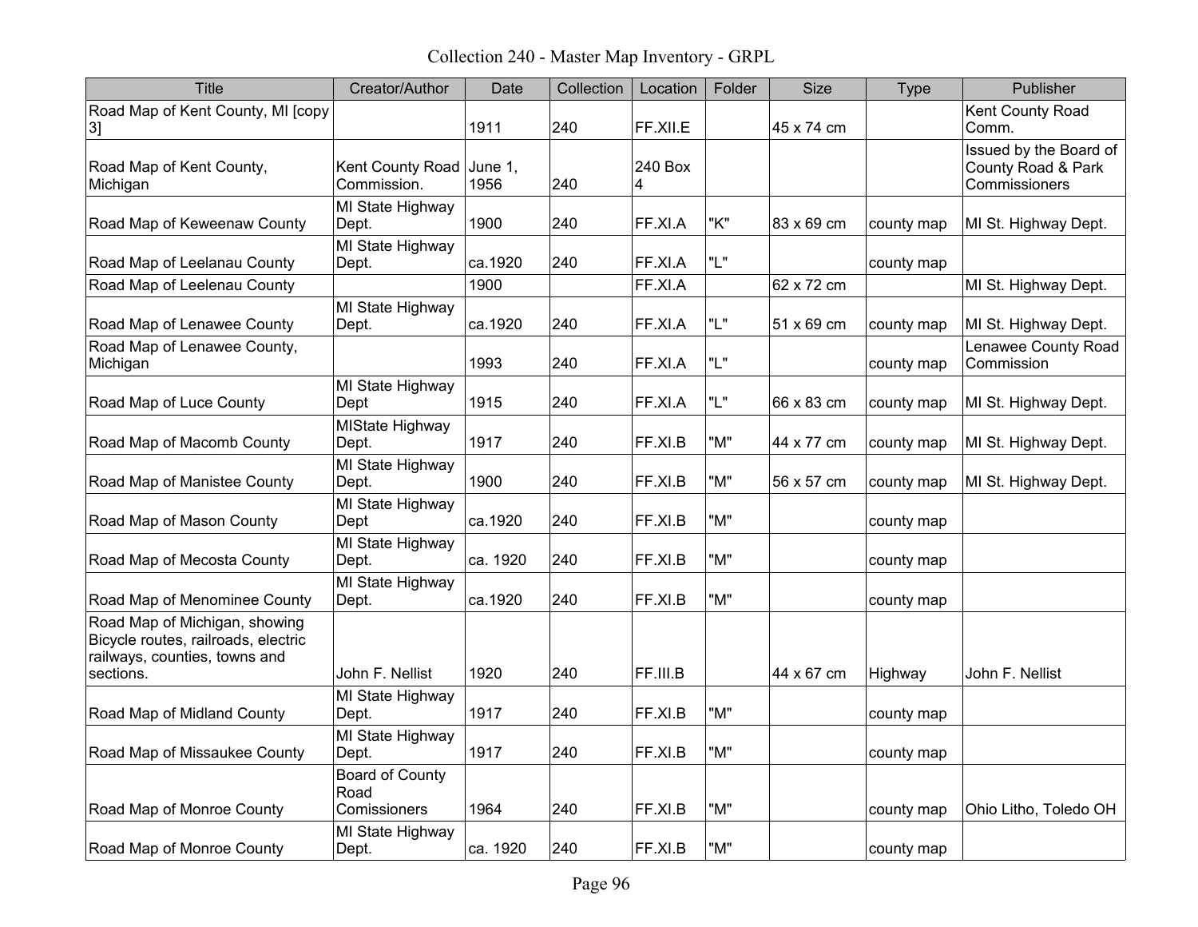Collection 240 - Master Map Inventory - GRPL

| Title | Creator/Author | Date | Collection | Location | Folder | Size | Type | Publisher |
|---|---|---|---|---|---|---|---|---|
| Road Map of Kent County, MI [copy 3] | | 1911 | 240 | FF.XII.E | | 45 x 74 cm | | Kent County Road Comm. |
| Road Map of Kent County, Michigan | Kent County Road Commission. | June 1, 1956 | 240 | 240 Box 4 | | | | Issued by the Board of County Road & Park Commissioners |
| Road Map of Keweenaw County | MI State Highway Dept. | 1900 | 240 | FF.XI.A | "K" | 83 x 69 cm | county map | MI St. Highway Dept. |
| Road Map of Leelanau County | MI State Highway Dept. | ca.1920 | 240 | FF.XI.A | "L" | | county map | |
| Road Map of Leelenau County | | 1900 | | FF.XI.A | | 62 x 72 cm | | MI St. Highway Dept. |
| Road Map of Lenawee County | MI State Highway Dept. | ca.1920 | 240 | FF.XI.A | "L" | 51 x 69 cm | county map | MI St. Highway Dept. |
| Road Map of Lenawee County, Michigan | | 1993 | 240 | FF.XI.A | "L" | | county map | Lenawee County Road Commission |
| Road Map of Luce County | MI State Highway Dept | 1915 | 240 | FF.XI.A | "L" | 66 x 83 cm | county map | MI St. Highway Dept. |
| Road Map of Macomb County | MIState Highway Dept. | 1917 | 240 | FF.XI.B | "M" | 44 x 77 cm | county map | MI St. Highway Dept. |
| Road Map of Manistee County | MI State Highway Dept. | 1900 | 240 | FF.XI.B | "M" | 56 x 57 cm | county map | MI St. Highway Dept. |
| Road Map of Mason County | MI State Highway Dept | ca.1920 | 240 | FF.XI.B | "M" | | county map | |
| Road Map of Mecosta County | MI State Highway Dept. | ca. 1920 | 240 | FF.XI.B | "M" | | county map | |
| Road Map of Menominee County | MI State Highway Dept. | ca.1920 | 240 | FF.XI.B | "M" | | county map | |
| Road Map of Michigan, showing Bicycle routes, railroads, electric railways, counties, towns and sections. | John F. Nellist | 1920 | 240 | FF.III.B | | 44 x 67 cm | Highway | John F. Nellist |
| Road Map of Midland County | MI State Highway Dept. | 1917 | 240 | FF.XI.B | "M" | | county map | |
| Road Map of Missaukee County | MI State Highway Dept. | 1917 | 240 | FF.XI.B | "M" | | county map | |
| Road Map of Monroe County | Board of County Road Comissioners | 1964 | 240 | FF.XI.B | "M" | | county map | Ohio Litho, Toledo OH |
| Road Map of Monroe County | MI State Highway Dept. | ca. 1920 | 240 | FF.XI.B | "M" | | county map | |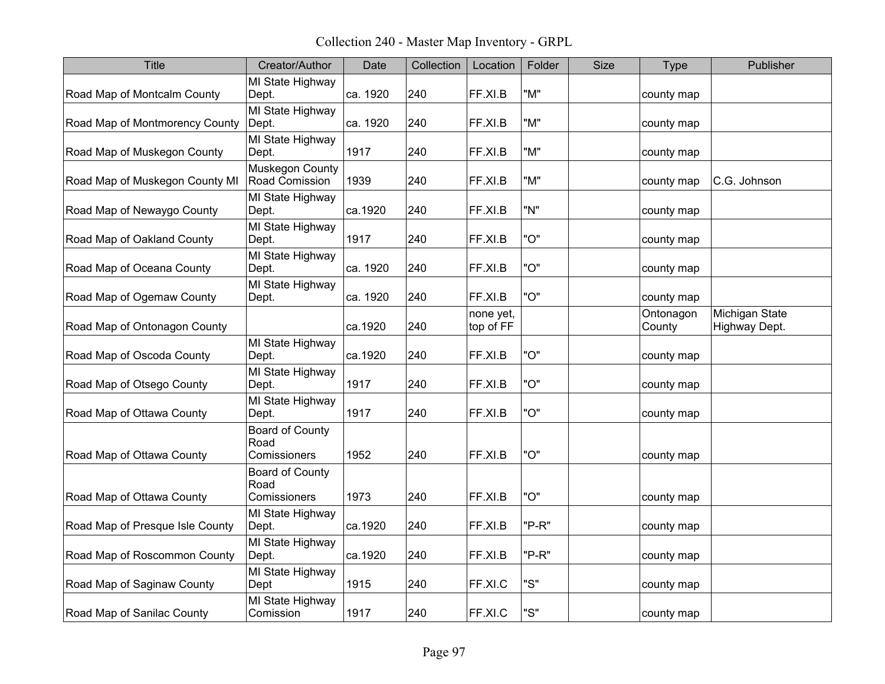# Collection 240 - Master Map Inventory - GRPL

| Title | Creator/Author | Date | Collection | Location | Folder | Size | Type | Publisher |
| --- | --- | --- | --- | --- | --- | --- | --- | --- |
| Road Map of Montcalm County | MI State Highway Dept. | ca. 1920 | 240 | FF.XI.B | "M" | | county map | |
| Road Map of Montmorency County | MI State Highway Dept. | ca. 1920 | 240 | FF.XI.B | "M" | | county map | |
| Road Map of Muskegon County | MI State Highway Dept. | 1917 | 240 | FF.XI.B | "M" | | county map | |
| Road Map of Muskegon County MI | Muskegon County Road Comission | 1939 | 240 | FF.XI.B | "M" | | county map | C.G. Johnson |
| Road Map of Newaygo County | MI State Highway Dept. | ca.1920 | 240 | FF.XI.B | "N" | | county map | |
| Road Map of Oakland County | MI State Highway Dept. | 1917 | 240 | FF.XI.B | "O" | | county map | |
| Road Map of Oceana County | MI State Highway Dept. | ca. 1920 | 240 | FF.XI.B | "O" | | county map | |
| Road Map of Ogemaw County | MI State Highway Dept. | ca. 1920 | 240 | FF.XI.B | "O" | | county map | |
| Road Map of Ontonagon County | | ca.1920 | 240 | none yet, top of FF | | | Ontonagon County | Michigan State Highway Dept. |
| Road Map of Oscoda County | MI State Highway Dept. | ca.1920 | 240 | FF.XI.B | "O" | | county map | |
| Road Map of Otsego County | MI State Highway Dept. | 1917 | 240 | FF.XI.B | "O" | | county map | |
| Road Map of Ottawa County | MI State Highway Dept. | 1917 | 240 | FF.XI.B | "O" | | county map | |
| Road Map of Ottawa County | Board of County Road Comissioners | 1952 | 240 | FF.XI.B | "O" | | county map | |
| Road Map of Ottawa County | Board of County Road Comissioners | 1973 | 240 | FF.XI.B | "O" | | county map | |
| Road Map of Presque Isle County | MI State Highway Dept. | ca.1920 | 240 | FF.XI.B | "P-R" | | county map | |
| Road Map of Roscommon County | MI State Highway Dept. | ca.1920 | 240 | FF.XI.B | "P-R" | | county map | |
| Road Map of Saginaw County | MI State Highway Dept | 1915 | 240 | FF.XI.C | "S" | | county map | |
| Road Map of Sanilac County | MI State Highway Comission | 1917 | 240 | FF.XI.C | "S" | | county map | |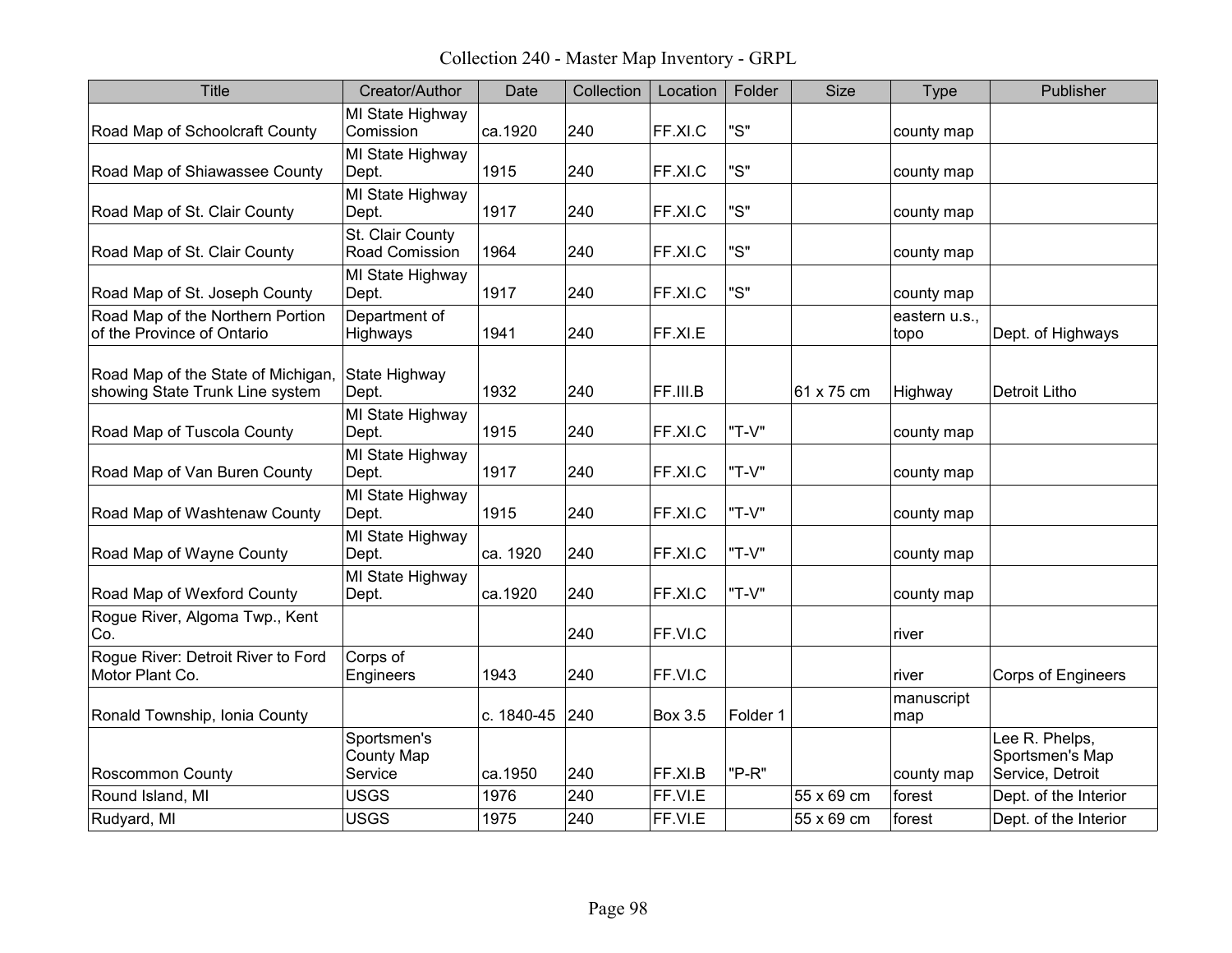Collection 240 - Master Map Inventory - GRPL

| Title | Creator/Author | Date | Collection | Location | Folder | Size | Type | Publisher |
|---|---|---|---|---|---|---|---|---|
| Road Map of Schoolcraft County | MI State Highway Comission | ca.1920 | 240 | FF.XI.C | "S" | | county map | |
| Road Map of Shiawassee County | MI State Highway Dept. | 1915 | 240 | FF.XI.C | "S" | | county map | |
| Road Map of St. Clair County | MI State Highway Dept. | 1917 | 240 | FF.XI.C | "S" | | county map | |
| Road Map of St. Clair County | St. Clair County Road Comission | 1964 | 240 | FF.XI.C | "S" | | county map | |
| Road Map of St. Joseph County | MI State Highway Dept. | 1917 | 240 | FF.XI.C | "S" | | county map | |
| Road Map of the Northern Portion of the Province of Ontario | Department of Highways | 1941 | 240 | FF.XI.E | | | eastern u.s., topo | Dept. of Highways |
| Road Map of the State of Michigan, showing State Trunk Line system | State Highway Dept. | 1932 | 240 | FF.III.B | | 61 x 75 cm | Highway | Detroit Litho |
| Road Map of Tuscola County | MI State Highway Dept. | 1915 | 240 | FF.XI.C | "T-V" | | county map | |
| Road Map of Van Buren County | MI State Highway Dept. | 1917 | 240 | FF.XI.C | "T-V" | | county map | |
| Road Map of Washtenaw County | MI State Highway Dept. | 1915 | 240 | FF.XI.C | "T-V" | | county map | |
| Road Map of Wayne County | MI State Highway Dept. | ca. 1920 | 240 | FF.XI.C | "T-V" | | county map | |
| Road Map of Wexford County | MI State Highway Dept. | ca.1920 | 240 | FF.XI.C | "T-V" | | county map | |
| Rogue River, Algoma Twp., Kent Co. | | | 240 | FF.VI.C | | | river | |
| Rogue River: Detroit River to Ford Motor Plant Co. | Corps of Engineers | 1943 | 240 | FF.VI.C | | | river | Corps of Engineers |
| Ronald Township, Ionia County | | c. 1840-45 | 240 | Box 3.5 | Folder 1 | | manuscript map | |
| Roscommon County | Sportsmen's County Map Service | ca.1950 | 240 | FF.XI.B | "P-R" | | county map | Lee R. Phelps, Sportsmen's Map Service, Detroit |
| Round Island, MI | USGS | 1976 | 240 | FF.VI.E | | 55 x 69 cm | forest | Dept. of the Interior |
| Rudyard, MI | USGS | 1975 | 240 | FF.VI.E | | 55 x 69 cm | forest | Dept. of the Interior |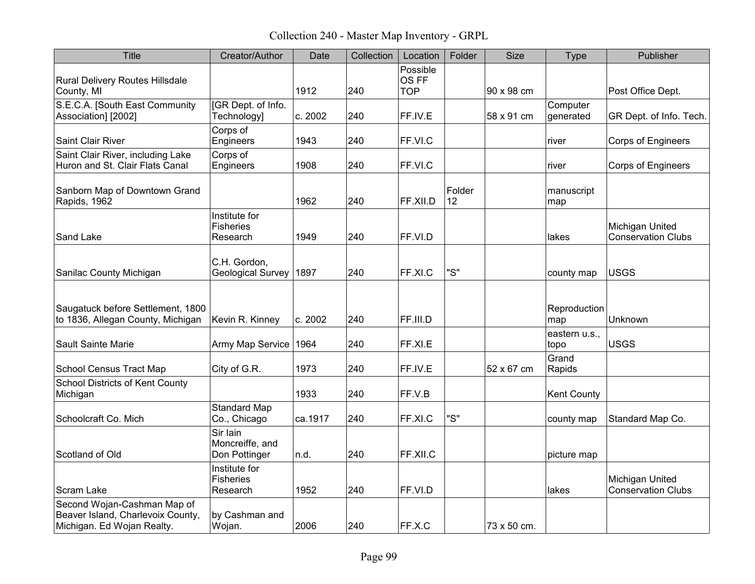# Collection 240 - Master Map Inventory - GRPL

| Title | Creator/Author | Date | Collection | Location | Folder | Size | Type | Publisher |
|---|---|---|---|---|---|---|---|---|
| Rural Delivery Routes Hillsdale County, MI | | 1912 | 240 | Possible OS FF TOP | | 90 x 98 cm | | Post Office Dept. |
| S.E.C.A. [South East Community Association] [2002] | [GR Dept. of Info. Technology] | c. 2002 | 240 | FF.IV.E | | 58 x 91 cm | Computer generated | GR Dept. of Info. Tech. |
| Saint Clair River | Corps of Engineers | 1943 | 240 | FF.VI.C | | | river | Corps of Engineers |
| Saint Clair River, including Lake Huron and St. Clair Flats Canal | Corps of Engineers | 1908 | 240 | FF.VI.C | | | river | Corps of Engineers |
| Sanborn Map of Downtown Grand Rapids, 1962 | | 1962 | 240 | FF.XII.D | Folder 12 | | manuscript map | |
| Sand Lake | Institute for Fisheries Research | 1949 | 240 | FF.VI.D | | | lakes | Michigan United Conservation Clubs |
| Sanilac County Michigan | C.H. Gordon, Geological Survey | 1897 | 240 | FF.XI.C | "S" | | county map | USGS |
| Saugatuck before Settlement, 1800 to 1836, Allegan County, Michigan | Kevin R. Kinney | c. 2002 | 240 | FF.III.D | | | Reproduction map | Unknown |
| Sault Sainte Marie | Army Map Service | 1964 | 240 | FF.XI.E | | | eastern u.s., topo | USGS |
| School Census Tract Map | City of G.R. | 1973 | 240 | FF.IV.E | | 52 x 67 cm | Grand Rapids | |
| School Districts of Kent County Michigan | | 1933 | 240 | FF.V.B | | | Kent County | |
| Schoolcraft Co. Mich | Standard Map Co., Chicago | ca.1917 | 240 | FF.XI.C | "S" | | county map | Standard Map Co. |
| Scotland of Old | Sir Iain Moncreiffe, and Don Pottinger | n.d. | 240 | FF.XII.C | | | picture map | |
| Scram Lake | Institute for Fisheries Research | 1952 | 240 | FF.VI.D | | | lakes | Michigan United Conservation Clubs |
| Second Wojan-Cashman Map of Beaver Island, Charlevoix County, Michigan. Ed Wojan Realty. | by Cashman and Wojan. | 2006 | 240 | FF.X.C | | 73 x 50 cm. | | |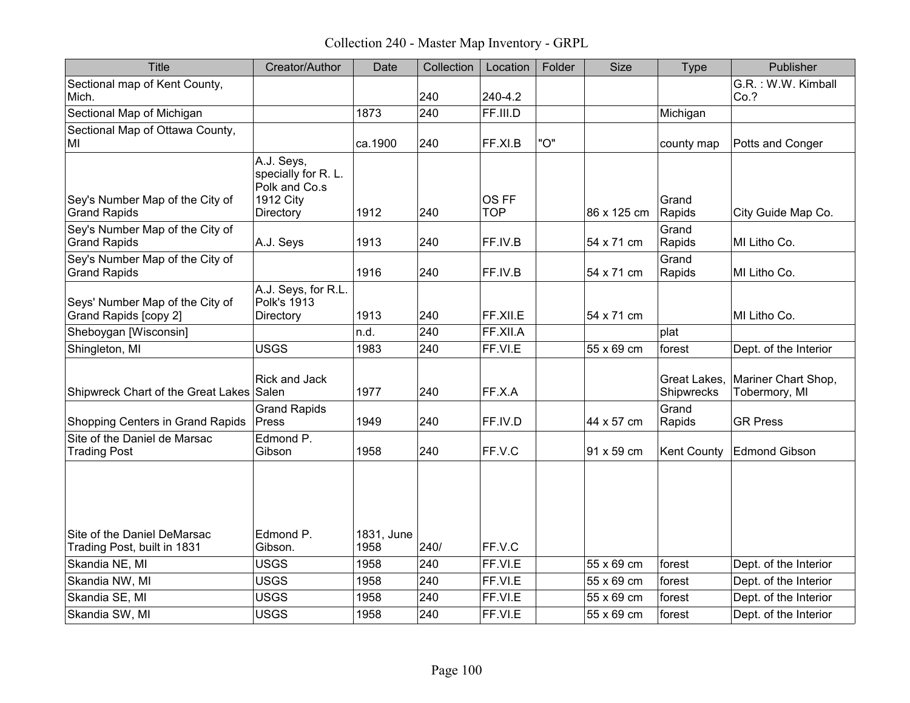# Collection 240 - Master Map Inventory - GRPL

| Title | Creator/Author | Date | Collection | Location | Folder | Size | Type | Publisher |
|---|---|---|---|---|---|---|---|---|
| Sectional map of Kent County, Mich. | | | 240 | 240-4.2 | | | | G.R. : W.W. Kimball Co.? |
| Sectional Map of Michigan | | 1873 | 240 | FF.III.D | | | Michigan | |
| Sectional Map of Ottawa County, MI | | ca.1900 | 240 | FF.XI.B | "O" | | county map | Potts and Conger |
| Sey's Number Map of the City of Grand Rapids | A.J. Seys, specially for R. L. Polk and Co.s 1912 City Directory | 1912 | 240 | OS FF TOP | | 86 x 125 cm | Grand Rapids | City Guide Map Co. |
| Sey's Number Map of the City of Grand Rapids | A.J. Seys | 1913 | 240 | FF.IV.B | | 54 x 71 cm | Grand Rapids | MI Litho Co. |
| Sey's Number Map of the City of Grand Rapids | | 1916 | 240 | FF.IV.B | | 54 x 71 cm | Grand Rapids | MI Litho Co. |
| Seys' Number Map of the City of Grand Rapids [copy 2] | A.J. Seys, for R.L. Polk's 1913 Directory | 1913 | 240 | FF.XII.E | | 54 x 71 cm | | MI Litho Co. |
| Sheboygan [Wisconsin] | | n.d. | 240 | FF.XII.A | | | plat | |
| Shingleton, MI | USGS | 1983 | 240 | FF.VI.E | | 55 x 69 cm | forest | Dept. of the Interior |
| Shipwreck Chart of the Great Lakes | Rick and Jack Salen | 1977 | 240 | FF.X.A | | | Great Lakes, Shipwrecks | Mariner Chart Shop, Tobermory, MI |
| Shopping Centers in Grand Rapids | Grand Rapids Press | 1949 | 240 | FF.IV.D | | 44 x 57 cm | Grand Rapids | GR Press |
| Site of the Daniel de Marsac Trading Post | Edmond P. Gibson | 1958 | 240 | FF.V.C | | 91 x 59 cm | Kent County | Edmond Gibson |
| Site of the Daniel DeMarsac Trading Post, built in 1831 | Edmond P. Gibson. | 1831, June 1958 | 240/ | FF.V.C | | | | |
| Skandia NE, MI | USGS | 1958 | 240 | FF.VI.E | | 55 x 69 cm | forest | Dept. of the Interior |
| Skandia NW, MI | USGS | 1958 | 240 | FF.VI.E | | 55 x 69 cm | forest | Dept. of the Interior |
| Skandia SE, MI | USGS | 1958 | 240 | FF.VI.E | | 55 x 69 cm | forest | Dept. of the Interior |
| Skandia SW, MI | USGS | 1958 | 240 | FF.VI.E | | 55 x 69 cm | forest | Dept. of the Interior |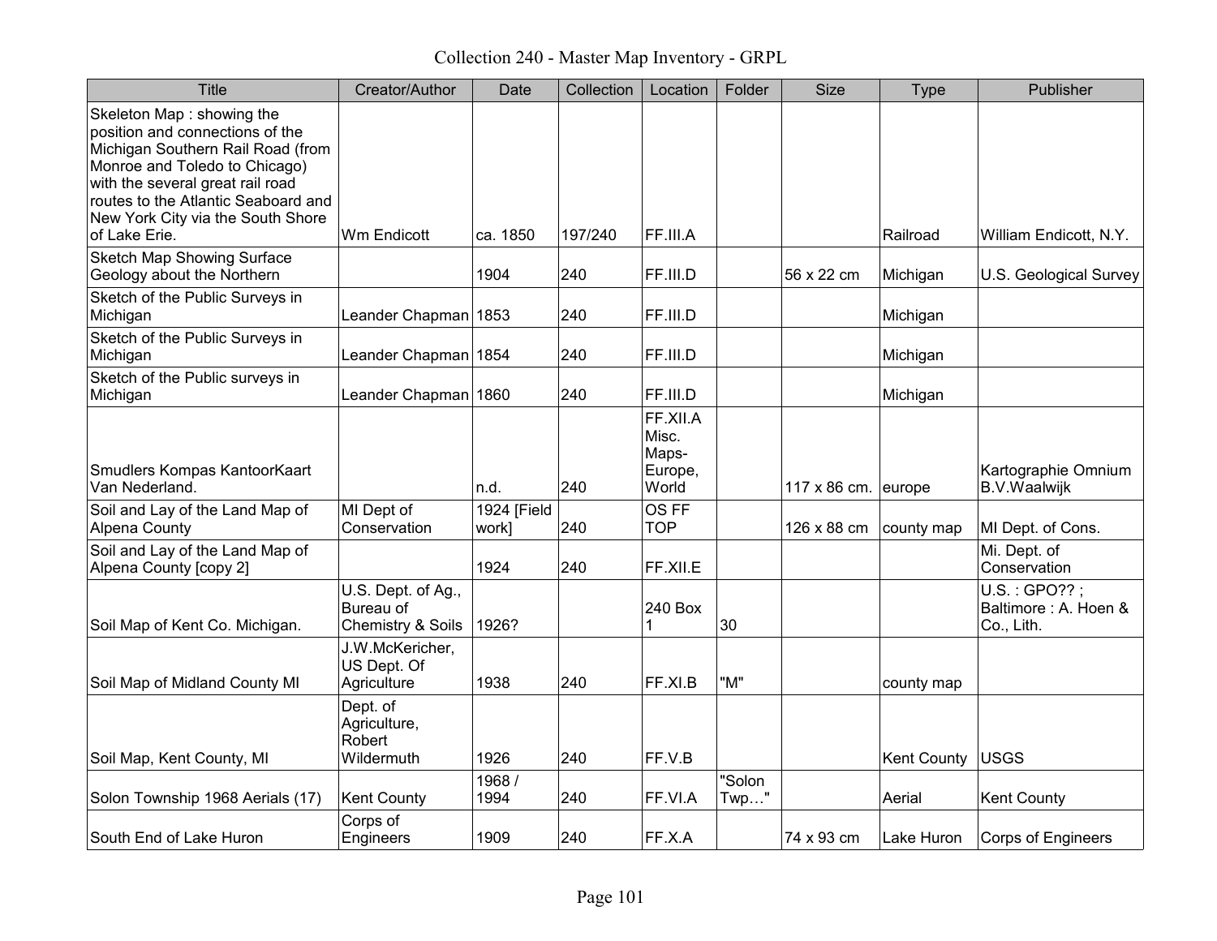Collection 240 - Master Map Inventory - GRPL

| Title | Creator/Author | Date | Collection | Location | Folder | Size | Type | Publisher |
|---|---|---|---|---|---|---|---|---|
| Skeleton Map : showing the position and connections of the Michigan Southern Rail Road (from Monroe and Toledo to Chicago) with the several great rail road routes to the Atlantic Seaboard and New York City via the South Shore of Lake Erie. | Wm Endicott | ca. 1850 | 197/240 | FF.III.A | | | Railroad | William Endicott, N.Y. |
| Sketch Map Showing Surface Geology about the Northern | | 1904 | 240 | FF.III.D | | 56 x 22 cm | Michigan | U.S. Geological Survey |
| Sketch of the Public Surveys in Michigan | Leander Chapman | 1853 | 240 | FF.III.D | | | Michigan | |
| Sketch of the Public Surveys in Michigan | Leander Chapman | 1854 | 240 | FF.III.D | | | Michigan | |
| Sketch of the Public surveys in Michigan | Leander Chapman | 1860 | 240 | FF.III.D | | | Michigan | |
| Smudlers Kompas KantoorKaart Van Nederland. | | n.d. | 240 | FF.XII.A Misc. Maps-Europe, World | | 117 x 86 cm. | europe | Kartographie Omnium B.V.Waalwijk |
| Soil and Lay of the Land Map of Alpena County | MI Dept of Conservation | 1924 [Field work] | 240 | OS FF TOP | | 126 x 88 cm | county map | MI Dept. of Cons. |
| Soil and Lay of the Land Map of Alpena County [copy 2] | | 1924 | 240 | FF.XII.E | | | | Mi. Dept. of Conservation |
| Soil Map of Kent Co. Michigan. | U.S. Dept. of Ag., Bureau of Chemistry & Soils | 1926? | | 240 Box 1 | 30 | | | U.S. : GPO?? ; Baltimore : A. Hoen & Co., Lith. |
| Soil Map of Midland County MI | J.W.McKericher, US Dept. Of Agriculture | 1938 | 240 | FF.XI.B | "M" | | county map | |
| Soil Map, Kent County, MI | Dept. of Agriculture, Robert Wildermuth | 1926 | 240 | FF.V.B | | | Kent County | USGS |
| Solon Township 1968 Aerials (17) | Kent County | 1968 / 1994 | 240 | FF.VI.A | "Solon Twp…" | | Aerial | Kent County |
| South End of Lake Huron | Corps of Engineers | 1909 | 240 | FF.X.A | | 74 x 93 cm | Lake Huron | Corps of Engineers |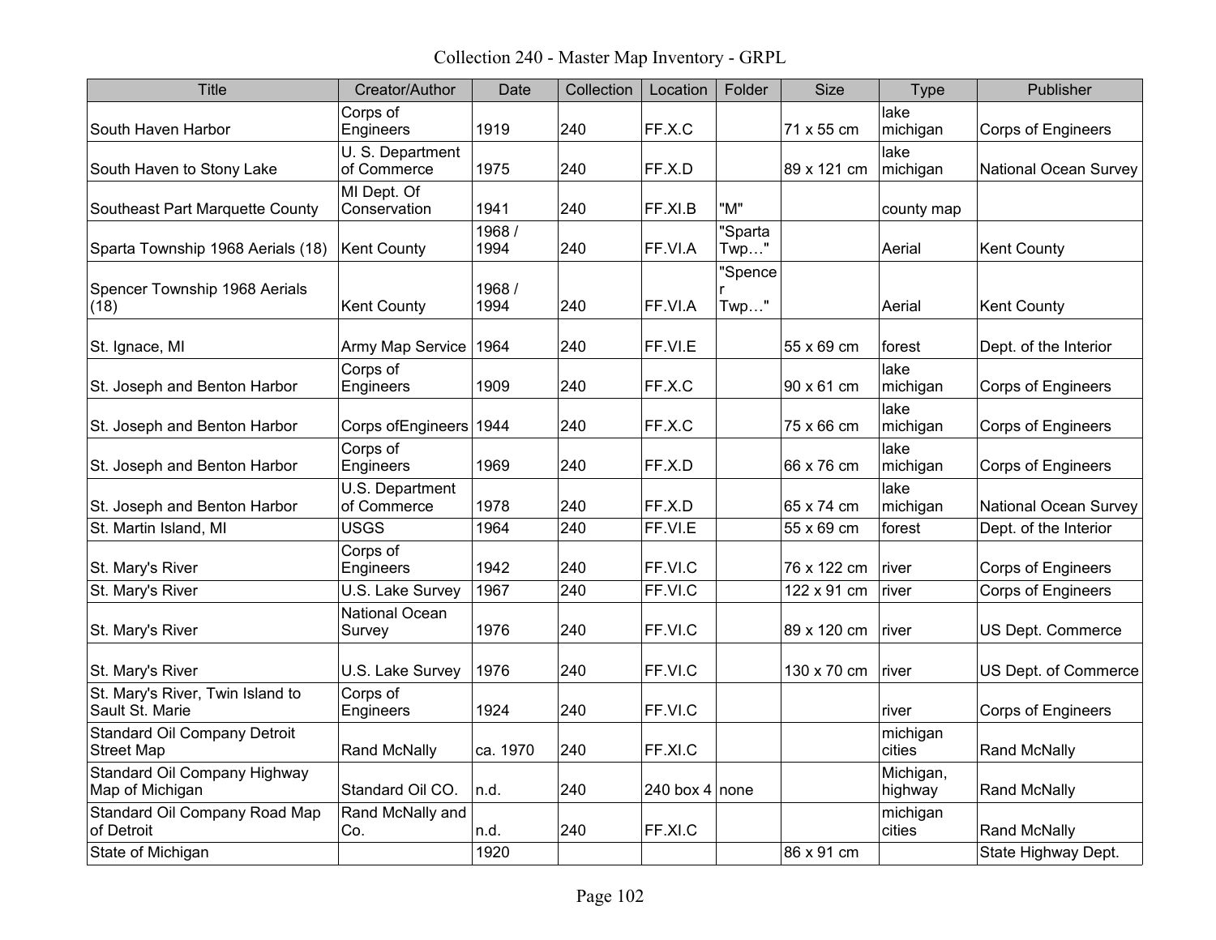# Collection 240 - Master Map Inventory - GRPL

| Title | Creator/Author | Date | Collection | Location | Folder | Size | Type | Publisher |
|---|---|---|---|---|---|---|---|---|
| South Haven Harbor | Corps of Engineers | 1919 | 240 | FF.X.C | | 71 x 55 cm | lake michigan | Corps of Engineers |
| South Haven to Stony Lake | U. S. Department of Commerce | 1975 | 240 | FF.X.D | | 89 x 121 cm | lake michigan | National Ocean Survey |
| Southeast Part Marquette County | MI Dept. Of Conservation | 1941 | 240 | FF.XI.B | "M" | | county map | |
| Sparta Township 1968 Aerials (18) | Kent County | 1968 / 1994 | 240 | FF.VI.A | "Sparta Twp…" | | Aerial | Kent County |
| Spencer Township 1968 Aerials (18) | Kent County | 1968 / 1994 | 240 | FF.VI.A | "Spencer Twp…" | | Aerial | Kent County |
| St. Ignace, MI | Army Map Service | 1964 | 240 | FF.VI.E | | 55 x 69 cm | forest | Dept. of the Interior |
| St. Joseph and Benton Harbor | Corps of Engineers | 1909 | 240 | FF.X.C | | 90 x 61 cm | lake michigan | Corps of Engineers |
| St. Joseph and Benton Harbor | Corps ofEngineers | 1944 | 240 | FF.X.C | | 75 x 66 cm | lake michigan | Corps of Engineers |
| St. Joseph and Benton Harbor | Corps of Engineers | 1969 | 240 | FF.X.D | | 66 x 76 cm | lake michigan | Corps of Engineers |
| St. Joseph and Benton Harbor | U.S. Department of Commerce | 1978 | 240 | FF.X.D | | 65 x 74 cm | lake michigan | National Ocean Survey |
| St. Martin Island, MI | USGS | 1964 | 240 | FF.VI.E | | 55 x 69 cm | forest | Dept. of the Interior |
| St. Mary's River | Corps of Engineers | 1942 | 240 | FF.VI.C | | 76 x 122 cm | river | Corps of Engineers |
| St. Mary's River | U.S. Lake Survey | 1967 | 240 | FF.VI.C | | 122 x 91 cm | river | Corps of Engineers |
| St. Mary's River | National Ocean Survey | 1976 | 240 | FF.VI.C | | 89 x 120 cm | river | US Dept. Commerce |
| St. Mary's River | U.S. Lake Survey | 1976 | 240 | FF.VI.C | | 130 x 70 cm | river | US Dept. of Commerce |
| St. Mary's River, Twin Island to Sault St. Marie | Corps of Engineers | 1924 | 240 | FF.VI.C | | | river | Corps of Engineers |
| Standard Oil Company Detroit Street Map | Rand McNally | ca. 1970 | 240 | FF.XI.C | | | michigan cities | Rand McNally |
| Standard Oil Company Highway Map of Michigan | Standard Oil CO. | n.d. | 240 | 240 box 4 | none | | Michigan, highway | Rand McNally |
| Standard Oil Company Road Map of Detroit | Rand McNally and Co. | n.d. | 240 | FF.XI.C | | | michigan cities | Rand McNally |
| State of Michigan | | 1920 | | | | 86 x 91 cm | | State Highway Dept. |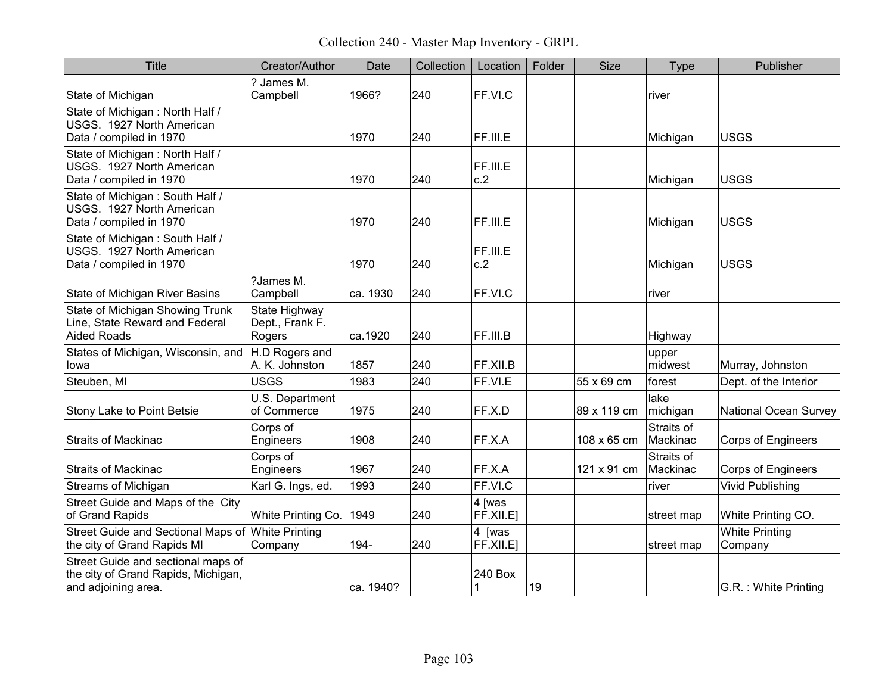# Collection 240 - Master Map Inventory - GRPL

| Title | Creator/Author | Date | Collection | Location | Folder | Size | Type | Publisher |
|---|---|---|---|---|---|---|---|---|
| State of Michigan | ? James M. Campbell | 1966? | 240 | FF.VI.C | | | river | |
| State of Michigan : North Half / USGS. 1927 North American Data / compiled in 1970 | | 1970 | 240 | FF.III.E | | | Michigan | USGS |
| State of Michigan : North Half / USGS. 1927 North American Data / compiled in 1970 | | 1970 | 240 | FF.III.E c.2 | | | Michigan | USGS |
| State of Michigan : South Half / USGS. 1927 North American Data / compiled in 1970 | | 1970 | 240 | FF.III.E | | | Michigan | USGS |
| State of Michigan : South Half / USGS. 1927 North American Data / compiled in 1970 | | 1970 | 240 | FF.III.E c.2 | | | Michigan | USGS |
| State of Michigan River Basins | ?James M. Campbell | ca. 1930 | 240 | FF.VI.C | | | river | |
| State of Michigan Showing Trunk Line, State Reward and Federal Aided Roads | State Highway Dept., Frank F. Rogers | ca.1920 | 240 | FF.III.B | | | Highway | |
| States of Michigan, Wisconsin, and Iowa | H.D Rogers and A. K. Johnston | 1857 | 240 | FF.XII.B | | | upper midwest | Murray, Johnston |
| Steuben, MI | USGS | 1983 | 240 | FF.VI.E | | 55 x 69 cm | forest | Dept. of the Interior |
| Stony Lake to Point Betsie | U.S. Department of Commerce | 1975 | 240 | FF.X.D | | 89 x 119 cm | lake michigan | National Ocean Survey |
| Straits of Mackinac | Corps of Engineers | 1908 | 240 | FF.X.A | | 108 x 65 cm | Straits of Mackinac | Corps of Engineers |
| Straits of Mackinac | Corps of Engineers | 1967 | 240 | FF.X.A | | 121 x 91 cm | Straits of Mackinac | Corps of Engineers |
| Streams of Michigan | Karl G. Ings, ed. | 1993 | 240 | FF.VI.C | | | river | Vivid Publishing |
| Street Guide and Maps of the City of Grand Rapids | White Printing Co. | 1949 | 240 | 4 [was FF.XII.E] | | | street map | White Printing CO. |
| Street Guide and Sectional Maps of the city of Grand Rapids MI | White Printing Company | 194- | 240 | 4 [was FF.XII.E] | | | street map | White Printing Company |
| Street Guide and sectional maps of the city of Grand Rapids, Michigan, and adjoining area. | | ca. 1940? | | 240 Box 1 | 19 | | | G.R. : White Printing |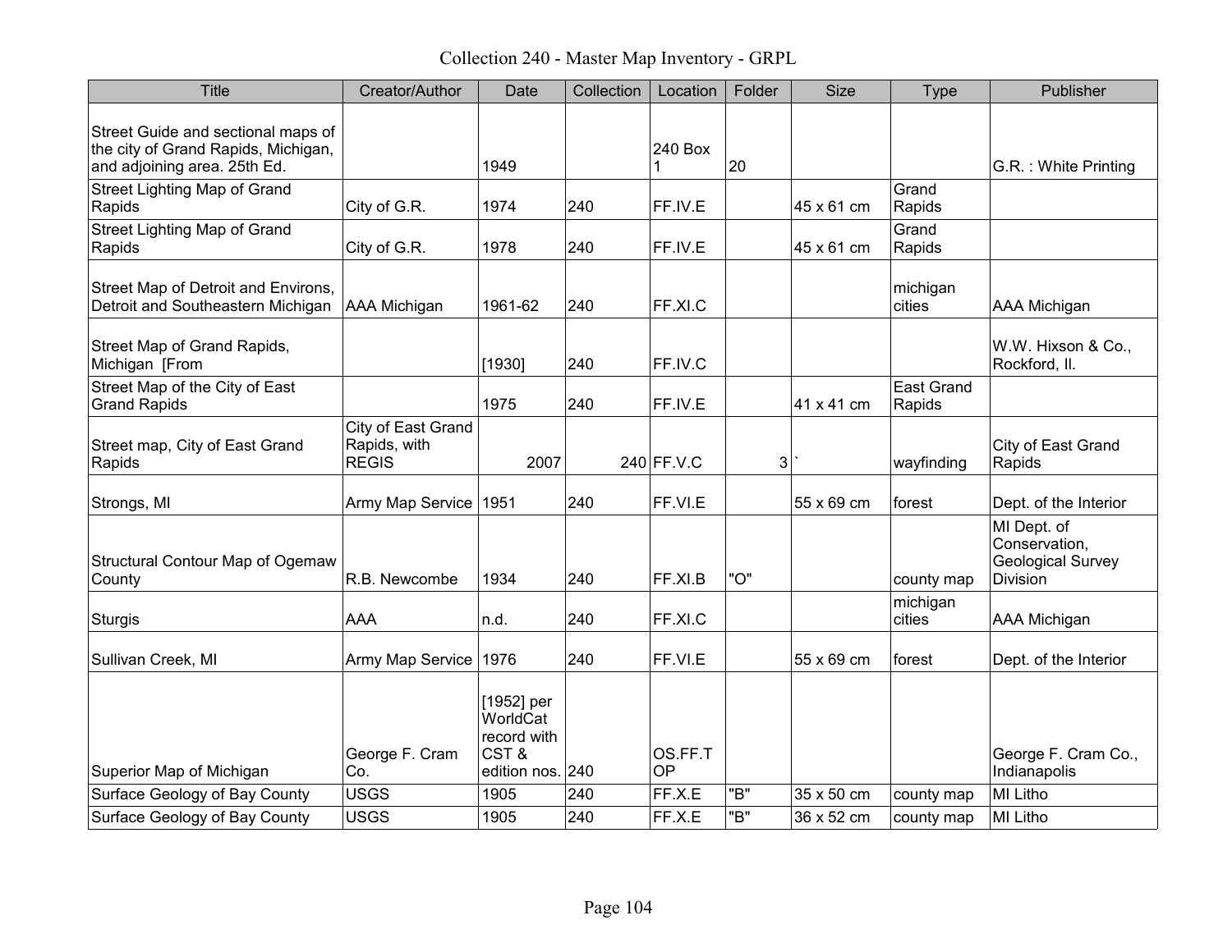Collection 240 - Master Map Inventory - GRPL

| Title | Creator/Author | Date | Collection | Location | Folder | Size | Type | Publisher |
|---|---|---|---|---|---|---|---|---|
| Street Guide and sectional maps of the city of Grand Rapids, Michigan, and adjoining area. 25th Ed. | | 1949 | | 240 Box 1 | 20 | | | G.R. : White Printing |
| Street Lighting Map of Grand Rapids | City of G.R. | 1974 | 240 | FF.IV.E | | 45 x 61 cm | Grand Rapids | |
| Street Lighting Map of Grand Rapids | City of G.R. | 1978 | 240 | FF.IV.E | | 45 x 61 cm | Grand Rapids | |
| Street Map of Detroit and Environs, Detroit and Southeastern Michigan | AAA Michigan | 1961-62 | 240 | FF.XI.C | | | michigan cities | AAA Michigan |
| Street Map of Grand Rapids, Michigan [From | | [1930] | 240 | FF.IV.C | | | | W.W. Hixson & Co., Rockford, Il. |
| Street Map of the City of East Grand Rapids | | 1975 | 240 | FF.IV.E | | 41 x 41 cm | East Grand Rapids | |
| Street map, City of East Grand Rapids | City of East Grand Rapids, with REGIS | 2007 | 240 | FF.V.C | 3 | ` | wayfinding | City of East Grand Rapids |
| Strongs, MI | Army Map Service | 1951 | 240 | FF.VI.E | | 55 x 69 cm | forest | Dept. of the Interior |
| Structural Contour Map of Ogemaw County | R.B. Newcombe | 1934 | 240 | FF.XI.B | "O" | | county map | MI Dept. of Conservation, Geological Survey Division |
| Sturgis | AAA | n.d. | 240 | FF.XI.C | | | michigan cities | AAA Michigan |
| Sullivan Creek, MI | Army Map Service | 1976 | 240 | FF.VI.E | | 55 x 69 cm | forest | Dept. of the Interior |
| Superior Map of Michigan | George F. Cram Co. | [1952] per WorldCat record with CST & edition nos. | 240 | OS.FF.TOP | | | | George F. Cram Co., Indianapolis |
| Surface Geology of Bay County | USGS | 1905 | 240 | FF.X.E | "B" | 35 x 50 cm | county map | MI Litho |
| Surface Geology of Bay County | USGS | 1905 | 240 | FF.X.E | "B" | 36 x 52 cm | county map | MI Litho |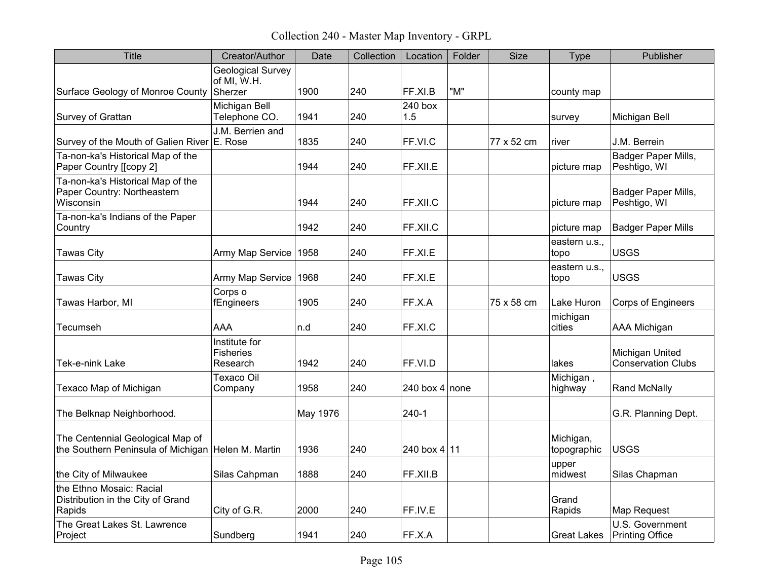# Collection 240 - Master Map Inventory - GRPL

| Title | Creator/Author | Date | Collection | Location | Folder | Size | Type | Publisher |
|---|---|---|---|---|---|---|---|---|
| Surface Geology of Monroe County | Geological Survey of MI, W.H. Sherzer | 1900 | 240 | FF.XI.B | "M" | | county map | |
| Survey of Grattan | Michigan Bell Telephone CO. | 1941 | 240 | 240 box 1.5 | | | survey | Michigan Bell |
| Survey of the Mouth of Galien River | J.M. Berrien and E. Rose | 1835 | 240 | FF.VI.C | | 77 x 52 cm | river | J.M. Berrein |
| Ta-non-ka's Historical Map of the Paper Country [[copy 2] | | 1944 | 240 | FF.XII.E | | | picture map | Badger Paper Mills, Peshtigo, WI |
| Ta-non-ka's Historical Map of the Paper Country: Northeastern Wisconsin | | 1944 | 240 | FF.XII.C | | | picture map | Badger Paper Mills, Peshtigo, WI |
| Ta-non-ka's Indians of the Paper Country | | 1942 | 240 | FF.XII.C | | | picture map | Badger Paper Mills |
| Tawas City | Army Map Service | 1958 | 240 | FF.XI.E | | | eastern u.s., topo | USGS |
| Tawas City | Army Map Service | 1968 | 240 | FF.XI.E | | | eastern u.s., topo | USGS |
| Tawas Harbor, MI | Corps o fEngineers | 1905 | 240 | FF.X.A | | 75 x 58 cm | Lake Huron | Corps of Engineers |
| Tecumseh | AAA | n.d | 240 | FF.XI.C | | | michigan cities | AAA Michigan |
| Tek-e-nink Lake | Institute for Fisheries Research | 1942 | 240 | FF.VI.D | | | lakes | Michigan United Conservation Clubs |
| Texaco Map of Michigan | Texaco Oil Company | 1958 | 240 | 240 box 4 | none | | Michigan , highway | Rand McNally |
| The Belknap Neighborhood. | | May 1976 | | 240-1 | | | | G.R. Planning Dept. |
| The Centennial Geological Map of the Southern Peninsula of Michigan | Helen M. Martin | 1936 | 240 | 240 box 4 | 11 | | Michigan, topographic | USGS |
| the City of Milwaukee | Silas Cahpman | 1888 | 240 | FF.XII.B | | | upper midwest | Silas Chapman |
| the Ethno Mosaic: Racial Distribution in the City of Grand Rapids | City of G.R. | 2000 | 240 | FF.IV.E | | | Grand Rapids | Map Request |
| The Great Lakes St. Lawrence Project | Sundberg | 1941 | 240 | FF.X.A | | | Great Lakes | U.S. Government Printing Office |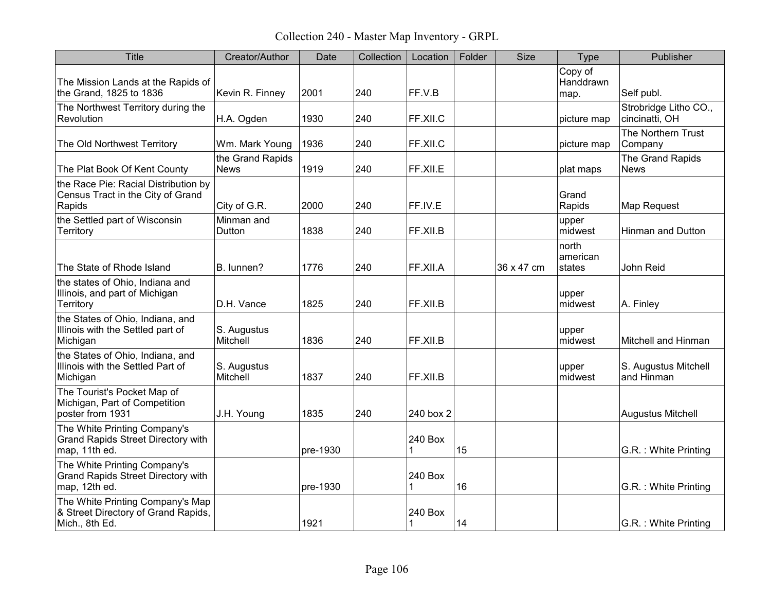# Collection 240 - Master Map Inventory - GRPL

| Title | Creator/Author | Date | Collection | Location | Folder | Size | Type | Publisher |
|---|---|---|---|---|---|---|---|---|
| The Mission Lands at the Rapids of the Grand, 1825 to 1836 | Kevin R. Finney | 2001 | 240 | FF.V.B | | | Copy of Handdrawn map. | Self publ. |
| The Northwest Territory during the Revolution | H.A. Ogden | 1930 | 240 | FF.XII.C | | | picture map | Strobridge Litho CO., cincinatti, OH |
| The Old Northwest Territory | Wm. Mark Young | 1936 | 240 | FF.XII.C | | | picture map | The Northern Trust Company |
| The Plat Book Of Kent County | the Grand Rapids News | 1919 | 240 | FF.XII.E | | | plat maps | The Grand Rapids News |
| the Race Pie: Racial Distribution by Census Tract in the City of Grand Rapids | City of G.R. | 2000 | 240 | FF.IV.E | | | Grand Rapids | Map Request |
| the Settled part of Wisconsin Territory | Minman and Dutton | 1838 | 240 | FF.XII.B | | | upper midwest | Hinman and Dutton |
| The State of Rhode Island | B. Iunnen? | 1776 | 240 | FF.XII.A | | 36 x 47 cm | north american states | John Reid |
| the states of Ohio, Indiana and Illinois, and part of Michigan Territory | D.H. Vance | 1825 | 240 | FF.XII.B | | | upper midwest | A. Finley |
| the States of Ohio, Indiana, and Illinois with the Settled part of Michigan | S. Augustus Mitchell | 1836 | 240 | FF.XII.B | | | upper midwest | Mitchell and Hinman |
| the States of Ohio, Indiana, and Illinois with the Settled Part of Michigan | S. Augustus Mitchell | 1837 | 240 | FF.XII.B | | | upper midwest | S. Augustus Mitchell and Hinman |
| The Tourist's Pocket Map of Michigan, Part of Competition poster from 1931 | J.H. Young | 1835 | 240 | 240 box 2 | | | | Augustus Mitchell |
| The White Printing Company's Grand Rapids Street Directory with map, 11th ed. | | pre-1930 | | 240 Box 1 | 15 | | | G.R. : White Printing |
| The White Printing Company's Grand Rapids Street Directory with map, 12th ed. | | pre-1930 | | 240 Box 1 | 16 | | | G.R. : White Printing |
| The White Printing Company's Map & Street Directory of Grand Rapids, Mich., 8th Ed. | | 1921 | | 240 Box 1 | 14 | | | G.R. : White Printing |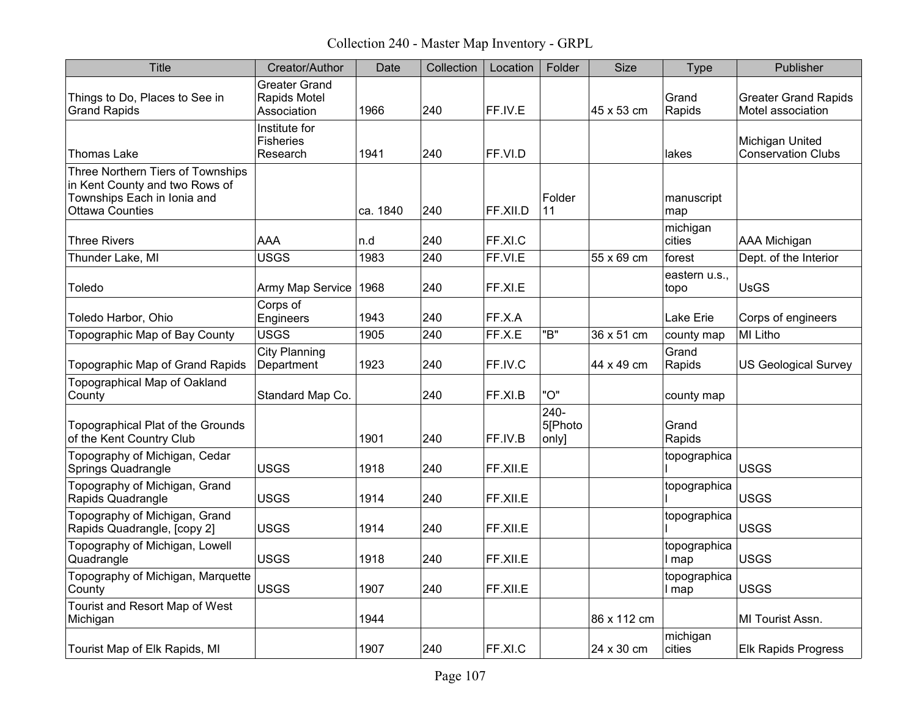# Collection 240 - Master Map Inventory - GRPL

| Title | Creator/Author | Date | Collection | Location | Folder | Size | Type | Publisher |
|---|---|---|---|---|---|---|---|---|
| Things to Do, Places to See in Grand Rapids | Greater Grand Rapids Motel Association | 1966 | 240 | FF.IV.E | | 45 x 53 cm | Grand Rapids | Greater Grand Rapids Motel association |
| Thomas Lake | Institute for Fisheries Research | 1941 | 240 | FF.VI.D | | | lakes | Michigan United Conservation Clubs |
| Three Northern Tiers of Townships in Kent County and two Rows of Townships Each in Ionia and Ottawa Counties | | ca. 1840 | 240 | FF.XII.D | Folder 11 | | manuscript map | |
| Three Rivers | AAA | n.d | 240 | FF.XI.C | | | michigan cities | AAA Michigan |
| Thunder Lake, MI | USGS | 1983 | 240 | FF.VI.E | | 55 x 69 cm | forest | Dept. of the Interior |
| Toledo | Army Map Service | 1968 | 240 | FF.XI.E | | | eastern u.s., topo | UsGS |
| Toledo Harbor, Ohio | Corps of Engineers | 1943 | 240 | FF.X.A | | | Lake Erie | Corps of engineers |
| Topographic Map of Bay County | USGS | 1905 | 240 | FF.X.E | "B" | 36 x 51 cm | county map | MI Litho |
| Topographic Map of Grand Rapids | City Planning Department | 1923 | 240 | FF.IV.C | | 44 x 49 cm | Grand Rapids | US Geological Survey |
| Topographical Map of Oakland County | Standard Map Co. | | 240 | FF.XI.B | "O" | | county map | |
| Topographical Plat of the Grounds of the Kent Country Club | | 1901 | 240 | FF.IV.B | 240-5[Photo only] | | Grand Rapids | |
| Topography of Michigan, Cedar Springs Quadrangle | USGS | 1918 | 240 | FF.XII.E | | | topographical | USGS |
| Topography of Michigan, Grand Rapids Quadrangle | USGS | 1914 | 240 | FF.XII.E | | | topographical | USGS |
| Topography of Michigan, Grand Rapids Quadrangle, [copy 2] | USGS | 1914 | 240 | FF.XII.E | | | topographical | USGS |
| Topography of Michigan, Lowell Quadrangle | USGS | 1918 | 240 | FF.XII.E | | | topographical map | USGS |
| Topography of Michigan, Marquette County | USGS | 1907 | 240 | FF.XII.E | | | topographical map | USGS |
| Tourist and Resort Map of West Michigan | | 1944 | | | | 86 x 112 cm | | MI Tourist Assn. |
| Tourist Map of Elk Rapids, MI | | 1907 | 240 | FF.XI.C | | 24 x 30 cm | michigan cities | Elk Rapids Progress |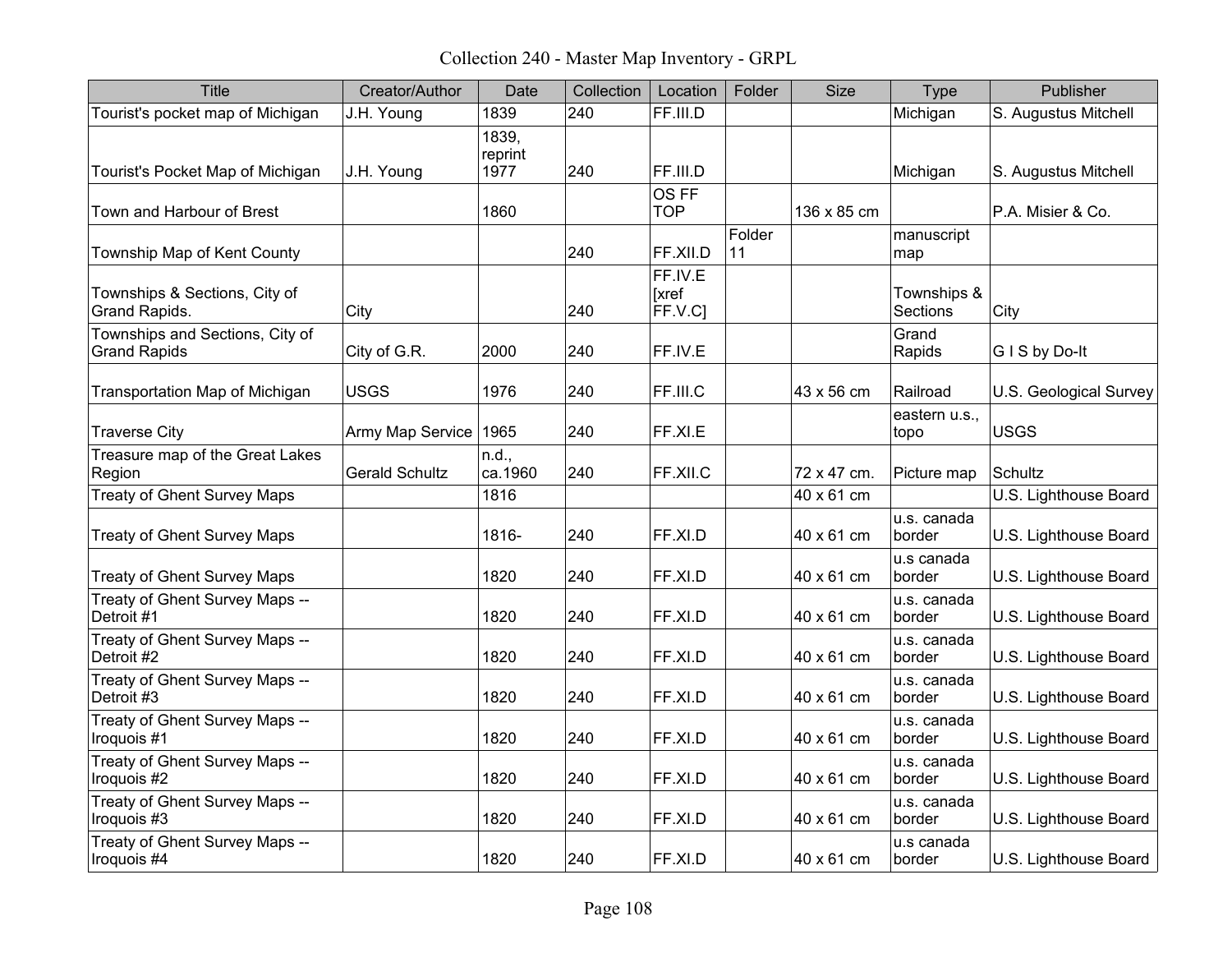Collection 240 - Master Map Inventory - GRPL

| Title | Creator/Author | Date | Collection | Location | Folder | Size | Type | Publisher |
|---|---|---|---|---|---|---|---|---|
| Tourist's pocket map of Michigan | J.H. Young | 1839 | 240 | FF.III.D | | | Michigan | S. Augustus Mitchell |
| Tourist's Pocket Map of Michigan | J.H. Young | 1839, reprint 1977 | 240 | FF.III.D | | | Michigan | S. Augustus Mitchell |
| Town and Harbour of Brest | | 1860 | | OS FF TOP | | 136 x 85 cm | | P.A. Misier & Co. |
| Township Map of Kent County | | | 240 | FF.XII.D | Folder 11 | | manuscript map | |
| Townships & Sections, City of Grand Rapids. | City | | 240 | FF.IV.E [xref FF.V.C] | | | Townships & Sections | City |
| Townships and Sections, City of Grand Rapids | City of G.R. | 2000 | 240 | FF.IV.E | | | Grand Rapids | G I S by Do-It |
| Transportation Map of Michigan | USGS | 1976 | 240 | FF.III.C | | 43 x 56 cm | Railroad | U.S. Geological Survey |
| Traverse City | Army Map Service | 1965 | 240 | FF.XI.E | | | eastern u.s., topo | USGS |
| Treasure map of the Great Lakes Region | Gerald Schultz | n.d., ca.1960 | 240 | FF.XII.C | | 72 x 47 cm. | Picture map | Schultz |
| Treaty of Ghent Survey Maps | | 1816 | | | | 40 x 61 cm | | U.S. Lighthouse Board |
| Treaty of Ghent Survey Maps | | 1816- | 240 | FF.XI.D | | 40 x 61 cm | u.s. canada border | U.S. Lighthouse Board |
| Treaty of Ghent Survey Maps | | 1820 | 240 | FF.XI.D | | 40 x 61 cm | u.s canada border | U.S. Lighthouse Board |
| Treaty of Ghent Survey Maps -- Detroit #1 | | 1820 | 240 | FF.XI.D | | 40 x 61 cm | u.s. canada border | U.S. Lighthouse Board |
| Treaty of Ghent Survey Maps -- Detroit #2 | | 1820 | 240 | FF.XI.D | | 40 x 61 cm | u.s. canada border | U.S. Lighthouse Board |
| Treaty of Ghent Survey Maps -- Detroit #3 | | 1820 | 240 | FF.XI.D | | 40 x 61 cm | u.s. canada border | U.S. Lighthouse Board |
| Treaty of Ghent Survey Maps -- Iroquois #1 | | 1820 | 240 | FF.XI.D | | 40 x 61 cm | u.s. canada border | U.S. Lighthouse Board |
| Treaty of Ghent Survey Maps -- Iroquois #2 | | 1820 | 240 | FF.XI.D | | 40 x 61 cm | u.s. canada border | U.S. Lighthouse Board |
| Treaty of Ghent Survey Maps -- Iroquois #3 | | 1820 | 240 | FF.XI.D | | 40 x 61 cm | u.s. canada border | U.S. Lighthouse Board |
| Treaty of Ghent Survey Maps -- Iroquois #4 | | 1820 | 240 | FF.XI.D | | 40 x 61 cm | u.s canada border | U.S. Lighthouse Board |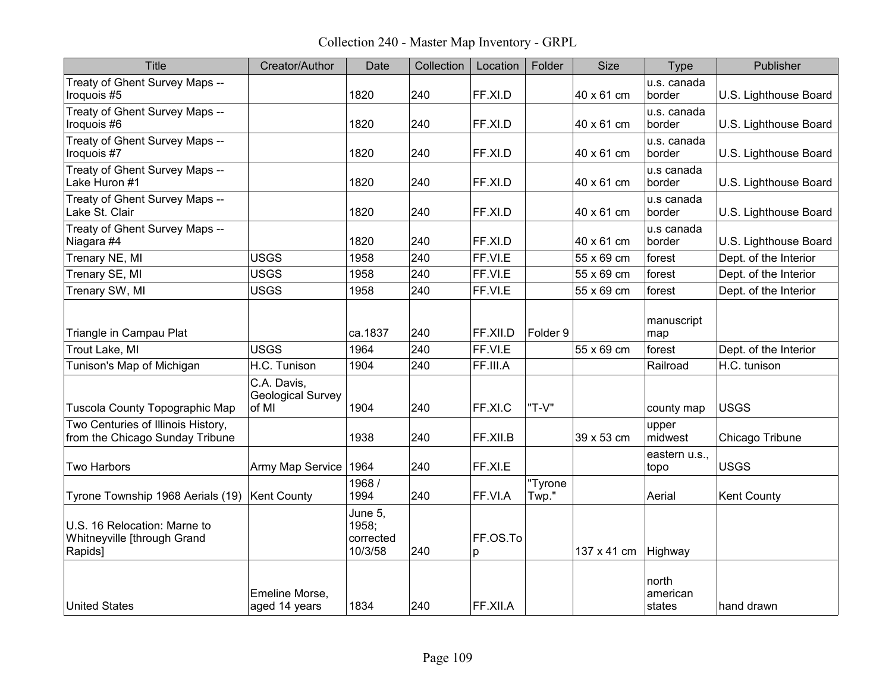Collection 240 - Master Map Inventory - GRPL

| Title | Creator/Author | Date | Collection | Location | Folder | Size | Type | Publisher |
|---|---|---|---|---|---|---|---|---|
| Treaty of Ghent Survey Maps -- Iroquois #5 | | 1820 | 240 | FF.XI.D | | 40 x 61 cm | u.s. canada border | U.S. Lighthouse Board |
| Treaty of Ghent Survey Maps -- Iroquois #6 | | 1820 | 240 | FF.XI.D | | 40 x 61 cm | u.s. canada border | U.S. Lighthouse Board |
| Treaty of Ghent Survey Maps -- Iroquois #7 | | 1820 | 240 | FF.XI.D | | 40 x 61 cm | u.s. canada border | U.S. Lighthouse Board |
| Treaty of Ghent Survey Maps -- Lake Huron #1 | | 1820 | 240 | FF.XI.D | | 40 x 61 cm | u.s canada border | U.S. Lighthouse Board |
| Treaty of Ghent Survey Maps -- Lake St. Clair | | 1820 | 240 | FF.XI.D | | 40 x 61 cm | u.s canada border | U.S. Lighthouse Board |
| Treaty of Ghent Survey Maps -- Niagara #4 | | 1820 | 240 | FF.XI.D | | 40 x 61 cm | u.s canada border | U.S. Lighthouse Board |
| Trenary NE, MI | USGS | 1958 | 240 | FF.VI.E | | 55 x 69 cm | forest | Dept. of the Interior |
| Trenary SE, MI | USGS | 1958 | 240 | FF.VI.E | | 55 x 69 cm | forest | Dept. of the Interior |
| Trenary SW, MI | USGS | 1958 | 240 | FF.VI.E | | 55 x 69 cm | forest | Dept. of the Interior |
| Triangle in Campau Plat | | ca.1837 | 240 | FF.XII.D | Folder 9 | | manuscript map | |
| Trout Lake, MI | USGS | 1964 | 240 | FF.VI.E | | 55 x 69 cm | forest | Dept. of the Interior |
| Tunison's Map of Michigan | H.C. Tunison | 1904 | 240 | FF.III.A | | | Railroad | H.C. tunison |
| Tuscola County Topographic Map | C.A. Davis, Geological Survey of MI | 1904 | 240 | FF.XI.C | "T-V" | | county map | USGS |
| Two Centuries of Illinois History, from the Chicago Sunday Tribune | | 1938 | 240 | FF.XII.B | | 39 x 53 cm | upper midwest | Chicago Tribune |
| Two Harbors | Army Map Service | 1964 | 240 | FF.XI.E | | | eastern u.s., topo | USGS |
| Tyrone Township 1968 Aerials (19) | Kent County | 1968 / 1994 | 240 | FF.VI.A | "Tyrone Twp." | | Aerial | Kent County |
| U.S. 16 Relocation: Marne to Whitneyville [through Grand Rapids] | | June 5, 1958; corrected 10/3/58 | 240 | FF.OS.Top | | 137 x 41 cm | Highway | |
| United States | Emeline Morse, aged 14 years | 1834 | 240 | FF.XII.A | | | north american states | hand drawn |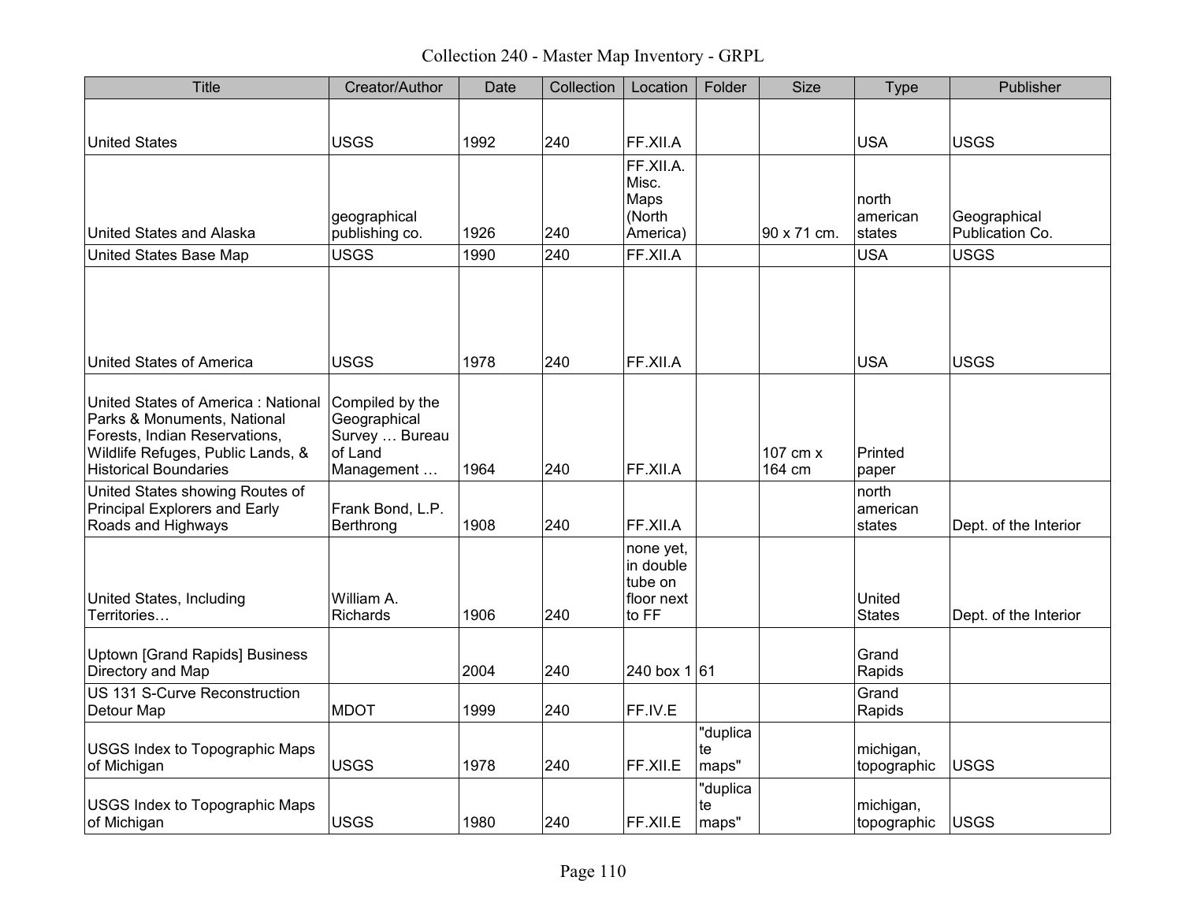# Collection 240 - Master Map Inventory - GRPL

| Title | Creator/Author | Date | Collection | Location | Folder | Size | Type | Publisher |
|---|---|---|---|---|---|---|---|---|
| United States | USGS | 1992 | 240 | FF.XII.A | | | USA | USGS |
| United States and Alaska | geographical publishing co. | 1926 | 240 | FF.XII.A. Misc. Maps (North America) | | 90 x 71 cm. | north american states | Geographical Publication Co. |
| United States Base Map | USGS | 1990 | 240 | FF.XII.A | | | USA | USGS |
| United States of America | USGS | 1978 | 240 | FF.XII.A | | | USA | USGS |
| United States of America : National Parks & Monuments, National Forests, Indian Reservations, Wildlife Refuges, Public Lands, & Historical Boundaries | Compiled by the Geographical Survey … Bureau of Land Management … | 1964 | 240 | FF.XII.A | | 107 cm x 164 cm | Printed paper | |
| United States showing Routes of Principal Explorers and Early Roads and Highways | Frank Bond, L.P. Berthrong | 1908 | 240 | FF.XII.A | | | north american states | Dept. of the Interior |
| United States, Including Territories… | William A. Richards | 1906 | 240 | none yet, in double tube on floor next to FF | | | United States | Dept. of the Interior |
| Uptown [Grand Rapids] Business Directory and Map | | 2004 | 240 | 240 box 1 | 61 | | Grand Rapids | |
| US 131 S-Curve Reconstruction Detour Map | MDOT | 1999 | 240 | FF.IV.E | | | Grand Rapids | |
| USGS Index to Topographic Maps of Michigan | USGS | 1978 | 240 | FF.XII.E | "duplicate maps" | | michigan, topographic | USGS |
| USGS Index to Topographic Maps of Michigan | USGS | 1980 | 240 | FF.XII.E | "duplicate maps" | | michigan, topographic | USGS |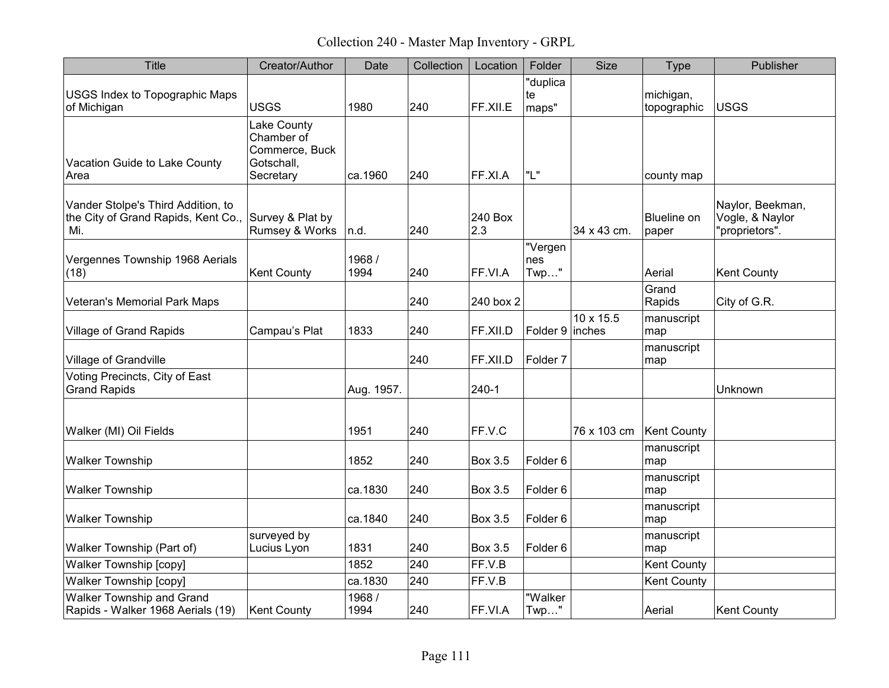# Collection 240 - Master Map Inventory - GRPL

| Title | Creator/Author | Date | Collection | Location | Folder | Size | Type | Publisher |
|---|---|---|---|---|---|---|---|---|
| USGS Index to Topographic Maps of Michigan | USGS | 1980 | 240 | FF.XII.E | "duplicate maps" | | michigan, topographic | USGS |
| Vacation Guide to Lake County Area | Lake County Chamber of Commerce, Buck Gotschall, Secretary | ca.1960 | 240 | FF.XI.A | "L" | | county map | |
| Vander Stolpe's Third Addition, to the City of Grand Rapids, Kent Co., Mi. | Survey & Plat by Rumsey & Works | n.d. | 240 | 240 Box 2.3 | | 34 x 43 cm. | Blueline on paper | Naylor, Beekman, Vogle, & Naylor "proprietors". |
| Vergennes Township 1968 Aerials (18) | Kent County | 1968 / 1994 | 240 | FF.VI.A | "Vergennes Twp…" | | Aerial | Kent County |
| Veteran's Memorial Park Maps | | | 240 | 240 box 2 | | | Grand Rapids | City of G.R. |
| Village of Grand Rapids | Campau's Plat | 1833 | 240 | FF.XII.D | Folder 9 | 10 x 15.5 inches | manuscript map | |
| Village of Grandville | | | 240 | FF.XII.D | Folder 7 | | manuscript map | |
| Voting Precincts, City of East Grand Rapids | | Aug. 1957. | | 240-1 | | | | Unknown |
| Walker (MI) Oil Fields | | 1951 | 240 | FF.V.C | | 76 x 103 cm | Kent County | |
| Walker Township | | 1852 | 240 | Box 3.5 | Folder 6 | | manuscript map | |
| Walker Township | | ca.1830 | 240 | Box 3.5 | Folder 6 | | manuscript map | |
| Walker Township | | ca.1840 | 240 | Box 3.5 | Folder 6 | | manuscript map | |
| Walker Township (Part of) | surveyed by Lucius Lyon | 1831 | 240 | Box 3.5 | Folder 6 | | manuscript map | |
| Walker Township [copy] | | 1852 | 240 | FF.V.B | | | Kent County | |
| Walker Township [copy] | | ca.1830 | 240 | FF.V.B | | | Kent County | |
| Walker Township and Grand Rapids - Walker 1968 Aerials (19) | Kent County | 1968 / 1994 | 240 | FF.VI.A | "Walker Twp…" | | Aerial | Kent County |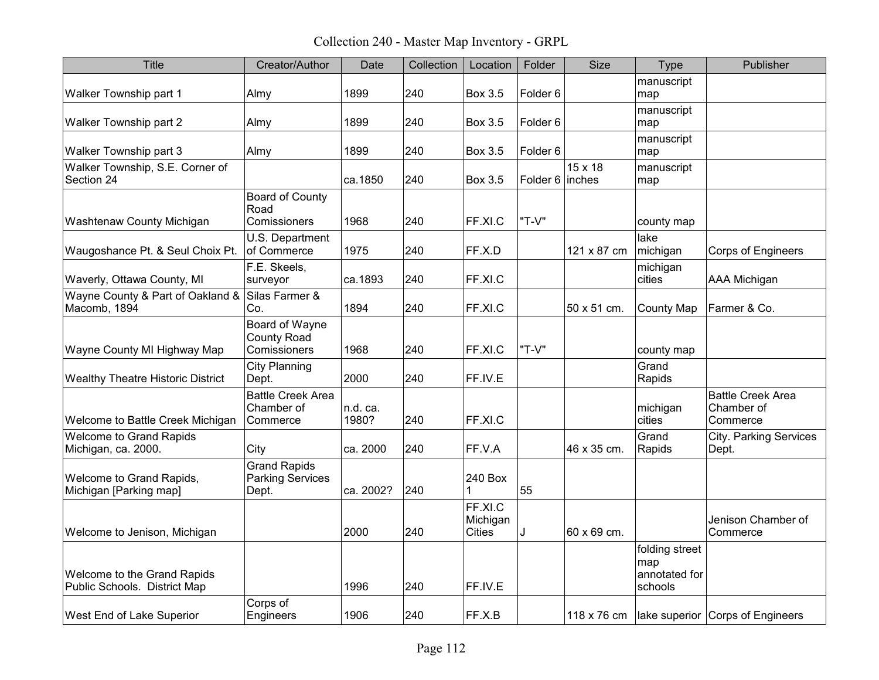Collection 240 - Master Map Inventory - GRPL

| Title | Creator/Author | Date | Collection | Location | Folder | Size | Type | Publisher |
|---|---|---|---|---|---|---|---|---|
| Walker Township part 1 | Almy | 1899 | 240 | Box 3.5 | Folder 6 | | manuscript map | |
| Walker Township part 2 | Almy | 1899 | 240 | Box 3.5 | Folder 6 | | manuscript map | |
| Walker Township part 3 | Almy | 1899 | 240 | Box 3.5 | Folder 6 | | manuscript map | |
| Walker Township, S.E. Corner of Section 24 | | ca.1850 | 240 | Box 3.5 | Folder 6 | 15 x 18 inches | manuscript map | |
| Washtenaw County Michigan | Board of County Road Comissioners | 1968 | 240 | FF.XI.C | "T-V" | | county map | |
| Waugoshance Pt. & Seul Choix Pt. | U.S. Department of Commerce | 1975 | 240 | FF.X.D | | 121 x 87 cm | lake michigan | Corps of Engineers |
| Waverly, Ottawa County, MI | F.E. Skeels, surveyor | ca.1893 | 240 | FF.XI.C | | | michigan cities | AAA Michigan |
| Wayne County & Part of Oakland & Macomb, 1894 | Silas Farmer & Co. | 1894 | 240 | FF.XI.C | | 50 x 51 cm. | County Map | Farmer & Co. |
| Wayne County MI Highway Map | Board of Wayne County Road Comissioners | 1968 | 240 | FF.XI.C | "T-V" | | county map | |
| Wealthy Theatre Historic District | City Planning Dept. | 2000 | 240 | FF.IV.E | | | Grand Rapids | |
| Welcome to Battle Creek Michigan | Battle Creek Area Chamber of Commerce | n.d. ca. 1980? | 240 | FF.XI.C | | | michigan cities | Battle Creek Area Chamber of Commerce |
| Welcome to Grand Rapids Michigan, ca. 2000. | City | ca. 2000 | 240 | FF.V.A | | 46 x 35 cm. | Grand Rapids | City. Parking Services Dept. |
| Welcome to Grand Rapids, Michigan [Parking map] | Grand Rapids Parking Services Dept. | ca. 2002? | 240 | 240 Box 1 | 55 | | | |
| Welcome to Jenison, Michigan | | 2000 | 240 | FF.XI.C Michigan Cities | J | 60 x 69 cm. | | Jenison Chamber of Commerce |
| Welcome to the Grand Rapids Public Schools. District Map | | 1996 | 240 | FF.IV.E | | | folding street map annotated for schools | |
| West End of Lake Superior | Corps of Engineers | 1906 | 240 | FF.X.B | | 118 x 76 cm | lake superior | Corps of Engineers |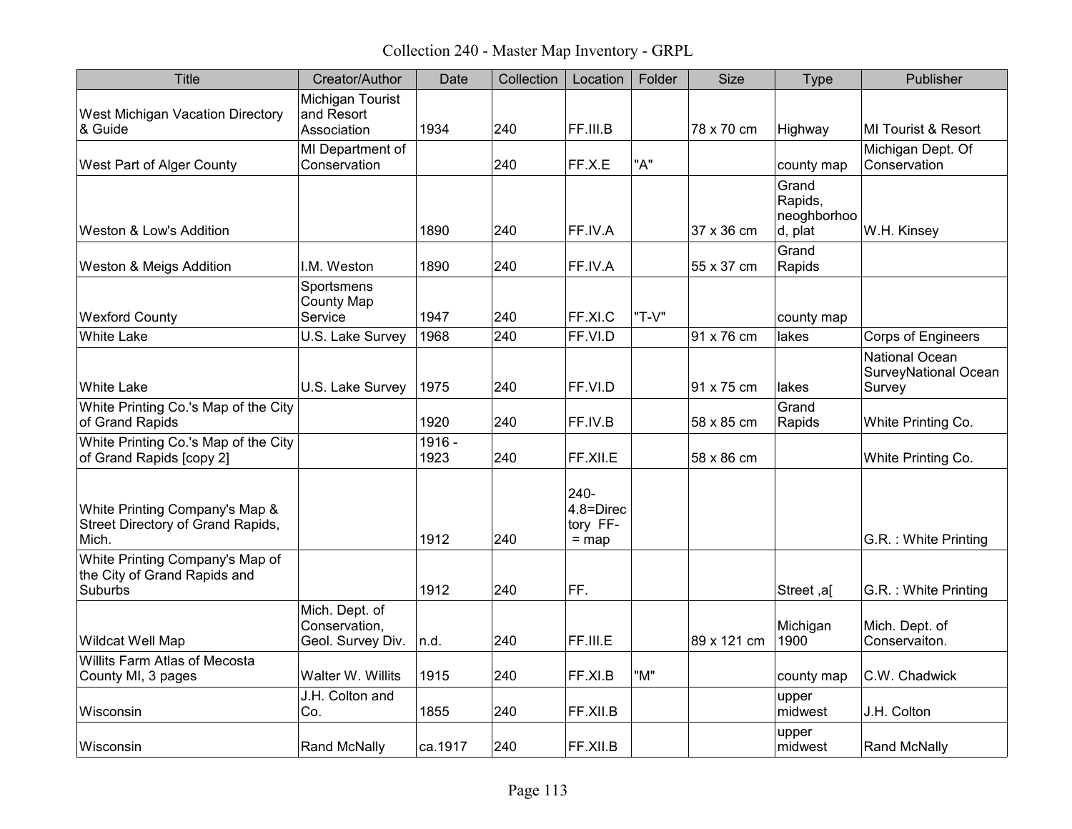# Collection 240 - Master Map Inventory - GRPL

| Title | Creator/Author | Date | Collection | Location | Folder | Size | Type | Publisher |
|---|---|---|---|---|---|---|---|---|
| West Michigan Vacation Directory & Guide | Michigan Tourist and Resort Association | 1934 | 240 | FF.III.B | | 78 x 70 cm | Highway | MI Tourist & Resort |
| West Part of Alger County | MI Department of Conservation | | 240 | FF.X.E | "A" | | county map | Michigan Dept. Of Conservation |
| Weston & Low's Addition | | 1890 | 240 | FF.IV.A | | 37 x 36 cm | Grand Rapids, neoghborhood, plat | W.H. Kinsey |
| Weston & Meigs Addition | I.M. Weston | 1890 | 240 | FF.IV.A | | 55 x 37 cm | Grand Rapids | |
| Wexford County | Sportsmens County Map Service | 1947 | 240 | FF.XI.C | "T-V" | | county map | |
| White Lake | U.S. Lake Survey | 1968 | 240 | FF.VI.D | | 91 x 76 cm | lakes | Corps of Engineers |
| White Lake | U.S. Lake Survey | 1975 | 240 | FF.VI.D | | 91 x 75 cm | lakes | National Ocean SurveyNational Ocean Survey |
| White Printing Co.'s Map of the City of Grand Rapids | | 1920 | 240 | FF.IV.B | | 58 x 85 cm | Grand Rapids | White Printing Co. |
| White Printing Co.'s Map of the City of Grand Rapids [copy 2] | | 1916 - 1923 | 240 | FF.XII.E | | 58 x 86 cm | | White Printing Co. |
| White Printing Company's Map & Street Directory of Grand Rapids, Mich. | | 1912 | 240 | 240-4.8=Directory FF- = map | | | | G.R. : White Printing |
| White Printing Company's Map of the City of Grand Rapids and Suburbs | | 1912 | 240 | FF. | | | Street ,a[ | G.R. : White Printing |
| Wildcat Well Map | Mich. Dept. of Conservation, Geol. Survey Div. | n.d. | 240 | FF.III.E | | 89 x 121 cm | Michigan 1900 | Mich. Dept. of Conservaiton. |
| Willits Farm Atlas of Mecosta County MI, 3 pages | Walter W. Willits | 1915 | 240 | FF.XI.B | "M" | | county map | C.W. Chadwick |
| Wisconsin | J.H. Colton and Co. | 1855 | 240 | FF.XII.B | | | upper midwest | J.H. Colton |
| Wisconsin | Rand McNally | ca.1917 | 240 | FF.XII.B | | | upper midwest | Rand McNally |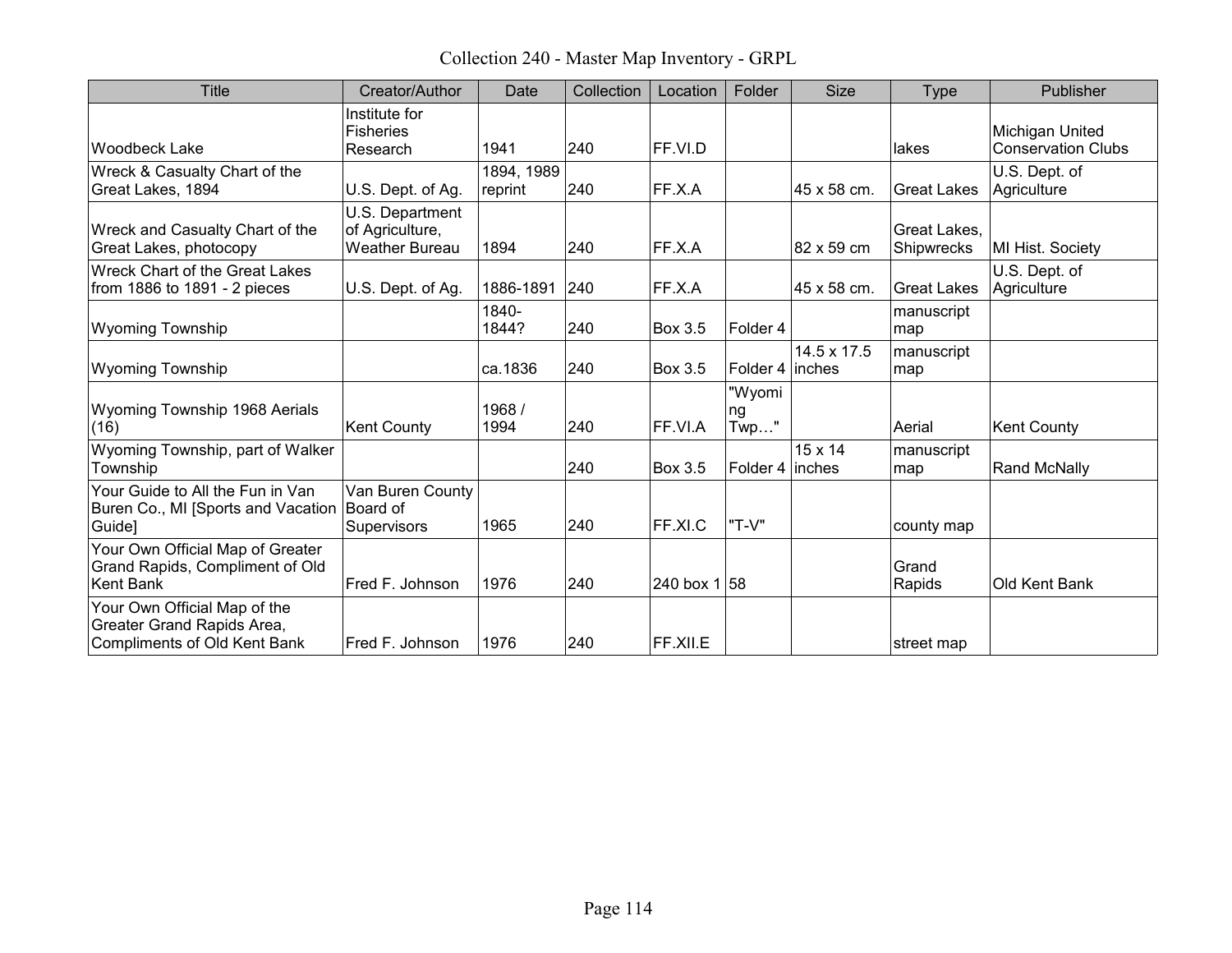# Collection 240 - Master Map Inventory - GRPL

| Title | Creator/Author | Date | Collection | Location | Folder | Size | Type | Publisher |
|---|---|---|---|---|---|---|---|---|
| Woodbeck Lake | Institute for Fisheries Research | 1941 | 240 | FF.VI.D | | | lakes | Michigan United Conservation Clubs |
| Wreck & Casualty Chart of the Great Lakes, 1894 | U.S. Dept. of Ag. | 1894, 1989 reprint | 240 | FF.X.A | | 45 x 58 cm. | Great Lakes | U.S. Dept. of Agriculture |
| Wreck and Casualty Chart of the Great Lakes, photocopy | U.S. Department of Agriculture, Weather Bureau | 1894 | 240 | FF.X.A | | 82 x 59 cm | Great Lakes, Shipwrecks | MI Hist. Society |
| Wreck Chart of the Great Lakes from 1886 to 1891 - 2 pieces | U.S. Dept. of Ag. | 1886-1891 | 240 | FF.X.A | | 45 x 58 cm. | Great Lakes | U.S. Dept. of Agriculture |
| Wyoming Township | | 1840-1844? | 240 | Box 3.5 | Folder 4 | | manuscript map | |
| Wyoming Township | | ca.1836 | 240 | Box 3.5 | Folder 4 | 14.5 x 17.5 inches | manuscript map | |
| Wyoming Township 1968 Aerials (16) | Kent County | 1968 / 1994 | 240 | FF.VI.A | "Wyoming Twp…" | | Aerial | Kent County |
| Wyoming Township, part of Walker Township | | | 240 | Box 3.5 | Folder 4 | 15 x 14 inches | manuscript map | Rand McNally |
| Your Guide to All the Fun in Van Buren Co., MI [Sports and Vacation Guide] | Van Buren County Board of Supervisors | 1965 | 240 | FF.XI.C | "T-V" | | county map | |
| Your Own Official Map of Greater Grand Rapids, Compliment of Old Kent Bank | Fred F. Johnson | 1976 | 240 | 240 box 1 | 58 | | Grand Rapids | Old Kent Bank |
| Your Own Official Map of the Greater Grand Rapids Area, Compliments of Old Kent Bank | Fred F. Johnson | 1976 | 240 | FF.XII.E | | | street map | |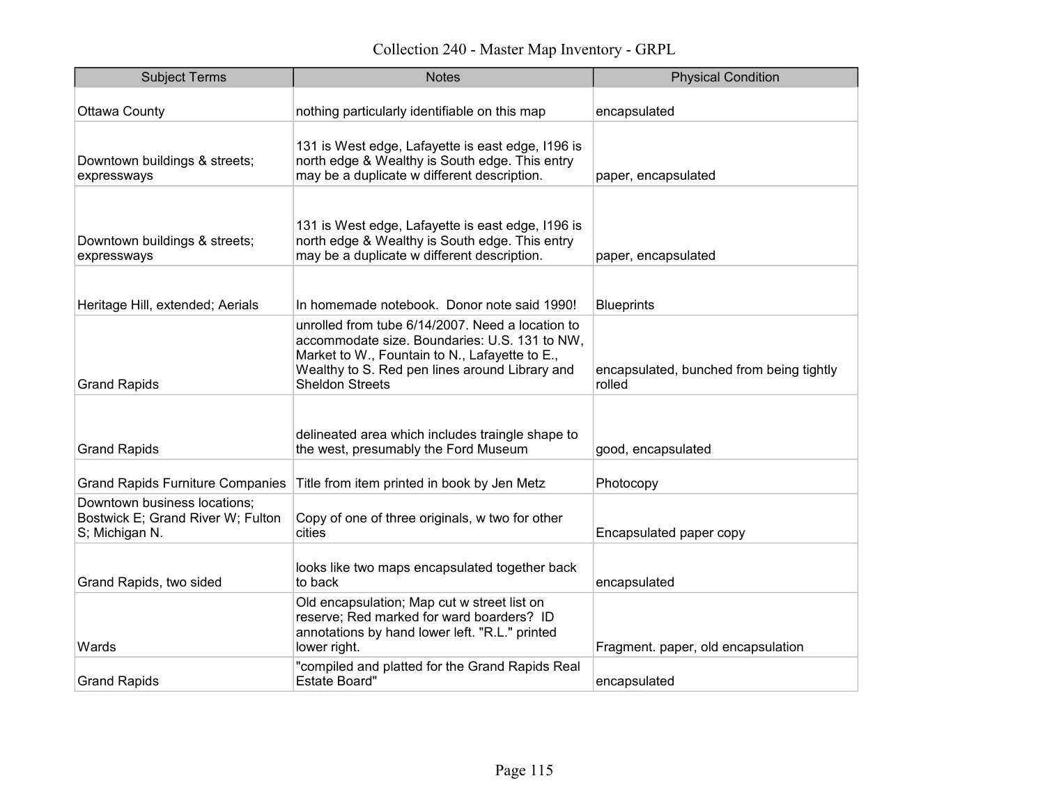| Subject Terms | Notes | Physical Condition |
|---|---|---|
| Ottawa County | nothing particularly identifiable on this map | encapsulated |
| Downtown buildings & streets; expressways | 131 is West edge, Lafayette is east edge, I196 is north edge & Wealthy is South edge. This entry may be a duplicate w different description. | paper, encapsulated |
| Downtown buildings & streets; expressways | 131 is West edge, Lafayette is east edge, I196 is north edge & Wealthy is South edge. This entry may be a duplicate w different description. | paper, encapsulated |
| Heritage Hill, extended; Aerials | In homemade notebook. Donor note said 1990! | Blueprints |
| Grand Rapids | unrolled from tube 6/14/2007. Need a location to accommodate size. Boundaries: U.S. 131 to NW, Market to W., Fountain to N., Lafayette to E., Wealthy to S. Red pen lines around Library and Sheldon Streets | encapsulated, bunched from being tightly rolled |
| Grand Rapids | delineated area which includes traingle shape to the west, presumably the Ford Museum | good, encapsulated |
| Grand Rapids Furniture Companies | Title from item printed in book by Jen Metz | Photocopy |
| Downtown business locations; Bostwick E; Grand River W; Fulton S; Michigan N. | Copy of one of three originals, w two for other cities | Encapsulated paper copy |
| Grand Rapids, two sided | looks like two maps encapsulated together back to back | encapsulated |
| Wards | Old encapsulation; Map cut w street list on reserve; Red marked for ward boarders? ID annotations by hand lower left. "R.L." printed lower right. | Fragment. paper, old encapsulation |
| Grand Rapids | "compiled and platted for the Grand Rapids Real Estate Board" | encapsulated |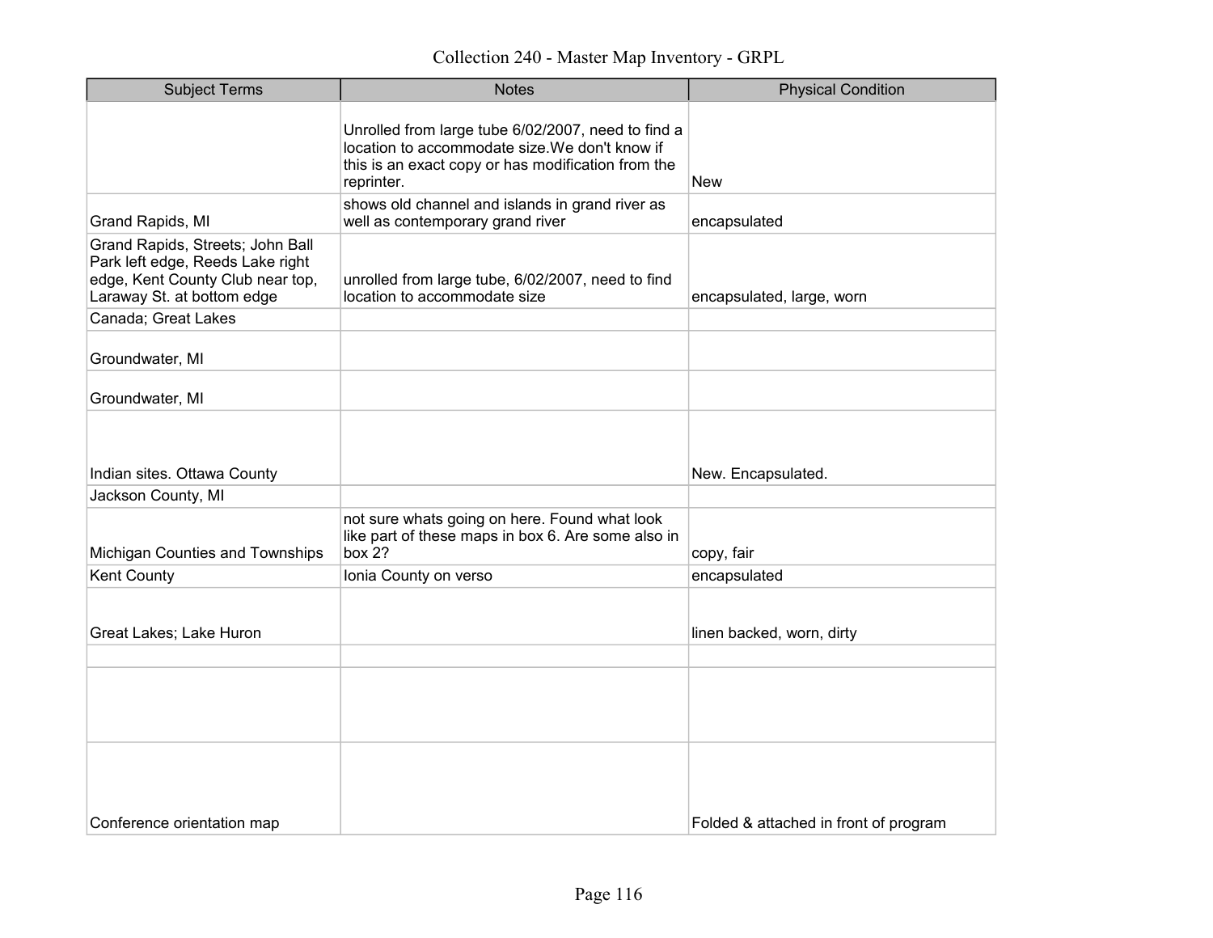# Collection 240 - Master Map Inventory - GRPL

| Subject Terms | Notes | Physical Condition |
|---|---|---|
| | Unrolled from large tube 6/02/2007, need to find a location to accommodate size.We don't know if this is an exact copy or has modification from the reprinter. | New |
| Grand Rapids, MI | shows old channel and islands in grand river as well as contemporary grand river | encapsulated |
| Grand Rapids, Streets; John Ball Park left edge, Reeds Lake right edge, Kent County Club near top, Laraway St. at bottom edge | unrolled from large tube, 6/02/2007, need to find location to accommodate size | encapsulated, large, worn |
| Canada; Great Lakes | | |
| Groundwater, MI | | |
| Groundwater, MI | | |
| Indian sites. Ottawa County | | New. Encapsulated. |
| Jackson County, MI | | |
| Michigan Counties and Townships | not sure whats going on here. Found what look like part of these maps in box 6. Are some also in box 2? | copy, fair |
| Kent County | Ionia County on verso | encapsulated |
| Great Lakes; Lake Huron | | linen backed, worn, dirty |
| | | |
| | | |
| Conference orientation map | | Folded & attached in front of program |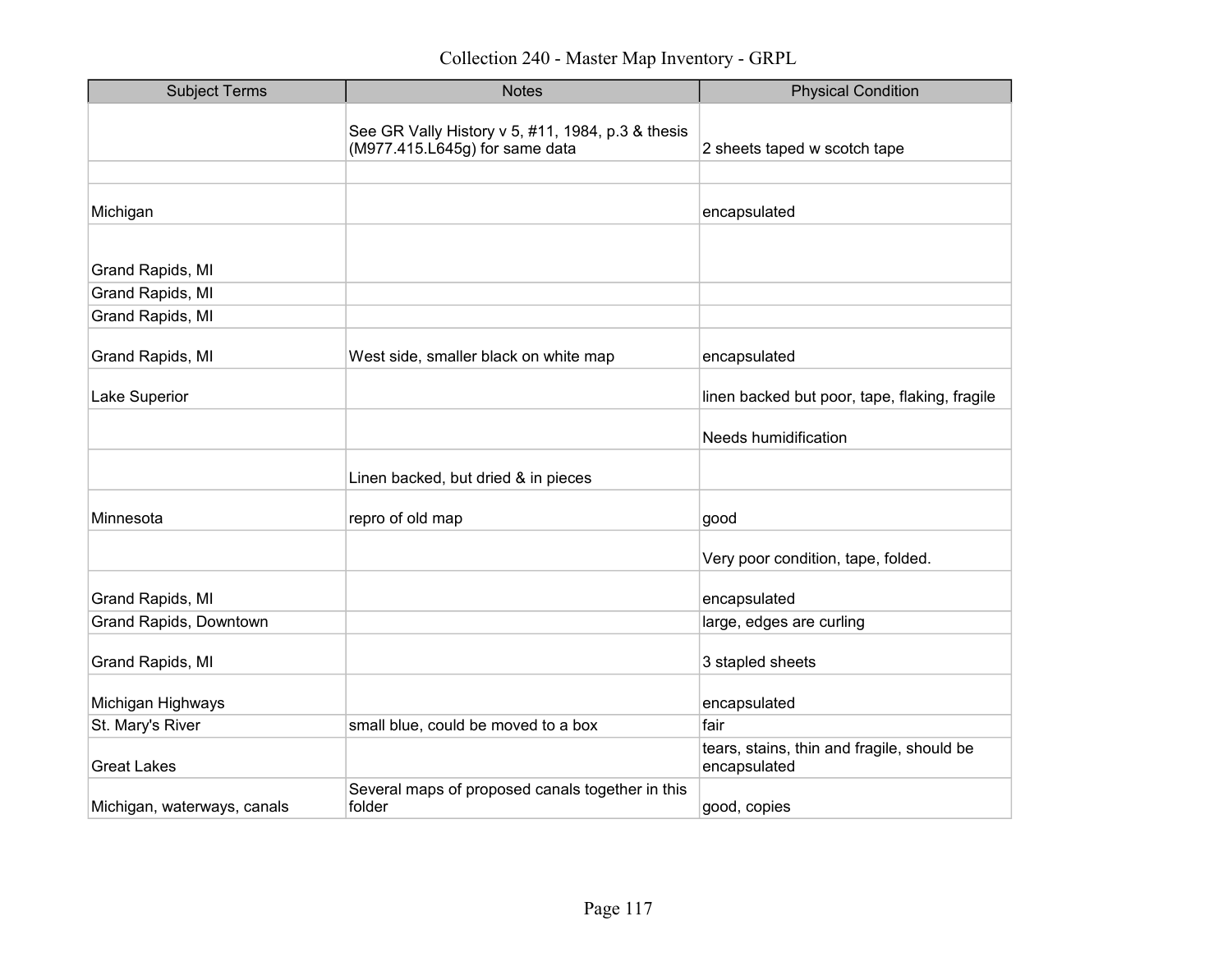# Collection 240 - Master Map Inventory - GRPL

| Subject Terms | Notes | Physical Condition |
| --- | --- | --- |
| | See GR Vally History v 5, #11, 1984, p.3 & thesis (M977.415.L645g) for same data | 2 sheets taped w scotch tape |
| | | |
| Michigan | | encapsulated |
| Grand Rapids, MI | | |
| Grand Rapids, MI | | |
| Grand Rapids, MI | | |
| Grand Rapids, MI | West side, smaller black on white map | encapsulated |
| Lake Superior | | linen backed but poor, tape, flaking, fragile |
| | | Needs humidification |
| | Linen backed, but dried & in pieces | |
| Minnesota | repro of old map | good |
| | | Very poor condition, tape, folded. |
| Grand Rapids, MI | | encapsulated |
| Grand Rapids, Downtown | | large, edges are curling |
| Grand Rapids, MI | | 3 stapled sheets |
| Michigan Highways | | encapsulated |
| St. Mary's River | small blue, could be moved to a box | fair |
| Great Lakes | | tears, stains, thin and fragile, should be encapsulated |
| Michigan, waterways, canals | Several maps of proposed canals together in this folder | good, copies |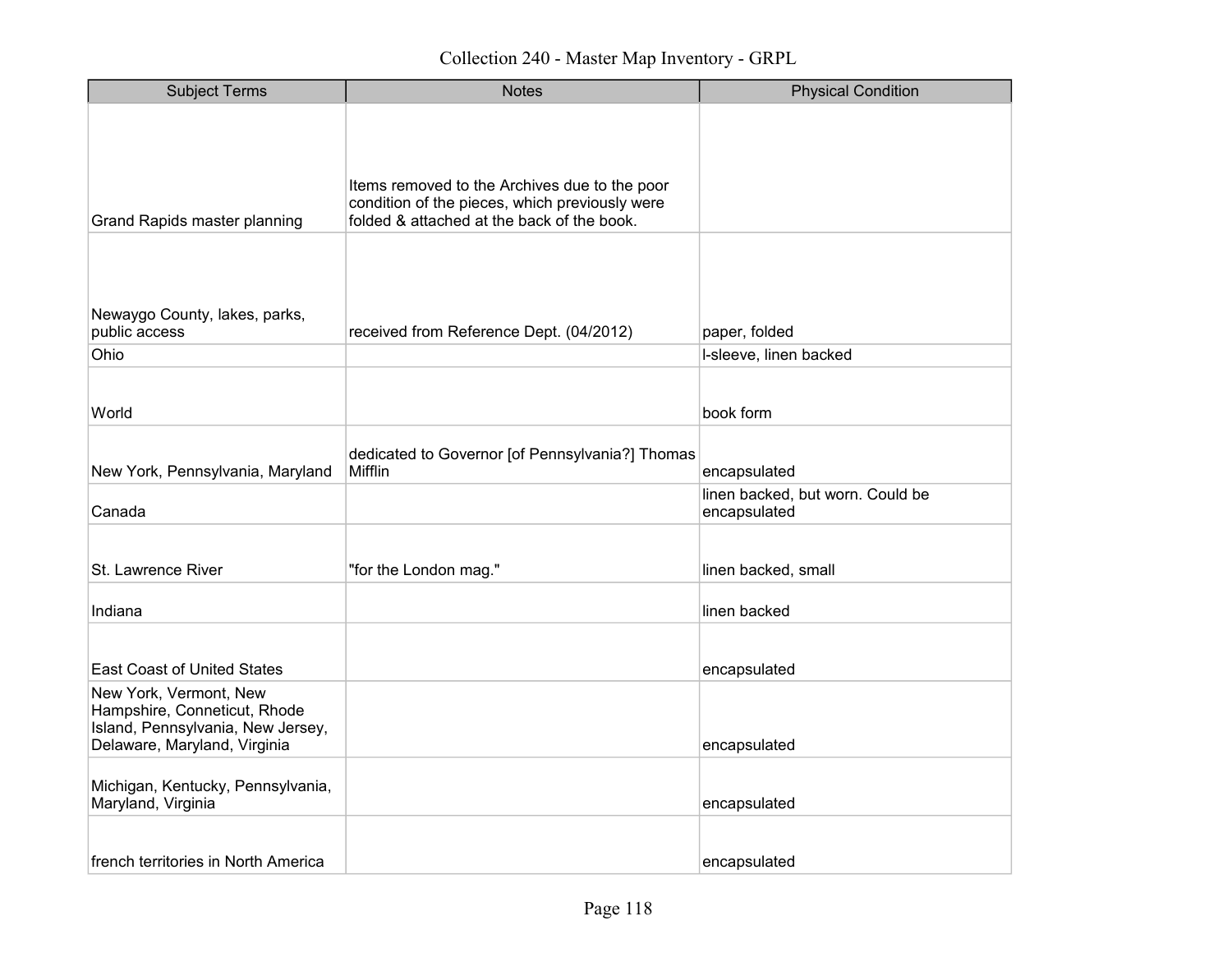# Collection 240 - Master Map Inventory - GRPL

| Subject Terms | Notes | Physical Condition |
|---|---|---|
| Grand Rapids master planning | Items removed to the Archives due to the poor condition of the pieces, which previously were folded & attached at the back of the book. | |
| Newaygo County, lakes, parks, public access | received from Reference Dept. (04/2012) | paper, folded |
| Ohio | | l-sleeve, linen backed |
| World | | book form |
| New York, Pennsylvania, Maryland | dedicated to Governor [of Pennsylvania?] Thomas Mifflin | encapsulated |
| Canada | | linen backed, but worn. Could be encapsulated |
| St. Lawrence River | "for the London mag." | linen backed, small |
| Indiana | | linen backed |
| East Coast of United States | | encapsulated |
| New York, Vermont, New Hampshire, Conneticut, Rhode Island, Pennsylvania, New Jersey, Delaware, Maryland, Virginia | | encapsulated |
| Michigan, Kentucky, Pennsylvania, Maryland, Virginia | | encapsulated |
| french territories in North America | | encapsulated |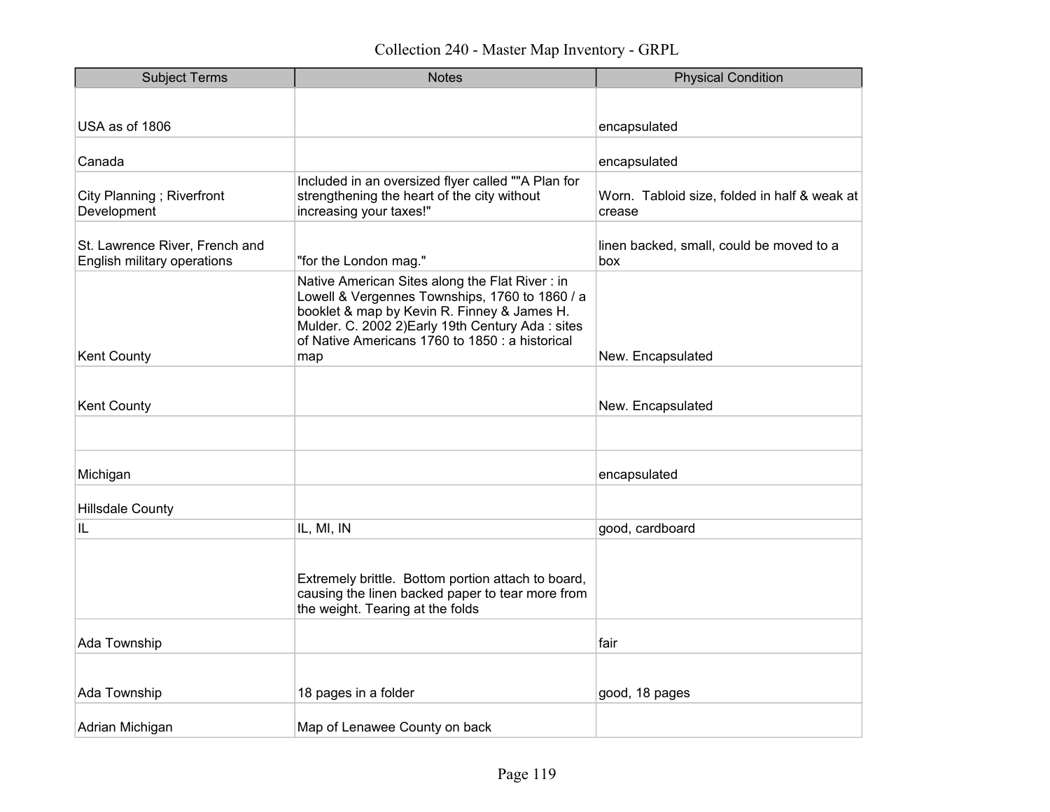# Collection 240 - Master Map Inventory - GRPL

| Subject Terms | Notes | Physical Condition |
|---|---|---|
| USA as of 1806 | | encapsulated |
| Canada | | encapsulated |
| City Planning ; Riverfront Development | Included in an oversized flyer called ""A Plan for strengthening the heart of the city without increasing your taxes!" | Worn. Tabloid size, folded in half & weak at crease |
| St. Lawrence River, French and English military operations | "for the London mag." | linen backed, small, could be moved to a box |
| Kent County | Native American Sites along the Flat River : in Lowell & Vergennes Townships, 1760 to 1860 / a booklet & map by Kevin R. Finney & James H. Mulder. C. 2002 2)Early 19th Century Ada : sites of Native Americans 1760 to 1850 : a historical map | New. Encapsulated |
| Kent County | | New. Encapsulated |
| | | |
| Michigan | | encapsulated |
| Hillsdale County | | |
| IL | IL, MI, IN | good, cardboard |
| | Extremely brittle. Bottom portion attach to board, causing the linen backed paper to tear more from the weight. Tearing at the folds | |
| Ada Township | | fair |
| Ada Township | 18 pages in a folder | good, 18 pages |
| Adrian Michigan | Map of Lenawee County on back | |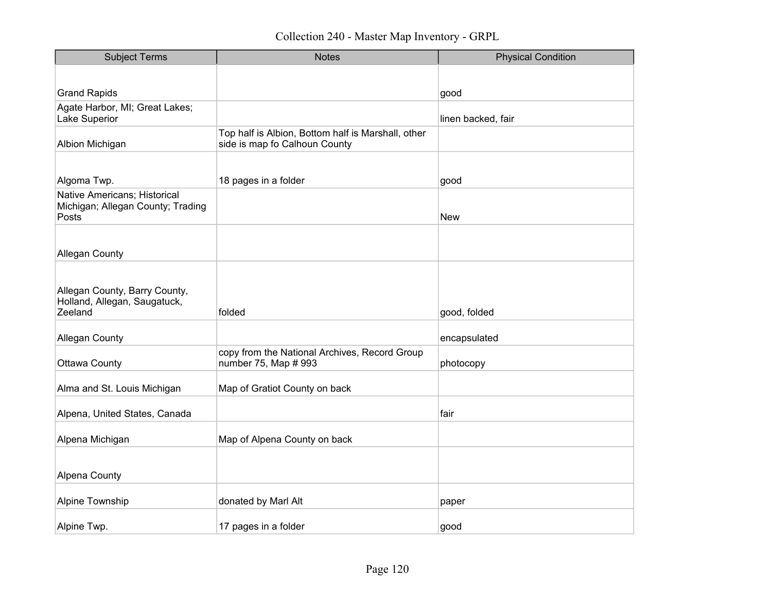# Collection 240 - Master Map Inventory - GRPL

| Subject Terms | Notes | Physical Condition |
|---|---|---|
| Grand Rapids | | good |
| Agate Harbor, MI; Great Lakes; Lake Superior | | linen backed, fair |
| Albion Michigan | Top half is Albion, Bottom half is Marshall, other side is map fo Calhoun County | |
| Algoma Twp. | 18 pages in a folder | good |
| Native Americans; Historical Michigan; Allegan County; Trading Posts | | New |
| Allegan County | | |
| Allegan County, Barry County, Holland, Allegan, Saugatuck, Zeeland | folded | good, folded |
| Allegan County | | encapsulated |
| Ottawa County | copy from the National Archives, Record Group number 75, Map # 993 | photocopy |
| Alma and St. Louis Michigan | Map of Gratiot County on back | |
| Alpena, United States, Canada | | fair |
| Alpena Michigan | Map of Alpena County on back | |
| Alpena County | | |
| Alpine Township | donated by Marl Alt | paper |
| Alpine Twp. | 17 pages in a folder | good |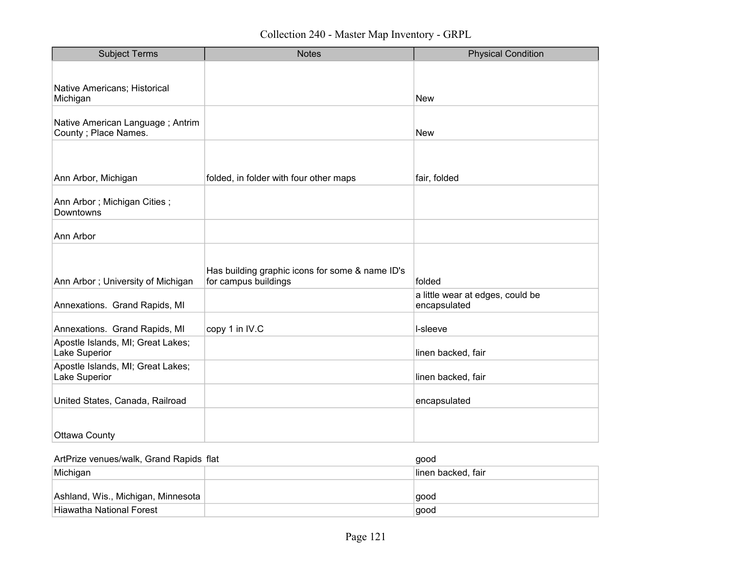Collection 240 - Master Map Inventory - GRPL

| Subject Terms | Notes | Physical Condition |
| --- | --- | --- |
| Native Americans; Historical Michigan | | New |
| Native American Language ; Antrim County ; Place Names. | | New |
| Ann Arbor, Michigan | folded, in folder with four other maps | fair, folded |
| Ann Arbor ; Michigan Cities ; Downtowns | | |
| Ann Arbor | | |
| Ann Arbor ; University of Michigan | Has building graphic icons for some & name ID's for campus buildings | folded |
| Annexations. Grand Rapids, MI | | a little wear at edges, could be encapsulated |
| Annexations. Grand Rapids, MI | copy 1 in IV.C | l-sleeve |
| Apostle Islands, MI; Great Lakes; Lake Superior | | linen backed, fair |
| Apostle Islands, MI; Great Lakes; Lake Superior | | linen backed, fair |
| United States, Canada, Railroad | | encapsulated |
| Ottawa County | | |
| ArtPrize venues/walk, Grand Rapids | flat | good |
| Michigan | | linen backed, fair |
| Ashland, Wis., Michigan, Minnesota | | good |
| Hiawatha National Forest | | good |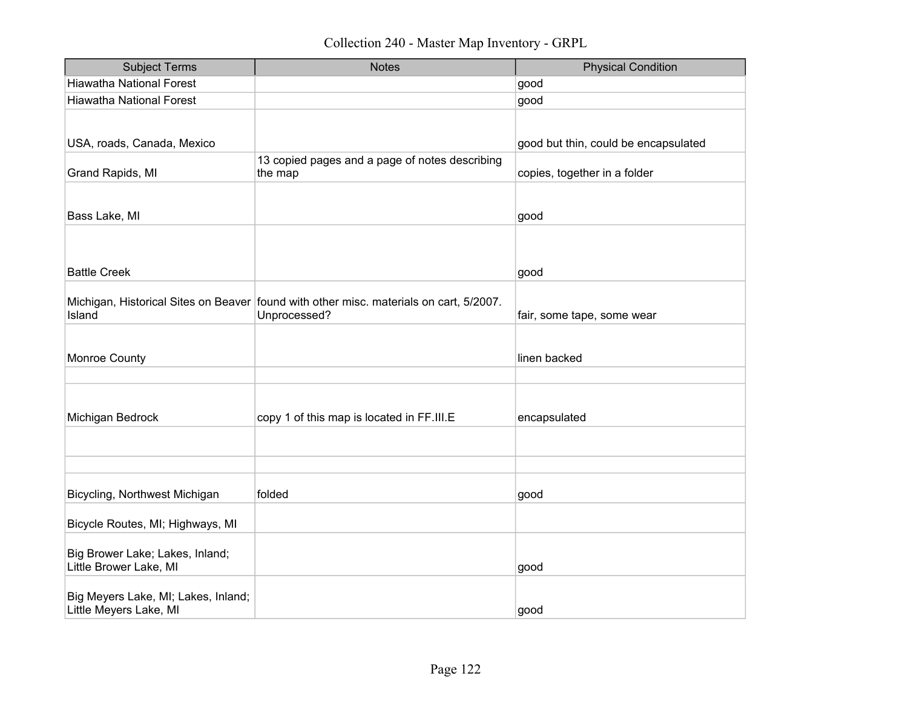| Subject Terms | Notes | Physical Condition |
| --- | --- | --- |
| Hiawatha National Forest | | good |
| Hiawatha National Forest | | good |
| USA, roads, Canada, Mexico | | good but thin, could be encapsulated |
| Grand Rapids, MI | 13 copied pages and a page of notes describing the map | copies, together in a folder |
| Bass Lake, MI | | good |
| Battle Creek | | good |
| Michigan, Historical Sites on Beaver Island | found with other misc. materials on cart, 5/2007. Unprocessed? | fair, some tape, some wear |
| Monroe County | | linen backed |
| | | |
| Michigan Bedrock | copy 1 of this map is located in FF.III.E | encapsulated |
| | | |
| | | |
| Bicycling, Northwest Michigan | folded | good |
| Bicycle Routes, MI; Highways, MI | | |
| Big Brower Lake; Lakes, Inland; Little Brower Lake, MI | | good |
| Big Meyers Lake, MI; Lakes, Inland; Little Meyers Lake, MI | | good |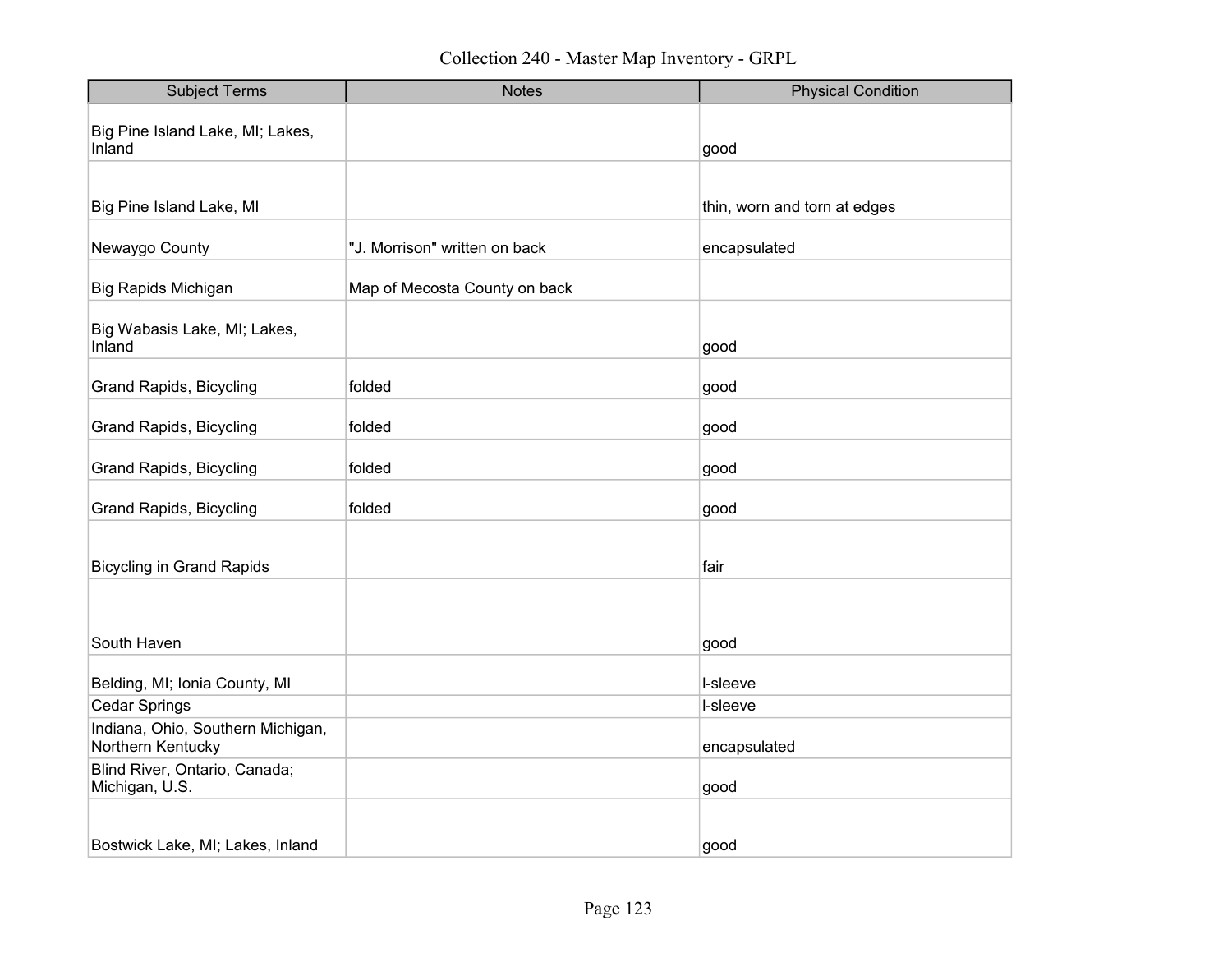| Subject Terms | Notes | Physical Condition |
|---|---|---|
| Big Pine Island Lake, MI; Lakes, Inland | | good |
| Big Pine Island Lake, MI | | thin, worn and torn at edges |
| Newaygo County | "J. Morrison" written on back | encapsulated |
| Big Rapids Michigan | Map of Mecosta County on back | |
| Big Wabasis Lake, MI; Lakes, Inland | | good |
| Grand Rapids, Bicycling | folded | good |
| Grand Rapids, Bicycling | folded | good |
| Grand Rapids, Bicycling | folded | good |
| Grand Rapids, Bicycling | folded | good |
| Bicycling in Grand Rapids | | fair |
| South Haven | | good |
| Belding, MI; Ionia County, MI | | l-sleeve |
| Cedar Springs | | l-sleeve |
| Indiana, Ohio, Southern Michigan, Northern Kentucky | | encapsulated |
| Blind River, Ontario, Canada; Michigan, U.S. | | good |
| Bostwick Lake, MI; Lakes, Inland | | good |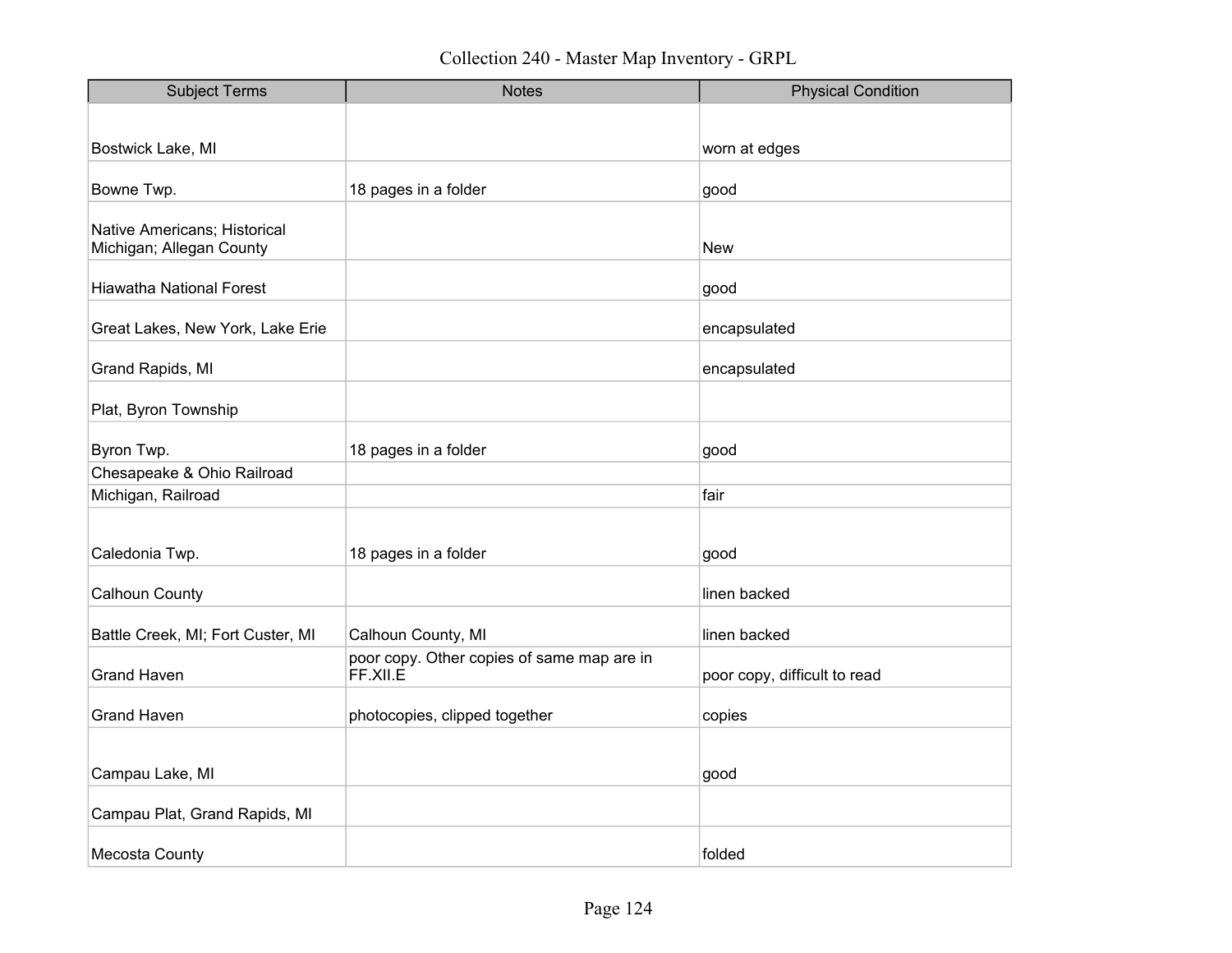| Subject Terms | Notes | Physical Condition |
|---|---|---|
| Bostwick Lake, MI | | worn at edges |
| Bowne Twp. | 18 pages in a folder | good |
| Native Americans; Historical Michigan; Allegan County | | New |
| Hiawatha National Forest | | good |
| Great Lakes, New York, Lake Erie | | encapsulated |
| Grand Rapids, MI | | encapsulated |
| Plat, Byron Township | | |
| Byron Twp. | 18 pages in a folder | good |
| Chesapeake & Ohio Railroad | | |
| Michigan, Railroad | | fair |
| Caledonia Twp. | 18 pages in a folder | good |
| Calhoun County | | linen backed |
| Battle Creek, MI; Fort Custer, MI | Calhoun County, MI | linen backed |
| Grand Haven | poor copy. Other copies of same map are in FF.XII.E | poor copy, difficult to read |
| Grand Haven | photocopies, clipped together | copies |
| Campau Lake, MI | | good |
| Campau Plat, Grand Rapids, MI | | |
| Mecosta County | | folded |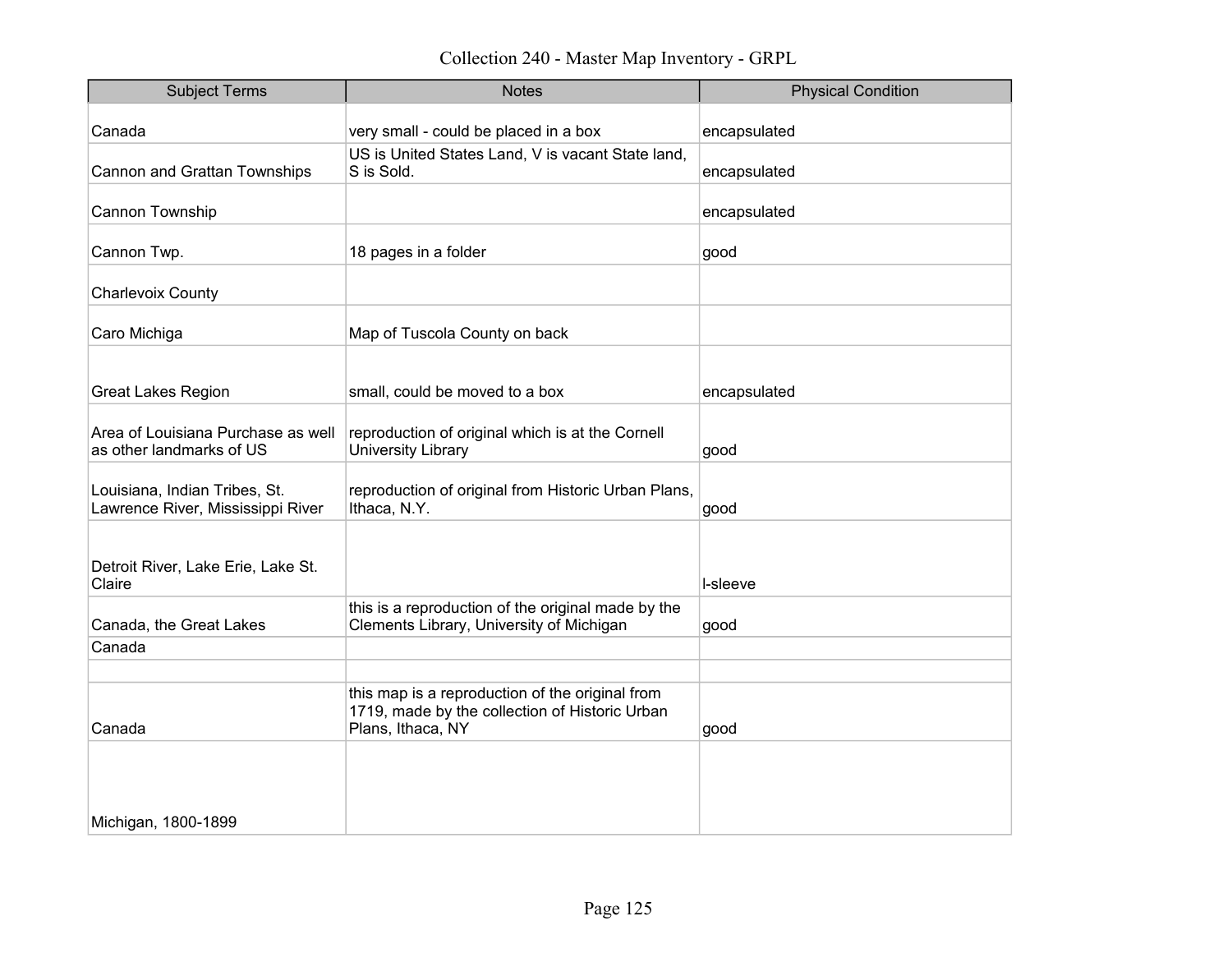# Collection 240 - Master Map Inventory - GRPL

| Subject Terms | Notes | Physical Condition |
|---|---|---|
| Canada | very small - could be placed in a box | encapsulated |
| Cannon and Grattan Townships | US is United States Land, V is vacant State land, S is Sold. | encapsulated |
| Cannon Township | | encapsulated |
| Cannon Twp. | 18 pages in a folder | good |
| Charlevoix County | | |
| Caro Michiga | Map of Tuscola County on back | |
| Great Lakes Region | small, could be moved to a box | encapsulated |
| Area of Louisiana Purchase as well as other landmarks of US | reproduction of original which is at the Cornell University Library | good |
| Louisiana, Indian Tribes, St. Lawrence River, Mississippi River | reproduction of original from Historic Urban Plans, Ithaca, N.Y. | good |
| Detroit River, Lake Erie, Lake St. Claire | | l-sleeve |
| Canada, the Great Lakes | this is a reproduction of the original made by the Clements Library, University of Michigan | good |
| Canada | | |
| | | |
| Canada | this map is a reproduction of the original from 1719, made by the collection of Historic Urban Plans, Ithaca, NY | good |
| Michigan, 1800-1899 | | |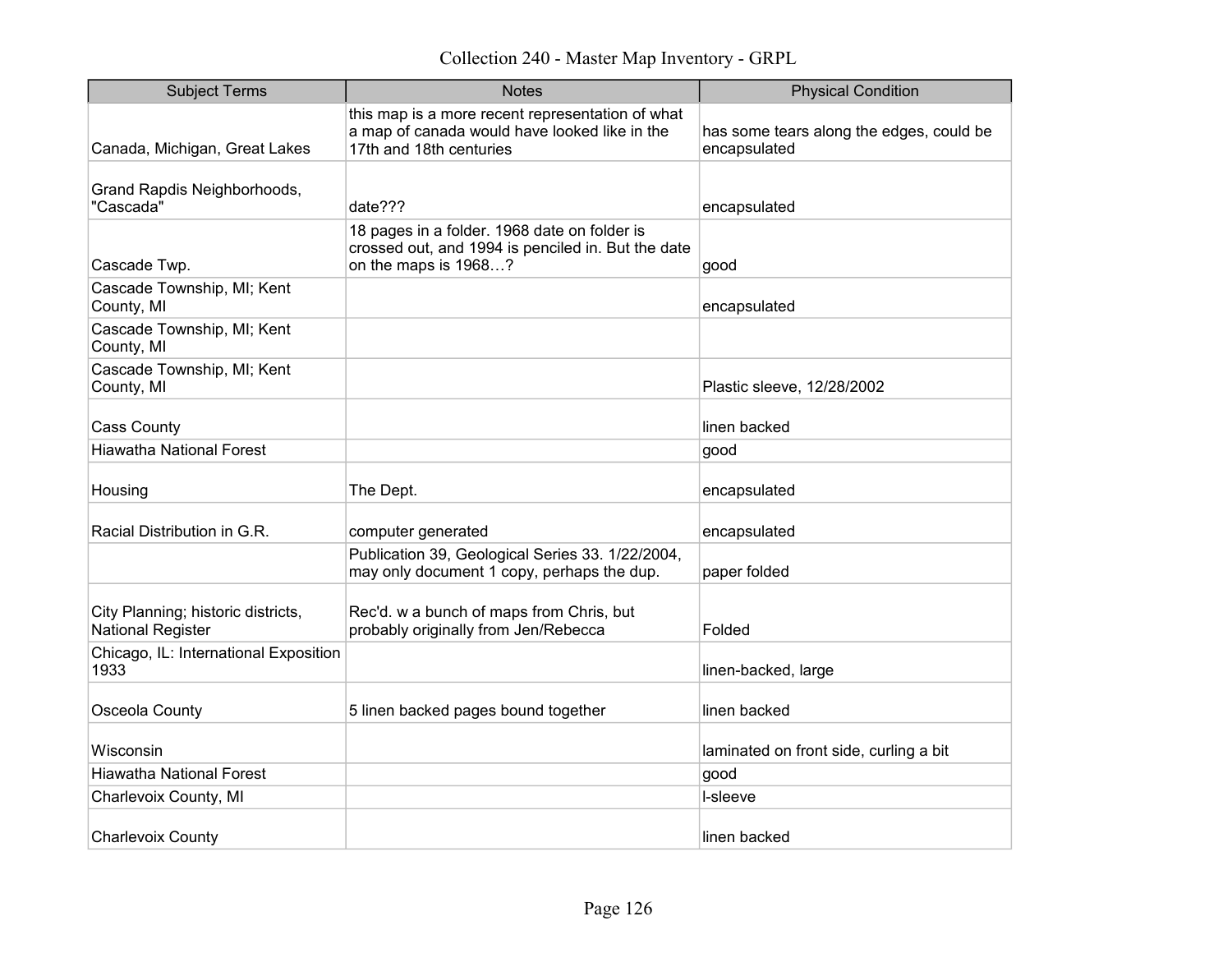# Collection 240 - Master Map Inventory - GRPL

| Subject Terms | Notes | Physical Condition |
|---|---|---|
| Canada, Michigan, Great Lakes | this map is a more recent representation of what a map of canada would have looked like in the 17th and 18th centuries | has some tears along the edges, could be encapsulated |
| Grand Rapdis Neighborhoods, "Cascada" | date??? | encapsulated |
| Cascade Twp. | 18 pages in a folder. 1968 date on folder is crossed out, and 1994 is penciled in. But the date on the maps is 1968…? | good |
| Cascade Township, MI; Kent County, MI | | encapsulated |
| Cascade Township, MI; Kent County, MI | | |
| Cascade Township, MI; Kent County, MI | | Plastic sleeve, 12/28/2002 |
| Cass County | | linen backed |
| Hiawatha National Forest | | good |
| Housing | The Dept. | encapsulated |
| Racial Distribution in G.R. | computer generated | encapsulated |
| | Publication 39, Geological Series 33. 1/22/2004, may only document 1 copy, perhaps the dup. | paper folded |
| City Planning; historic districts, National Register | Rec'd. w a bunch of maps from Chris, but probably originally from Jen/Rebecca | Folded |
| Chicago, IL: International Exposition 1933 | | linen-backed, large |
| Osceola County | 5 linen backed pages bound together | linen backed |
| Wisconsin | | laminated on front side, curling a bit |
| Hiawatha National Forest | | good |
| Charlevoix County, MI | | l-sleeve |
| Charlevoix County | | linen backed |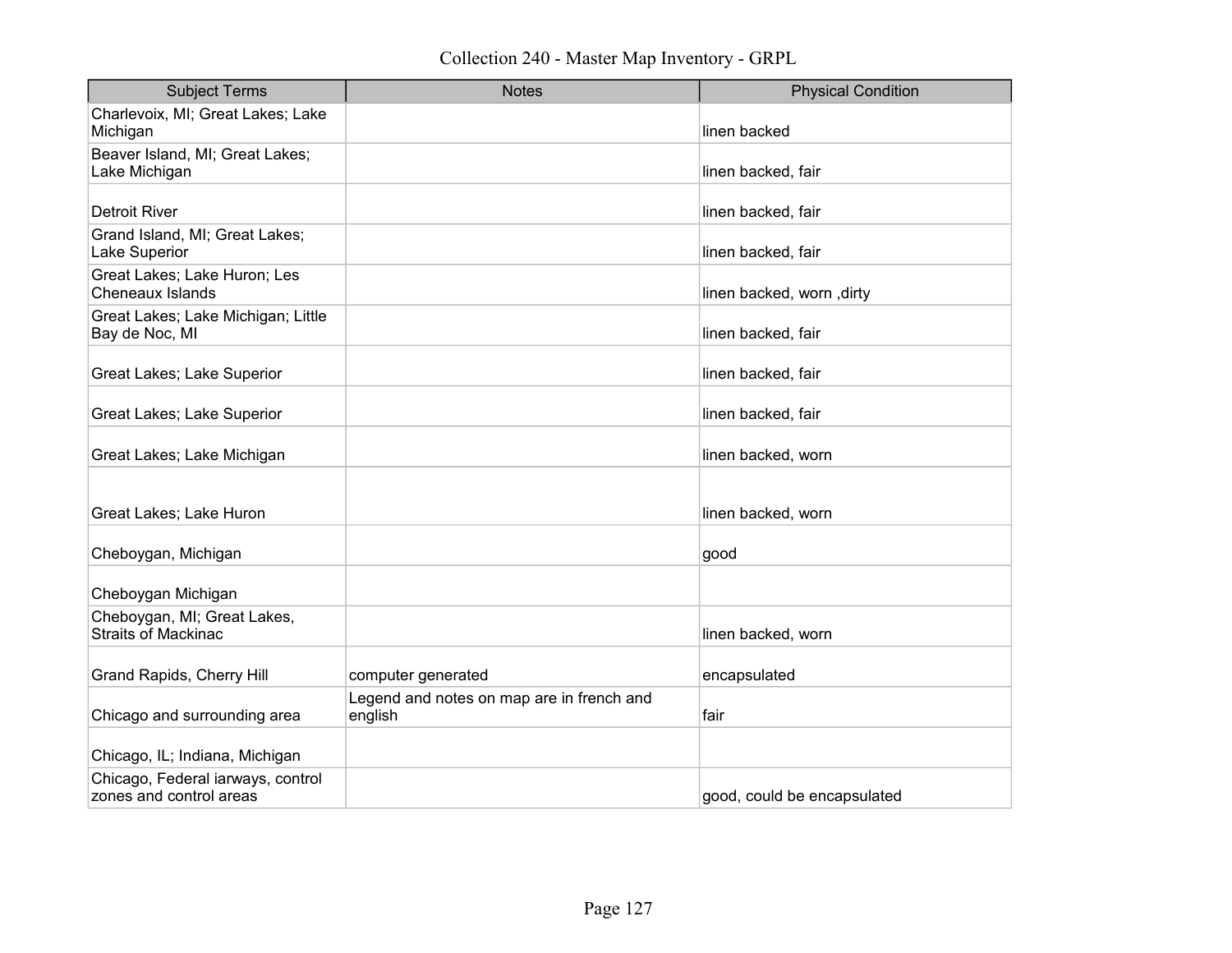Collection 240 - Master Map Inventory - GRPL

| Subject Terms | Notes | Physical Condition |
|---|---|---|
| Charlevoix, MI; Great Lakes; Lake Michigan | | linen backed |
| Beaver Island, MI; Great Lakes; Lake Michigan | | linen backed, fair |
| Detroit River | | linen backed, fair |
| Grand Island, MI; Great Lakes; Lake Superior | | linen backed, fair |
| Great Lakes; Lake Huron; Les Cheneaux Islands | | linen backed, worn ,dirty |
| Great Lakes; Lake Michigan; Little Bay de Noc, MI | | linen backed, fair |
| Great Lakes; Lake Superior | | linen backed, fair |
| Great Lakes; Lake Superior | | linen backed, fair |
| Great Lakes; Lake Michigan | | linen backed, worn |
| Great Lakes; Lake Huron | | linen backed, worn |
| Cheboygan, Michigan | | good |
| Cheboygan Michigan | | |
| Cheboygan, MI; Great Lakes, Straits of Mackinac | | linen backed, worn |
| Grand Rapids, Cherry Hill | computer generated | encapsulated |
| Chicago and surrounding area | Legend and notes on map are in french and english | fair |
| Chicago, IL; Indiana, Michigan | | |
| Chicago, Federal iarways, control zones and control areas | | good, could be encapsulated |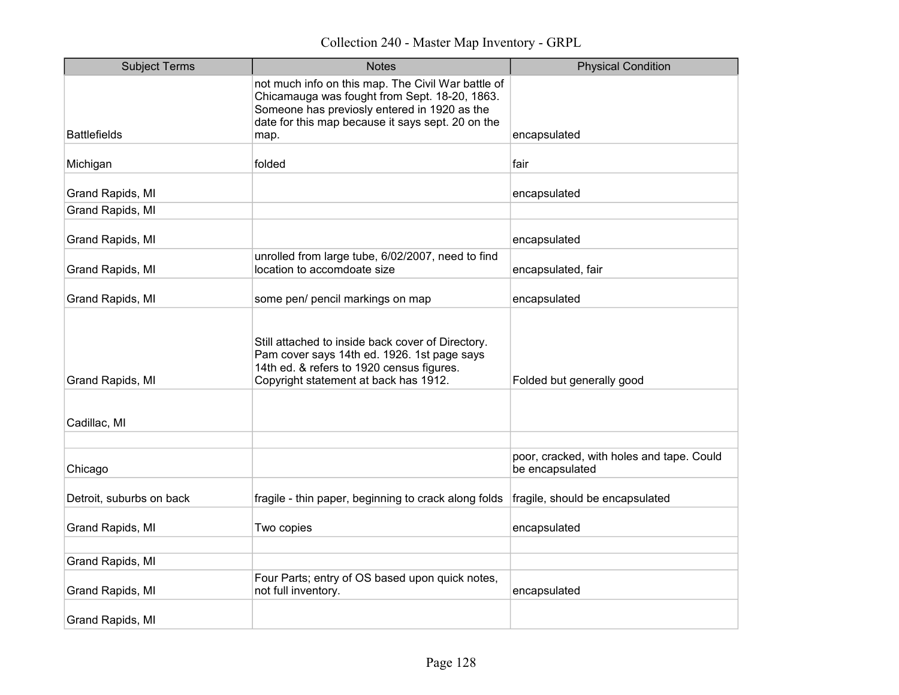Collection 240 - Master Map Inventory - GRPL

| Subject Terms | Notes | Physical Condition |
| --- | --- | --- |
| Battlefields | not much info on this map. The Civil War battle of Chicamauga was fought from Sept. 18-20, 1863. Someone has previosly entered in 1920 as the date for this map because it says sept. 20 on the map. | encapsulated |
| Michigan | folded | fair |
| Grand Rapids, MI | | encapsulated |
| Grand Rapids, MI | | |
| Grand Rapids, MI | | encapsulated |
| Grand Rapids, MI | unrolled from large tube, 6/02/2007, need to find location to accomdoate size | encapsulated, fair |
| Grand Rapids, MI | some pen/ pencil markings on map | encapsulated |
| Grand Rapids, MI | Still attached to inside back cover of Directory. Pam cover says 14th ed. 1926. 1st page says 14th ed. & refers to 1920 census figures. Copyright statement at back has 1912. | Folded but generally good |
| Cadillac, MI | | |
| | | |
| Chicago | | poor, cracked, with holes and tape. Could be encapsulated |
| Detroit, suburbs on back | fragile - thin paper, beginning to crack along folds | fragile, should be encapsulated |
| Grand Rapids, MI | Two copies | encapsulated |
| | | |
| Grand Rapids, MI | | |
| Grand Rapids, MI | Four Parts; entry of OS based upon quick notes, not full inventory. | encapsulated |
| Grand Rapids, MI | | |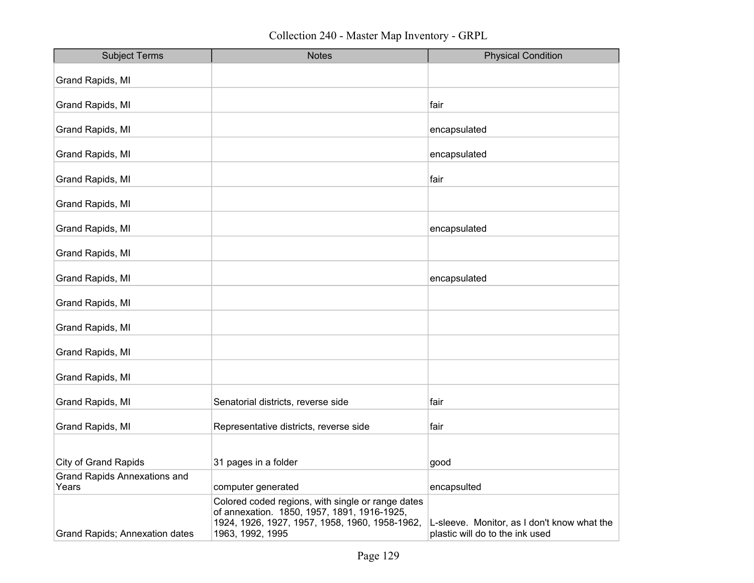| Subject Terms | Notes | Physical Condition |
|---|---|---|
| Grand Rapids, MI | | |
| Grand Rapids, MI | | fair |
| Grand Rapids, MI | | encapsulated |
| Grand Rapids, MI | | encapsulated |
| Grand Rapids, MI | | fair |
| Grand Rapids, MI | | |
| Grand Rapids, MI | | encapsulated |
| Grand Rapids, MI | | |
| Grand Rapids, MI | | encapsulated |
| Grand Rapids, MI | | |
| Grand Rapids, MI | | |
| Grand Rapids, MI | | |
| Grand Rapids, MI | | |
| Grand Rapids, MI | Senatorial districts, reverse side | fair |
| Grand Rapids, MI | Representative districts, reverse side | fair |
| City of Grand Rapids | 31 pages in a folder | good |
| Grand Rapids Annexations and Years | computer generated | encapsulted |
| Grand Rapids; Annexation dates | Colored coded regions, with single or range dates of annexation. 1850, 1957, 1891, 1916-1925, 1924, 1926, 1927, 1957, 1958, 1960, 1958-1962, 1963, 1992, 1995 | L-sleeve. Monitor, as I don't know what the plastic will do to the ink used |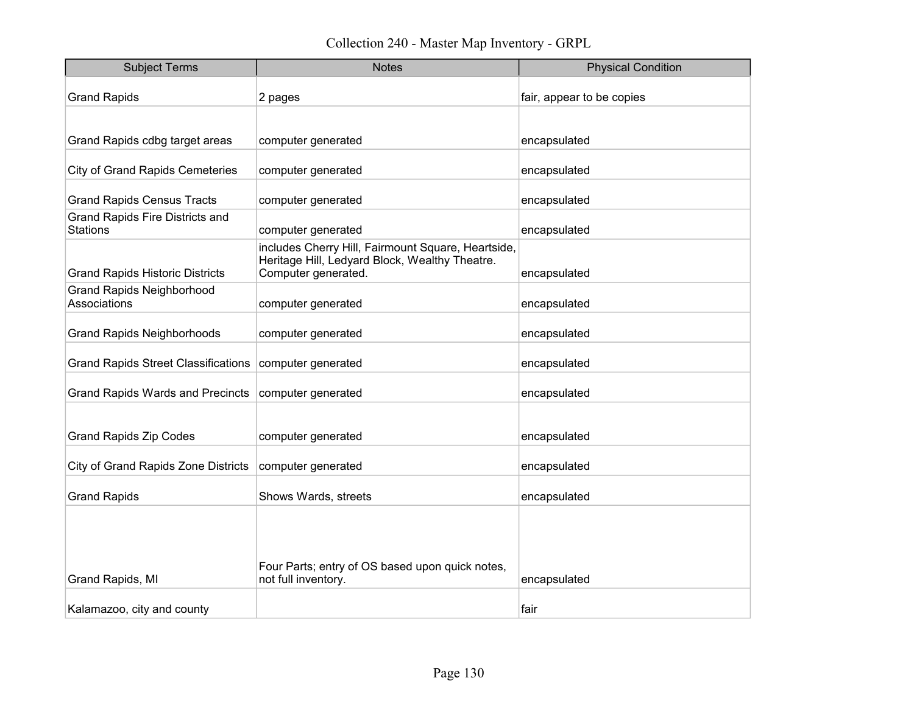# Collection 240 - Master Map Inventory - GRPL

| Subject Terms | Notes | Physical Condition |
| --- | --- | --- |
| Grand Rapids | 2 pages | fair, appear to be copies |
| Grand Rapids cdbg target areas | computer generated | encapsulated |
| City of Grand Rapids Cemeteries | computer generated | encapsulated |
| Grand Rapids Census Tracts | computer generated | encapsulated |
| Grand Rapids Fire Districts and Stations | computer generated | encapsulated |
| Grand Rapids Historic Districts | includes Cherry Hill, Fairmount Square, Heartside, Heritage Hill, Ledyard Block, Wealthy Theatre. Computer generated. | encapsulated |
| Grand Rapids Neighborhood Associations | computer generated | encapsulated |
| Grand Rapids Neighborhoods | computer generated | encapsulated |
| Grand Rapids Street Classifications | computer generated | encapsulated |
| Grand Rapids Wards and Precincts | computer generated | encapsulated |
| Grand Rapids Zip Codes | computer generated | encapsulated |
| City of Grand Rapids Zone Districts | computer generated | encapsulated |
| Grand Rapids | Shows Wards, streets | encapsulated |
| Grand Rapids, MI | Four Parts; entry of OS based upon quick notes, not full inventory. | encapsulated |
| Kalamazoo, city and county | | fair |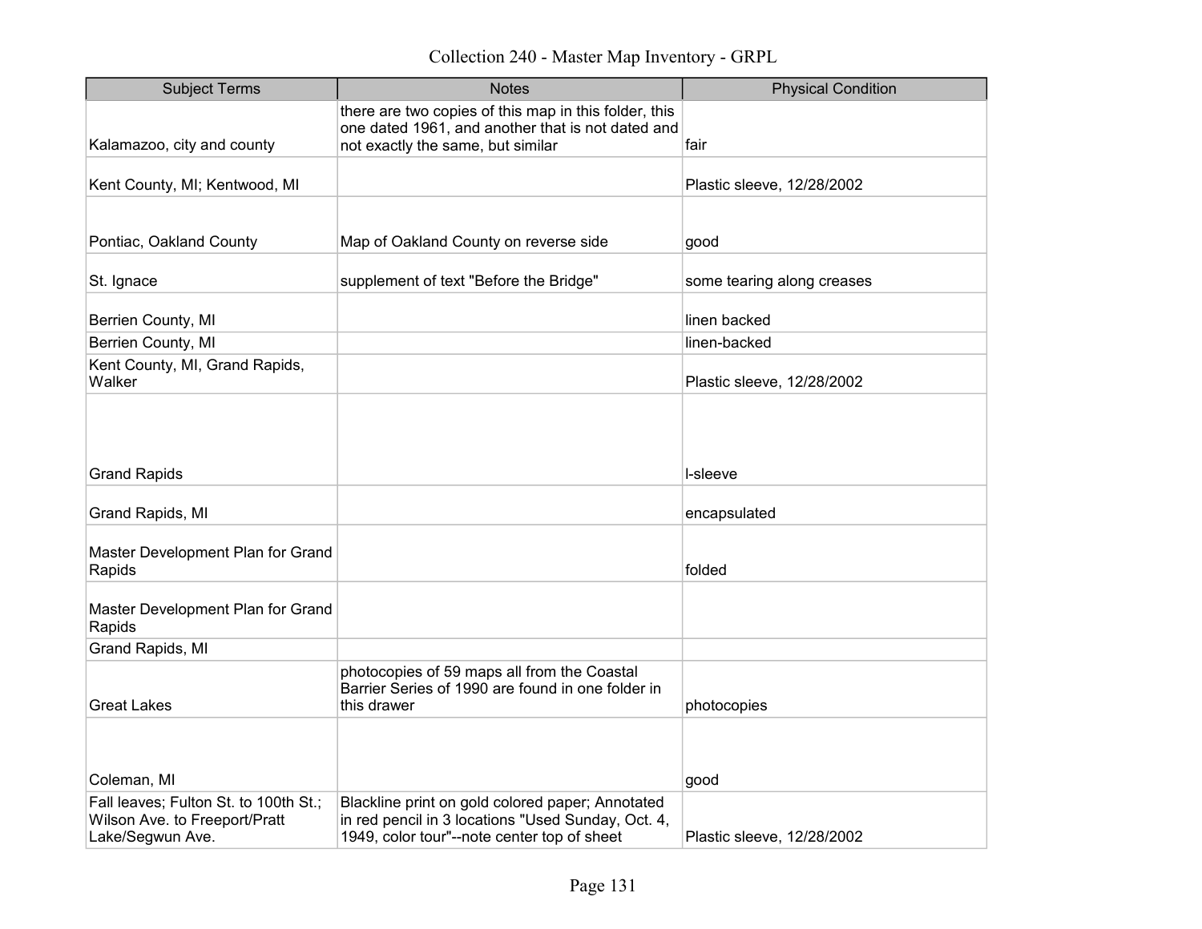| Subject Terms | Notes | Physical Condition |
|---|---|---|
| Kalamazoo, city and county | there are two copies of this map in this folder, this one dated 1961, and another that is not dated and not exactly the same, but similar | fair |
| Kent County, MI; Kentwood, MI | | Plastic sleeve, 12/28/2002 |
| Pontiac, Oakland County | Map of Oakland County on reverse side | good |
| St. Ignace | supplement of text "Before the Bridge" | some tearing along creases |
| Berrien County, MI | | linen backed |
| Berrien County, MI | | linen-backed |
| Kent County, MI, Grand Rapids, Walker | | Plastic sleeve, 12/28/2002 |
| Grand Rapids | | l-sleeve |
| Grand Rapids, MI | | encapsulated |
| Master Development Plan for Grand Rapids | | folded |
| Master Development Plan for Grand Rapids | | |
| Grand Rapids, MI | | |
| Great Lakes | photocopies of 59 maps all from the Coastal Barrier Series of 1990 are found in one folder in this drawer | photocopies |
| Coleman, MI | | good |
| Fall leaves; Fulton St. to 100th St.; Wilson Ave. to Freeport/Pratt Lake/Segwun Ave. | Blackline print on gold colored paper; Annotated in red pencil in 3 locations "Used Sunday, Oct. 4, 1949, color tour"--note center top of sheet | Plastic sleeve, 12/28/2002 |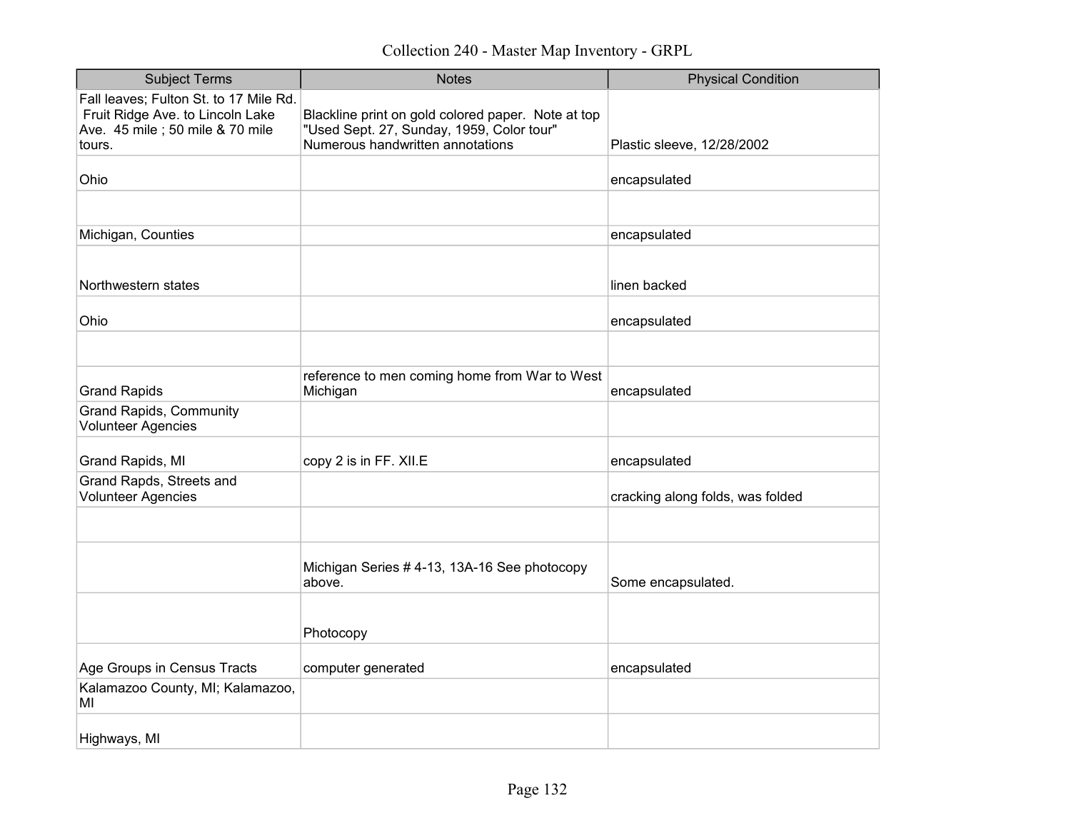# Collection 240 - Master Map Inventory - GRPL

| Subject Terms | Notes | Physical Condition |
| --- | --- | --- |
| Fall leaves; Fulton St. to 17 Mile Rd. Fruit Ridge Ave. to Lincoln Lake Ave. 45 mile ; 50 mile & 70 mile tours. | Blackline print on gold colored paper. Note at top "Used Sept. 27, Sunday, 1959, Color tour" Numerous handwritten annotations | Plastic sleeve, 12/28/2002 |
| Ohio | | encapsulated |
| | | |
| Michigan, Counties | | encapsulated |
| Northwestern states | | linen backed |
| Ohio | | encapsulated |
| | | |
| Grand Rapids | reference to men coming home from War to West Michigan | encapsulated |
| Grand Rapids, Community Volunteer Agencies | | |
| Grand Rapids, MI | copy 2 is in FF. XII.E | encapsulated |
| Grand Rapds, Streets and Volunteer Agencies | | cracking along folds, was folded |
| | | |
| | Michigan Series # 4-13, 13A-16 See photocopy above. | Some encapsulated. |
| | Photocopy | |
| Age Groups in Census Tracts | computer generated | encapsulated |
| Kalamazoo County, MI; Kalamazoo, MI | | |
| Highways, MI | | |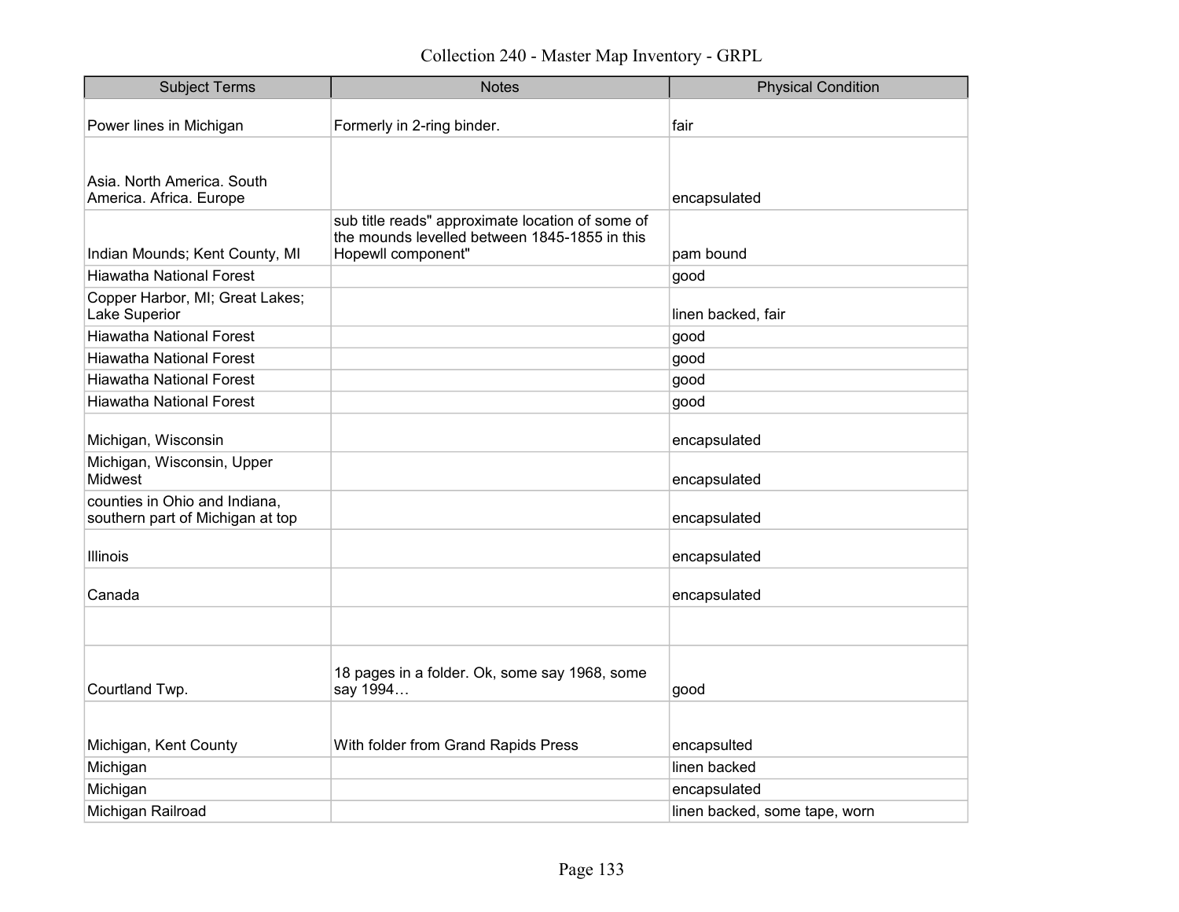| Subject Terms | Notes | Physical Condition |
|---|---|---|
| Power lines in Michigan | Formerly in 2-ring binder. | fair |
| Asia. North America. South America. Africa. Europe | | encapsulated |
| Indian Mounds; Kent County, MI | sub title reads" approximate location of some of the mounds levelled between 1845-1855 in this Hopewll component" | pam bound |
| Hiawatha National Forest | | good |
| Copper Harbor, MI; Great Lakes; Lake Superior | | linen backed, fair |
| Hiawatha National Forest | | good |
| Hiawatha National Forest | | good |
| Hiawatha National Forest | | good |
| Hiawatha National Forest | | good |
| Michigan, Wisconsin | | encapsulated |
| Michigan, Wisconsin, Upper Midwest | | encapsulated |
| counties in Ohio and Indiana, southern part of Michigan at top | | encapsulated |
| Illinois | | encapsulated |
| Canada | | encapsulated |
| | | |
| Courtland Twp. | 18 pages in a folder. Ok, some say 1968, some say 1994… | good |
| Michigan, Kent County | With folder from Grand Rapids Press | encapsulted |
| Michigan | | linen backed |
| Michigan | | encapsulated |
| Michigan Railroad | | linen backed, some tape, worn |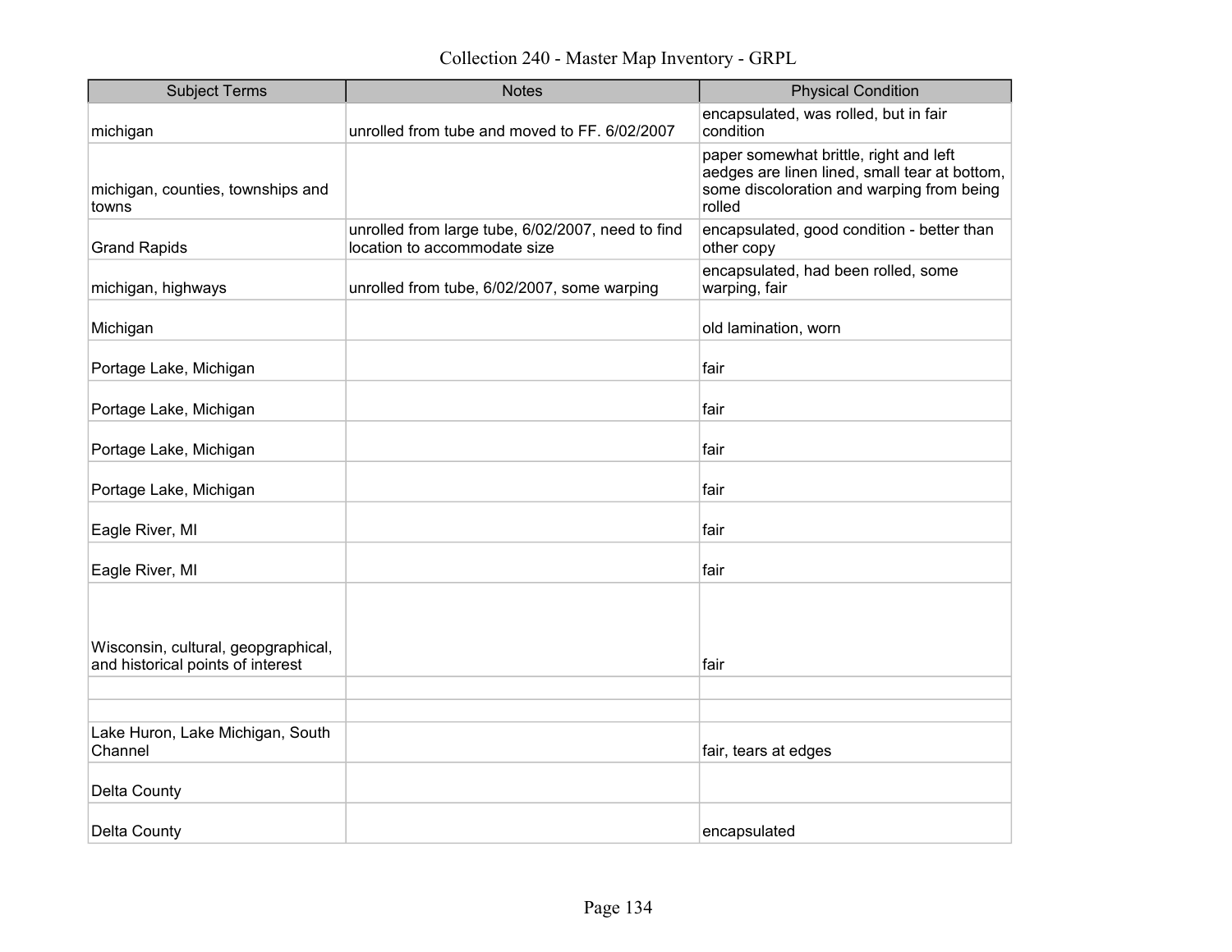Collection 240 - Master Map Inventory - GRPL

| Subject Terms | Notes | Physical Condition |
|---|---|---|
| michigan | unrolled from tube and moved to FF. 6/02/2007 | encapsulated, was rolled, but in fair condition |
| michigan, counties, townships and towns | | paper somewhat brittle, right and left aedges are linen lined, small tear at bottom, some discoloration and warping from being rolled |
| Grand Rapids | unrolled from large tube, 6/02/2007, need to find location to accommodate size | encapsulated, good condition - better than other copy |
| michigan, highways | unrolled from tube, 6/02/2007, some warping | encapsulated, had been rolled, some warping, fair |
| Michigan | | old lamination, worn |
| Portage Lake, Michigan | | fair |
| Portage Lake, Michigan | | fair |
| Portage Lake, Michigan | | fair |
| Portage Lake, Michigan | | fair |
| Eagle River, MI | | fair |
| Eagle River, MI | | fair |
| Wisconsin, cultural, geopgraphical, and historical points of interest | | fair |
| | | |
| | | |
| Lake Huron, Lake Michigan, South Channel | | fair, tears at edges |
| Delta County | | |
| Delta County | | encapsulated |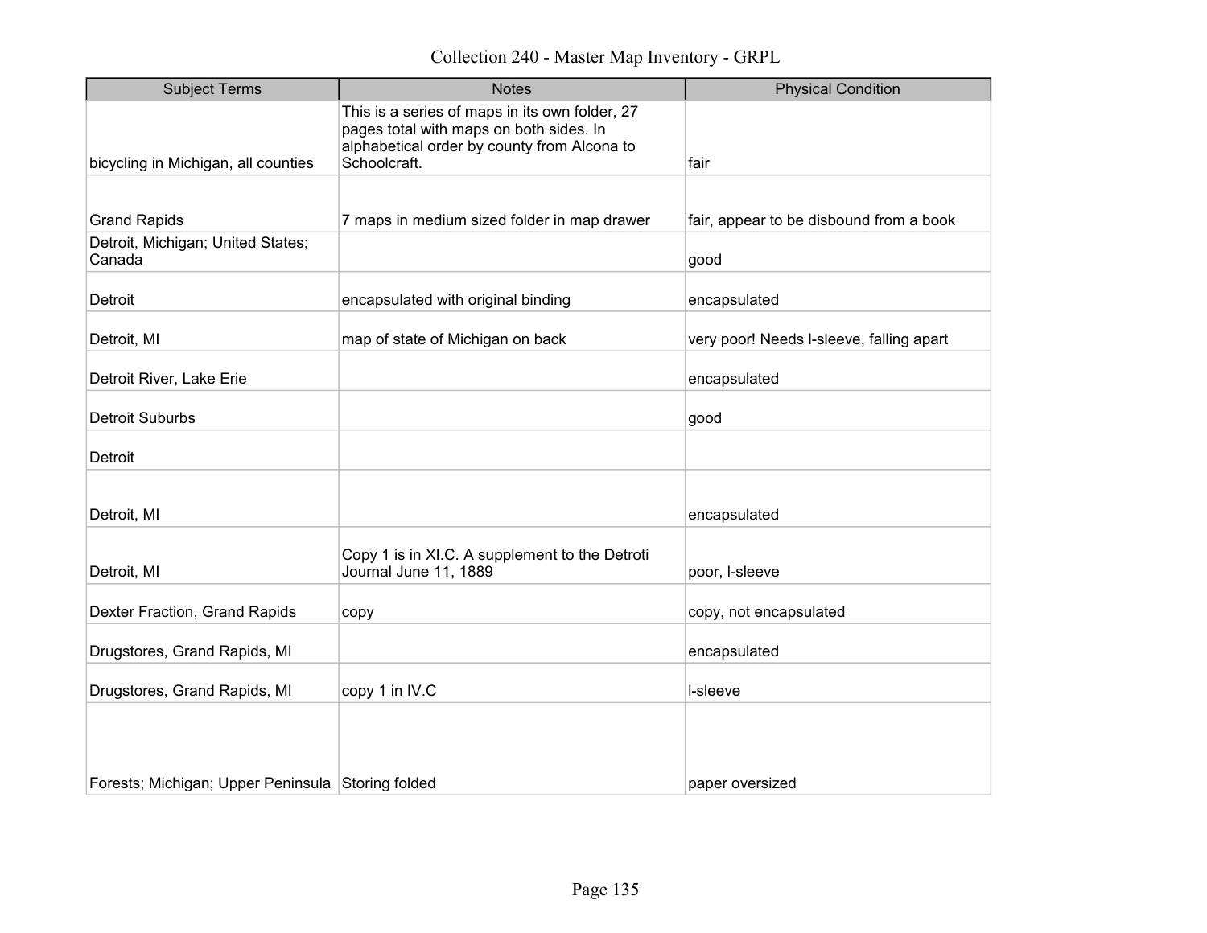# Collection 240 - Master Map Inventory - GRPL

| Subject Terms | Notes | Physical Condition |
|---|---|---|
| bicycling in Michigan, all counties | This is a series of maps in its own folder, 27 pages total with maps on both sides. In alphabetical order by county from Alcona to Schoolcraft. | fair |
| Grand Rapids | 7 maps in medium sized folder in map drawer | fair, appear to be disbound from a book |
| Detroit, Michigan; United States; Canada | | good |
| Detroit | encapsulated with original binding | encapsulated |
| Detroit, MI | map of state of Michigan on back | very poor! Needs l-sleeve, falling apart |
| Detroit River, Lake Erie | | encapsulated |
| Detroit Suburbs | | good |
| Detroit | | |
| Detroit, MI | | encapsulated |
| Detroit, MI | Copy 1 is in XI.C. A supplement to the Detroti Journal June 11, 1889 | poor, l-sleeve |
| Dexter Fraction, Grand Rapids | copy | copy, not encapsulated |
| Drugstores, Grand Rapids, MI | | encapsulated |
| Drugstores, Grand Rapids, MI | copy 1 in IV.C | l-sleeve |
| Forests; Michigan; Upper Peninsula | Storing folded | paper oversized |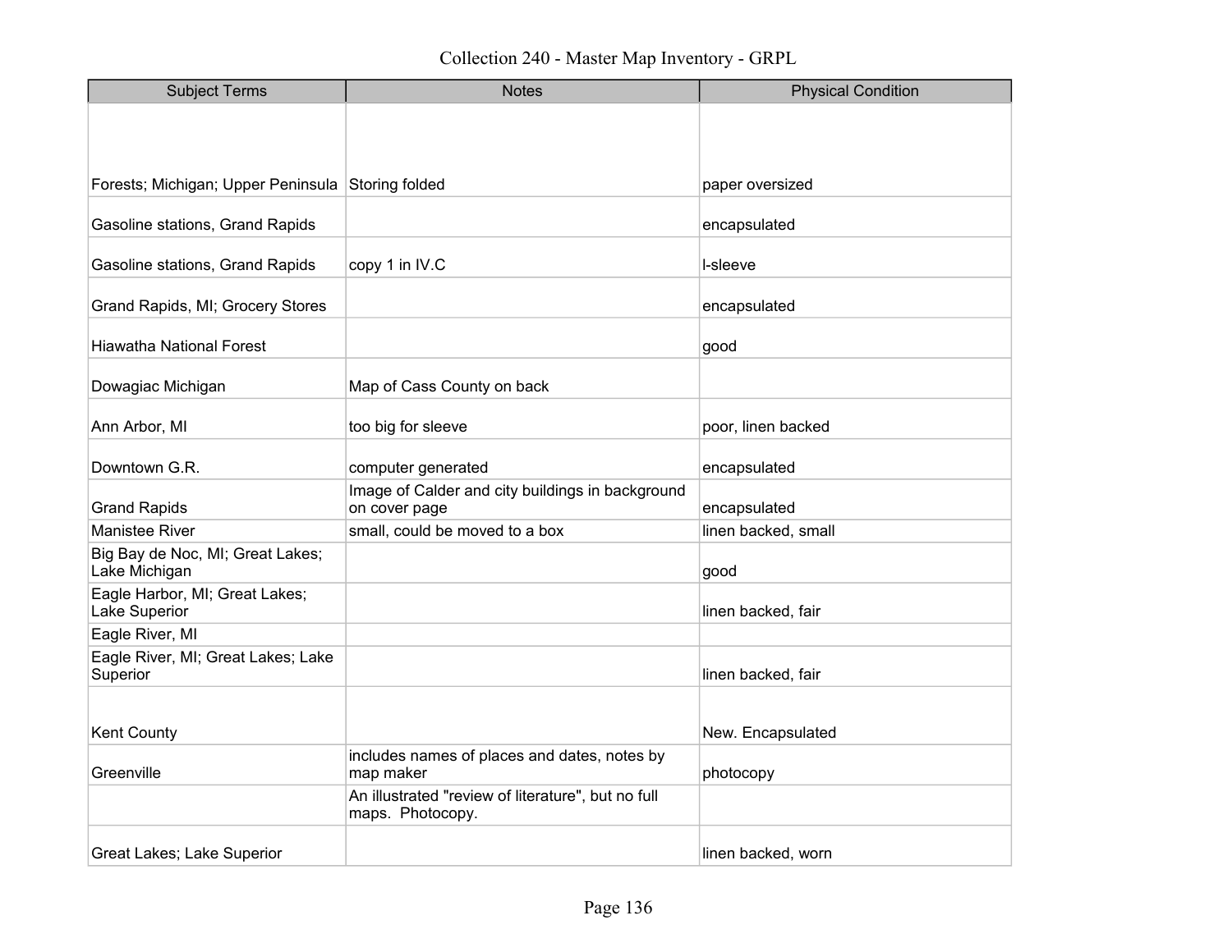# Collection 240 - Master Map Inventory - GRPL

| Subject Terms | Notes | Physical Condition |
|---|---|---|
| Forests; Michigan; Upper Peninsula | Storing folded | paper oversized |
| Gasoline stations, Grand Rapids | | encapsulated |
| Gasoline stations, Grand Rapids | copy 1 in IV.C | l-sleeve |
| Grand Rapids, MI; Grocery Stores | | encapsulated |
| Hiawatha National Forest | | good |
| Dowagiac Michigan | Map of Cass County on back | |
| Ann Arbor, MI | too big for sleeve | poor, linen backed |
| Downtown G.R. | computer generated | encapsulated |
| Grand Rapids | Image of Calder and city buildings in background on cover page | encapsulated |
| Manistee River | small, could be moved to a box | linen backed, small |
| Big Bay de Noc, MI; Great Lakes; Lake Michigan | | good |
| Eagle Harbor, MI; Great Lakes; Lake Superior | | linen backed, fair |
| Eagle River, MI | | |
| Eagle River, MI; Great Lakes; Lake Superior | | linen backed, fair |
| Kent County | | New. Encapsulated |
| Greenville | includes names of places and dates, notes by map maker | photocopy |
| | An illustrated "review of literature", but no full maps. Photocopy. | |
| Great Lakes; Lake Superior | | linen backed, worn |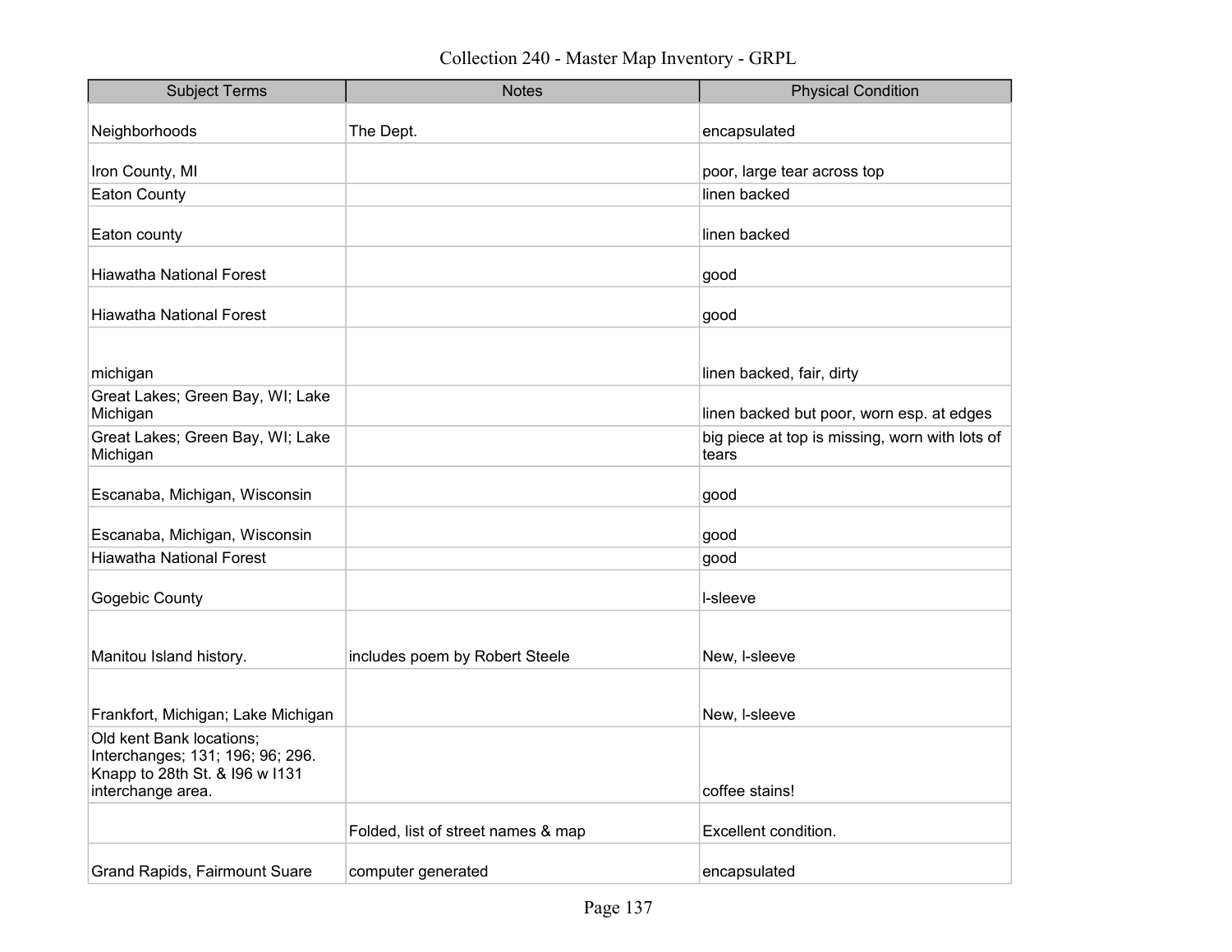# Collection 240 - Master Map Inventory - GRPL

| Subject Terms | Notes | Physical Condition |
|---|---|---|
| Neighborhoods | The Dept. | encapsulated |
| Iron County, MI | | poor, large tear across top |
| Eaton County | | linen backed |
| Eaton county | | linen backed |
| Hiawatha National Forest | | good |
| Hiawatha National Forest | | good |
| michigan | | linen backed, fair, dirty |
| Great Lakes; Green Bay, WI; Lake Michigan | | linen backed but poor, worn esp. at edges |
| Great Lakes; Green Bay, WI; Lake Michigan | | big piece at top is missing, worn with lots of tears |
| Escanaba, Michigan, Wisconsin | | good |
| Escanaba, Michigan, Wisconsin | | good |
| Hiawatha National Forest | | good |
| Gogebic County | | l-sleeve |
| Manitou Island history. | includes poem by Robert Steele | New, l-sleeve |
| Frankfort, Michigan; Lake Michigan | | New, l-sleeve |
| Old kent Bank locations; Interchanges; 131; 196; 96; 296. Knapp to 28th St. & I96 w I131 interchange area. | | coffee stains! |
| | Folded, list of street names & map | Excellent condition. |
| Grand Rapids, Fairmount Suare | computer generated | encapsulated |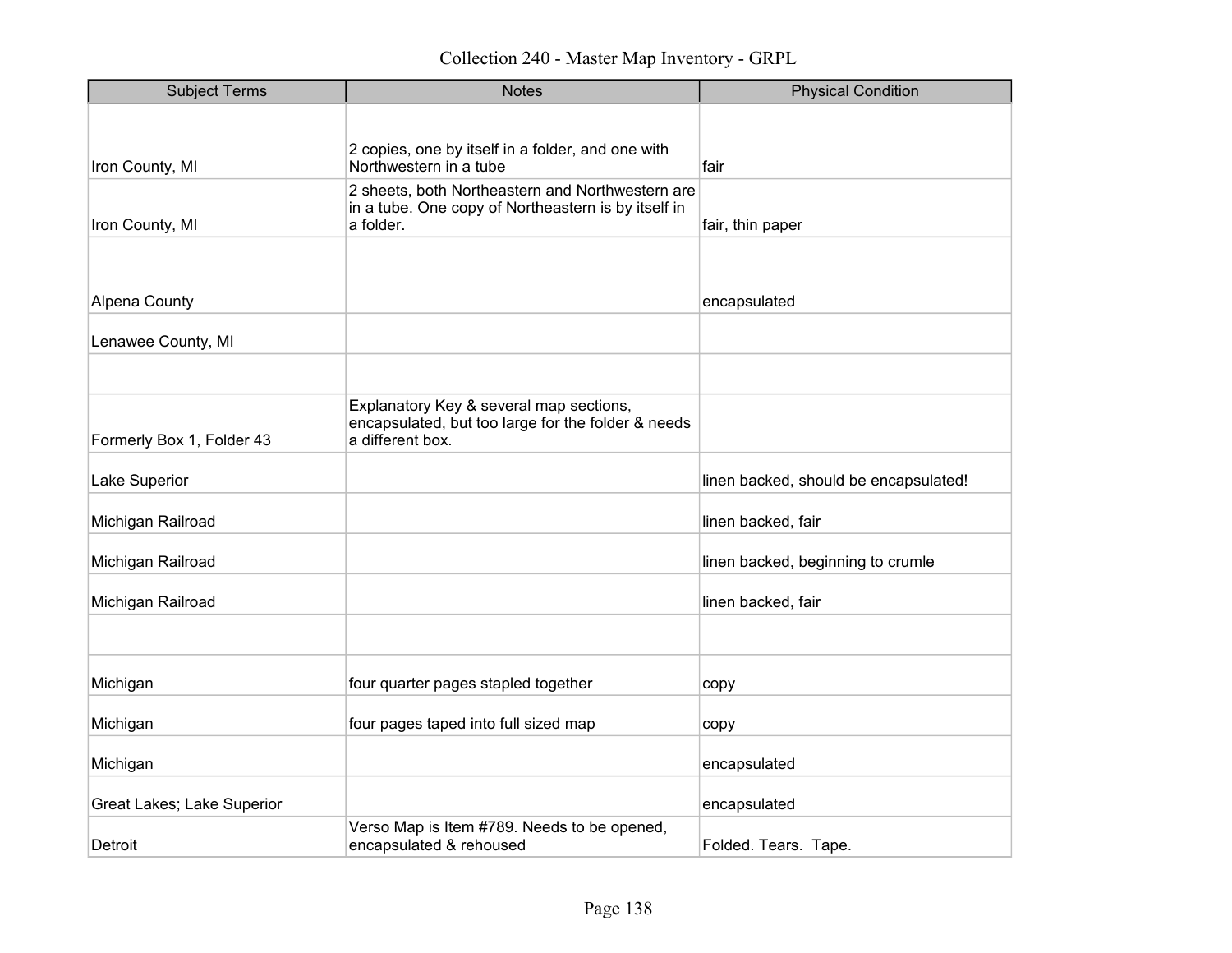# Collection 240 - Master Map Inventory - GRPL

| Subject Terms | Notes | Physical Condition |
|---|---|---|
| Iron County, MI | 2 copies, one by itself in a folder, and one with Northwestern in a tube | fair |
| Iron County, MI | 2 sheets, both Northeastern and Northwestern are in a tube. One copy of Northeastern is by itself in a folder. | fair, thin paper |
| Alpena County | | encapsulated |
| Lenawee County, MI | | |
| | | |
| Formerly Box 1, Folder 43 | Explanatory Key & several map sections, encapsulated, but too large for the folder & needs a different box. | |
| Lake Superior | | linen backed, should be encapsulated! |
| Michigan Railroad | | linen backed, fair |
| Michigan Railroad | | linen backed, beginning to crumle |
| Michigan Railroad | | linen backed, fair |
| | | |
| Michigan | four quarter pages stapled together | copy |
| Michigan | four pages taped into full sized map | copy |
| Michigan | | encapsulated |
| Great Lakes; Lake Superior | | encapsulated |
| Detroit | Verso Map is Item #789. Needs to be opened, encapsulated & rehoused | Folded. Tears. Tape. |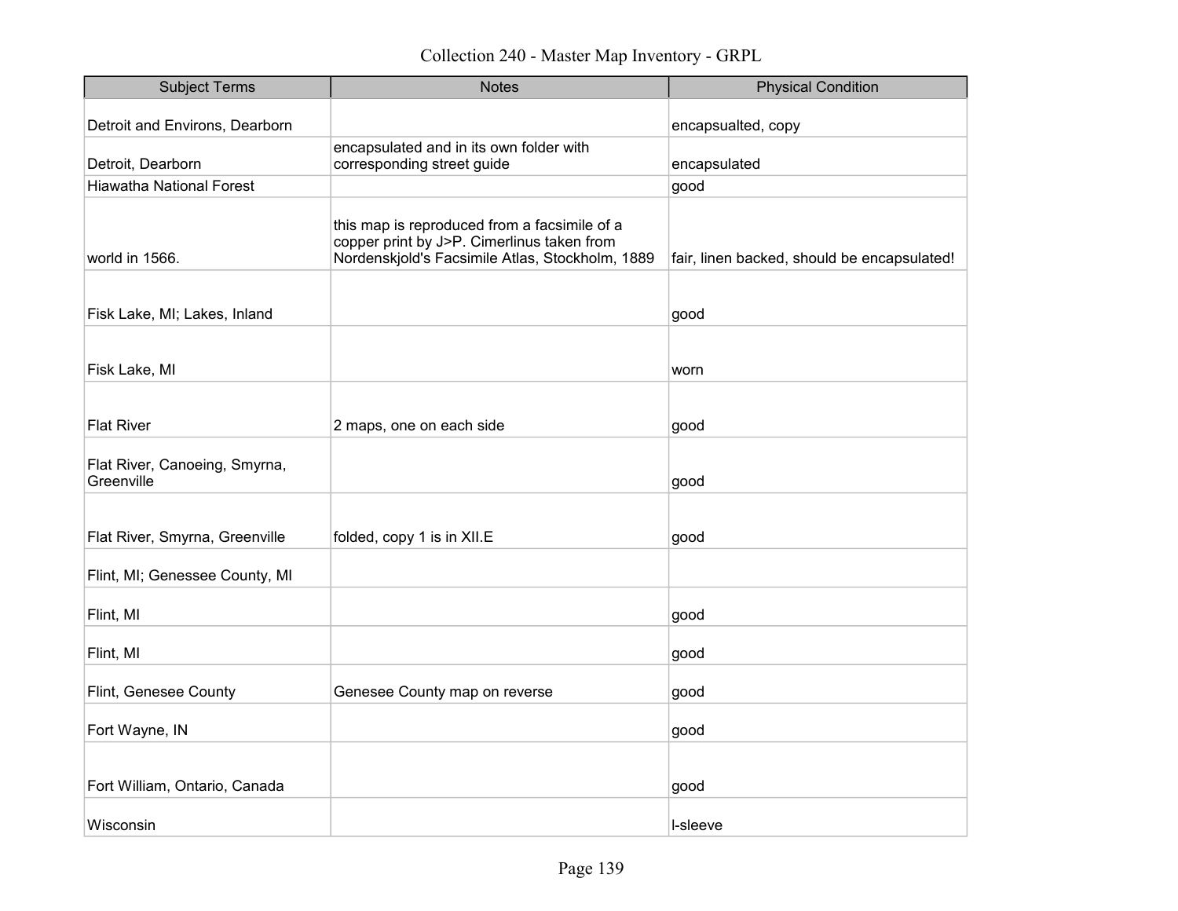| Subject Terms | Notes | Physical Condition |
|---|---|---|
| Detroit and Environs, Dearborn | | encapsualted, copy |
| Detroit, Dearborn | encapsulated and in its own folder with corresponding street guide | encapsulated |
| Hiawatha National Forest | | good |
| world in 1566. | this map is reproduced from a facsimile of a copper print by J>P. Cimerlinus taken from Nordenskjold's Facsimile Atlas, Stockholm, 1889 | fair, linen backed, should be encapsulated! |
| Fisk Lake, MI; Lakes, Inland | | good |
| Fisk Lake, MI | | worn |
| Flat River | 2 maps, one on each side | good |
| Flat River, Canoeing, Smyrna, Greenville | | good |
| Flat River, Smyrna, Greenville | folded, copy 1 is in XII.E | good |
| Flint, MI; Genessee County, MI | | |
| Flint, MI | | good |
| Flint, MI | | good |
| Flint, Genesee County | Genesee County map on reverse | good |
| Fort Wayne, IN | | good |
| Fort William, Ontario, Canada | | good |
| Wisconsin | | l-sleeve |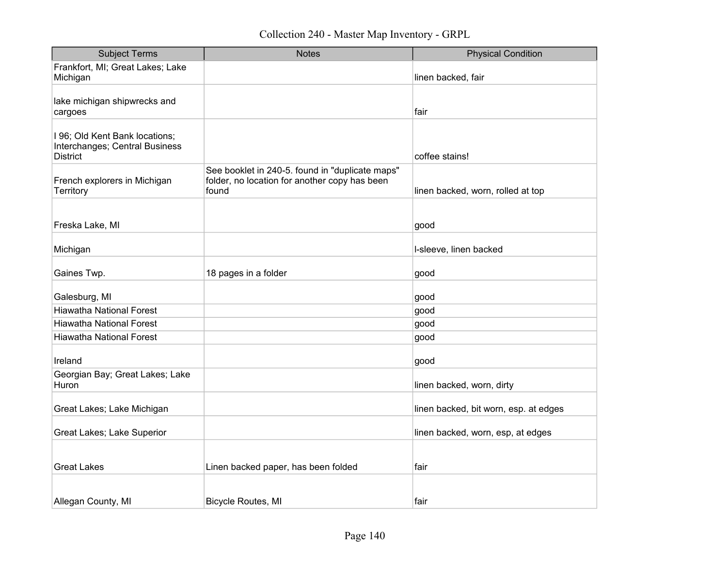Collection 240 - Master Map Inventory - GRPL

| Subject Terms | Notes | Physical Condition |
|---|---|---|
| Frankfort, MI; Great Lakes; Lake Michigan | | linen backed, fair |
| lake michigan shipwrecks and cargoes | | fair |
| I 96; Old Kent Bank locations; Interchanges; Central Business District | | coffee stains! |
| French explorers in Michigan Territory | See booklet in 240-5. found in "duplicate maps" folder, no location for another copy has been found | linen backed, worn, rolled at top |
| Freska Lake, MI | | good |
| Michigan | | I-sleeve, linen backed |
| Gaines Twp. | 18 pages in a folder | good |
| Galesburg, MI | | good |
| Hiawatha National Forest | | good |
| Hiawatha National Forest | | good |
| Hiawatha National Forest | | good |
| Ireland | | good |
| Georgian Bay; Great Lakes; Lake Huron | | linen backed, worn, dirty |
| Great Lakes; Lake Michigan | | linen backed, bit worn, esp. at edges |
| Great Lakes; Lake Superior | | linen backed, worn, esp, at edges |
| Great Lakes | Linen backed paper, has been folded | fair |
| Allegan County, MI | Bicycle Routes, MI | fair |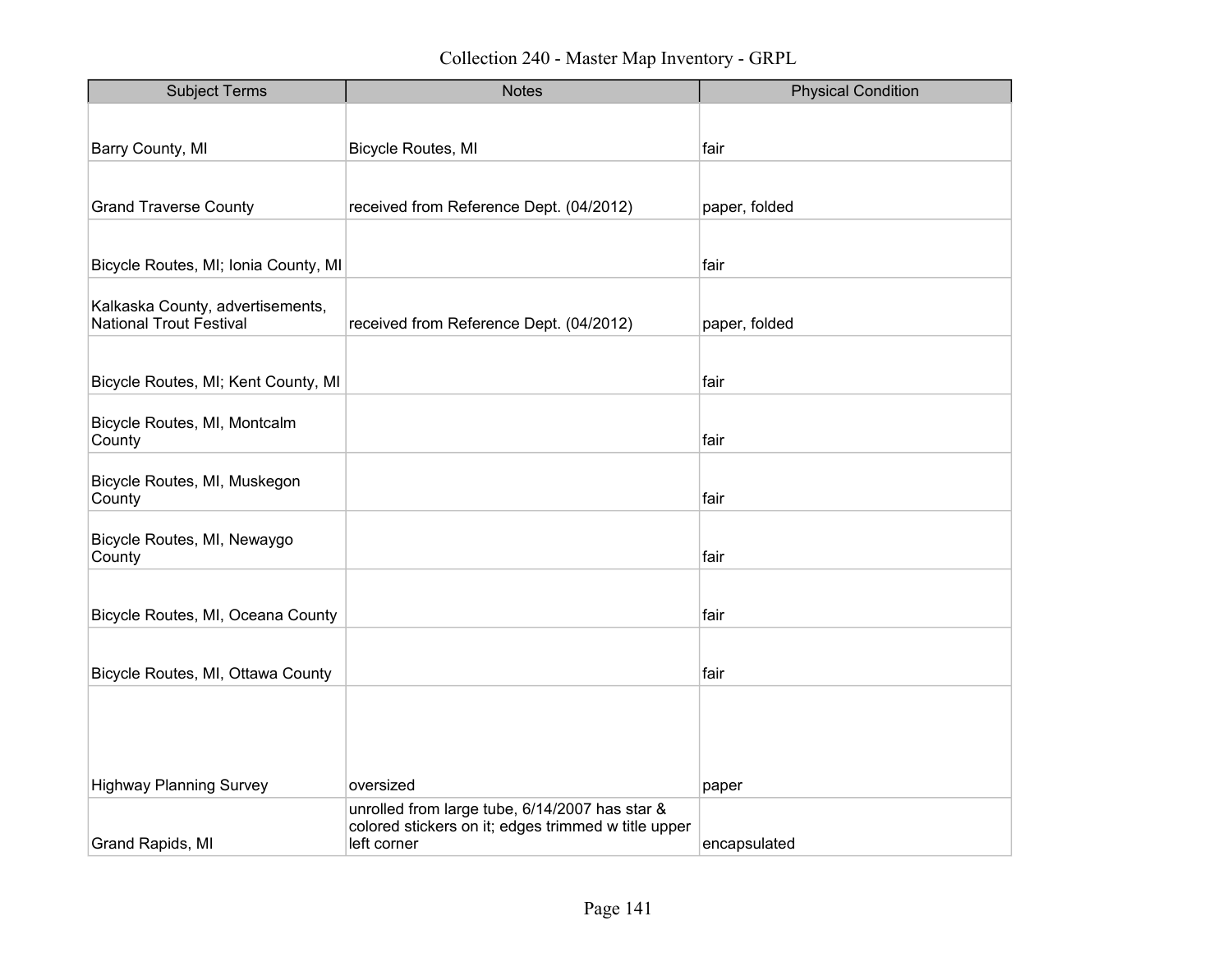# Collection 240 - Master Map Inventory - GRPL

| Subject Terms | Notes | Physical Condition |
|---|---|---|
| Barry County, MI | Bicycle Routes, MI | fair |
| Grand Traverse County | received from Reference Dept. (04/2012) | paper, folded |
| Bicycle Routes, MI; Ionia County, MI | | fair |
| Kalkaska County, advertisements, National Trout Festival | received from Reference Dept. (04/2012) | paper, folded |
| Bicycle Routes, MI; Kent County, MI | | fair |
| Bicycle Routes, MI, Montcalm County | | fair |
| Bicycle Routes, MI, Muskegon County | | fair |
| Bicycle Routes, MI, Newaygo County | | fair |
| Bicycle Routes, MI, Oceana County | | fair |
| Bicycle Routes, MI, Ottawa County | | fair |
| Highway Planning Survey | oversized | paper |
| Grand Rapids, MI | unrolled from large tube, 6/14/2007 has star & colored stickers on it; edges trimmed w title upper left corner | encapsulated |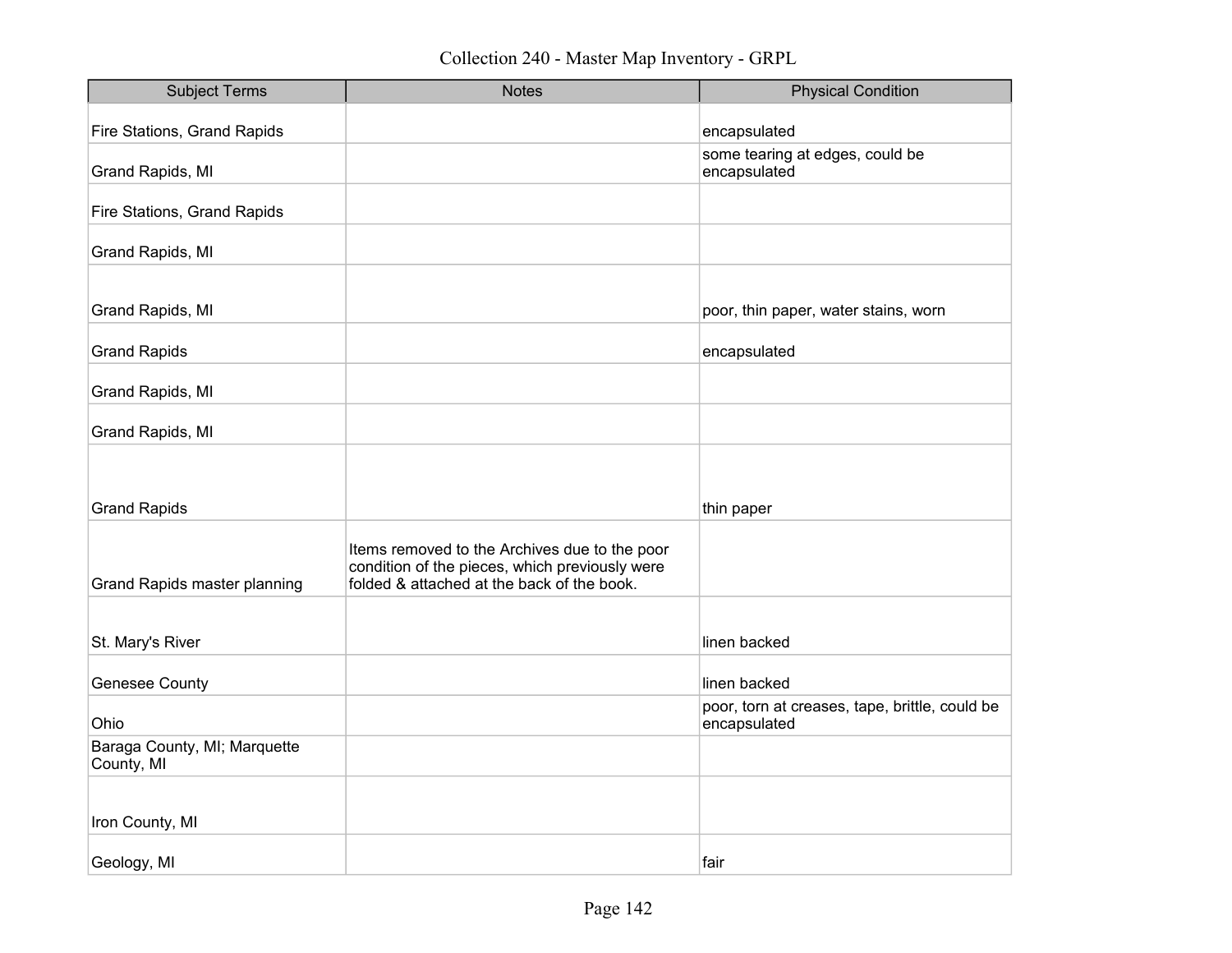# Collection 240 - Master Map Inventory - GRPL

| Subject Terms | Notes | Physical Condition |
| --- | --- | --- |
| Fire Stations, Grand Rapids | | encapsulated |
| Grand Rapids, MI | | some tearing at edges, could be encapsulated |
| Fire Stations, Grand Rapids | | |
| Grand Rapids, MI | | |
| Grand Rapids, MI | | poor, thin paper, water stains, worn |
| Grand Rapids | | encapsulated |
| Grand Rapids, MI | | |
| Grand Rapids, MI | | |
| Grand Rapids | | thin paper |
| Grand Rapids master planning | Items removed to the Archives due to the poor condition of the pieces, which previously were folded & attached at the back of the book. | |
| St. Mary's River | | linen backed |
| Genesee County | | linen backed |
| Ohio | | poor, torn at creases, tape, brittle, could be encapsulated |
| Baraga County, MI; Marquette County, MI | | |
| Iron County, MI | | |
| Geology, MI | | fair |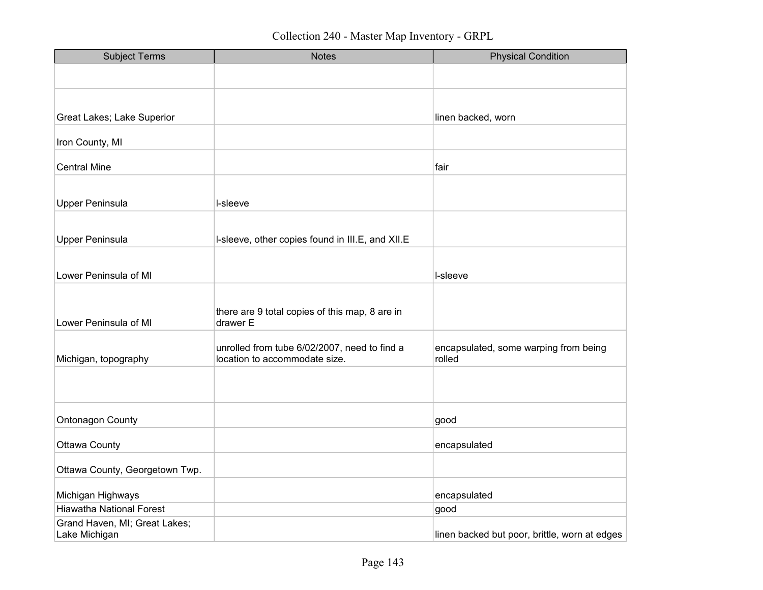# Collection 240 - Master Map Inventory - GRPL

| Subject Terms | Notes | Physical Condition |
|---|---|---|
| | | |
| Great Lakes; Lake Superior | | linen backed, worn |
| Iron County, MI | | |
| Central Mine | | fair |
| Upper Peninsula | l-sleeve | |
| Upper Peninsula | l-sleeve, other copies found in III.E, and XII.E | |
| Lower Peninsula of MI | | l-sleeve |
| Lower Peninsula of MI | there are 9 total copies of this map, 8 are in drawer E | |
| Michigan, topography | unrolled from tube 6/02/2007, need to find a location to accommodate size. | encapsulated, some warping from being rolled |
| | | |
| Ontonagon County | | good |
| Ottawa County | | encapsulated |
| Ottawa County, Georgetown Twp. | | |
| Michigan Highways | | encapsulated |
| Hiawatha National Forest | | good |
| Grand Haven, MI; Great Lakes; Lake Michigan | | linen backed but poor, brittle, worn at edges |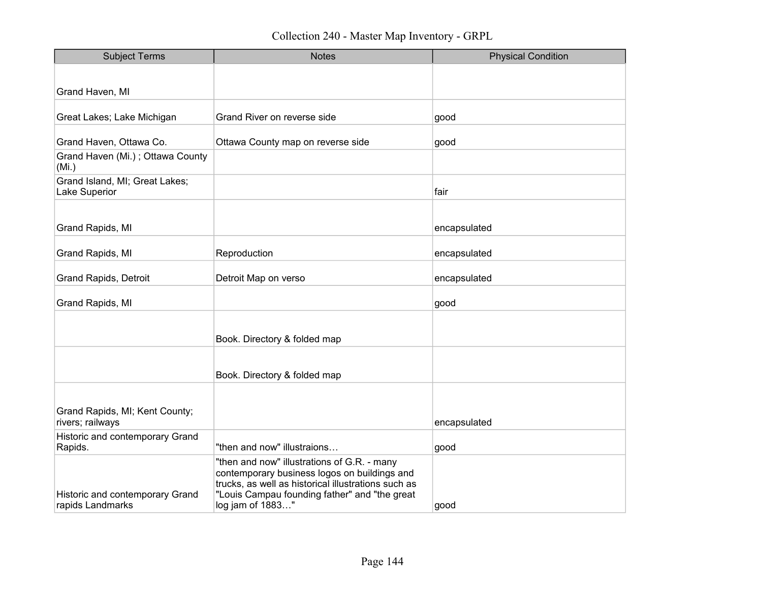Collection 240 - Master Map Inventory - GRPL

| Subject Terms | Notes | Physical Condition |
| --- | --- | --- |
| Grand Haven, MI | | |
| Great Lakes; Lake Michigan | Grand River on reverse side | good |
| Grand Haven, Ottawa Co. | Ottawa County map on reverse side | good |
| Grand Haven (Mi.) ; Ottawa County (Mi.) | | |
| Grand Island, MI; Great Lakes; Lake Superior | | fair |
| Grand Rapids, MI | | encapsulated |
| Grand Rapids, MI | Reproduction | encapsulated |
| Grand Rapids, Detroit | Detroit Map on verso | encapsulated |
| Grand Rapids, MI | | good |
| | Book. Directory & folded map | |
| | Book. Directory & folded map | |
| Grand Rapids, MI; Kent County; rivers; railways | | encapsulated |
| Historic and contemporary Grand Rapids. | "then and now" illustraions… | good |
| Historic and contemporary Grand rapids Landmarks | "then and now" illustrations of G.R. - many contemporary business logos on buildings and trucks, as well as historical illustrations such as "Louis Campau founding father" and "the great log jam of 1883…" | good |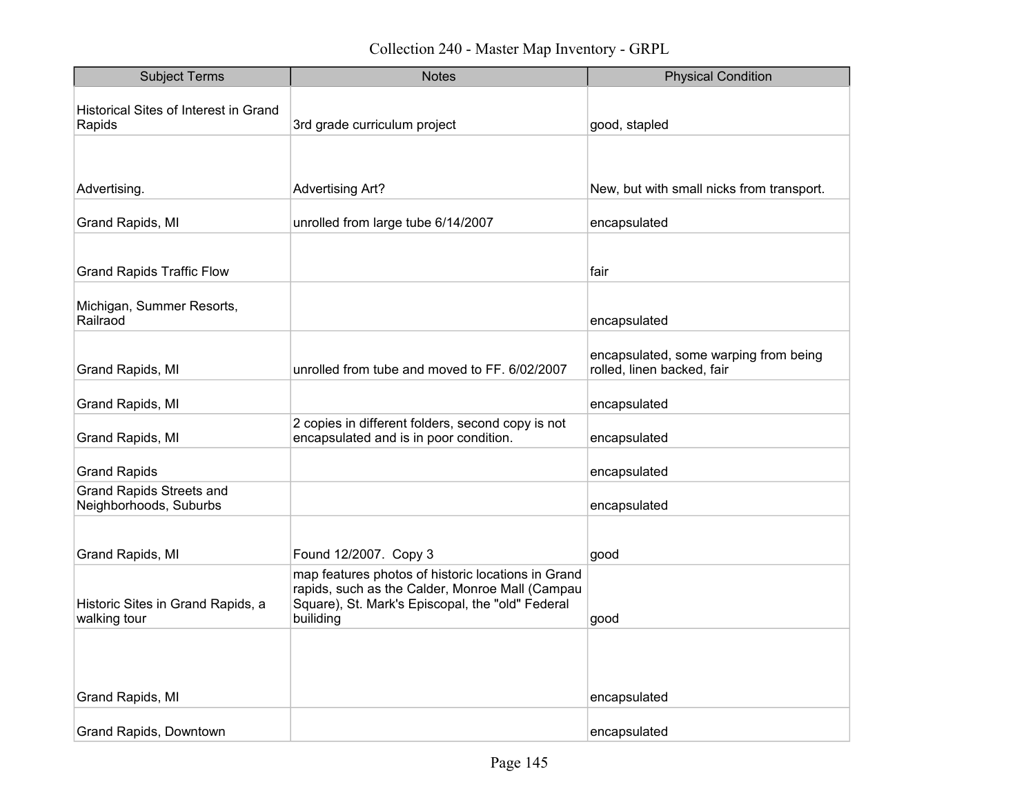# Collection 240 - Master Map Inventory - GRPL

| Subject Terms | Notes | Physical Condition |
|---|---|---|
| Historical Sites of Interest in Grand Rapids | 3rd grade curriculum project | good, stapled |
| Advertising. | Advertising Art? | New, but with small nicks from transport. |
| Grand Rapids, MI | unrolled from large tube 6/14/2007 | encapsulated |
| Grand Rapids Traffic Flow | | fair |
| Michigan, Summer Resorts, Railraod | | encapsulated |
| Grand Rapids, MI | unrolled from tube and moved to FF. 6/02/2007 | encapsulated, some warping from being rolled, linen backed, fair |
| Grand Rapids, MI | | encapsulated |
| Grand Rapids, MI | 2 copies in different folders, second copy is not encapsulated and is in poor condition. | encapsulated |
| Grand Rapids | | encapsulated |
| Grand Rapids Streets and Neighborhoods, Suburbs | | encapsulated |
| Grand Rapids, MI | Found 12/2007. Copy 3 | good |
| Historic Sites in Grand Rapids, a walking tour | map features photos of historic locations in Grand rapids, such as the Calder, Monroe Mall (Campau Square), St. Mark's Episcopal, the "old" Federal builiding | good |
| Grand Rapids, MI | | encapsulated |
| Grand Rapids, Downtown | | encapsulated |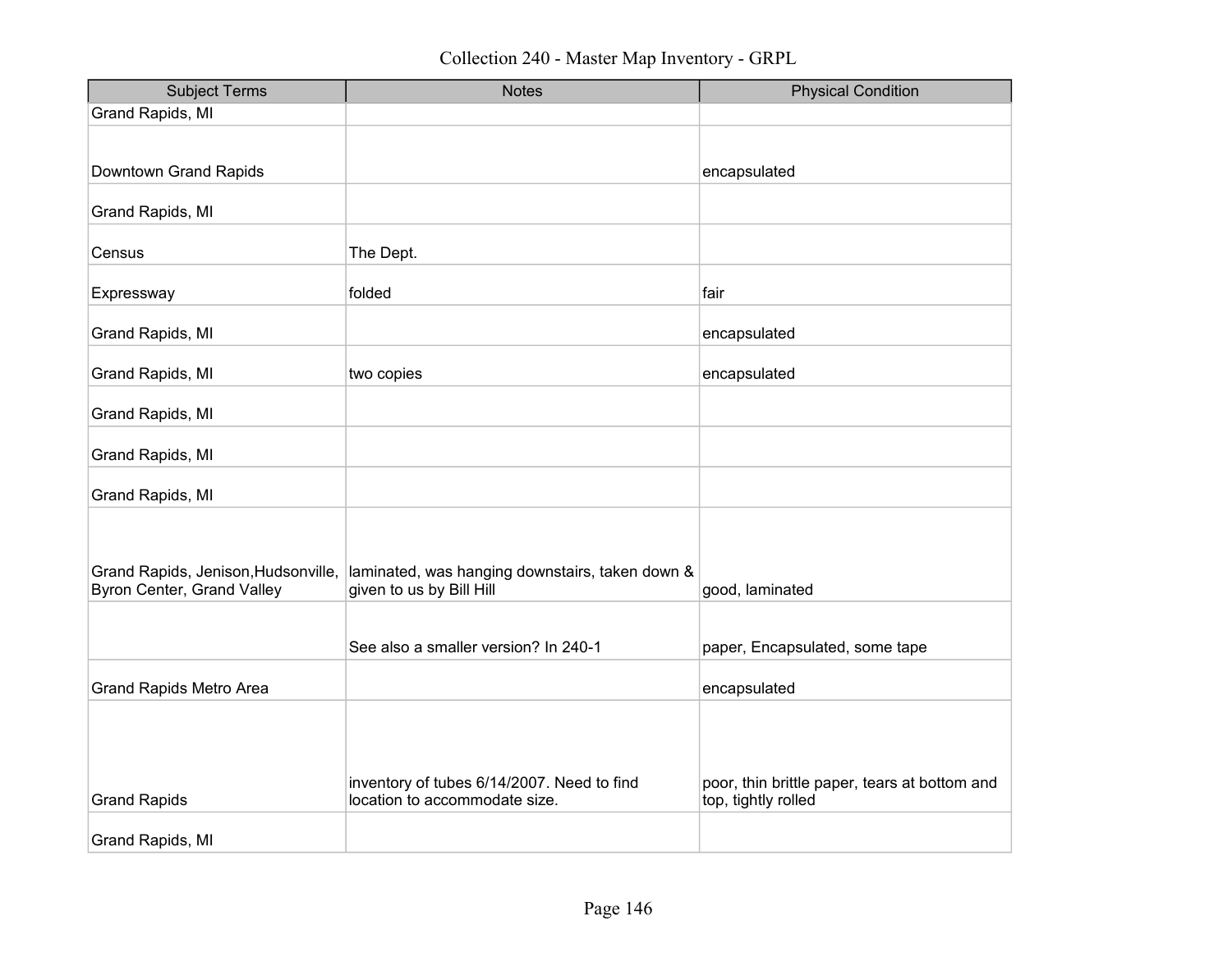# Collection 240 - Master Map Inventory - GRPL

| Subject Terms | Notes | Physical Condition |
| --- | --- | --- |
| Grand Rapids, MI | | |
| Downtown Grand Rapids | | encapsulated |
| Grand Rapids, MI | | |
| Census | The Dept. | |
| Expressway | folded | fair |
| Grand Rapids, MI | | encapsulated |
| Grand Rapids, MI | two copies | encapsulated |
| Grand Rapids, MI | | |
| Grand Rapids, MI | | |
| Grand Rapids, MI | | |
| Grand Rapids, Jenison,Hudsonville, Byron Center, Grand Valley | laminated, was hanging downstairs, taken down & given to us by Bill Hill | good, laminated |
| | See also a smaller version? In 240-1 | paper, Encapsulated, some tape |
| Grand Rapids Metro Area | | encapsulated |
| Grand Rapids | inventory of tubes 6/14/2007. Need to find location to accommodate size. | poor, thin brittle paper, tears at bottom and top, tightly rolled |
| Grand Rapids, MI | | |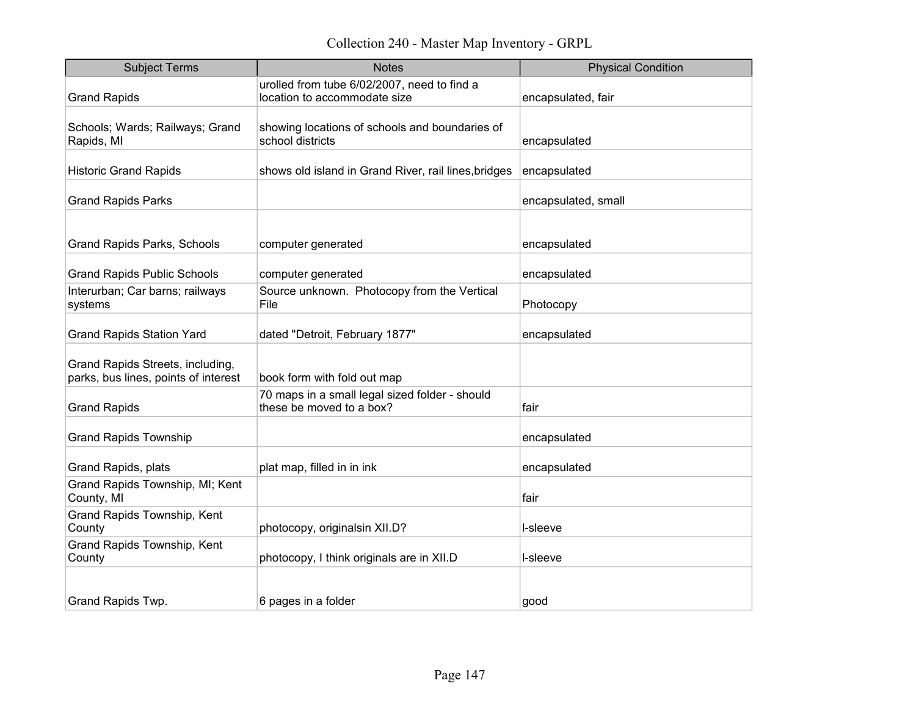| Subject Terms | Notes | Physical Condition |
|---|---|---|
| Grand Rapids | urolled from tube 6/02/2007, need to find a location to accommodate size | encapsulated, fair |
| Schools; Wards; Railways; Grand Rapids, MI | showing locations of schools and boundaries of school districts | encapsulated |
| Historic Grand Rapids | shows old island in Grand River, rail lines,bridges | encapsulated |
| Grand Rapids Parks | | encapsulated, small |
| Grand Rapids Parks, Schools | computer generated | encapsulated |
| Grand Rapids Public Schools | computer generated | encapsulated |
| Interurban; Car barns; railways systems | Source unknown. Photocopy from the Vertical File | Photocopy |
| Grand Rapids Station Yard | dated "Detroit, February 1877" | encapsulated |
| Grand Rapids Streets, including, parks, bus lines, points of interest | book form with fold out map | |
| Grand Rapids | 70 maps in a small legal sized folder - should these be moved to a box? | fair |
| Grand Rapids Township | | encapsulated |
| Grand Rapids, plats | plat map, filled in in ink | encapsulated |
| Grand Rapids Township, MI; Kent County, MI | | fair |
| Grand Rapids Township, Kent County | photocopy, originalsin XII.D? | l-sleeve |
| Grand Rapids Township, Kent County | photocopy, I think originals are in XII.D | l-sleeve |
| Grand Rapids Twp. | 6 pages in a folder | good |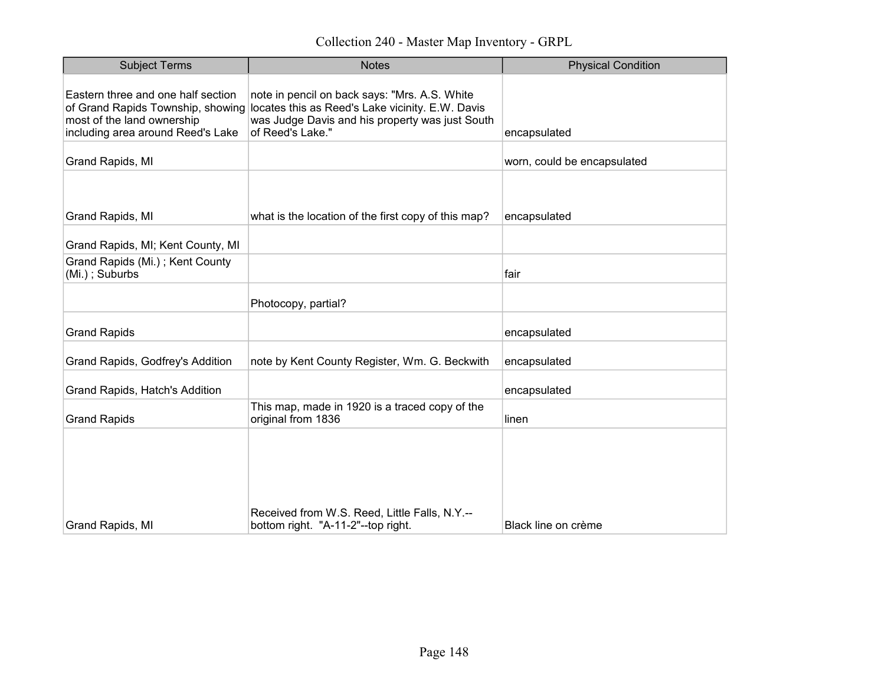Collection 240 - Master Map Inventory - GRPL

| Subject Terms | Notes | Physical Condition |
|---|---|---|
| Eastern three and one half section of Grand Rapids Township, showing most of the land ownership including area around Reed's Lake | note in pencil on back says: "Mrs. A.S. White locates this as Reed's Lake vicinity. E.W. Davis was Judge Davis and his property was just South of Reed's Lake." | encapsulated |
| Grand Rapids, MI | | worn, could be encapsulated |
| Grand Rapids, MI | what is the location of the first copy of this map? | encapsulated |
| Grand Rapids, MI; Kent County, MI | | |
| Grand Rapids (Mi.) ; Kent County (Mi.) ; Suburbs | | fair |
| | Photocopy, partial? | |
| Grand Rapids | | encapsulated |
| Grand Rapids, Godfrey's Addition | note by Kent County Register, Wm. G. Beckwith | encapsulated |
| Grand Rapids, Hatch's Addition | | encapsulated |
| Grand Rapids | This map, made in 1920 is a traced copy of the original from 1836 | linen |
| Grand Rapids, MI | Received from W.S. Reed, Little Falls, N.Y.--bottom right. "A-11-2"--top right. | Black line on crème |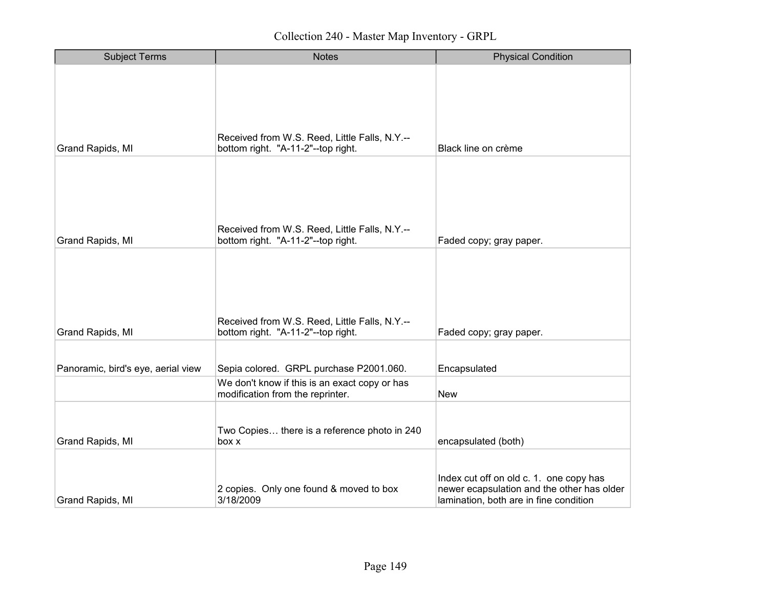Collection 240 - Master Map Inventory - GRPL

| Subject Terms | Notes | Physical Condition |
|---|---|---|
| Grand Rapids, MI | Received from W.S. Reed, Little Falls, N.Y.--bottom right. "A-11-2"--top right. | Black line on crème |
| Grand Rapids, MI | Received from W.S. Reed, Little Falls, N.Y.--bottom right. "A-11-2"--top right. | Faded copy; gray paper. |
| Grand Rapids, MI | Received from W.S. Reed, Little Falls, N.Y.--bottom right. "A-11-2"--top right. | Faded copy; gray paper. |
| Panoramic, bird's eye, aerial view | Sepia colored. GRPL purchase P2001.060. | Encapsulated |
| | We don't know if this is an exact copy or has modification from the reprinter. | New |
| Grand Rapids, MI | Two Copies… there is a reference photo in 240 box x | encapsulated (both) |
| Grand Rapids, MI | 2 copies. Only one found & moved to box 3/18/2009 | Index cut off on old c. 1. one copy has newer ecapsulation and the other has older lamination, both are in fine condition |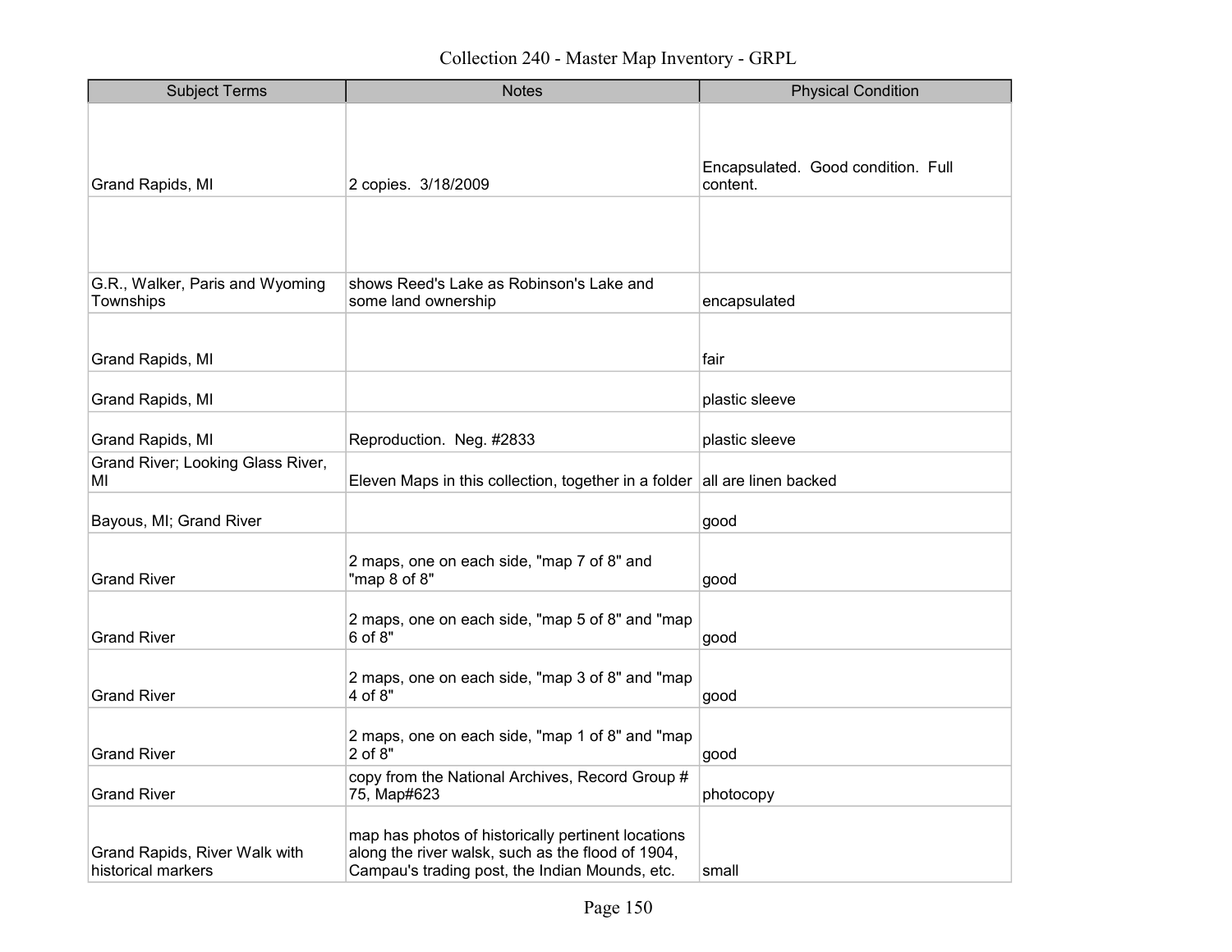# Collection 240 - Master Map Inventory - GRPL

| Subject Terms | Notes | Physical Condition |
|---|---|---|
| Grand Rapids, MI | 2 copies. 3/18/2009 | Encapsulated. Good condition. Full content. |
| | | |
| G.R., Walker, Paris and Wyoming Townships | shows Reed's Lake as Robinson's Lake and some land ownership | encapsulated |
| Grand Rapids, MI | | fair |
| Grand Rapids, MI | | plastic sleeve |
| Grand Rapids, MI | Reproduction. Neg. #2833 | plastic sleeve |
| Grand River; Looking Glass River, MI | Eleven Maps in this collection, together in a folder | all are linen backed |
| Bayous, MI; Grand River | | good |
| Grand River | 2 maps, one on each side, "map 7 of 8" and "map 8 of 8" | good |
| Grand River | 2 maps, one on each side, "map 5 of 8" and "map 6 of 8" | good |
| Grand River | 2 maps, one on each side, "map 3 of 8" and "map 4 of 8" | good |
| Grand River | 2 maps, one on each side, "map 1 of 8" and "map 2 of 8" | good |
| Grand River | copy from the National Archives, Record Group # 75, Map#623 | photocopy |
| Grand Rapids, River Walk with historical markers | map has photos of historically pertinent locations along the river walsk, such as the flood of 1904, Campau's trading post, the Indian Mounds, etc. | small |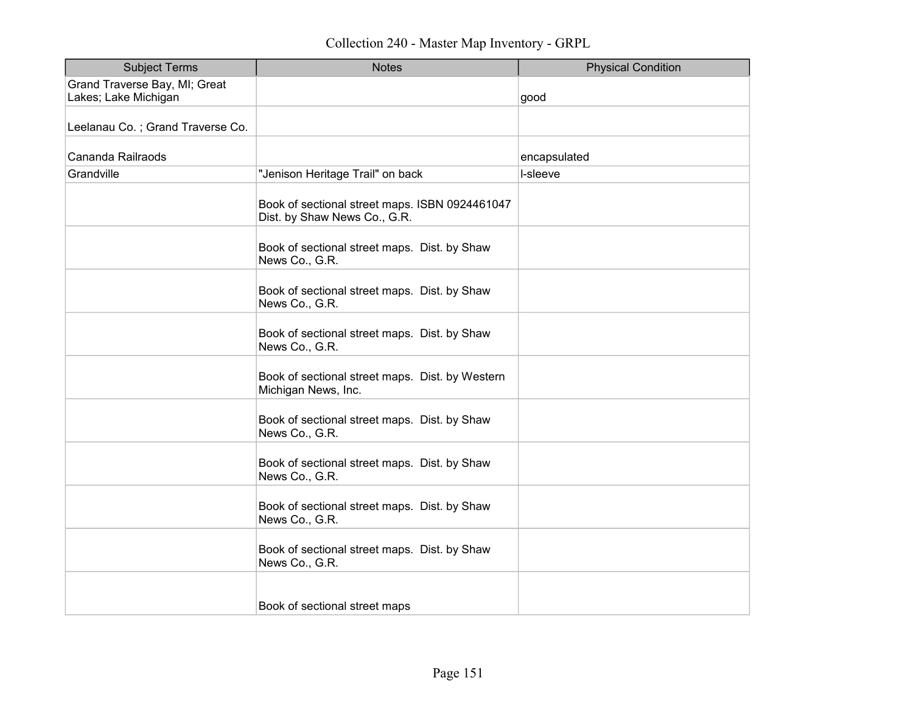Collection 240 - Master Map Inventory - GRPL

| Subject Terms | Notes | Physical Condition |
|---|---|---|
| Grand Traverse Bay, MI; Great Lakes; Lake Michigan | | good |
| Leelanau Co. ; Grand Traverse Co. | | |
| Cananda Railraods | | encapsulated |
| Grandville | "Jenison Heritage Trail" on back | l-sleeve |
| | Book of sectional street maps. ISBN 0924461047 Dist. by Shaw News Co., G.R. | |
| | Book of sectional street maps. Dist. by Shaw News Co., G.R. | |
| | Book of sectional street maps. Dist. by Shaw News Co., G.R. | |
| | Book of sectional street maps. Dist. by Shaw News Co., G.R. | |
| | Book of sectional street maps. Dist. by Western Michigan News, Inc. | |
| | Book of sectional street maps. Dist. by Shaw News Co., G.R. | |
| | Book of sectional street maps. Dist. by Shaw News Co., G.R. | |
| | Book of sectional street maps. Dist. by Shaw News Co., G.R. | |
| | Book of sectional street maps. Dist. by Shaw News Co., G.R. | |
| | Book of sectional street maps | |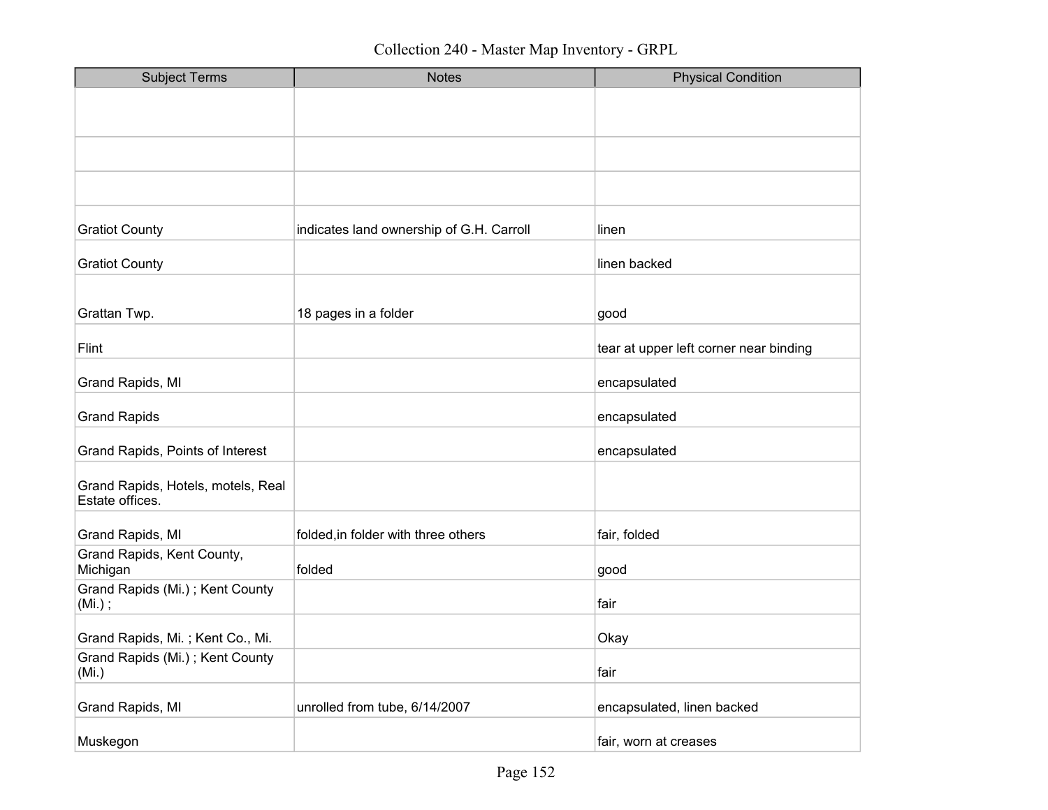| Subject Terms | Notes | Physical Condition |
|---|---|---|
| | | |
| | | |
| | | |
| Gratiot County | indicates land ownership of G.H. Carroll | linen |
| Gratiot County | | linen backed |
| Grattan Twp. | 18 pages in a folder | good |
| Flint | | tear at upper left corner near binding |
| Grand Rapids, MI | | encapsulated |
| Grand Rapids | | encapsulated |
| Grand Rapids, Points of Interest | | encapsulated |
| Grand Rapids, Hotels, motels, Real Estate offices. | | |
| Grand Rapids, MI | folded,in folder with three others | fair, folded |
| Grand Rapids, Kent County, Michigan | folded | good |
| Grand Rapids (Mi.) ; Kent County (Mi.) ; | | fair |
| Grand Rapids, Mi. ; Kent Co., Mi. | | Okay |
| Grand Rapids (Mi.) ; Kent County (Mi.) | | fair |
| Grand Rapids, MI | unrolled from tube, 6/14/2007 | encapsulated, linen backed |
| Muskegon | | fair, worn at creases |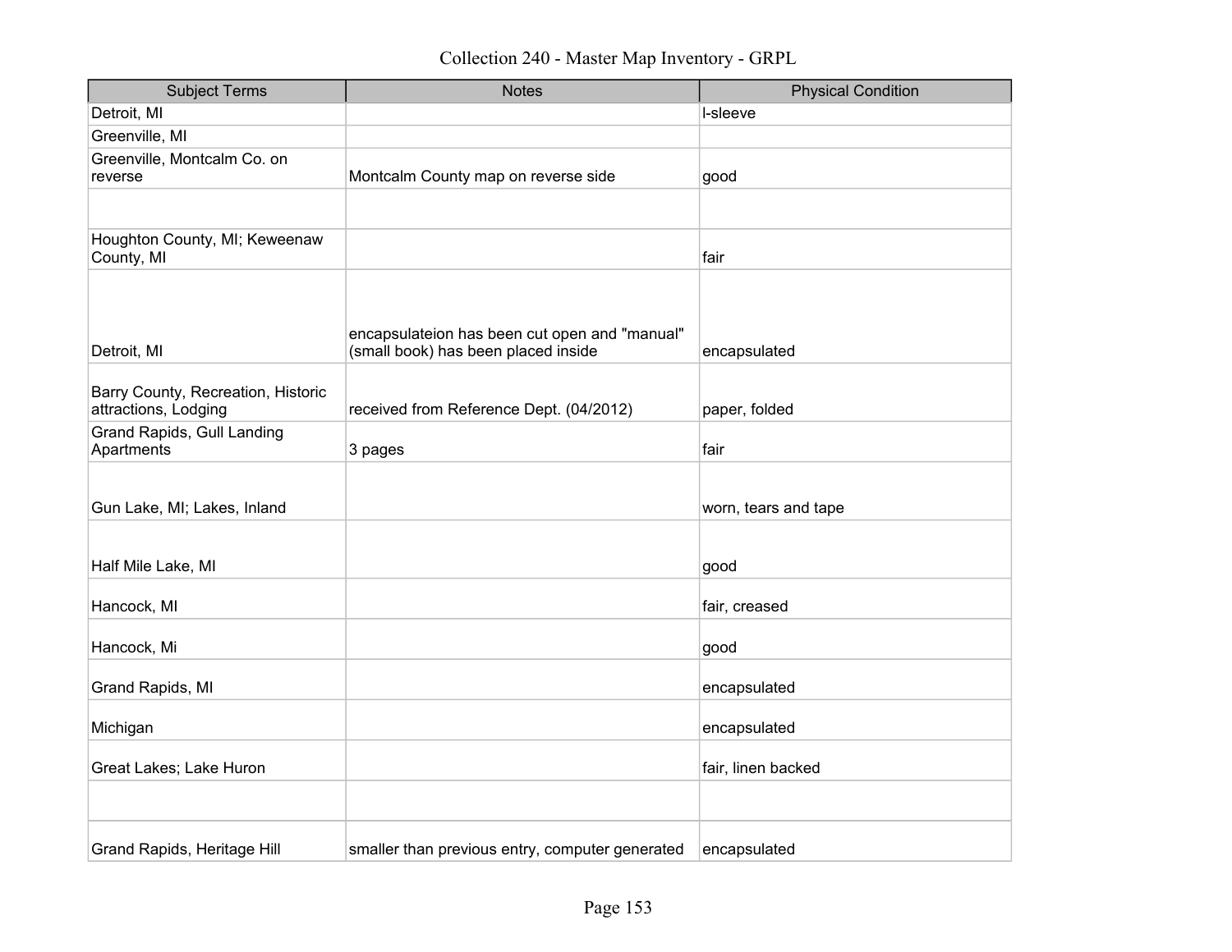| Subject Terms | Notes | Physical Condition |
|---|---|---|
| Detroit, MI | | l-sleeve |
| Greenville, MI | | |
| Greenville, Montcalm Co. on reverse | Montcalm County map on reverse side | good |
| | | |
| Houghton County, MI; Keweenaw County, MI | | fair |
| Detroit, MI | encapsulateion has been cut open and "manual" (small book) has been placed inside | encapsulated |
| Barry County, Recreation, Historic attractions, Lodging | received from Reference Dept. (04/2012) | paper, folded |
| Grand Rapids, Gull Landing Apartments | 3 pages | fair |
| Gun Lake, MI; Lakes, Inland | | worn, tears and tape |
| Half Mile Lake, MI | | good |
| Hancock, MI | | fair, creased |
| Hancock, Mi | | good |
| Grand Rapids, MI | | encapsulated |
| Michigan | | encapsulated |
| Great Lakes; Lake Huron | | fair, linen backed |
| | | |
| Grand Rapids, Heritage Hill | smaller than previous entry, computer generated | encapsulated |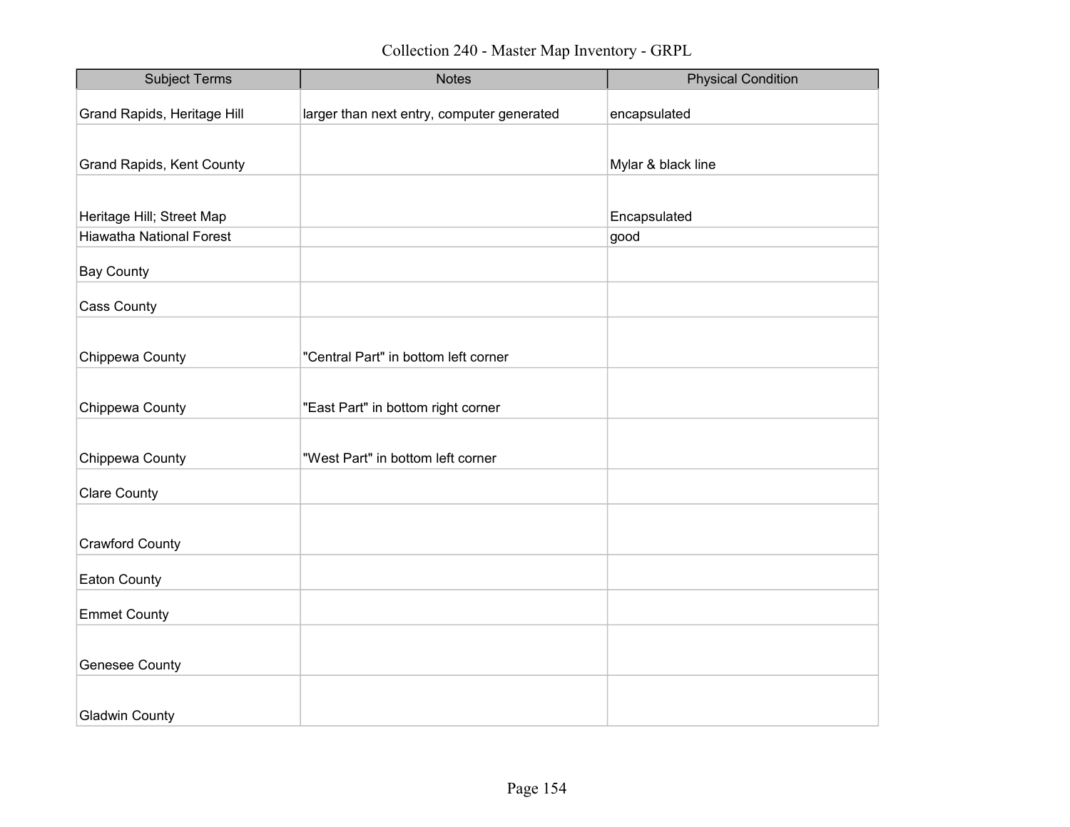# Collection 240 - Master Map Inventory - GRPL

| Subject Terms | Notes | Physical Condition |
|---|---|---|
| Grand Rapids, Heritage Hill | larger than next entry, computer generated | encapsulated |
| Grand Rapids, Kent County | | Mylar & black line |
| Heritage Hill; Street Map | | Encapsulated |
| Hiawatha National Forest | | good |
| Bay County | | |
| Cass County | | |
| Chippewa County | "Central Part" in bottom left corner | |
| Chippewa County | "East Part" in bottom right corner | |
| Chippewa County | "West Part" in bottom left corner | |
| Clare County | | |
| Crawford County | | |
| Eaton County | | |
| Emmet County | | |
| Genesee County | | |
| Gladwin County | | |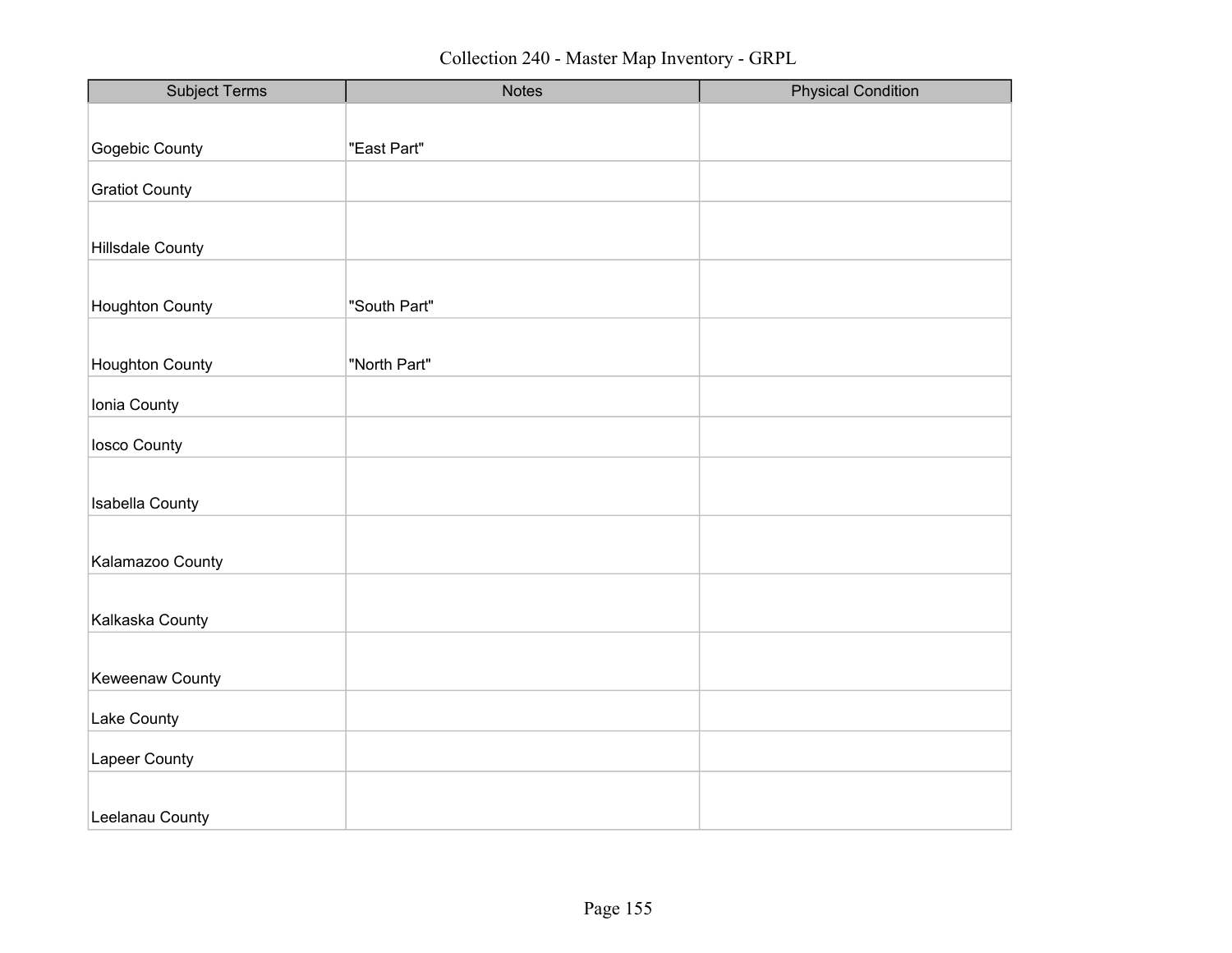Collection 240 - Master Map Inventory - GRPL

| Subject Terms | Notes | Physical Condition |
| --- | --- | --- |
| Gogebic County | "East Part" | |
| Gratiot County | | |
| Hillsdale County | | |
| Houghton County | "South Part" | |
| Houghton County | "North Part" | |
| Ionia County | | |
| Iosco County | | |
| Isabella County | | |
| Kalamazoo County | | |
| Kalkaska County | | |
| Keweenaw County | | |
| Lake County | | |
| Lapeer County | | |
| Leelanau County | | |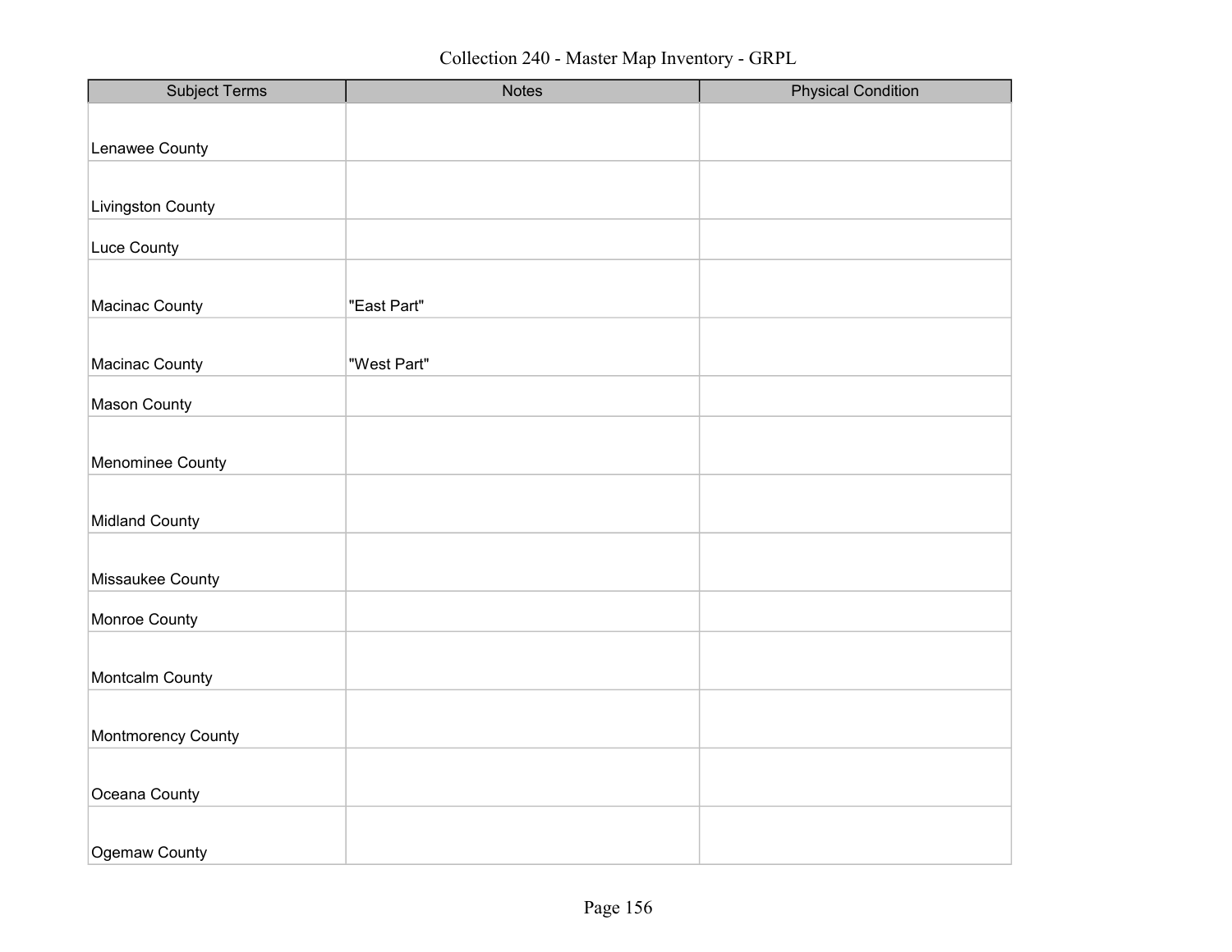| Subject Terms | Notes | Physical Condition |
| --- | --- | --- |
| Lenawee County | | |
| Livingston County | | |
| Luce County | | |
| Macinac County | "East Part" | |
| Macinac County | "West Part" | |
| Mason County | | |
| Menominee County | | |
| Midland County | | |
| Missaukee County | | |
| Monroe County | | |
| Montcalm County | | |
| Montmorency County | | |
| Oceana County | | |
| Ogemaw County | | |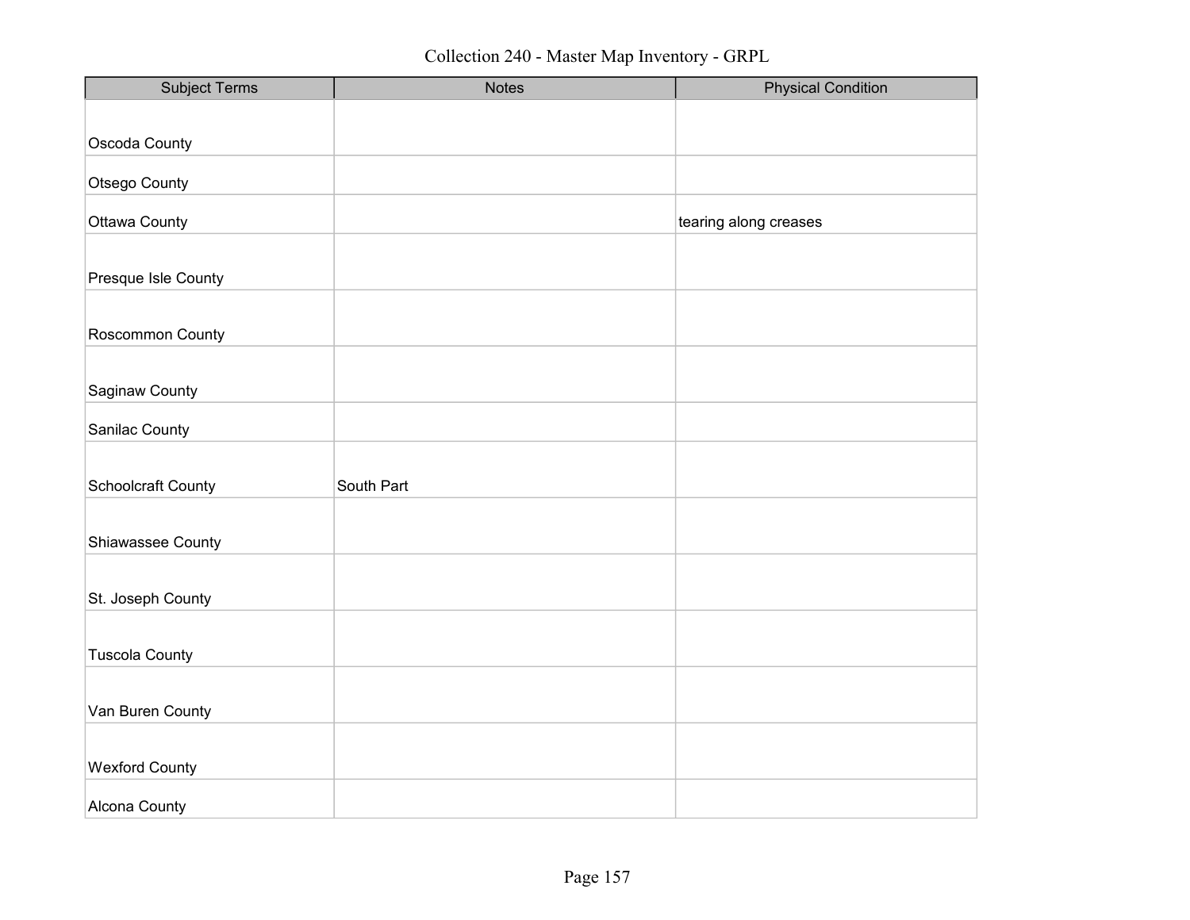Collection 240 - Master Map Inventory - GRPL

| Subject Terms | Notes | Physical Condition |
| --- | --- | --- |
| Oscoda County | | |
| Otsego County | | |
| Ottawa County | | tearing along creases |
| Presque Isle County | | |
| Roscommon County | | |
| Saginaw County | | |
| Sanilac County | | |
| Schoolcraft County | South Part | |
| Shiawassee County | | |
| St. Joseph County | | |
| Tuscola County | | |
| Van Buren County | | |
| Wexford County | | |
| Alcona County | | |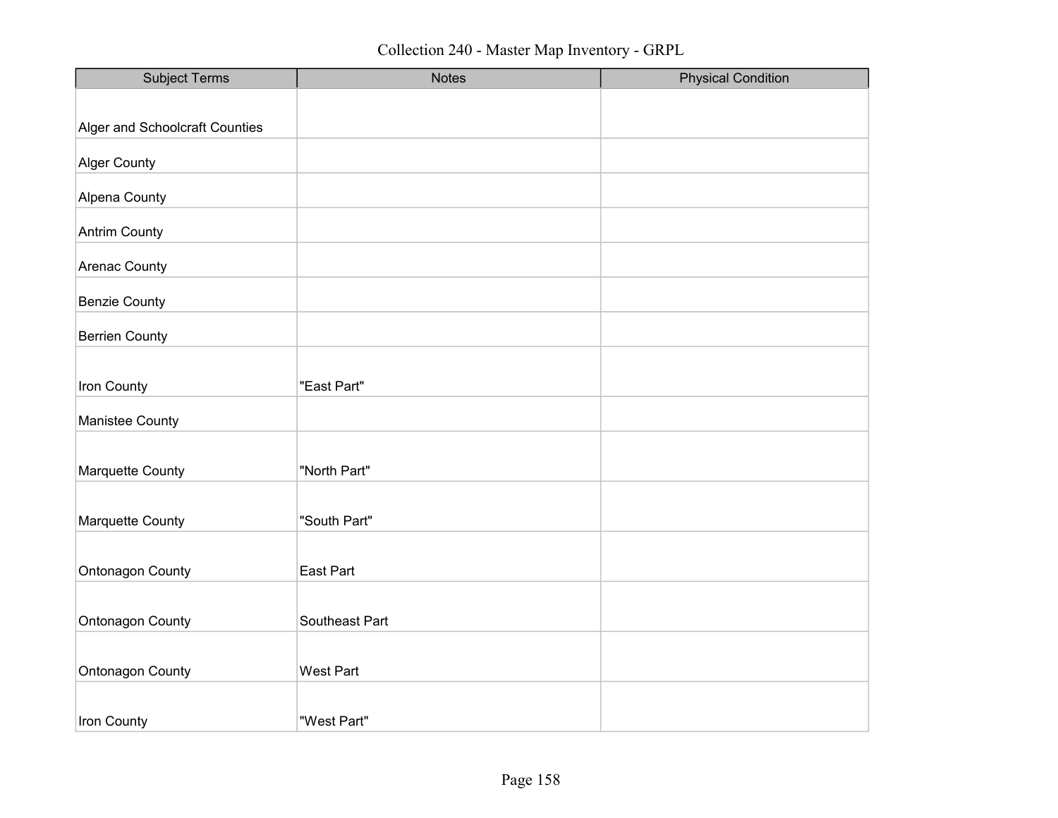# Collection 240 - Master Map Inventory - GRPL

| Subject Terms | Notes | Physical Condition |
| --- | --- | --- |
| Alger and Schoolcraft Counties | | |
| Alger County | | |
| Alpena County | | |
| Antrim County | | |
| Arenac County | | |
| Benzie County | | |
| Berrien County | | |
| Iron County | "East Part" | |
| Manistee County | | |
| Marquette County | "North Part" | |
| Marquette County | "South Part" | |
| Ontonagon County | East Part | |
| Ontonagon County | Southeast Part | |
| Ontonagon County | West Part | |
| Iron County | "West Part" | |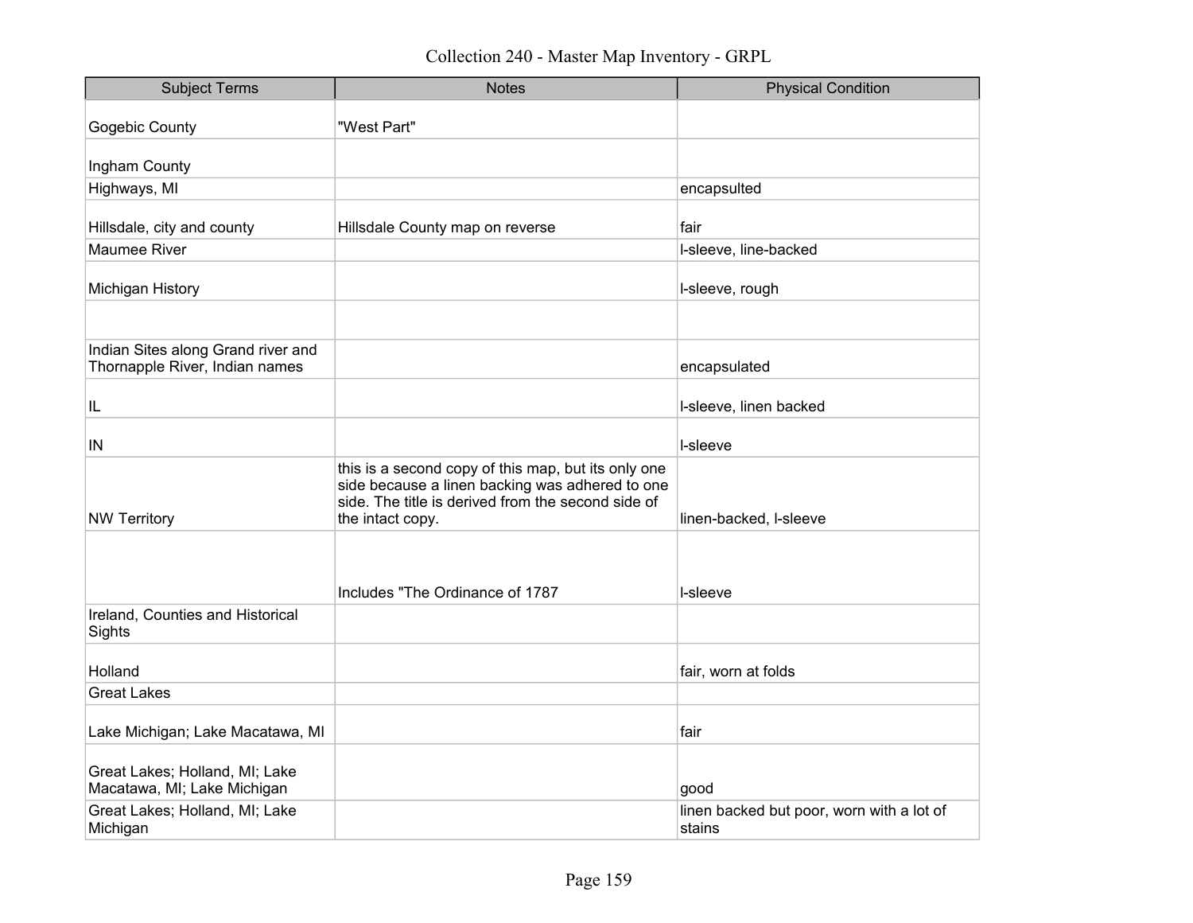# Collection 240 - Master Map Inventory - GRPL

| Subject Terms | Notes | Physical Condition |
|---|---|---|
| Gogebic County | "West Part" | |
| Ingham County | | |
| Highways, MI | | encapsulted |
| Hillsdale, city and county | Hillsdale County map on reverse | fair |
| Maumee River | | l-sleeve, line-backed |
| Michigan History | | l-sleeve, rough |
| | | |
| Indian Sites along Grand river and Thornapple River, Indian names | | encapsulated |
| IL | | l-sleeve, linen backed |
| IN | | l-sleeve |
| NW Territory | this is a second copy of this map, but its only one side because a linen backing was adhered to one side. The title is derived from the second side of the intact copy. | linen-backed, l-sleeve |
| | Includes "The Ordinance of 1787 | l-sleeve |
| Ireland, Counties and Historical Sights | | |
| Holland | | fair, worn at folds |
| Great Lakes | | |
| Lake Michigan; Lake Macatawa, MI | | fair |
| Great Lakes; Holland, MI; Lake Macatawa, MI; Lake Michigan | | good |
| Great Lakes; Holland, MI; Lake Michigan | | linen backed but poor, worn with a lot of stains |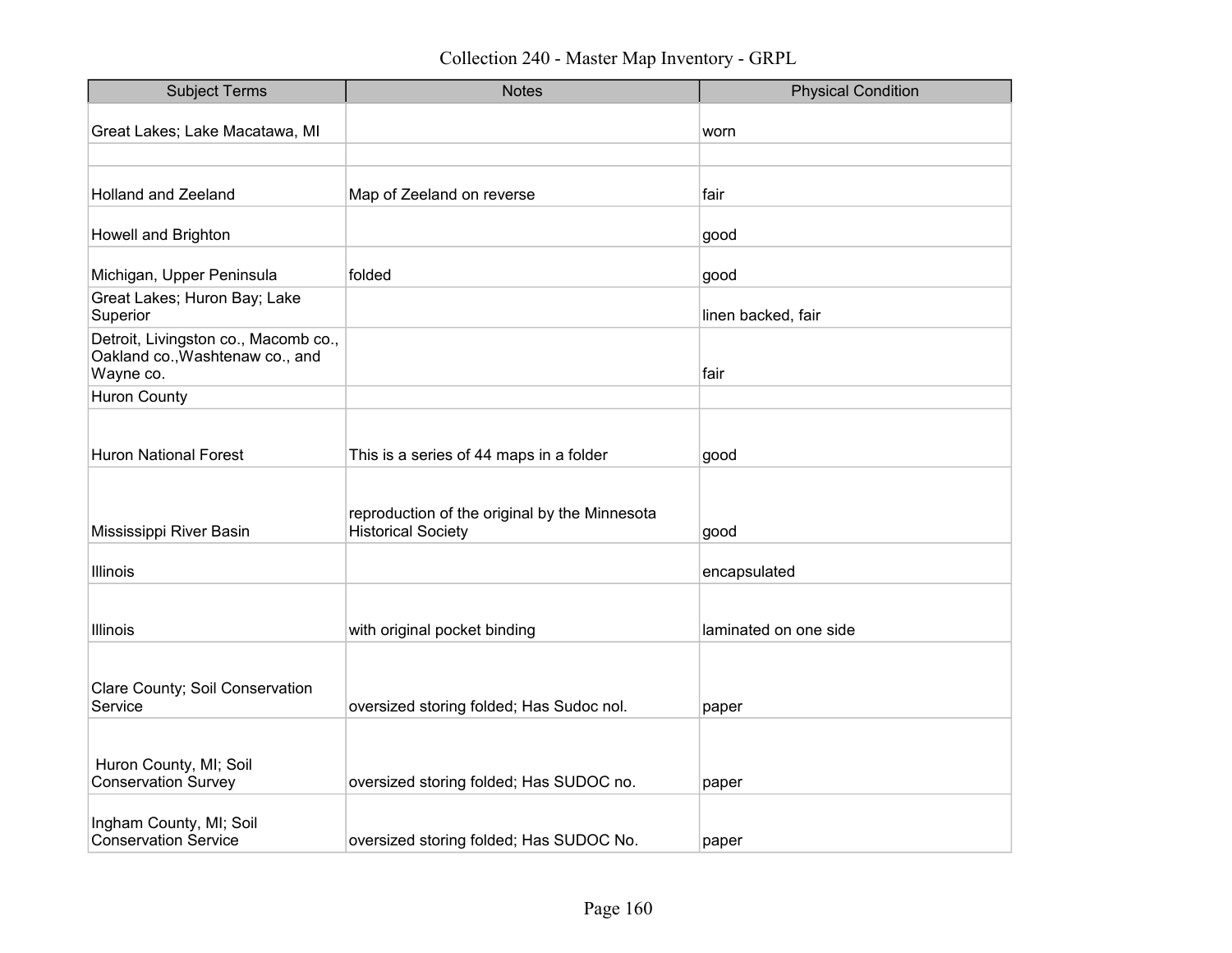# Collection 240 - Master Map Inventory - GRPL

| Subject Terms | Notes | Physical Condition |
| --- | --- | --- |
| Great Lakes; Lake Macatawa, MI | | worn |
| | | |
| Holland and Zeeland | Map of Zeeland on reverse | fair |
| Howell and Brighton | | good |
| Michigan, Upper Peninsula | folded | good |
| Great Lakes; Huron Bay; Lake Superior | | linen backed, fair |
| Detroit, Livingston co., Macomb co., Oakland co.,Washtenaw co., and Wayne co. | | fair |
| Huron County | | |
| Huron National Forest | This is a series of 44 maps in a folder | good |
| Mississippi River Basin | reproduction of the original by the Minnesota Historical Society | good |
| Illinois | | encapsulated |
| Illinois | with original pocket binding | laminated on one side |
| Clare County; Soil Conservation Service | oversized storing folded; Has Sudoc nol. | paper |
| Huron County, MI; Soil Conservation Survey | oversized storing folded; Has SUDOC no. | paper |
| Ingham County, MI; Soil Conservation Service | oversized storing folded; Has SUDOC No. | paper |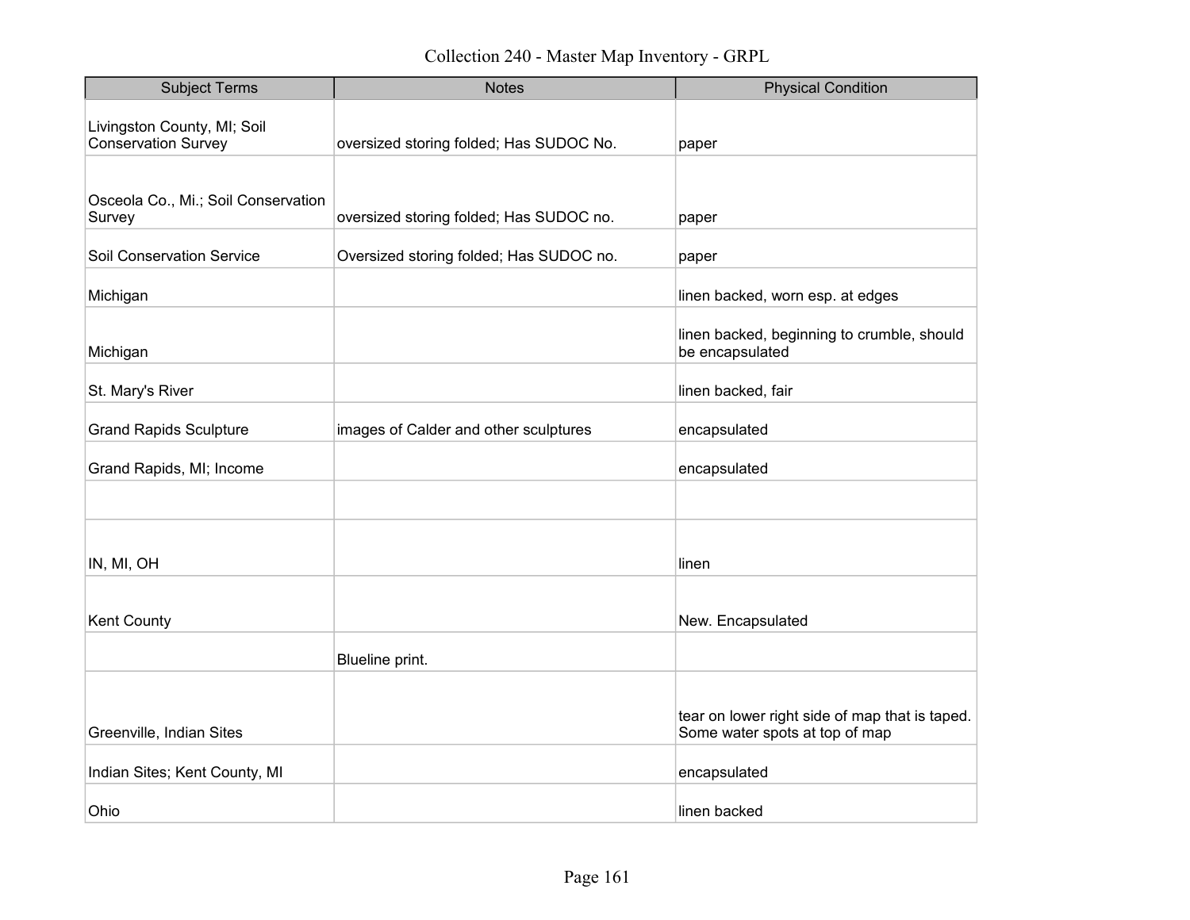# Collection 240 - Master Map Inventory - GRPL

| Subject Terms | Notes | Physical Condition |
|---|---|---|
| Livingston County, MI; Soil Conservation Survey | oversized storing folded; Has SUDOC No. | paper |
| Osceola Co., Mi.; Soil Conservation Survey | oversized storing folded; Has SUDOC no. | paper |
| Soil Conservation Service | Oversized storing folded; Has SUDOC no. | paper |
| Michigan | | linen backed, worn esp. at edges |
| Michigan | | linen backed, beginning to crumble, should be encapsulated |
| St. Mary's River | | linen backed, fair |
| Grand Rapids Sculpture | images of Calder and other sculptures | encapsulated |
| Grand Rapids, MI; Income | | encapsulated |
| | | |
| IN, MI, OH | | linen |
| Kent County | | New. Encapsulated |
| | Blueline print. | |
| Greenville, Indian Sites | | tear on lower right side of map that is taped. Some water spots at top of map |
| Indian Sites; Kent County, MI | | encapsulated |
| Ohio | | linen backed |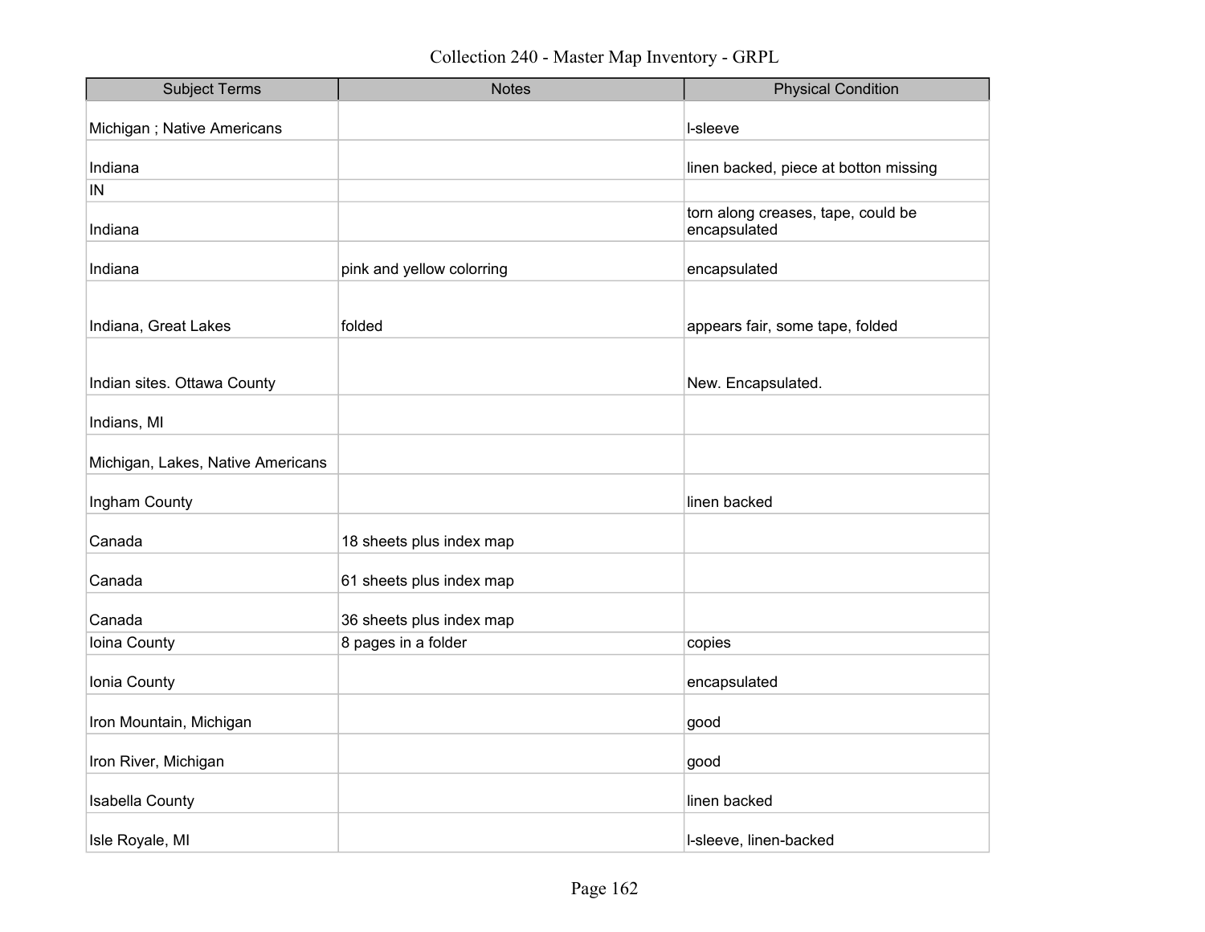# Collection 240 - Master Map Inventory - GRPL

| Subject Terms | Notes | Physical Condition |
|---|---|---|
| Michigan ; Native Americans | | l-sleeve |
| Indiana | | linen backed, piece at botton missing |
| IN | | |
| Indiana | | torn along creases, tape, could be encapsulated |
| Indiana | pink and yellow colorring | encapsulated |
| Indiana, Great Lakes | folded | appears fair, some tape, folded |
| Indian sites. Ottawa County | | New. Encapsulated. |
| Indians, MI | | |
| Michigan, Lakes, Native Americans | | |
| Ingham County | | linen backed |
| Canada | 18 sheets plus index map | |
| Canada | 61 sheets plus index map | |
| Canada | 36 sheets plus index map | |
| Ioina County | 8 pages in a folder | copies |
| Ionia County | | encapsulated |
| Iron Mountain, Michigan | | good |
| Iron River, Michigan | | good |
| Isabella County | | linen backed |
| Isle Royale, MI | | l-sleeve, linen-backed |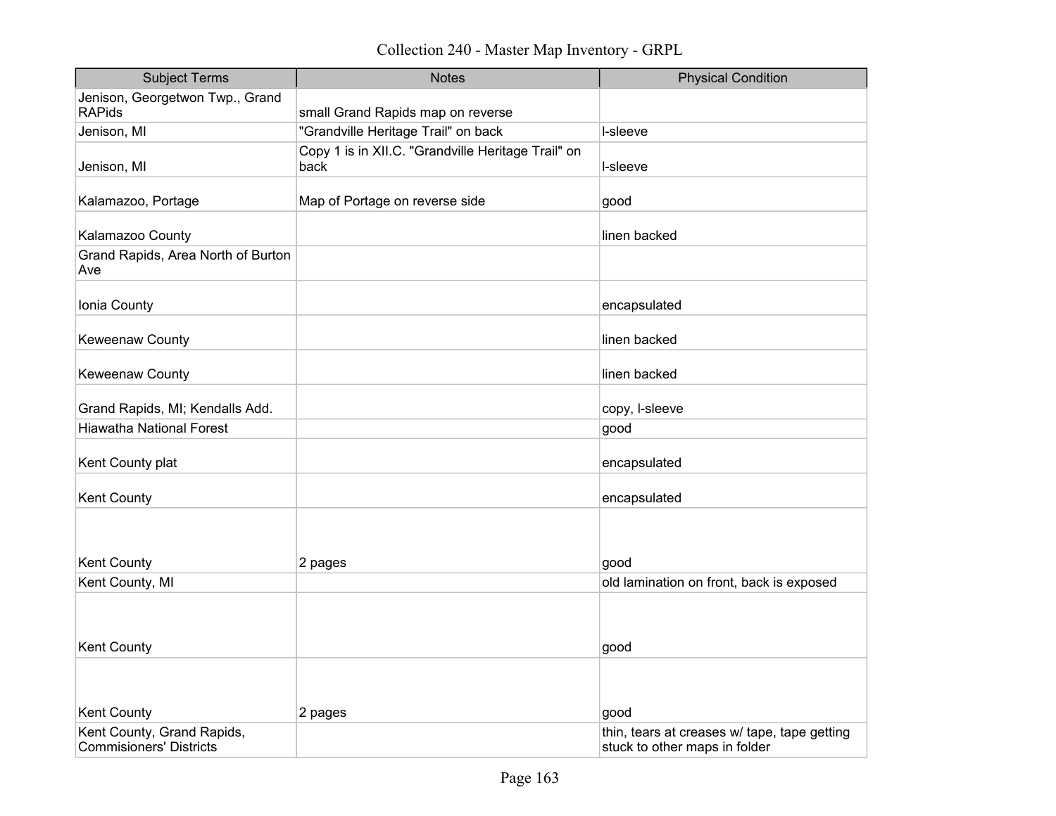Collection 240 - Master Map Inventory - GRPL

| Subject Terms | Notes | Physical Condition |
|---|---|---|
| Jenison, Georgetwon Twp., Grand RAPids | small Grand Rapids map on reverse | |
| Jenison, MI | "Grandville Heritage Trail" on back | l-sleeve |
| Jenison, MI | Copy 1 is in XII.C. "Grandville Heritage Trail" on back | l-sleeve |
| Kalamazoo, Portage | Map of Portage on reverse side | good |
| Kalamazoo County | | linen backed |
| Grand Rapids, Area North of Burton Ave | | |
| Ionia County | | encapsulated |
| Keweenaw County | | linen backed |
| Keweenaw County | | linen backed |
| Grand Rapids, MI; Kendalls Add. | | copy, l-sleeve |
| Hiawatha National Forest | | good |
| Kent County plat | | encapsulated |
| Kent County | | encapsulated |
| Kent County | 2 pages | good |
| Kent County, MI | | old lamination on front, back is exposed |
| Kent County | | good |
| Kent County | 2 pages | good |
| Kent County, Grand Rapids, Commisioners' Districts | | thin, tears at creases w/ tape, tape getting stuck to other maps in folder |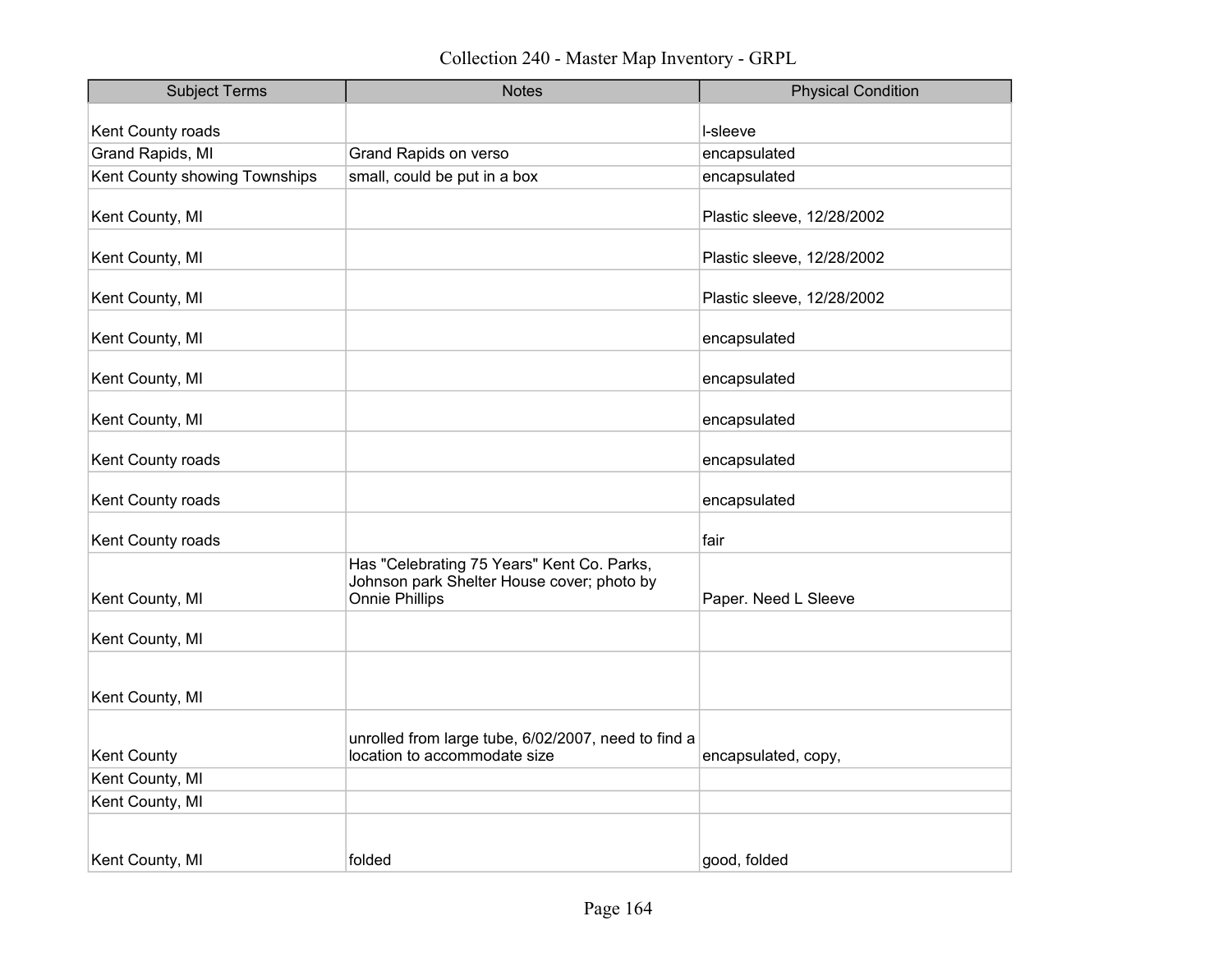| Subject Terms | Notes | Physical Condition |
| --- | --- | --- |
| Kent County roads | | l-sleeve |
| Grand Rapids, MI | Grand Rapids on verso | encapsulated |
| Kent County showing Townships | small, could be put in a box | encapsulated |
| Kent County, MI | | Plastic sleeve, 12/28/2002 |
| Kent County, MI | | Plastic sleeve, 12/28/2002 |
| Kent County, MI | | Plastic sleeve, 12/28/2002 |
| Kent County, MI | | encapsulated |
| Kent County, MI | | encapsulated |
| Kent County, MI | | encapsulated |
| Kent County roads | | encapsulated |
| Kent County roads | | encapsulated |
| Kent County roads | | fair |
| Kent County, MI | Has "Celebrating 75 Years" Kent Co. Parks, Johnson park Shelter House cover; photo by Onnie Phillips | Paper. Need L Sleeve |
| Kent County, MI | | |
| Kent County, MI | | |
| Kent County | unrolled from large tube, 6/02/2007, need to find a location to accommodate size | encapsulated, copy, |
| Kent County, MI | | |
| Kent County, MI | | |
| Kent County, MI | folded | good, folded |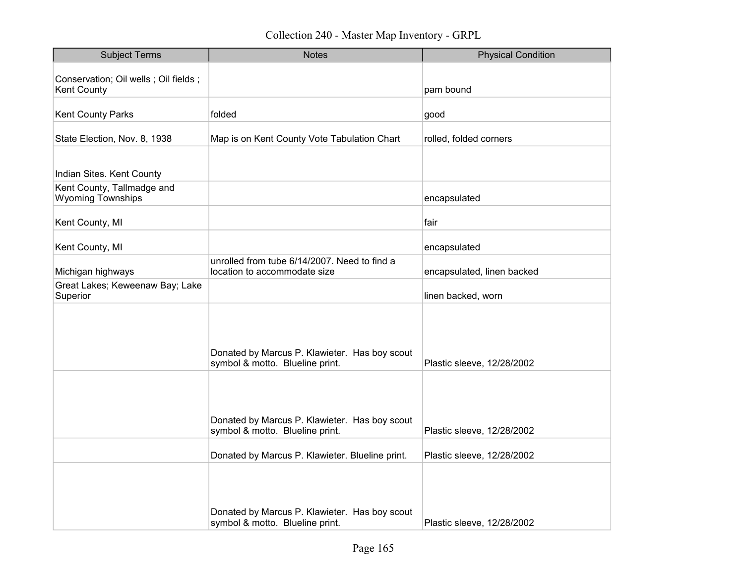# Collection 240 - Master Map Inventory - GRPL

| Subject Terms | Notes | Physical Condition |
|---|---|---|
| Conservation; Oil wells ; Oil fields ; Kent County | | pam bound |
| Kent County Parks | folded | good |
| State Election, Nov. 8, 1938 | Map is on Kent County Vote Tabulation Chart | rolled, folded corners |
| Indian Sites. Kent County | | |
| Kent County, Tallmadge and Wyoming Townships | | encapsulated |
| Kent County, MI | | fair |
| Kent County, MI | | encapsulated |
| Michigan highways | unrolled from tube 6/14/2007. Need to find a location to accommodate size | encapsulated, linen backed |
| Great Lakes; Keweenaw Bay; Lake Superior | | linen backed, worn |
| | Donated by Marcus P. Klawieter. Has boy scout symbol & motto. Blueline print. | Plastic sleeve, 12/28/2002 |
| | Donated by Marcus P. Klawieter. Has boy scout symbol & motto. Blueline print. | Plastic sleeve, 12/28/2002 |
| | Donated by Marcus P. Klawieter. Blueline print. | Plastic sleeve, 12/28/2002 |
| | Donated by Marcus P. Klawieter. Has boy scout symbol & motto. Blueline print. | Plastic sleeve, 12/28/2002 |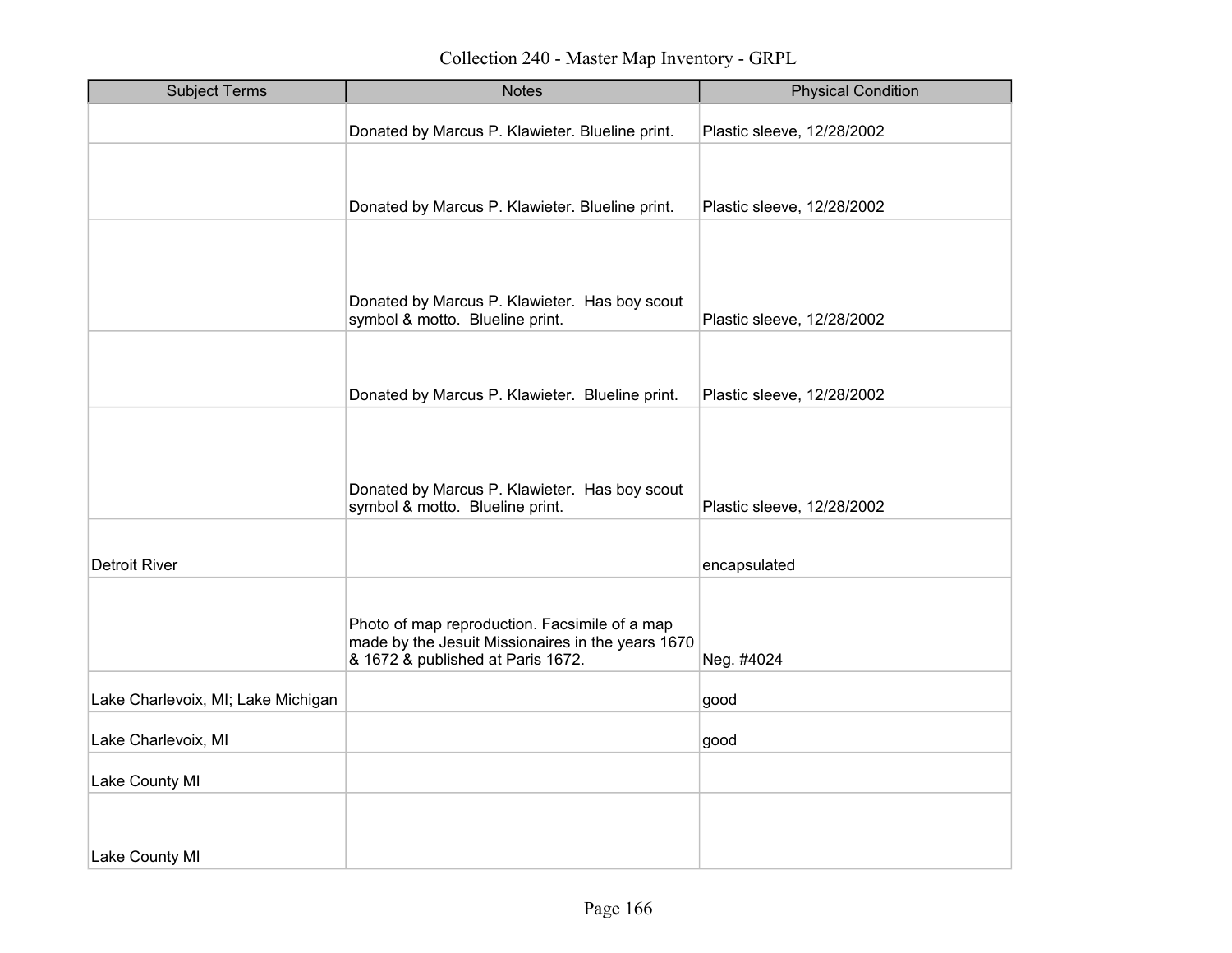# Collection 240 - Master Map Inventory - GRPL

| Subject Terms | Notes | Physical Condition |
|---|---|---|
| | Donated by Marcus P. Klawieter. Blueline print. | Plastic sleeve, 12/28/2002 |
| | Donated by Marcus P. Klawieter. Blueline print. | Plastic sleeve, 12/28/2002 |
| | Donated by Marcus P. Klawieter. Has boy scout symbol & motto. Blueline print. | Plastic sleeve, 12/28/2002 |
| | Donated by Marcus P. Klawieter. Blueline print. | Plastic sleeve, 12/28/2002 |
| | Donated by Marcus P. Klawieter. Has boy scout symbol & motto. Blueline print. | Plastic sleeve, 12/28/2002 |
| Detroit River | | encapsulated |
| | Photo of map reproduction. Facsimile of a map made by the Jesuit Missionaires in the years 1670 & 1672 & published at Paris 1672. | Neg. #4024 |
| Lake Charlevoix, MI; Lake Michigan | | good |
| Lake Charlevoix, MI | | good |
| Lake County MI | | |
| Lake County MI | | |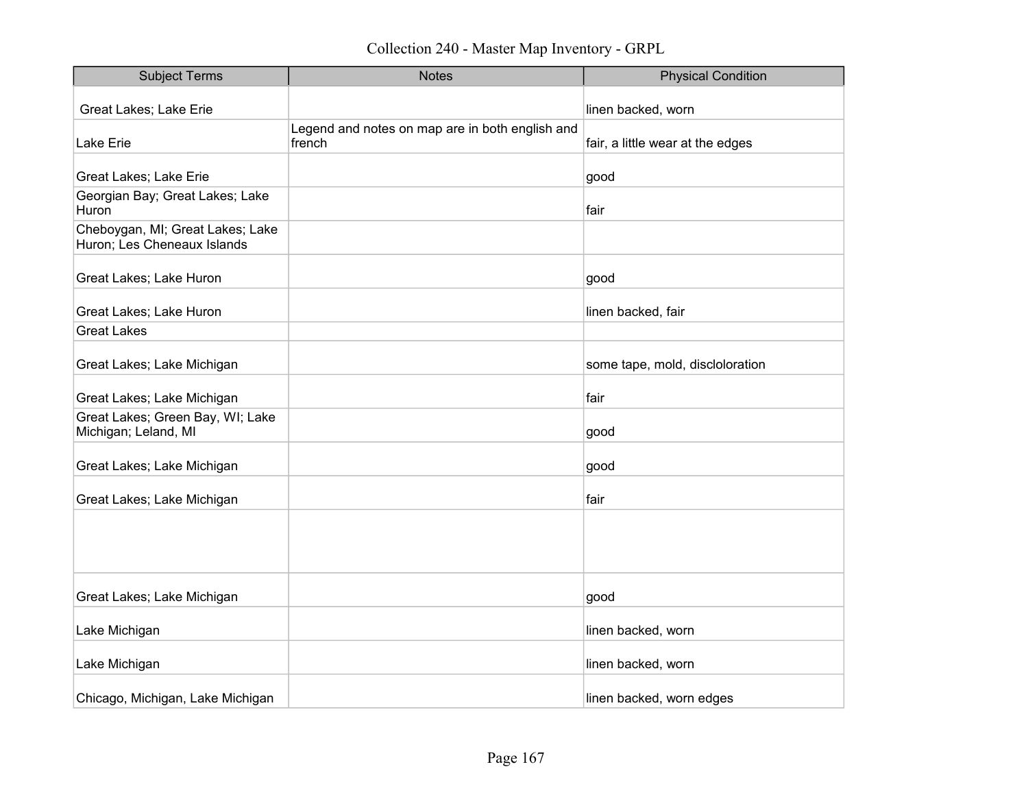## Collection 240 - Master Map Inventory - GRPL

| Subject Terms | Notes | Physical Condition |
|---|---|---|
| Great Lakes; Lake Erie | | linen backed, worn |
| Lake Erie | Legend and notes on map are in both english and french | fair, a little wear at the edges |
| Great Lakes; Lake Erie | | good |
| Georgian Bay; Great Lakes; Lake Huron | | fair |
| Cheboygan, MI; Great Lakes; Lake Huron; Les Cheneaux Islands | | |
| Great Lakes; Lake Huron | | good |
| Great Lakes; Lake Huron | | linen backed, fair |
| Great Lakes | | |
| Great Lakes; Lake Michigan | | some tape, mold, discloloration |
| Great Lakes; Lake Michigan | | fair |
| Great Lakes; Green Bay, WI; Lake Michigan; Leland, MI | | good |
| Great Lakes; Lake Michigan | | good |
| Great Lakes; Lake Michigan | | fair |
| | | |
| Great Lakes; Lake Michigan | | good |
| Lake Michigan | | linen backed, worn |
| Lake Michigan | | linen backed, worn |
| Chicago, Michigan, Lake Michigan | | linen backed, worn edges |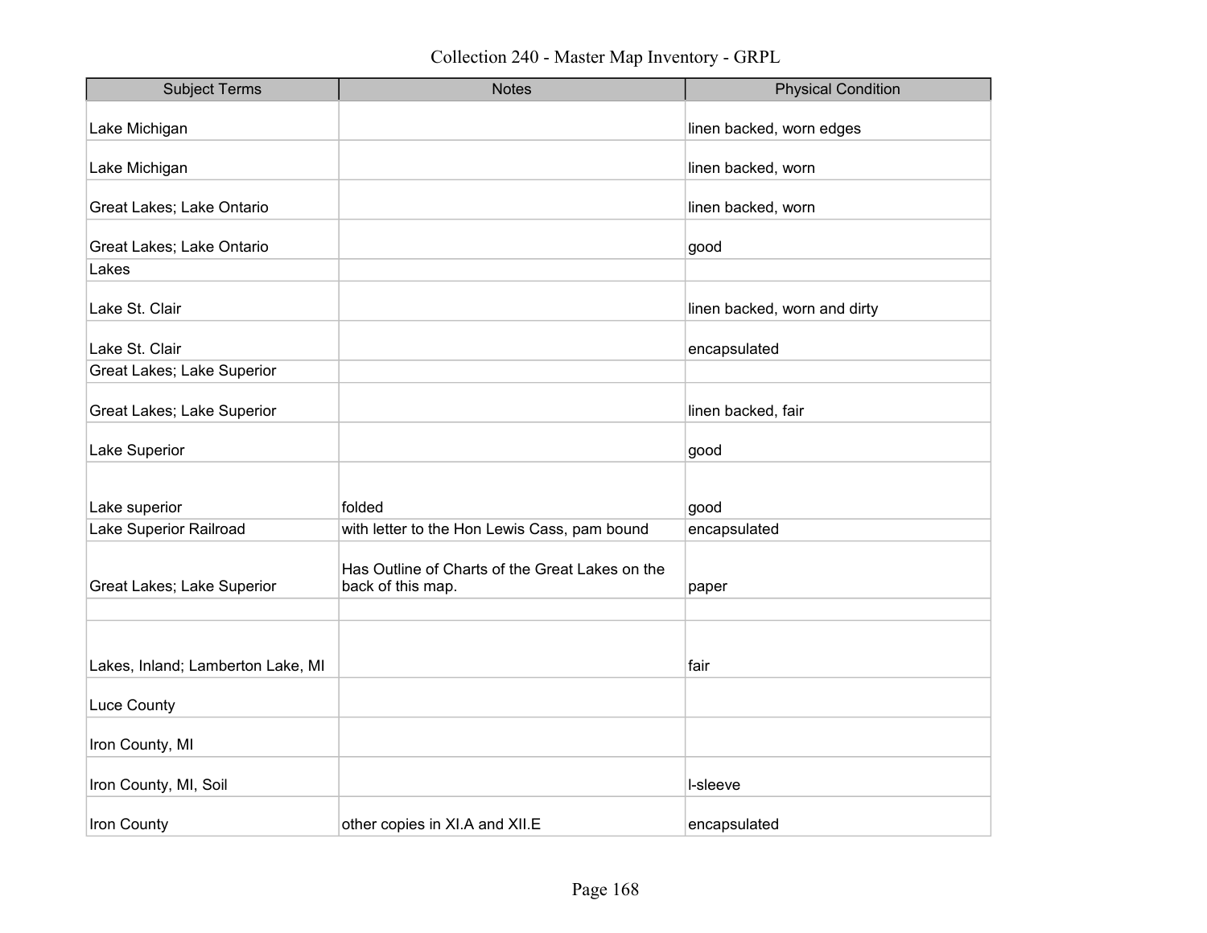# Collection 240 - Master Map Inventory - GRPL

| Subject Terms | Notes | Physical Condition |
| --- | --- | --- |
| Lake Michigan | | linen backed, worn edges |
| Lake Michigan | | linen backed, worn |
| Great Lakes; Lake Ontario | | linen backed, worn |
| Great Lakes; Lake Ontario | | good |
| Lakes | | |
| Lake St. Clair | | linen backed, worn and dirty |
| Lake St. Clair | | encapsulated |
| Great Lakes; Lake Superior | | |
| Great Lakes; Lake Superior | | linen backed, fair |
| Lake Superior | | good |
| Lake superior | folded | good |
| Lake Superior Railroad | with letter to the Hon Lewis Cass, pam bound | encapsulated |
| Great Lakes; Lake Superior | Has Outline of Charts of the Great Lakes on the back of this map. | paper |
| | | |
| Lakes, Inland; Lamberton Lake, MI | | fair |
| Luce County | | |
| Iron County, MI | | |
| Iron County, MI, Soil | | l-sleeve |
| Iron County | other copies in XI.A and XII.E | encapsulated |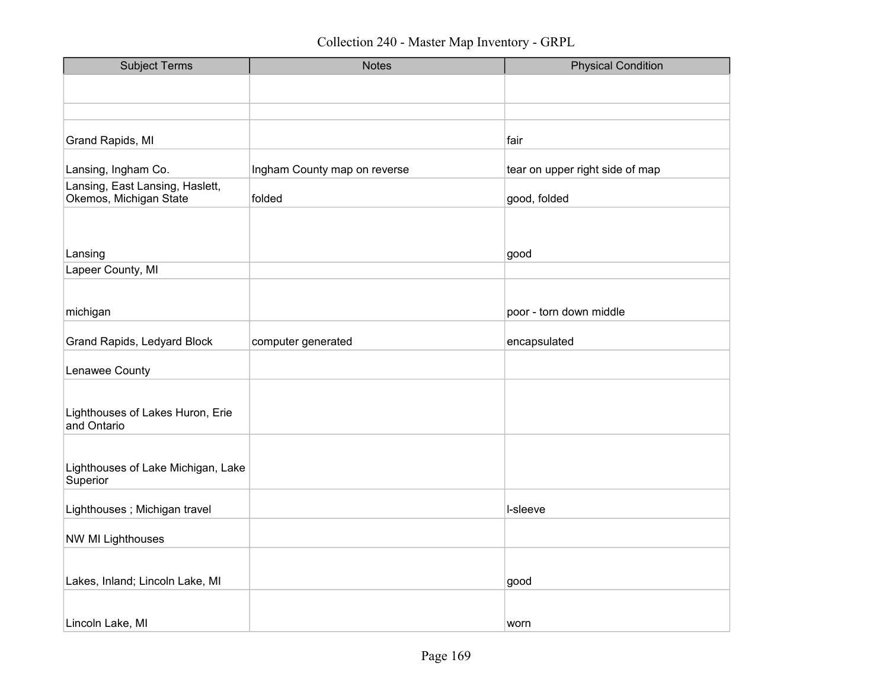Collection 240 - Master Map Inventory - GRPL

| Subject Terms | Notes | Physical Condition |
|---|---|---|
| | | |
| | | |
| Grand Rapids, MI | | fair |
| Lansing, Ingham Co. | Ingham County map on reverse | tear on upper right side of map |
| Lansing, East Lansing, Haslett, Okemos, Michigan State | folded | good, folded |
| Lansing | | good |
| Lapeer County, MI | | |
| michigan | | poor - torn down middle |
| Grand Rapids, Ledyard Block | computer generated | encapsulated |
| Lenawee County | | |
| Lighthouses of Lakes Huron, Erie and Ontario | | |
| Lighthouses of Lake Michigan, Lake Superior | | |
| Lighthouses ; Michigan travel | | l-sleeve |
| NW MI Lighthouses | | |
| Lakes, Inland; Lincoln Lake, MI | | good |
| Lincoln Lake, MI | | worn |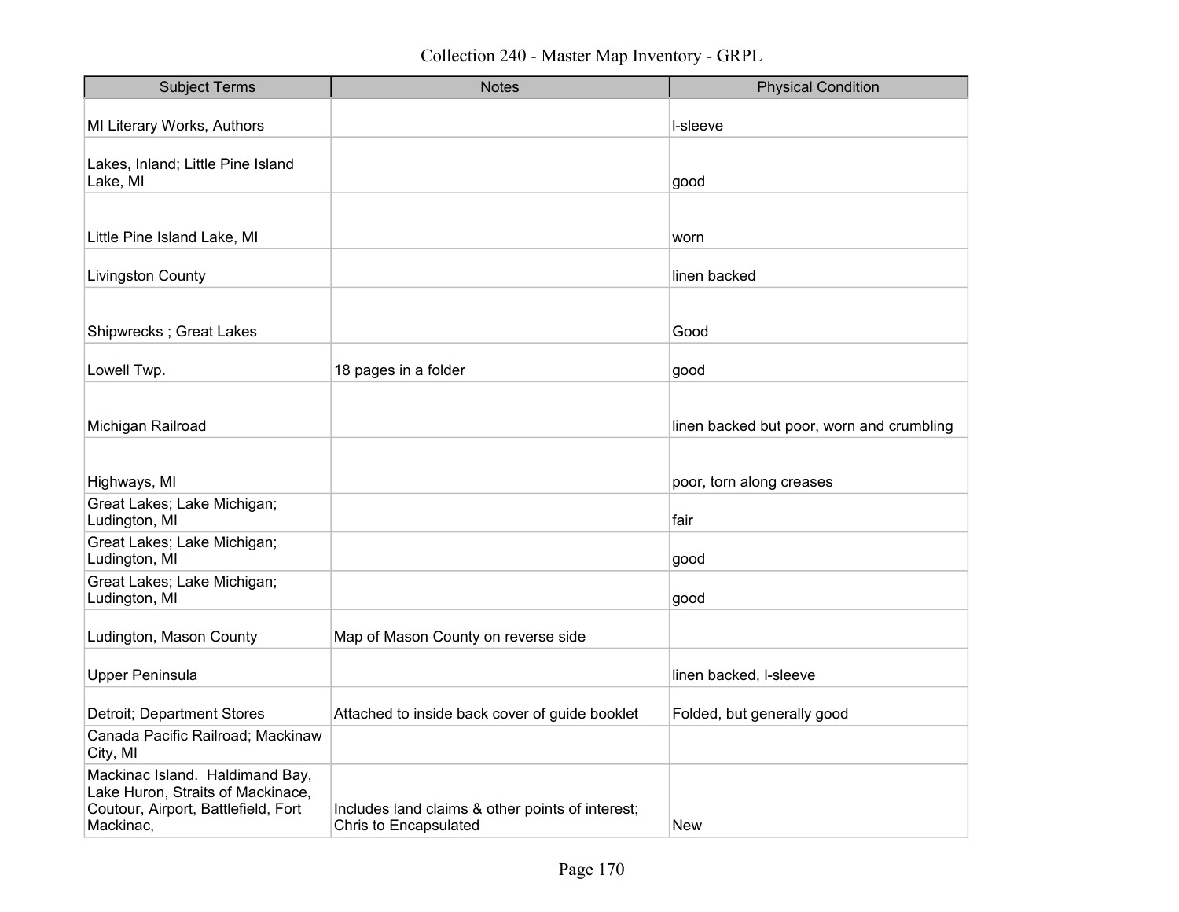# Collection 240 - Master Map Inventory - GRPL

| Subject Terms | Notes | Physical Condition |
|---|---|---|
| MI Literary Works, Authors | | l-sleeve |
| Lakes, Inland; Little Pine Island Lake, MI | | good |
| Little Pine Island Lake, MI | | worn |
| Livingston County | | linen backed |
| Shipwrecks ; Great Lakes | | Good |
| Lowell Twp. | 18 pages in a folder | good |
| Michigan Railroad | | linen backed but poor, worn and crumbling |
| Highways, MI | | poor, torn along creases |
| Great Lakes; Lake Michigan; Ludington, MI | | fair |
| Great Lakes; Lake Michigan; Ludington, MI | | good |
| Great Lakes; Lake Michigan; Ludington, MI | | good |
| Ludington, Mason County | Map of Mason County on reverse side | |
| Upper Peninsula | | linen backed, l-sleeve |
| Detroit; Department Stores | Attached to inside back cover of guide booklet | Folded, but generally good |
| Canada Pacific Railroad; Mackinaw City, MI | | |
| Mackinac Island. Haldimand Bay, Lake Huron, Straits of Mackinace, Coutour, Airport, Battlefield, Fort Mackinac, | Includes land claims & other points of interest; Chris to Encapsulated | New |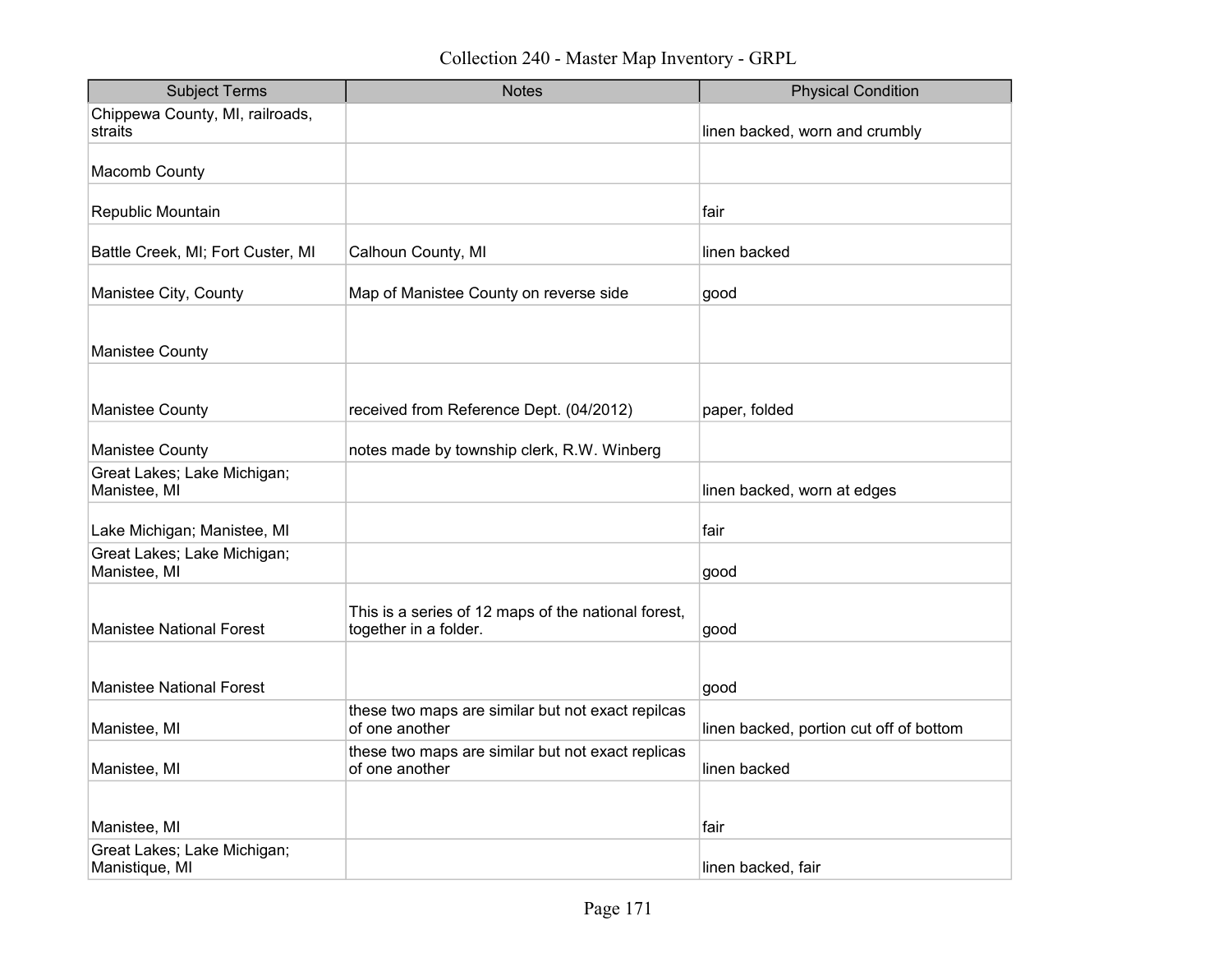Collection 240 - Master Map Inventory - GRPL

| Subject Terms | Notes | Physical Condition |
|---|---|---|
| Chippewa County, MI, railroads, straits | | linen backed, worn and crumbly |
| Macomb County | | |
| Republic Mountain | | fair |
| Battle Creek, MI; Fort Custer, MI | Calhoun County, MI | linen backed |
| Manistee City, County | Map of Manistee County on reverse side | good |
| Manistee County | | |
| Manistee County | received from Reference Dept. (04/2012) | paper, folded |
| Manistee County | notes made by township clerk, R.W. Winberg | |
| Great Lakes; Lake Michigan; Manistee, MI | | linen backed, worn at edges |
| Lake Michigan; Manistee, MI | | fair |
| Great Lakes; Lake Michigan; Manistee, MI | | good |
| Manistee National Forest | This is a series of 12 maps of the national forest, together in a folder. | good |
| Manistee National Forest | | good |
| Manistee, MI | these two maps are similar but not exact repilcas of one another | linen backed, portion cut off of bottom |
| Manistee, MI | these two maps are similar but not exact replicas of one another | linen backed |
| Manistee, MI | | fair |
| Great Lakes; Lake Michigan; Manistique, MI | | linen backed, fair |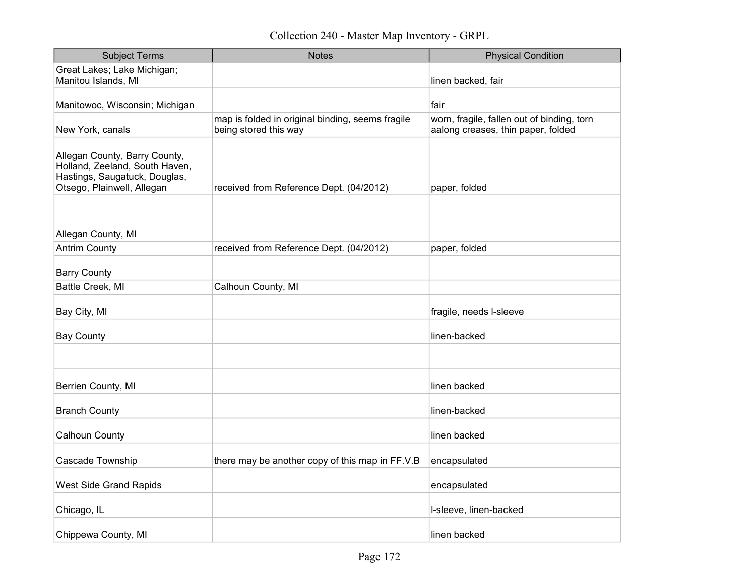# Collection 240 - Master Map Inventory - GRPL

| Subject Terms | Notes | Physical Condition |
|---|---|---|
| Great Lakes; Lake Michigan; Manitou Islands, MI | | linen backed, fair |
| Manitowoc, Wisconsin; Michigan | | fair |
| New York, canals | map is folded in original binding, seems fragile being stored this way | worn, fragile, fallen out of binding, torn aalong creases, thin paper, folded |
| Allegan County, Barry County, Holland, Zeeland, South Haven, Hastings, Saugatuck, Douglas, Otsego, Plainwell, Allegan | received from Reference Dept. (04/2012) | paper, folded |
| Allegan County, MI | | |
| Antrim County | received from Reference Dept. (04/2012) | paper, folded |
| Barry County | | |
| Battle Creek, MI | Calhoun County, MI | |
| Bay City, MI | | fragile, needs l-sleeve |
| Bay County | | linen-backed |
| | | |
| Berrien County, MI | | linen backed |
| Branch County | | linen-backed |
| Calhoun County | | linen backed |
| Cascade Township | there may be another copy of this map in FF.V.B | encapsulated |
| West Side Grand Rapids | | encapsulated |
| Chicago, IL | | l-sleeve, linen-backed |
| Chippewa County, MI | | linen backed |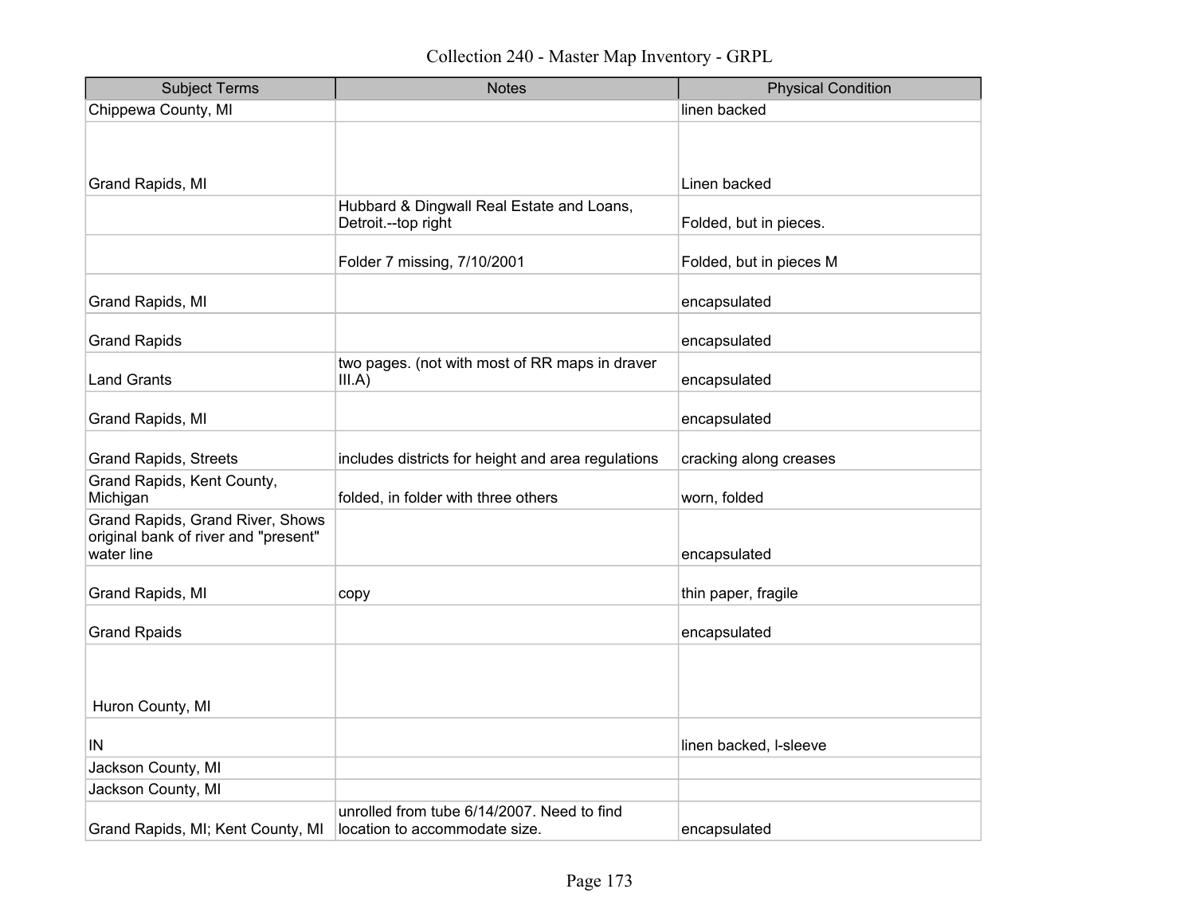| Subject Terms | Notes | Physical Condition |
|---|---|---|
| Chippewa County, MI | | linen backed |
| Grand Rapids, MI | | Linen backed |
| | Hubbard & Dingwall Real Estate and Loans, Detroit.--top right | Folded, but in pieces. |
| | Folder 7 missing, 7/10/2001 | Folded, but in pieces M |
| Grand Rapids, MI | | encapsulated |
| Grand Rapids | | encapsulated |
| Land Grants | two pages. (not with most of RR maps in draver III.A) | encapsulated |
| Grand Rapids, MI | | encapsulated |
| Grand Rapids, Streets | includes districts for height and area regulations | cracking along creases |
| Grand Rapids, Kent County, Michigan | folded, in folder with three others | worn, folded |
| Grand Rapids, Grand River, Shows original bank of river and "present" water line | | encapsulated |
| Grand Rapids, MI | copy | thin paper, fragile |
| Grand Rpaids | | encapsulated |
| Huron County, MI | | |
| IN | | linen backed, l-sleeve |
| Jackson County, MI | | |
| Jackson County, MI | | |
| Grand Rapids, MI; Kent County, MI | unrolled from tube 6/14/2007. Need to find location to accommodate size. | encapsulated |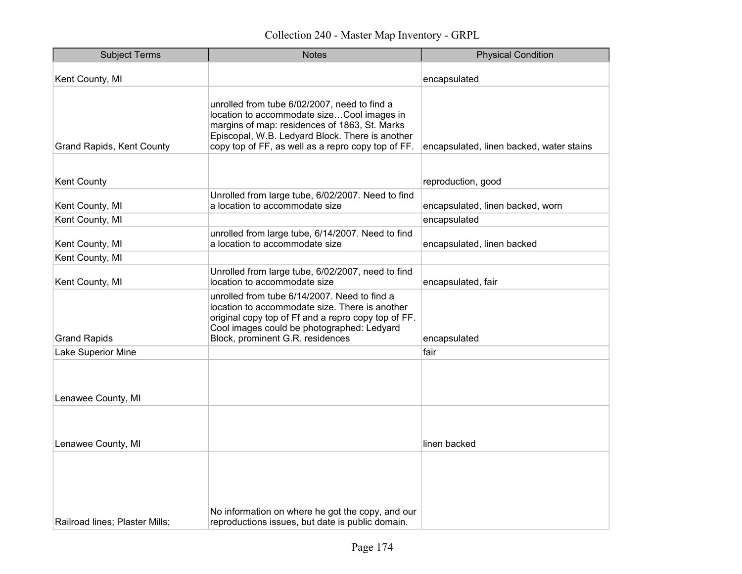| Subject Terms | Notes | Physical Condition |
|---|---|---|
| Kent County, MI | | encapsulated |
| Grand Rapids, Kent County | unrolled from tube 6/02/2007, need to find a location to accommodate size…Cool images in margins of map: residences of 1863, St. Marks Episcopal, W.B. Ledyard Block. There is another copy top of FF, as well as a repro copy top of FF. | encapsulated, linen backed, water stains |
| Kent County | | reproduction, good |
| Kent County, MI | Unrolled from large tube, 6/02/2007. Need to find a location to accommodate size | encapsulated, linen backed, worn |
| Kent County, MI | | encapsulated |
| Kent County, MI | unrolled from large tube, 6/14/2007. Need to find a location to accommodate size | encapsulated, linen backed |
| Kent County, MI | | |
| Kent County, MI | Unrolled from large tube, 6/02/2007, need to find location to accommodate size | encapsulated, fair |
| Grand Rapids | unrolled from tube 6/14/2007. Need to find a location to accommodate size. There is another original copy top of Ff and a repro copy top of FF. Cool images could be photographed: Ledyard Block, prominent G.R. residences | encapsulated |
| Lake Superior Mine | | fair |
| Lenawee County, MI | | |
| Lenawee County, MI | | linen backed |
| Railroad lines; Plaster Mills; | No information on where he got the copy, and our reproductions issues, but date is public domain. | |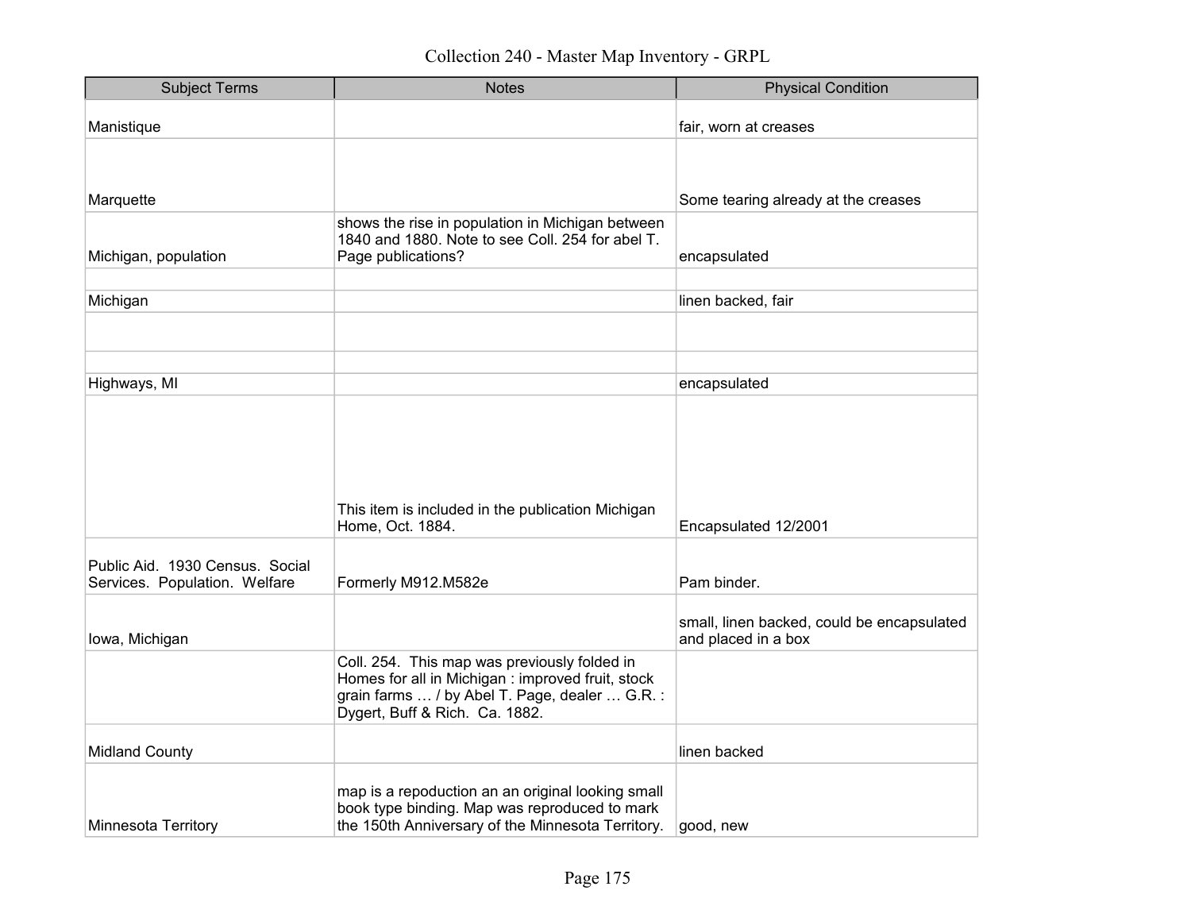# Collection 240 - Master Map Inventory - GRPL

| Subject Terms | Notes | Physical Condition |
|---|---|---|
| Manistique | | fair, worn at creases |
| Marquette | | Some tearing already at the creases |
| Michigan, population | shows the rise in population in Michigan between 1840 and 1880. Note to see Coll. 254 for abel T. Page publications? | encapsulated |
| | | |
| Michigan | | linen backed, fair |
| | | |
| | | |
| Highways, MI | | encapsulated |
| | This item is included in the publication Michigan Home, Oct. 1884. | Encapsulated 12/2001 |
| Public Aid. 1930 Census. Social Services. Population. Welfare | Formerly M912.M582e | Pam binder. |
| Iowa, Michigan | | small, linen backed, could be encapsulated and placed in a box |
| | Coll. 254. This map was previously folded in Homes for all in Michigan : improved fruit, stock grain farms … / by Abel T. Page, dealer … G.R. : Dygert, Buff & Rich. Ca. 1882. | |
| Midland County | | linen backed |
| Minnesota Territory | map is a repoduction an an original looking small book type binding. Map was reproduced to mark the 150th Anniversary of the Minnesota Territory. | good, new |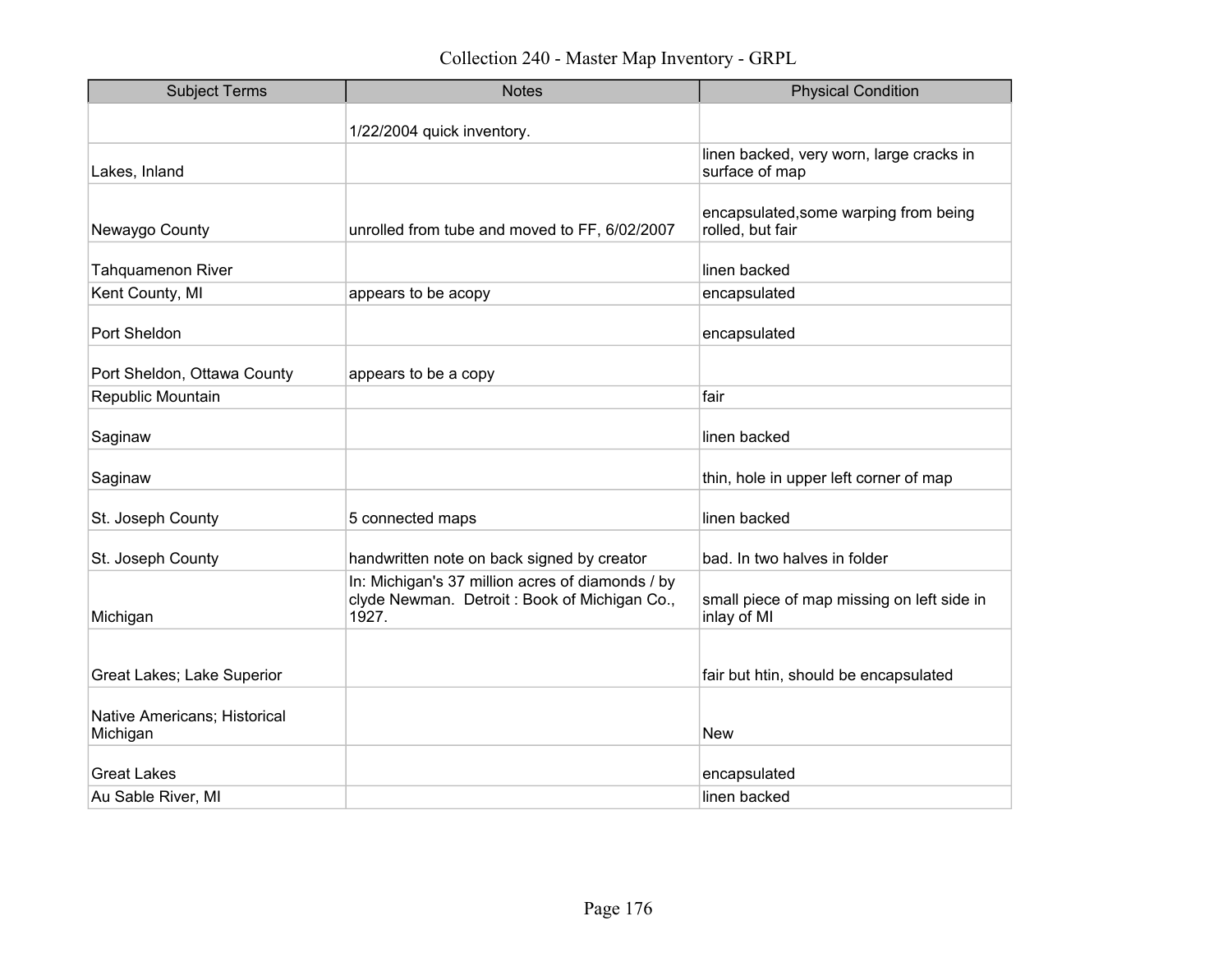| Subject Terms | Notes | Physical Condition |
|---|---|---|
| | 1/22/2004 quick inventory. | |
| Lakes, Inland | | linen backed, very worn, large cracks in surface of map |
| Newaygo County | unrolled from tube and moved to FF, 6/02/2007 | encapsulated,some warping from being rolled, but fair |
| Tahquamenon River | | linen backed |
| Kent County, MI | appears to be acopy | encapsulated |
| Port Sheldon | | encapsulated |
| Port Sheldon, Ottawa County | appears to be a copy | |
| Republic Mountain | | fair |
| Saginaw | | linen backed |
| Saginaw | | thin, hole in upper left corner of map |
| St. Joseph County | 5 connected maps | linen backed |
| St. Joseph County | handwritten note on back signed by creator | bad. In two halves in folder |
| Michigan | In: Michigan's 37 million acres of diamonds / by clyde Newman. Detroit : Book of Michigan Co., 1927. | small piece of map missing on left side in inlay of MI |
| Great Lakes; Lake Superior | | fair but htin, should be encapsulated |
| Native Americans; Historical Michigan | | New |
| Great Lakes | | encapsulated |
| Au Sable River, MI | | linen backed |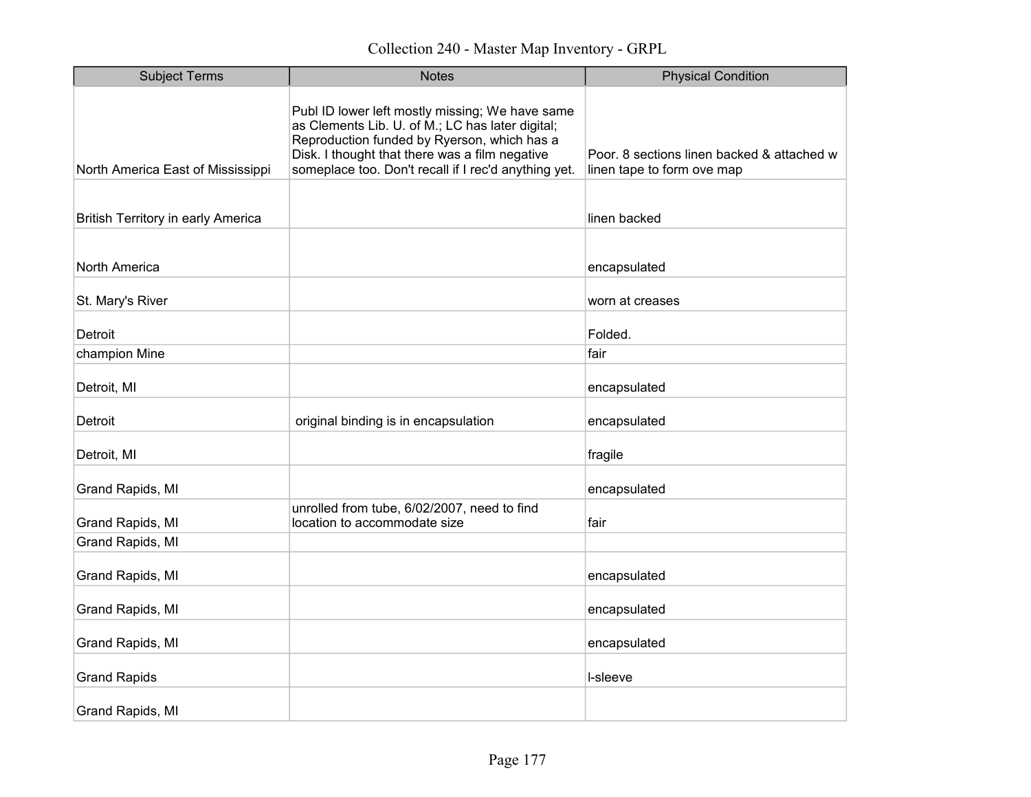# Collection 240 - Master Map Inventory - GRPL

| Subject Terms | Notes | Physical Condition |
|---|---|---|
| North America East of Mississippi | Publ ID lower left mostly missing; We have same as Clements Lib. U. of M.; LC has later digital; Reproduction funded by Ryerson, which has a Disk. I thought that there was a film negative someplace too. Don't recall if I rec'd anything yet. | Poor. 8 sections linen backed & attached w linen tape to form ove map |
| British Territory in early America | | linen backed |
| North America | | encapsulated |
| St. Mary's River | | worn at creases |
| Detroit | | Folded. |
| champion Mine | | fair |
| Detroit, MI | | encapsulated |
| Detroit | original binding is in encapsulation | encapsulated |
| Detroit, MI | | fragile |
| Grand Rapids, MI | | encapsulated |
| Grand Rapids, MI | unrolled from tube, 6/02/2007, need to find location to accommodate size | fair |
| Grand Rapids, MI | | |
| Grand Rapids, MI | | encapsulated |
| Grand Rapids, MI | | encapsulated |
| Grand Rapids, MI | | encapsulated |
| Grand Rapids | | l-sleeve |
| Grand Rapids, MI | | |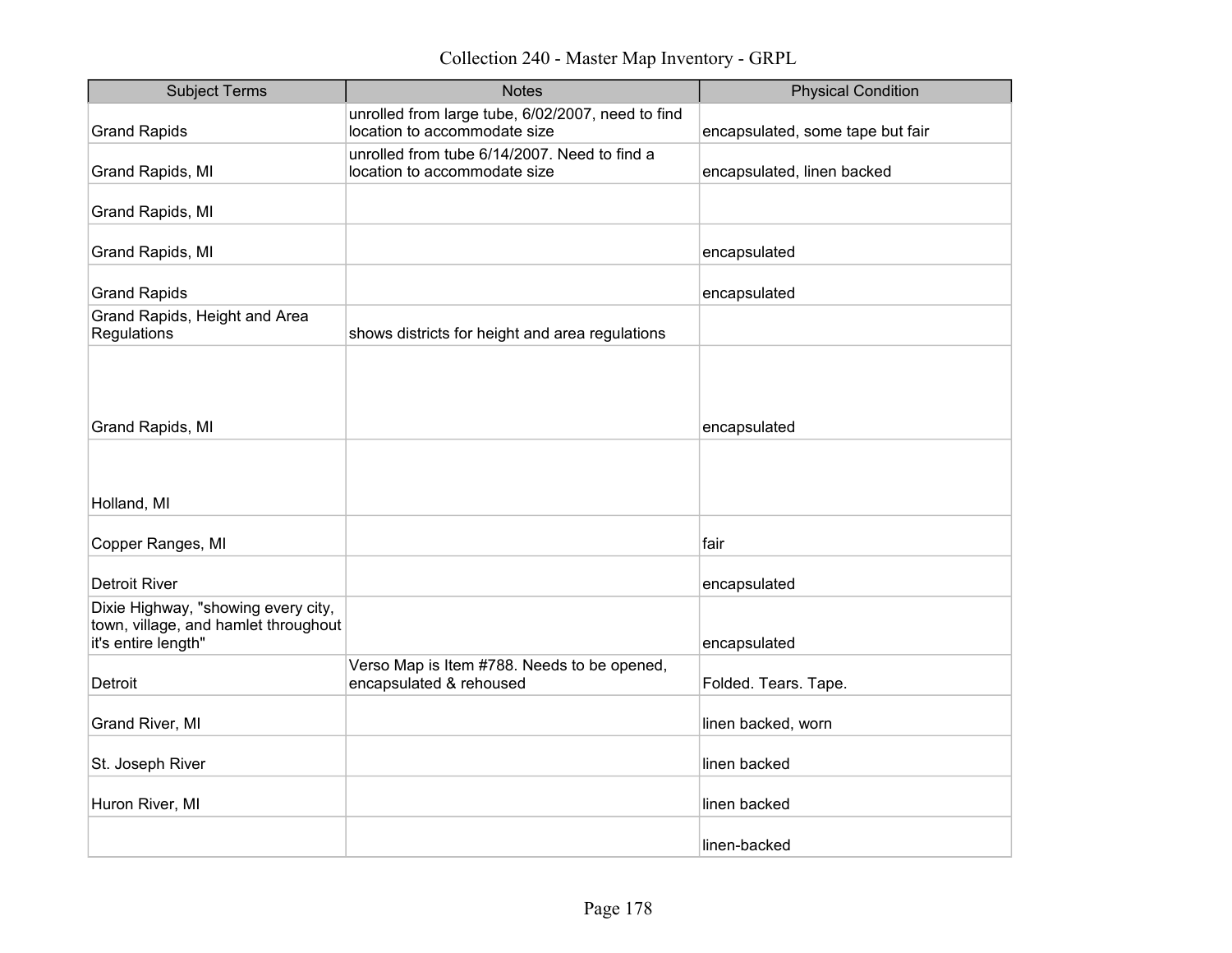| Subject Terms | Notes | Physical Condition |
|---|---|---|
| Grand Rapids | unrolled from large tube, 6/02/2007, need to find location to accommodate size | encapsulated, some tape but fair |
| Grand Rapids, MI | unrolled from tube 6/14/2007. Need to find a location to accommodate size | encapsulated, linen backed |
| Grand Rapids, MI | | |
| Grand Rapids, MI | | encapsulated |
| Grand Rapids | | encapsulated |
| Grand Rapids, Height and Area Regulations | shows districts for height and area regulations | |
| Grand Rapids, MI | | encapsulated |
| Holland, MI | | |
| Copper Ranges, MI | | fair |
| Detroit River | | encapsulated |
| Dixie Highway, "showing every city, town, village, and hamlet throughout it's entire length" | | encapsulated |
| Detroit | Verso Map is Item #788. Needs to be opened, encapsulated & rehoused | Folded. Tears. Tape. |
| Grand River, MI | | linen backed, worn |
| St. Joseph River | | linen backed |
| Huron River, MI | | linen backed |
| | | linen-backed |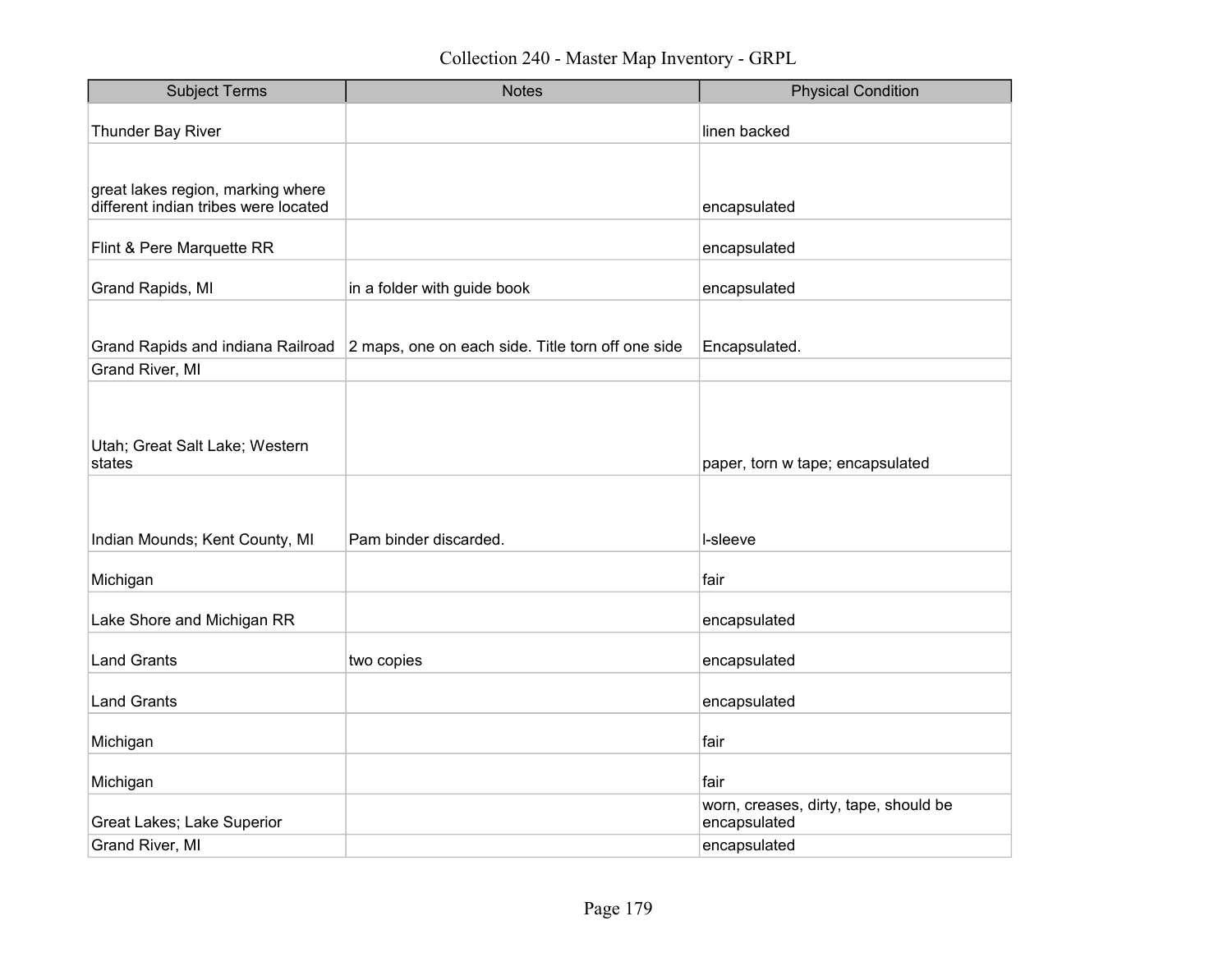Collection 240 - Master Map Inventory - GRPL

| Subject Terms | Notes | Physical Condition |
|---|---|---|
| Thunder Bay River | | linen backed |
| great lakes region, marking where different indian tribes were located | | encapsulated |
| Flint & Pere Marquette RR | | encapsulated |
| Grand Rapids, MI | in a folder with guide book | encapsulated |
| Grand Rapids and indiana Railroad | 2 maps, one on each side. Title torn off one side | Encapsulated. |
| Grand River, MI | | |
| Utah; Great Salt Lake; Western states | | paper, torn w tape; encapsulated |
| Indian Mounds; Kent County, MI | Pam binder discarded. | l-sleeve |
| Michigan | | fair |
| Lake Shore and Michigan RR | | encapsulated |
| Land Grants | two copies | encapsulated |
| Land Grants | | encapsulated |
| Michigan | | fair |
| Michigan | | fair |
| Great Lakes; Lake Superior | | worn, creases, dirty, tape, should be encapsulated |
| Grand River, MI | | encapsulated |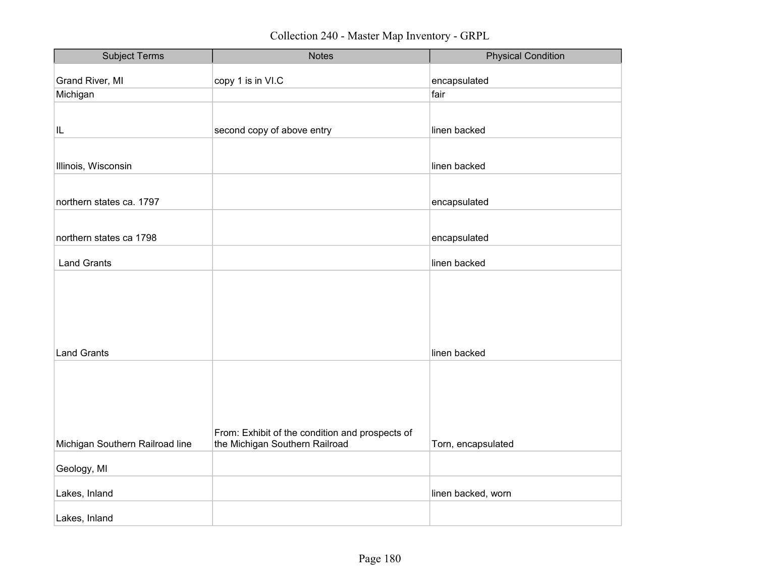Collection 240 - Master Map Inventory - GRPL

| Subject Terms | Notes | Physical Condition |
|---|---|---|
| Grand River, MI | copy 1 is in VI.C | encapsulated |
| Michigan | | fair |
| IL | second copy of above entry | linen backed |
| Illinois, Wisconsin | | linen backed |
| northern states ca. 1797 | | encapsulated |
| northern states ca 1798 | | encapsulated |
| Land Grants | | linen backed |
| Land Grants | | linen backed |
| Michigan Southern Railroad line | From: Exhibit of the condition and prospects of the Michigan Southern Railroad | Torn, encapsulated |
| Geology, MI | | |
| Lakes, Inland | | linen backed, worn |
| Lakes, Inland | | |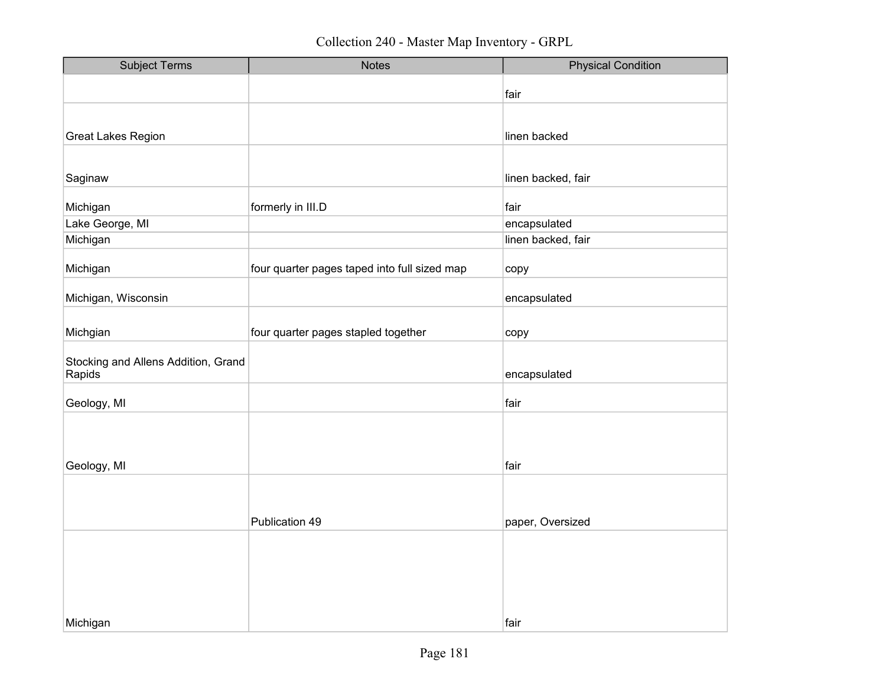| Subject Terms | Notes | Physical Condition |
|---|---|---|
| | | fair |
| Great Lakes Region | | linen backed |
| Saginaw | | linen backed, fair |
| Michigan | formerly in III.D | fair |
| Lake George, MI | | encapsulated |
| Michigan | | linen backed, fair |
| Michigan | four quarter pages taped into full sized map | copy |
| Michigan, Wisconsin | | encapsulated |
| Michgian | four quarter pages stapled together | copy |
| Stocking and Allens Addition, Grand Rapids | | encapsulated |
| Geology, MI | | fair |
| Geology, MI | | fair |
| | Publication 49 | paper, Oversized |
| Michigan | | fair |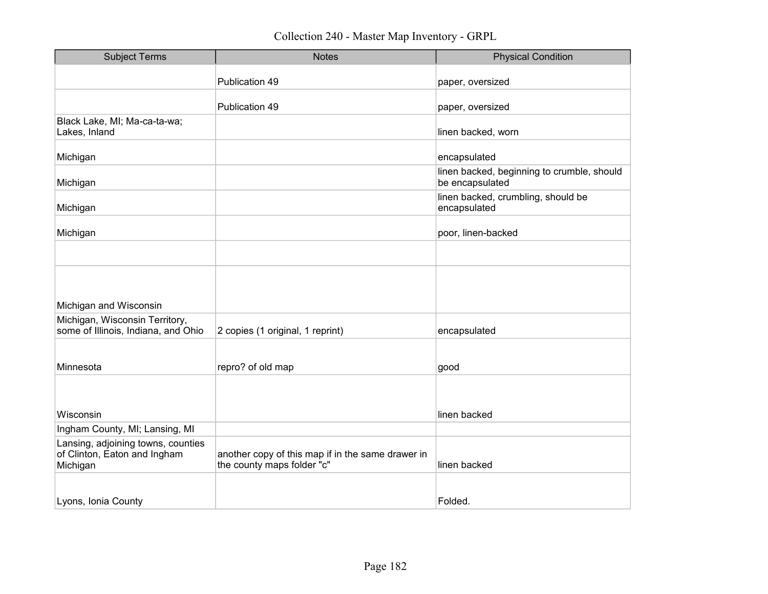Collection 240 - Master Map Inventory - GRPL

| Subject Terms | Notes | Physical Condition |
|---|---|---|
| | Publication 49 | paper, oversized |
| | Publication 49 | paper, oversized |
| Black Lake, MI; Ma-ca-ta-wa; Lakes, Inland | | linen backed, worn |
| Michigan | | encapsulated |
| Michigan | | linen backed, beginning to crumble, should be encapsulated |
| Michigan | | linen backed, crumbling, should be encapsulated |
| Michigan | | poor, linen-backed |
| | | |
| Michigan and Wisconsin | | |
| Michigan, Wisconsin Territory, some of Illinois, Indiana, and Ohio | 2 copies (1 original, 1 reprint) | encapsulated |
| Minnesota | repro? of old map | good |
| Wisconsin | | linen backed |
| Ingham County, MI; Lansing, MI | | |
| Lansing, adjoining towns, counties of Clinton, Eaton and Ingham Michigan | another copy of this map if in the same drawer in the county maps folder "c" | linen backed |
| Lyons, Ionia County | | Folded. |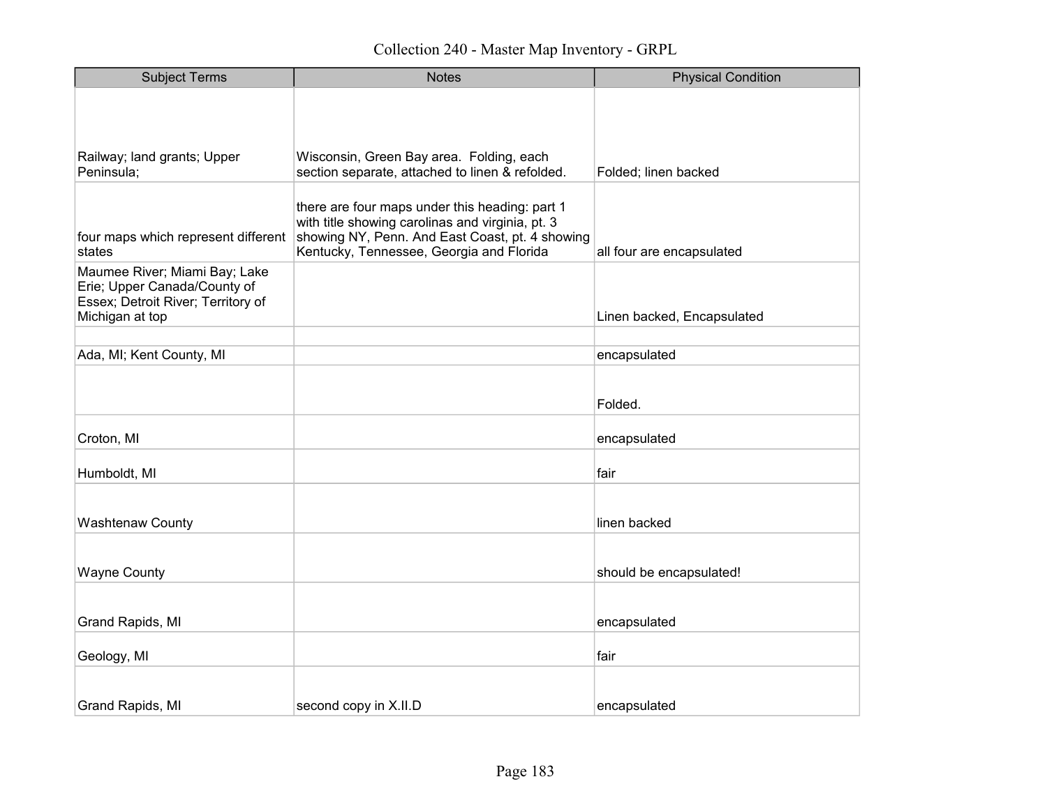# Collection 240 - Master Map Inventory - GRPL

| Subject Terms | Notes | Physical Condition |
|---|---|---|
| Railway; land grants; Upper Peninsula; | Wisconsin, Green Bay area. Folding, each section separate, attached to linen & refolded. | Folded; linen backed |
| four maps which represent different states | there are four maps under this heading: part 1 with title showing carolinas and virginia, pt. 3 showing NY, Penn. And East Coast, pt. 4 showing Kentucky, Tennessee, Georgia and Florida | all four are encapsulated |
| Maumee River; Miami Bay; Lake Erie; Upper Canada/County of Essex; Detroit River; Territory of Michigan at top | | Linen backed, Encapsulated |
| | | |
| Ada, MI; Kent County, MI | | encapsulated |
| | | Folded. |
| Croton, MI | | encapsulated |
| Humboldt, MI | | fair |
| Washtenaw County | | linen backed |
| Wayne County | | should be encapsulated! |
| Grand Rapids, MI | | encapsulated |
| Geology, MI | | fair |
| Grand Rapids, MI | second copy in X.II.D | encapsulated |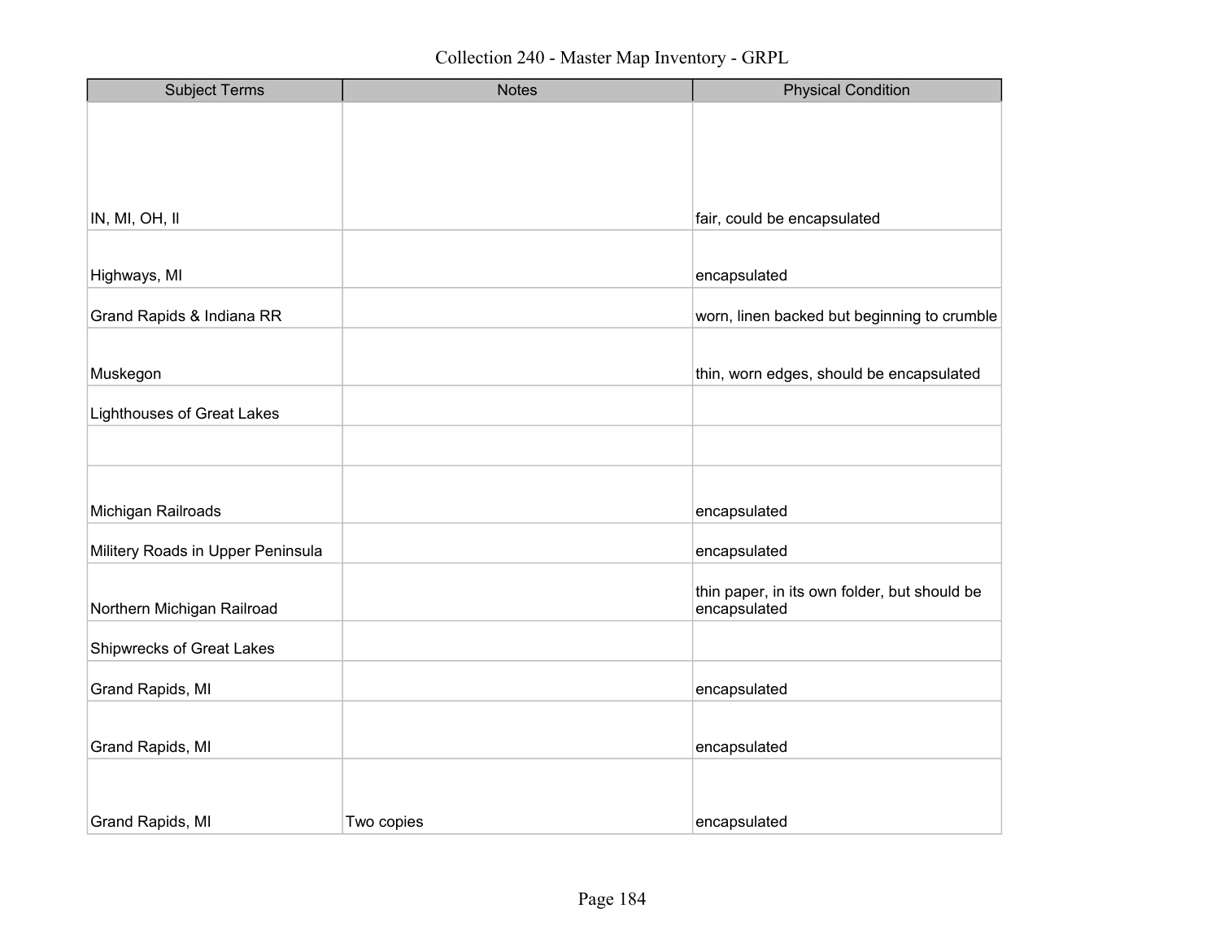Collection 240 - Master Map Inventory - GRPL

| Subject Terms | Notes | Physical Condition |
| --- | --- | --- |
| IN, MI, OH, Il | | fair, could be encapsulated |
| Highways, MI | | encapsulated |
| Grand Rapids & Indiana RR | | worn, linen backed but beginning to crumble |
| Muskegon | | thin, worn edges, should be encapsulated |
| Lighthouses of Great Lakes | | |
| | | |
| Michigan Railroads | | encapsulated |
| Militery Roads in Upper Peninsula | | encapsulated |
| Northern Michigan Railroad | | thin paper, in its own folder, but should be encapsulated |
| Shipwrecks of Great Lakes | | |
| Grand Rapids, MI | | encapsulated |
| Grand Rapids, MI | | encapsulated |
| Grand Rapids, MI | Two copies | encapsulated |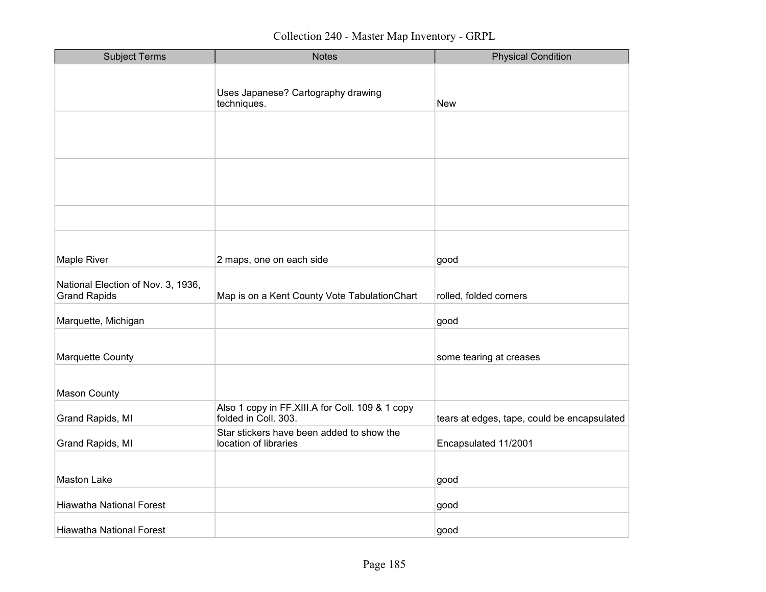Collection 240 - Master Map Inventory - GRPL

| Subject Terms | Notes | Physical Condition |
| --- | --- | --- |
| | Uses Japanese? Cartography drawing techniques. | New |
| | | |
| | | |
| | | |
| Maple River | 2 maps, one on each side | good |
| National Election of Nov. 3, 1936, Grand Rapids | Map is on a Kent County Vote TabulationChart | rolled, folded corners |
| Marquette, Michigan | | good |
| Marquette County | | some tearing at creases |
| Mason County | | |
| Grand Rapids, MI | Also 1 copy in FF.XIII.A for Coll. 109 & 1 copy folded in Coll. 303. | tears at edges, tape, could be encapsulated |
| Grand Rapids, MI | Star stickers have been added to show the location of libraries | Encapsulated 11/2001 |
| Maston Lake | | good |
| Hiawatha National Forest | | good |
| Hiawatha National Forest | | good |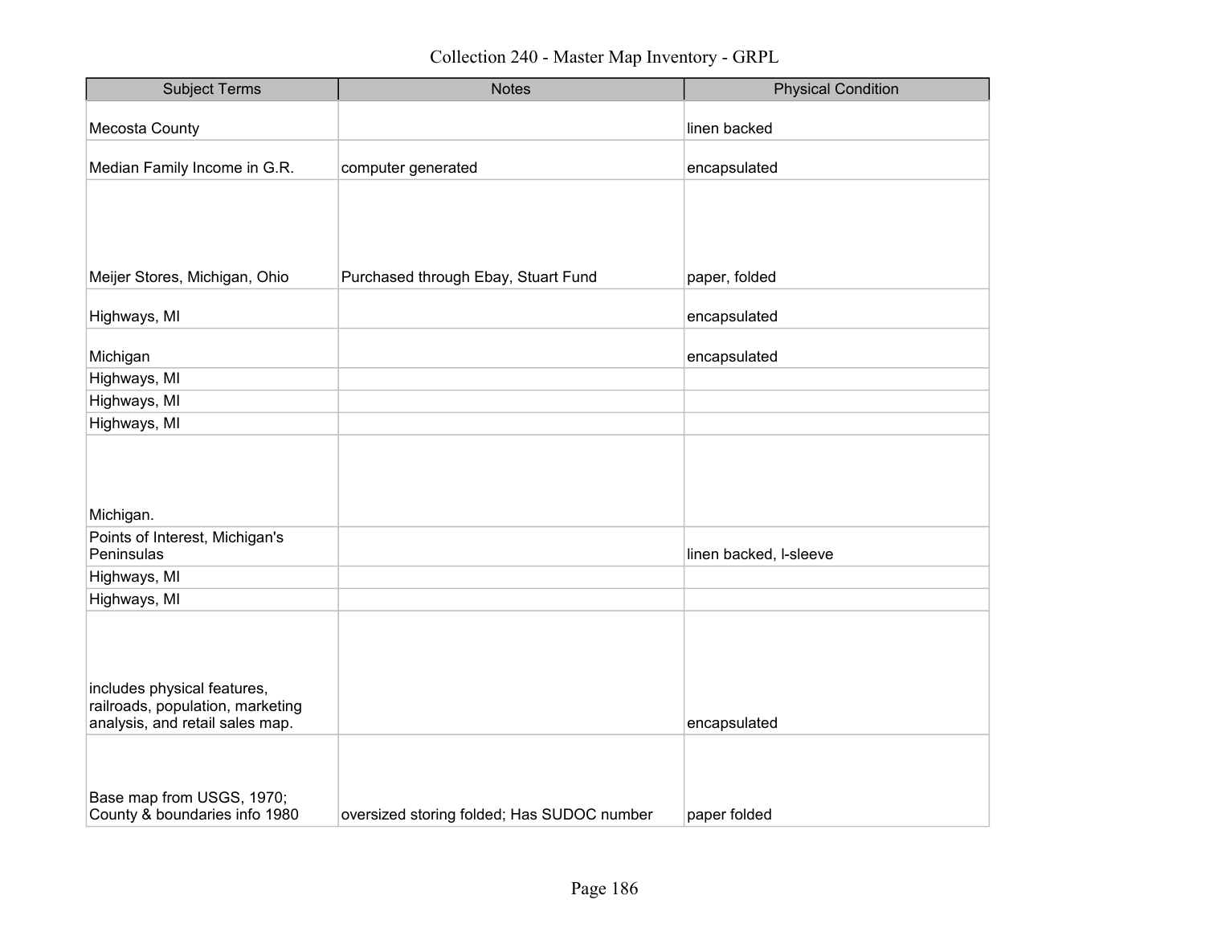# Collection 240 - Master Map Inventory - GRPL

| Subject Terms | Notes | Physical Condition |
| --- | --- | --- |
| Mecosta County | | linen backed |
| Median Family Income in G.R. | computer generated | encapsulated |
| Meijer Stores, Michigan, Ohio | Purchased through Ebay, Stuart Fund | paper, folded |
| Highways, MI | | encapsulated |
| Michigan | | encapsulated |
| Highways, MI | | |
| Highways, MI | | |
| Highways, MI | | |
| Michigan. | | |
| Points of Interest, Michigan's Peninsulas | | linen backed, I-sleeve |
| Highways, MI | | |
| Highways, MI | | |
| includes physical features, railroads, population, marketing analysis, and retail sales map. | | encapsulated |
| Base map from USGS, 1970; County & boundaries info 1980 | oversized storing folded; Has SUDOC number | paper folded |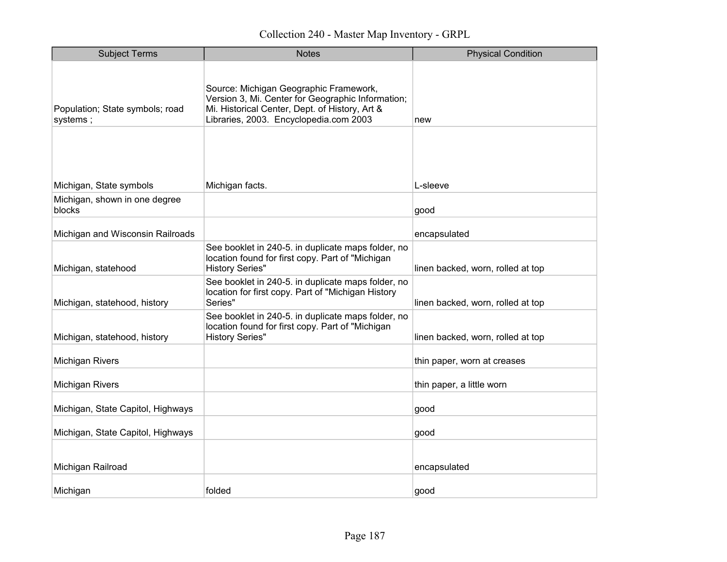| Subject Terms | Notes | Physical Condition |
|---|---|---|
| Population; State symbols; road systems ; | Source: Michigan Geographic Framework, Version 3, Mi. Center for Geographic Information; Mi. Historical Center, Dept. of History, Art & Libraries, 2003. Encyclopedia.com 2003 | new |
| Michigan, State symbols | Michigan facts. | L-sleeve |
| Michigan, shown in one degree blocks | | good |
| Michigan and Wisconsin Railroads | | encapsulated |
| Michigan, statehood | See booklet in 240-5. in duplicate maps folder, no location found for first copy. Part of "Michigan History Series" | linen backed, worn, rolled at top |
| Michigan, statehood, history | See booklet in 240-5. in duplicate maps folder, no location for first copy. Part of "Michigan History Series" | linen backed, worn, rolled at top |
| Michigan, statehood, history | See booklet in 240-5. in duplicate maps folder, no location found for first copy. Part of "Michigan History Series" | linen backed, worn, rolled at top |
| Michigan Rivers | | thin paper, worn at creases |
| Michigan Rivers | | thin paper, a little worn |
| Michigan, State Capitol, Highways | | good |
| Michigan, State Capitol, Highways | | good |
| Michigan Railroad | | encapsulated |
| Michigan | folded | good |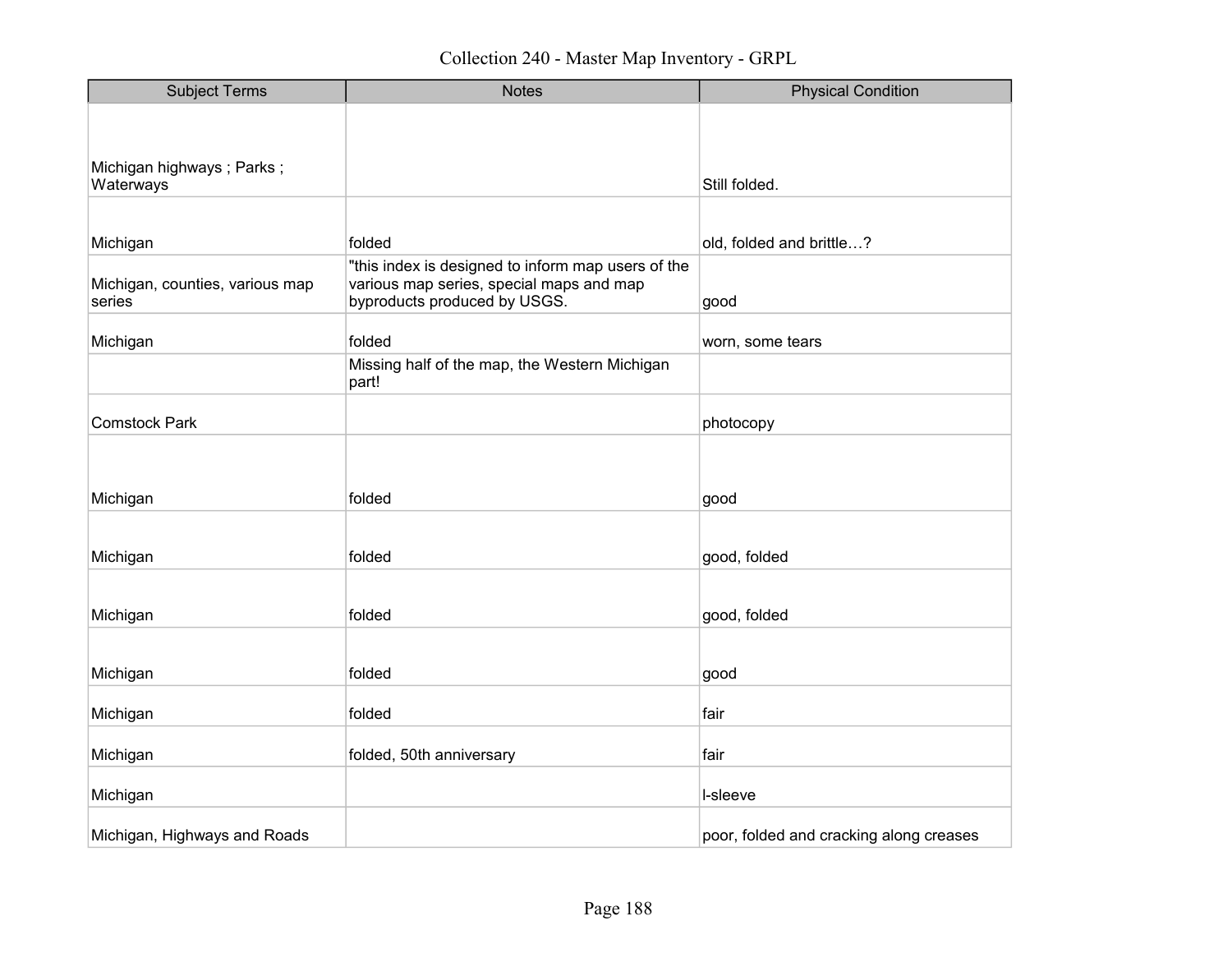Collection 240 - Master Map Inventory - GRPL

| Subject Terms | Notes | Physical Condition |
| --- | --- | --- |
| Michigan highways ; Parks ; Waterways | | Still folded. |
| Michigan | folded | old, folded and brittle…? |
| Michigan, counties, various map series | "this index is designed to inform map users of the various map series, special maps and map byproducts produced by USGS. | good |
| Michigan | folded | worn, some tears |
| | Missing half of the map, the Western Michigan part! | |
| Comstock Park | | photocopy |
| Michigan | folded | good |
| Michigan | folded | good, folded |
| Michigan | folded | good, folded |
| Michigan | folded | good |
| Michigan | folded | fair |
| Michigan | folded, 50th anniversary | fair |
| Michigan | | l-sleeve |
| Michigan, Highways and Roads | | poor, folded and cracking along creases |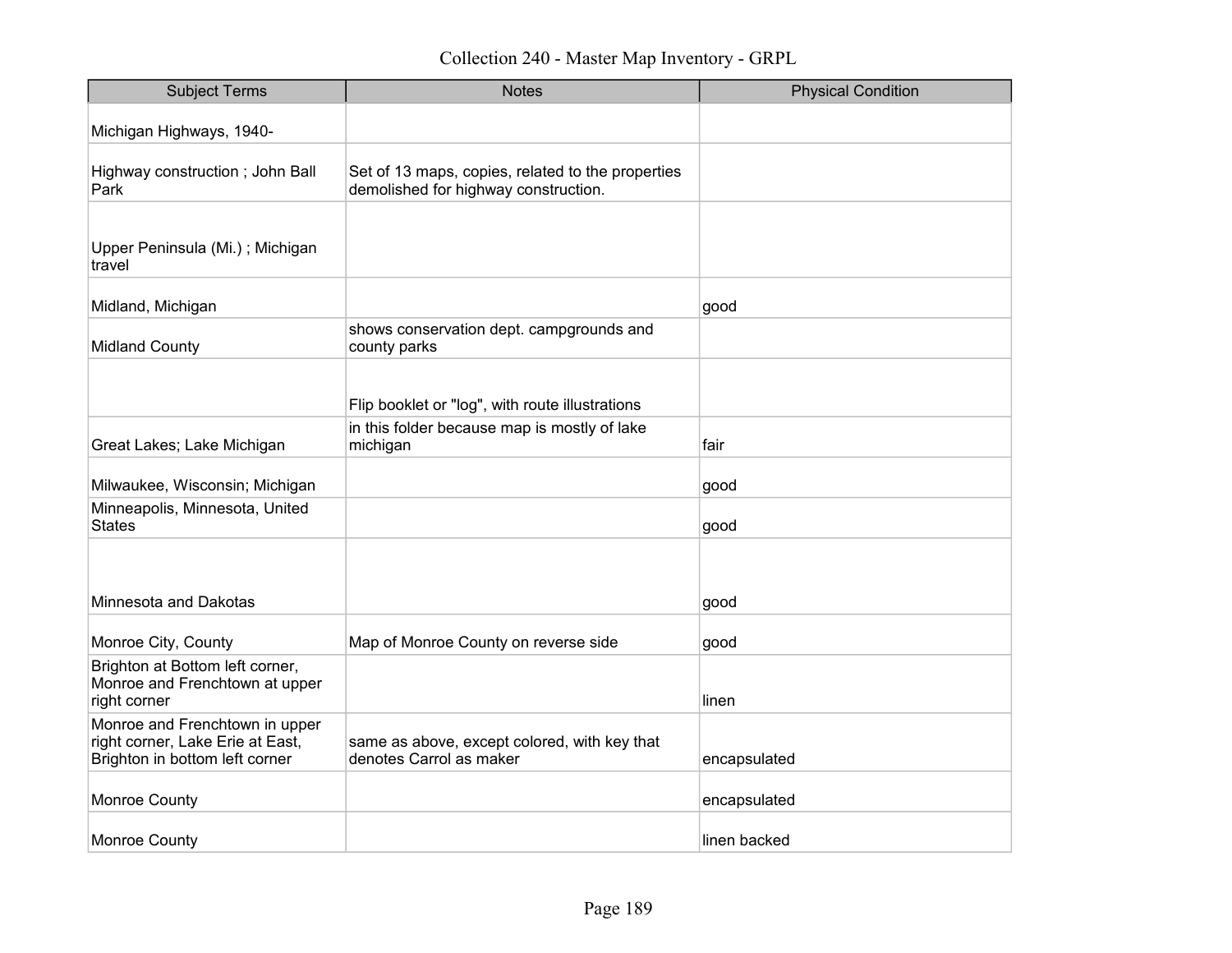| Subject Terms | Notes | Physical Condition |
|---|---|---|
| Michigan Highways, 1940- | | |
| Highway construction ; John Ball Park | Set of 13 maps, copies, related to the properties demolished for highway construction. | |
| Upper Peninsula (Mi.) ; Michigan travel | | |
| Midland, Michigan | | good |
| Midland County | shows conservation dept. campgrounds and county parks | |
| | Flip booklet or "log", with route illustrations | |
| Great Lakes; Lake Michigan | in this folder because map is mostly of lake michigan | fair |
| Milwaukee, Wisconsin; Michigan | | good |
| Minneapolis, Minnesota, United States | | good |
| Minnesota and Dakotas | | good |
| Monroe City, County | Map of Monroe County on reverse side | good |
| Brighton at Bottom left corner, Monroe and Frenchtown at upper right corner | | linen |
| Monroe and Frenchtown in upper right corner, Lake Erie at East, Brighton in bottom left corner | same as above, except colored, with key that denotes Carrol as maker | encapsulated |
| Monroe County | | encapsulated |
| Monroe County | | linen backed |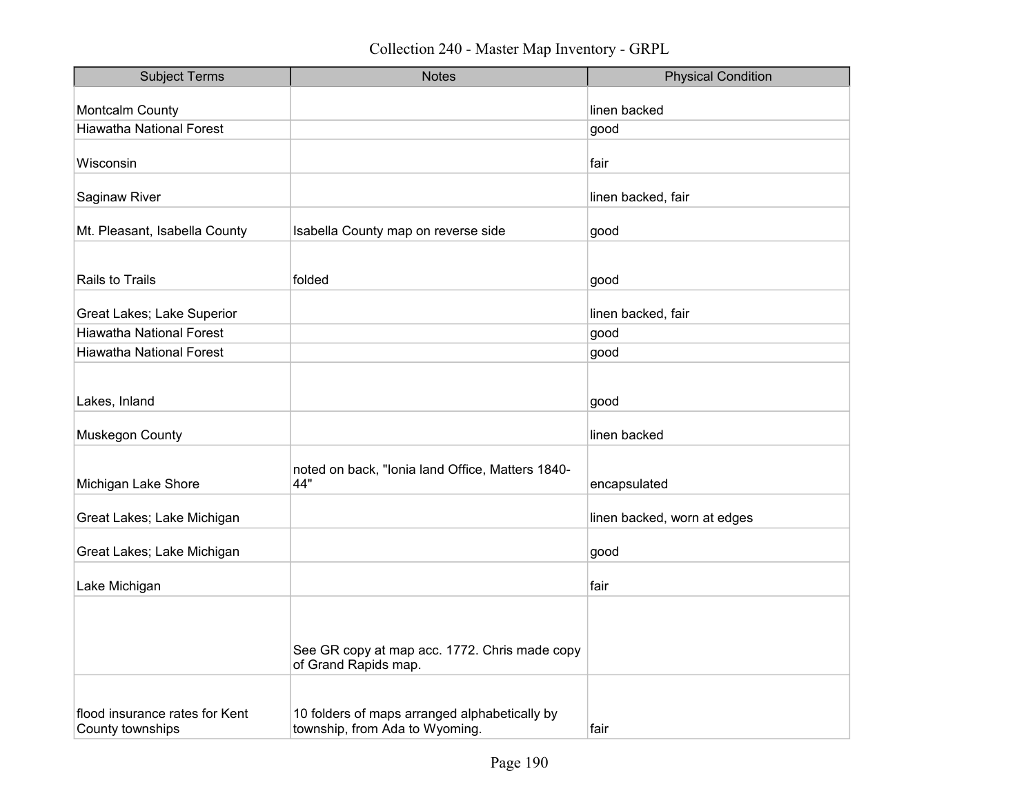# Collection 240 - Master Map Inventory - GRPL

| Subject Terms | Notes | Physical Condition |
| --- | --- | --- |
| Montcalm County | | linen backed |
| Hiawatha National Forest | | good |
| Wisconsin | | fair |
| Saginaw River | | linen backed, fair |
| Mt. Pleasant, Isabella County | Isabella County map on reverse side | good |
| Rails to Trails | folded | good |
| Great Lakes; Lake Superior | | linen backed, fair |
| Hiawatha National Forest | | good |
| Hiawatha National Forest | | good |
| Lakes, Inland | | good |
| Muskegon County | | linen backed |
| Michigan Lake Shore | noted on back, "Ionia land Office, Matters 1840-44" | encapsulated |
| Great Lakes; Lake Michigan | | linen backed, worn at edges |
| Great Lakes; Lake Michigan | | good |
| Lake Michigan | | fair |
| | See GR copy at map acc. 1772. Chris made copy of Grand Rapids map. | |
| flood insurance rates for Kent County townships | 10 folders of maps arranged alphabetically by township, from Ada to Wyoming. | fair |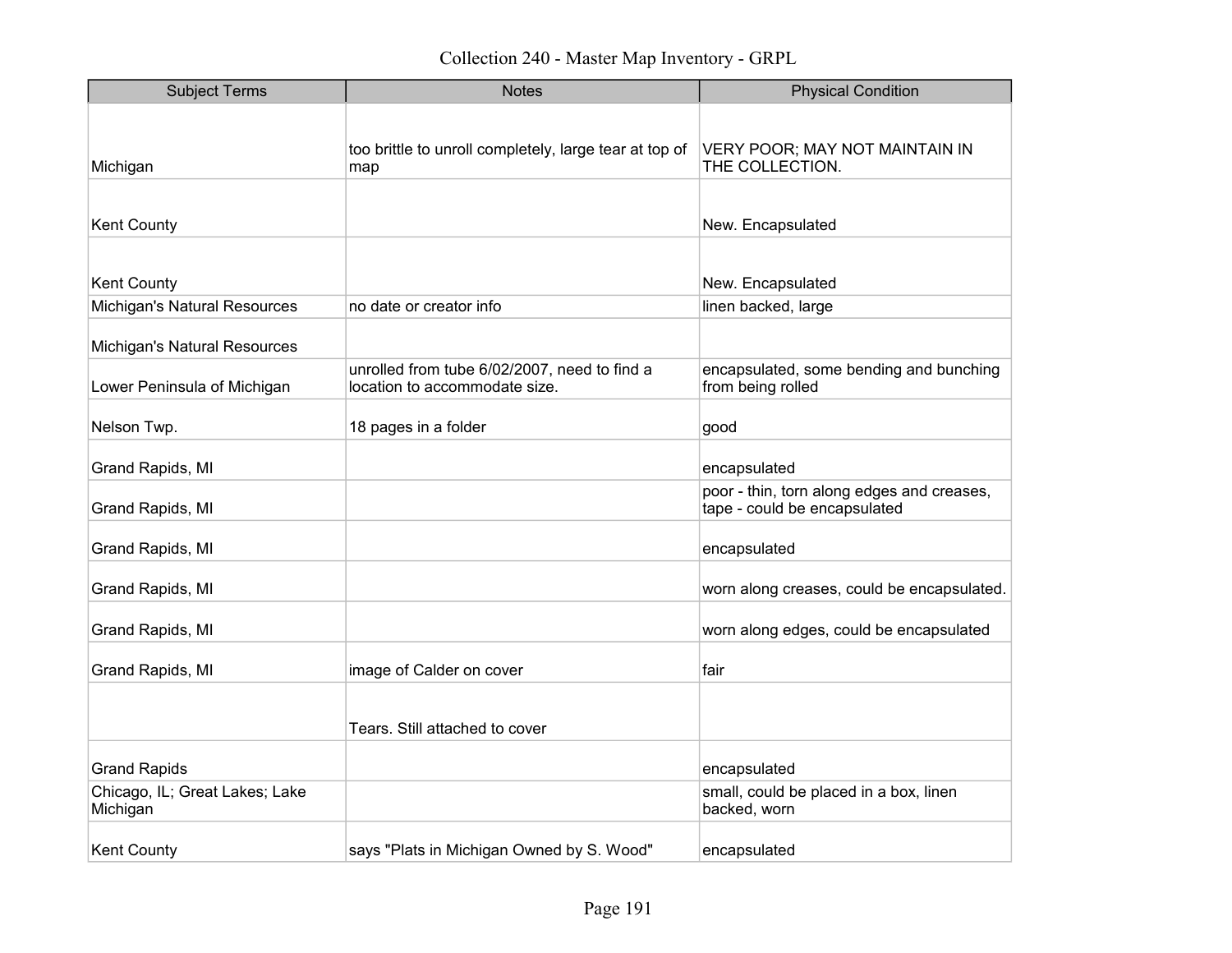# Collection 240 - Master Map Inventory - GRPL

| Subject Terms | Notes | Physical Condition |
|---|---|---|
| Michigan | too brittle to unroll completely, large tear at top of map | VERY POOR; MAY NOT MAINTAIN IN THE COLLECTION. |
| Kent County | | New. Encapsulated |
| Kent County | | New. Encapsulated |
| Michigan's Natural Resources | no date or creator info | linen backed, large |
| Michigan's Natural Resources | | |
| Lower Peninsula of Michigan | unrolled from tube 6/02/2007, need to find a location to accommodate size. | encapsulated, some bending and bunching from being rolled |
| Nelson Twp. | 18 pages in a folder | good |
| Grand Rapids, MI | | encapsulated |
| Grand Rapids, MI | | poor - thin, torn along edges and creases, tape - could be encapsulated |
| Grand Rapids, MI | | encapsulated |
| Grand Rapids, MI | | worn along creases, could be encapsulated. |
| Grand Rapids, MI | | worn along edges, could be encapsulated |
| Grand Rapids, MI | image of Calder on cover | fair |
| | Tears. Still attached to cover | |
| Grand Rapids | | encapsulated |
| Chicago, IL; Great Lakes; Lake Michigan | | small, could be placed in a box, linen backed, worn |
| Kent County | says "Plats in Michigan Owned by S. Wood" | encapsulated |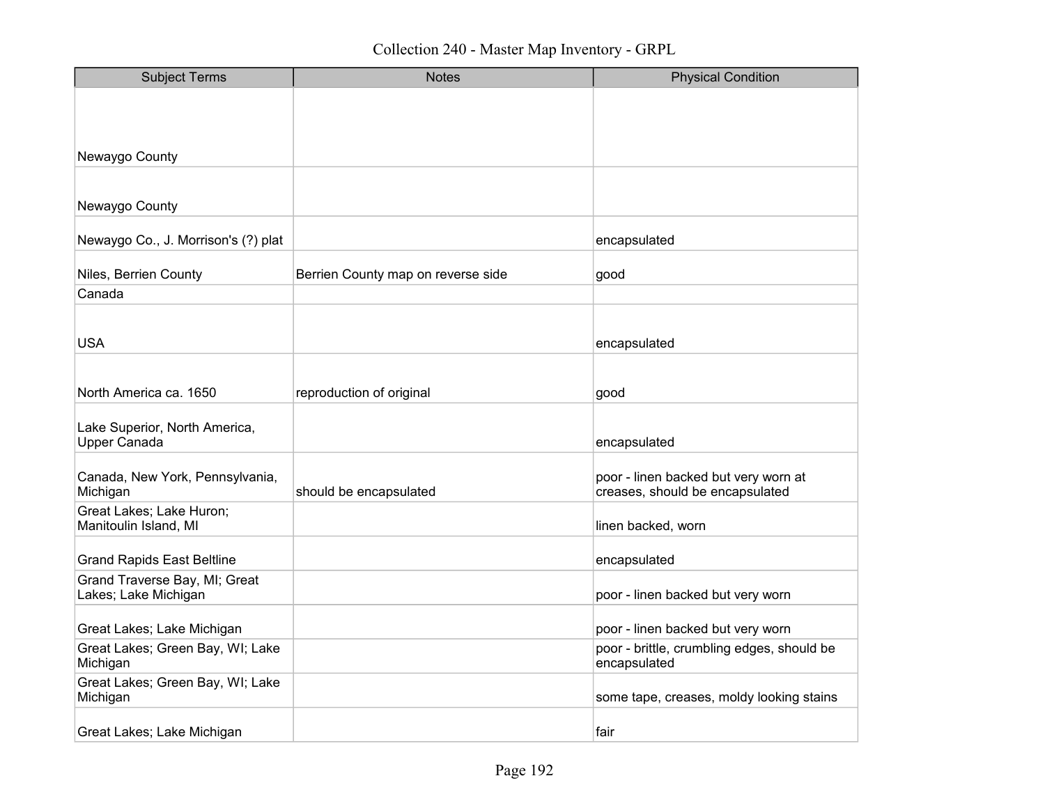| Subject Terms | Notes | Physical Condition |
|---|---|---|
| Newaygo County | | |
| Newaygo County | | |
| Newaygo Co., J. Morrison's (?) plat | | encapsulated |
| Niles, Berrien County | Berrien County map on reverse side | good |
| Canada | | |
| USA | | encapsulated |
| North America ca. 1650 | reproduction of original | good |
| Lake Superior, North America, Upper Canada | | encapsulated |
| Canada, New York, Pennsylvania, Michigan | should be encapsulated | poor - linen backed but very worn at creases, should be encapsulated |
| Great Lakes; Lake Huron; Manitoulin Island, MI | | linen backed, worn |
| Grand Rapids East Beltline | | encapsulated |
| Grand Traverse Bay, MI; Great Lakes; Lake Michigan | | poor - linen backed but very worn |
| Great Lakes; Lake Michigan | | poor - linen backed but very worn |
| Great Lakes; Green Bay, WI; Lake Michigan | | poor - brittle, crumbling edges, should be encapsulated |
| Great Lakes; Green Bay, WI; Lake Michigan | | some tape, creases, moldy looking stains |
| Great Lakes; Lake Michigan | | fair |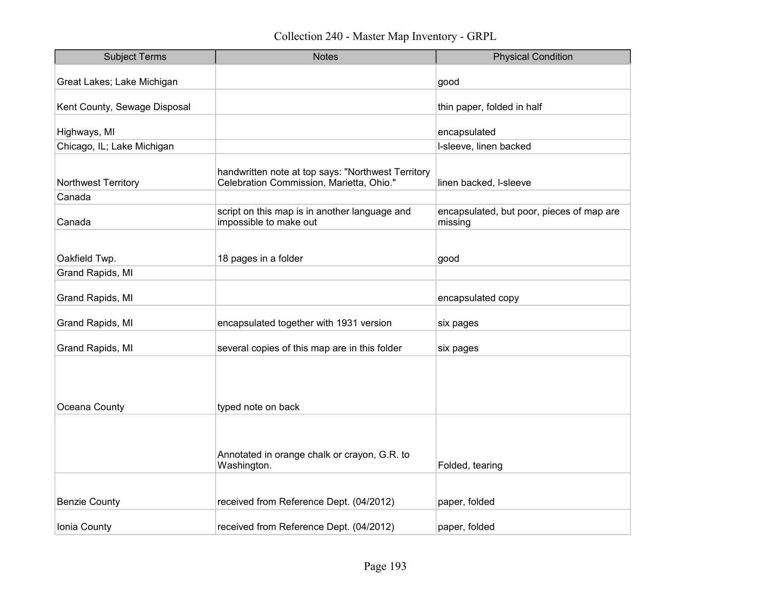# Collection 240 - Master Map Inventory - GRPL

| Subject Terms | Notes | Physical Condition |
|---|---|---|
| Great Lakes; Lake Michigan | | good |
| Kent County, Sewage Disposal | | thin paper, folded in half |
| Highways, MI | | encapsulated |
| Chicago, IL; Lake Michigan | | l-sleeve, linen backed |
| Northwest Territory | handwritten note at top says: "Northwest Territory Celebration Commission, Marietta, Ohio." | linen backed, l-sleeve |
| Canada | | |
| Canada | script on this map is in another language and impossible to make out | encapsulated, but poor, pieces of map are missing |
| Oakfield Twp. | 18 pages in a folder | good |
| Grand Rapids, MI | | |
| Grand Rapids, MI | | encapsulated copy |
| Grand Rapids, MI | encapsulated together with 1931 version | six pages |
| Grand Rapids, MI | several copies of this map are in this folder | six pages |
| Oceana County | typed note on back | |
| | Annotated in orange chalk or crayon, G.R. to Washington. | Folded, tearing |
| Benzie County | received from Reference Dept. (04/2012) | paper, folded |
| Ionia County | received from Reference Dept. (04/2012) | paper, folded |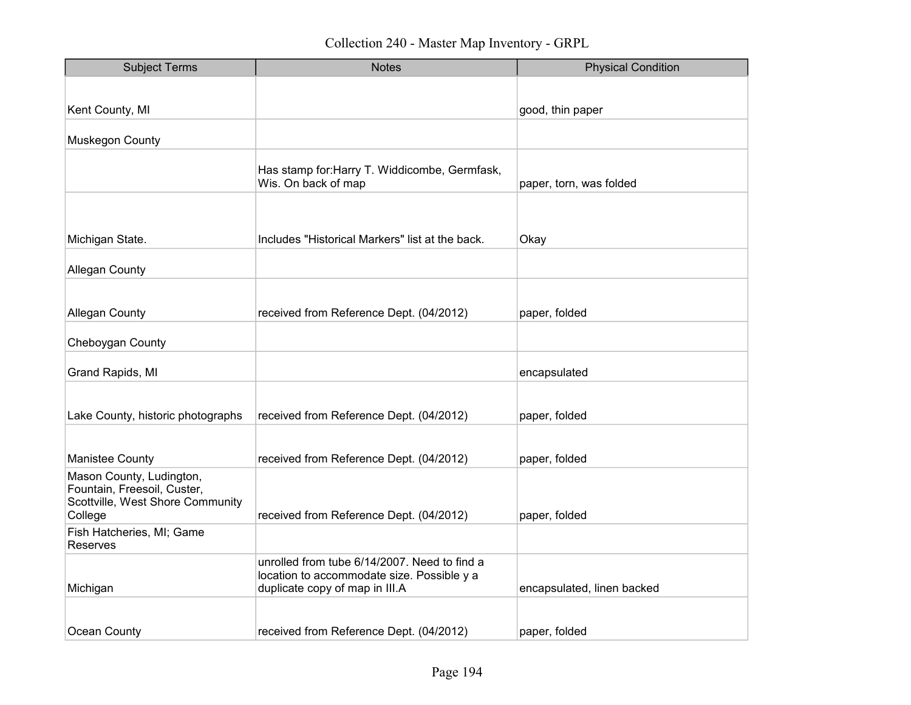| Subject Terms | Notes | Physical Condition |
|---|---|---|
| Kent County, MI | | good, thin paper |
| Muskegon County | | |
| | Has stamp for:Harry T. Widdicombe, Germfask, Wis. On back of map | paper, torn, was folded |
| Michigan State. | Includes "Historical Markers" list at the back. | Okay |
| Allegan County | | |
| Allegan County | received from Reference Dept. (04/2012) | paper, folded |
| Cheboygan County | | |
| Grand Rapids, MI | | encapsulated |
| Lake County, historic photographs | received from Reference Dept. (04/2012) | paper, folded |
| Manistee County | received from Reference Dept. (04/2012) | paper, folded |
| Mason County, Ludington, Fountain, Freesoil, Custer, Scottville, West Shore Community College | received from Reference Dept. (04/2012) | paper, folded |
| Fish Hatcheries, MI; Game Reserves | | |
| Michigan | unrolled from tube 6/14/2007. Need to find a location to accommodate size. Possible y a duplicate copy of map in III.A | encapsulated, linen backed |
| Ocean County | received from Reference Dept. (04/2012) | paper, folded |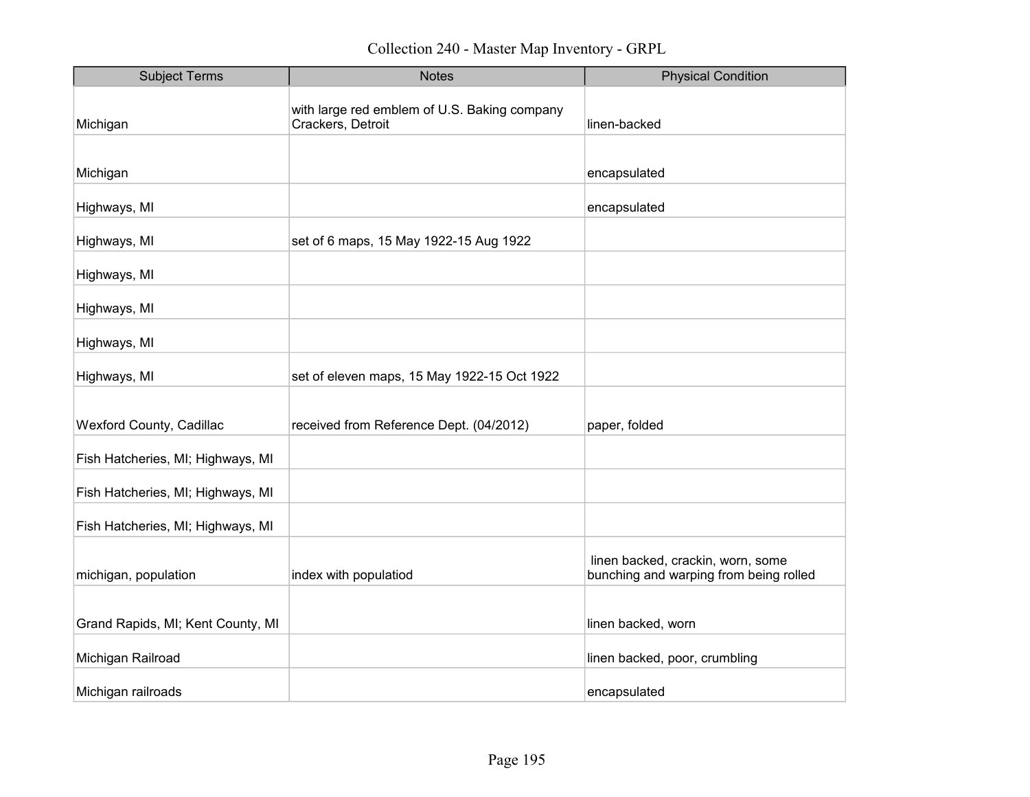| Subject Terms | Notes | Physical Condition |
|---|---|---|
| Michigan | with large red emblem of U.S. Baking company Crackers, Detroit | linen-backed |
| Michigan | | encapsulated |
| Highways, MI | | encapsulated |
| Highways, MI | set of 6 maps, 15 May 1922-15 Aug 1922 | |
| Highways, MI | | |
| Highways, MI | | |
| Highways, MI | | |
| Highways, MI | set of eleven maps, 15 May 1922-15 Oct 1922 | |
| Wexford County, Cadillac | received from Reference Dept. (04/2012) | paper, folded |
| Fish Hatcheries, MI; Highways, MI | | |
| Fish Hatcheries, MI; Highways, MI | | |
| Fish Hatcheries, MI; Highways, MI | | |
| michigan, population | index with populatiod | linen backed, crackin, worn, some bunching and warping from being rolled |
| Grand Rapids, MI; Kent County, MI | | linen backed, worn |
| Michigan Railroad | | linen backed, poor, crumbling |
| Michigan railroads | | encapsulated |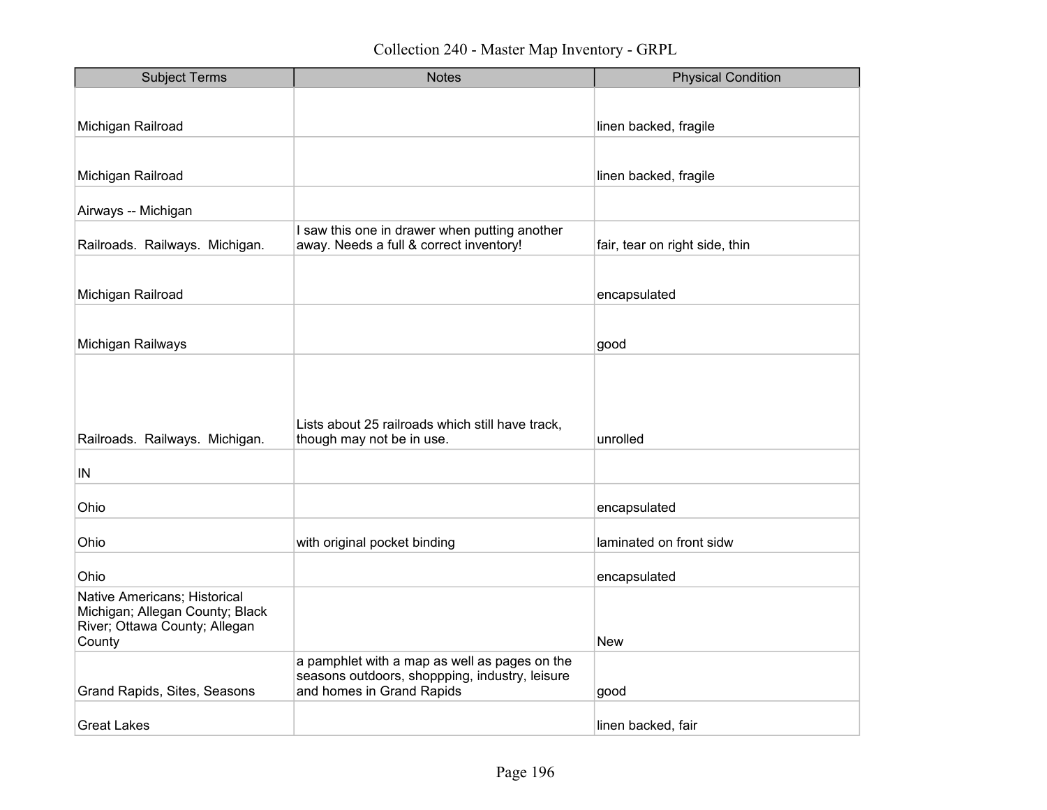# Collection 240 - Master Map Inventory - GRPL

| Subject Terms | Notes | Physical Condition |
|---|---|---|
| Michigan Railroad | | linen backed, fragile |
| Michigan Railroad | | linen backed, fragile |
| Airways -- Michigan | | |
| Railroads. Railways. Michigan. | I saw this one in drawer when putting another away. Needs a full & correct inventory! | fair, tear on right side, thin |
| Michigan Railroad | | encapsulated |
| Michigan Railways | | good |
| Railroads. Railways. Michigan. | Lists about 25 railroads which still have track, though may not be in use. | unrolled |
| IN | | |
| Ohio | | encapsulated |
| Ohio | with original pocket binding | laminated on front sidw |
| Ohio | | encapsulated |
| Native Americans; Historical Michigan; Allegan County; Black River; Ottawa County; Allegan County | | New |
| Grand Rapids, Sites, Seasons | a pamphlet with a map as well as pages on the seasons outdoors, shoppping, industry, leisure and homes in Grand Rapids | good |
| Great Lakes | | linen backed, fair |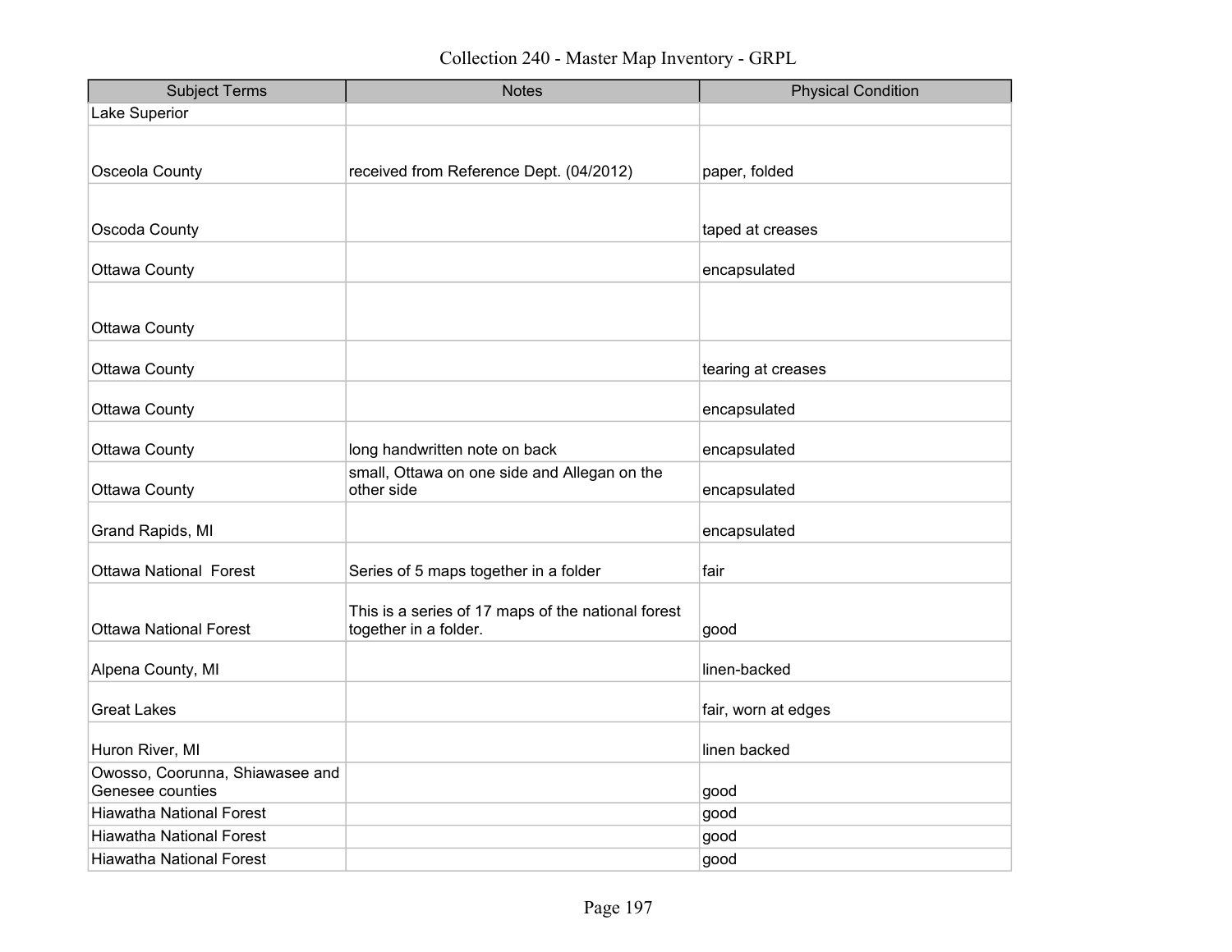# Collection 240 - Master Map Inventory - GRPL

| Subject Terms | Notes | Physical Condition |
|---|---|---|
| Lake Superior | | |
| Osceola County | received from Reference Dept. (04/2012) | paper, folded |
| Oscoda County | | taped at creases |
| Ottawa County | | encapsulated |
| Ottawa County | | |
| Ottawa County | | tearing at creases |
| Ottawa County | | encapsulated |
| Ottawa County | long handwritten note on back | encapsulated |
| Ottawa County | small, Ottawa on one side and Allegan on the other side | encapsulated |
| Grand Rapids, MI | | encapsulated |
| Ottawa National  Forest | Series of 5 maps together in a folder | fair |
| Ottawa National Forest | This is a series of 17 maps of the national forest together in a folder. | good |
| Alpena County, MI | | linen-backed |
| Great Lakes | | fair, worn at edges |
| Huron River, MI | | linen backed |
| Owosso, Coorunna, Shiawasee and Genesee counties | | good |
| Hiawatha National Forest | | good |
| Hiawatha National Forest | | good |
| Hiawatha National Forest | | good |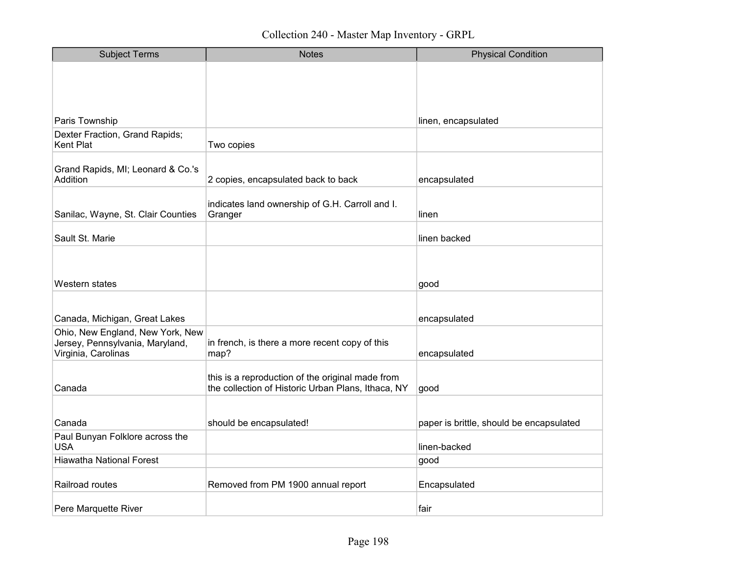Collection 240 - Master Map Inventory - GRPL

| Subject Terms | Notes | Physical Condition |
|---|---|---|
| Paris Township | | linen, encapsulated |
| Dexter Fraction, Grand Rapids; Kent Plat | Two copies | |
| Grand Rapids, MI; Leonard & Co.'s Addition | 2 copies, encapsulated back to back | encapsulated |
| Sanilac, Wayne, St. Clair Counties | indicates land ownership of G.H. Carroll and I. Granger | linen |
| Sault St. Marie | | linen backed |
| Western states | | good |
| Canada, Michigan, Great Lakes | | encapsulated |
| Ohio, New England, New York, New Jersey, Pennsylvania, Maryland, Virginia, Carolinas | in french, is there a more recent copy of this map? | encapsulated |
| Canada | this is a reproduction of the original made from the collection of Historic Urban Plans, Ithaca, NY | good |
| Canada | should be encapsulated! | paper is brittle, should be encapsulated |
| Paul Bunyan Folklore across the USA | | linen-backed |
| Hiawatha National Forest | | good |
| Railroad routes | Removed from PM 1900 annual report | Encapsulated |
| Pere Marquette River | | fair |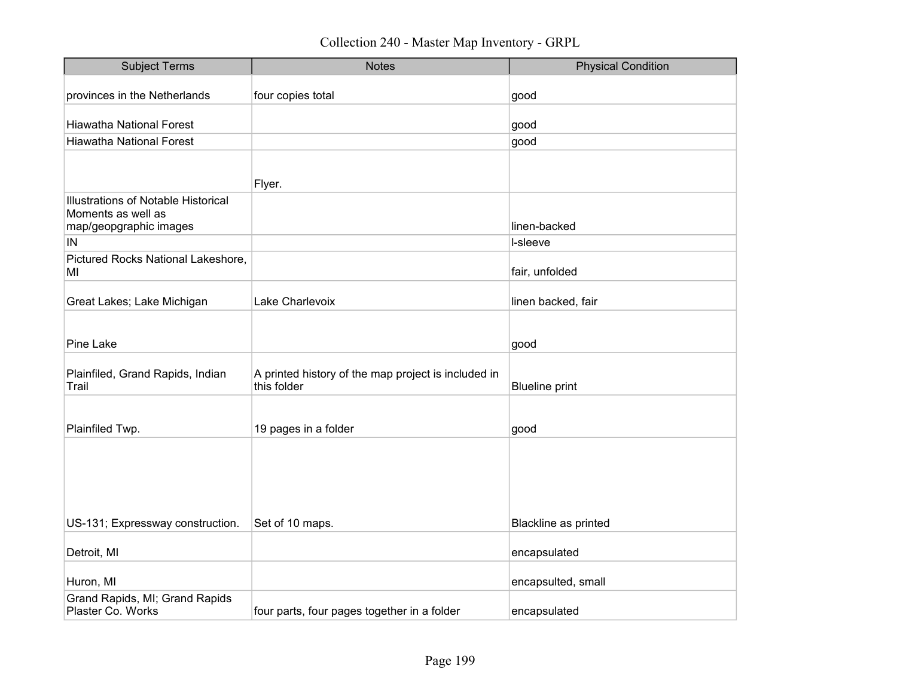Collection 240 - Master Map Inventory - GRPL

| Subject Terms | Notes | Physical Condition |
| --- | --- | --- |
| provinces in the Netherlands | four copies total | good |
| Hiawatha National Forest | | good |
| Hiawatha National Forest | | good |
| | Flyer. | |
| Illustrations of Notable Historical Moments as well as map/geopgraphic images | | linen-backed |
| IN | | l-sleeve |
| Pictured Rocks National Lakeshore, MI | | fair, unfolded |
| Great Lakes; Lake Michigan | Lake Charlevoix | linen backed, fair |
| Pine Lake | | good |
| Plainfiled, Grand Rapids, Indian Trail | A printed history of the map project is included in this folder | Blueline print |
| Plainfiled Twp. | 19 pages in a folder | good |
| US-131; Expressway construction. | Set of 10 maps. | Blackline as printed |
| Detroit, MI | | encapsulated |
| Huron, MI | | encapsulted, small |
| Grand Rapids, MI; Grand Rapids Plaster Co. Works | four parts, four pages together in a folder | encapsulated |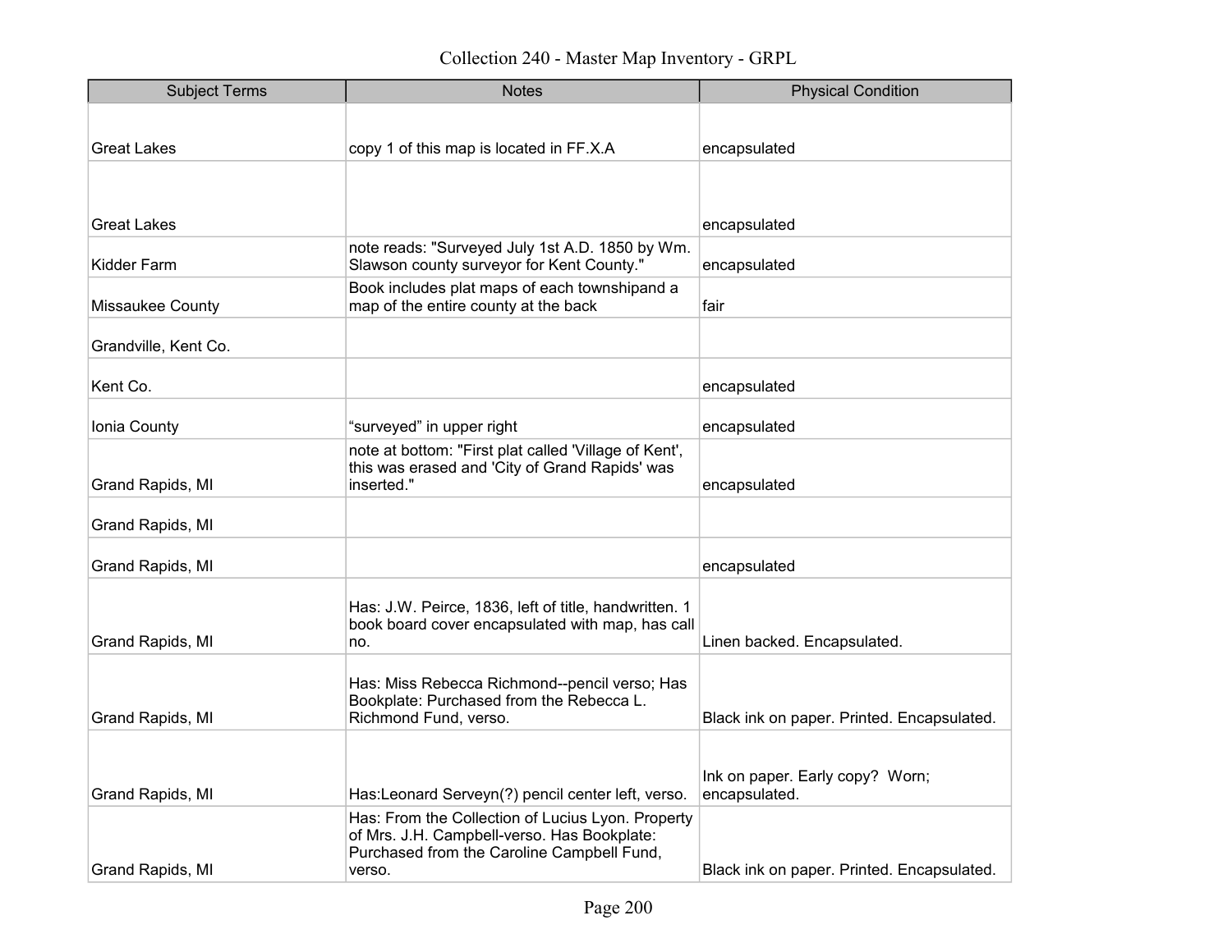| Subject Terms | Notes | Physical Condition |
|---|---|---|
| Great Lakes | copy 1 of this map is located in FF.X.A | encapsulated |
| Great Lakes | | encapsulated |
| Kidder Farm | note reads: "Surveyed July 1st A.D. 1850 by Wm. Slawson county surveyor for Kent County." | encapsulated |
| Missaukee County | Book includes plat maps of each townshipand a map of the entire county at the back | fair |
| Grandville, Kent Co. | | |
| Kent Co. | | encapsulated |
| Ionia County | “surveyed” in upper right | encapsulated |
| Grand Rapids, MI | note at bottom: "First plat called 'Village of Kent', this was erased and 'City of Grand Rapids' was inserted." | encapsulated |
| Grand Rapids, MI | | |
| Grand Rapids, MI | | encapsulated |
| Grand Rapids, MI | Has: J.W. Peirce, 1836, left of title, handwritten. 1 book board cover encapsulated with map, has call no. | Linen backed. Encapsulated. |
| Grand Rapids, MI | Has: Miss Rebecca Richmond--pencil verso; Has Bookplate: Purchased from the Rebecca L. Richmond Fund, verso. | Black ink on paper. Printed. Encapsulated. |
| Grand Rapids, MI | Has:Leonard Serveyn(?) pencil center left, verso. | Ink on paper. Early copy? Worn; encapsulated. |
| Grand Rapids, MI | Has: From the Collection of Lucius Lyon. Property of Mrs. J.H. Campbell-verso. Has Bookplate: Purchased from the Caroline Campbell Fund, verso. | Black ink on paper. Printed. Encapsulated. |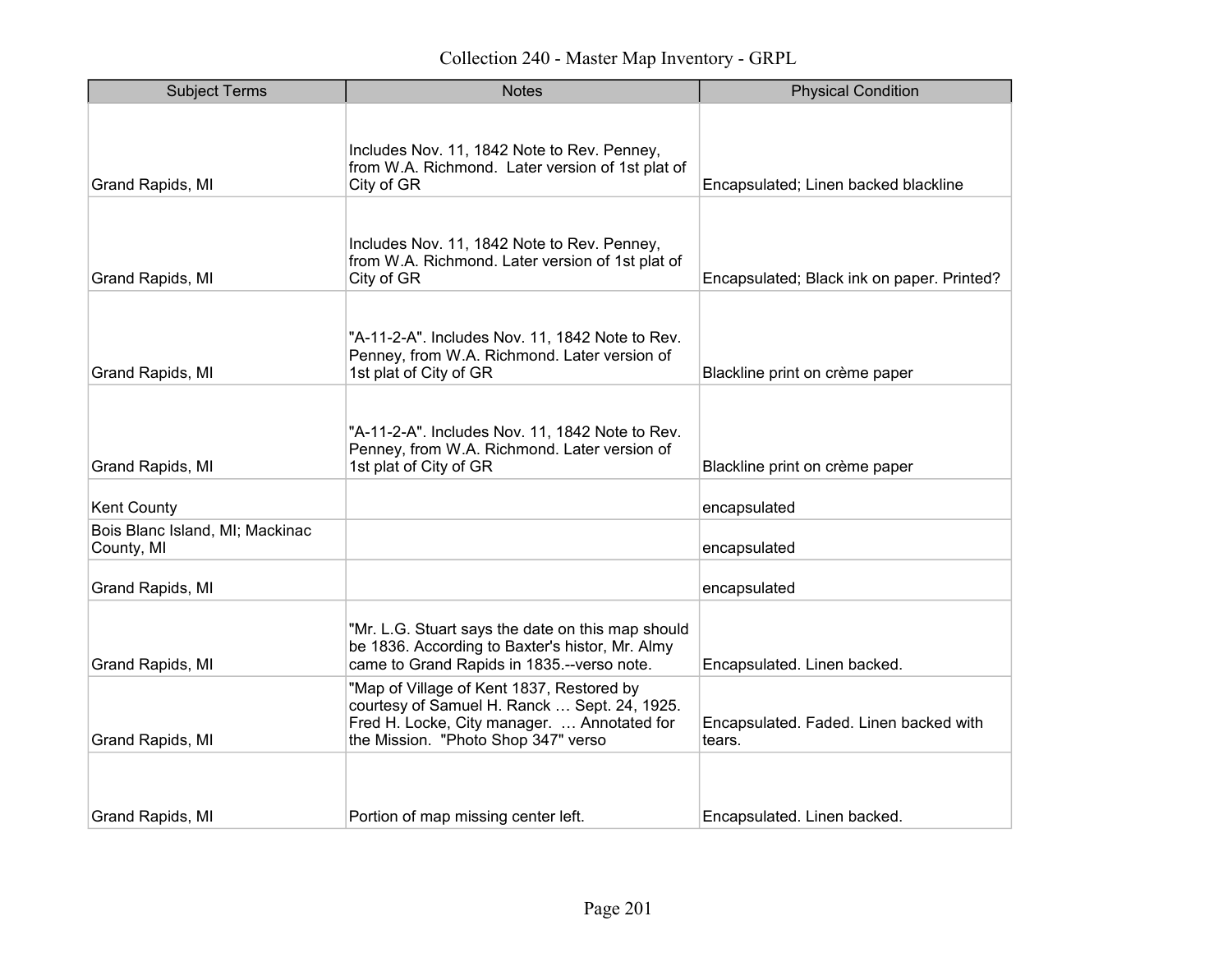# Collection 240 - Master Map Inventory - GRPL

| Subject Terms | Notes | Physical Condition |
|---|---|---|
| Grand Rapids, MI | Includes Nov. 11, 1842 Note to Rev. Penney, from W.A. Richmond. Later version of 1st plat of City of GR | Encapsulated; Linen backed blackline |
| Grand Rapids, MI | Includes Nov. 11, 1842 Note to Rev. Penney, from W.A. Richmond. Later version of 1st plat of City of GR | Encapsulated; Black ink on paper. Printed? |
| Grand Rapids, MI | "A-11-2-A". Includes Nov. 11, 1842 Note to Rev. Penney, from W.A. Richmond. Later version of 1st plat of City of GR | Blackline print on crème paper |
| Grand Rapids, MI | "A-11-2-A". Includes Nov. 11, 1842 Note to Rev. Penney, from W.A. Richmond. Later version of 1st plat of City of GR | Blackline print on crème paper |
| Kent County | | encapsulated |
| Bois Blanc Island, MI; Mackinac County, MI | | encapsulated |
| Grand Rapids, MI | | encapsulated |
| Grand Rapids, MI | "Mr. L.G. Stuart says the date on this map should be 1836. According to Baxter's histor, Mr. Almy came to Grand Rapids in 1835.--verso note. | Encapsulated. Linen backed. |
| Grand Rapids, MI | "Map of Village of Kent 1837, Restored by courtesy of Samuel H. Ranck … Sept. 24, 1925. Fred H. Locke, City manager. … Annotated for the Mission. "Photo Shop 347" verso | Encapsulated. Faded. Linen backed with tears. |
| Grand Rapids, MI | Portion of map missing center left. | Encapsulated. Linen backed. |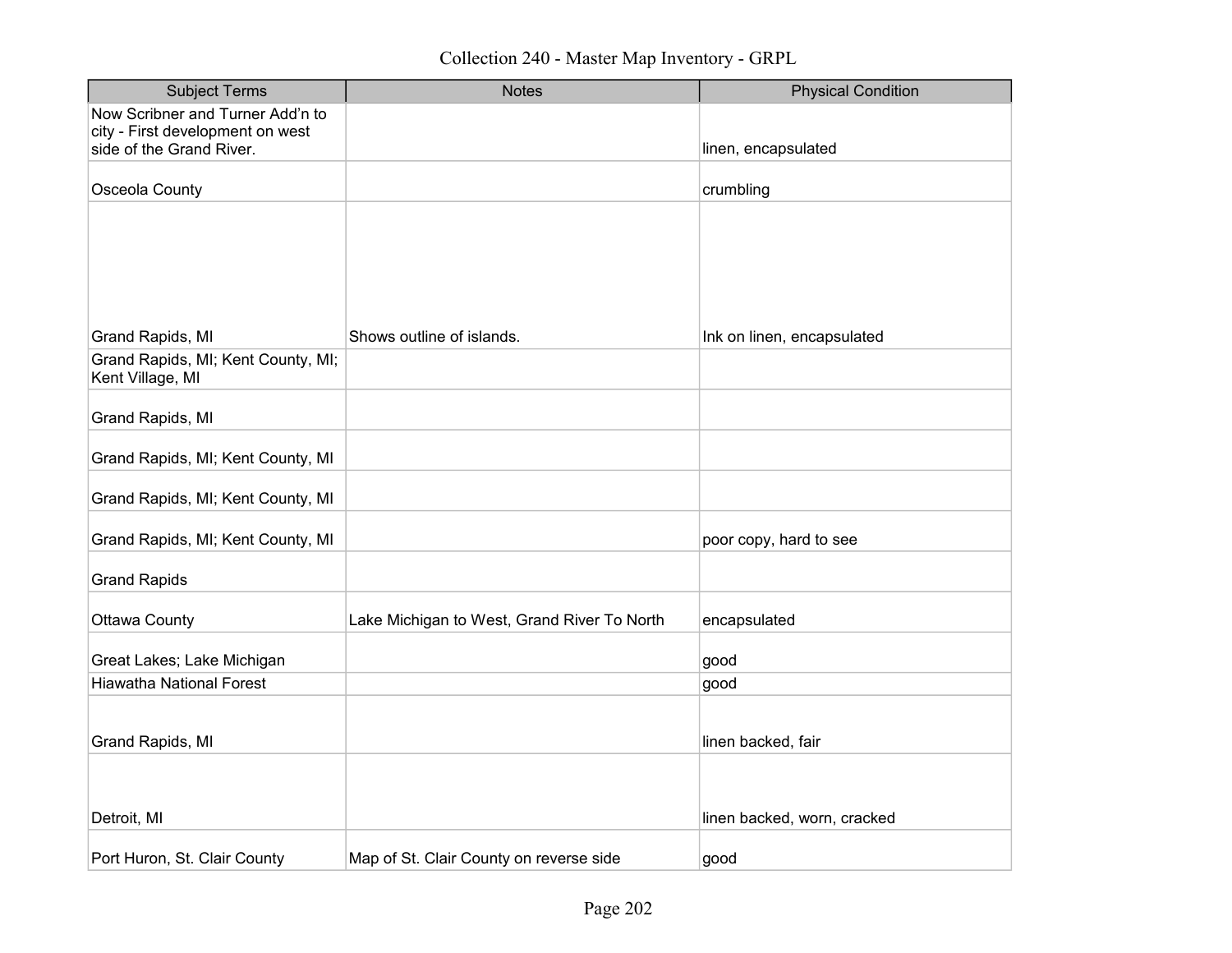| Subject Terms | Notes | Physical Condition |
|---|---|---|
| Now Scribner and Turner Add'n to city - First development on west side of the Grand River. | | linen, encapsulated |
| Osceola County | | crumbling |
| Grand Rapids, MI | Shows outline of islands. | Ink on linen, encapsulated |
| Grand Rapids, MI; Kent County, MI; Kent Village, MI | | |
| Grand Rapids, MI | | |
| Grand Rapids, MI; Kent County, MI | | |
| Grand Rapids, MI; Kent County, MI | | |
| Grand Rapids, MI; Kent County, MI | | poor copy, hard to see |
| Grand Rapids | | |
| Ottawa County | Lake Michigan to West, Grand River To North | encapsulated |
| Great Lakes; Lake Michigan | | good |
| Hiawatha National Forest | | good |
| Grand Rapids, MI | | linen backed, fair |
| Detroit, MI | | linen backed, worn, cracked |
| Port Huron, St. Clair County | Map of St. Clair County on reverse side | good |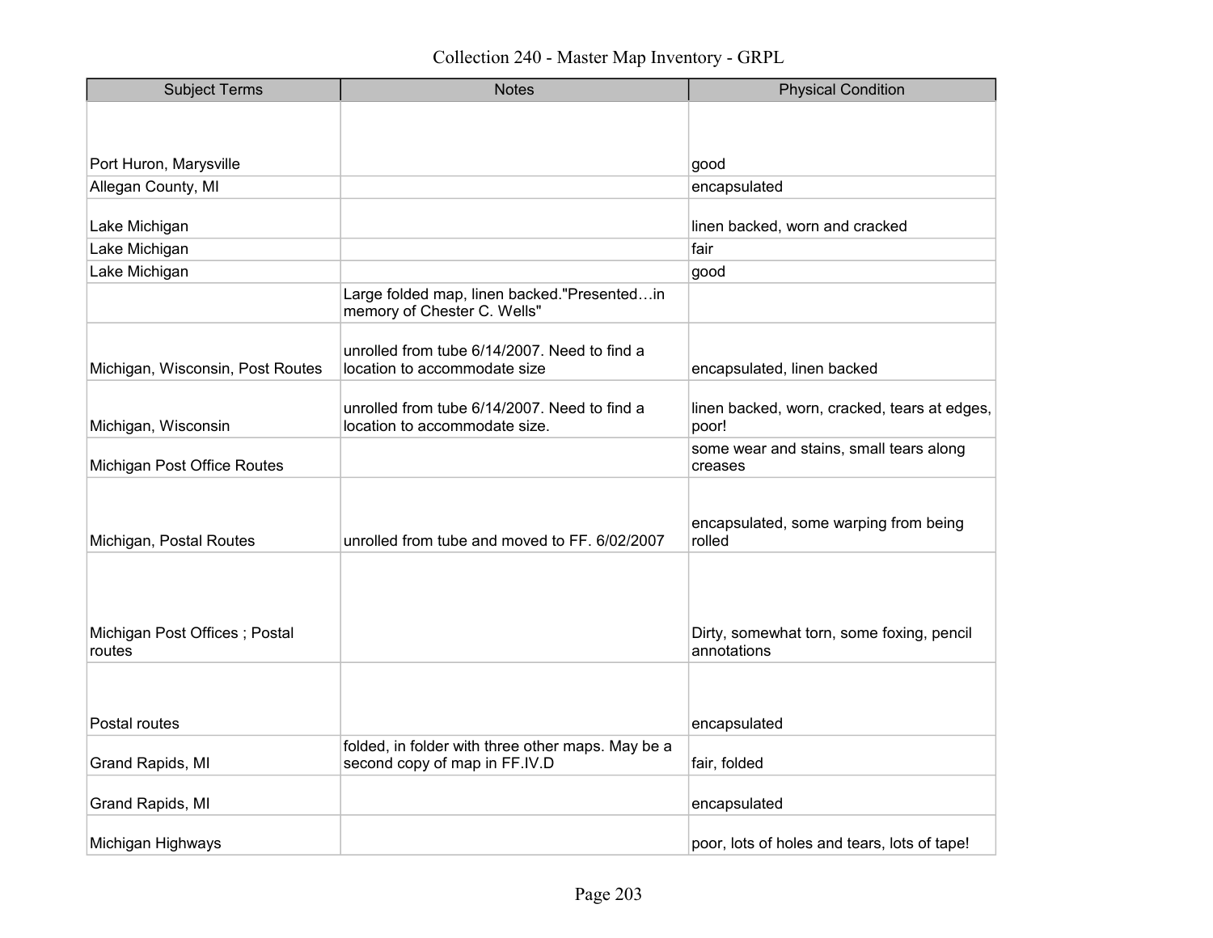Collection 240 - Master Map Inventory - GRPL

| Subject Terms | Notes | Physical Condition |
|---|---|---|
| Port Huron, Marysville | | good |
| Allegan County, MI | | encapsulated |
| Lake Michigan | | linen backed, worn and cracked |
| Lake Michigan | | fair |
| Lake Michigan | | good |
| | Large folded map, linen backed."Presented…in memory of Chester C. Wells" | |
| Michigan, Wisconsin, Post Routes | unrolled from tube 6/14/2007. Need to find a location to accommodate size | encapsulated, linen backed |
| Michigan, Wisconsin | unrolled from tube 6/14/2007. Need to find a location to accommodate size. | linen backed, worn, cracked, tears at edges, poor! |
| Michigan Post Office Routes | | some wear and stains, small tears along creases |
| Michigan, Postal Routes | unrolled from tube and moved to FF. 6/02/2007 | encapsulated, some warping from being rolled |
| Michigan Post Offices ; Postal routes | | Dirty, somewhat torn, some foxing, pencil annotations |
| Postal routes | | encapsulated |
| Grand Rapids, MI | folded, in folder with three other maps. May be a second copy of map in FF.IV.D | fair, folded |
| Grand Rapids, MI | | encapsulated |
| Michigan Highways | | poor, lots of holes and tears, lots of tape! |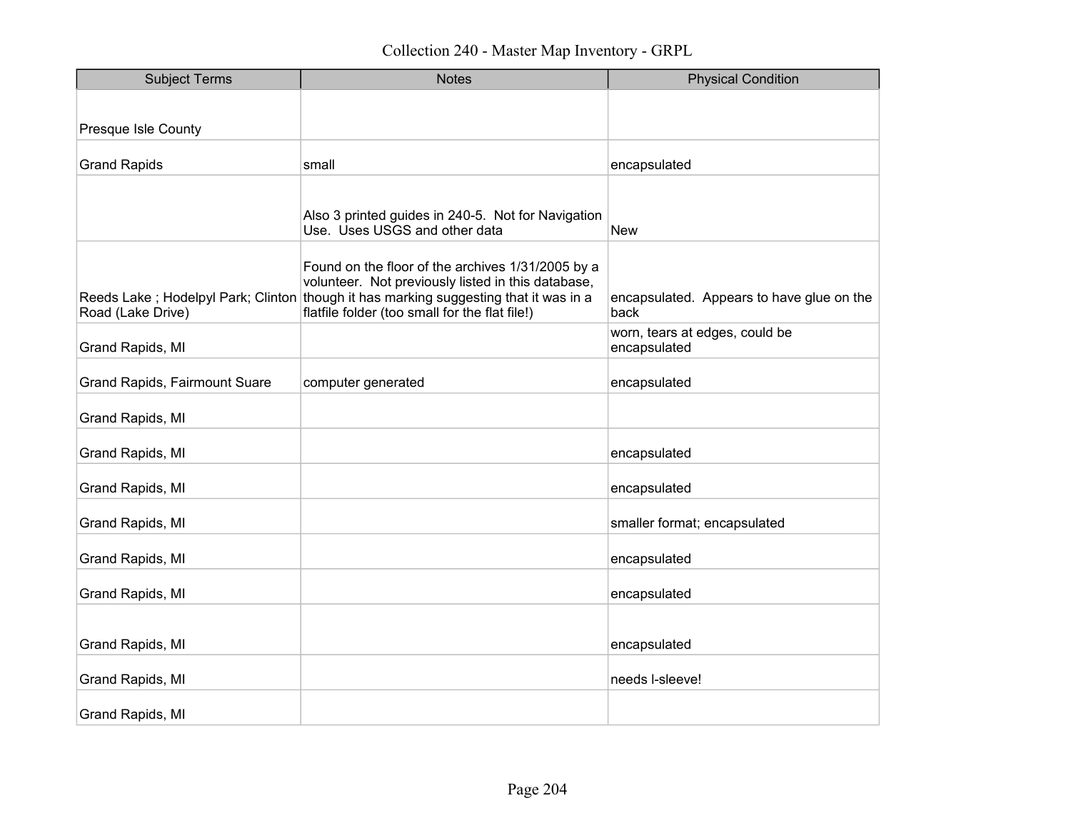# Collection 240 - Master Map Inventory - GRPL

| Subject Terms | Notes | Physical Condition |
|---|---|---|
| Presque Isle County | | |
| Grand Rapids | small | encapsulated |
| | Also 3 printed guides in 240-5. Not for Navigation Use. Uses USGS and other data | New |
| Reeds Lake ; Hodelpyl Park; Clinton Road (Lake Drive) | Found on the floor of the archives 1/31/2005 by a volunteer. Not previously listed in this database, though it has marking suggesting that it was in a flatfile folder (too small for the flat file!) | encapsulated. Appears to have glue on the back |
| Grand Rapids, MI | | worn, tears at edges, could be encapsulated |
| Grand Rapids, Fairmount Suare | computer generated | encapsulated |
| Grand Rapids, MI | | |
| Grand Rapids, MI | | encapsulated |
| Grand Rapids, MI | | encapsulated |
| Grand Rapids, MI | | smaller format; encapsulated |
| Grand Rapids, MI | | encapsulated |
| Grand Rapids, MI | | encapsulated |
| Grand Rapids, MI | | encapsulated |
| Grand Rapids, MI | | needs l-sleeve! |
| Grand Rapids, MI | | |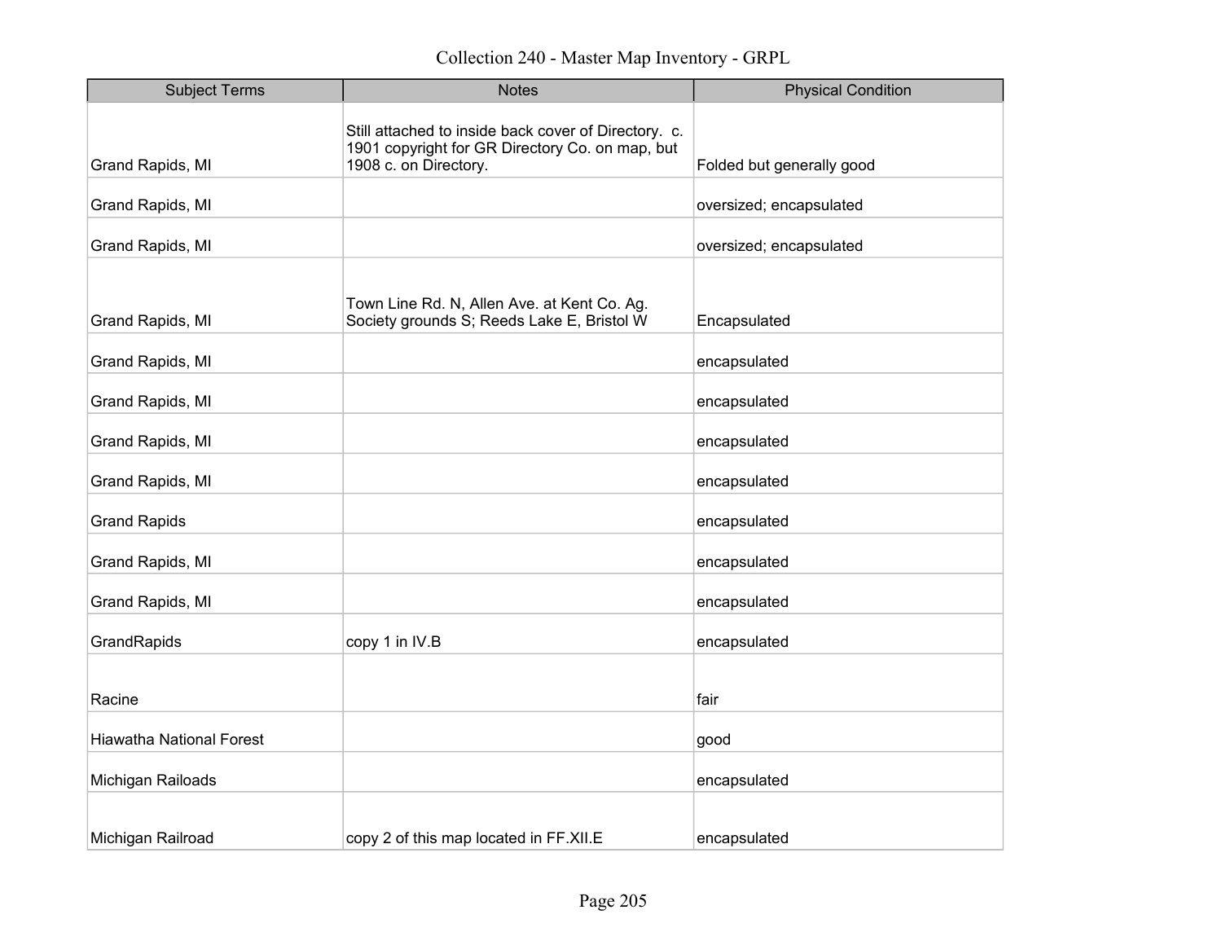| Subject Terms | Notes | Physical Condition |
|---|---|---|
| Grand Rapids, MI | Still attached to inside back cover of Directory. c. 1901 copyright for GR Directory Co. on map, but 1908 c. on Directory. | Folded but generally good |
| Grand Rapids, MI | | oversized; encapsulated |
| Grand Rapids, MI | | oversized; encapsulated |
| Grand Rapids, MI | Town Line Rd. N, Allen Ave. at Kent Co. Ag. Society grounds S; Reeds Lake E, Bristol W | Encapsulated |
| Grand Rapids, MI | | encapsulated |
| Grand Rapids, MI | | encapsulated |
| Grand Rapids, MI | | encapsulated |
| Grand Rapids, MI | | encapsulated |
| Grand Rapids | | encapsulated |
| Grand Rapids, MI | | encapsulated |
| Grand Rapids, MI | | encapsulated |
| GrandRapids | copy 1 in IV.B | encapsulated |
| Racine | | fair |
| Hiawatha National Forest | | good |
| Michigan Railoads | | encapsulated |
| Michigan Railroad | copy 2 of this map located in FF.XII.E | encapsulated |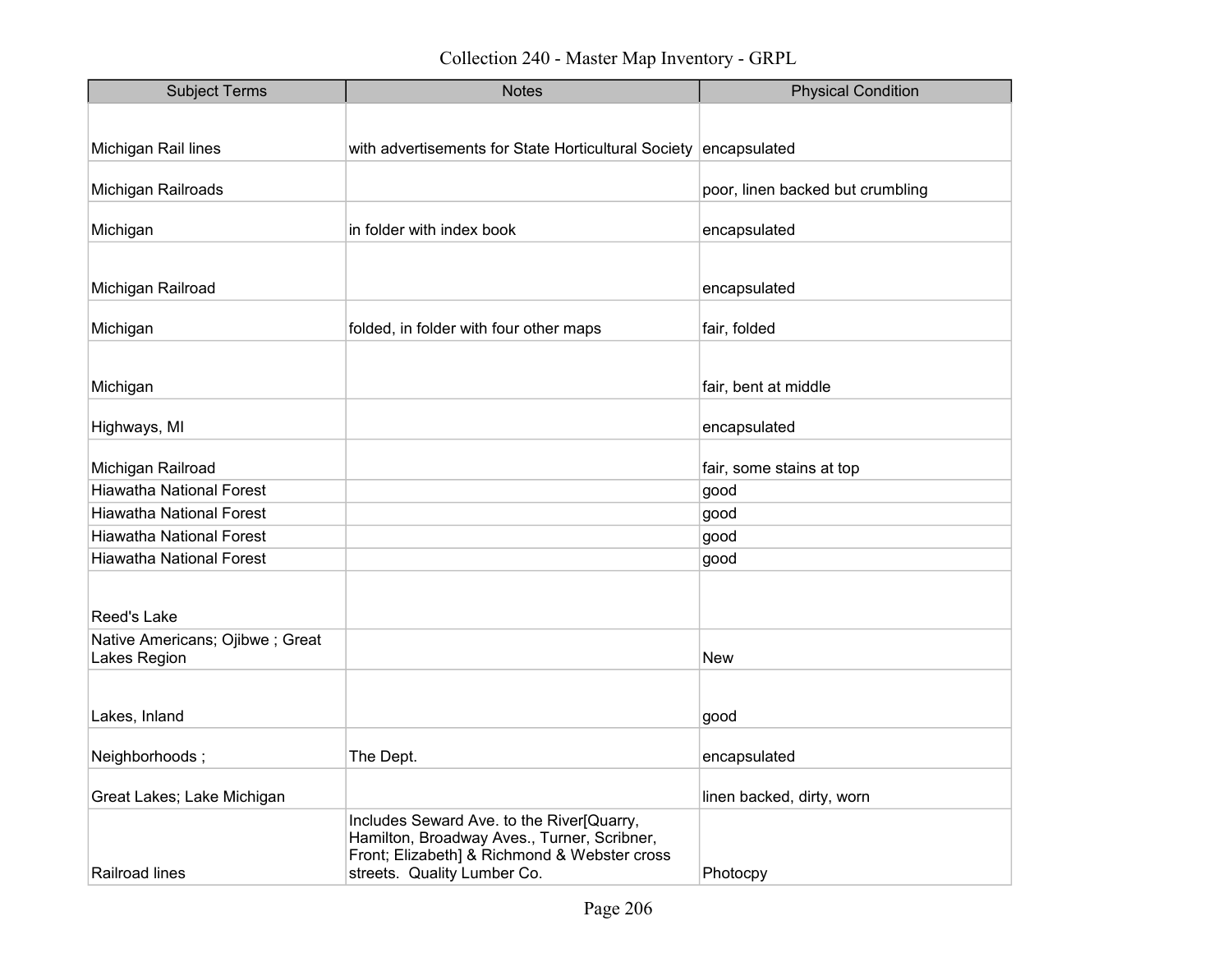Collection 240 - Master Map Inventory - GRPL

| Subject Terms | Notes | Physical Condition |
|---|---|---|
| Michigan Rail lines | with advertisements for State Horticultural Society | encapsulated |
| Michigan Railroads | | poor, linen backed but crumbling |
| Michigan | in folder with index book | encapsulated |
| Michigan Railroad | | encapsulated |
| Michigan | folded, in folder with four other maps | fair, folded |
| Michigan | | fair, bent at middle |
| Highways, MI | | encapsulated |
| Michigan Railroad | | fair, some stains at top |
| Hiawatha National Forest | | good |
| Hiawatha National Forest | | good |
| Hiawatha National Forest | | good |
| Hiawatha National Forest | | good |
| Reed's Lake | | |
| Native Americans; Ojibwe ; Great Lakes Region | | New |
| Lakes, Inland | | good |
| Neighborhoods ; | The Dept. | encapsulated |
| Great Lakes; Lake Michigan | | linen backed, dirty, worn |
| Railroad lines | Includes Seward Ave. to the River[Quarry, Hamilton, Broadway Aves., Turner, Scribner, Front; Elizabeth] & Richmond & Webster cross streets. Quality Lumber Co. | Photocpy |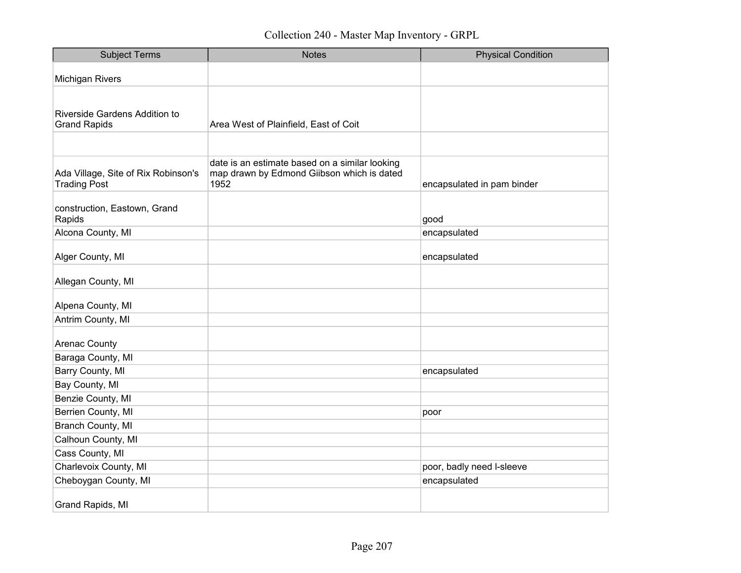# Collection 240 - Master Map Inventory - GRPL

| Subject Terms | Notes | Physical Condition |
|---|---|---|
| Michigan Rivers | | |
| Riverside Gardens Addition to Grand Rapids | Area West of Plainfield, East of Coit | |
| | | |
| Ada Village, Site of Rix Robinson's Trading Post | date is an estimate based on a similar looking map drawn by Edmond Giibson which is dated 1952 | encapsulated in pam binder |
| construction, Eastown, Grand Rapids | | good |
| Alcona County, MI | | encapsulated |
| Alger County, MI | | encapsulated |
| Allegan County, MI | | |
| Alpena County, MI | | |
| Antrim County, MI | | |
| Arenac County | | |
| Baraga County, MI | | |
| Barry County, MI | | encapsulated |
| Bay County, MI | | |
| Benzie County, MI | | |
| Berrien County, MI | | poor |
| Branch County, MI | | |
| Calhoun County, MI | | |
| Cass County, MI | | |
| Charlevoix County, MI | | poor, badly need l-sleeve |
| Cheboygan County, MI | | encapsulated |
| Grand Rapids, MI | | |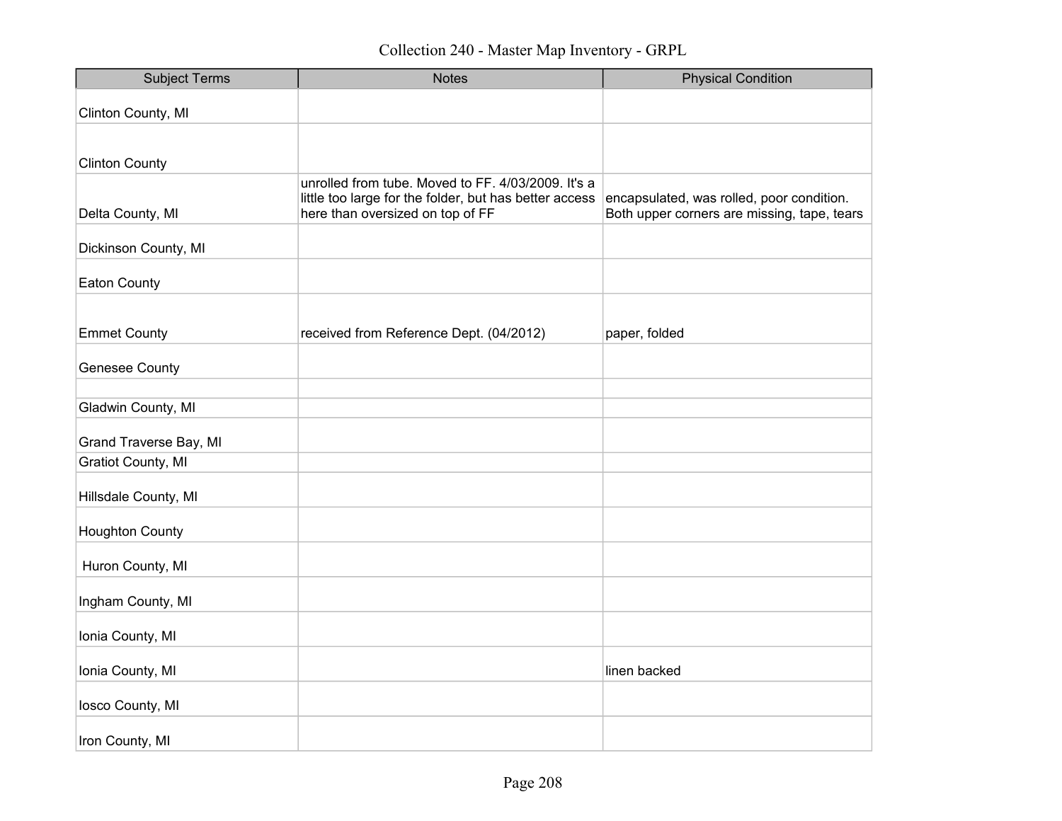# Collection 240 - Master Map Inventory - GRPL

| Subject Terms | Notes | Physical Condition |
|---|---|---|
| Clinton County, MI | | |
| Clinton County | | |
| Delta County, MI | unrolled from tube. Moved to FF. 4/03/2009. It's a little too large for the folder, but has better access here than oversized on top of FF | encapsulated, was rolled, poor condition. Both upper corners are missing, tape, tears |
| Dickinson County, MI | | |
| Eaton County | | |
| Emmet County | received from Reference Dept. (04/2012) | paper, folded |
| Genesee County | | |
| | | |
| Gladwin County, MI | | |
| Grand Traverse Bay, MI | | |
| Gratiot County, MI | | |
| Hillsdale County, MI | | |
| Houghton County | | |
| Huron County, MI | | |
| Ingham County, MI | | |
| Ionia County, MI | | |
| Ionia County, MI | | linen backed |
| Iosco County, MI | | |
| Iron County, MI | | |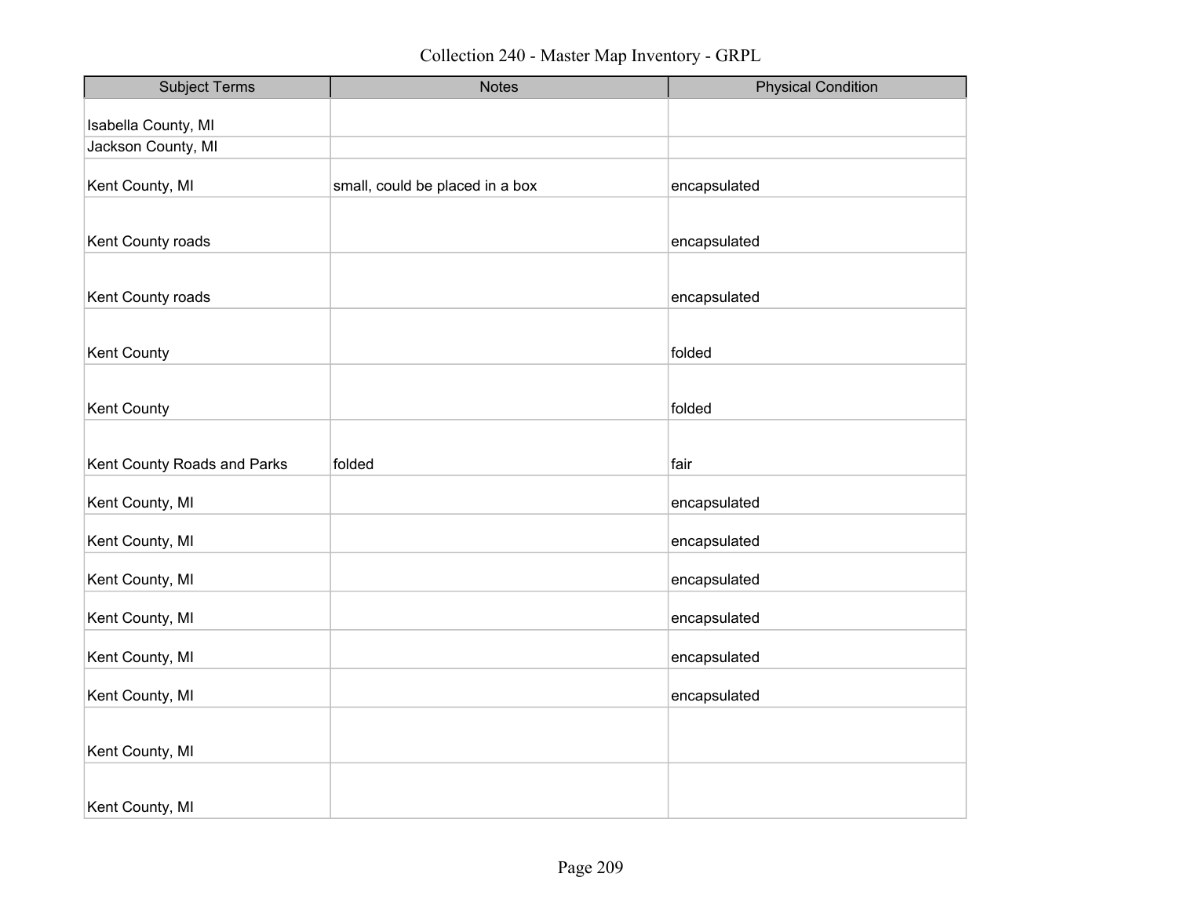| Subject Terms | Notes | Physical Condition |
|---|---|---|
| Isabella County, MI | | |
| Jackson County, MI | | |
| Kent County, MI | small, could be placed in a box | encapsulated |
| Kent County roads | | encapsulated |
| Kent County roads | | encapsulated |
| Kent County | | folded |
| Kent County | | folded |
| Kent County Roads and Parks | folded | fair |
| Kent County, MI | | encapsulated |
| Kent County, MI | | encapsulated |
| Kent County, MI | | encapsulated |
| Kent County, MI | | encapsulated |
| Kent County, MI | | encapsulated |
| Kent County, MI | | encapsulated |
| Kent County, MI | | |
| Kent County, MI | | |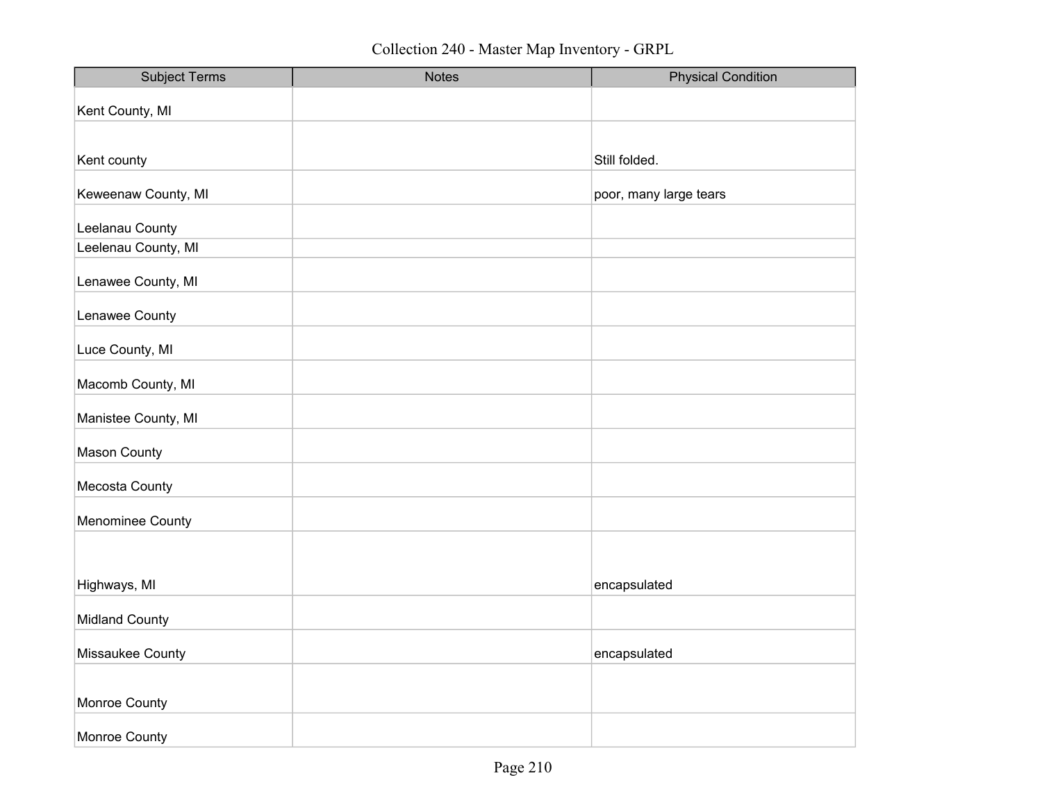# Collection 240 - Master Map Inventory - GRPL

| Subject Terms | Notes | Physical Condition |
|---|---|---|
| Kent County, MI | | |
| Kent county | | Still folded. |
| Keweenaw County, MI | | poor, many large tears |
| Leelanau County | | |
| Leelenau County, MI | | |
| Lenawee County, MI | | |
| Lenawee County | | |
| Luce County, MI | | |
| Macomb County, MI | | |
| Manistee County, MI | | |
| Mason County | | |
| Mecosta County | | |
| Menominee County | | |
| Highways, MI | | encapsulated |
| Midland County | | |
| Missaukee County | | encapsulated |
| Monroe County | | |
| Monroe County | | |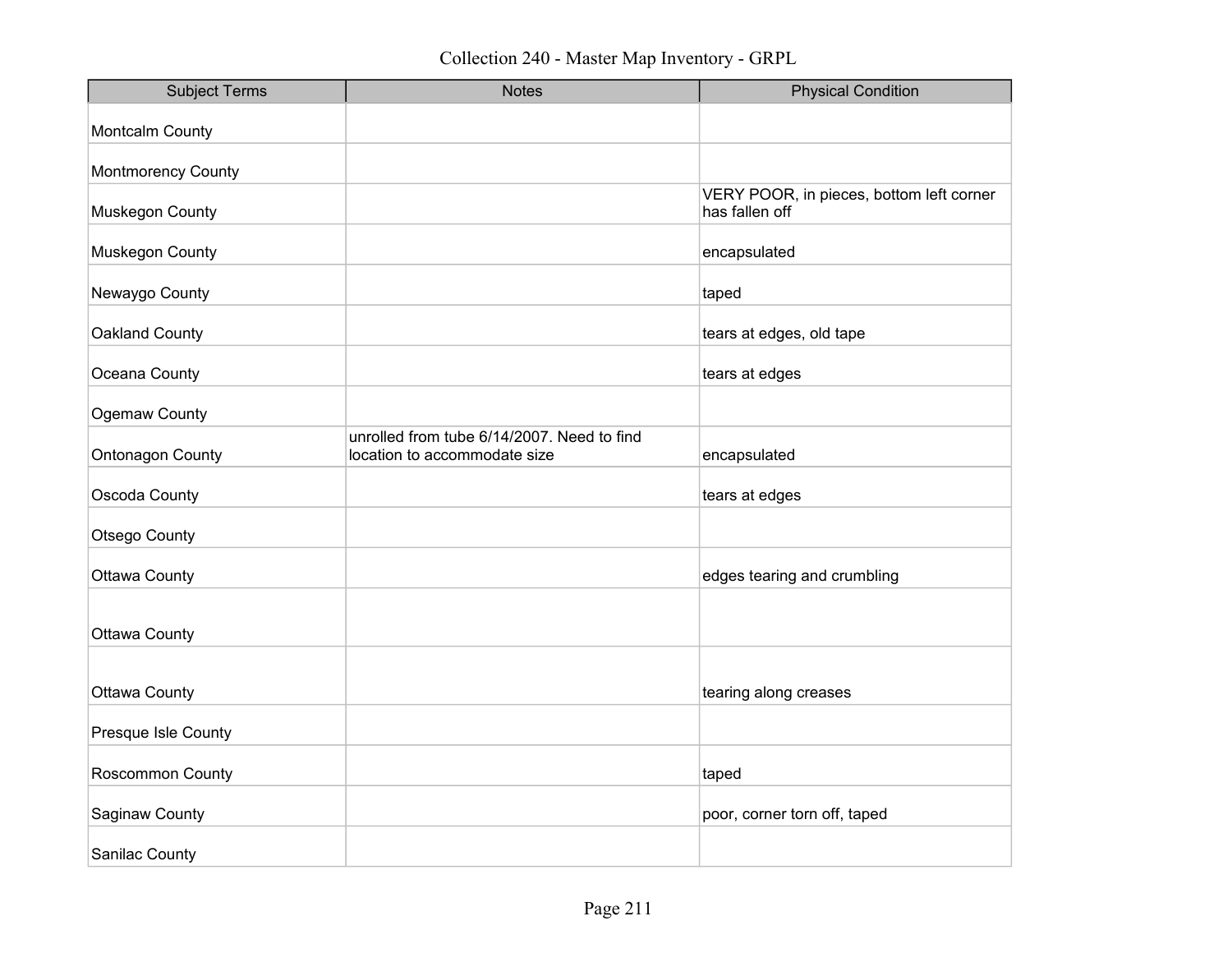| Subject Terms | Notes | Physical Condition |
|---|---|---|
| Montcalm County | | |
| Montmorency County | | |
| Muskegon County | | VERY POOR, in pieces, bottom left corner has fallen off |
| Muskegon County | | encapsulated |
| Newaygo County | | taped |
| Oakland County | | tears at edges, old tape |
| Oceana County | | tears at edges |
| Ogemaw County | | |
| Ontonagon County | unrolled from tube 6/14/2007. Need to find location to accommodate size | encapsulated |
| Oscoda County | | tears at edges |
| Otsego County | | |
| Ottawa County | | edges tearing and crumbling |
| Ottawa County | | |
| Ottawa County | | tearing along creases |
| Presque Isle County | | |
| Roscommon County | | taped |
| Saginaw County | | poor, corner torn off, taped |
| Sanilac County | | |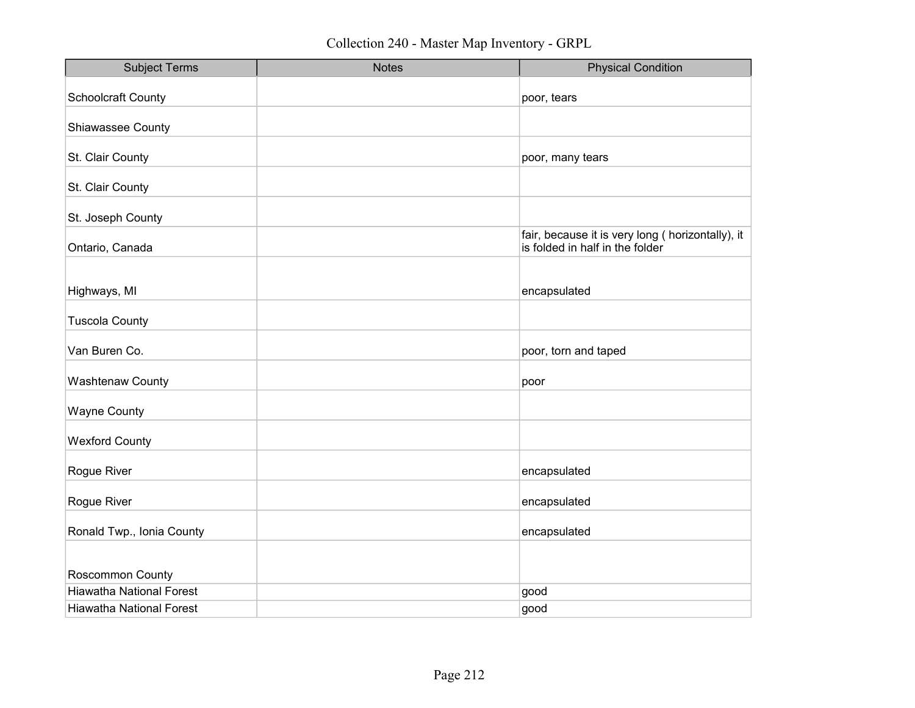Collection 240 - Master Map Inventory - GRPL

| Subject Terms | Notes | Physical Condition |
| --- | --- | --- |
| Schoolcraft County | | poor, tears |
| Shiawassee County | | |
| St. Clair County | | poor, many tears |
| St. Clair County | | |
| St. Joseph County | | |
| Ontario, Canada | | fair, because it is very long ( horizontally), it is folded in half in the folder |
| Highways, MI | | encapsulated |
| Tuscola County | | |
| Van Buren Co. | | poor, torn and taped |
| Washtenaw County | | poor |
| Wayne County | | |
| Wexford County | | |
| Rogue River | | encapsulated |
| Rogue River | | encapsulated |
| Ronald Twp., Ionia County | | encapsulated |
| Roscommon County | | |
| Hiawatha National Forest | | good |
| Hiawatha National Forest | | good |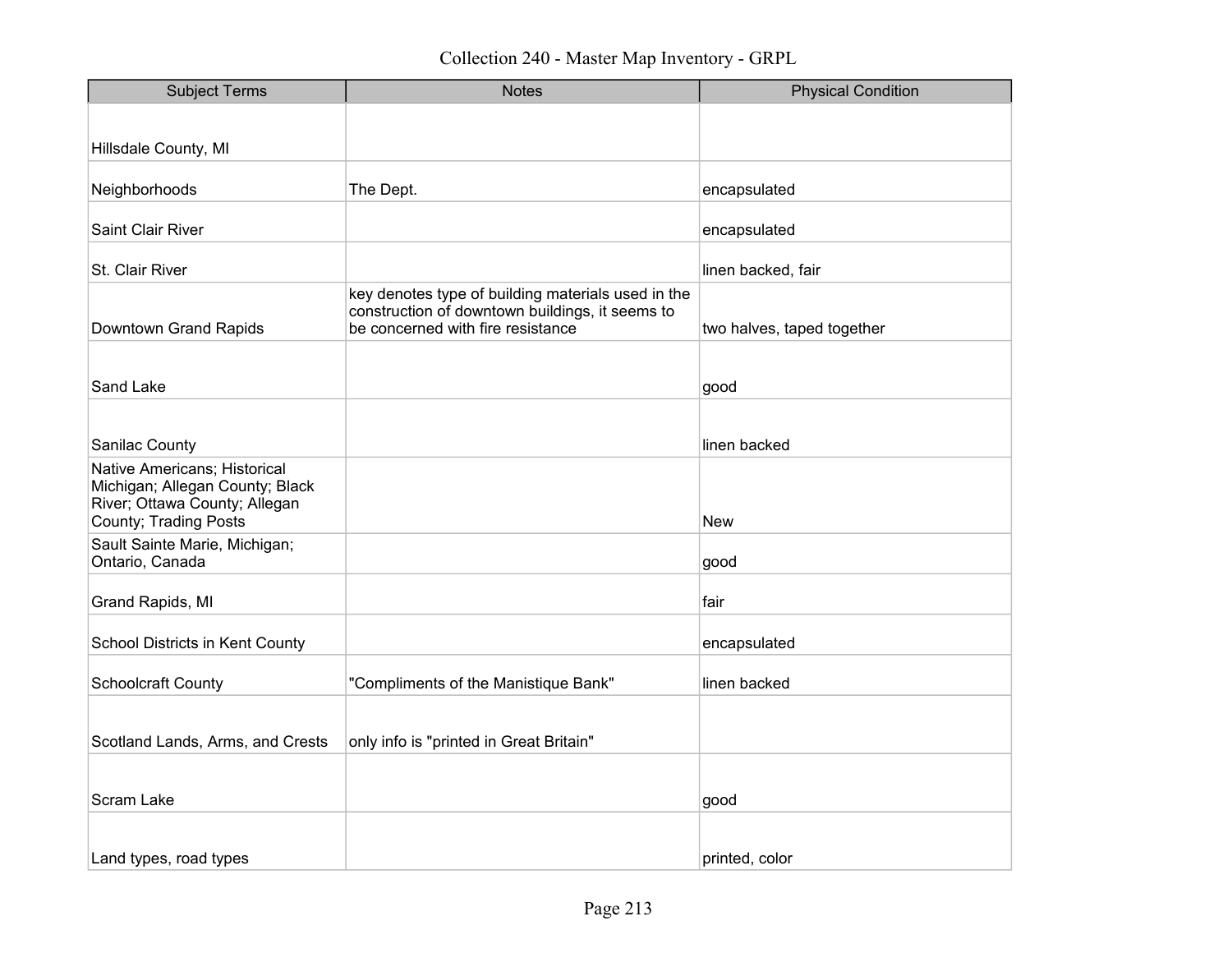# Collection 240 - Master Map Inventory - GRPL

| Subject Terms | Notes | Physical Condition |
|---|---|---|
| Hillsdale County, MI | | |
| Neighborhoods | The Dept. | encapsulated |
| Saint Clair River | | encapsulated |
| St. Clair River | | linen backed, fair |
| Downtown Grand Rapids | key denotes type of building materials used in the construction of downtown buildings, it seems to be concerned with fire resistance | two halves, taped together |
| Sand Lake | | good |
| Sanilac County | | linen backed |
| Native Americans; Historical Michigan; Allegan County; Black River; Ottawa County; Allegan County; Trading Posts | | New |
| Sault Sainte Marie, Michigan; Ontario, Canada | | good |
| Grand Rapids, MI | | fair |
| School Districts in Kent County | | encapsulated |
| Schoolcraft County | "Compliments of the Manistique Bank" | linen backed |
| Scotland Lands, Arms, and Crests | only info is "printed in Great Britain" | |
| Scram Lake | | good |
| Land types, road types | | printed, color |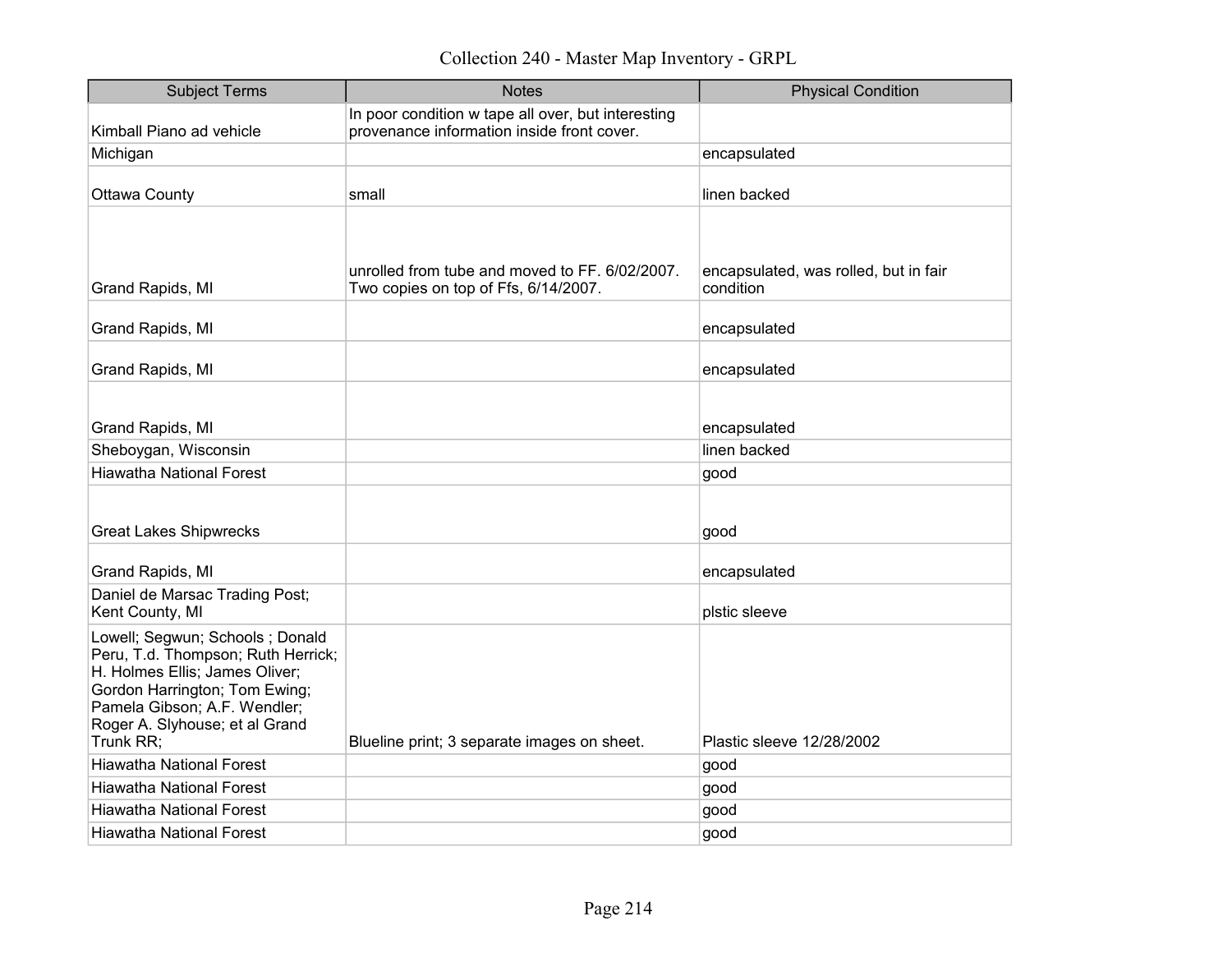| Subject Terms | Notes | Physical Condition |
|---|---|---|
| Kimball Piano ad vehicle | In poor condition w tape all over, but interesting provenance information inside front cover. | |
| Michigan | | encapsulated |
| Ottawa County | small | linen backed |
| Grand Rapids, MI | unrolled from tube and moved to FF. 6/02/2007. Two copies on top of Ffs, 6/14/2007. | encapsulated, was rolled, but in fair condition |
| Grand Rapids, MI | | encapsulated |
| Grand Rapids, MI | | encapsulated |
| Grand Rapids, MI | | encapsulated |
| Sheboygan, Wisconsin | | linen backed |
| Hiawatha National Forest | | good |
| Great Lakes Shipwrecks | | good |
| Grand Rapids, MI | | encapsulated |
| Daniel de Marsac Trading Post; Kent County, MI | | plstic sleeve |
| Lowell; Segwun; Schools ; Donald Peru, T.d. Thompson; Ruth Herrick; H. Holmes Ellis; James Oliver; Gordon Harrington; Tom Ewing; Pamela Gibson; A.F. Wendler; Roger A. Slyhouse; et al Grand Trunk RR; | Blueline print; 3 separate images on sheet. | Plastic sleeve 12/28/2002 |
| Hiawatha National Forest | | good |
| Hiawatha National Forest | | good |
| Hiawatha National Forest | | good |
| Hiawatha National Forest | | good |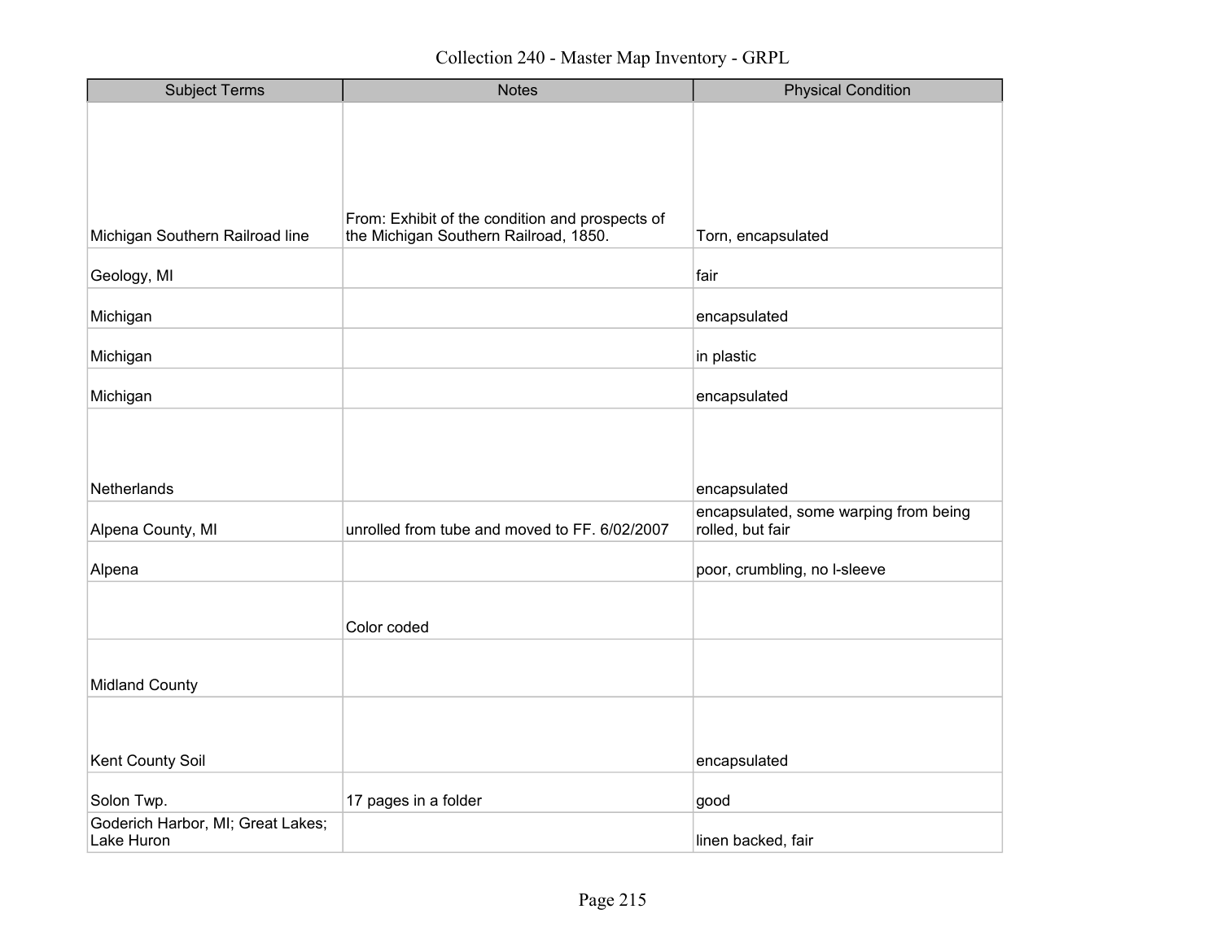| Subject Terms | Notes | Physical Condition |
| --- | --- | --- |
| Michigan Southern Railroad line | From: Exhibit of the condition and prospects of the Michigan Southern Railroad, 1850. | Torn, encapsulated |
| Geology, MI | | fair |
| Michigan | | encapsulated |
| Michigan | | in plastic |
| Michigan | | encapsulated |
| Netherlands | | encapsulated |
| Alpena County, MI | unrolled from tube and moved to FF. 6/02/2007 | encapsulated, some warping from being rolled, but fair |
| Alpena | | poor, crumbling, no l-sleeve |
| | Color coded | |
| Midland County | | |
| Kent County Soil | | encapsulated |
| Solon Twp. | 17 pages in a folder | good |
| Goderich Harbor, MI; Great Lakes; Lake Huron | | linen backed, fair |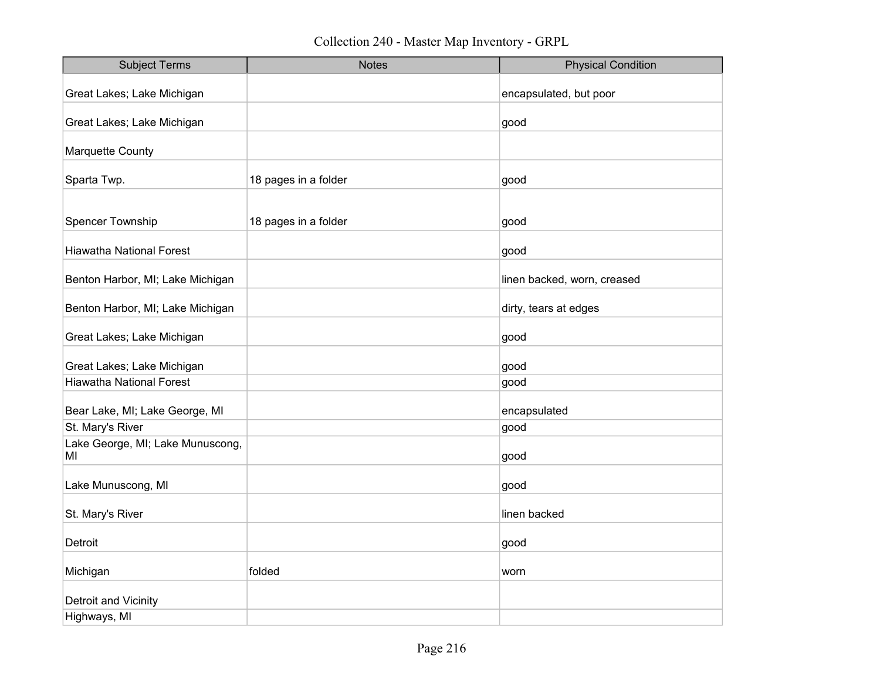Collection 240 - Master Map Inventory - GRPL

| Subject Terms | Notes | Physical Condition |
| --- | --- | --- |
| Great Lakes; Lake Michigan | | encapsulated, but poor |
| Great Lakes; Lake Michigan | | good |
| Marquette County | | |
| Sparta Twp. | 18 pages in a folder | good |
| Spencer Township | 18 pages in a folder | good |
| Hiawatha National Forest | | good |
| Benton Harbor, MI; Lake Michigan | | linen backed, worn, creased |
| Benton Harbor, MI; Lake Michigan | | dirty, tears at edges |
| Great Lakes; Lake Michigan | | good |
| Great Lakes; Lake Michigan | | good |
| Hiawatha National Forest | | good |
| Bear Lake, MI; Lake George, MI | | encapsulated |
| St. Mary's River | | good |
| Lake George, MI; Lake Munuscong, MI | | good |
| Lake Munuscong, MI | | good |
| St. Mary's River | | linen backed |
| Detroit | | good |
| Michigan | folded | worn |
| Detroit and Vicinity | | |
| Highways, MI | | |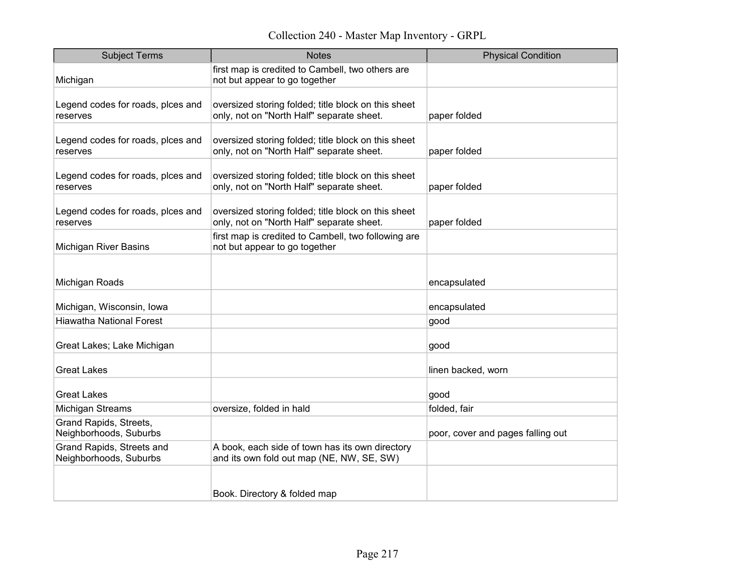# Collection 240 - Master Map Inventory - GRPL

| Subject Terms | Notes | Physical Condition |
|---|---|---|
| Michigan | first map is credited to Cambell, two others are not but appear to go together | |
| Legend codes for roads, plces and reserves | oversized storing folded; title block on this sheet only, not on "North Half" separate sheet. | paper folded |
| Legend codes for roads, plces and reserves | oversized storing folded; title block on this sheet only, not on "North Half" separate sheet. | paper folded |
| Legend codes for roads, plces and reserves | oversized storing folded; title block on this sheet only, not on "North Half" separate sheet. | paper folded |
| Legend codes for roads, plces and reserves | oversized storing folded; title block on this sheet only, not on "North Half" separate sheet. | paper folded |
| Michigan River Basins | first map is credited to Cambell, two following are not but appear to go together | |
| Michigan Roads | | encapsulated |
| Michigan, Wisconsin, Iowa | | encapsulated |
| Hiawatha National Forest | | good |
| Great Lakes; Lake Michigan | | good |
| Great Lakes | | linen backed, worn |
| Great Lakes | | good |
| Michigan Streams | oversize, folded in hald | folded, fair |
| Grand Rapids, Streets, Neighborhoods, Suburbs | | poor, cover and pages falling out |
| Grand Rapids, Streets and Neighborhoods, Suburbs | A book, each side of town has its own directory and its own fold out map (NE, NW, SE, SW) | |
| | Book. Directory & folded map | |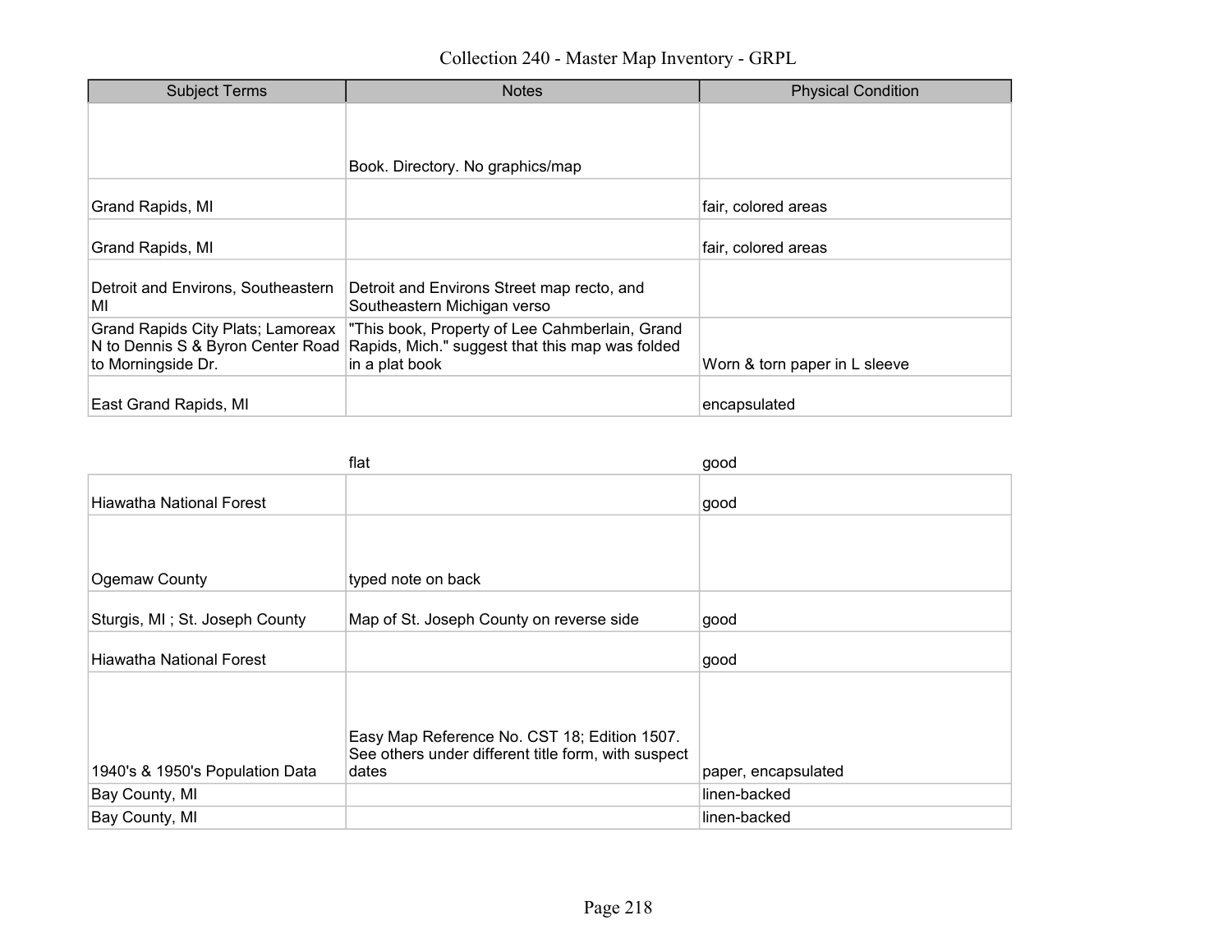| Subject Terms | Notes | Physical Condition |
|---|---|---|
| | Book. Directory. No graphics/map | |
| Grand Rapids, MI | | fair, colored areas |
| Grand Rapids, MI | | fair, colored areas |
| Detroit and Environs, Southeastern MI | Detroit and Environs Street map recto, and Southeastern Michigan verso | |
| Grand Rapids City Plats; Lamoreax N to Dennis S & Byron Center Road to Morningside Dr. | "This book, Property of Lee Cahmberlain, Grand Rapids, Mich." suggest that this map was folded in a plat book | Worn & torn paper in L sleeve |
| East Grand Rapids, MI | | encapsulated |
| | flat | good |
| Hiawatha National Forest | | good |
| Ogemaw County | typed note on back | |
| Sturgis, MI ; St. Joseph County | Map of St. Joseph County on reverse side | good |
| Hiawatha National Forest | | good |
| 1940's & 1950's Population Data | Easy Map Reference No. CST 18; Edition 1507. See others under different title form, with suspect dates | paper, encapsulated |
| Bay County, MI | | linen-backed |
| Bay County, MI | | linen-backed |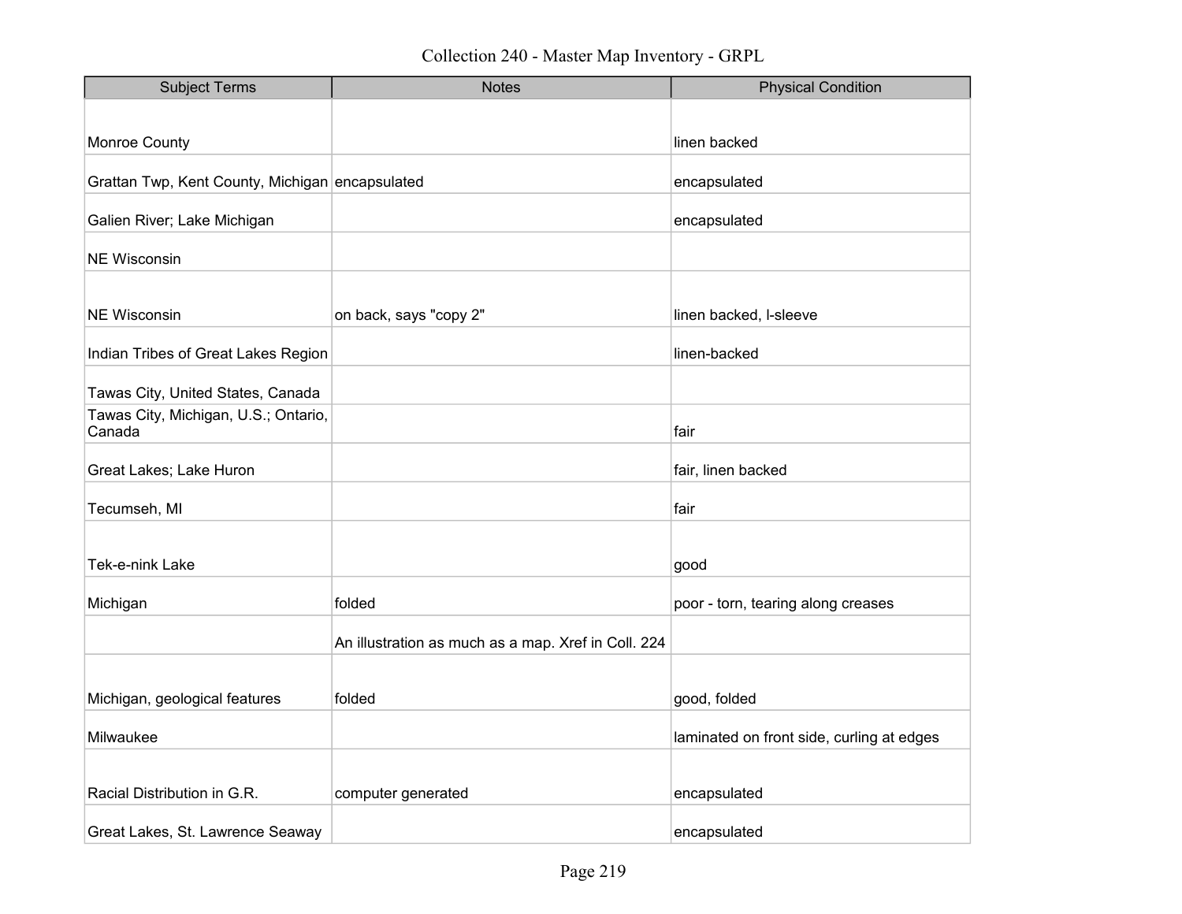Collection 240 - Master Map Inventory - GRPL

| Subject Terms | Notes | Physical Condition |
|---|---|---|
| Monroe County | | linen backed |
| Grattan Twp, Kent County, Michigan | encapsulated | encapsulated |
| Galien River; Lake Michigan | | encapsulated |
| NE Wisconsin | | |
| NE Wisconsin | on back, says "copy 2" | linen backed, l-sleeve |
| Indian Tribes of Great Lakes Region | | linen-backed |
| Tawas City, United States, Canada | | |
| Tawas City, Michigan, U.S.; Ontario, Canada | | fair |
| Great Lakes; Lake Huron | | fair, linen backed |
| Tecumseh, MI | | fair |
| Tek-e-nink Lake | | good |
| Michigan | folded | poor - torn, tearing along creases |
| | An illustration as much as a map. Xref in Coll. 224 | |
| Michigan, geological features | folded | good, folded |
| Milwaukee | | laminated on front side, curling at edges |
| Racial Distribution in G.R. | computer generated | encapsulated |
| Great Lakes, St. Lawrence Seaway | | encapsulated |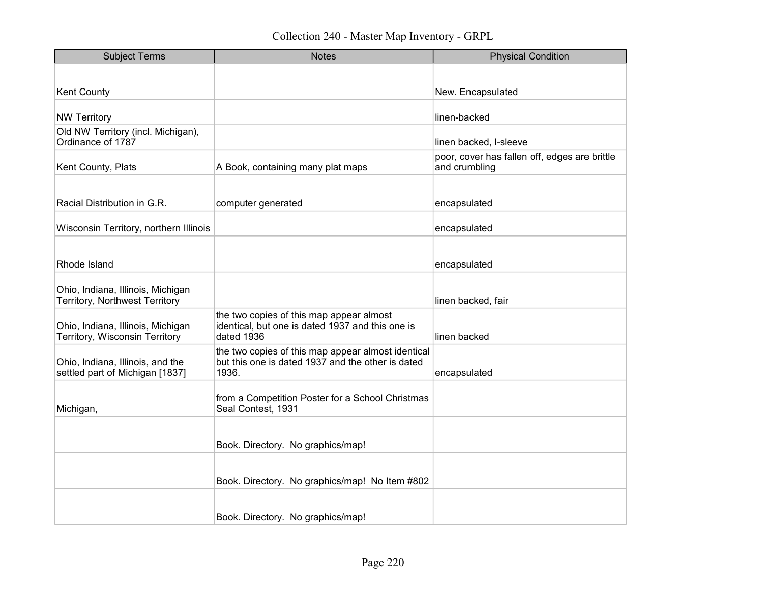Collection 240 - Master Map Inventory - GRPL

| Subject Terms | Notes | Physical Condition |
|---|---|---|
| Kent County | | New. Encapsulated |
| NW Territory | | linen-backed |
| Old NW Territory (incl. Michigan), Ordinance of 1787 | | linen backed, l-sleeve |
| Kent County, Plats | A Book, containing many plat maps | poor, cover has fallen off, edges are brittle and crumbling |
| Racial Distribution in G.R. | computer generated | encapsulated |
| Wisconsin Territory, northern Illinois | | encapsulated |
| Rhode Island | | encapsulated |
| Ohio, Indiana, Illinois, Michigan Territory, Northwest Territory | | linen backed, fair |
| Ohio, Indiana, Illinois, Michigan Territory, Wisconsin Territory | the two copies of this map appear almost identical, but one is dated 1937 and this one is dated 1936 | linen backed |
| Ohio, Indiana, Illinois, and the settled part of Michigan [1837] | the two copies of this map appear almost identical but this one is dated 1937 and the other is dated 1936. | encapsulated |
| Michigan, | from a Competition Poster for a School Christmas Seal Contest, 1931 | |
| | Book. Directory. No graphics/map! | |
| | Book. Directory. No graphics/map! No Item #802 | |
| | Book. Directory. No graphics/map! | |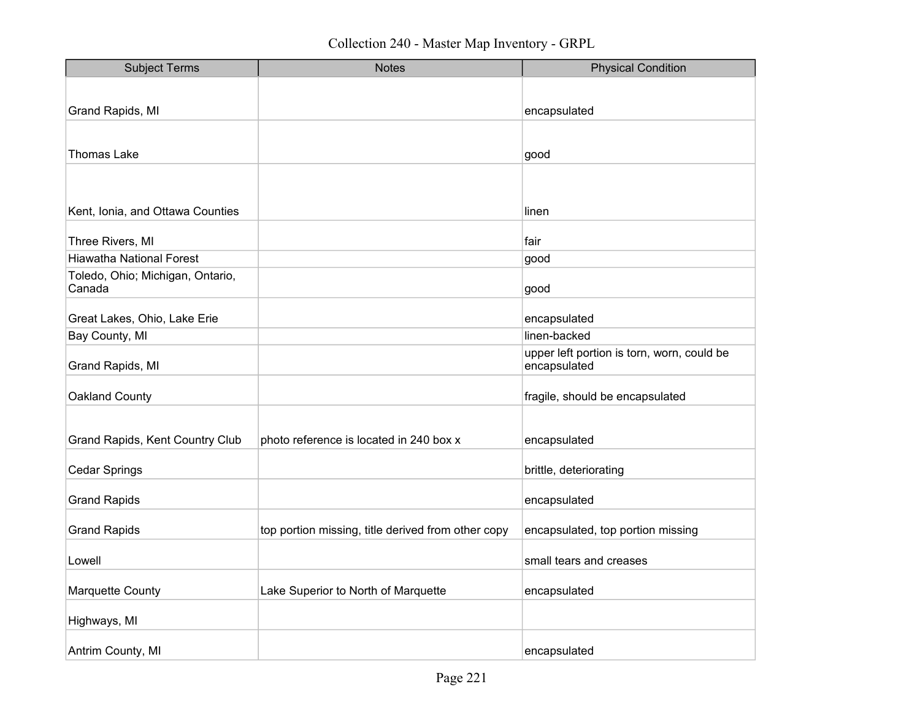Collection 240 - Master Map Inventory - GRPL

| Subject Terms | Notes | Physical Condition |
| --- | --- | --- |
| Grand Rapids, MI | | encapsulated |
| Thomas Lake | | good |
| Kent, Ionia, and Ottawa Counties | | linen |
| Three Rivers, MI | | fair |
| Hiawatha National Forest | | good |
| Toledo, Ohio; Michigan, Ontario, Canada | | good |
| Great Lakes, Ohio, Lake Erie | | encapsulated |
| Bay County, MI | | linen-backed |
| Grand Rapids, MI | | upper left portion is torn, worn, could be encapsulated |
| Oakland County | | fragile, should be encapsulated |
| Grand Rapids, Kent Country Club | photo reference is located in 240 box x | encapsulated |
| Cedar Springs | | brittle, deteriorating |
| Grand Rapids | | encapsulated |
| Grand Rapids | top portion missing, title derived from other copy | encapsulated, top portion missing |
| Lowell | | small tears and creases |
| Marquette County | Lake Superior to North of Marquette | encapsulated |
| Highways, MI | | |
| Antrim County, MI | | encapsulated |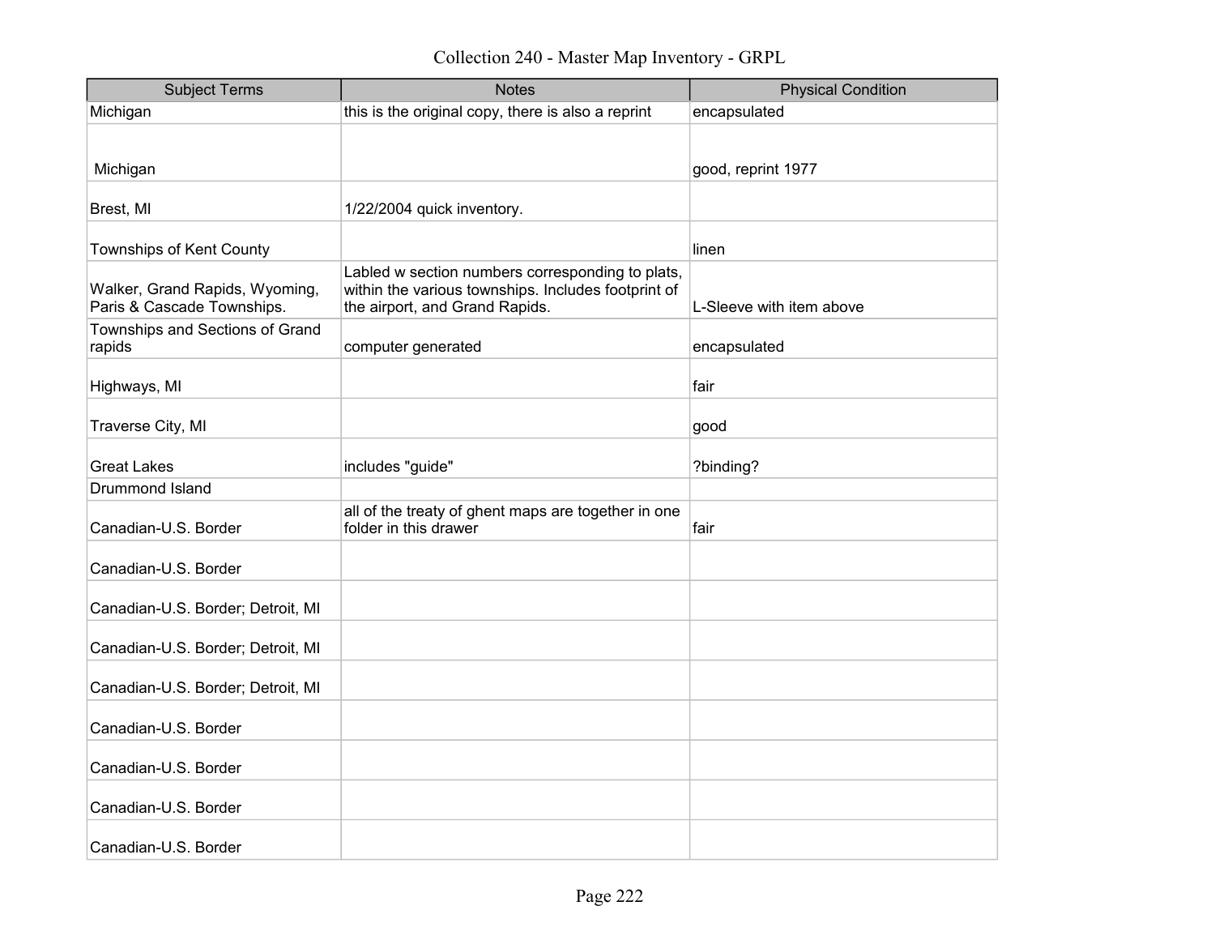Collection 240 - Master Map Inventory - GRPL

| Subject Terms | Notes | Physical Condition |
|---|---|---|
| Michigan | this is the original copy, there is also a reprint | encapsulated |
| Michigan | | good, reprint 1977 |
| Brest, MI | 1/22/2004 quick inventory. | |
| Townships of Kent County | | linen |
| Walker, Grand Rapids, Wyoming, Paris & Cascade Townships. | Labled w section numbers corresponding to plats, within the various townships. Includes footprint of the airport, and Grand Rapids. | L-Sleeve with item above |
| Townships and Sections of Grand rapids | computer generated | encapsulated |
| Highways, MI | | fair |
| Traverse City, MI | | good |
| Great Lakes | includes "guide" | ?binding? |
| Drummond Island | | |
| Canadian-U.S. Border | all of the treaty of ghent maps are together in one folder in this drawer | fair |
| Canadian-U.S. Border | | |
| Canadian-U.S. Border; Detroit, MI | | |
| Canadian-U.S. Border; Detroit, MI | | |
| Canadian-U.S. Border; Detroit, MI | | |
| Canadian-U.S. Border | | |
| Canadian-U.S. Border | | |
| Canadian-U.S. Border | | |
| Canadian-U.S. Border | | |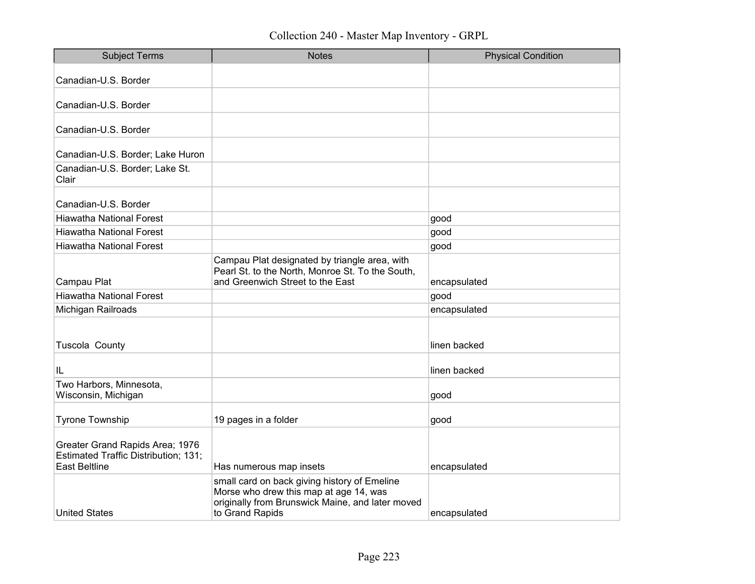| Subject Terms | Notes | Physical Condition |
|---|---|---|
| Canadian-U.S. Border | | |
| Canadian-U.S. Border | | |
| Canadian-U.S. Border | | |
| Canadian-U.S. Border; Lake Huron | | |
| Canadian-U.S. Border; Lake St. Clair | | |
| Canadian-U.S. Border | | |
| Hiawatha National Forest | | good |
| Hiawatha National Forest | | good |
| Hiawatha National Forest | | good |
| Campau Plat | Campau Plat designated by triangle area, with Pearl St. to the North, Monroe St. To the South, and Greenwich Street to the East | encapsulated |
| Hiawatha National Forest | | good |
| Michigan Railroads | | encapsulated |
| Tuscola  County | | linen backed |
| IL | | linen backed |
| Two Harbors, Minnesota, Wisconsin, Michigan | | good |
| Tyrone Township | 19 pages in a folder | good |
| Greater Grand Rapids Area; 1976 Estimated Traffic Distribution; 131; East Beltline | Has numerous map insets | encapsulated |
| United States | small card on back giving history of Emeline Morse who drew this map at age 14, was originally from Brunswick Maine, and later moved to Grand Rapids | encapsulated |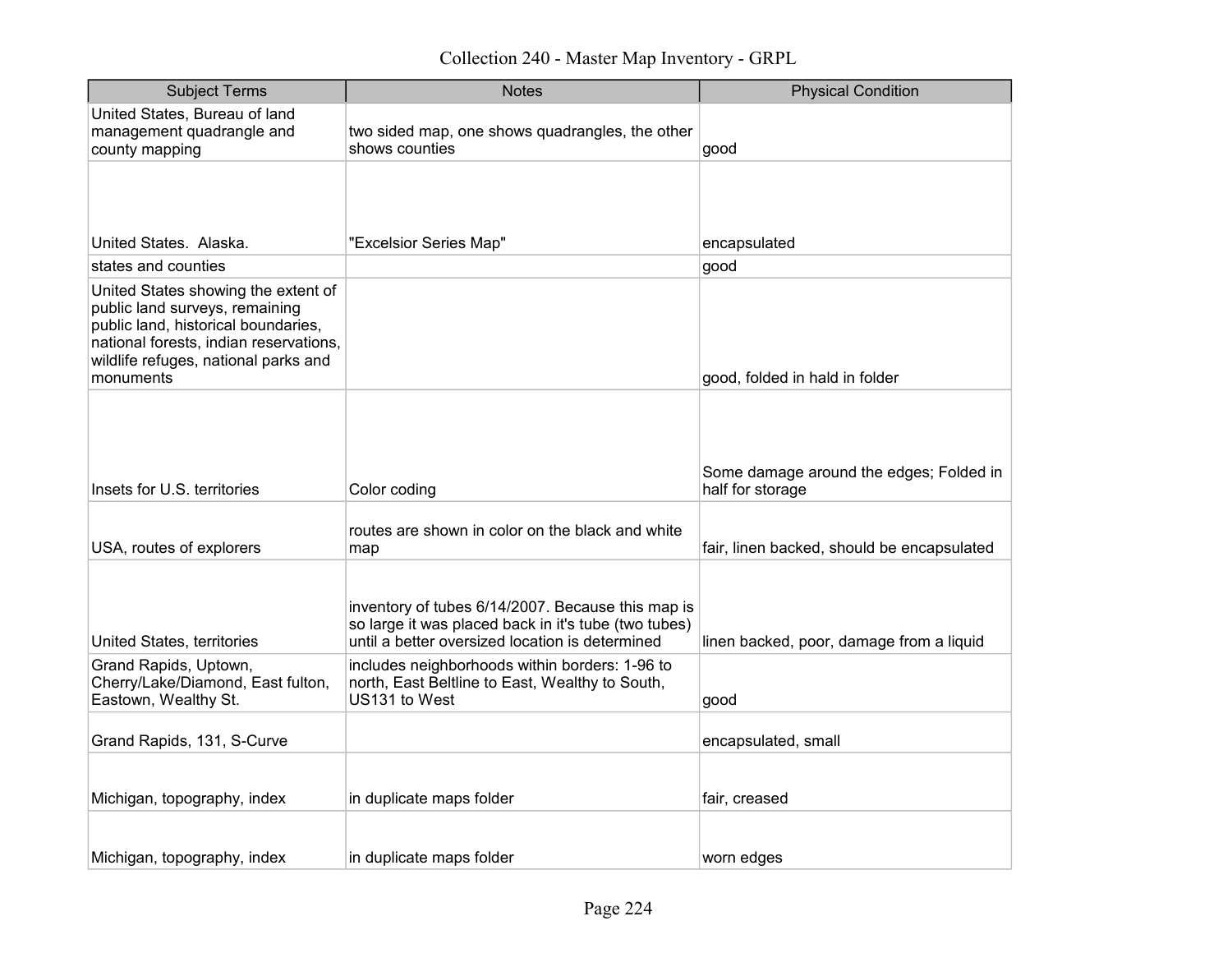| Subject Terms | Notes | Physical Condition |
|---|---|---|
| United States, Bureau of land management quadrangle and county mapping | two sided map, one shows quadrangles, the other shows counties | good |
| United States. Alaska. | "Excelsior Series Map" | encapsulated |
| states and counties | | good |
| United States showing the extent of public land surveys, remaining public land, historical boundaries, national forests, indian reservations, wildlife refuges, national parks and monuments | | good, folded in hald in folder |
| Insets for U.S. territories | Color coding | Some damage around the edges; Folded in half for storage |
| USA, routes of explorers | routes are shown in color on the black and white map | fair, linen backed, should be encapsulated |
| United States, territories | inventory of tubes 6/14/2007. Because this map is so large it was placed back in it's tube (two tubes) until a better oversized location is determined | linen backed, poor, damage from a liquid |
| Grand Rapids, Uptown, Cherry/Lake/Diamond, East fulton, Eastown, Wealthy St. | includes neighborhoods within borders: 1-96 to north, East Beltline to East, Wealthy to South, US131 to West | good |
| Grand Rapids, 131, S-Curve | | encapsulated, small |
| Michigan, topography, index | in duplicate maps folder | fair, creased |
| Michigan, topography, index | in duplicate maps folder | worn edges |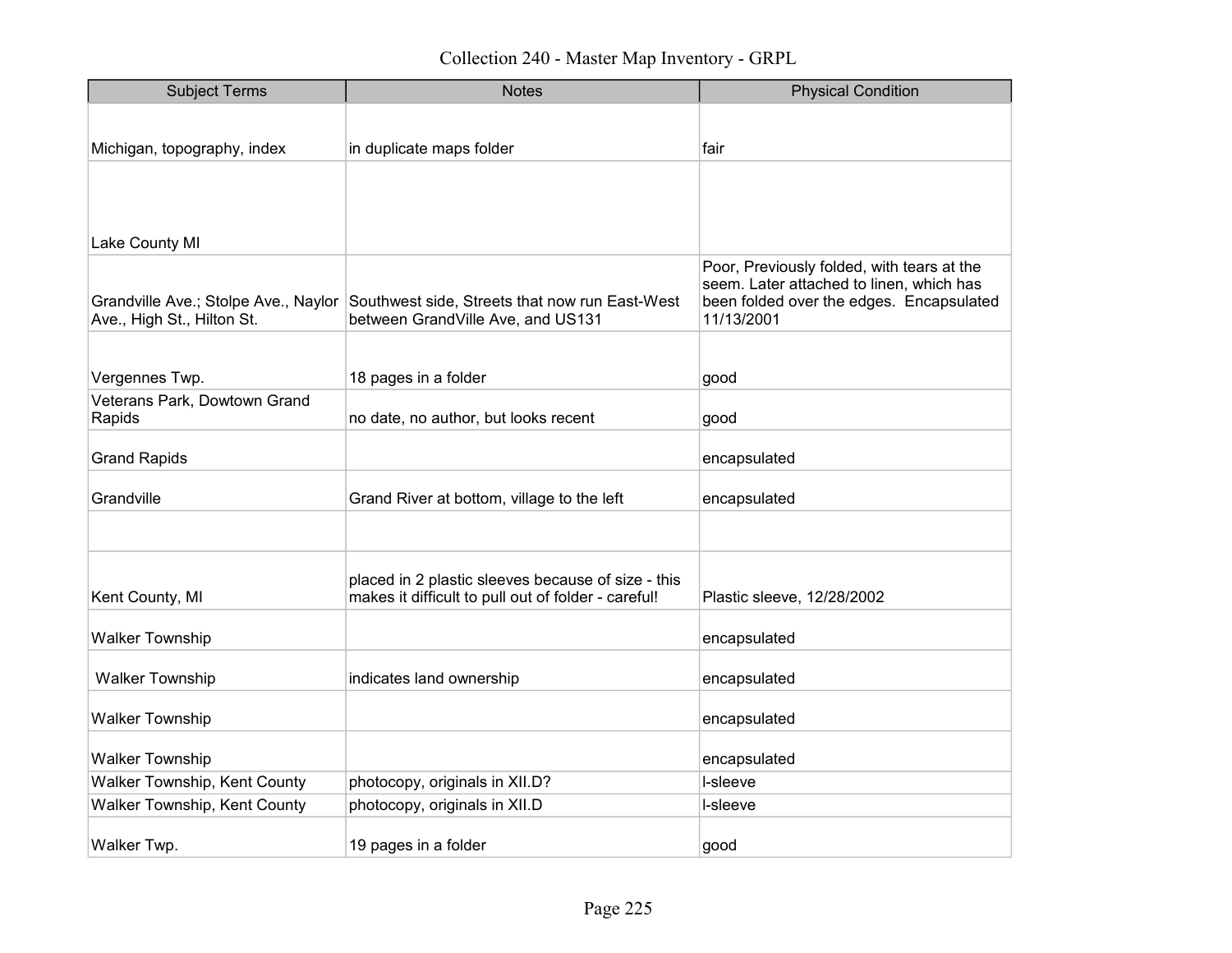# Collection 240 - Master Map Inventory - GRPL

| Subject Terms | Notes | Physical Condition |
|---|---|---|
| Michigan, topography, index | in duplicate maps folder | fair |
| Lake County MI | | |
| Grandville Ave.; Stolpe Ave., Naylor Ave., High St., Hilton St. | Southwest side, Streets that now run East-West between GrandVille Ave, and US131 | Poor, Previously folded, with tears at the seem. Later attached to linen, which has been folded over the edges. Encapsulated 11/13/2001 |
| Vergennes Twp. | 18 pages in a folder | good |
| Veterans Park, Dowtown Grand Rapids | no date, no author, but looks recent | good |
| Grand Rapids | | encapsulated |
| Grandville | Grand River at bottom, village to the left | encapsulated |
| | | |
| Kent County, MI | placed in 2 plastic sleeves because of size - this makes it difficult to pull out of folder - careful! | Plastic sleeve, 12/28/2002 |
| Walker Township | | encapsulated |
| Walker Township | indicates land ownership | encapsulated |
| Walker Township | | encapsulated |
| Walker Township | | encapsulated |
| Walker Township, Kent County | photocopy, originals in XII.D? | l-sleeve |
| Walker Township, Kent County | photocopy, originals in XII.D | l-sleeve |
| Walker Twp. | 19 pages in a folder | good |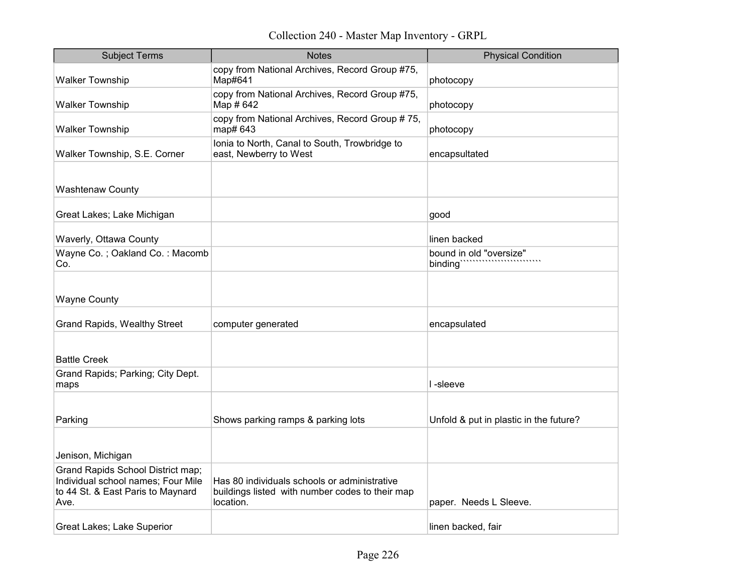# Collection 240 - Master Map Inventory - GRPL

| Subject Terms | Notes | Physical Condition |
|---|---|---|
| Walker Township | copy from National Archives, Record Group #75, Map#641 | photocopy |
| Walker Township | copy from National Archives, Record Group #75, Map # 642 | photocopy |
| Walker Township | copy from National Archives, Record Group # 75, map# 643 | photocopy |
| Walker Township, S.E. Corner | Ionia to North, Canal to South, Trowbridge to east, Newberry to West | encapsultated |
| Washtenaw County | | |
| Great Lakes; Lake Michigan | | good |
| Waverly, Ottawa County | | linen backed |
| Wayne Co. ; Oakland Co. : Macomb Co. | | bound in old "oversize" binding````````````````````````` |
| Wayne County | | |
| Grand Rapids, Wealthy Street | computer generated | encapsulated |
| Battle Creek | | |
| Grand Rapids; Parking; City Dept. maps | | l -sleeve |
| Parking | Shows parking ramps & parking lots | Unfold & put in plastic in the future? |
| Jenison, Michigan | | |
| Grand Rapids School District map; Individual school names; Four Mile to 44 St. & East Paris to Maynard Ave. | Has 80 individuals schools or administrative buildings listed with number codes to their map location. | paper. Needs L Sleeve. |
| Great Lakes; Lake Superior | | linen backed, fair |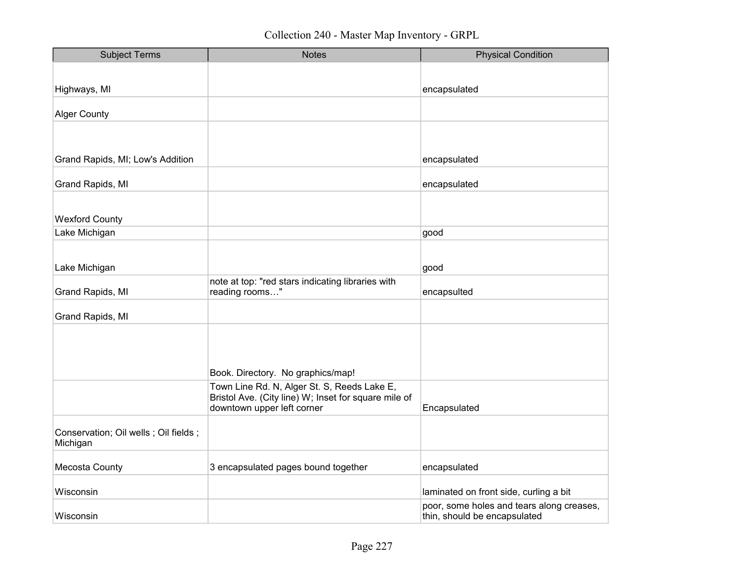Collection 240 - Master Map Inventory - GRPL

| Subject Terms | Notes | Physical Condition |
|---|---|---|
| Highways, MI | | encapsulated |
| Alger County | | |
| Grand Rapids, MI; Low's Addition | | encapsulated |
| Grand Rapids, MI | | encapsulated |
| Wexford County | | |
| Lake Michigan | | good |
| Lake Michigan | | good |
| Grand Rapids, MI | note at top: "red stars indicating libraries with reading rooms…" | encapsulted |
| Grand Rapids, MI | | |
| | Book. Directory. No graphics/map! | |
| | Town Line Rd. N, Alger St. S, Reeds Lake E, Bristol Ave. (City line) W; Inset for square mile of downtown upper left corner | Encapsulated |
| Conservation; Oil wells ; Oil fields ; Michigan | | |
| Mecosta County | 3 encapsulated pages bound together | encapsulated |
| Wisconsin | | laminated on front side, curling a bit |
| Wisconsin | | poor, some holes and tears along creases, thin, should be encapsulated |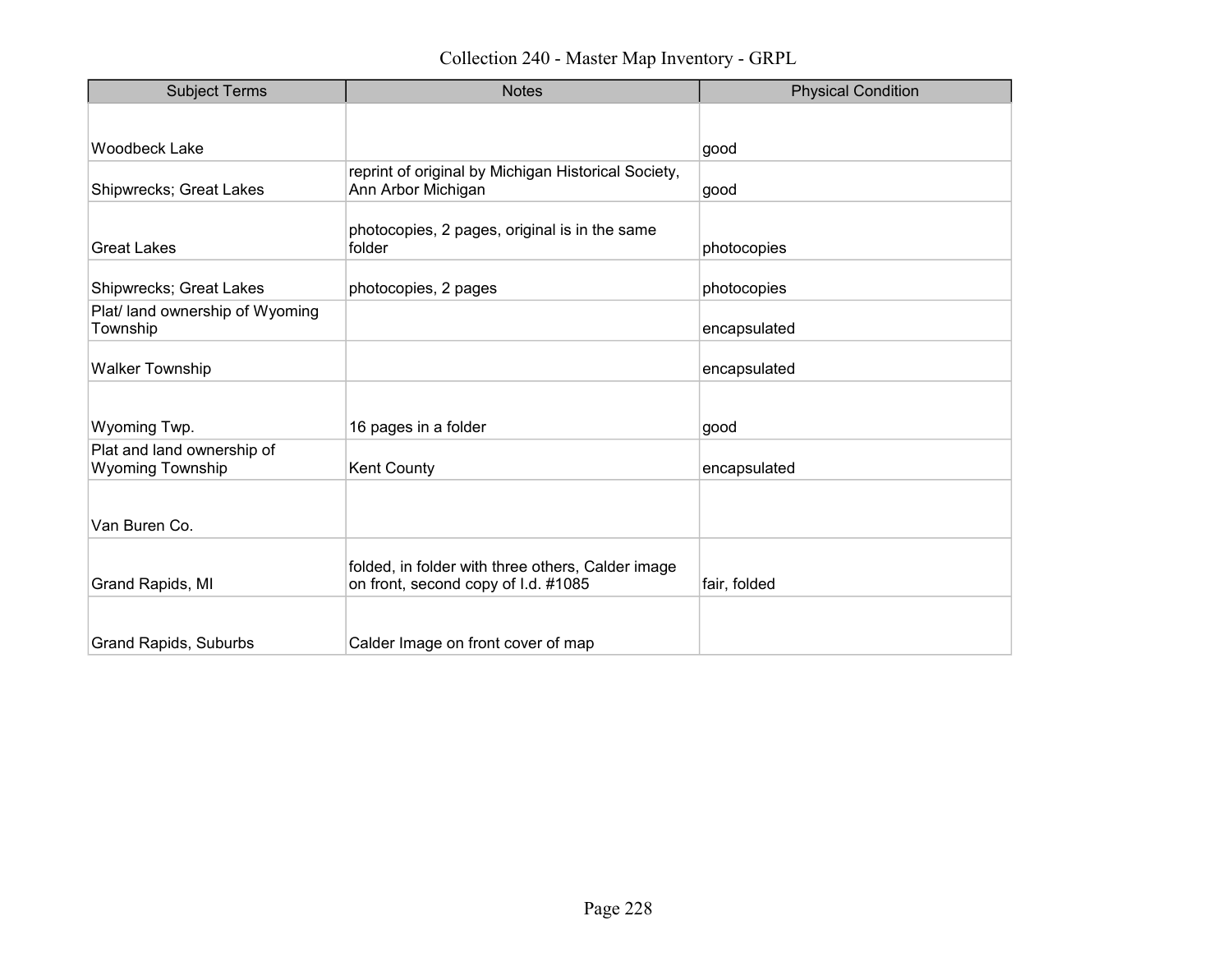# Collection 240 - Master Map Inventory - GRPL

| Subject Terms | Notes | Physical Condition |
| --- | --- | --- |
| Woodbeck Lake | | good |
| Shipwrecks; Great Lakes | reprint of original by Michigan Historical Society, Ann Arbor Michigan | good |
| Great Lakes | photocopies, 2 pages, original is in the same folder | photocopies |
| Shipwrecks; Great Lakes | photocopies, 2 pages | photocopies |
| Plat/ land ownership of Wyoming Township | | encapsulated |
| Walker Township | | encapsulated |
| Wyoming Twp. | 16 pages in a folder | good |
| Plat and land ownership of Wyoming Township | Kent County | encapsulated |
| Van Buren Co. | | |
| Grand Rapids, MI | folded, in folder with three others, Calder image on front, second copy of I.d. #1085 | fair, folded |
| Grand Rapids, Suburbs | Calder Image on front cover of map | |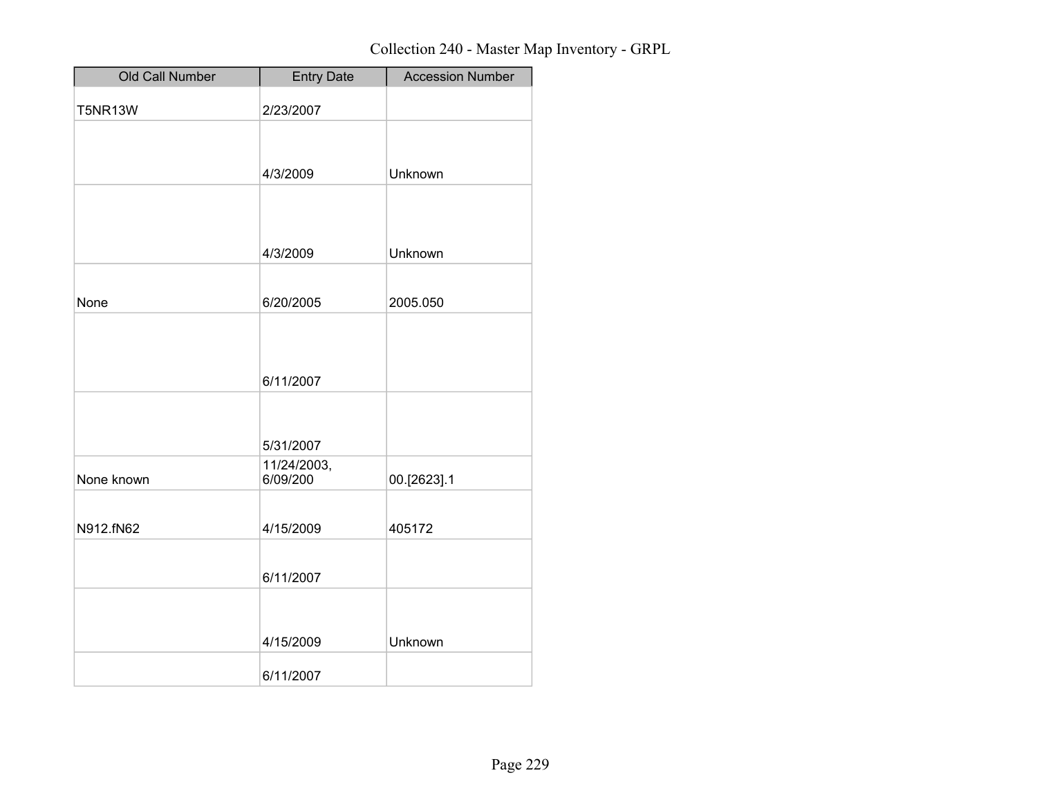Collection 240 - Master Map Inventory - GRPL

| Old Call Number | Entry Date | Accession Number |
|---|---|---|
| T5NR13W | 2/23/2007 | |
| | 4/3/2009 | Unknown |
| | 4/3/2009 | Unknown |
| None | 6/20/2005 | 2005.050 |
| | 6/11/2007 | |
| | 5/31/2007 | |
| None known | 11/24/2003, 6/09/200 | 00.[2623].1 |
| N912.fN62 | 4/15/2009 | 405172 |
| | 6/11/2007 | |
| | 4/15/2009 | Unknown |
| | 6/11/2007 | |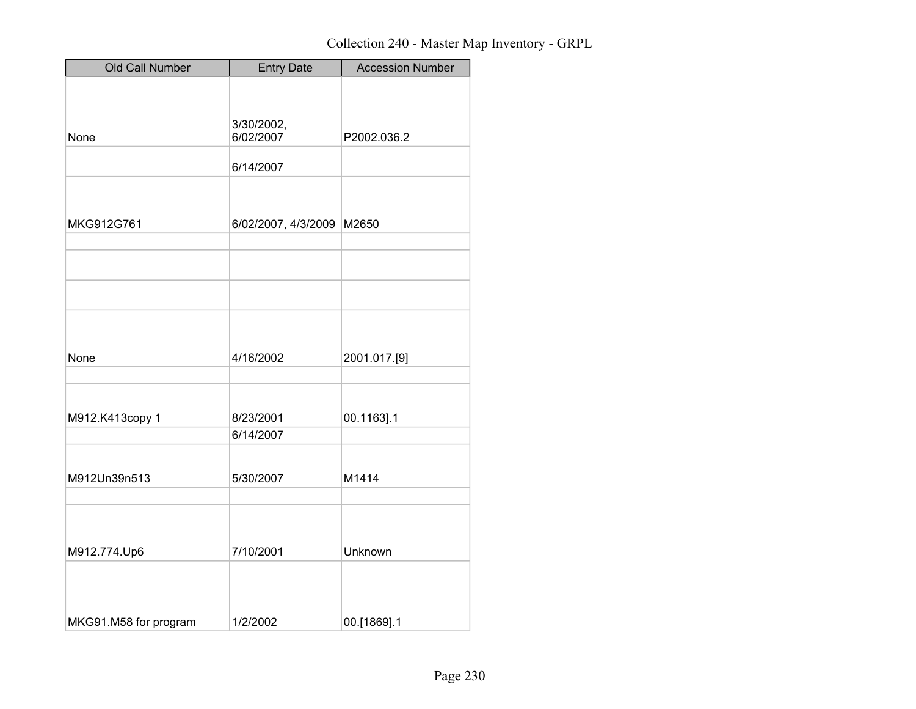Collection 240 - Master Map Inventory - GRPL

| Old Call Number | Entry Date | Accession Number |
| --- | --- | --- |
| None | 3/30/2002, 6/02/2007 | P2002.036.2 |
| | 6/14/2007 | |
| MKG912G761 | 6/02/2007, 4/3/2009 | M2650 |
| | | |
| | | |
| | | |
| None | 4/16/2002 | 2001.017.[9] |
| | | |
| M912.K413copy 1 | 8/23/2001 | 00.1163].1 |
| | 6/14/2007 | |
| M912Un39n513 | 5/30/2007 | M1414 |
| | | |
| M912.774.Up6 | 7/10/2001 | Unknown |
| MKG91.M58 for program | 1/2/2002 | 00.[1869].1 |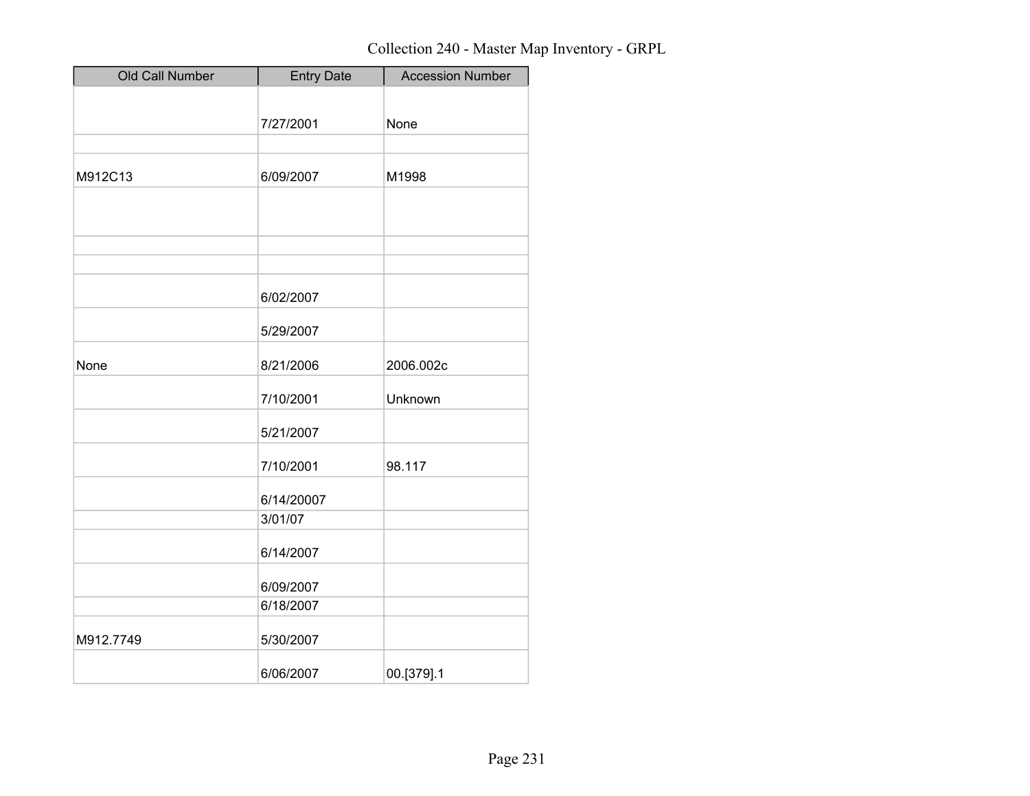Collection 240 - Master Map Inventory - GRPL

| Old Call Number | Entry Date | Accession Number |
| --- | --- | --- |
| | 7/27/2001 | None |
| | | |
| M912C13 | 6/09/2007 | M1998 |
| | | |
| | | |
| | | |
| | 6/02/2007 | |
| | 5/29/2007 | |
| None | 8/21/2006 | 2006.002c |
| | 7/10/2001 | Unknown |
| | 5/21/2007 | |
| | 7/10/2001 | 98.117 |
| | 6/14/20007 | |
| | 3/01/07 | |
| | 6/14/2007 | |
| | 6/09/2007 | |
| | 6/18/2007 | |
| M912.7749 | 5/30/2007 | |
| | 6/06/2007 | 00.[379].1 |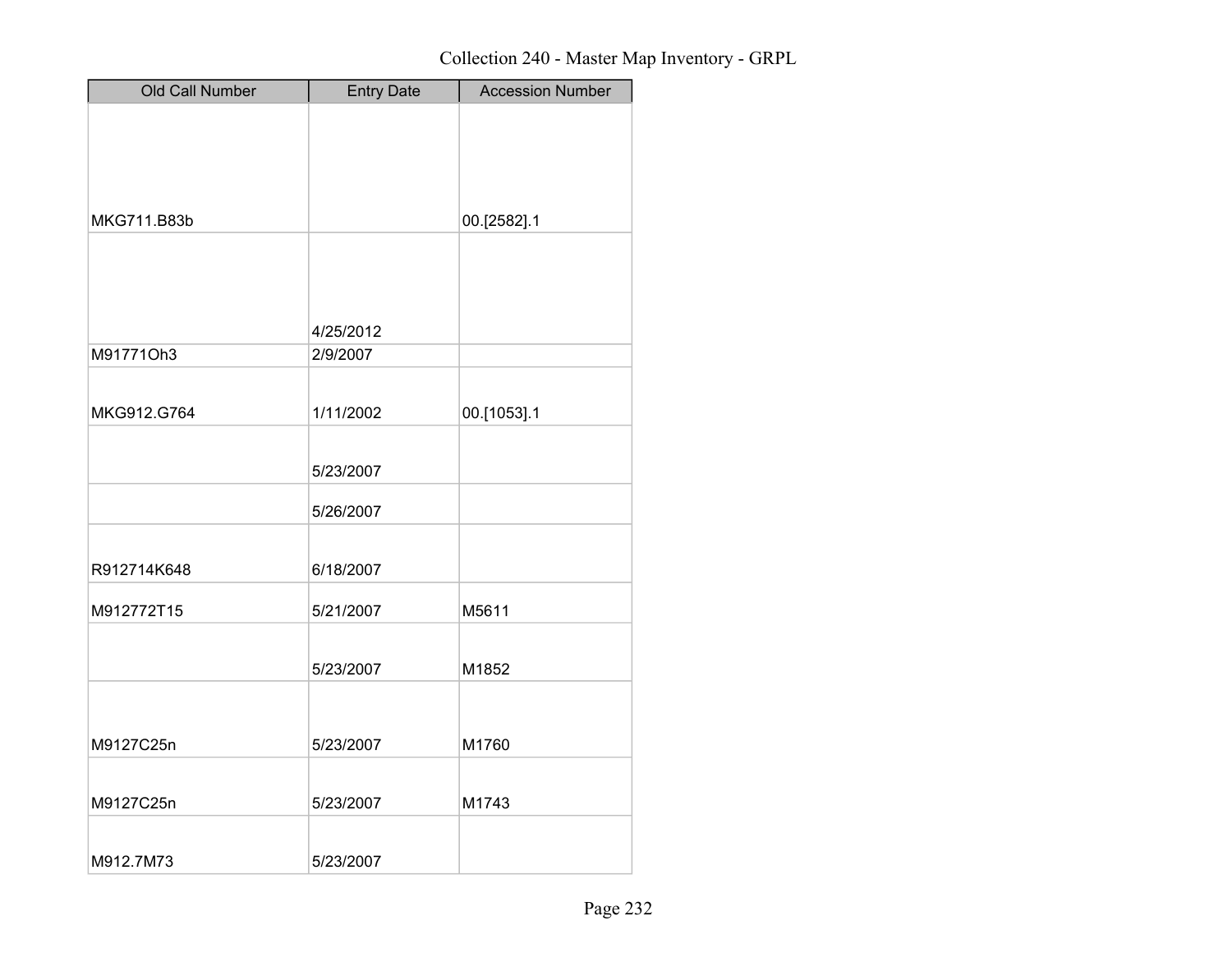Collection 240 - Master Map Inventory - GRPL

| Old Call Number | Entry Date | Accession Number |
|---|---|---|
| MKG711.B83b | | 00.[2582].1 |
| | 4/25/2012 | |
| M91771Oh3 | 2/9/2007 | |
| MKG912.G764 | 1/11/2002 | 00.[1053].1 |
| | 5/23/2007 | |
| | 5/26/2007 | |
| R912714K648 | 6/18/2007 | |
| M912772T15 | 5/21/2007 | M5611 |
| | 5/23/2007 | M1852 |
| M9127C25n | 5/23/2007 | M1760 |
| M9127C25n | 5/23/2007 | M1743 |
| M912.7M73 | 5/23/2007 | |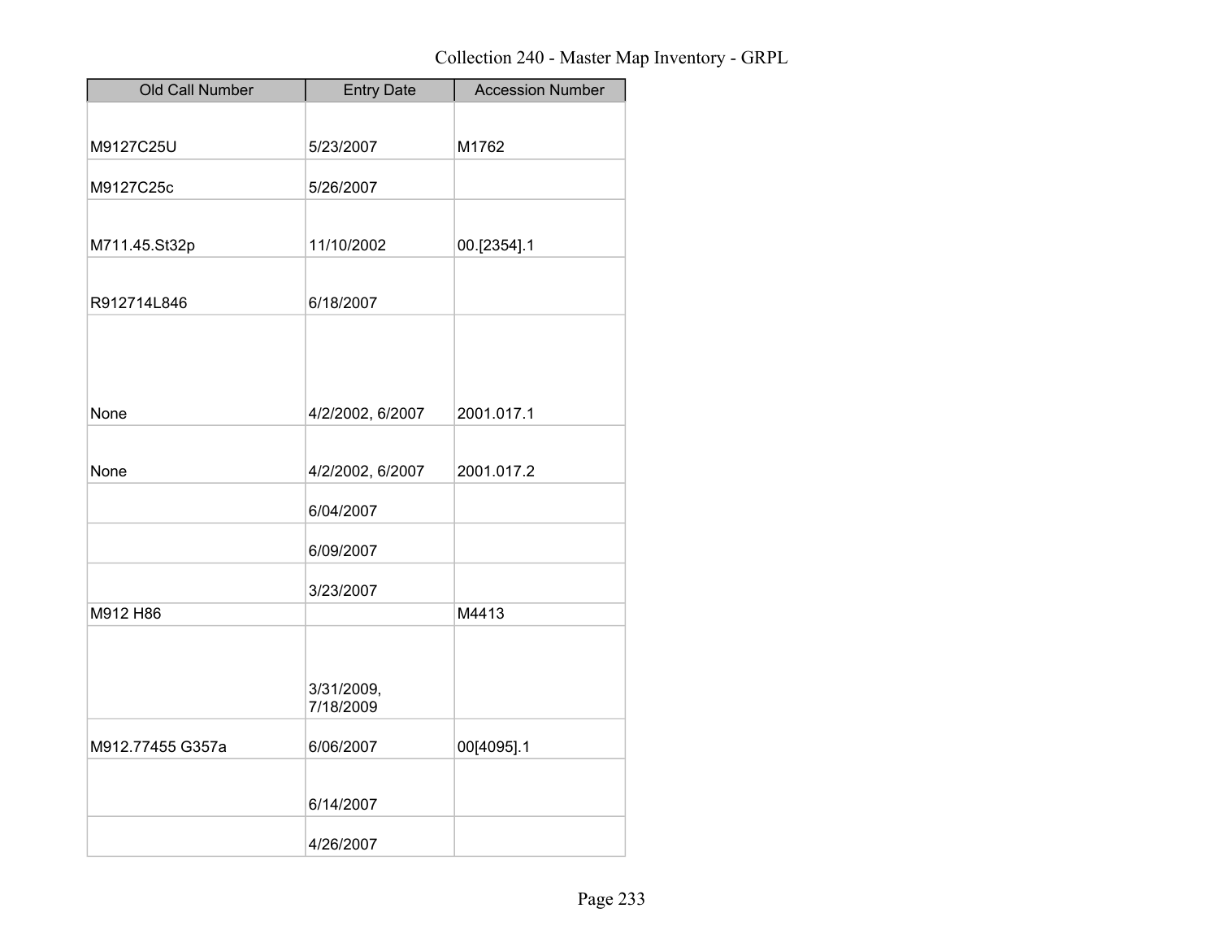Collection 240 - Master Map Inventory - GRPL

| Old Call Number | Entry Date | Accession Number |
| --- | --- | --- |
| M9127C25U | 5/23/2007 | M1762 |
| M9127C25c | 5/26/2007 | |
| M711.45.St32p | 11/10/2002 | 00.[2354].1 |
| R912714L846 | 6/18/2007 | |
| None | 4/2/2002, 6/2007 | 2001.017.1 |
| None | 4/2/2002, 6/2007 | 2001.017.2 |
| | 6/04/2007 | |
| | 6/09/2007 | |
| | 3/23/2007 | |
| M912 H86 | | M4413 |
| | 3/31/2009, 7/18/2009 | |
| M912.77455 G357a | 6/06/2007 | 00[4095].1 |
| | 6/14/2007 | |
| | 4/26/2007 | |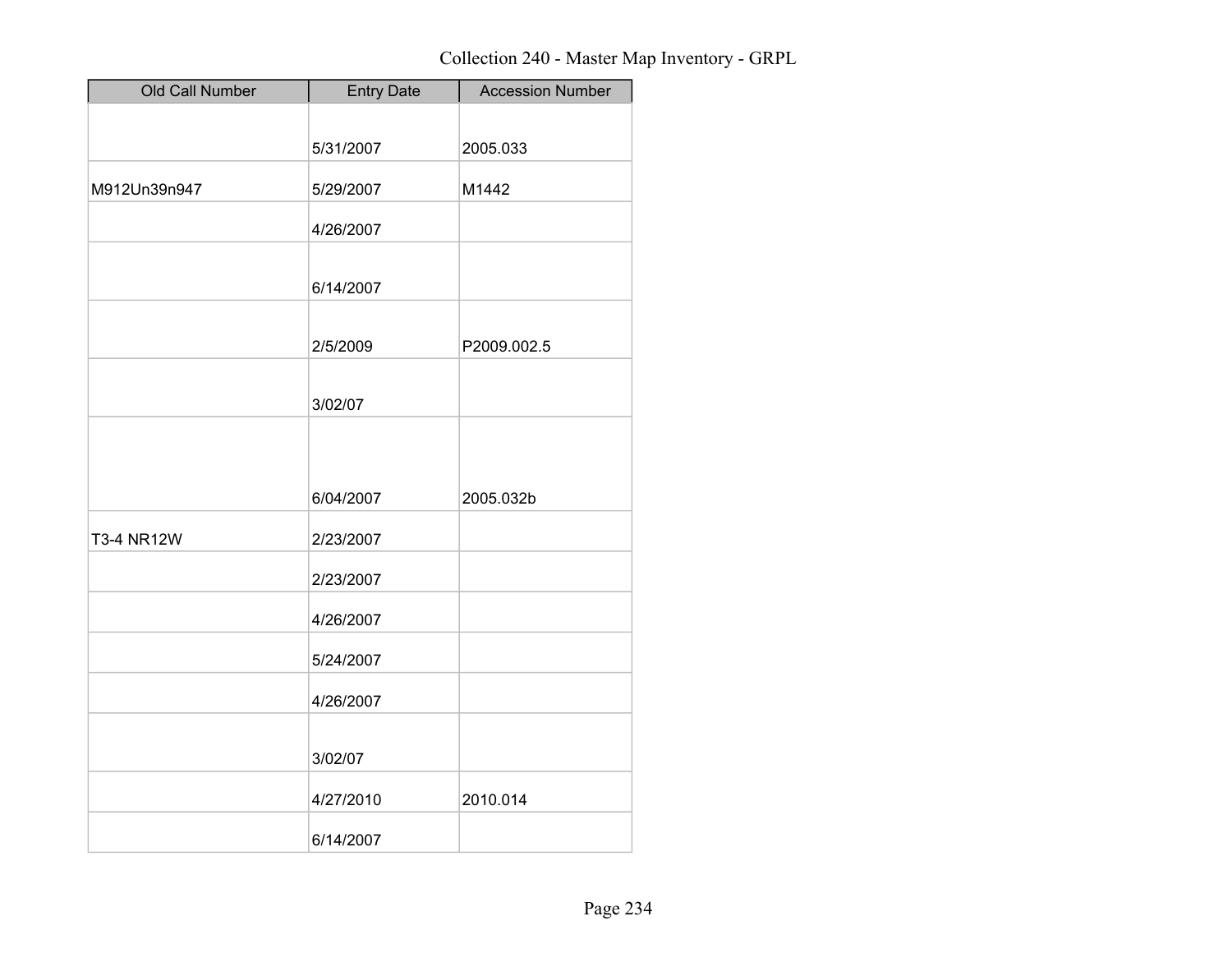Collection 240 - Master Map Inventory - GRPL

| Old Call Number | Entry Date | Accession Number |
|---|---|---|
| | 5/31/2007 | 2005.033 |
| M912Un39n947 | 5/29/2007 | M1442 |
| | 4/26/2007 | |
| | 6/14/2007 | |
| | 2/5/2009 | P2009.002.5 |
| | 3/02/07 | |
| | 6/04/2007 | 2005.032b |
| T3-4 NR12W | 2/23/2007 | |
| | 2/23/2007 | |
| | 4/26/2007 | |
| | 5/24/2007 | |
| | 4/26/2007 | |
| | 3/02/07 | |
| | 4/27/2010 | 2010.014 |
| | 6/14/2007 | |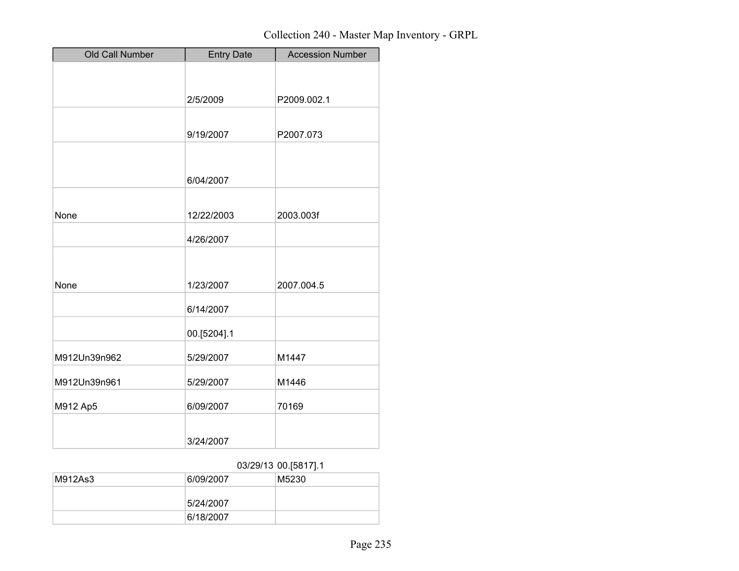| Old Call Number | Entry Date | Accession Number |
|---|---|---|
| | 2/5/2009 | P2009.002.1 |
| | 9/19/2007 | P2007.073 |
| | 6/04/2007 | |
| None | 12/22/2003 | 2003.003f |
| | 4/26/2007 | |
| None | 1/23/2007 | 2007.004.5 |
| | 6/14/2007 | |
| | 00.[5204].1 | |
| M912Un39n962 | 5/29/2007 | M1447 |
| M912Un39n961 | 5/29/2007 | M1446 |
| M912 Ap5 | 6/09/2007 | 70169 |
| | 3/24/2007 | |
| | 03/29/13 | 00.[5817].1 |
| M912As3 | 6/09/2007 | M5230 |
| | 5/24/2007 | |
| | 6/18/2007 | |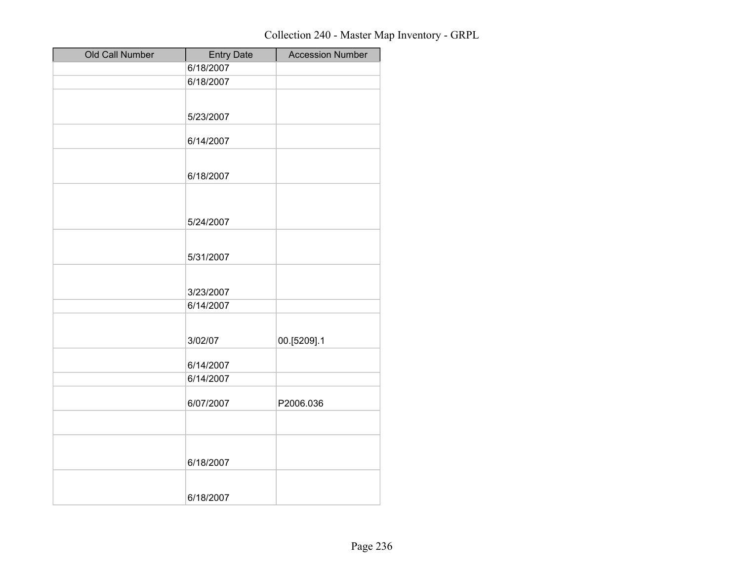Collection 240 - Master Map Inventory - GRPL

| Old Call Number | Entry Date | Accession Number |
|---|---|---|
| | 6/18/2007 | |
| | 6/18/2007 | |
| | 5/23/2007 | |
| | 6/14/2007 | |
| | 6/18/2007 | |
| | 5/24/2007 | |
| | 5/31/2007 | |
| | 3/23/2007 | |
| | 6/14/2007 | |
| | 3/02/07 | 00.[5209].1 |
| | 6/14/2007 | |
| | 6/14/2007 | |
| | 6/07/2007 | P2006.036 |
| | | |
| | 6/18/2007 | |
| | 6/18/2007 | |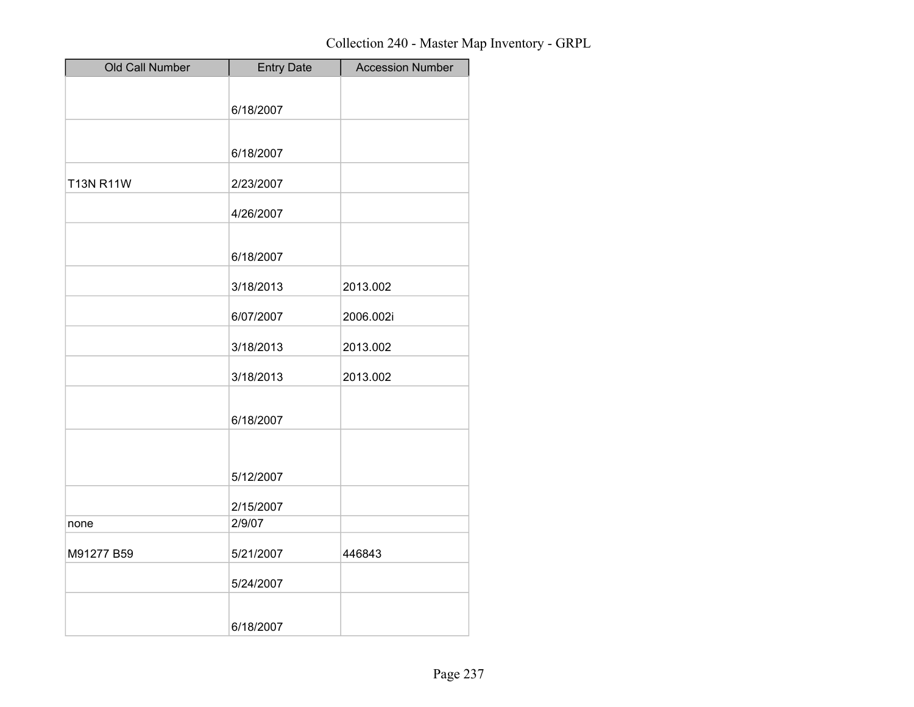Collection 240 - Master Map Inventory - GRPL

| Old Call Number | Entry Date | Accession Number |
|---|---|---|
| | 6/18/2007 | |
| | 6/18/2007 | |
| T13N R11W | 2/23/2007 | |
| | 4/26/2007 | |
| | 6/18/2007 | |
| | 3/18/2013 | 2013.002 |
| | 6/07/2007 | 2006.002i |
| | 3/18/2013 | 2013.002 |
| | 3/18/2013 | 2013.002 |
| | 6/18/2007 | |
| | 5/12/2007 | |
| | 2/15/2007 | |
| none | 2/9/07 | |
| M91277 B59 | 5/21/2007 | 446843 |
| | 5/24/2007 | |
| | 6/18/2007 | |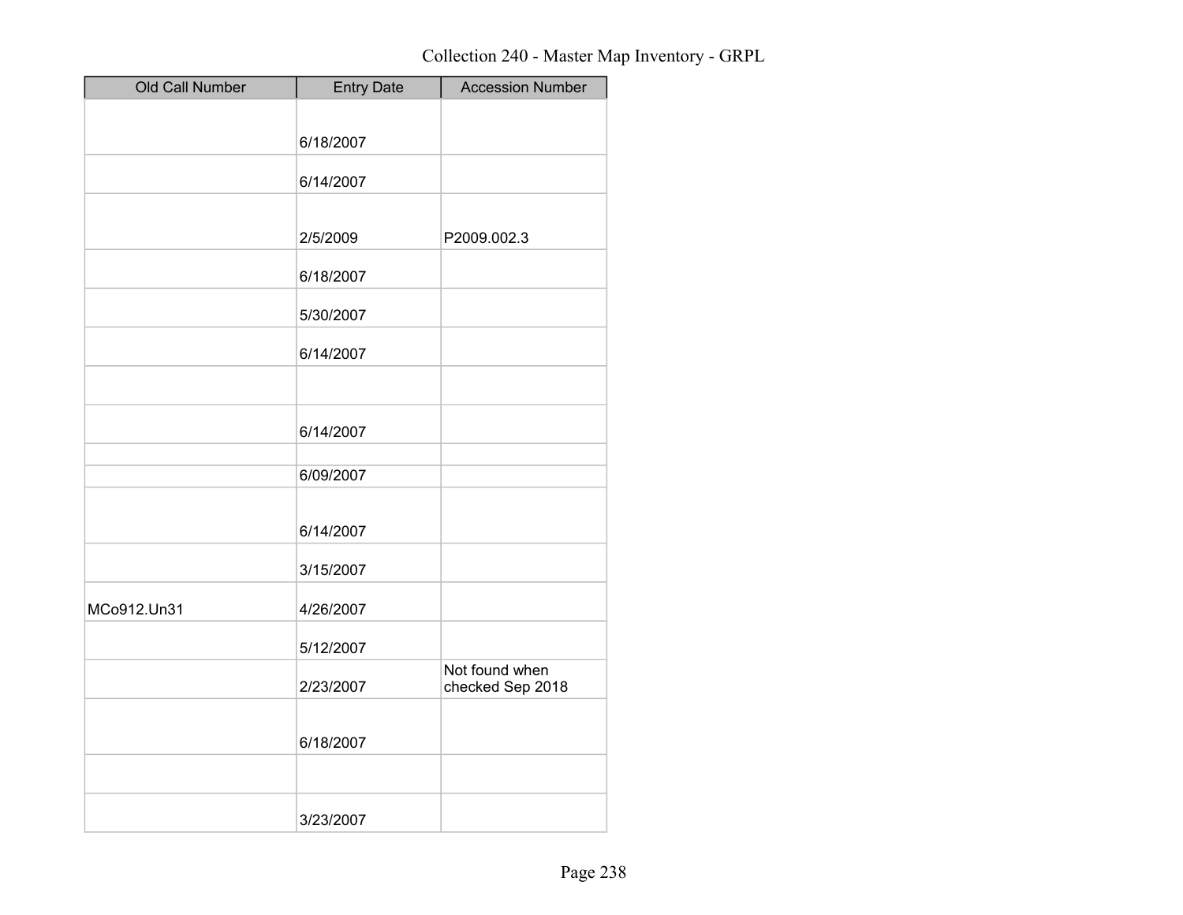Collection 240 - Master Map Inventory - GRPL

| Old Call Number | Entry Date | Accession Number |
|---|---|---|
| | 6/18/2007 | |
| | 6/14/2007 | |
| | 2/5/2009 | P2009.002.3 |
| | 6/18/2007 | |
| | 5/30/2007 | |
| | 6/14/2007 | |
| | | |
| | 6/14/2007 | |
| | | |
| | 6/09/2007 | |
| | 6/14/2007 | |
| | 3/15/2007 | |
| MCo912.Un31 | 4/26/2007 | |
| | 5/12/2007 | |
| | 2/23/2007 | Not found when checked Sep 2018 |
| | 6/18/2007 | |
| | | |
| | 3/23/2007 | |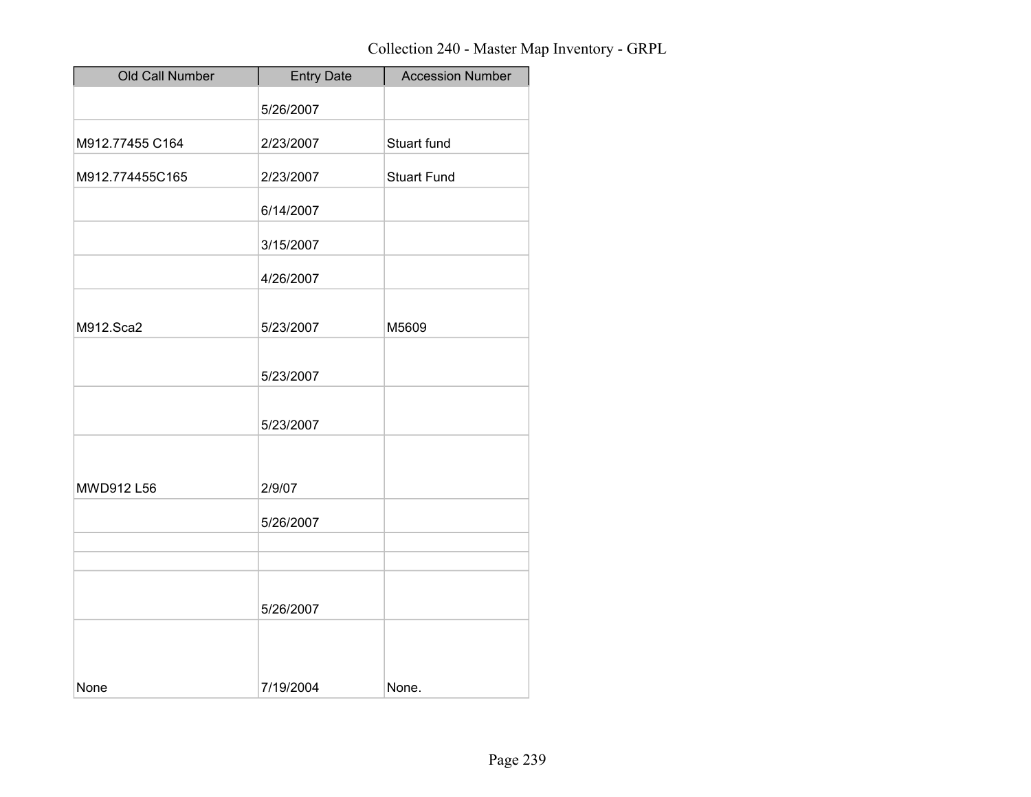Collection 240 - Master Map Inventory - GRPL

| Old Call Number | Entry Date | Accession Number |
|---|---|---|
| | 5/26/2007 | |
| M912.77455 C164 | 2/23/2007 | Stuart fund |
| M912.774455C165 | 2/23/2007 | Stuart Fund |
| | 6/14/2007 | |
| | 3/15/2007 | |
| | 4/26/2007 | |
| M912.Sca2 | 5/23/2007 | M5609 |
| | 5/23/2007 | |
| | 5/23/2007 | |
| MWD912 L56 | 2/9/07 | |
| | 5/26/2007 | |
| | | |
| | | |
| | 5/26/2007 | |
| None | 7/19/2004 | None. |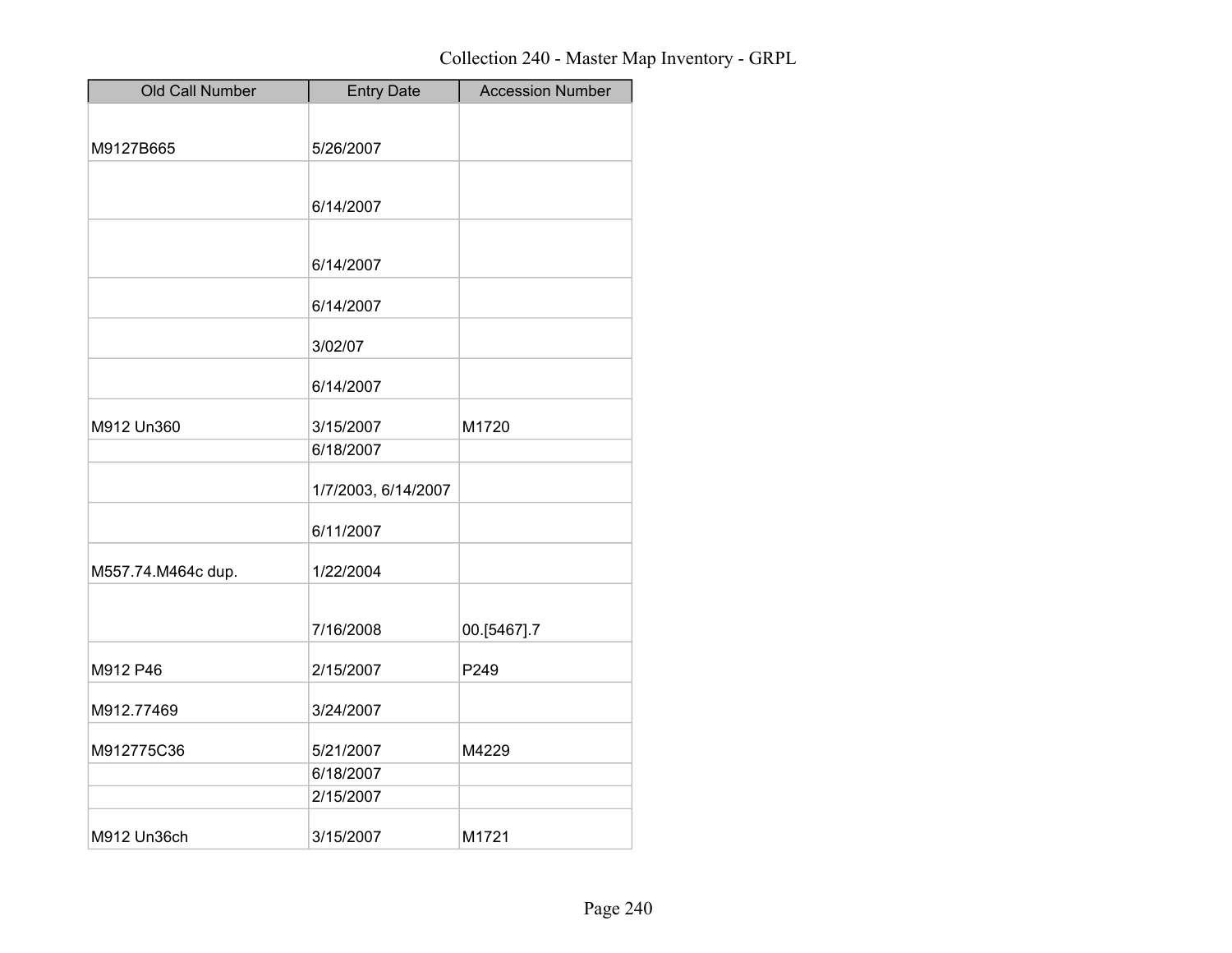Collection 240 - Master Map Inventory - GRPL

| Old Call Number | Entry Date | Accession Number |
|---|---|---|
| M9127B665 | 5/26/2007 | |
| | 6/14/2007 | |
| | 6/14/2007 | |
| | 6/14/2007 | |
| | 3/02/07 | |
| | 6/14/2007 | |
| M912 Un360 | 3/15/2007 | M1720 |
| | 6/18/2007 | |
| | 1/7/2003, 6/14/2007 | |
| | 6/11/2007 | |
| M557.74.M464c dup. | 1/22/2004 | |
| | 7/16/2008 | 00.[5467].7 |
| M912 P46 | 2/15/2007 | P249 |
| M912.77469 | 3/24/2007 | |
| M912775C36 | 5/21/2007 | M4229 |
| | 6/18/2007 | |
| | 2/15/2007 | |
| M912 Un36ch | 3/15/2007 | M1721 |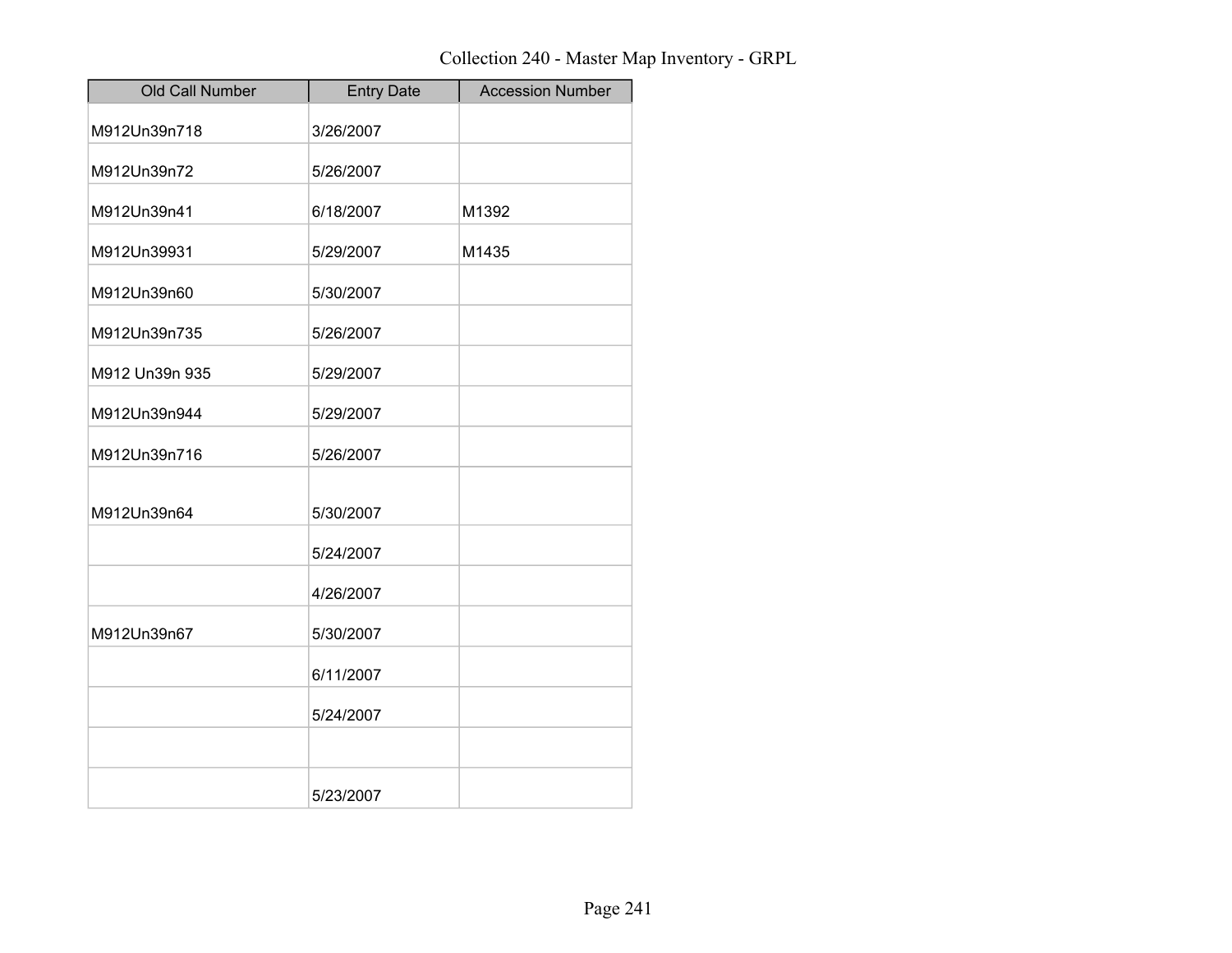Collection 240 - Master Map Inventory - GRPL

| Old Call Number | Entry Date | Accession Number |
|---|---|---|
| M912Un39n718 | 3/26/2007 | |
| M912Un39n72 | 5/26/2007 | |
| M912Un39n41 | 6/18/2007 | M1392 |
| M912Un39931 | 5/29/2007 | M1435 |
| M912Un39n60 | 5/30/2007 | |
| M912Un39n735 | 5/26/2007 | |
| M912 Un39n 935 | 5/29/2007 | |
| M912Un39n944 | 5/29/2007 | |
| M912Un39n716 | 5/26/2007 | |
| M912Un39n64 | 5/30/2007 | |
| | 5/24/2007 | |
| | 4/26/2007 | |
| M912Un39n67 | 5/30/2007 | |
| | 6/11/2007 | |
| | 5/24/2007 | |
| | | |
| | 5/23/2007 | |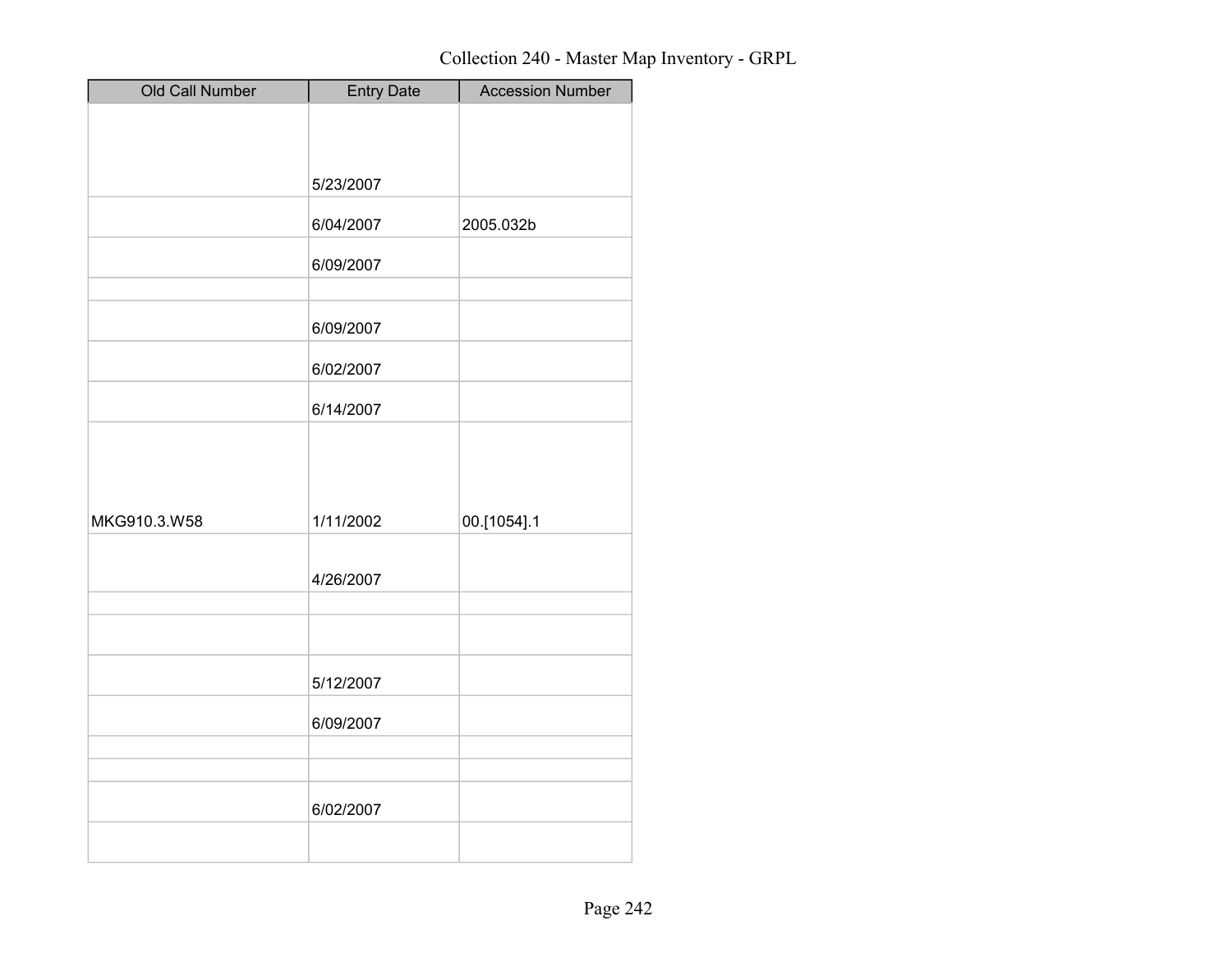Collection 240 - Master Map Inventory - GRPL

| Old Call Number | Entry Date | Accession Number |
|---|---|---|
| | 5/23/2007 | |
| | 6/04/2007 | 2005.032b |
| | 6/09/2007 | |
| | | |
| | 6/09/2007 | |
| | 6/02/2007 | |
| | 6/14/2007 | |
| MKG910.3.W58 | 1/11/2002 | 00.[1054].1 |
| | 4/26/2007 | |
| | | |
| | | |
| | 5/12/2007 | |
| | 6/09/2007 | |
| | | |
| | | |
| | 6/02/2007 | |
| | | |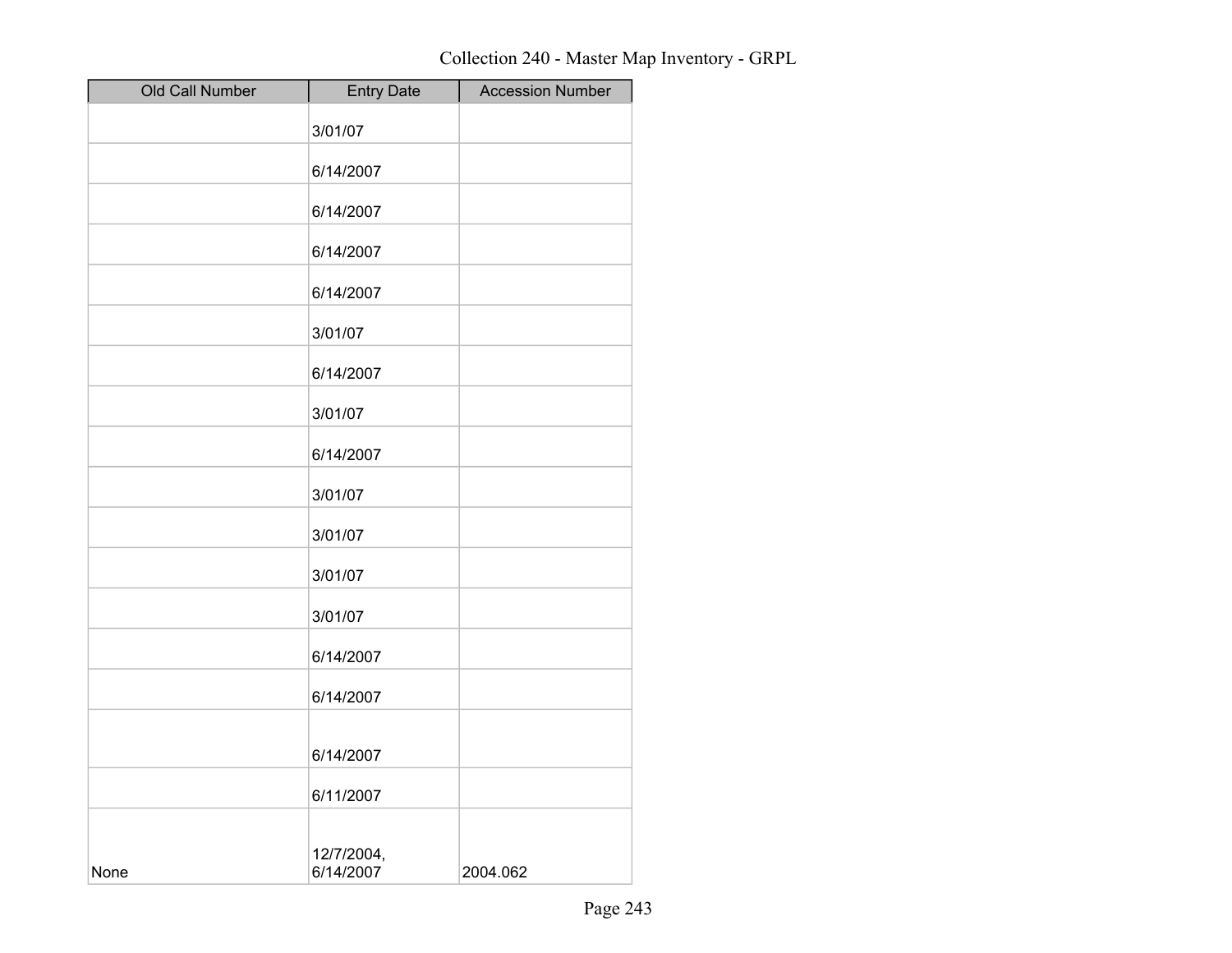| Old Call Number | Entry Date | Accession Number |
| --- | --- | --- |
| | 3/01/07 | |
| | 6/14/2007 | |
| | 6/14/2007 | |
| | 6/14/2007 | |
| | 6/14/2007 | |
| | 3/01/07 | |
| | 6/14/2007 | |
| | 3/01/07 | |
| | 6/14/2007 | |
| | 3/01/07 | |
| | 3/01/07 | |
| | 3/01/07 | |
| | 3/01/07 | |
| | 6/14/2007 | |
| | 6/14/2007 | |
| | 6/14/2007 | |
| | 6/11/2007 | |
| None | 12/7/2004, 6/14/2007 | 2004.062 |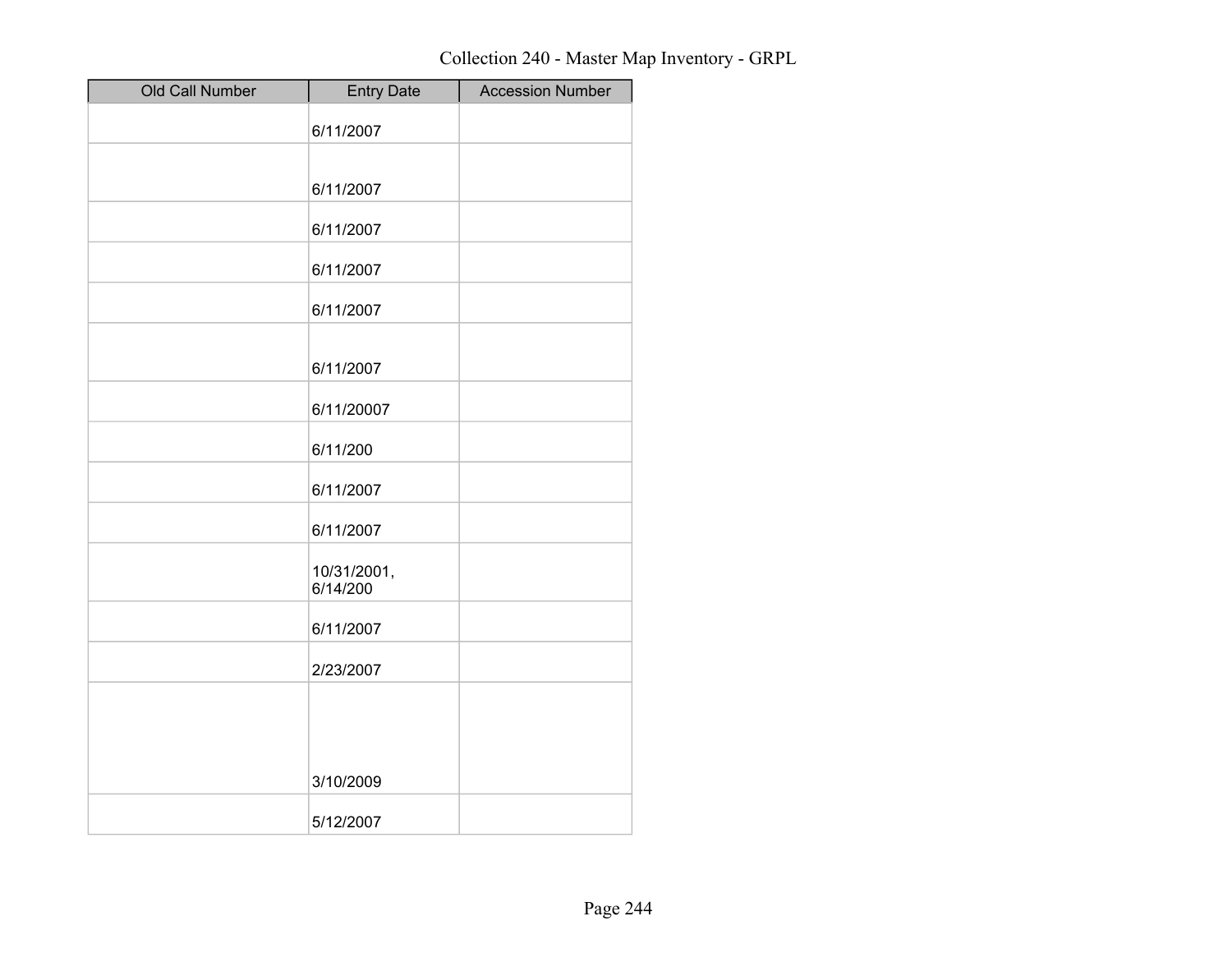Collection 240 - Master Map Inventory - GRPL

| Old Call Number | Entry Date | Accession Number |
| --- | --- | --- |
| | 6/11/2007 | |
| | 6/11/2007 | |
| | 6/11/2007 | |
| | 6/11/2007 | |
| | 6/11/2007 | |
| | 6/11/2007 | |
| | 6/11/20007 | |
| | 6/11/200 | |
| | 6/11/2007 | |
| | 6/11/2007 | |
| | 10/31/2001, 6/14/200 | |
| | 6/11/2007 | |
| | 2/23/2007 | |
| | 3/10/2009 | |
| | 5/12/2007 | |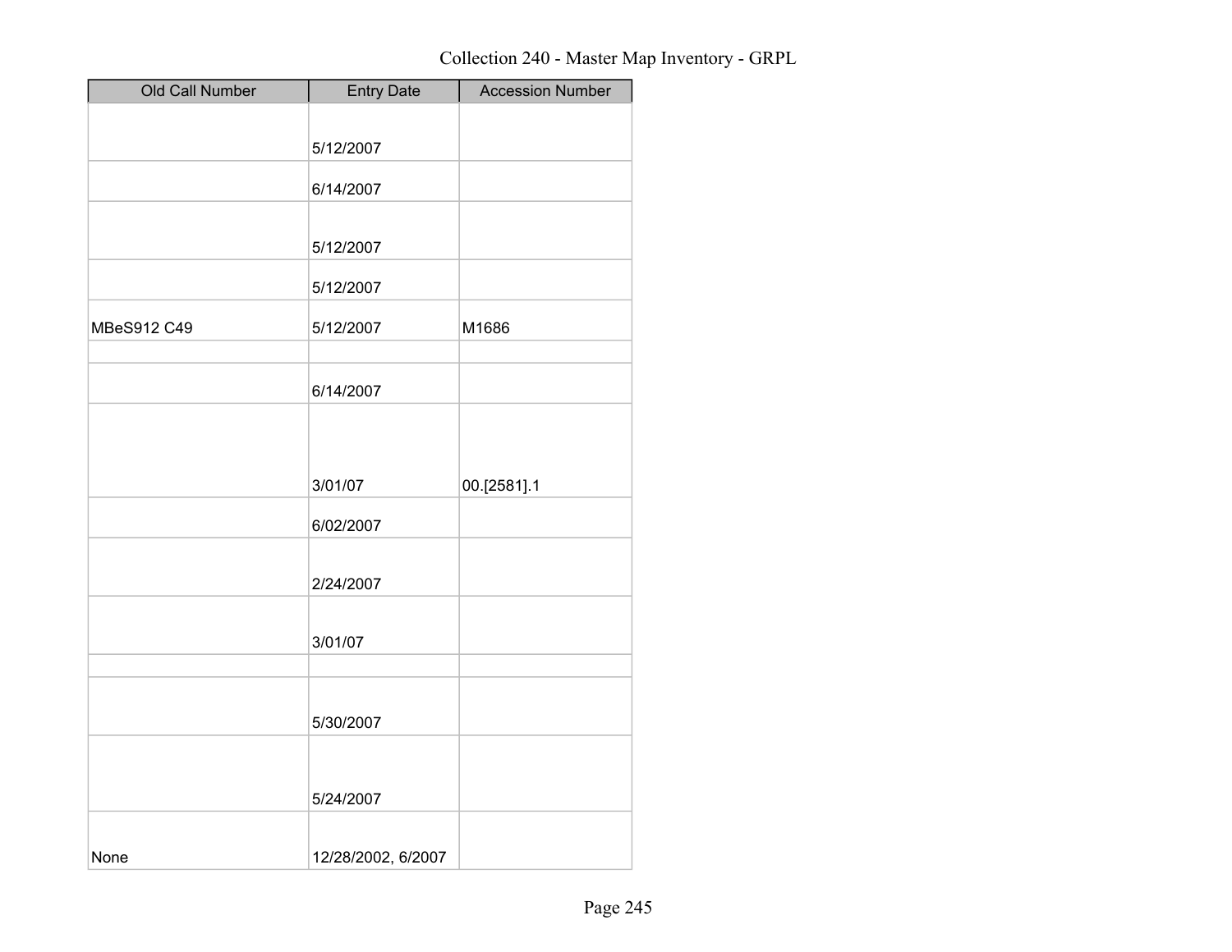Collection 240 - Master Map Inventory - GRPL

| Old Call Number | Entry Date | Accession Number |
|---|---|---|
| | 5/12/2007 | |
| | 6/14/2007 | |
| | 5/12/2007 | |
| | 5/12/2007 | |
| MBeS912 C49 | 5/12/2007 | M1686 |
| | | |
| | 6/14/2007 | |
| | 3/01/07 | 00.[2581].1 |
| | 6/02/2007 | |
| | 2/24/2007 | |
| | 3/01/07 | |
| | | |
| | 5/30/2007 | |
| | 5/24/2007 | |
| None | 12/28/2002, 6/2007 | |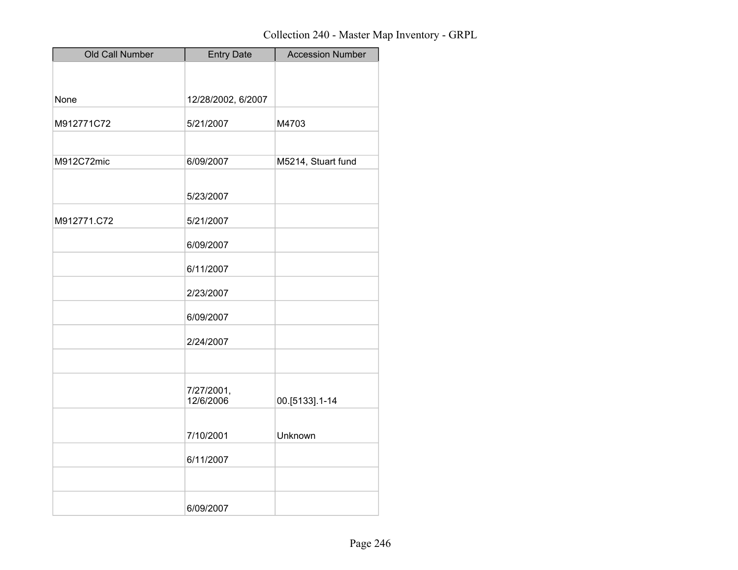# Collection 240 - Master Map Inventory - GRPL

| Old Call Number | Entry Date | Accession Number |
|---|---|---|
| None | 12/28/2002, 6/2007 | |
| M912771C72 | 5/21/2007 | M4703 |
| | | |
| M912C72mic | 6/09/2007 | M5214, Stuart fund |
| | 5/23/2007 | |
| M912771.C72 | 5/21/2007 | |
| | 6/09/2007 | |
| | 6/11/2007 | |
| | 2/23/2007 | |
| | 6/09/2007 | |
| | 2/24/2007 | |
| | | |
| | 7/27/2001, 12/6/2006 | 00.[5133].1-14 |
| | 7/10/2001 | Unknown |
| | 6/11/2007 | |
| | | |
| | 6/09/2007 | |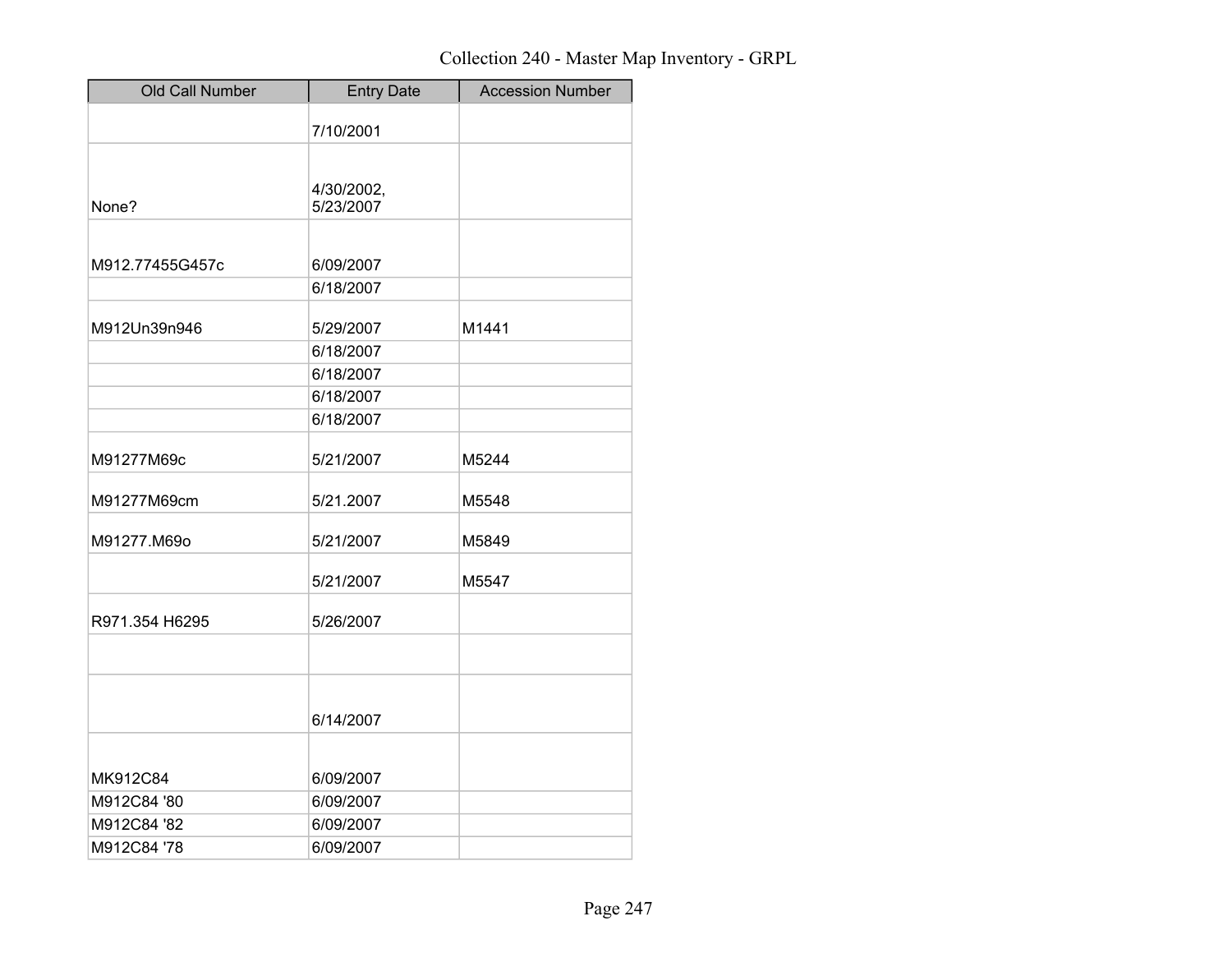| Old Call Number | Entry Date | Accession Number |
|---|---|---|
| | 7/10/2001 | |
| None? | 4/30/2002, 5/23/2007 | |
| M912.77455G457c | 6/09/2007 | |
| | 6/18/2007 | |
| M912Un39n946 | 5/29/2007 | M1441 |
| | 6/18/2007 | |
| | 6/18/2007 | |
| | 6/18/2007 | |
| | 6/18/2007 | |
| M91277M69c | 5/21/2007 | M5244 |
| M91277M69cm | 5/21.2007 | M5548 |
| M91277.M69o | 5/21/2007 | M5849 |
| | 5/21/2007 | M5547 |
| R971.354 H6295 | 5/26/2007 | |
| | | |
| | 6/14/2007 | |
| MK912C84 | 6/09/2007 | |
| M912C84 '80 | 6/09/2007 | |
| M912C84 '82 | 6/09/2007 | |
| M912C84 '78 | 6/09/2007 | |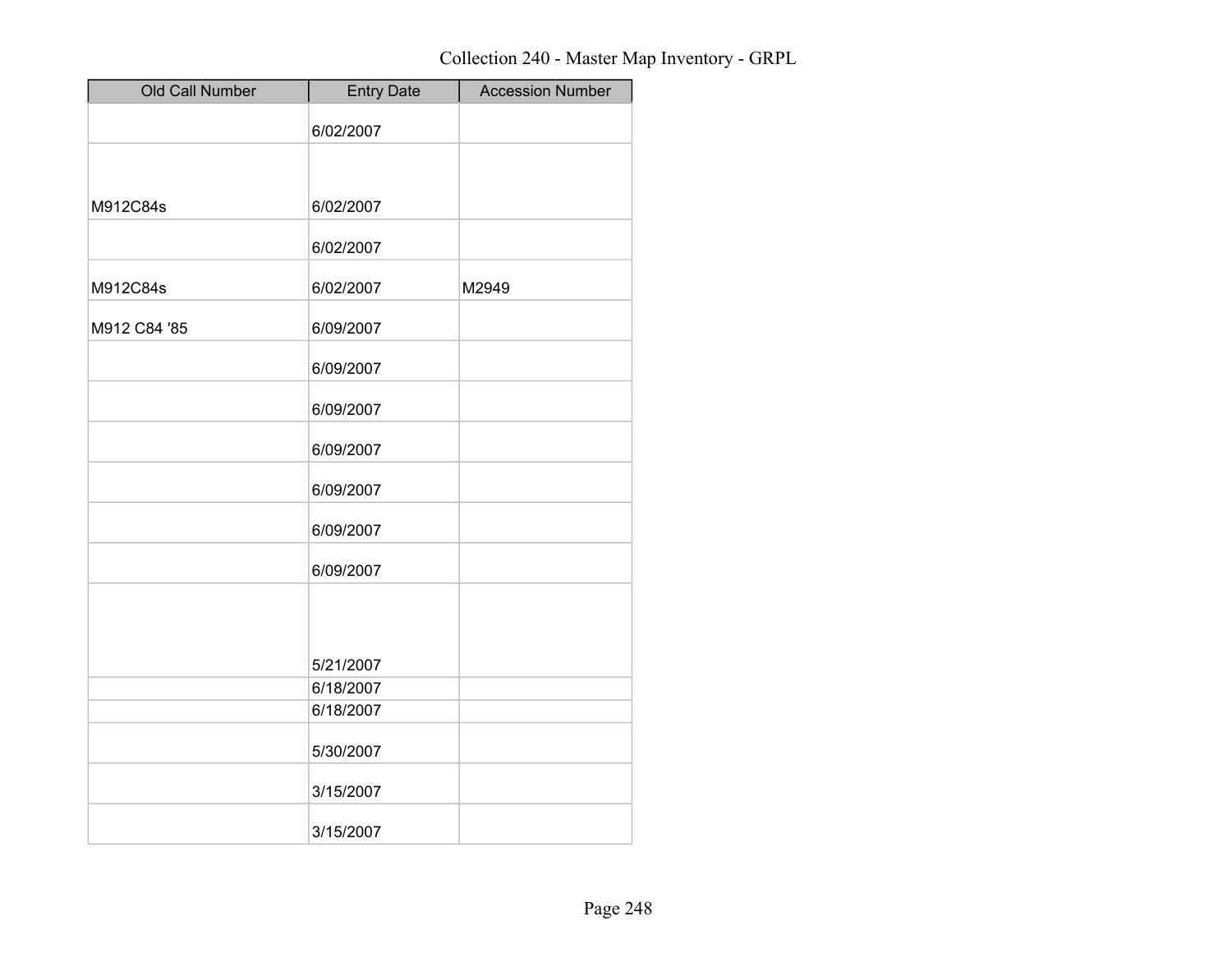Collection 240 - Master Map Inventory - GRPL

| Old Call Number | Entry Date | Accession Number |
|---|---|---|
| | 6/02/2007 | |
| M912C84s | 6/02/2007 | |
| | 6/02/2007 | |
| M912C84s | 6/02/2007 | M2949 |
| M912 C84 '85 | 6/09/2007 | |
| | 6/09/2007 | |
| | 6/09/2007 | |
| | 6/09/2007 | |
| | 6/09/2007 | |
| | 6/09/2007 | |
| | 6/09/2007 | |
| | 5/21/2007 | |
| | 6/18/2007 | |
| | 6/18/2007 | |
| | 5/30/2007 | |
| | 3/15/2007 | |
| | 3/15/2007 | |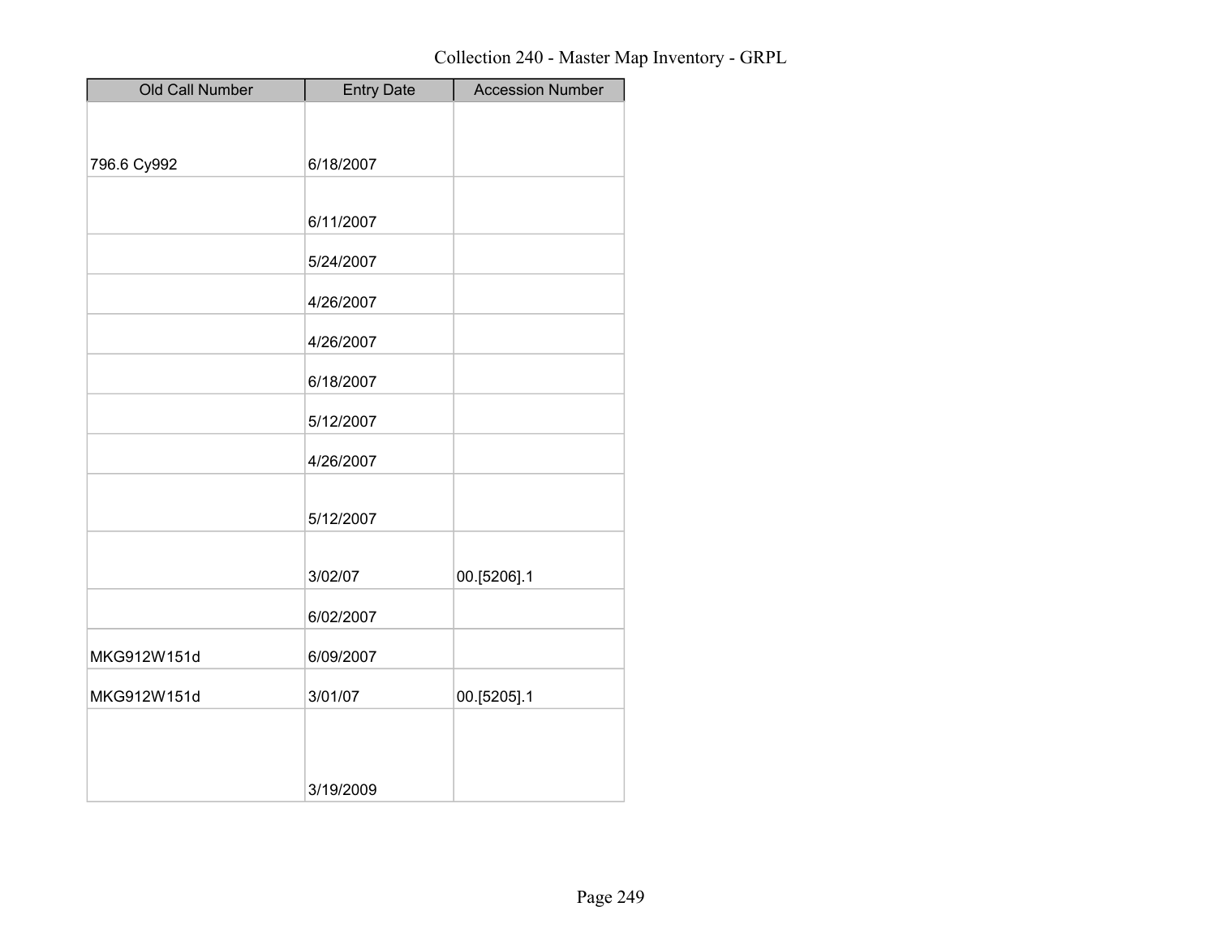Collection 240 - Master Map Inventory - GRPL

| Old Call Number | Entry Date | Accession Number |
|---|---|---|
| 796.6 Cy992 | 6/18/2007 | |
| | 6/11/2007 | |
| | 5/24/2007 | |
| | 4/26/2007 | |
| | 4/26/2007 | |
| | 6/18/2007 | |
| | 5/12/2007 | |
| | 4/26/2007 | |
| | 5/12/2007 | |
| | 3/02/07 | 00.[5206].1 |
| | 6/02/2007 | |
| MKG912W151d | 6/09/2007 | |
| MKG912W151d | 3/01/07 | 00.[5205].1 |
| | 3/19/2009 | |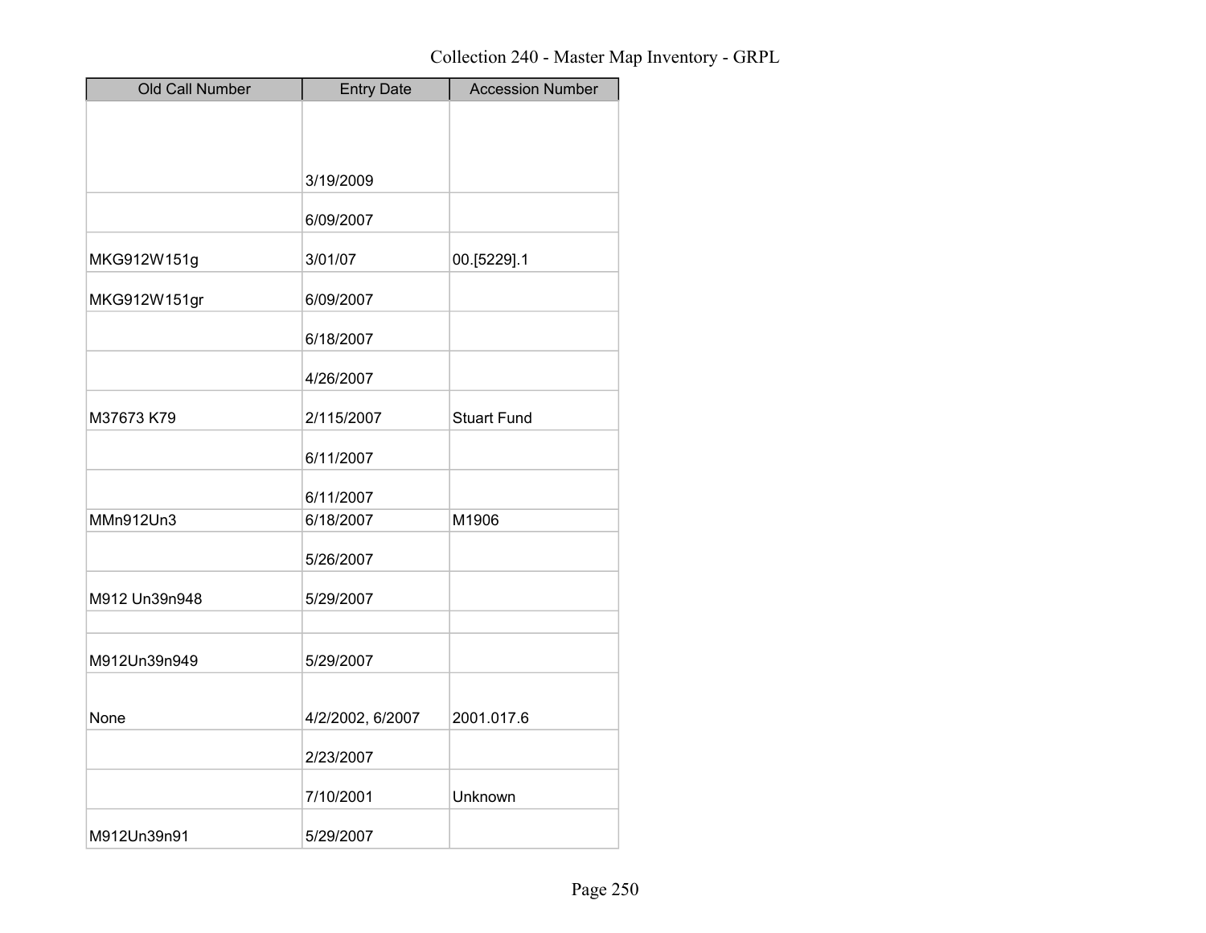| Old Call Number | Entry Date | Accession Number |
|---|---|---|
| | 3/19/2009 | |
| | 6/09/2007 | |
| MKG912W151g | 3/01/07 | 00.[5229].1 |
| MKG912W151gr | 6/09/2007 | |
| | 6/18/2007 | |
| | 4/26/2007 | |
| M37673 K79 | 2/115/2007 | Stuart Fund |
| | 6/11/2007 | |
| | 6/11/2007 | |
| MMn912Un3 | 6/18/2007 | M1906 |
| | 5/26/2007 | |
| M912 Un39n948 | 5/29/2007 | |
| | | |
| M912Un39n949 | 5/29/2007 | |
| None | 4/2/2002, 6/2007 | 2001.017.6 |
| | 2/23/2007 | |
| | 7/10/2001 | Unknown |
| M912Un39n91 | 5/29/2007 | |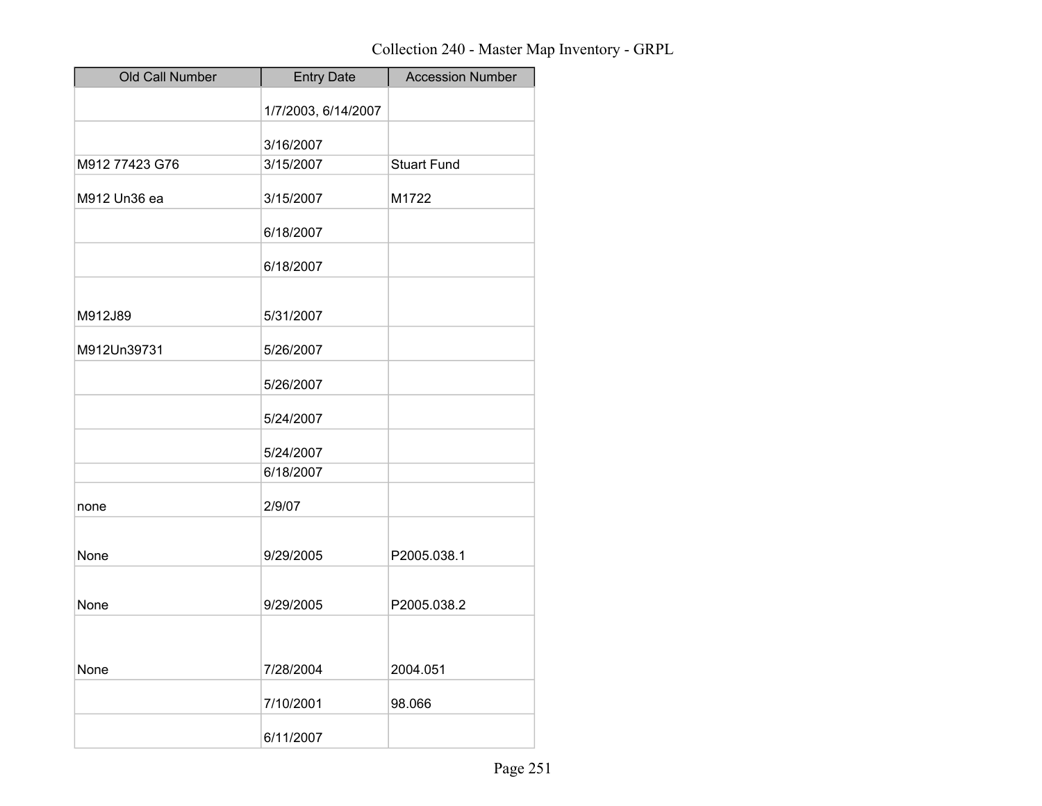Collection 240 - Master Map Inventory - GRPL

| Old Call Number | Entry Date | Accession Number |
|---|---|---|
| | 1/7/2003, 6/14/2007 | |
| | 3/16/2007 | |
| M912 77423 G76 | 3/15/2007 | Stuart Fund |
| M912 Un36 ea | 3/15/2007 | M1722 |
| | 6/18/2007 | |
| | 6/18/2007 | |
| M912J89 | 5/31/2007 | |
| M912Un39731 | 5/26/2007 | |
| | 5/26/2007 | |
| | 5/24/2007 | |
| | 5/24/2007 | |
| | 6/18/2007 | |
| none | 2/9/07 | |
| None | 9/29/2005 | P2005.038.1 |
| None | 9/29/2005 | P2005.038.2 |
| None | 7/28/2004 | 2004.051 |
| | 7/10/2001 | 98.066 |
| | 6/11/2007 | |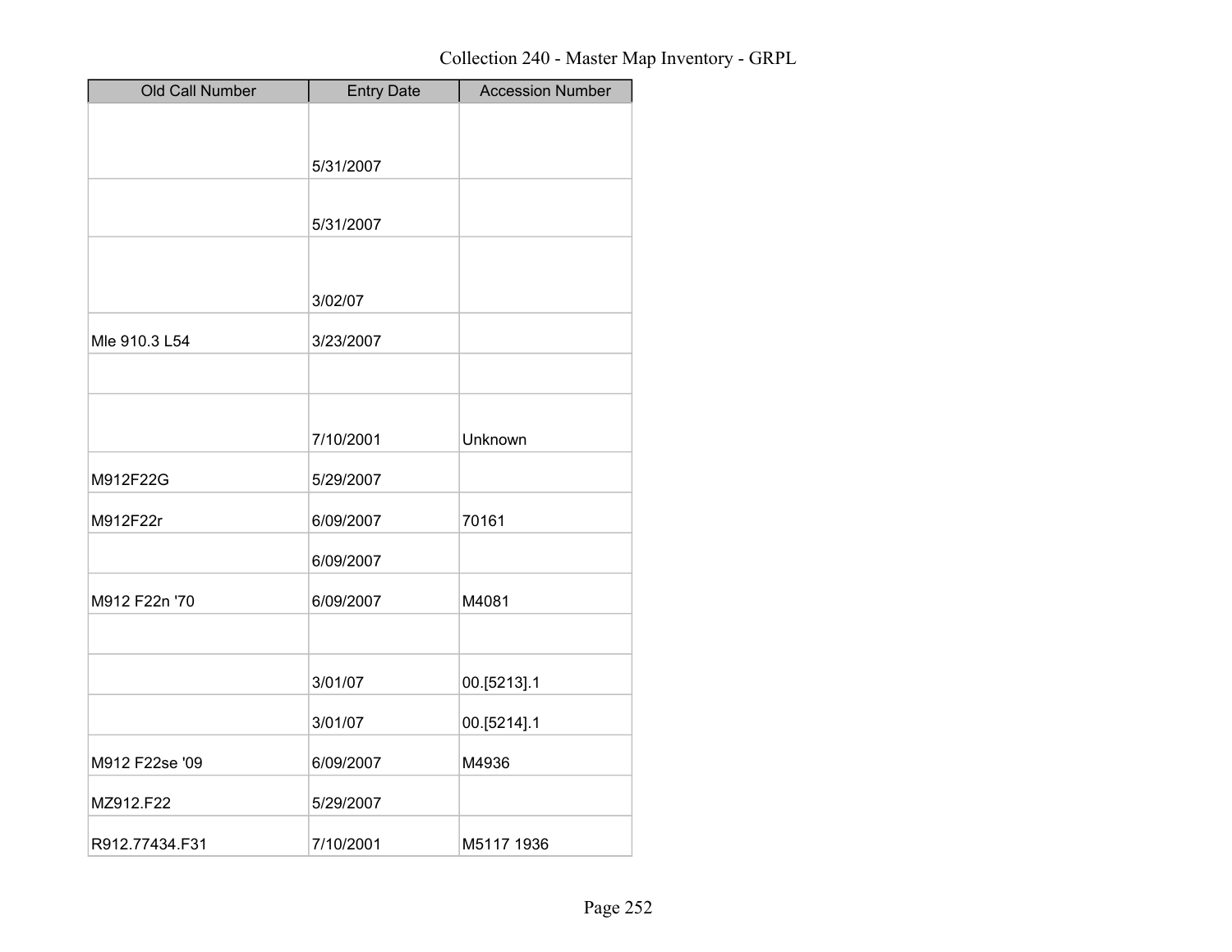Collection 240 - Master Map Inventory - GRPL

| Old Call Number | Entry Date | Accession Number |
|---|---|---|
| | 5/31/2007 | |
| | 5/31/2007 | |
| | 3/02/07 | |
| Mle 910.3 L54 | 3/23/2007 | |
| | | |
| | 7/10/2001 | Unknown |
| M912F22G | 5/29/2007 | |
| M912F22r | 6/09/2007 | 70161 |
| | 6/09/2007 | |
| M912 F22n '70 | 6/09/2007 | M4081 |
| | | |
| | 3/01/07 | 00.[5213].1 |
| | 3/01/07 | 00.[5214].1 |
| M912 F22se '09 | 6/09/2007 | M4936 |
| MZ912.F22 | 5/29/2007 | |
| R912.77434.F31 | 7/10/2001 | M5117 1936 |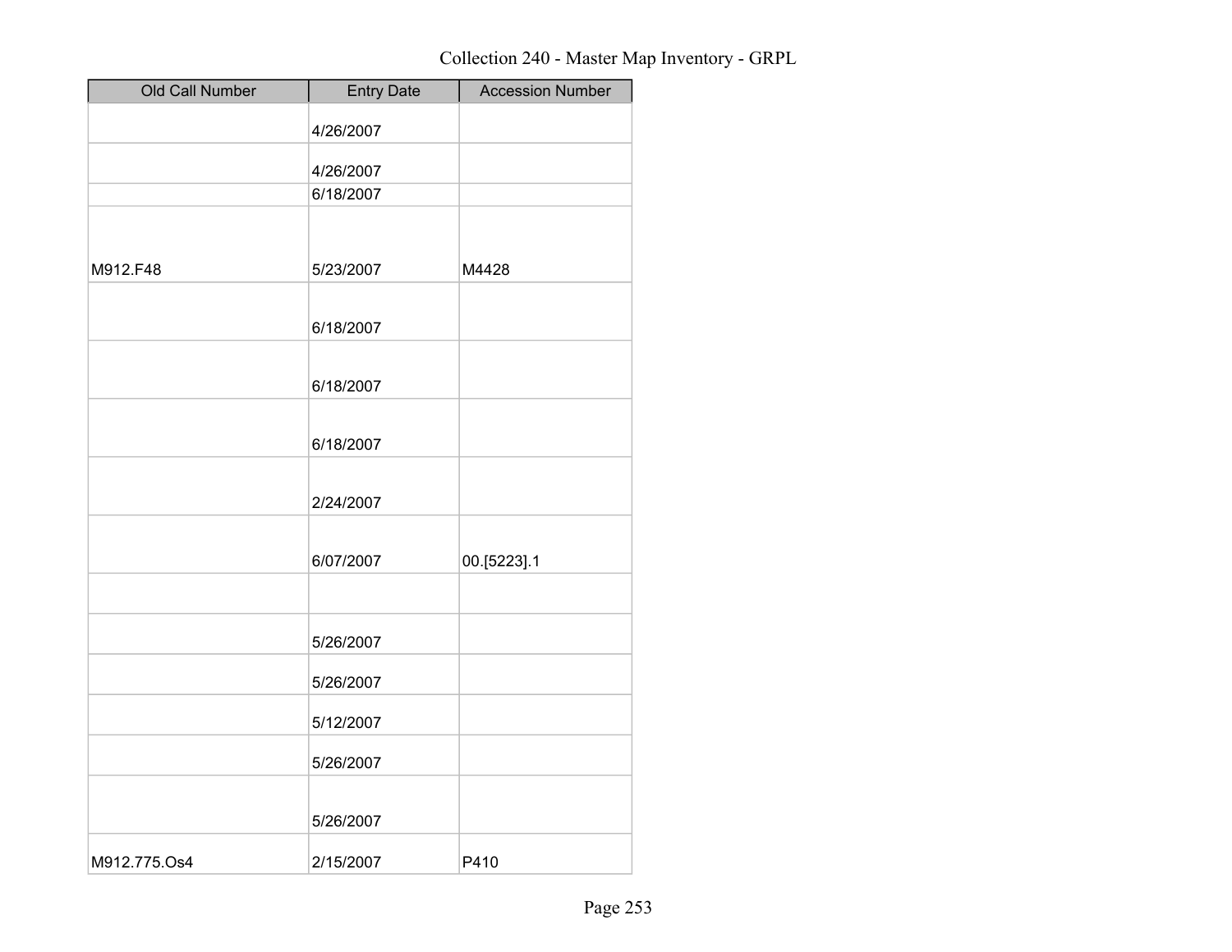Collection 240 - Master Map Inventory - GRPL

| Old Call Number | Entry Date | Accession Number |
| --- | --- | --- |
| | 4/26/2007 | |
| | 4/26/2007 | |
| | 6/18/2007 | |
| M912.F48 | 5/23/2007 | M4428 |
| | 6/18/2007 | |
| | 6/18/2007 | |
| | 6/18/2007 | |
| | 2/24/2007 | |
| | 6/07/2007 | 00.[5223].1 |
| | | |
| | 5/26/2007 | |
| | 5/26/2007 | |
| | 5/12/2007 | |
| | 5/26/2007 | |
| | 5/26/2007 | |
| M912.775.Os4 | 2/15/2007 | P410 |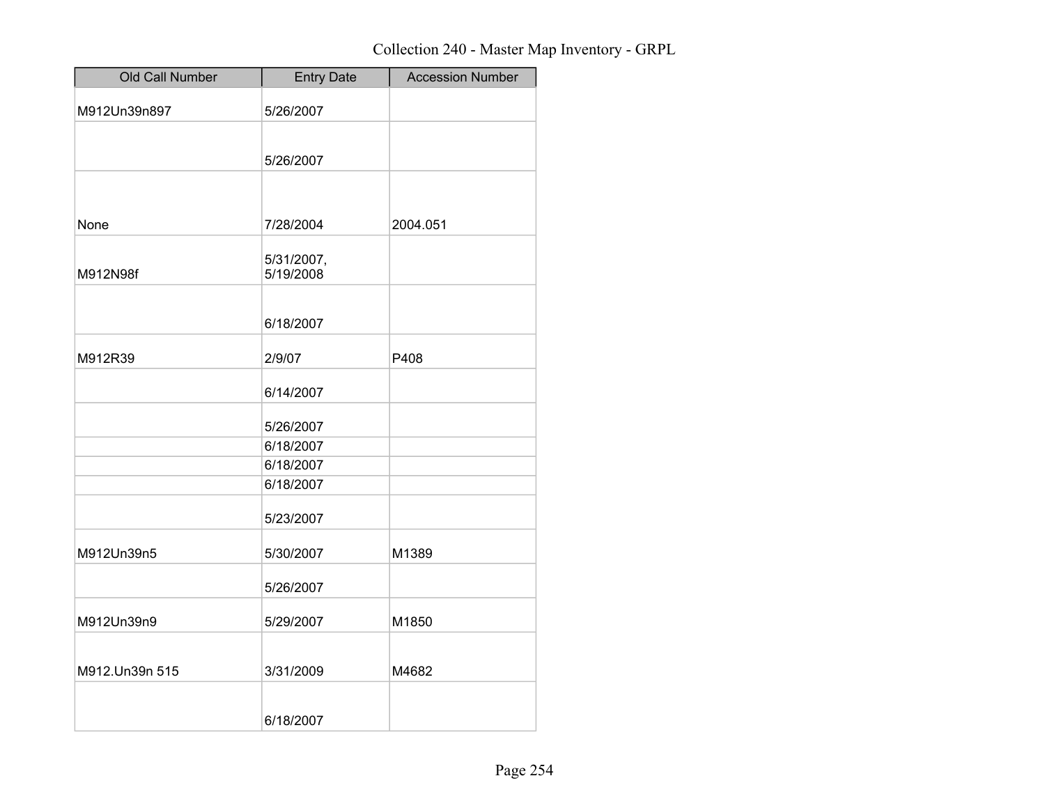Collection 240 - Master Map Inventory - GRPL

| Old Call Number | Entry Date | Accession Number |
|---|---|---|
| M912Un39n897 | 5/26/2007 | |
| | 5/26/2007 | |
| None | 7/28/2004 | 2004.051 |
| M912N98f | 5/31/2007, 5/19/2008 | |
| | 6/18/2007 | |
| M912R39 | 2/9/07 | P408 |
| | 6/14/2007 | |
| | 5/26/2007 | |
| | 6/18/2007 | |
| | 6/18/2007 | |
| | 6/18/2007 | |
| | 5/23/2007 | |
| M912Un39n5 | 5/30/2007 | M1389 |
| | 5/26/2007 | |
| M912Un39n9 | 5/29/2007 | M1850 |
| M912.Un39n 515 | 3/31/2009 | M4682 |
| | 6/18/2007 | |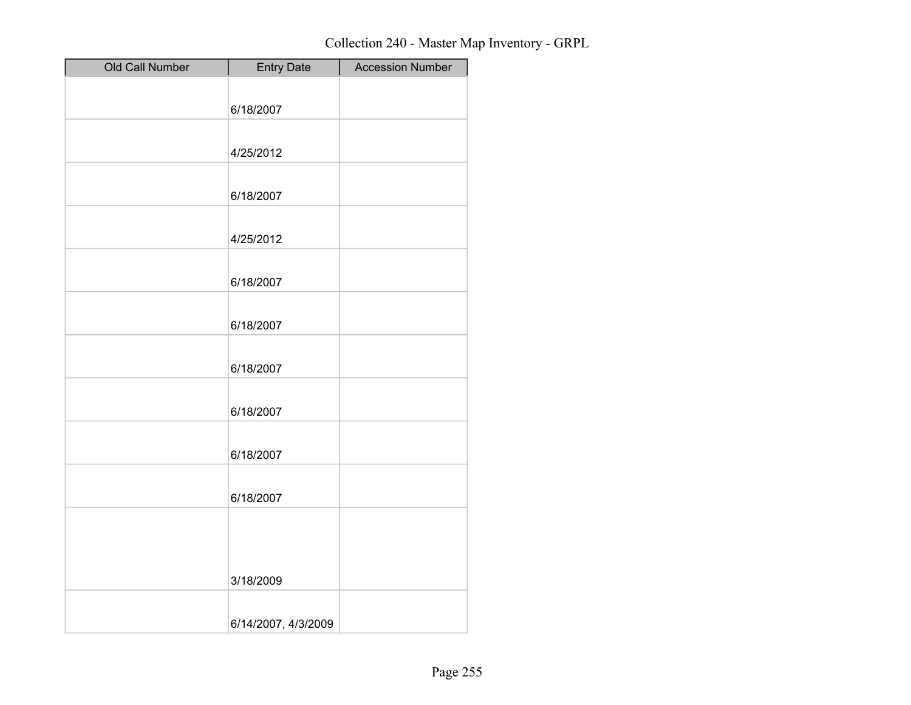| Old Call Number | Entry Date | Accession Number |
| --- | --- | --- |
| | 6/18/2007 | |
| | 4/25/2012 | |
| | 6/18/2007 | |
| | 4/25/2012 | |
| | 6/18/2007 | |
| | 6/18/2007 | |
| | 6/18/2007 | |
| | 6/18/2007 | |
| | 6/18/2007 | |
| | 6/18/2007 | |
| | 3/18/2009 | |
| | 6/14/2007, 4/3/2009 | |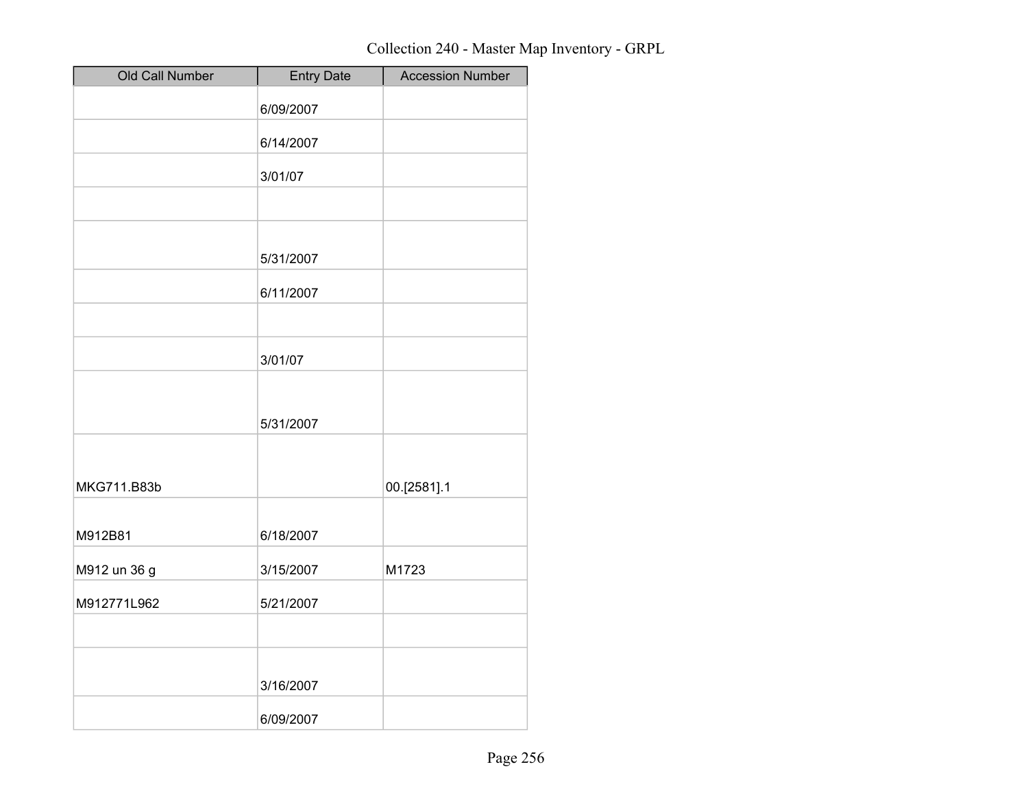| Old Call Number | Entry Date | Accession Number |
| --- | --- | --- |
| | 6/09/2007 | |
| | 6/14/2007 | |
| | 3/01/07 | |
| | | |
| | 5/31/2007 | |
| | 6/11/2007 | |
| | | |
| | 3/01/07 | |
| | 5/31/2007 | |
| MKG711.B83b | | 00.[2581].1 |
| M912B81 | 6/18/2007 | |
| M912 un 36 g | 3/15/2007 | M1723 |
| M912771L962 | 5/21/2007 | |
| | | |
| | 3/16/2007 | |
| | 6/09/2007 | |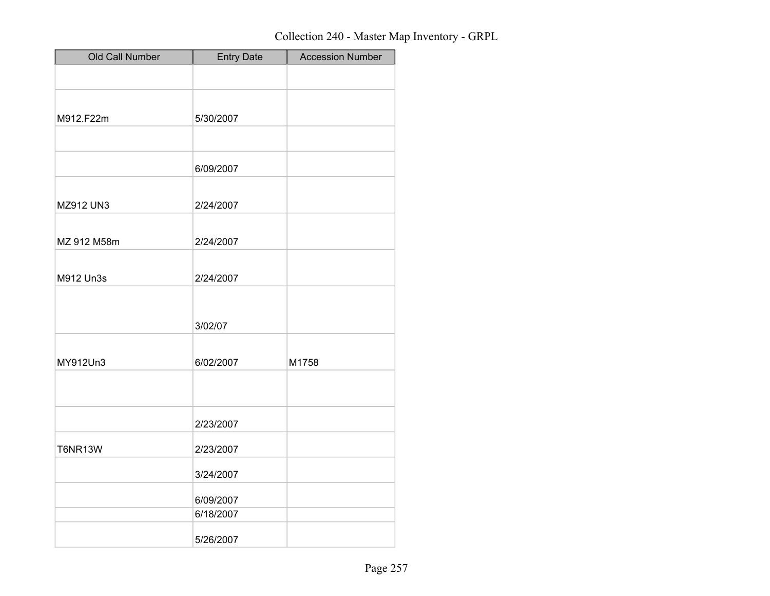Collection 240 - Master Map Inventory - GRPL

| Old Call Number | Entry Date | Accession Number |
|---|---|---|
| | | |
| M912.F22m | 5/30/2007 | |
| | | |
| | 6/09/2007 | |
| MZ912 UN3 | 2/24/2007 | |
| MZ 912 M58m | 2/24/2007 | |
| M912 Un3s | 2/24/2007 | |
| | 3/02/07 | |
| MY912Un3 | 6/02/2007 | M1758 |
| | | |
| | 2/23/2007 | |
| T6NR13W | 2/23/2007 | |
| | 3/24/2007 | |
| | 6/09/2007 | |
| | 6/18/2007 | |
| | 5/26/2007 | |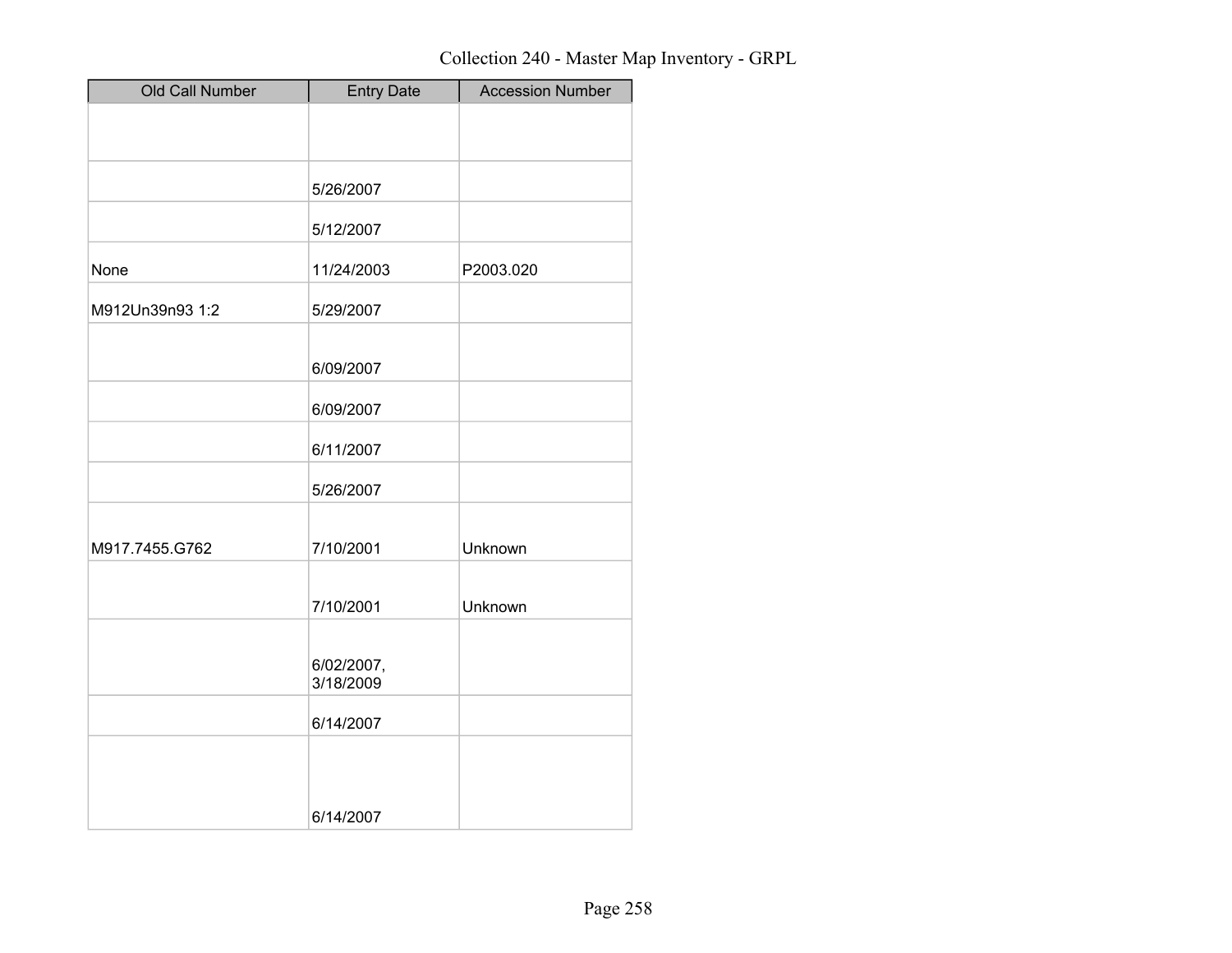Collection 240 - Master Map Inventory - GRPL

| Old Call Number | Entry Date | Accession Number |
|---|---|---|
| | | |
| | 5/26/2007 | |
| | 5/12/2007 | |
| None | 11/24/2003 | P2003.020 |
| M912Un39n93 1:2 | 5/29/2007 | |
| | 6/09/2007 | |
| | 6/09/2007 | |
| | 6/11/2007 | |
| | 5/26/2007 | |
| M917.7455.G762 | 7/10/2001 | Unknown |
| | 7/10/2001 | Unknown |
| | 6/02/2007, 3/18/2009 | |
| | 6/14/2007 | |
| | 6/14/2007 | |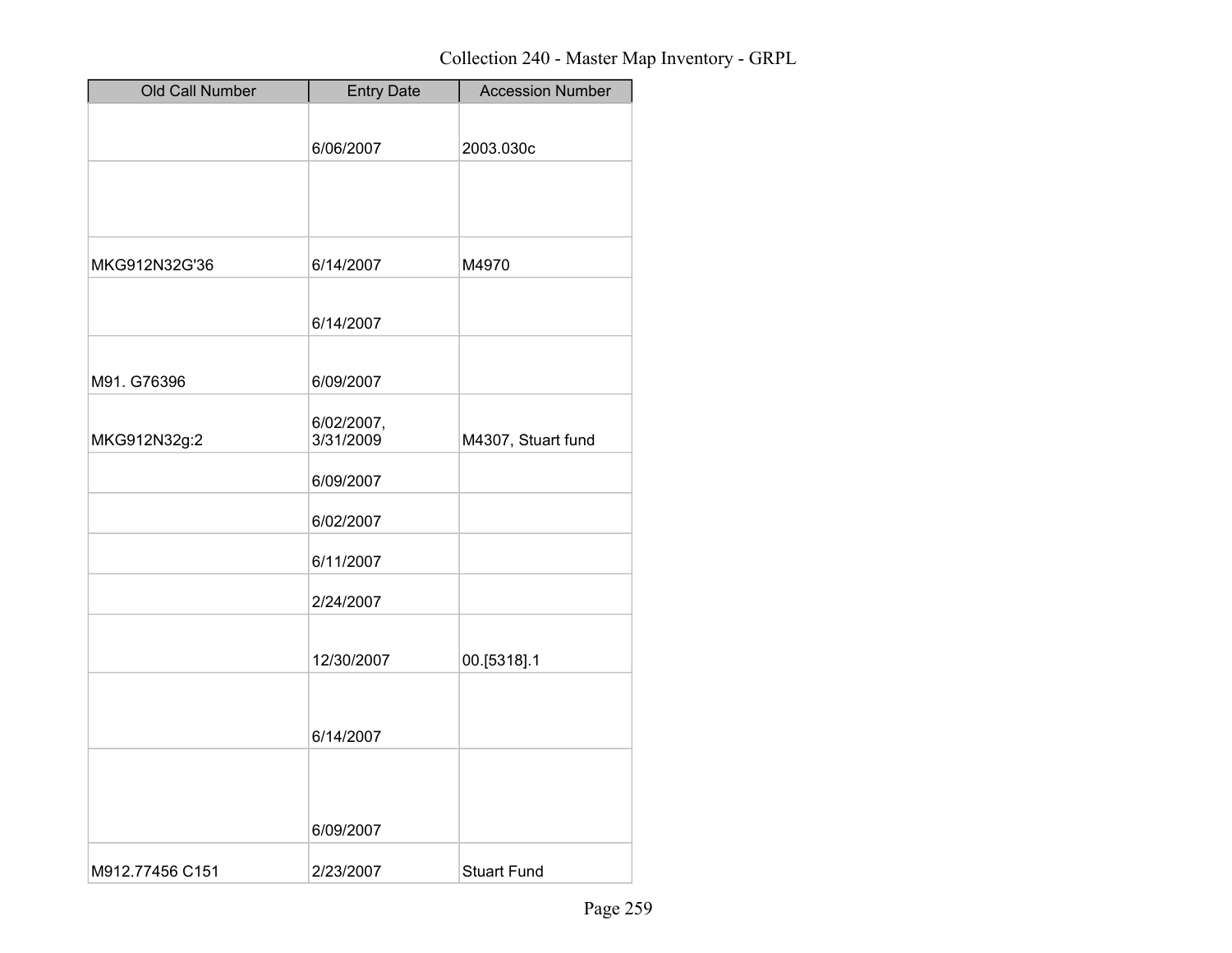Collection 240 - Master Map Inventory - GRPL

| Old Call Number | Entry Date | Accession Number |
| --- | --- | --- |
| | 6/06/2007 | 2003.030c |
| | | |
| MKG912N32G'36 | 6/14/2007 | M4970 |
| | 6/14/2007 | |
| M91. G76396 | 6/09/2007 | |
| MKG912N32g:2 | 6/02/2007, 3/31/2009 | M4307, Stuart fund |
| | 6/09/2007 | |
| | 6/02/2007 | |
| | 6/11/2007 | |
| | 2/24/2007 | |
| | 12/30/2007 | 00.[5318].1 |
| | 6/14/2007 | |
| | 6/09/2007 | |
| M912.77456 C151 | 2/23/2007 | Stuart Fund |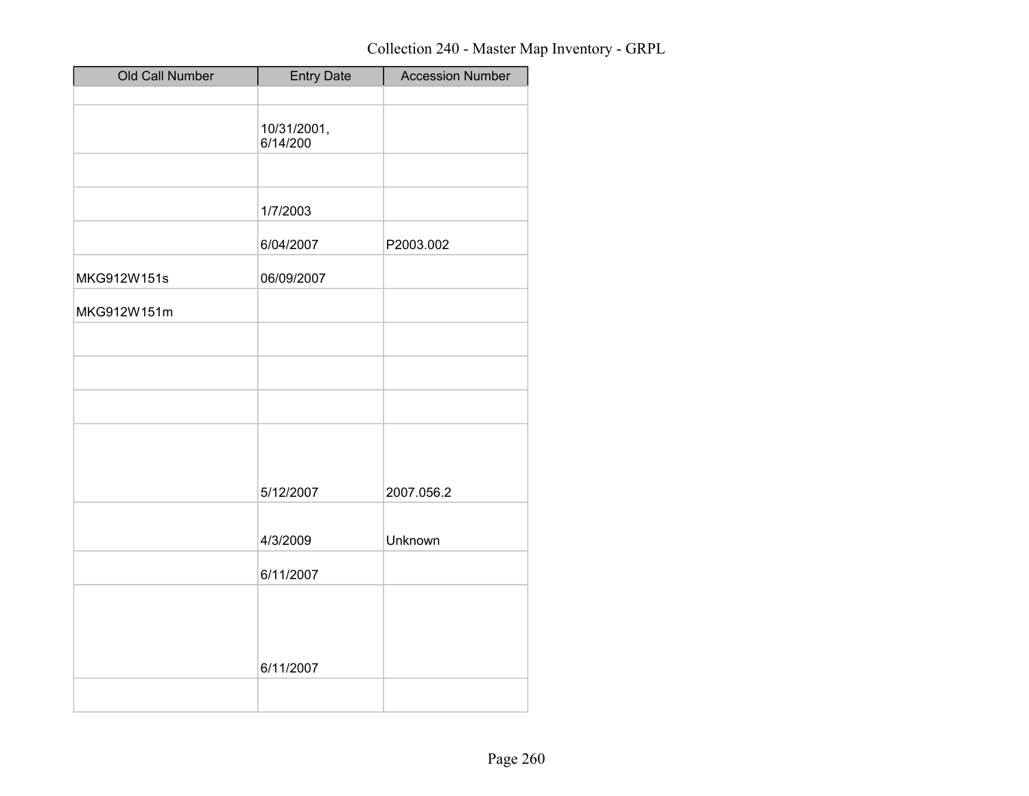Collection 240 - Master Map Inventory - GRPL

| Old Call Number | Entry Date | Accession Number |
|---|---|---|
| | | |
| | 10/31/2001, 6/14/200 | |
| | | |
| | 1/7/2003 | |
| | 6/04/2007 | P2003.002 |
| MKG912W151s | 06/09/2007 | |
| MKG912W151m | | |
| | | |
| | | |
| | | |
| | 5/12/2007 | 2007.056.2 |
| | 4/3/2009 | Unknown |
| | 6/11/2007 | |
| | 6/11/2007 | |
| | | |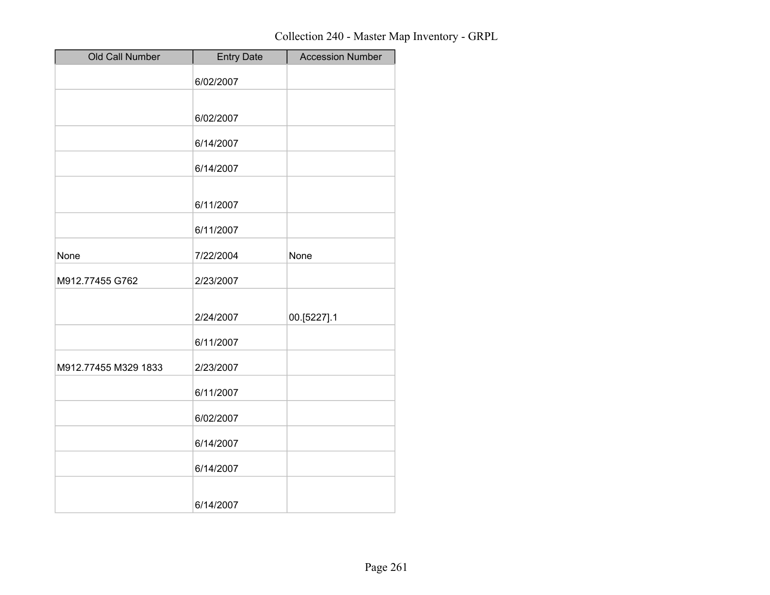Collection 240 - Master Map Inventory - GRPL

| Old Call Number | Entry Date | Accession Number |
| --- | --- | --- |
| | 6/02/2007 | |
| | 6/02/2007 | |
| | 6/14/2007 | |
| | 6/14/2007 | |
| | 6/11/2007 | |
| | 6/11/2007 | |
| None | 7/22/2004 | None |
| M912.77455 G762 | 2/23/2007 | |
| | 2/24/2007 | 00.[5227].1 |
| | 6/11/2007 | |
| M912.77455 M329 1833 | 2/23/2007 | |
| | 6/11/2007 | |
| | 6/02/2007 | |
| | 6/14/2007 | |
| | 6/14/2007 | |
| | 6/14/2007 | |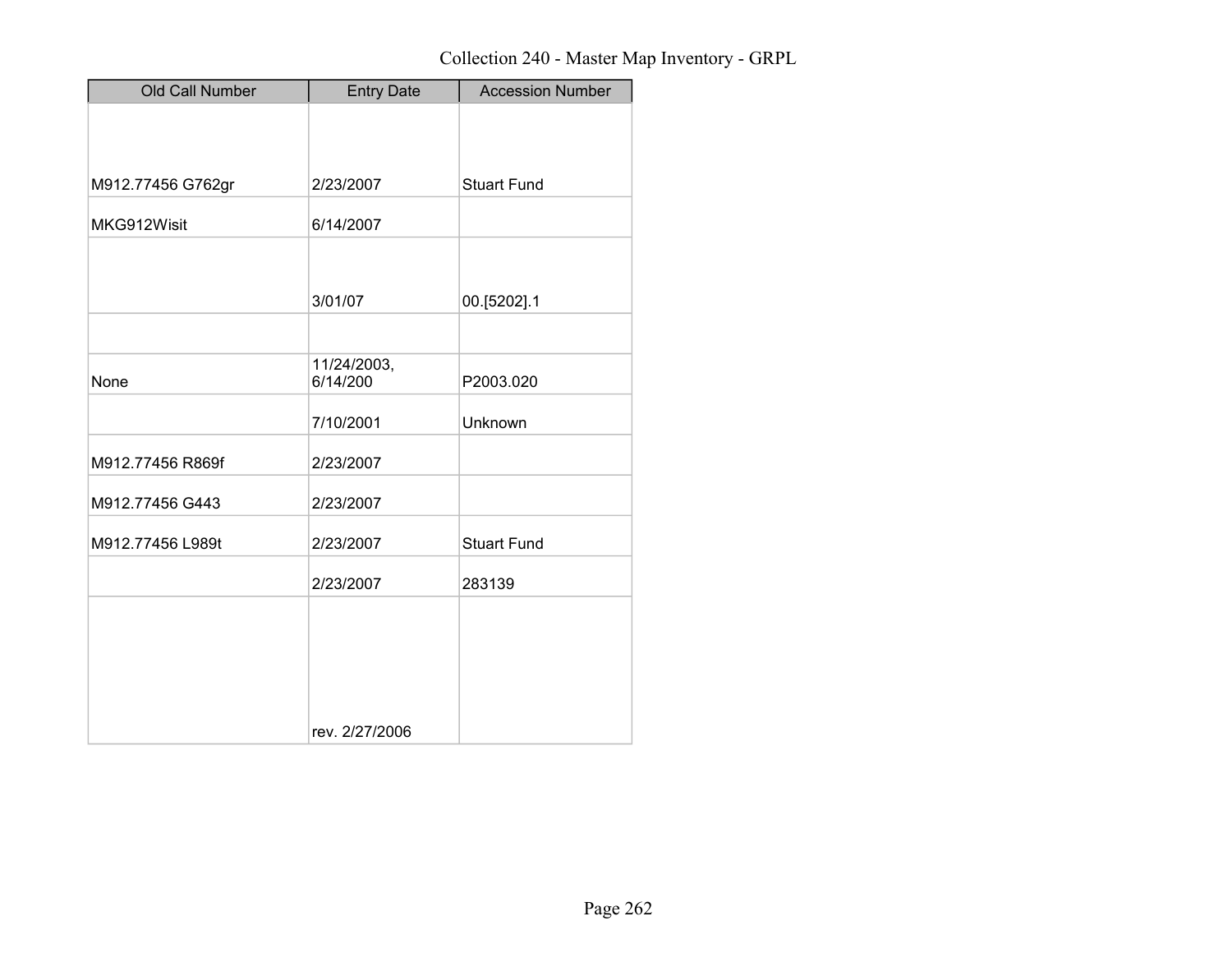Collection 240 - Master Map Inventory - GRPL

| Old Call Number | Entry Date | Accession Number |
| --- | --- | --- |
| M912.77456 G762gr | 2/23/2007 | Stuart Fund |
| MKG912Wisit | 6/14/2007 | |
| | 3/01/07 | 00.[5202].1 |
| | | |
| None | 11/24/2003, 6/14/200 | P2003.020 |
| | 7/10/2001 | Unknown |
| M912.77456 R869f | 2/23/2007 | |
| M912.77456 G443 | 2/23/2007 | |
| M912.77456 L989t | 2/23/2007 | Stuart Fund |
| | 2/23/2007 | 283139 |
| | rev. 2/27/2006 | |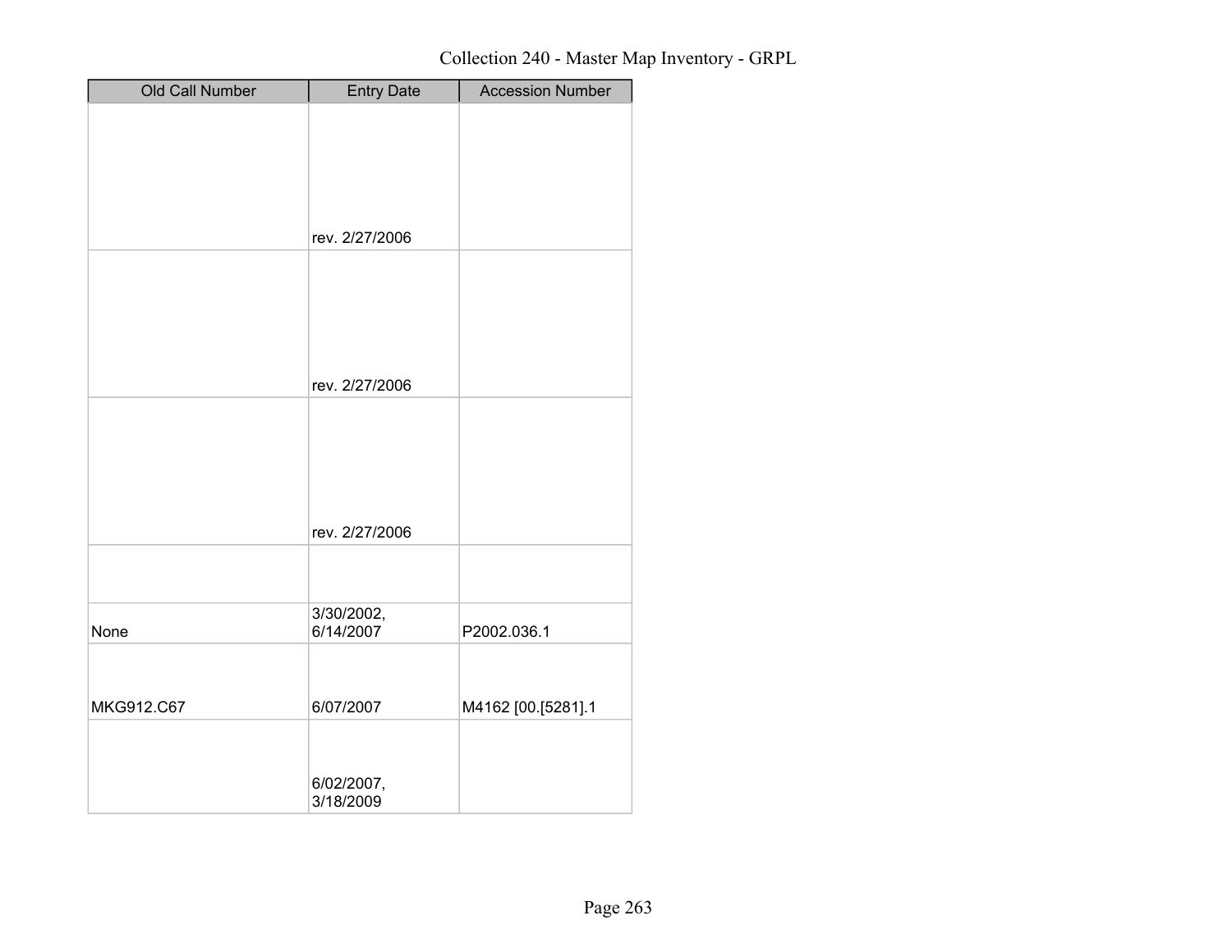Collection 240 - Master Map Inventory - GRPL

| Old Call Number | Entry Date | Accession Number |
| --- | --- | --- |
| | rev. 2/27/2006 | |
| | rev. 2/27/2006 | |
| | rev. 2/27/2006 | |
| | | |
| None | 3/30/2002, 6/14/2007 | P2002.036.1 |
| MKG912.C67 | 6/07/2007 | M4162 [00.[5281].1 |
| | 6/02/2007, 3/18/2009 | |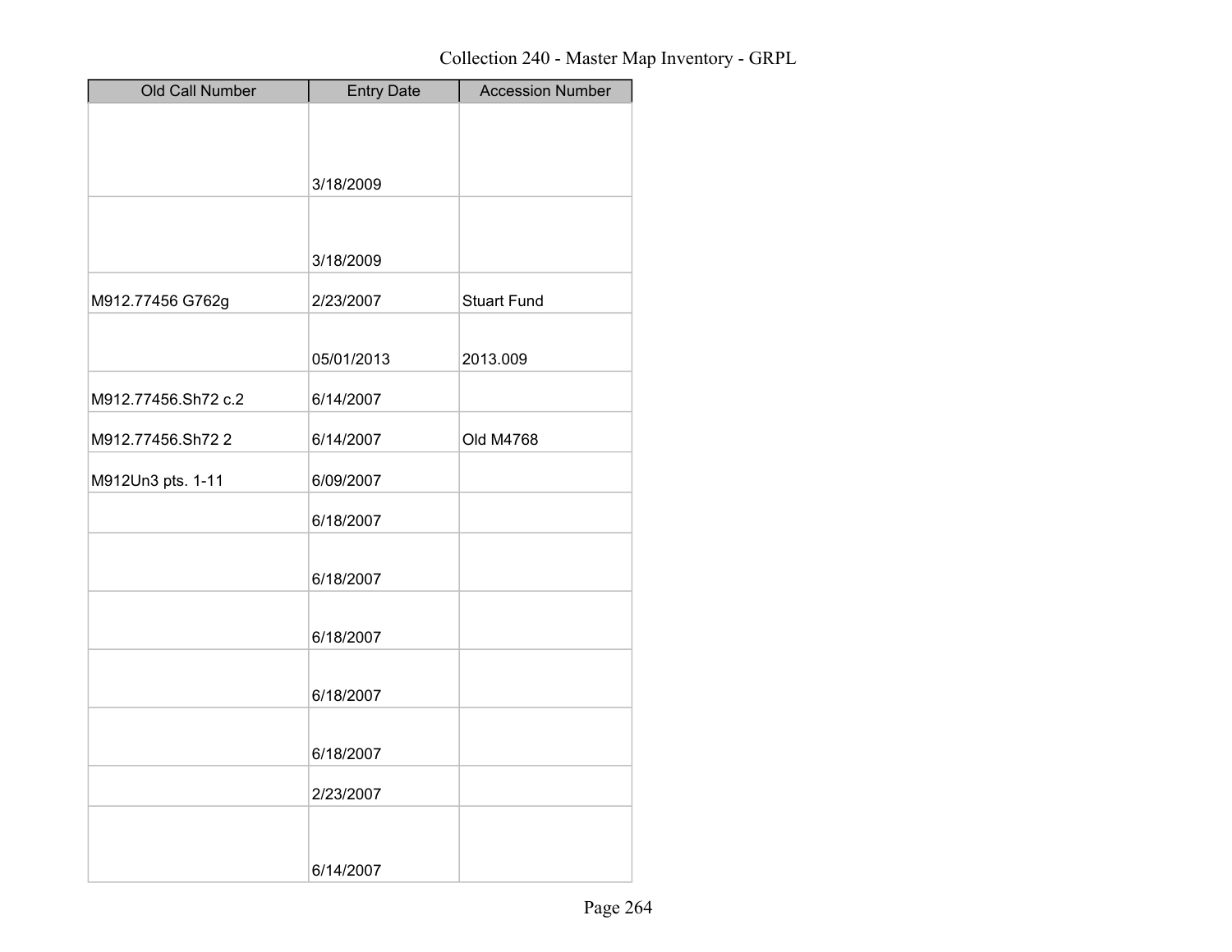Collection 240 - Master Map Inventory - GRPL

| Old Call Number | Entry Date | Accession Number |
| --- | --- | --- |
| | 3/18/2009 | |
| | 3/18/2009 | |
| M912.77456 G762g | 2/23/2007 | Stuart Fund |
| | 05/01/2013 | 2013.009 |
| M912.77456.Sh72 c.2 | 6/14/2007 | |
| M912.77456.Sh72 2 | 6/14/2007 | Old M4768 |
| M912Un3 pts. 1-11 | 6/09/2007 | |
| | 6/18/2007 | |
| | 6/18/2007 | |
| | 6/18/2007 | |
| | 6/18/2007 | |
| | 6/18/2007 | |
| | 2/23/2007 | |
| | 6/14/2007 | |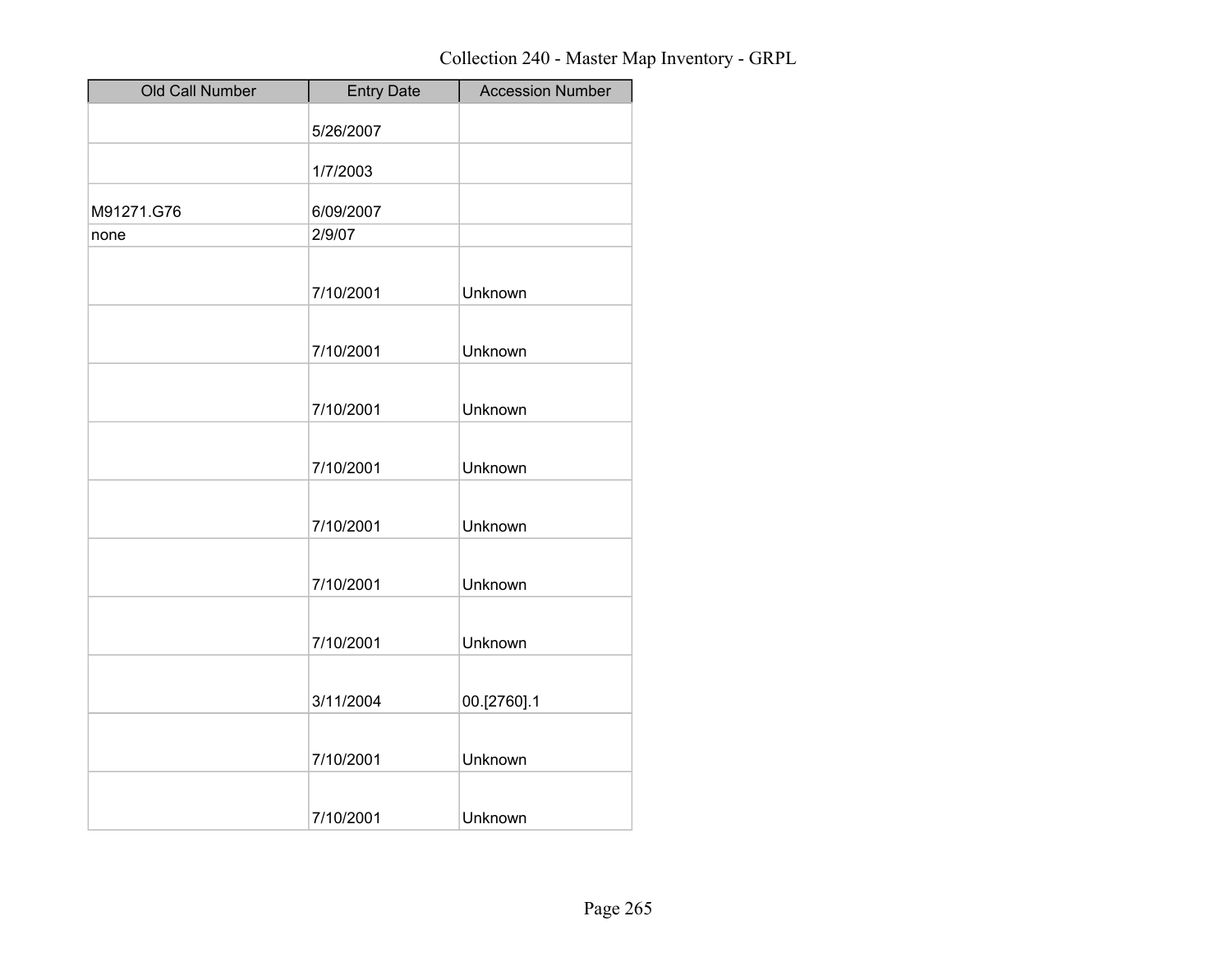Collection 240 - Master Map Inventory - GRPL

| Old Call Number | Entry Date | Accession Number |
| --- | --- | --- |
| | 5/26/2007 | |
| | 1/7/2003 | |
| M91271.G76 | 6/09/2007 | |
| none | 2/9/07 | |
| | 7/10/2001 | Unknown |
| | 7/10/2001 | Unknown |
| | 7/10/2001 | Unknown |
| | 7/10/2001 | Unknown |
| | 7/10/2001 | Unknown |
| | 7/10/2001 | Unknown |
| | 7/10/2001 | Unknown |
| | 3/11/2004 | 00.[2760].1 |
| | 7/10/2001 | Unknown |
| | 7/10/2001 | Unknown |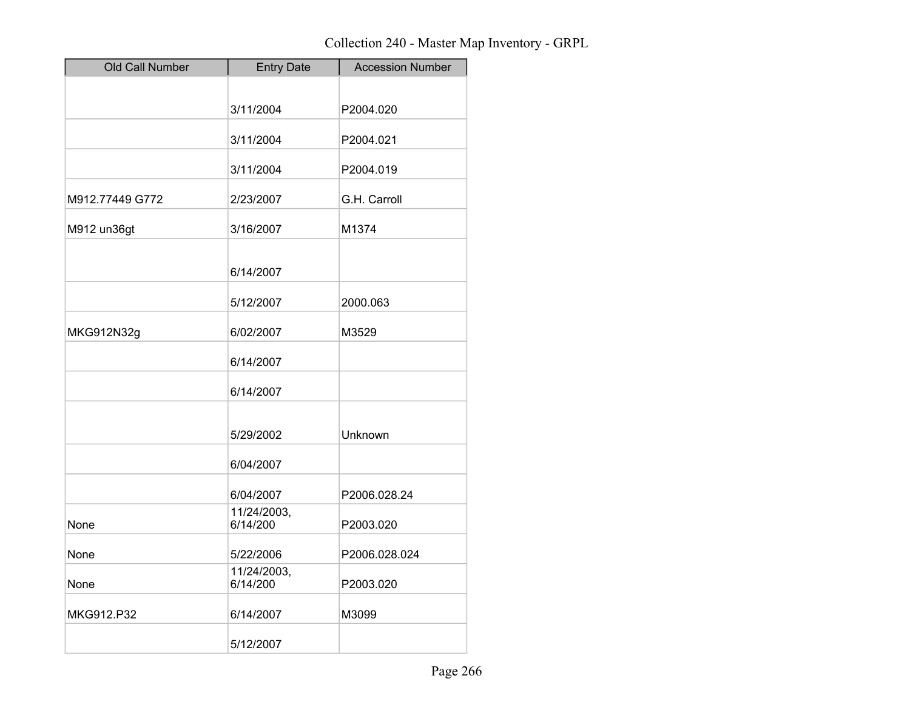# Collection 240 - Master Map Inventory - GRPL

| Old Call Number | Entry Date | Accession Number |
|---|---|---|
| | 3/11/2004 | P2004.020 |
| | 3/11/2004 | P2004.021 |
| | 3/11/2004 | P2004.019 |
| M912.77449 G772 | 2/23/2007 | G.H. Carroll |
| M912 un36gt | 3/16/2007 | M1374 |
| | 6/14/2007 | |
| | 5/12/2007 | 2000.063 |
| MKG912N32g | 6/02/2007 | M3529 |
| | 6/14/2007 | |
| | 6/14/2007 | |
| | 5/29/2002 | Unknown |
| | 6/04/2007 | |
| | 6/04/2007 | P2006.028.24 |
| None | 11/24/2003, 6/14/200 | P2003.020 |
| None | 5/22/2006 | P2006.028.024 |
| None | 11/24/2003, 6/14/200 | P2003.020 |
| MKG912.P32 | 6/14/2007 | M3099 |
| | 5/12/2007 | |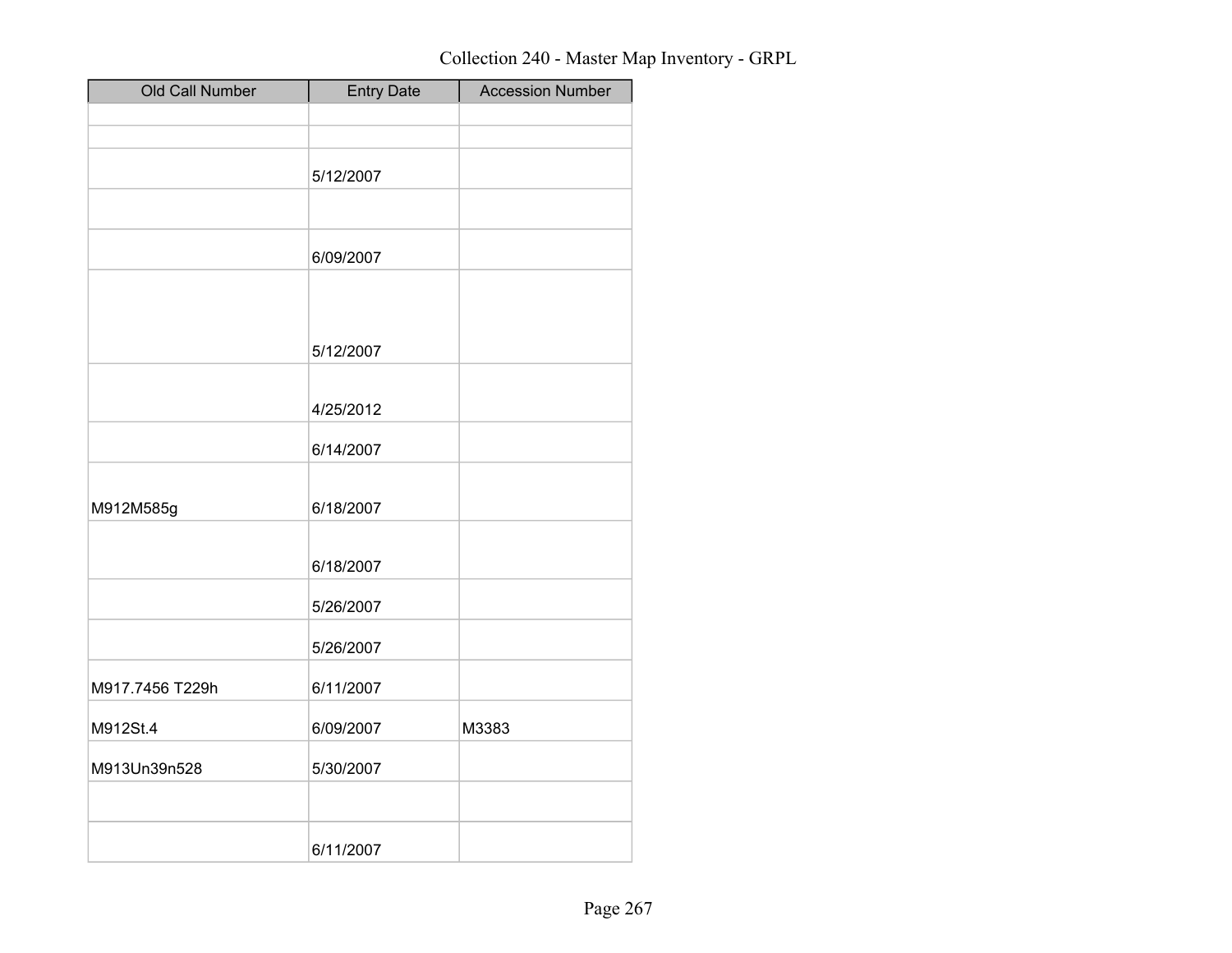Collection 240 - Master Map Inventory - GRPL

| Old Call Number | Entry Date | Accession Number |
|---|---|---|
| | | |
| | | |
| | 5/12/2007 | |
| | | |
| | 6/09/2007 | |
| | 5/12/2007 | |
| | 4/25/2012 | |
| | 6/14/2007 | |
| M912M585g | 6/18/2007 | |
| | 6/18/2007 | |
| | 5/26/2007 | |
| | 5/26/2007 | |
| M917.7456 T229h | 6/11/2007 | |
| M912St.4 | 6/09/2007 | M3383 |
| M913Un39n528 | 5/30/2007 | |
| | | |
| | 6/11/2007 | |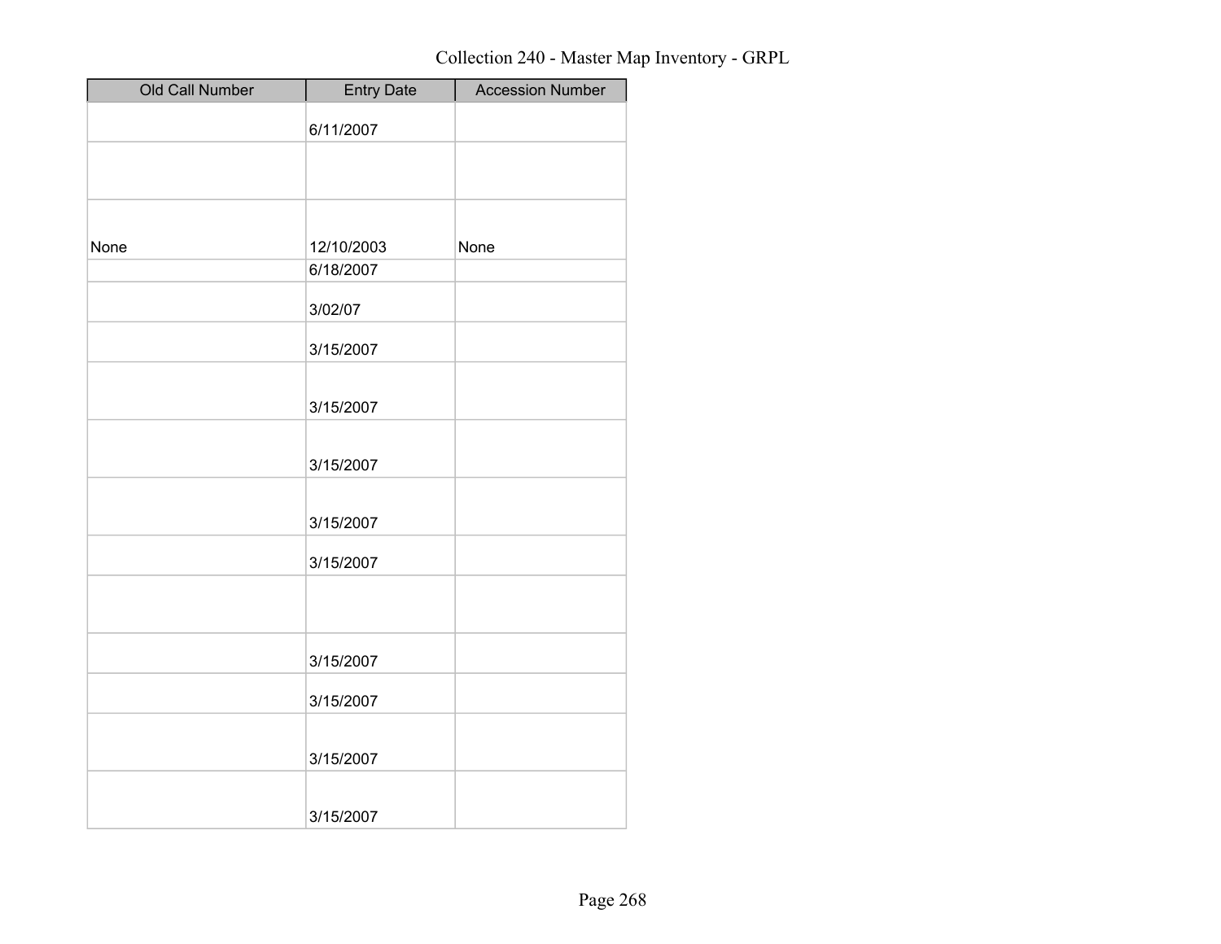Collection 240 - Master Map Inventory - GRPL

| Old Call Number | Entry Date | Accession Number |
|---|---|---|
| | 6/11/2007 | |
| | | |
| None | 12/10/2003 | None |
| | 6/18/2007 | |
| | 3/02/07 | |
| | 3/15/2007 | |
| | 3/15/2007 | |
| | 3/15/2007 | |
| | 3/15/2007 | |
| | 3/15/2007 | |
| | | |
| | 3/15/2007 | |
| | 3/15/2007 | |
| | 3/15/2007 | |
| | 3/15/2007 | |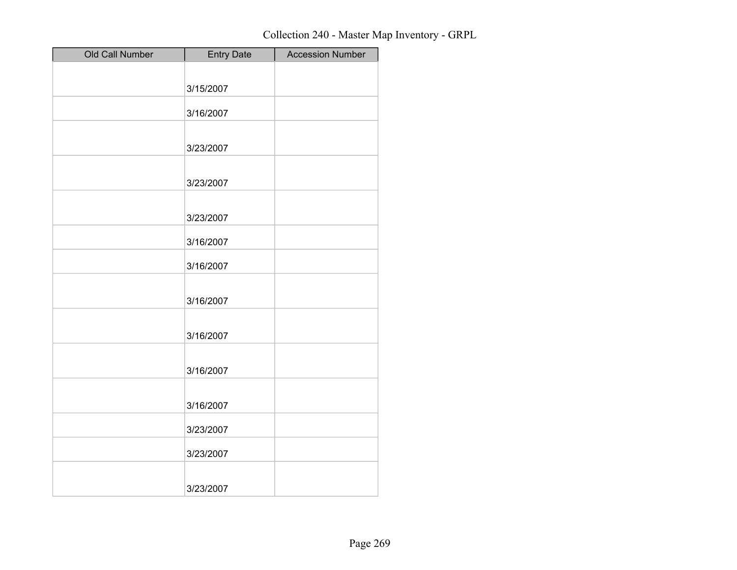Collection 240 - Master Map Inventory - GRPL

| Old Call Number | Entry Date | Accession Number |
|---|---|---|
| | 3/15/2007 | |
| | 3/16/2007 | |
| | 3/23/2007 | |
| | 3/23/2007 | |
| | 3/23/2007 | |
| | 3/16/2007 | |
| | 3/16/2007 | |
| | 3/16/2007 | |
| | 3/16/2007 | |
| | 3/16/2007 | |
| | 3/16/2007 | |
| | 3/23/2007 | |
| | 3/23/2007 | |
| | 3/23/2007 | |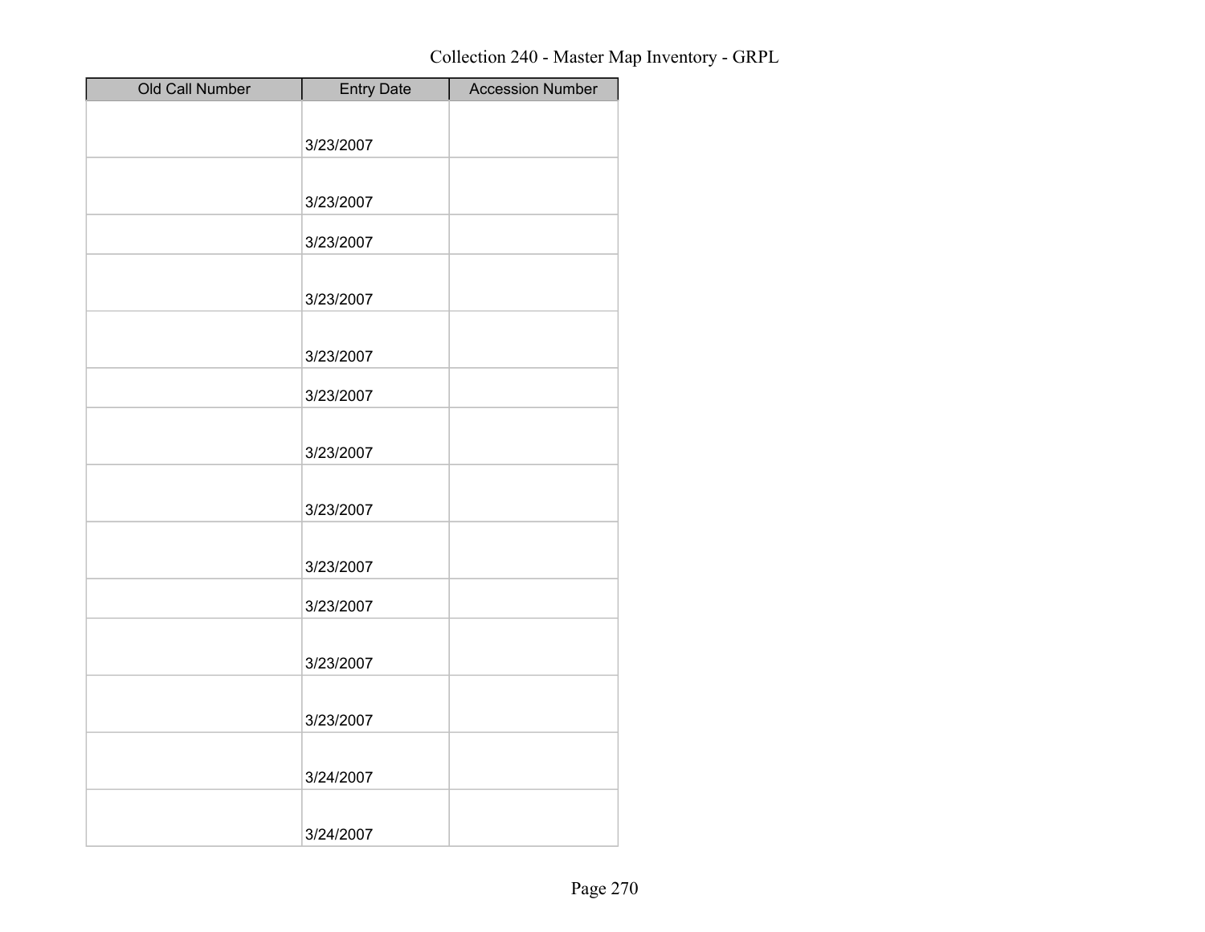| Old Call Number | Entry Date | Accession Number |
| --- | --- | --- |
| | 3/23/2007 | |
| | 3/23/2007 | |
| | 3/23/2007 | |
| | 3/23/2007 | |
| | 3/23/2007 | |
| | 3/23/2007 | |
| | 3/23/2007 | |
| | 3/23/2007 | |
| | 3/23/2007 | |
| | 3/23/2007 | |
| | 3/23/2007 | |
| | 3/23/2007 | |
| | 3/24/2007 | |
| | 3/24/2007 | |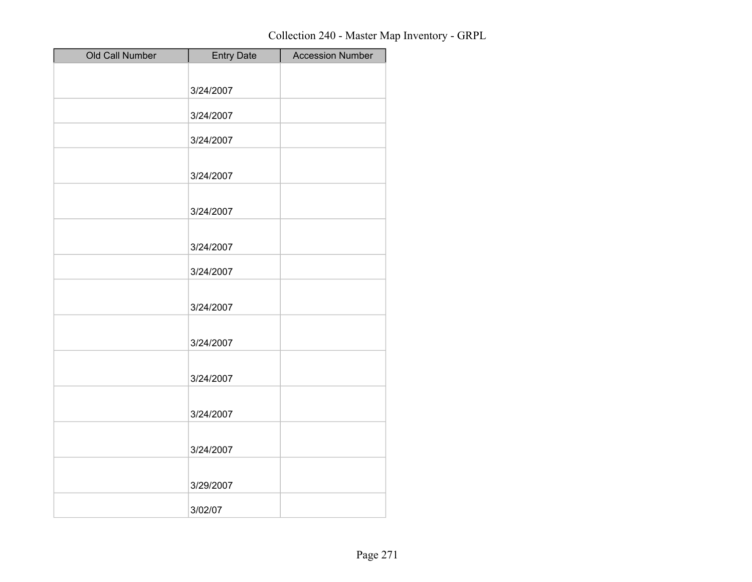Collection 240 - Master Map Inventory - GRPL

| Old Call Number | Entry Date | Accession Number |
|---|---|---|
| | 3/24/2007 | |
| | 3/24/2007 | |
| | 3/24/2007 | |
| | 3/24/2007 | |
| | 3/24/2007 | |
| | 3/24/2007 | |
| | 3/24/2007 | |
| | 3/24/2007 | |
| | 3/24/2007 | |
| | 3/24/2007 | |
| | 3/24/2007 | |
| | 3/24/2007 | |
| | 3/29/2007 | |
| | 3/02/07 | |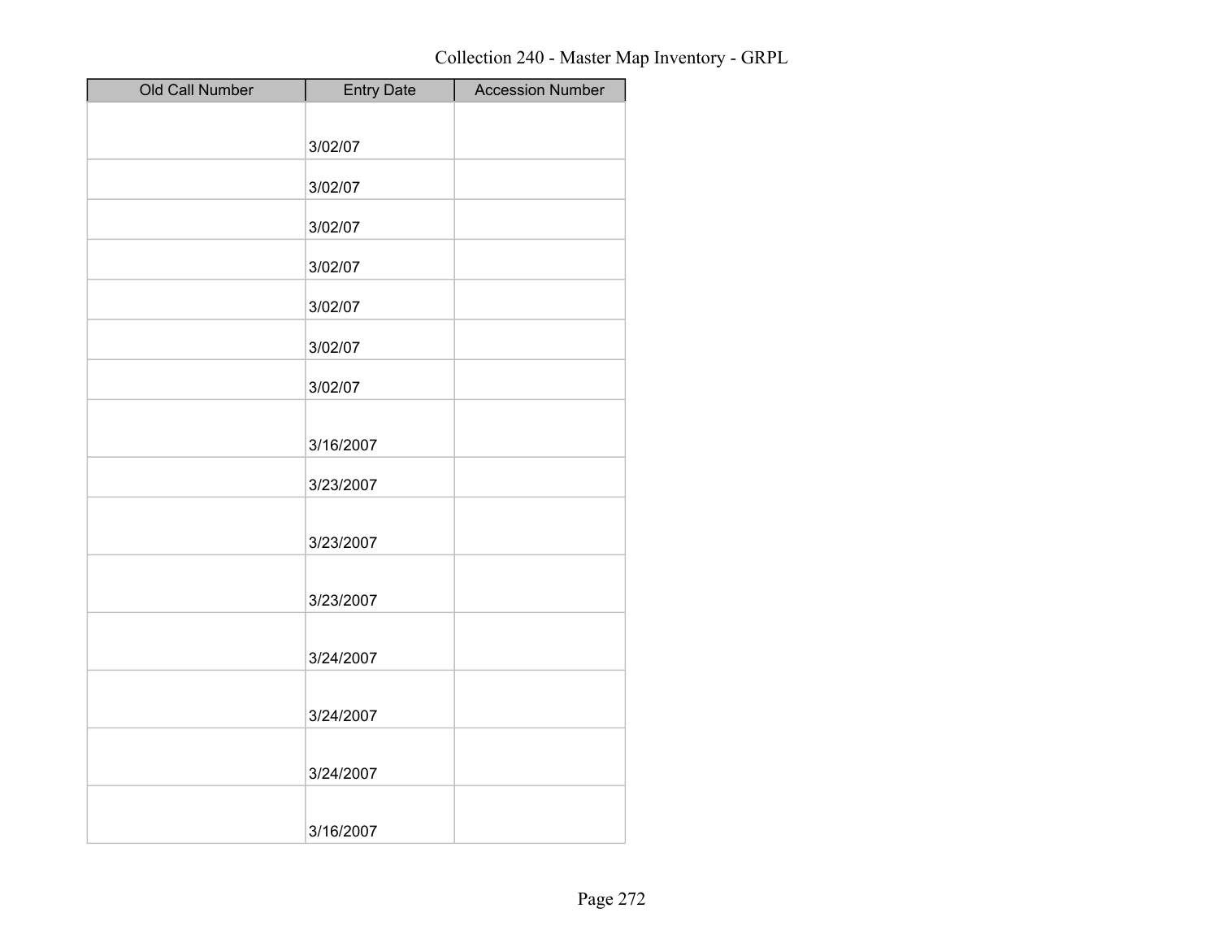Collection 240 - Master Map Inventory - GRPL

| Old Call Number | Entry Date | Accession Number |
| --- | --- | --- |
| | 3/02/07 | |
| | 3/02/07 | |
| | 3/02/07 | |
| | 3/02/07 | |
| | 3/02/07 | |
| | 3/02/07 | |
| | 3/02/07 | |
| | 3/16/2007 | |
| | 3/23/2007 | |
| | 3/23/2007 | |
| | 3/23/2007 | |
| | 3/24/2007 | |
| | 3/24/2007 | |
| | 3/24/2007 | |
| | 3/16/2007 | |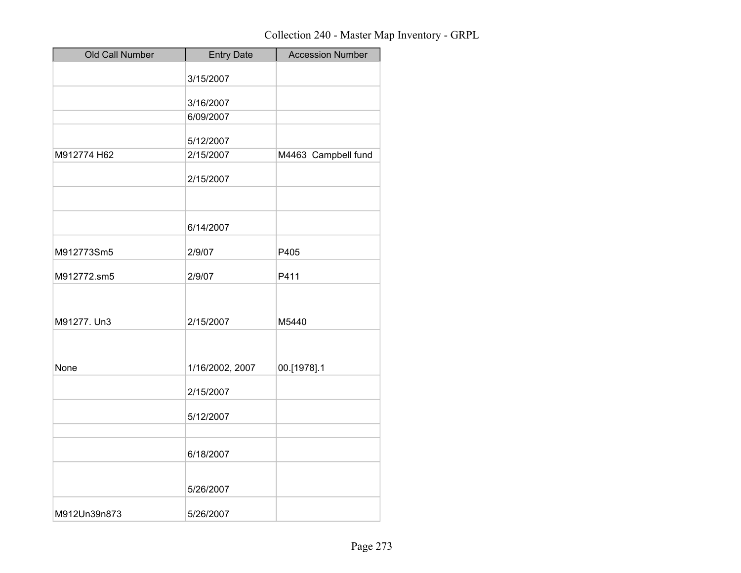Collection 240 - Master Map Inventory - GRPL

| Old Call Number | Entry Date | Accession Number |
|---|---|---|
| | 3/15/2007 | |
| | 3/16/2007 | |
| | 6/09/2007 | |
| | 5/12/2007 | |
| M912774 H62 | 2/15/2007 | M4463 Campbell fund |
| | 2/15/2007 | |
| | | |
| | 6/14/2007 | |
| M912773Sm5 | 2/9/07 | P405 |
| M912772.sm5 | 2/9/07 | P411 |
| M91277. Un3 | 2/15/2007 | M5440 |
| None | 1/16/2002, 2007 | 00.[1978].1 |
| | 2/15/2007 | |
| | 5/12/2007 | |
| | | |
| | 6/18/2007 | |
| | 5/26/2007 | |
| M912Un39n873 | 5/26/2007 | |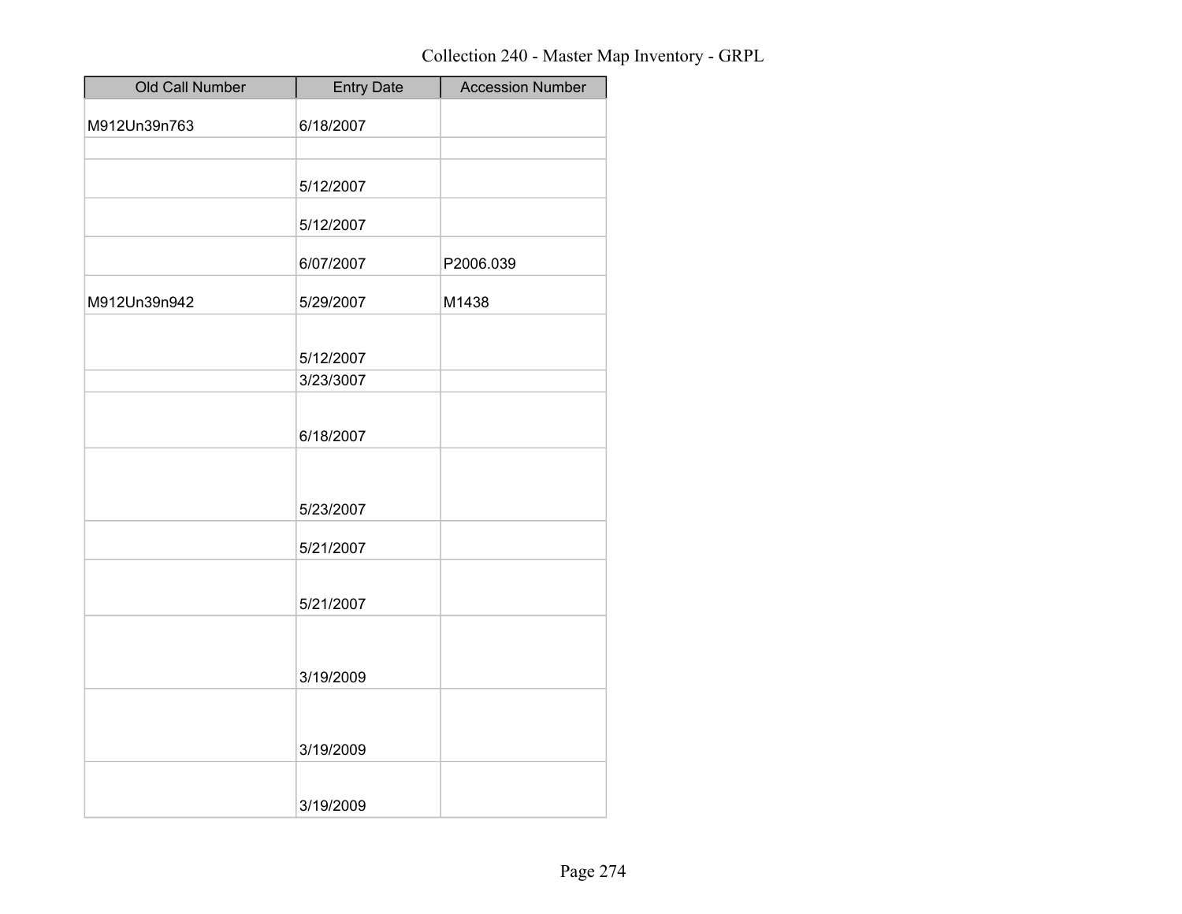Collection 240 - Master Map Inventory - GRPL

| Old Call Number | Entry Date | Accession Number |
| --- | --- | --- |
| M912Un39n763 | 6/18/2007 | |
| | | |
| | 5/12/2007 | |
| | 5/12/2007 | |
| | 6/07/2007 | P2006.039 |
| M912Un39n942 | 5/29/2007 | M1438 |
| | 5/12/2007 | |
| | 3/23/3007 | |
| | 6/18/2007 | |
| | 5/23/2007 | |
| | 5/21/2007 | |
| | 5/21/2007 | |
| | 3/19/2009 | |
| | 3/19/2009 | |
| | 3/19/2009 | |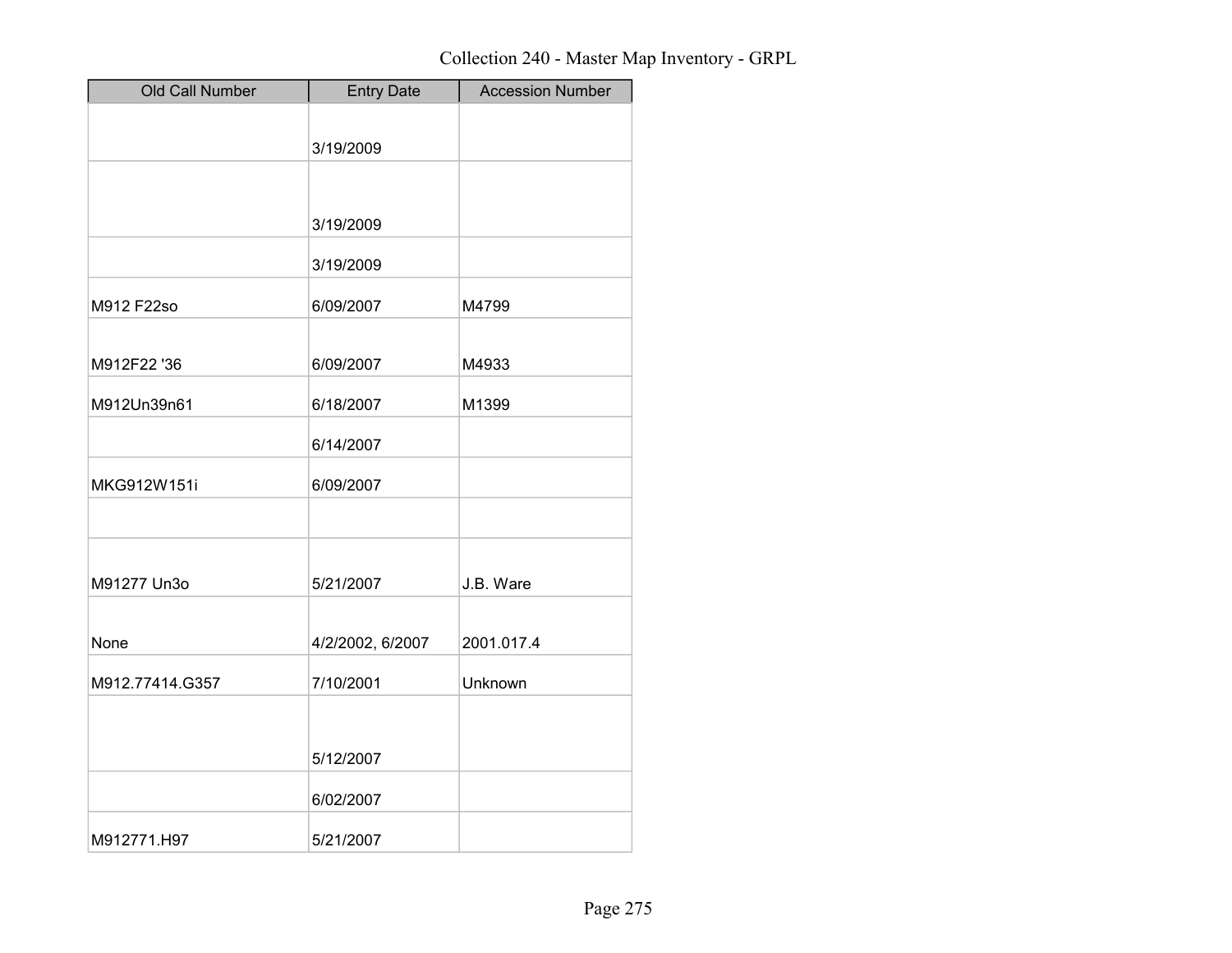| Old Call Number | Entry Date | Accession Number |
| --- | --- | --- |
| | 3/19/2009 | |
| | 3/19/2009 | |
| | 3/19/2009 | |
| M912 F22so | 6/09/2007 | M4799 |
| M912F22 '36 | 6/09/2007 | M4933 |
| M912Un39n61 | 6/18/2007 | M1399 |
| | 6/14/2007 | |
| MKG912W151i | 6/09/2007 | |
| | | |
| M91277 Un3o | 5/21/2007 | J.B. Ware |
| None | 4/2/2002, 6/2007 | 2001.017.4 |
| M912.77414.G357 | 7/10/2001 | Unknown |
| | 5/12/2007 | |
| | 6/02/2007 | |
| M912771.H97 | 5/21/2007 | |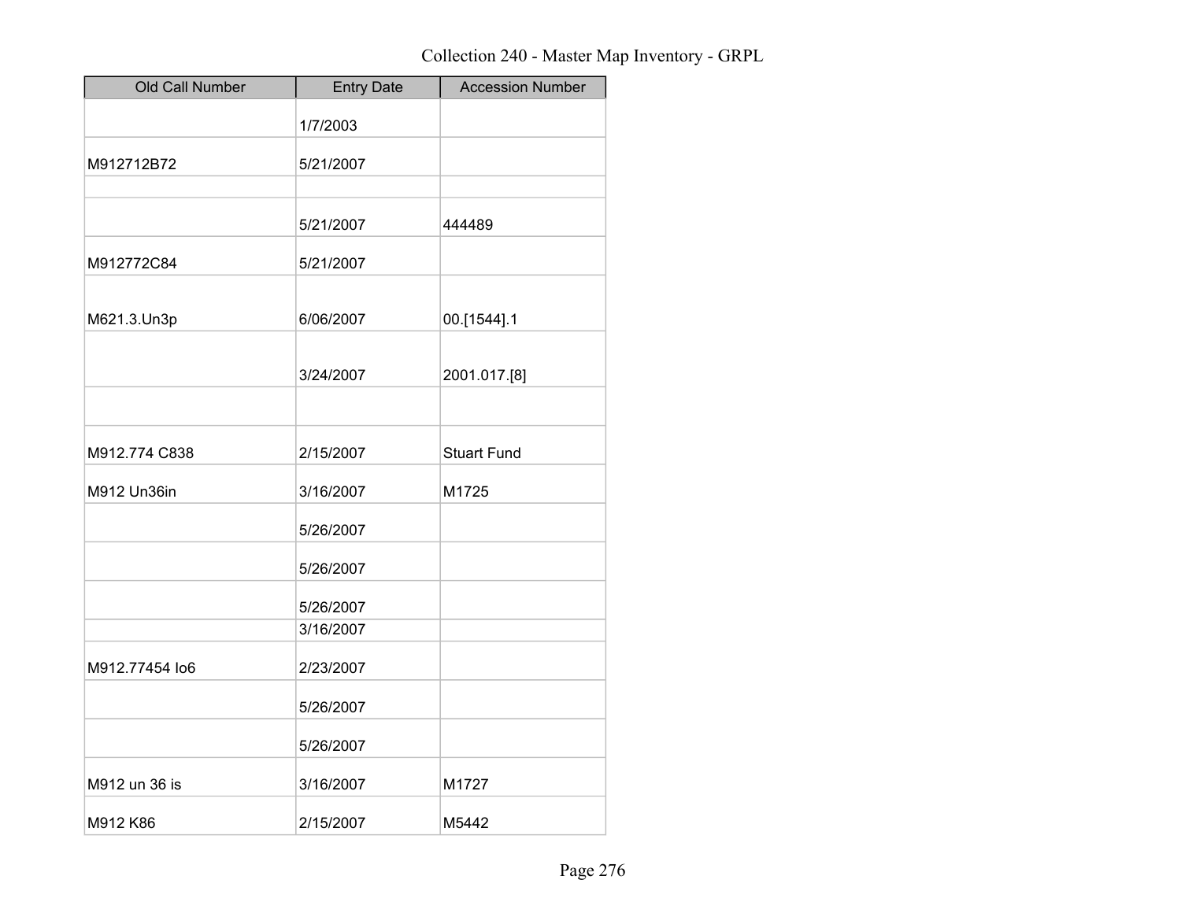Collection 240 - Master Map Inventory - GRPL

| Old Call Number | Entry Date | Accession Number |
| --- | --- | --- |
| | 1/7/2003 | |
| M912712B72 | 5/21/2007 | |
| | | |
| | 5/21/2007 | 444489 |
| M912772C84 | 5/21/2007 | |
| M621.3.Un3p | 6/06/2007 | 00.[1544].1 |
| | 3/24/2007 | 2001.017.[8] |
| | | |
| M912.774 C838 | 2/15/2007 | Stuart Fund |
| M912 Un36in | 3/16/2007 | M1725 |
| | 5/26/2007 | |
| | 5/26/2007 | |
| | 5/26/2007 | |
| | 3/16/2007 | |
| M912.77454 Io6 | 2/23/2007 | |
| | 5/26/2007 | |
| | 5/26/2007 | |
| M912 un 36 is | 3/16/2007 | M1727 |
| M912 K86 | 2/15/2007 | M5442 |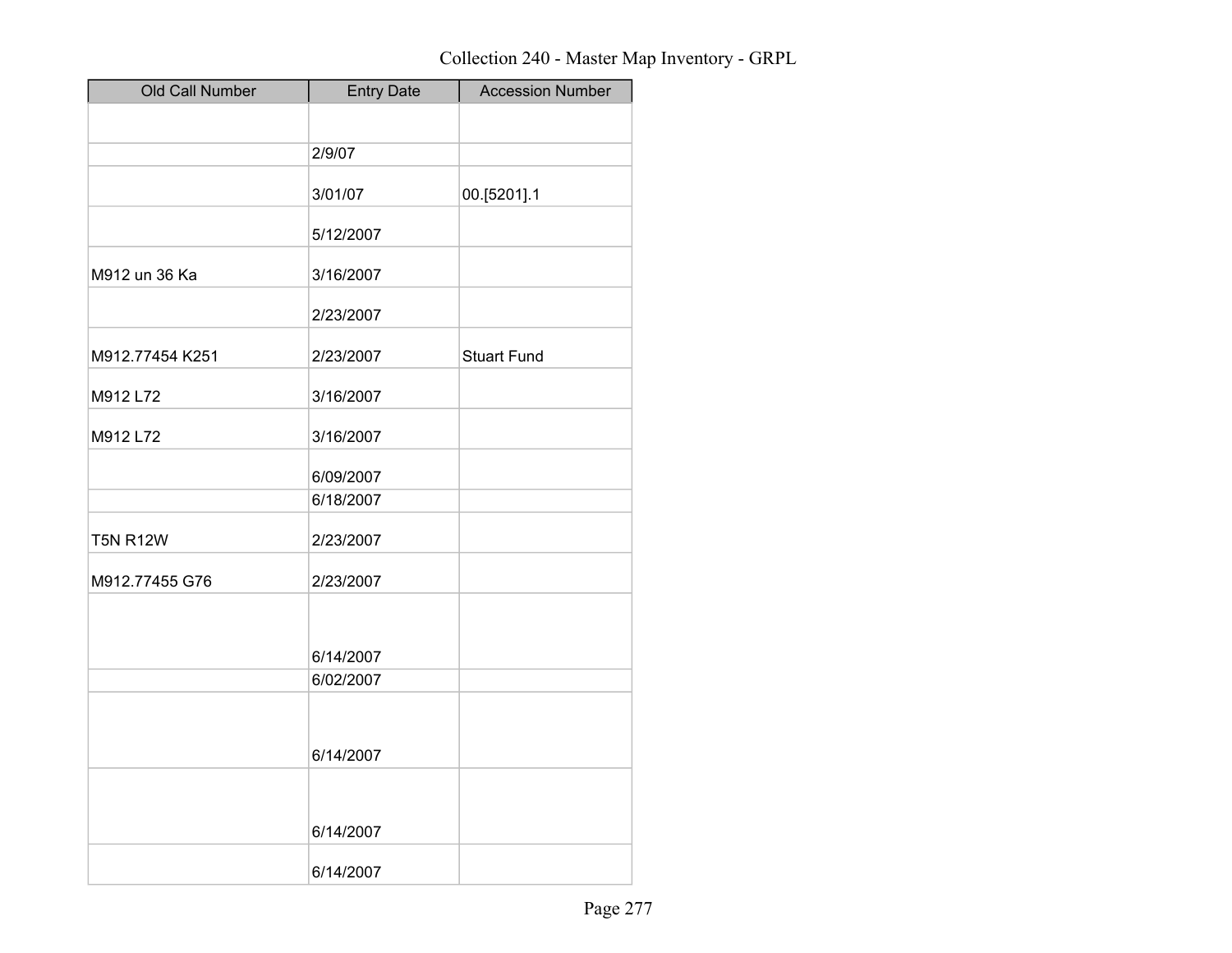# Collection 240 - Master Map Inventory - GRPL

| Old Call Number | Entry Date | Accession Number |
|---|---|---|
| | | |
| | 2/9/07 | |
| | 3/01/07 | 00.[5201].1 |
| | 5/12/2007 | |
| M912 un 36 Ka | 3/16/2007 | |
| | 2/23/2007 | |
| M912.77454 K251 | 2/23/2007 | Stuart Fund |
| M912 L72 | 3/16/2007 | |
| M912 L72 | 3/16/2007 | |
| | 6/09/2007 | |
| | 6/18/2007 | |
| T5N R12W | 2/23/2007 | |
| M912.77455 G76 | 2/23/2007 | |
| | 6/14/2007 | |
| | 6/02/2007 | |
| | 6/14/2007 | |
| | 6/14/2007 | |
| | 6/14/2007 | |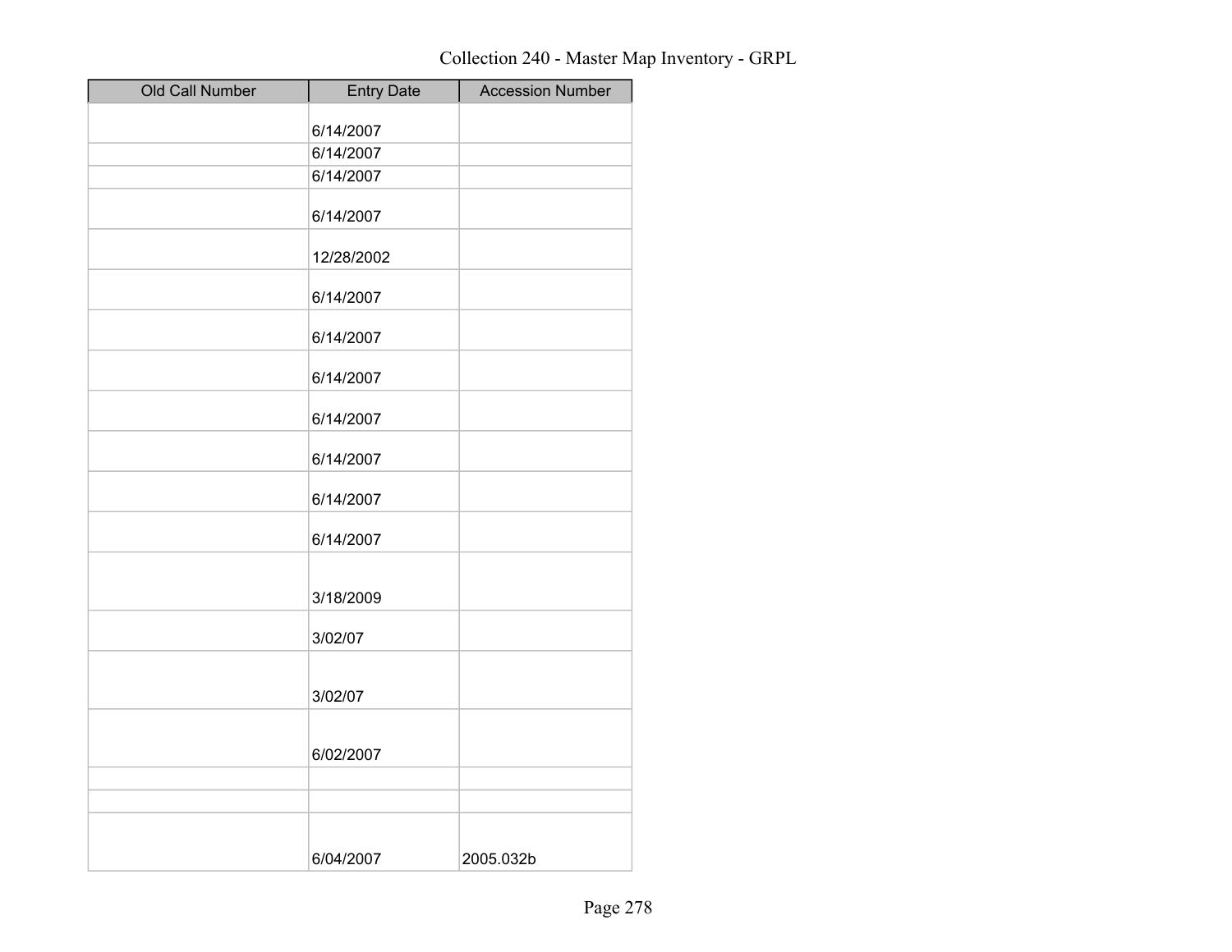Collection 240 - Master Map Inventory - GRPL

| Old Call Number | Entry Date | Accession Number |
|---|---|---|
| | 6/14/2007 | |
| | 6/14/2007 | |
| | 6/14/2007 | |
| | 6/14/2007 | |
| | 12/28/2002 | |
| | 6/14/2007 | |
| | 6/14/2007 | |
| | 6/14/2007 | |
| | 6/14/2007 | |
| | 6/14/2007 | |
| | 6/14/2007 | |
| | 6/14/2007 | |
| | 3/18/2009 | |
| | 3/02/07 | |
| | 3/02/07 | |
| | 6/02/2007 | |
| | | |
| | | |
| | 6/04/2007 | 2005.032b |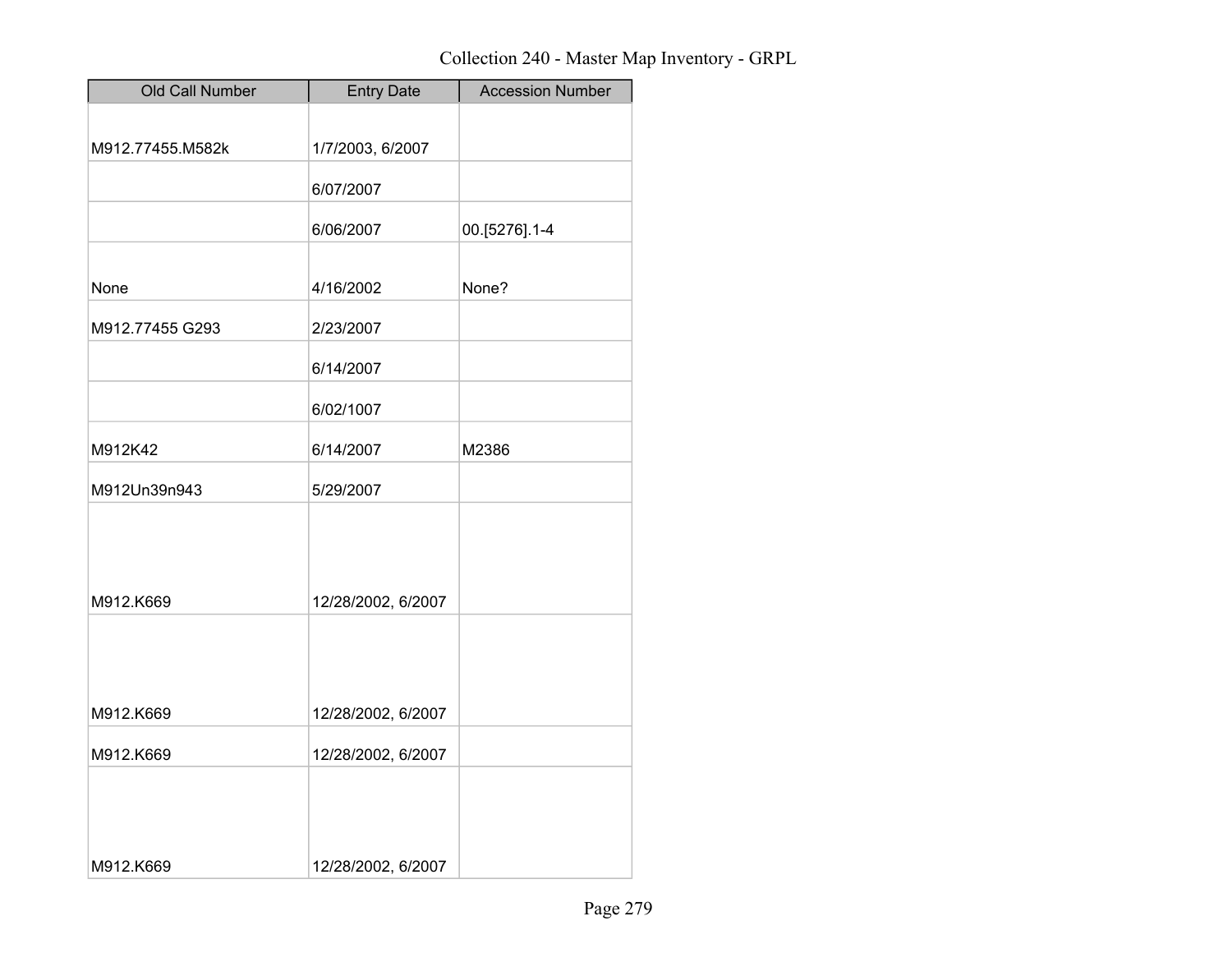Collection 240 - Master Map Inventory - GRPL

| Old Call Number | Entry Date | Accession Number |
|---|---|---|
| M912.77455.M582k | 1/7/2003, 6/2007 | |
| | 6/07/2007 | |
| | 6/06/2007 | 00.[5276].1-4 |
| None | 4/16/2002 | None? |
| M912.77455 G293 | 2/23/2007 | |
| | 6/14/2007 | |
| | 6/02/1007 | |
| M912K42 | 6/14/2007 | M2386 |
| M912Un39n943 | 5/29/2007 | |
| M912.K669 | 12/28/2002, 6/2007 | |
| M912.K669 | 12/28/2002, 6/2007 | |
| M912.K669 | 12/28/2002, 6/2007 | |
| M912.K669 | 12/28/2002, 6/2007 | |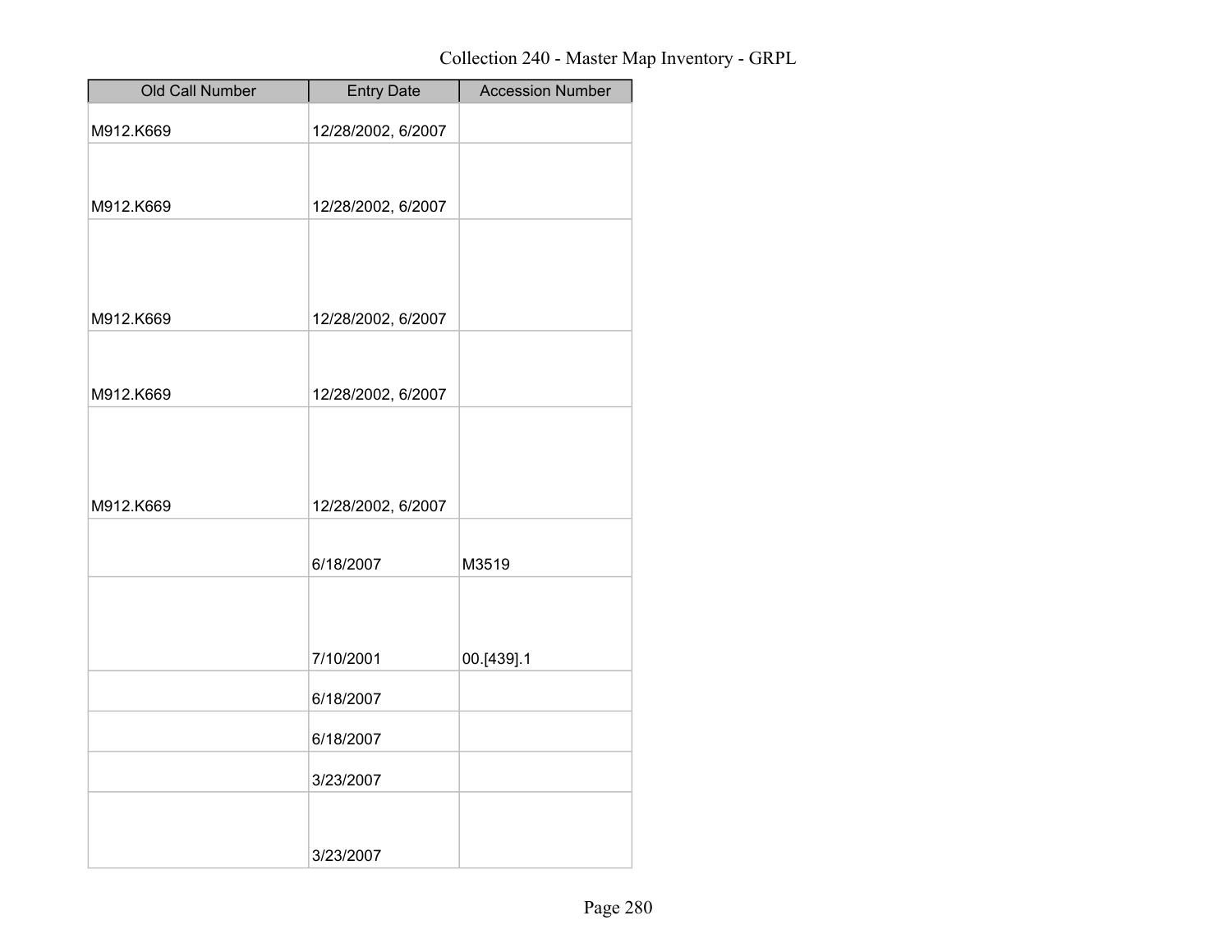Collection 240 - Master Map Inventory - GRPL

| Old Call Number | Entry Date | Accession Number |
| --- | --- | --- |
| M912.K669 | 12/28/2002, 6/2007 | |
| M912.K669 | 12/28/2002, 6/2007 | |
| M912.K669 | 12/28/2002, 6/2007 | |
| M912.K669 | 12/28/2002, 6/2007 | |
| M912.K669 | 12/28/2002, 6/2007 | |
| | 6/18/2007 | M3519 |
| | 7/10/2001 | 00.[439].1 |
| | 6/18/2007 | |
| | 6/18/2007 | |
| | 3/23/2007 | |
| | 3/23/2007 | |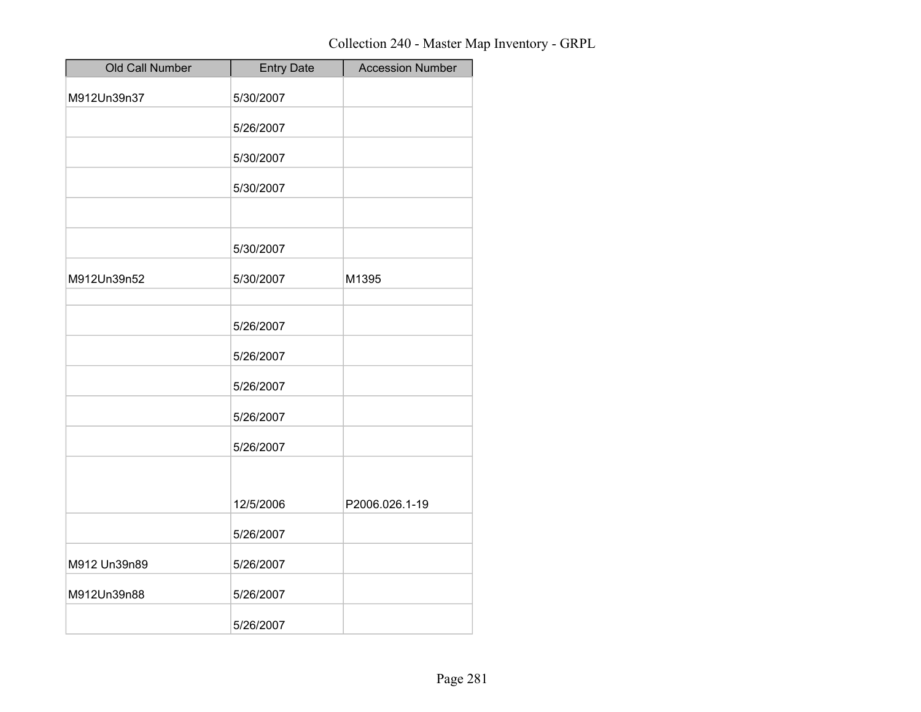Collection 240 - Master Map Inventory - GRPL

| Old Call Number | Entry Date | Accession Number |
|---|---|---|
| M912Un39n37 | 5/30/2007 | |
| | 5/26/2007 | |
| | 5/30/2007 | |
| | 5/30/2007 | |
| | | |
| | 5/30/2007 | |
| M912Un39n52 | 5/30/2007 | M1395 |
| | | |
| | 5/26/2007 | |
| | 5/26/2007 | |
| | 5/26/2007 | |
| | 5/26/2007 | |
| | 5/26/2007 | |
| | 12/5/2006 | P2006.026.1-19 |
| | 5/26/2007 | |
| M912 Un39n89 | 5/26/2007 | |
| M912Un39n88 | 5/26/2007 | |
| | 5/26/2007 | |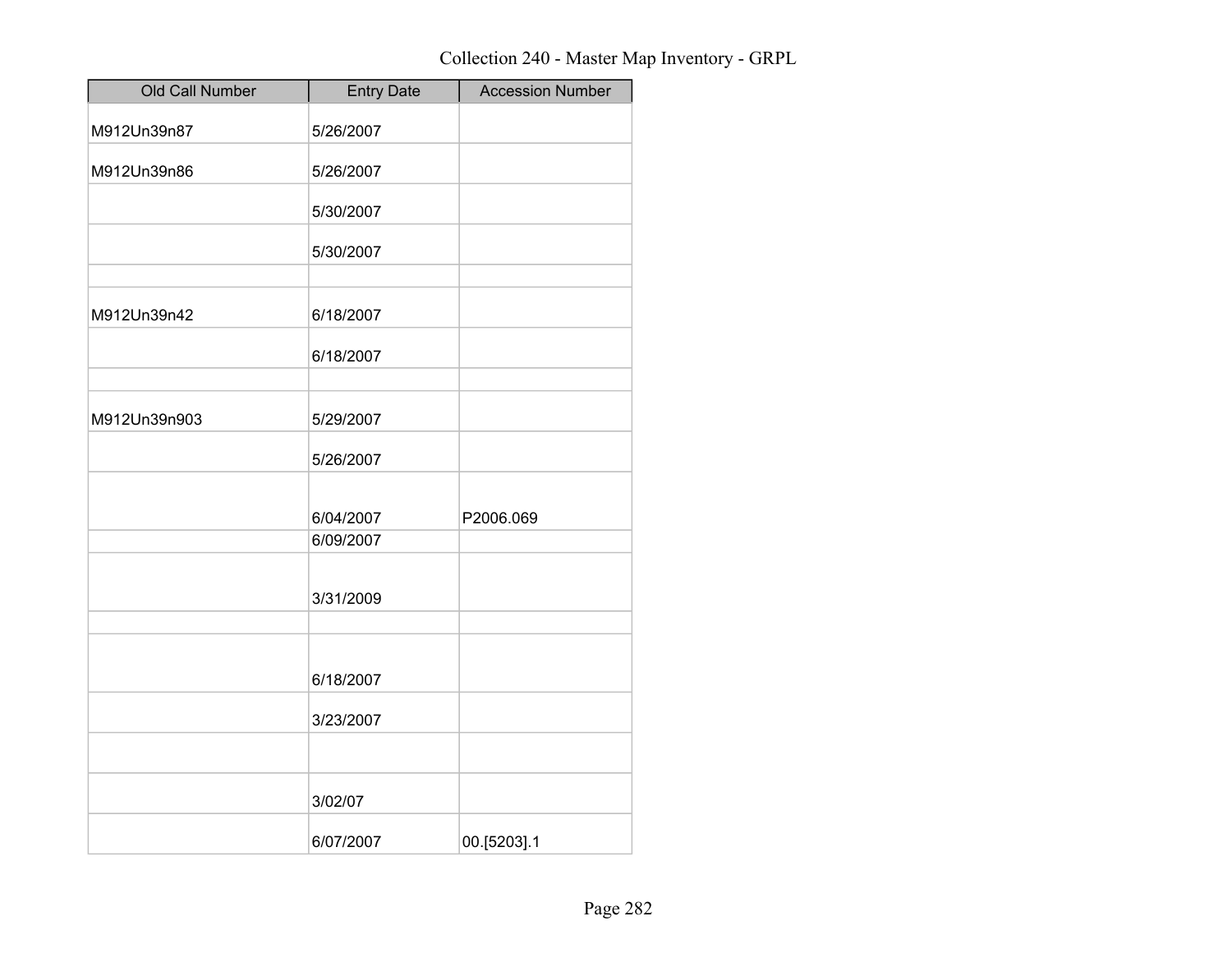Collection 240 - Master Map Inventory - GRPL

| Old Call Number | Entry Date | Accession Number |
|---|---|---|
| M912Un39n87 | 5/26/2007 | |
| M912Un39n86 | 5/26/2007 | |
| | 5/30/2007 | |
| | 5/30/2007 | |
| | | |
| M912Un39n42 | 6/18/2007 | |
| | 6/18/2007 | |
| | | |
| M912Un39n903 | 5/29/2007 | |
| | 5/26/2007 | |
| | 6/04/2007 | P2006.069 |
| | 6/09/2007 | |
| | 3/31/2009 | |
| | | |
| | 6/18/2007 | |
| | 3/23/2007 | |
| | | |
| | 3/02/07 | |
| | 6/07/2007 | 00.[5203].1 |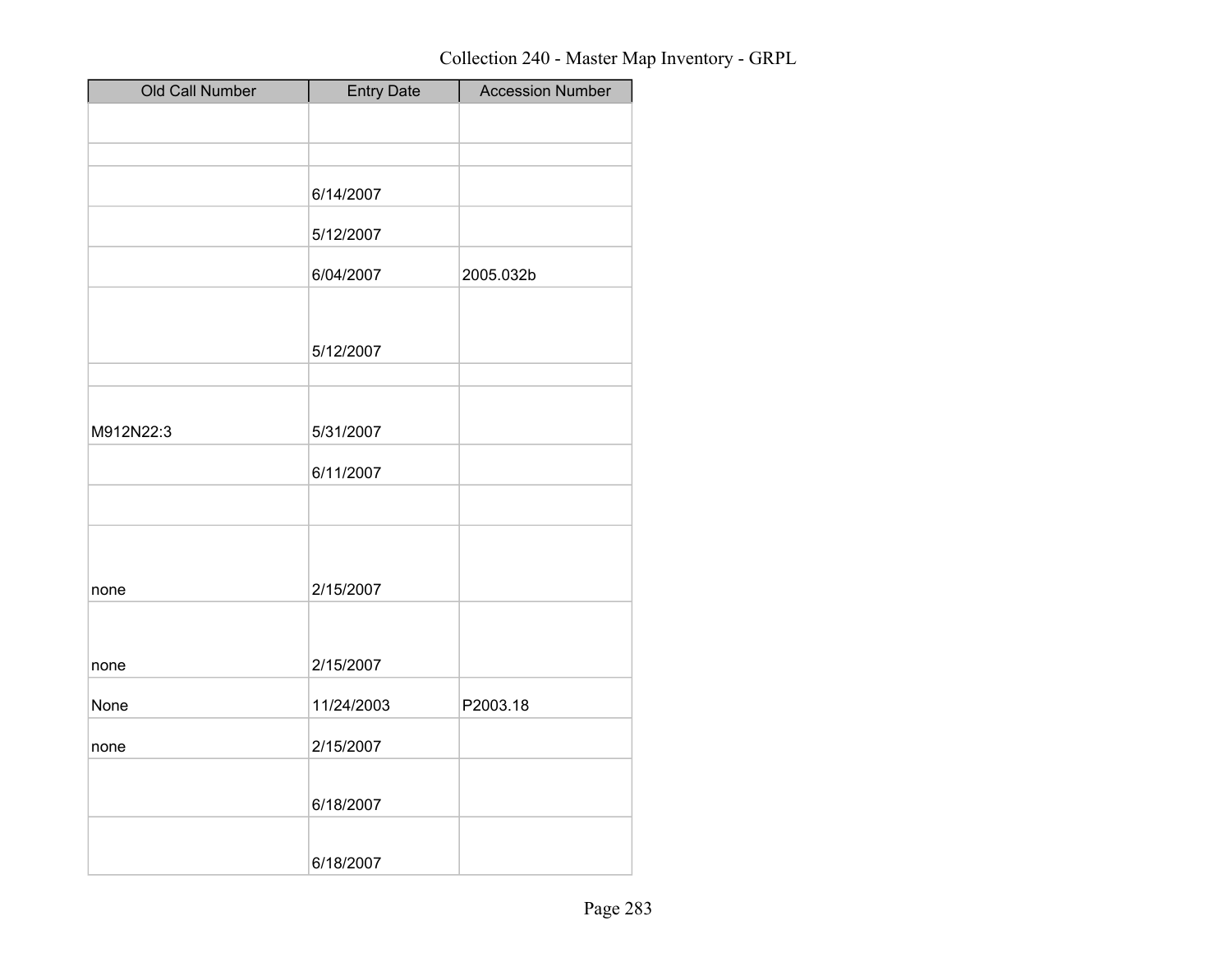Collection 240 - Master Map Inventory - GRPL

| Old Call Number | Entry Date | Accession Number |
|---|---|---|
| | | |
| | | |
| | 6/14/2007 | |
| | 5/12/2007 | |
| | 6/04/2007 | 2005.032b |
| | 5/12/2007 | |
| | | |
| M912N22:3 | 5/31/2007 | |
| | 6/11/2007 | |
| | | |
| none | 2/15/2007 | |
| none | 2/15/2007 | |
| None | 11/24/2003 | P2003.18 |
| none | 2/15/2007 | |
| | 6/18/2007 | |
| | 6/18/2007 | |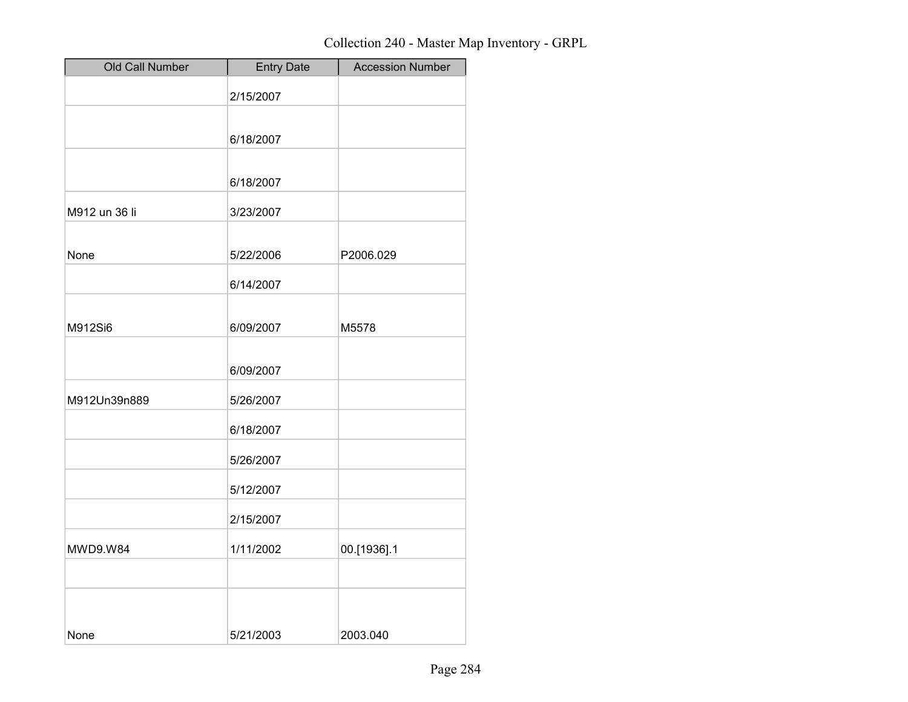Collection 240 - Master Map Inventory - GRPL

| Old Call Number | Entry Date | Accession Number |
| --- | --- | --- |
| | 2/15/2007 | |
| | 6/18/2007 | |
| | 6/18/2007 | |
| M912 un 36 li | 3/23/2007 | |
| None | 5/22/2006 | P2006.029 |
| | 6/14/2007 | |
| M912Si6 | 6/09/2007 | M5578 |
| | 6/09/2007 | |
| M912Un39n889 | 5/26/2007 | |
| | 6/18/2007 | |
| | 5/26/2007 | |
| | 5/12/2007 | |
| | 2/15/2007 | |
| MWD9.W84 | 1/11/2002 | 00.[1936].1 |
| | | |
| None | 5/21/2003 | 2003.040 |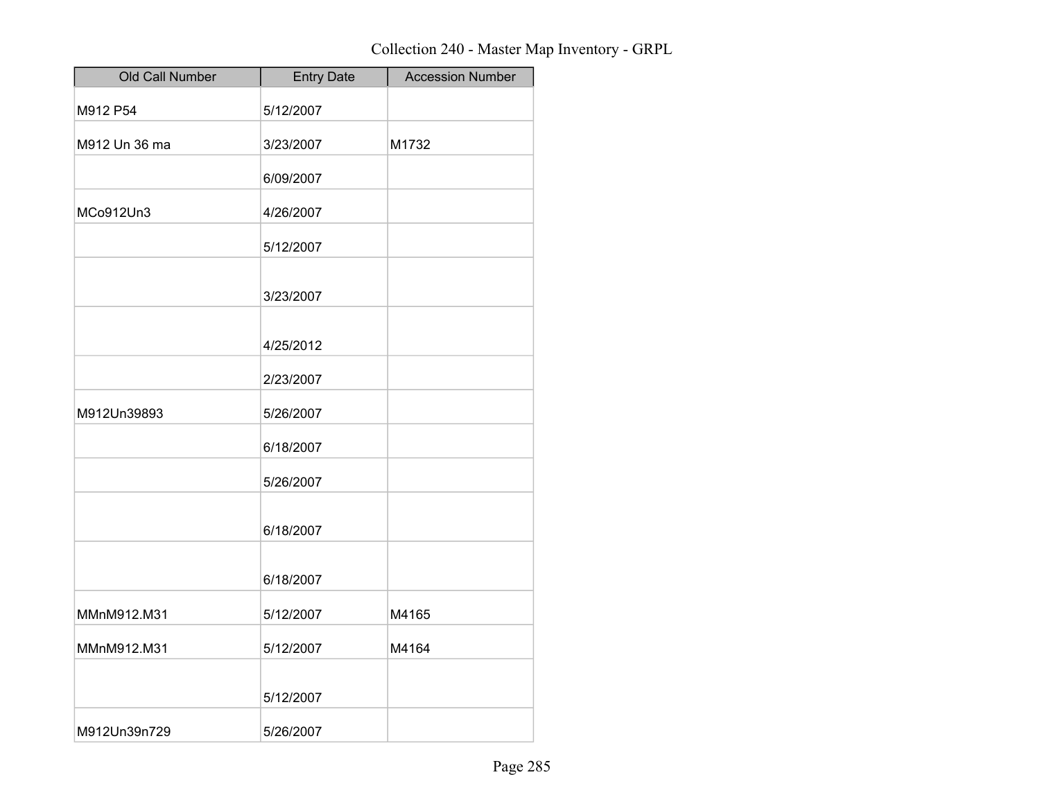Collection 240 - Master Map Inventory - GRPL

| Old Call Number | Entry Date | Accession Number |
| --- | --- | --- |
| M912 P54 | 5/12/2007 | |
| M912 Un 36 ma | 3/23/2007 | M1732 |
| | 6/09/2007 | |
| MCo912Un3 | 4/26/2007 | |
| | 5/12/2007 | |
| | 3/23/2007 | |
| | 4/25/2012 | |
| | 2/23/2007 | |
| M912Un39893 | 5/26/2007 | |
| | 6/18/2007 | |
| | 5/26/2007 | |
| | 6/18/2007 | |
| | 6/18/2007 | |
| MMnM912.M31 | 5/12/2007 | M4165 |
| MMnM912.M31 | 5/12/2007 | M4164 |
| | 5/12/2007 | |
| M912Un39n729 | 5/26/2007 | |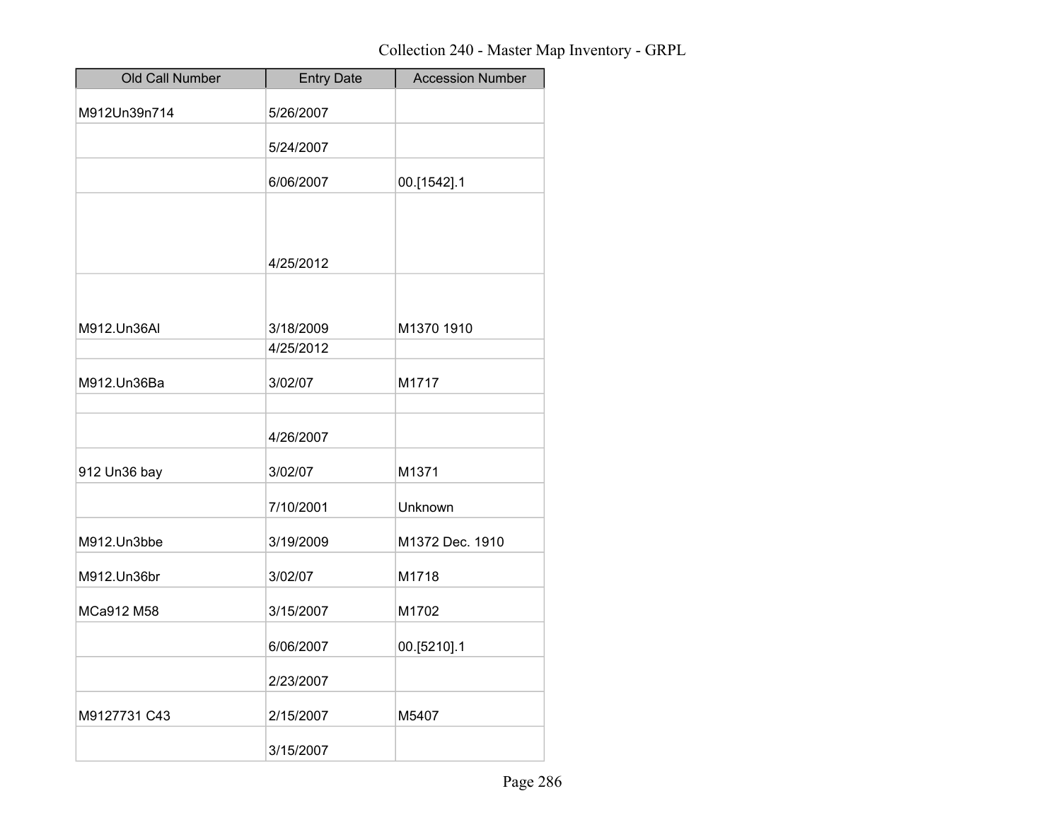Collection 240 - Master Map Inventory - GRPL

| Old Call Number | Entry Date | Accession Number |
| --- | --- | --- |
| M912Un39n714 | 5/26/2007 | |
| | 5/24/2007 | |
| | 6/06/2007 | 00.[1542].1 |
| | 4/25/2012 | |
| M912.Un36Al | 3/18/2009 | M1370 1910 |
| | 4/25/2012 | |
| M912.Un36Ba | 3/02/07 | M1717 |
| | | |
| | 4/26/2007 | |
| 912 Un36 bay | 3/02/07 | M1371 |
| | 7/10/2001 | Unknown |
| M912.Un3bbe | 3/19/2009 | M1372 Dec. 1910 |
| M912.Un36br | 3/02/07 | M1718 |
| MCa912 M58 | 3/15/2007 | M1702 |
| | 6/06/2007 | 00.[5210].1 |
| | 2/23/2007 | |
| M9127731 C43 | 2/15/2007 | M5407 |
| | 3/15/2007 | |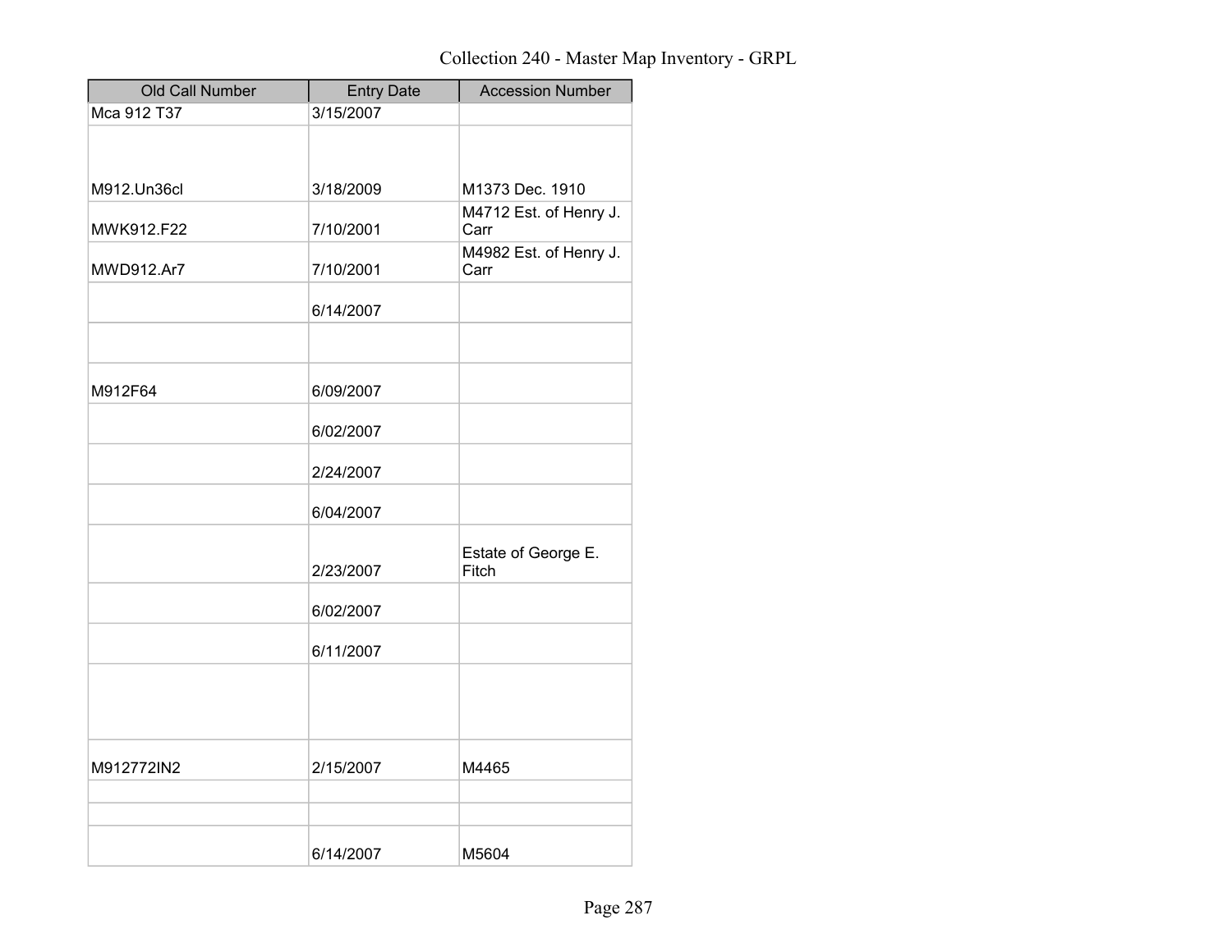# Collection 240 - Master Map Inventory - GRPL

| Old Call Number | Entry Date | Accession Number |
|---|---|---|
| Mca 912 T37 | 3/15/2007 | |
| M912.Un36cl | 3/18/2009 | M1373 Dec. 1910 |
| MWK912.F22 | 7/10/2001 | M4712 Est. of Henry J. Carr |
| MWD912.Ar7 | 7/10/2001 | M4982 Est. of Henry J. Carr |
| | 6/14/2007 | |
| | | |
| M912F64 | 6/09/2007 | |
| | 6/02/2007 | |
| | 2/24/2007 | |
| | 6/04/2007 | |
| | 2/23/2007 | Estate of George E. Fitch |
| | 6/02/2007 | |
| | 6/11/2007 | |
| M912772IN2 | 2/15/2007 | M4465 |
| | | |
| | | |
| | 6/14/2007 | M5604 |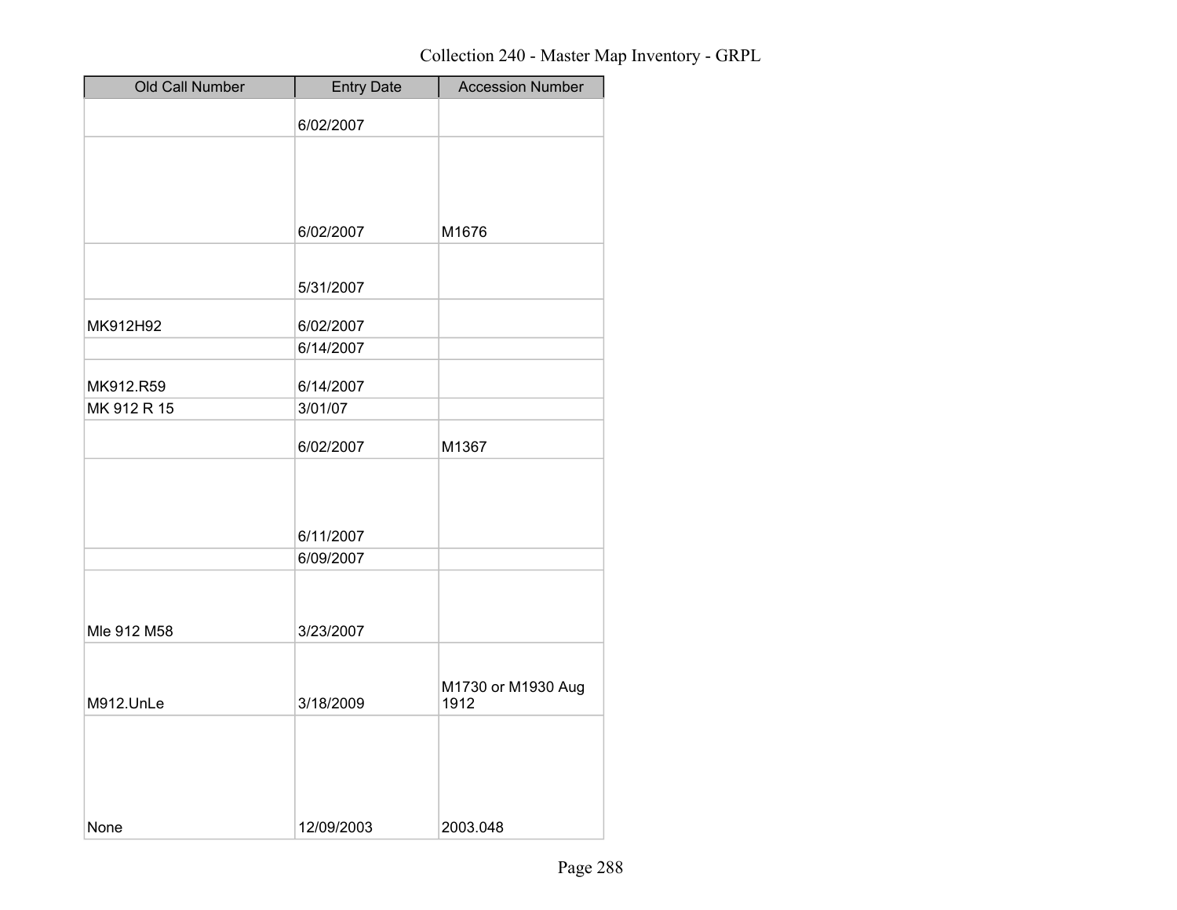Collection 240 - Master Map Inventory - GRPL

| Old Call Number | Entry Date | Accession Number |
|---|---|---|
| | 6/02/2007 | |
| | 6/02/2007 | M1676 |
| | 5/31/2007 | |
| MK912H92 | 6/02/2007 | |
| | 6/14/2007 | |
| MK912.R59 | 6/14/2007 | |
| MK 912 R 15 | 3/01/07 | |
| | 6/02/2007 | M1367 |
| | 6/11/2007 | |
| | 6/09/2007 | |
| Mle 912 M58 | 3/23/2007 | |
| M912.UnLe | 3/18/2009 | M1730 or M1930 Aug 1912 |
| None | 12/09/2003 | 2003.048 |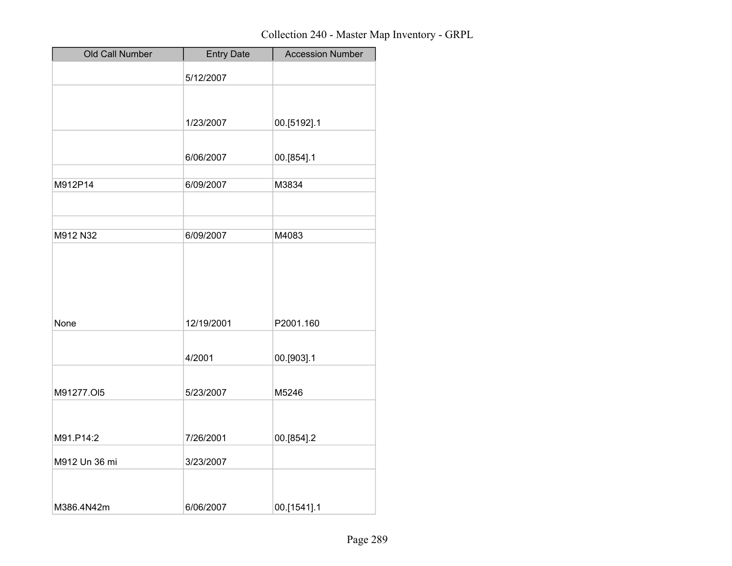Collection 240 - Master Map Inventory - GRPL

| Old Call Number | Entry Date | Accession Number |
|---|---|---|
| | 5/12/2007 | |
| | 1/23/2007 | 00.[5192].1 |
| | 6/06/2007 | 00.[854].1 |
| | | |
| M912P14 | 6/09/2007 | M3834 |
| | | |
| | | |
| M912 N32 | 6/09/2007 | M4083 |
| None | 12/19/2001 | P2001.160 |
| | 4/2001 | 00.[903].1 |
| M91277.Ol5 | 5/23/2007 | M5246 |
| M91.P14:2 | 7/26/2001 | 00.[854].2 |
| M912 Un 36 mi | 3/23/2007 | |
| M386.4N42m | 6/06/2007 | 00.[1541].1 |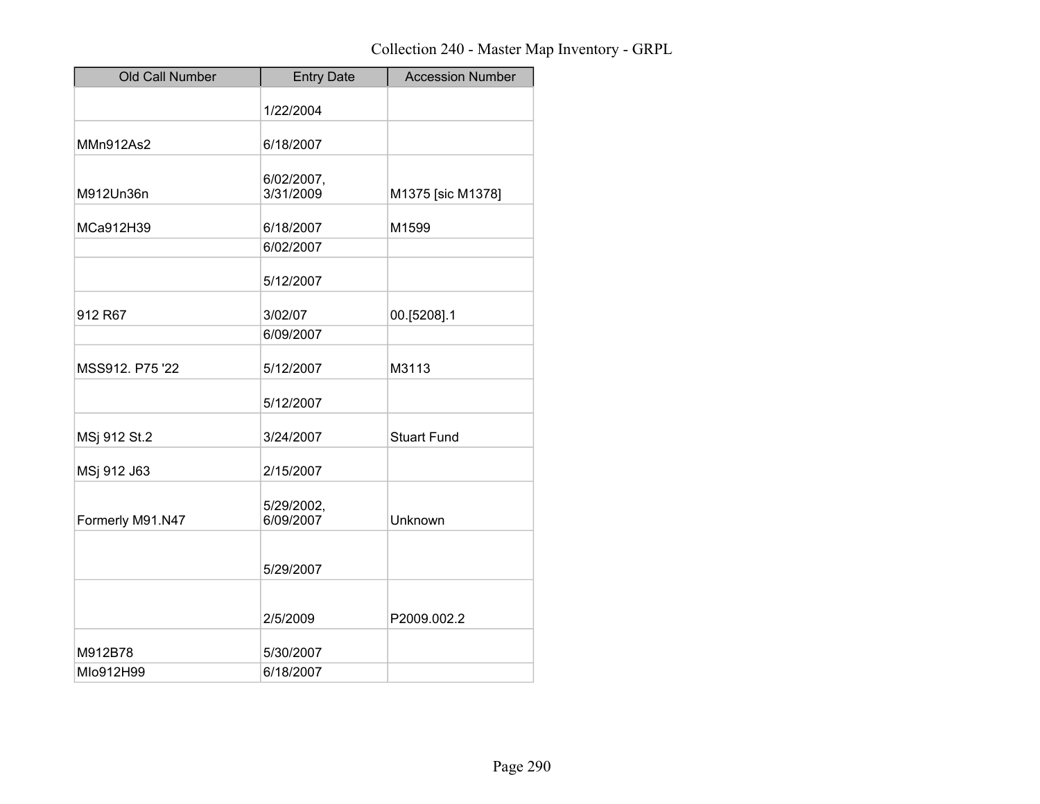Collection 240 - Master Map Inventory - GRPL

| Old Call Number | Entry Date | Accession Number |
|---|---|---|
| | 1/22/2004 | |
| MMn912As2 | 6/18/2007 | |
| M912Un36n | 6/02/2007, 3/31/2009 | M1375 [sic M1378] |
| MCa912H39 | 6/18/2007 | M1599 |
| | 6/02/2007 | |
| | 5/12/2007 | |
| 912 R67 | 3/02/07 | 00.[5208].1 |
| | 6/09/2007 | |
| MSS912. P75 '22 | 5/12/2007 | M3113 |
| | 5/12/2007 | |
| MSj 912 St.2 | 3/24/2007 | Stuart Fund |
| MSj 912 J63 | 2/15/2007 | |
| Formerly M91.N47 | 5/29/2002, 6/09/2007 | Unknown |
| | 5/29/2007 | |
| | 2/5/2009 | P2009.002.2 |
| M912B78 | 5/30/2007 | |
| MIo912H99 | 6/18/2007 | |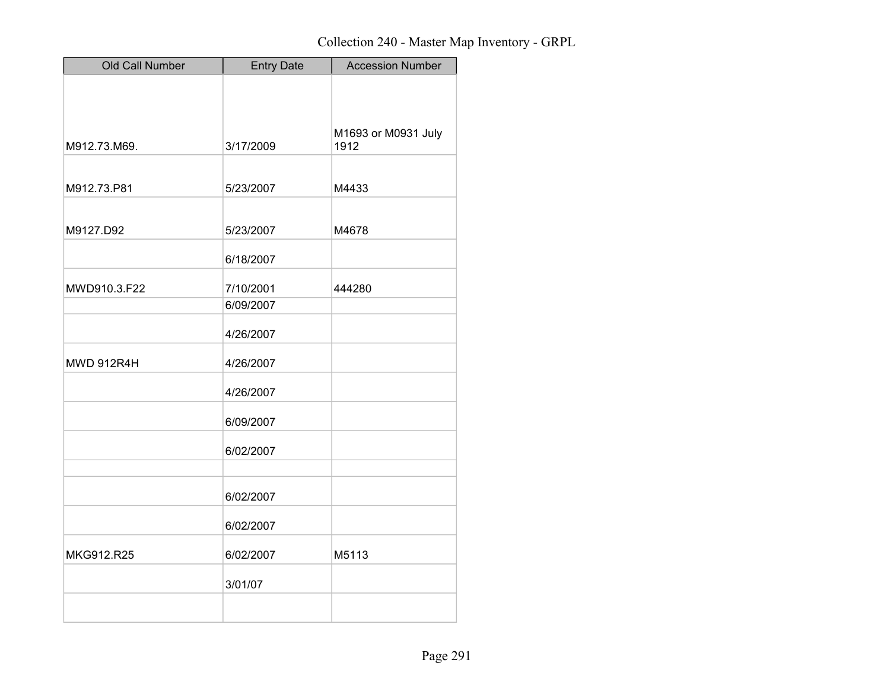Collection 240 - Master Map Inventory - GRPL

| Old Call Number | Entry Date | Accession Number |
| --- | --- | --- |
| M912.73.M69. | 3/17/2009 | M1693 or M0931 July 1912 |
| M912.73.P81 | 5/23/2007 | M4433 |
| M9127.D92 | 5/23/2007 | M4678 |
| | 6/18/2007 | |
| MWD910.3.F22 | 7/10/2001 | 444280 |
| | 6/09/2007 | |
| | 4/26/2007 | |
| MWD 912R4H | 4/26/2007 | |
| | 4/26/2007 | |
| | 6/09/2007 | |
| | 6/02/2007 | |
| | | |
| | 6/02/2007 | |
| | 6/02/2007 | |
| MKG912.R25 | 6/02/2007 | M5113 |
| | 3/01/07 | |
| | | |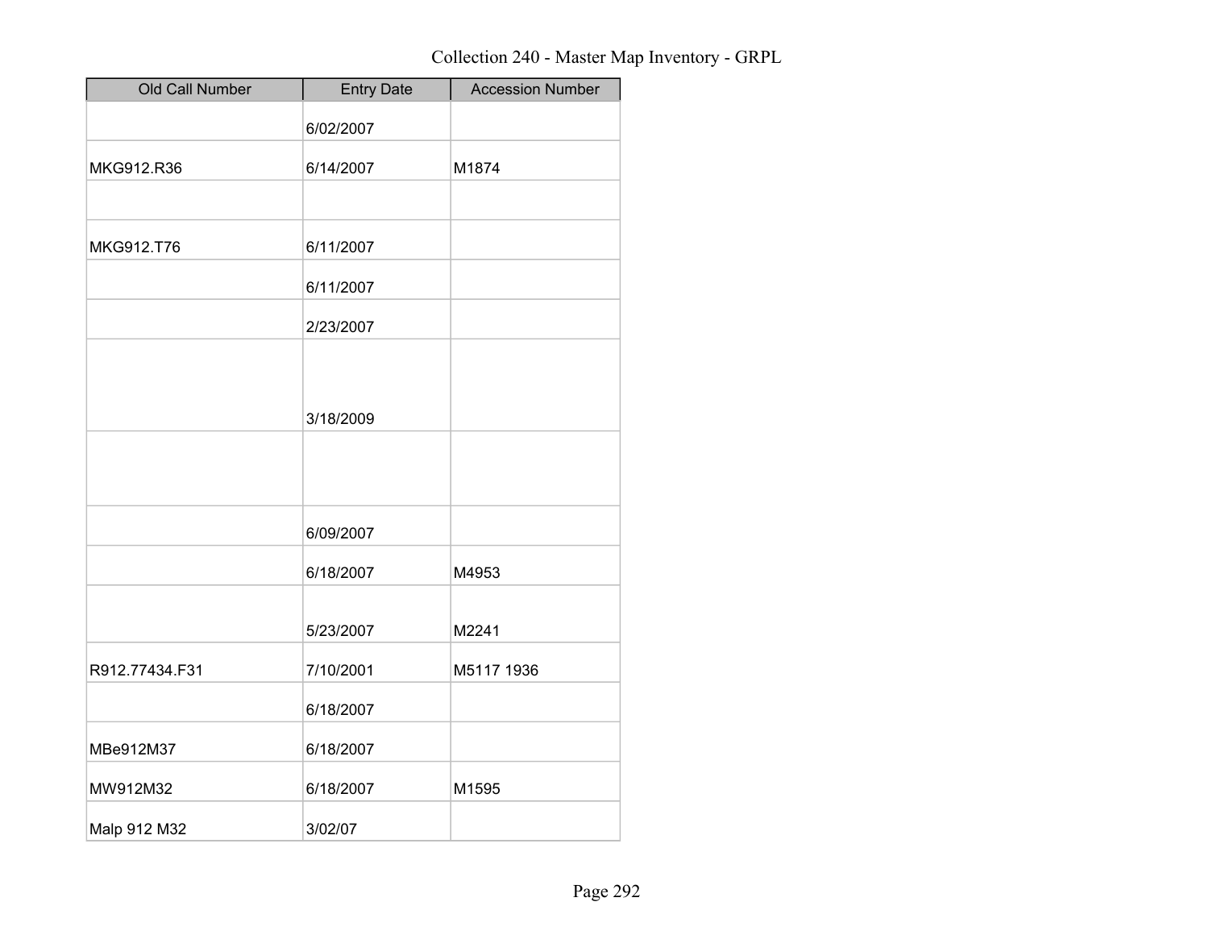Collection 240 - Master Map Inventory - GRPL

| Old Call Number | Entry Date | Accession Number |
|---|---|---|
| | 6/02/2007 | |
| MKG912.R36 | 6/14/2007 | M1874 |
| | | |
| MKG912.T76 | 6/11/2007 | |
| | 6/11/2007 | |
| | 2/23/2007 | |
| | 3/18/2009 | |
| | | |
| | 6/09/2007 | |
| | 6/18/2007 | M4953 |
| | 5/23/2007 | M2241 |
| R912.77434.F31 | 7/10/2001 | M5117 1936 |
| | 6/18/2007 | |
| MBe912M37 | 6/18/2007 | |
| MW912M32 | 6/18/2007 | M1595 |
| Malp 912 M32 | 3/02/07 | |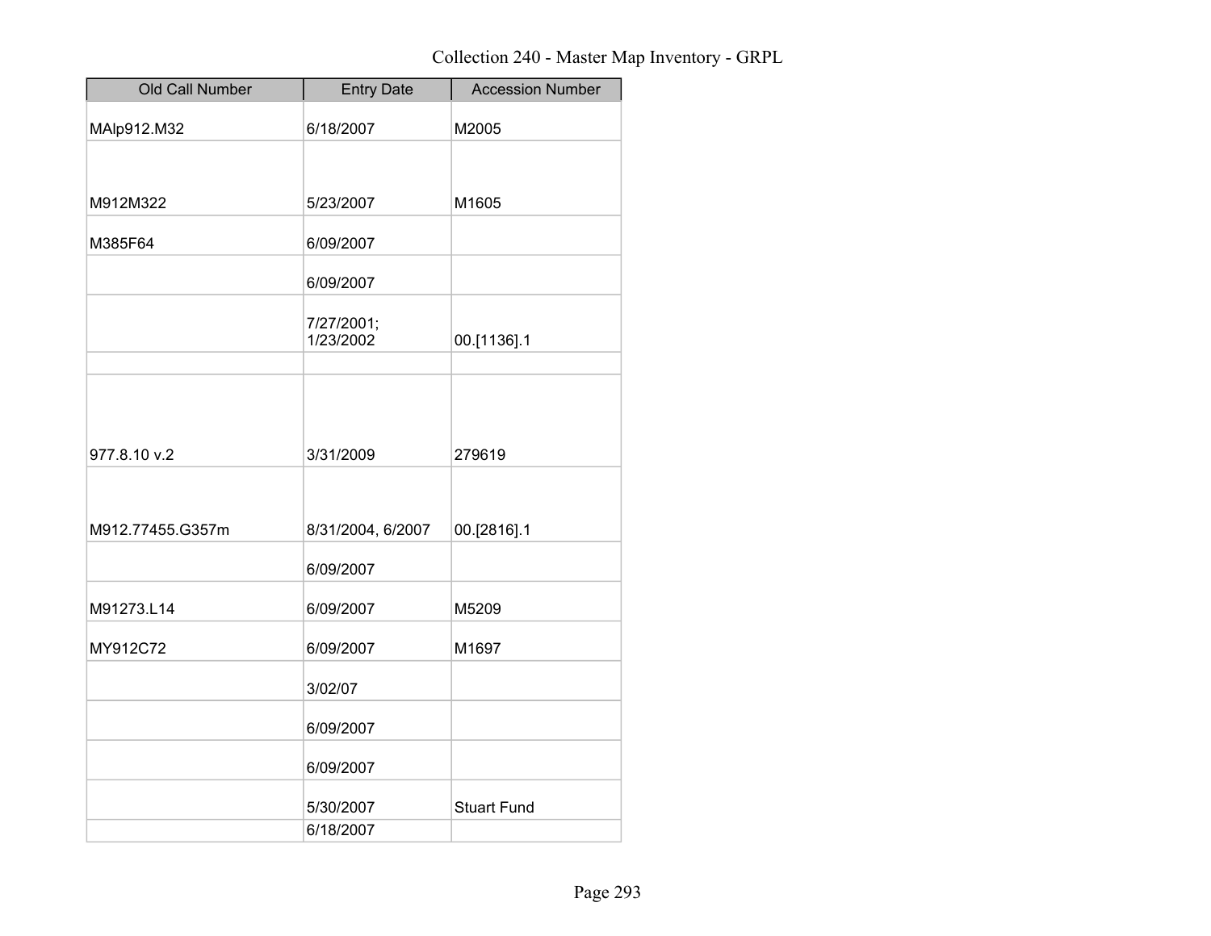Collection 240 - Master Map Inventory - GRPL

| Old Call Number | Entry Date | Accession Number |
| --- | --- | --- |
| MAlp912.M32 | 6/18/2007 | M2005 |
| M912M322 | 5/23/2007 | M1605 |
| M385F64 | 6/09/2007 | |
| | 6/09/2007 | |
| | 7/27/2001; 1/23/2002 | 00.[1136].1 |
| | | |
| 977.8.10 v.2 | 3/31/2009 | 279619 |
| M912.77455.G357m | 8/31/2004, 6/2007 | 00.[2816].1 |
| | 6/09/2007 | |
| M91273.L14 | 6/09/2007 | M5209 |
| MY912C72 | 6/09/2007 | M1697 |
| | 3/02/07 | |
| | 6/09/2007 | |
| | 6/09/2007 | |
| | 5/30/2007 | Stuart Fund |
| | 6/18/2007 | |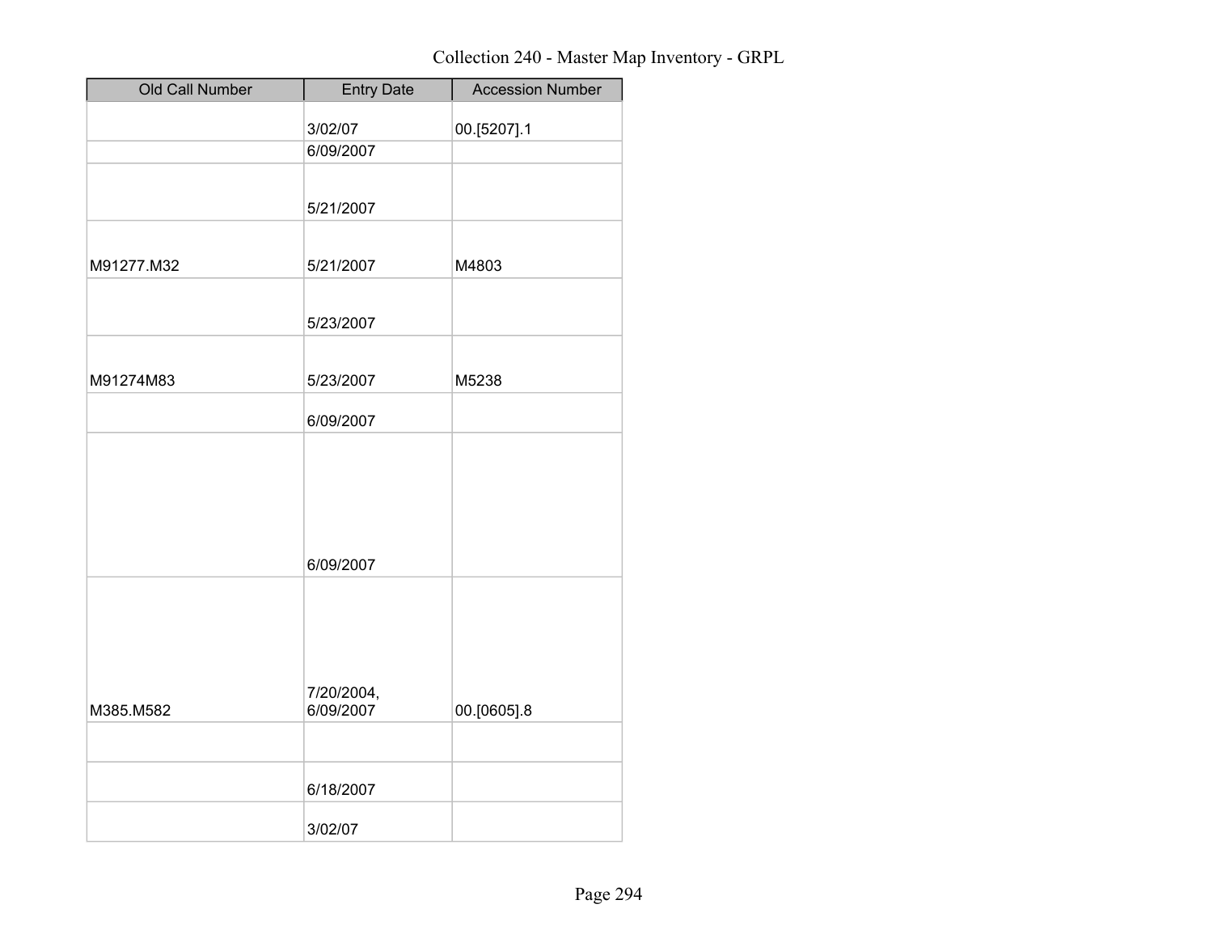Collection 240 - Master Map Inventory - GRPL

| Old Call Number | Entry Date | Accession Number |
| --- | --- | --- |
| | 3/02/07 | 00.[5207].1 |
| | 6/09/2007 | |
| | 5/21/2007 | |
| M91277.M32 | 5/21/2007 | M4803 |
| | 5/23/2007 | |
| M91274M83 | 5/23/2007 | M5238 |
| | 6/09/2007 | |
| | 6/09/2007 | |
| M385.M582 | 7/20/2004, 6/09/2007 | 00.[0605].8 |
| | | |
| | 6/18/2007 | |
| | 3/02/07 | |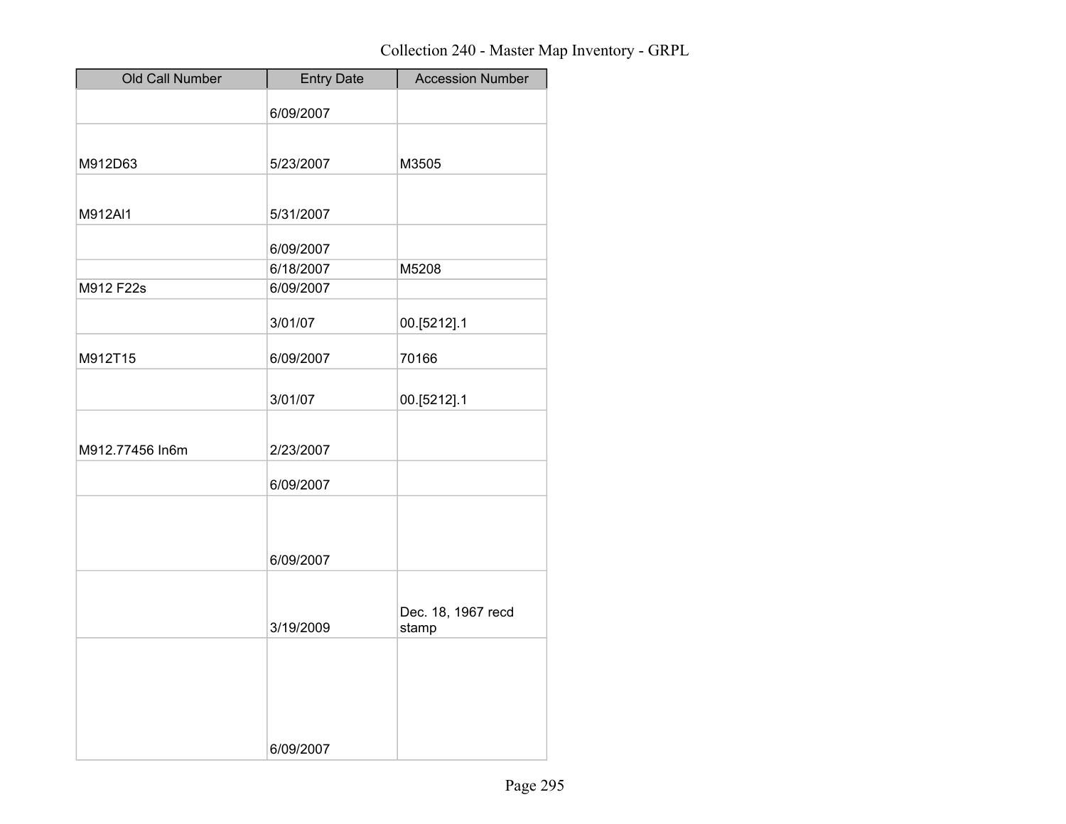Collection 240 - Master Map Inventory - GRPL

| Old Call Number | Entry Date | Accession Number |
|---|---|---|
| | 6/09/2007 | |
| M912D63 | 5/23/2007 | M3505 |
| M912Al1 | 5/31/2007 | |
| | 6/09/2007 | |
| | 6/18/2007 | M5208 |
| M912 F22s | 6/09/2007 | |
| | 3/01/07 | 00.[5212].1 |
| M912T15 | 6/09/2007 | 70166 |
| | 3/01/07 | 00.[5212].1 |
| M912.77456 In6m | 2/23/2007 | |
| | 6/09/2007 | |
| | 6/09/2007 | |
| | 3/19/2009 | Dec. 18, 1967 recd stamp |
| | 6/09/2007 | |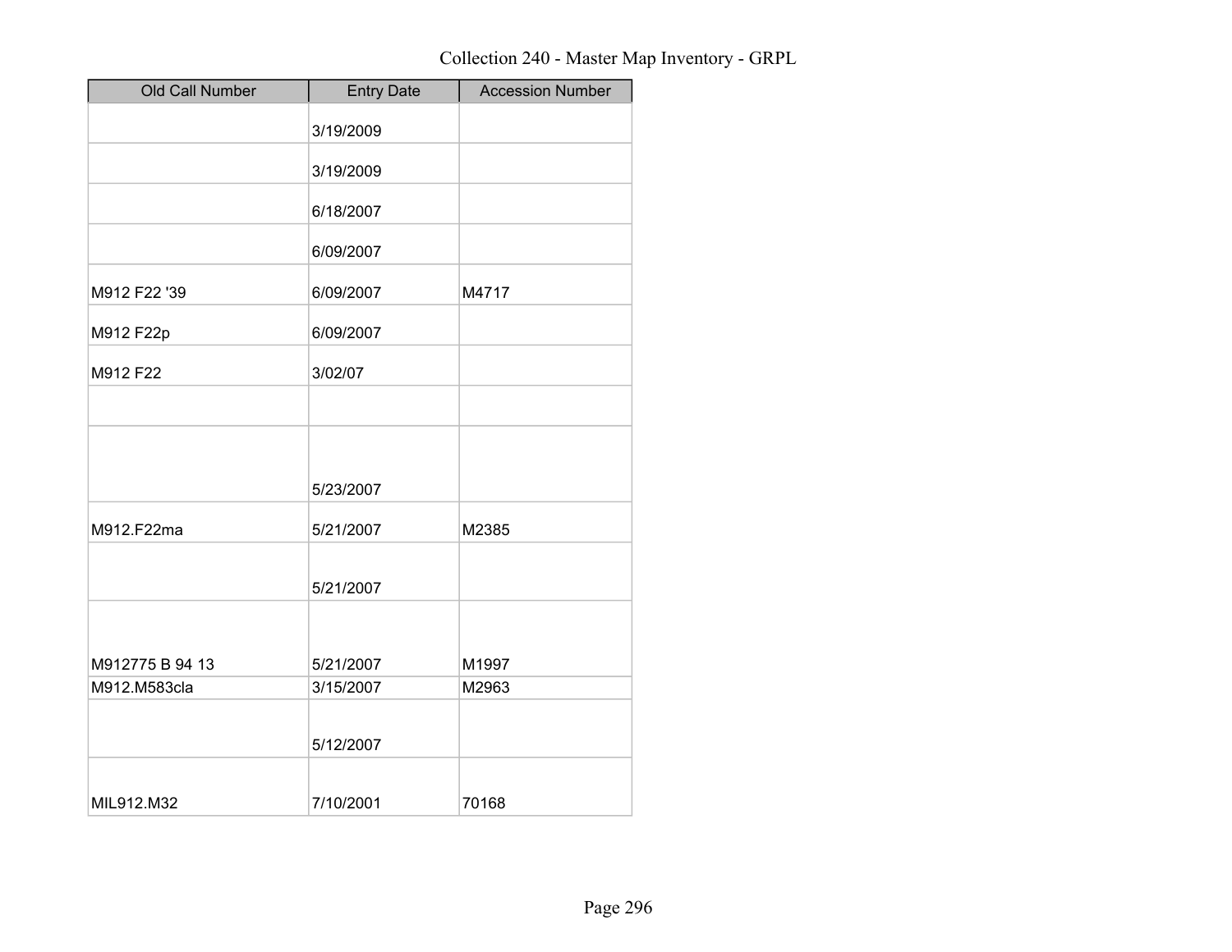# Collection 240 - Master Map Inventory - GRPL

| Old Call Number | Entry Date | Accession Number |
|---|---|---|
| | 3/19/2009 | |
| | 3/19/2009 | |
| | 6/18/2007 | |
| | 6/09/2007 | |
| M912 F22 '39 | 6/09/2007 | M4717 |
| M912 F22p | 6/09/2007 | |
| M912 F22 | 3/02/07 | |
| | | |
| | 5/23/2007 | |
| M912.F22ma | 5/21/2007 | M2385 |
| | 5/21/2007 | |
| M912775 B 94 13 | 5/21/2007 | M1997 |
| M912.M583cla | 3/15/2007 | M2963 |
| | 5/12/2007 | |
| MIL912.M32 | 7/10/2001 | 70168 |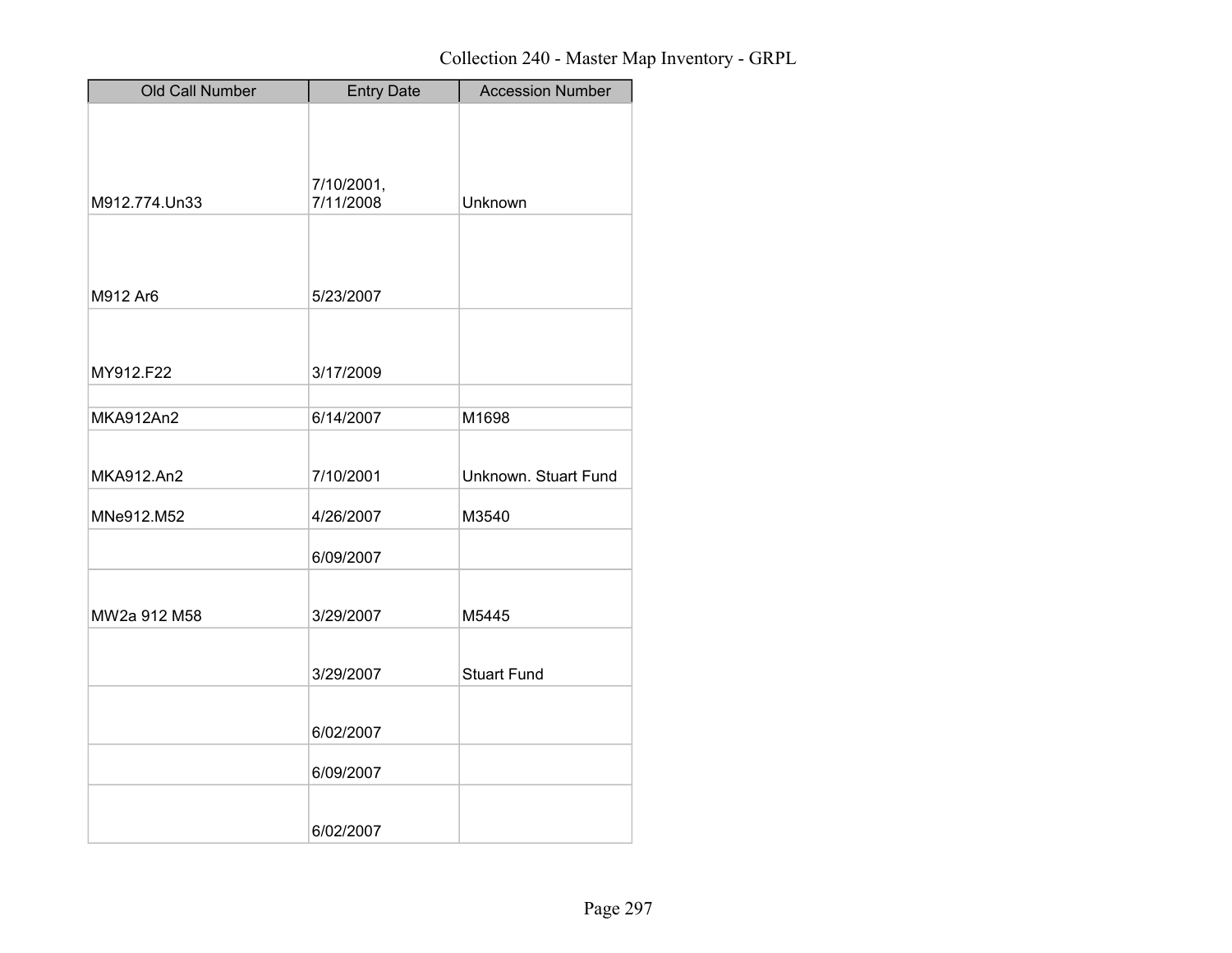Collection 240 - Master Map Inventory - GRPL

| Old Call Number | Entry Date | Accession Number |
|---|---|---|
| M912.774.Un33 | 7/10/2001, 7/11/2008 | Unknown |
| M912 Ar6 | 5/23/2007 | |
| MY912.F22 | 3/17/2009 | |
| | | |
| MKA912An2 | 6/14/2007 | M1698 |
| MKA912.An2 | 7/10/2001 | Unknown. Stuart Fund |
| MNe912.M52 | 4/26/2007 | M3540 |
| | 6/09/2007 | |
| MW2a 912 M58 | 3/29/2007 | M5445 |
| | 3/29/2007 | Stuart Fund |
| | 6/02/2007 | |
| | 6/09/2007 | |
| | 6/02/2007 | |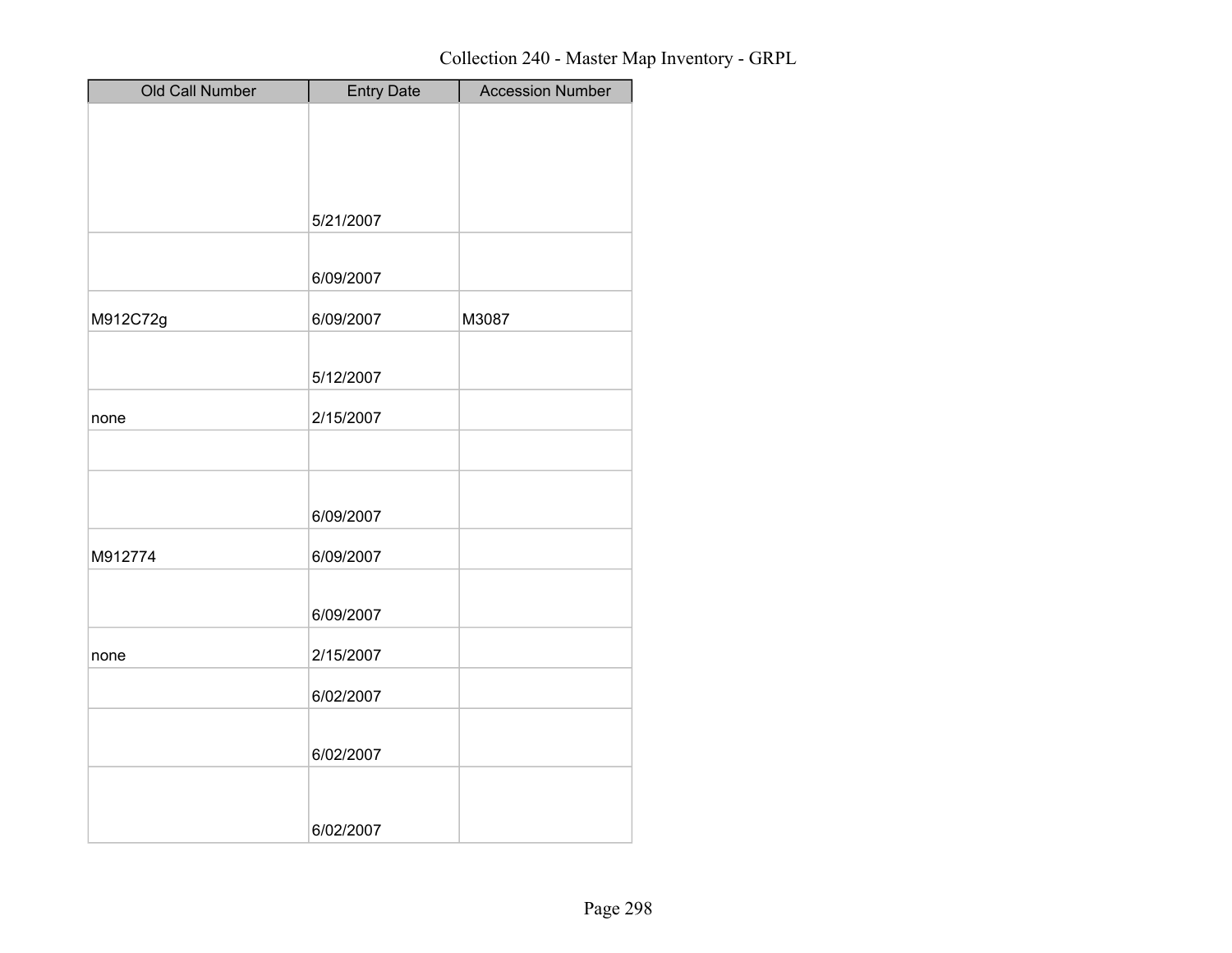Collection 240 - Master Map Inventory - GRPL

| Old Call Number | Entry Date | Accession Number |
|---|---|---|
| | 5/21/2007 | |
| | 6/09/2007 | |
| M912C72g | 6/09/2007 | M3087 |
| | 5/12/2007 | |
| none | 2/15/2007 | |
| | | |
| | 6/09/2007 | |
| M912774 | 6/09/2007 | |
| | 6/09/2007 | |
| none | 2/15/2007 | |
| | 6/02/2007 | |
| | 6/02/2007 | |
| | 6/02/2007 | |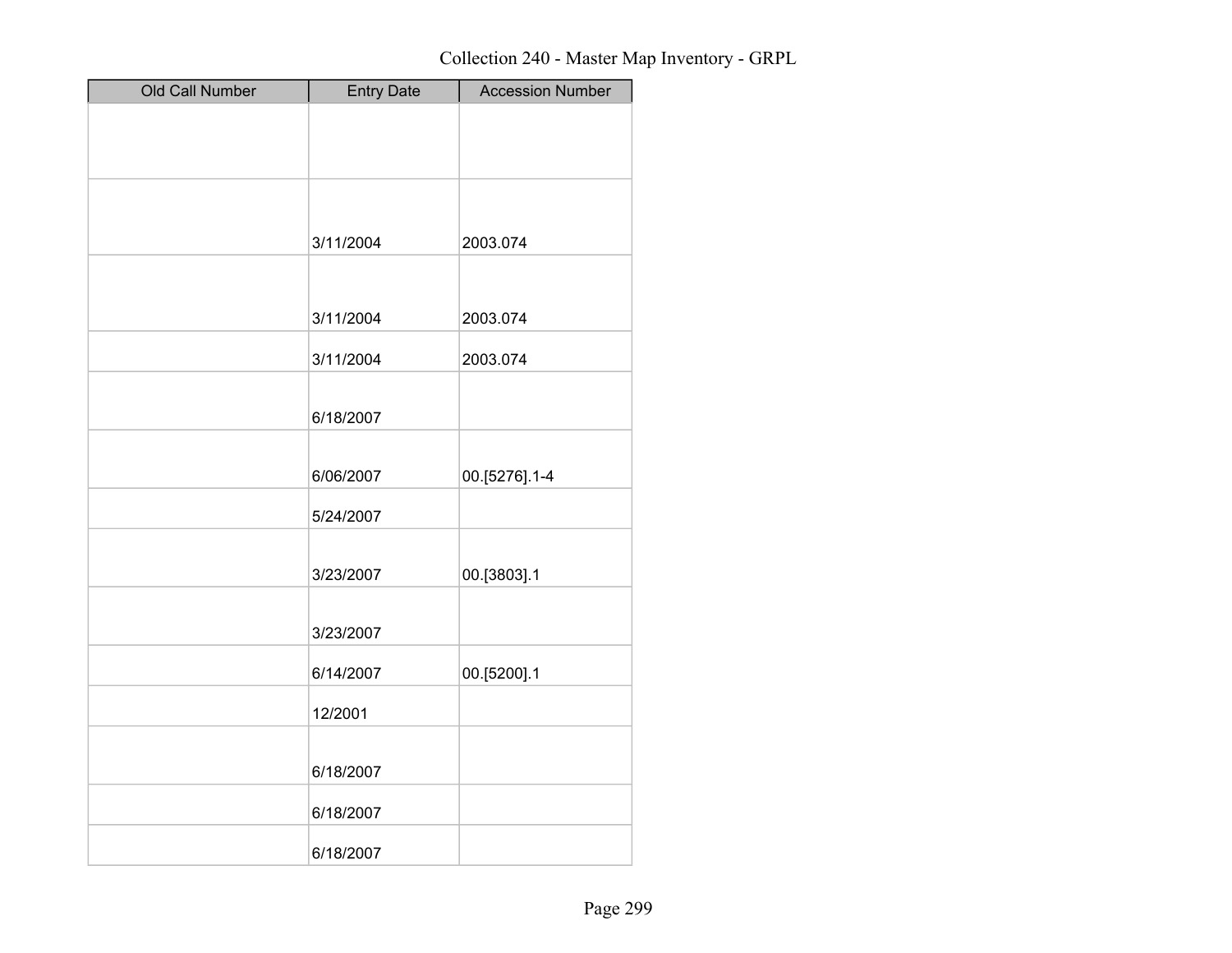# Collection 240 - Master Map Inventory - GRPL

| Old Call Number | Entry Date | Accession Number |
| --- | --- | --- |
| | | |
| | 3/11/2004 | 2003.074 |
| | 3/11/2004 | 2003.074 |
| | 3/11/2004 | 2003.074 |
| | 6/18/2007 | |
| | 6/06/2007 | 00.[5276].1-4 |
| | 5/24/2007 | |
| | 3/23/2007 | 00.[3803].1 |
| | 3/23/2007 | |
| | 6/14/2007 | 00.[5200].1 |
| | 12/2001 | |
| | 6/18/2007 | |
| | 6/18/2007 | |
| | 6/18/2007 | |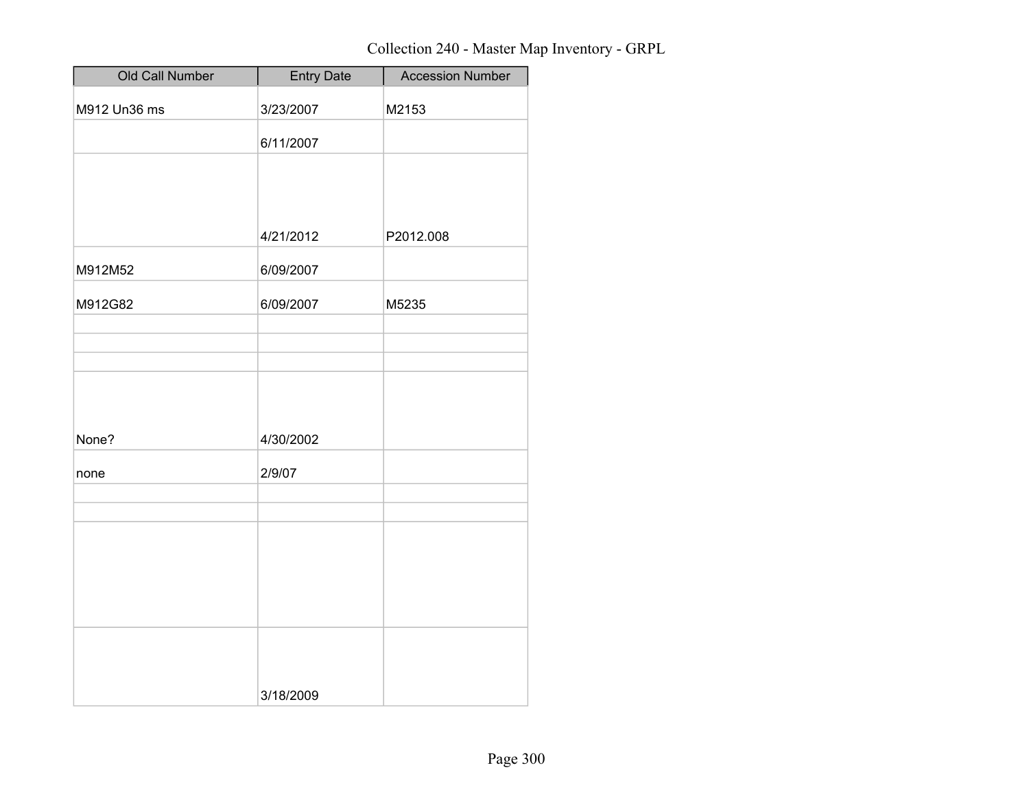Collection 240 - Master Map Inventory - GRPL

| Old Call Number | Entry Date | Accession Number |
| --- | --- | --- |
| M912 Un36 ms | 3/23/2007 | M2153 |
| | 6/11/2007 | |
| | 4/21/2012 | P2012.008 |
| M912M52 | 6/09/2007 | |
| M912G82 | 6/09/2007 | M5235 |
| | | |
| | | |
| | | |
| None? | 4/30/2002 | |
| none | 2/9/07 | |
| | | |
| | | |
| | | |
| | 3/18/2009 | |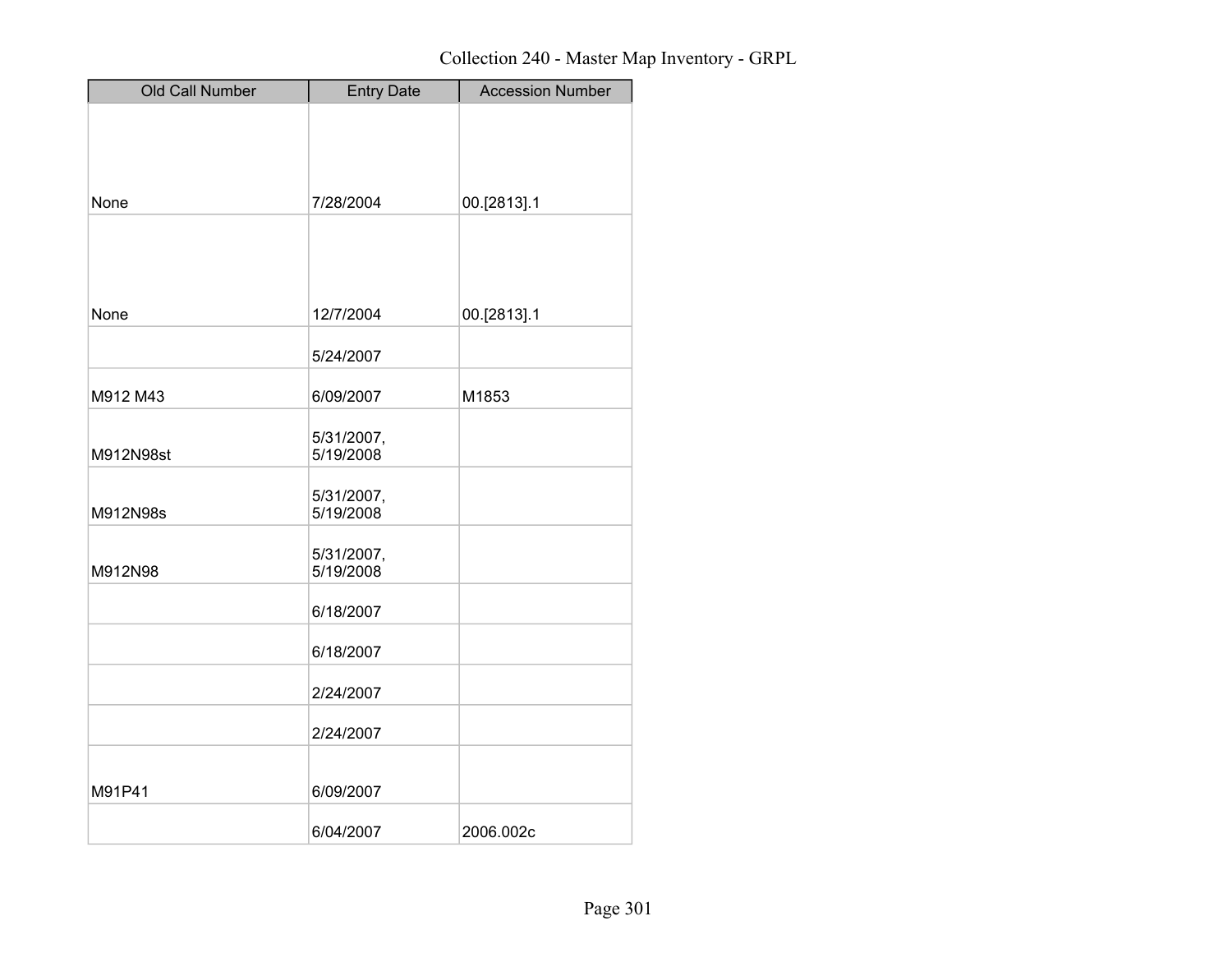| Old Call Number | Entry Date | Accession Number |
|---|---|---|
| None | 7/28/2004 | 00.[2813].1 |
| None | 12/7/2004 | 00.[2813].1 |
| | 5/24/2007 | |
| M912 M43 | 6/09/2007 | M1853 |
| M912N98st | 5/31/2007, 5/19/2008 | |
| M912N98s | 5/31/2007, 5/19/2008 | |
| M912N98 | 5/31/2007, 5/19/2008 | |
| | 6/18/2007 | |
| | 6/18/2007 | |
| | 2/24/2007 | |
| | 2/24/2007 | |
| M91P41 | 6/09/2007 | |
| | 6/04/2007 | 2006.002c |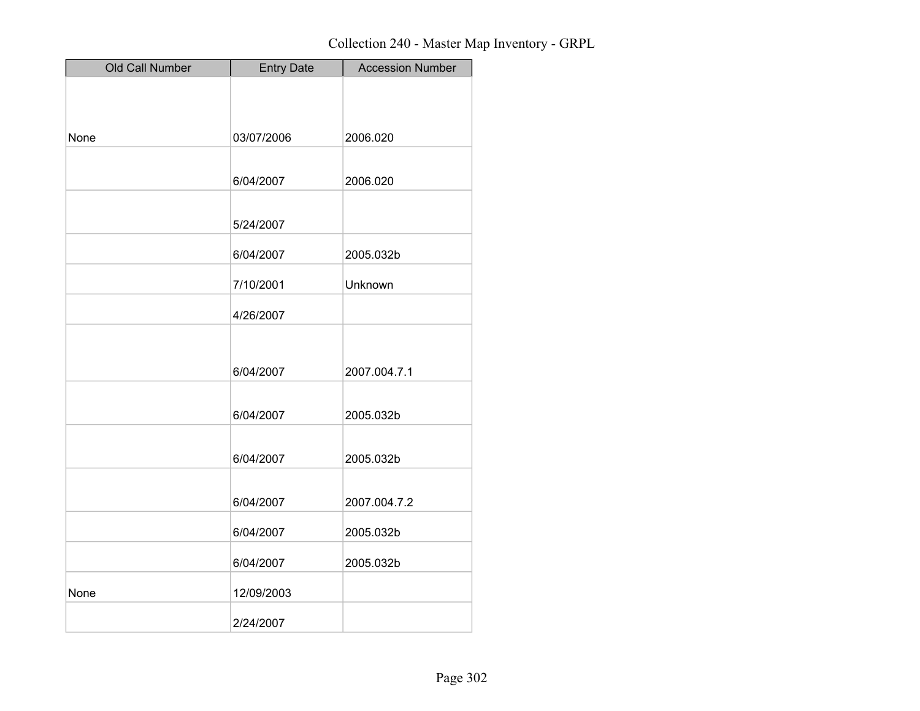# Collection 240 - Master Map Inventory - GRPL

| Old Call Number | Entry Date | Accession Number |
| --- | --- | --- |
| None | 03/07/2006 | 2006.020 |
| | 6/04/2007 | 2006.020 |
| | 5/24/2007 | |
| | 6/04/2007 | 2005.032b |
| | 7/10/2001 | Unknown |
| | 4/26/2007 | |
| | 6/04/2007 | 2007.004.7.1 |
| | 6/04/2007 | 2005.032b |
| | 6/04/2007 | 2005.032b |
| | 6/04/2007 | 2007.004.7.2 |
| | 6/04/2007 | 2005.032b |
| | 6/04/2007 | 2005.032b |
| None | 12/09/2003 | |
| | 2/24/2007 | |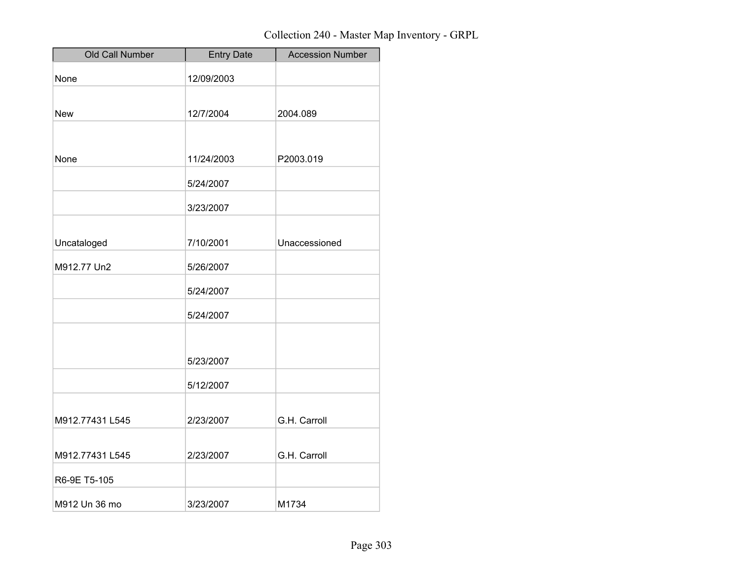Collection 240 - Master Map Inventory - GRPL

| Old Call Number | Entry Date | Accession Number |
|---|---|---|
| None | 12/09/2003 | |
| New | 12/7/2004 | 2004.089 |
| None | 11/24/2003 | P2003.019 |
| | 5/24/2007 | |
| | 3/23/2007 | |
| Uncataloged | 7/10/2001 | Unaccessioned |
| M912.77 Un2 | 5/26/2007 | |
| | 5/24/2007 | |
| | 5/24/2007 | |
| | 5/23/2007 | |
| | 5/12/2007 | |
| M912.77431 L545 | 2/23/2007 | G.H. Carroll |
| M912.77431 L545 | 2/23/2007 | G.H. Carroll |
| R6-9E T5-105 | | |
| M912 Un 36 mo | 3/23/2007 | M1734 |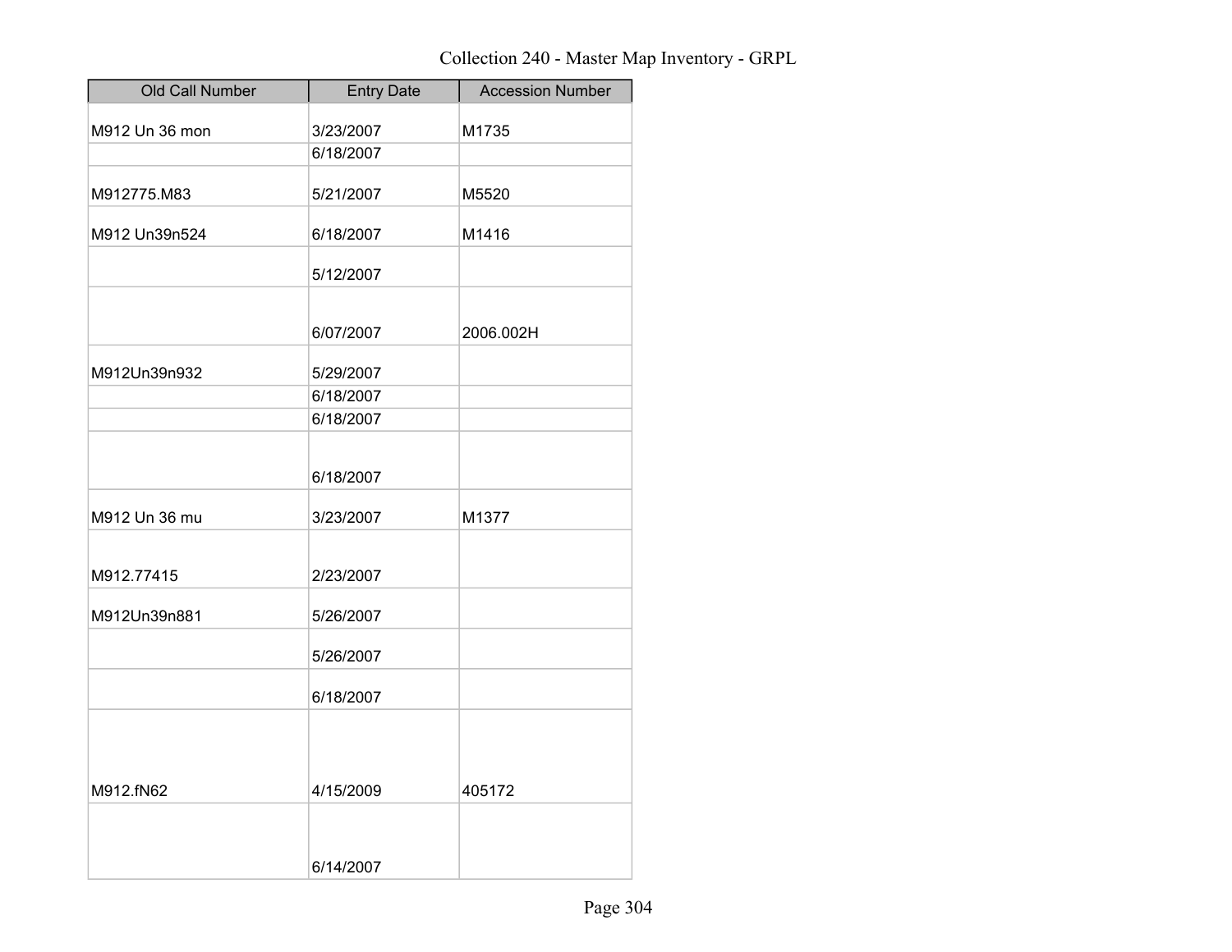| Old Call Number | Entry Date | Accession Number |
|---|---|---|
| M912 Un 36 mon | 3/23/2007 | M1735 |
| | 6/18/2007 | |
| M912775.M83 | 5/21/2007 | M5520 |
| M912 Un39n524 | 6/18/2007 | M1416 |
| | 5/12/2007 | |
| | 6/07/2007 | 2006.002H |
| M912Un39n932 | 5/29/2007 | |
| | 6/18/2007 | |
| | 6/18/2007 | |
| | 6/18/2007 | |
| M912 Un 36 mu | 3/23/2007 | M1377 |
| M912.77415 | 2/23/2007 | |
| M912Un39n881 | 5/26/2007 | |
| | 5/26/2007 | |
| | 6/18/2007 | |
| M912.fN62 | 4/15/2009 | 405172 |
| | 6/14/2007 | |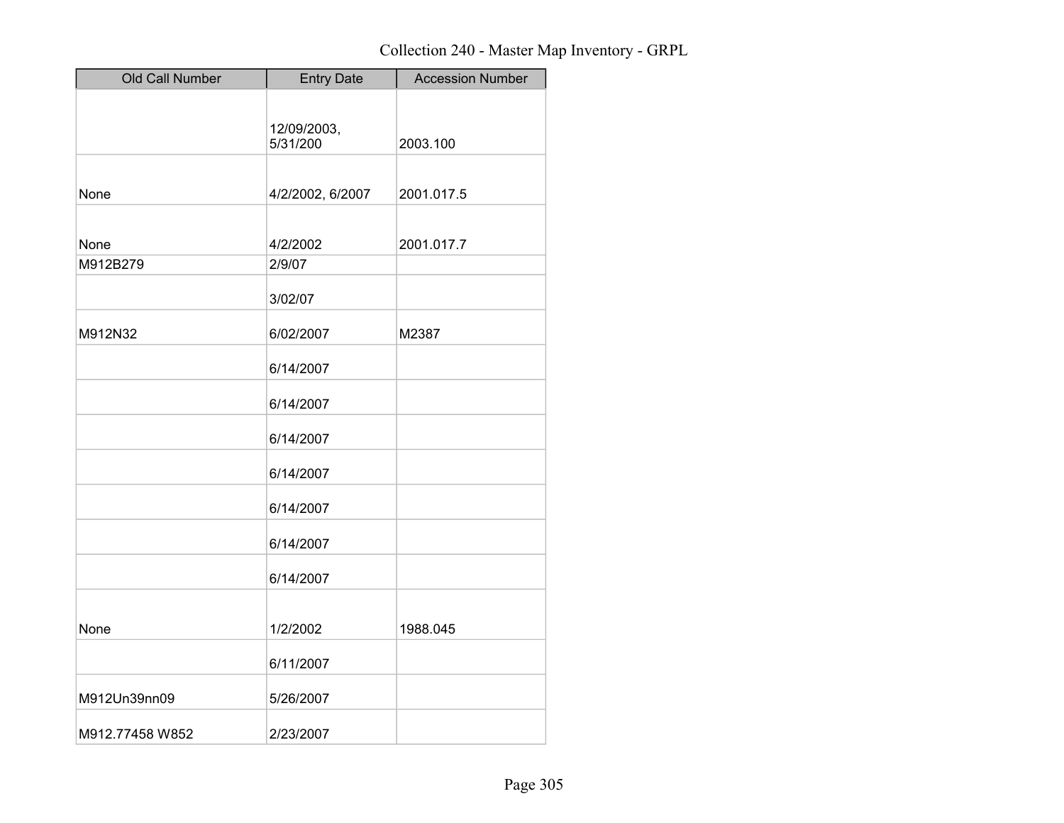# Collection 240 - Master Map Inventory - GRPL

| Old Call Number | Entry Date | Accession Number |
| --- | --- | --- |
| | 12/09/2003, 5/31/200 | 2003.100 |
| None | 4/2/2002, 6/2007 | 2001.017.5 |
| None | 4/2/2002 | 2001.017.7 |
| M912B279 | 2/9/07 | |
| | 3/02/07 | |
| M912N32 | 6/02/2007 | M2387 |
| | 6/14/2007 | |
| | 6/14/2007 | |
| | 6/14/2007 | |
| | 6/14/2007 | |
| | 6/14/2007 | |
| | 6/14/2007 | |
| | 6/14/2007 | |
| None | 1/2/2002 | 1988.045 |
| | 6/11/2007 | |
| M912Un39nn09 | 5/26/2007 | |
| M912.77458 W852 | 2/23/2007 | |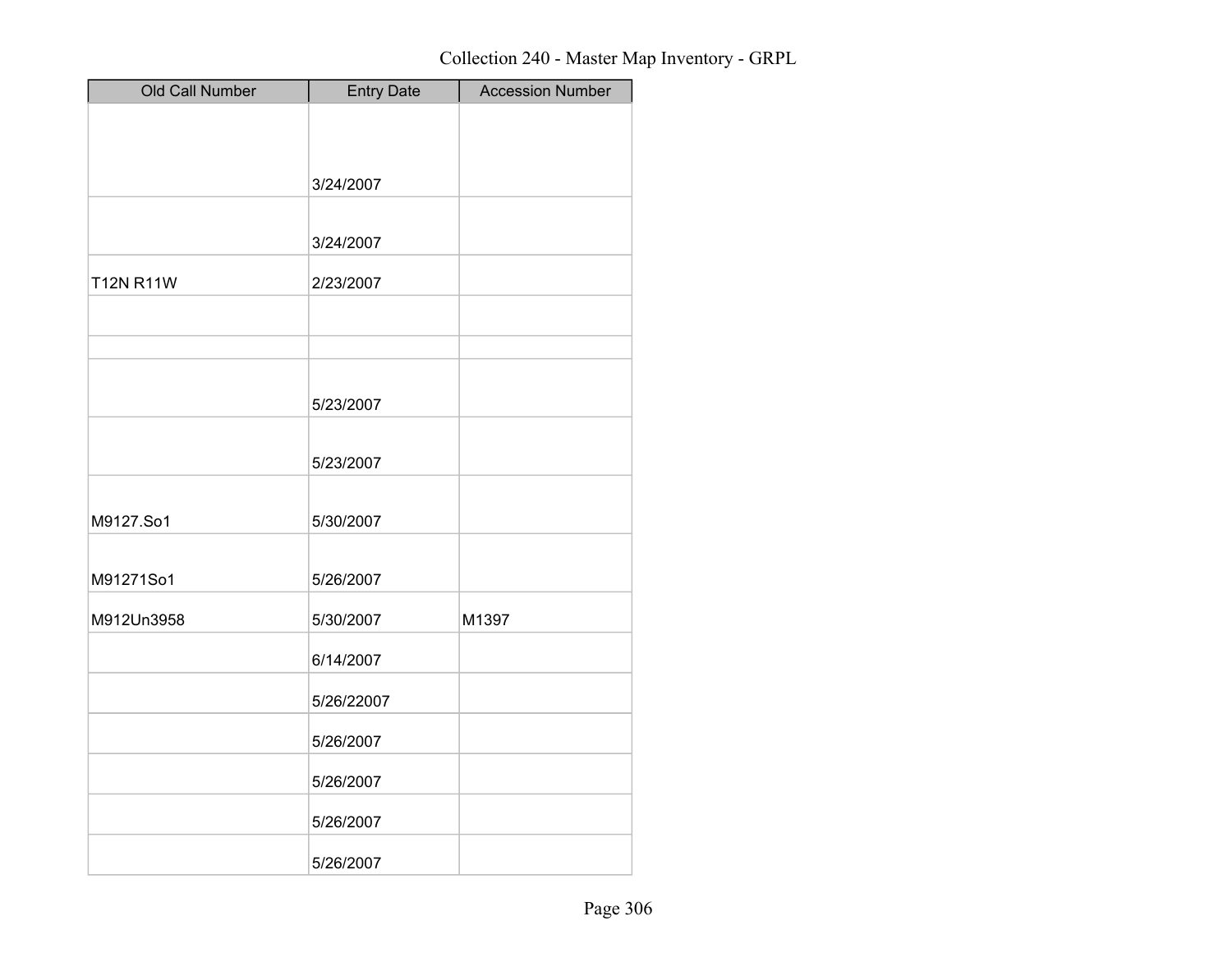Collection 240 - Master Map Inventory - GRPL

| Old Call Number | Entry Date | Accession Number |
| --- | --- | --- |
| | 3/24/2007 | |
| | 3/24/2007 | |
| T12N R11W | 2/23/2007 | |
| | | |
| | | |
| | 5/23/2007 | |
| | 5/23/2007 | |
| M9127.So1 | 5/30/2007 | |
| M91271So1 | 5/26/2007 | |
| M912Un3958 | 5/30/2007 | M1397 |
| | 6/14/2007 | |
| | 5/26/22007 | |
| | 5/26/2007 | |
| | 5/26/2007 | |
| | 5/26/2007 | |
| | 5/26/2007 | |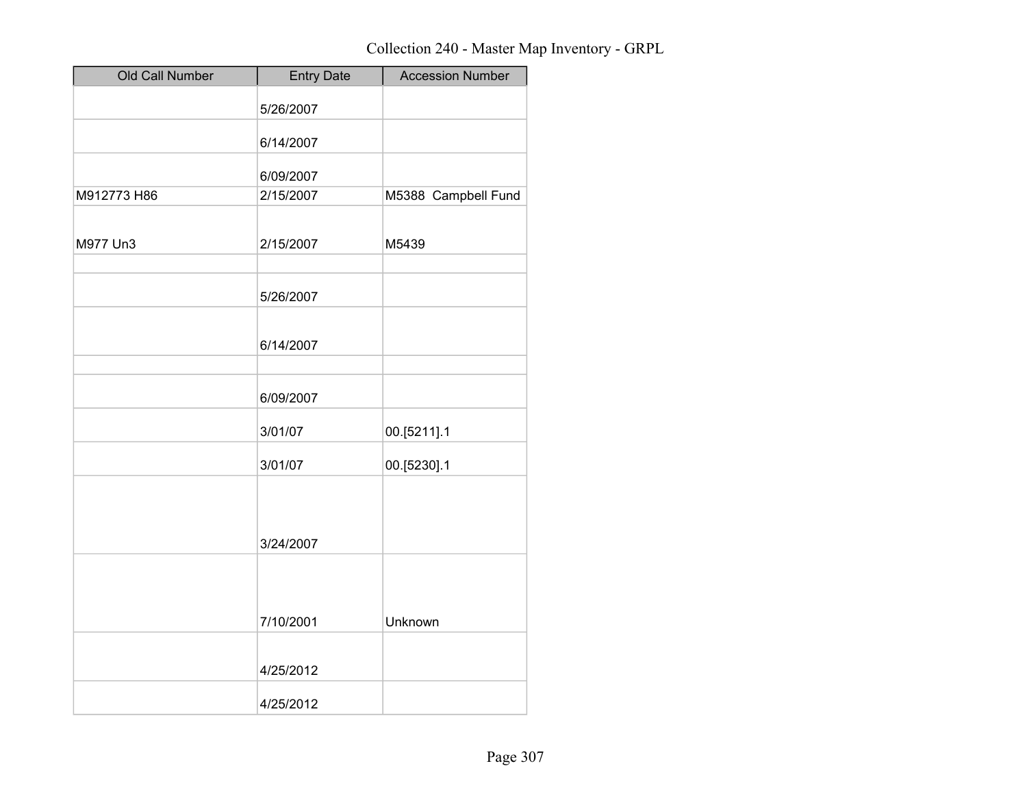Collection 240 - Master Map Inventory - GRPL

| Old Call Number | Entry Date | Accession Number |
|---|---|---|
| | 5/26/2007 | |
| | 6/14/2007 | |
| | 6/09/2007 | |
| M912773 H86 | 2/15/2007 | M5388 Campbell Fund |
| M977 Un3 | 2/15/2007 | M5439 |
| | | |
| | 5/26/2007 | |
| | 6/14/2007 | |
| | | |
| | 6/09/2007 | |
| | 3/01/07 | 00.[5211].1 |
| | 3/01/07 | 00.[5230].1 |
| | 3/24/2007 | |
| | 7/10/2001 | Unknown |
| | 4/25/2012 | |
| | 4/25/2012 | |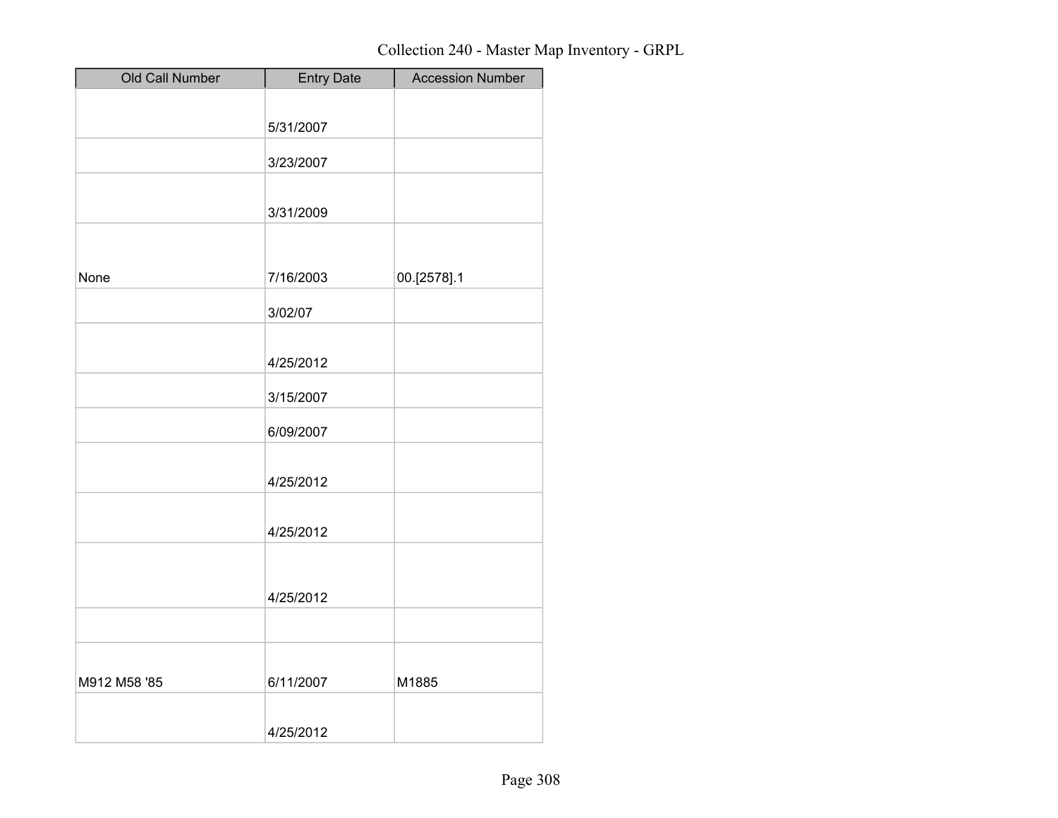Collection 240 - Master Map Inventory - GRPL

| Old Call Number | Entry Date | Accession Number |
| --- | --- | --- |
| | 5/31/2007 | |
| | 3/23/2007 | |
| | 3/31/2009 | |
| None | 7/16/2003 | 00.[2578].1 |
| | 3/02/07 | |
| | 4/25/2012 | |
| | 3/15/2007 | |
| | 6/09/2007 | |
| | 4/25/2012 | |
| | 4/25/2012 | |
| | 4/25/2012 | |
| | | |
| M912 M58 '85 | 6/11/2007 | M1885 |
| | 4/25/2012 | |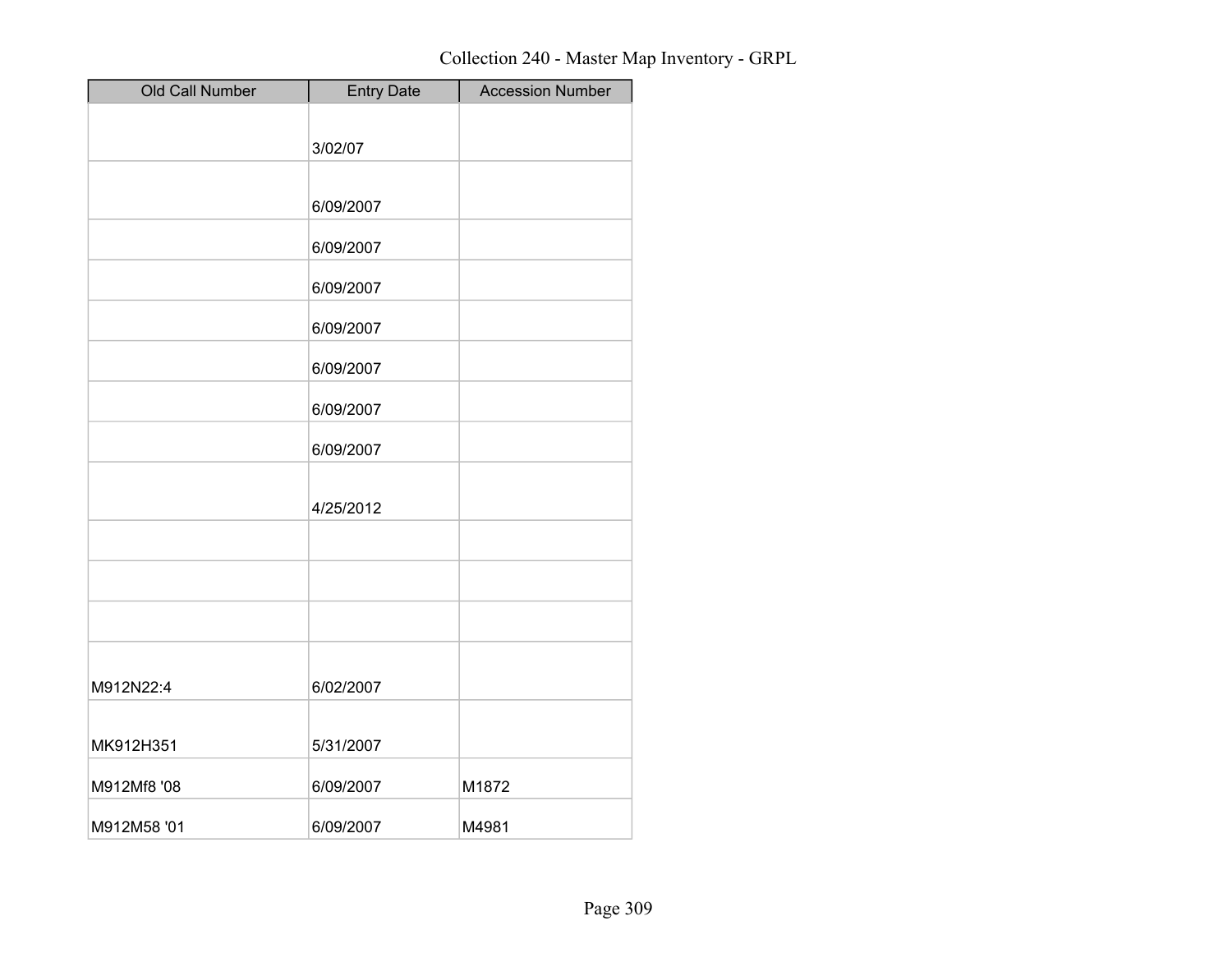Collection 240 - Master Map Inventory - GRPL

| Old Call Number | Entry Date | Accession Number |
|---|---|---|
| | 3/02/07 | |
| | 6/09/2007 | |
| | 6/09/2007 | |
| | 6/09/2007 | |
| | 6/09/2007 | |
| | 6/09/2007 | |
| | 6/09/2007 | |
| | 6/09/2007 | |
| | 4/25/2012 | |
| | | |
| | | |
| | | |
| M912N22:4 | 6/02/2007 | |
| MK912H351 | 5/31/2007 | |
| M912Mf8 '08 | 6/09/2007 | M1872 |
| M912M58 '01 | 6/09/2007 | M4981 |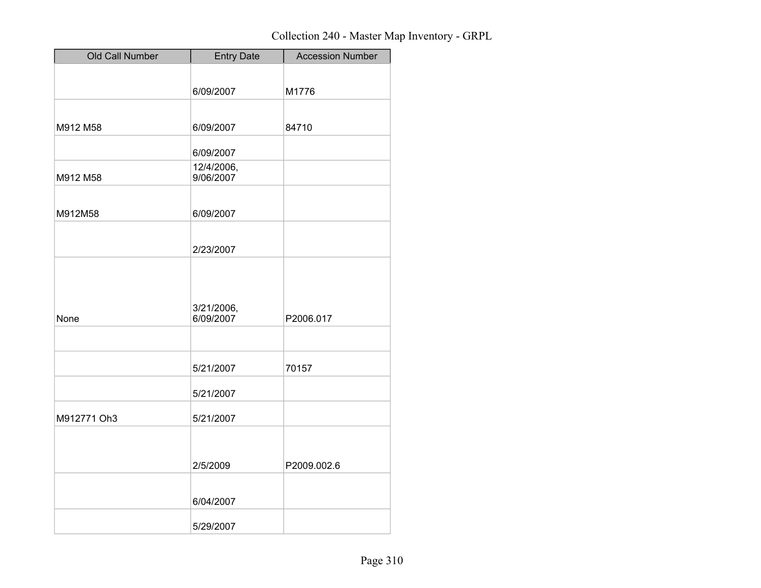Collection 240 - Master Map Inventory - GRPL

| Old Call Number | Entry Date | Accession Number |
| --- | --- | --- |
| | 6/09/2007 | M1776 |
| M912 M58 | 6/09/2007 | 84710 |
| | 6/09/2007 | |
| M912 M58 | 12/4/2006, 9/06/2007 | |
| M912M58 | 6/09/2007 | |
| | 2/23/2007 | |
| None | 3/21/2006, 6/09/2007 | P2006.017 |
| | | |
| | 5/21/2007 | 70157 |
| | 5/21/2007 | |
| M912771 Oh3 | 5/21/2007 | |
| | 2/5/2009 | P2009.002.6 |
| | 6/04/2007 | |
| | 5/29/2007 | |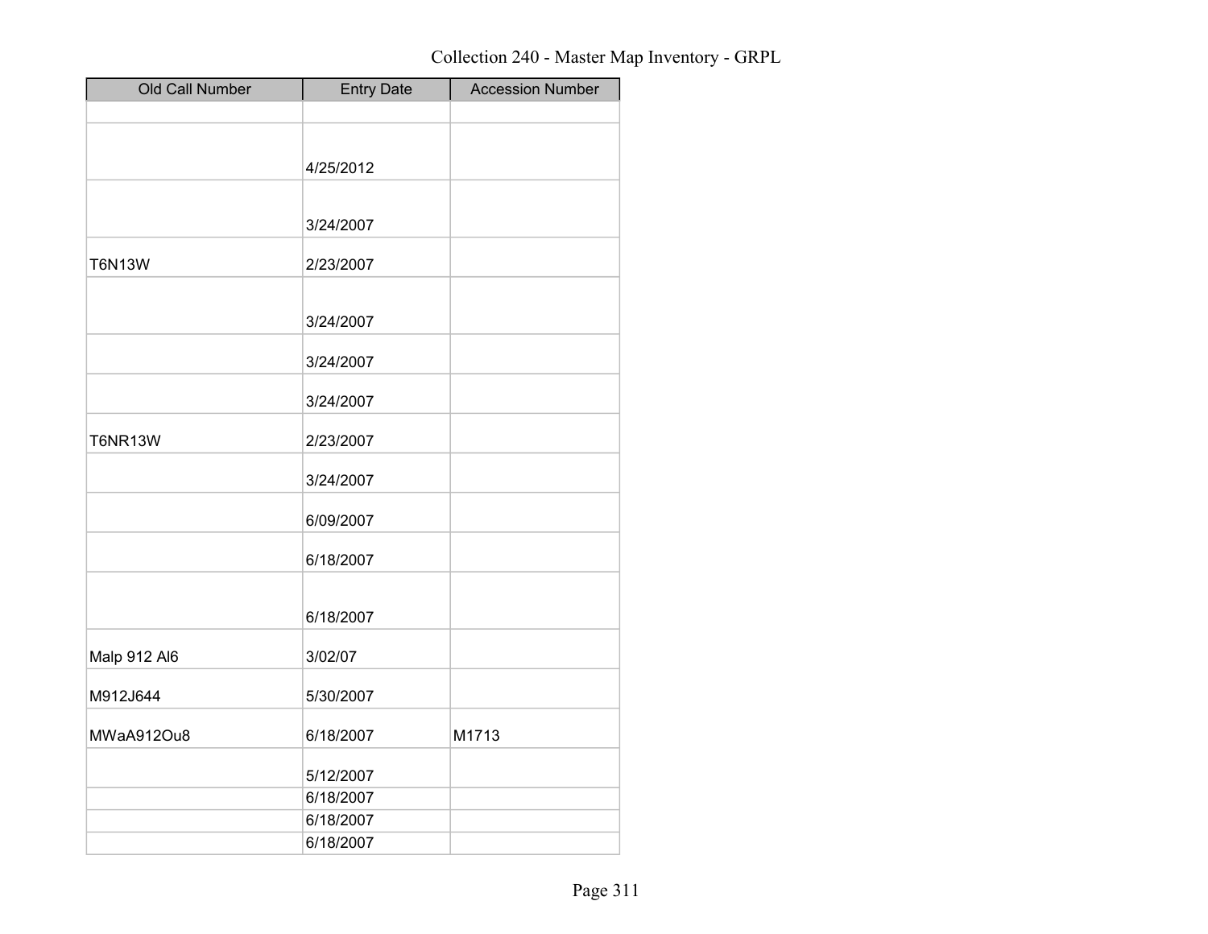Collection 240 - Master Map Inventory - GRPL

| Old Call Number | Entry Date | Accession Number |
| --- | --- | --- |
| | | |
| | 4/25/2012 | |
| | 3/24/2007 | |
| T6N13W | 2/23/2007 | |
| | 3/24/2007 | |
| | 3/24/2007 | |
| | 3/24/2007 | |
| T6NR13W | 2/23/2007 | |
| | 3/24/2007 | |
| | 6/09/2007 | |
| | 6/18/2007 | |
| | 6/18/2007 | |
| Malp 912 Al6 | 3/02/07 | |
| M912J644 | 5/30/2007 | |
| MWaA912Ou8 | 6/18/2007 | M1713 |
| | 5/12/2007 | |
| | 6/18/2007 | |
| | 6/18/2007 | |
| | 6/18/2007 | |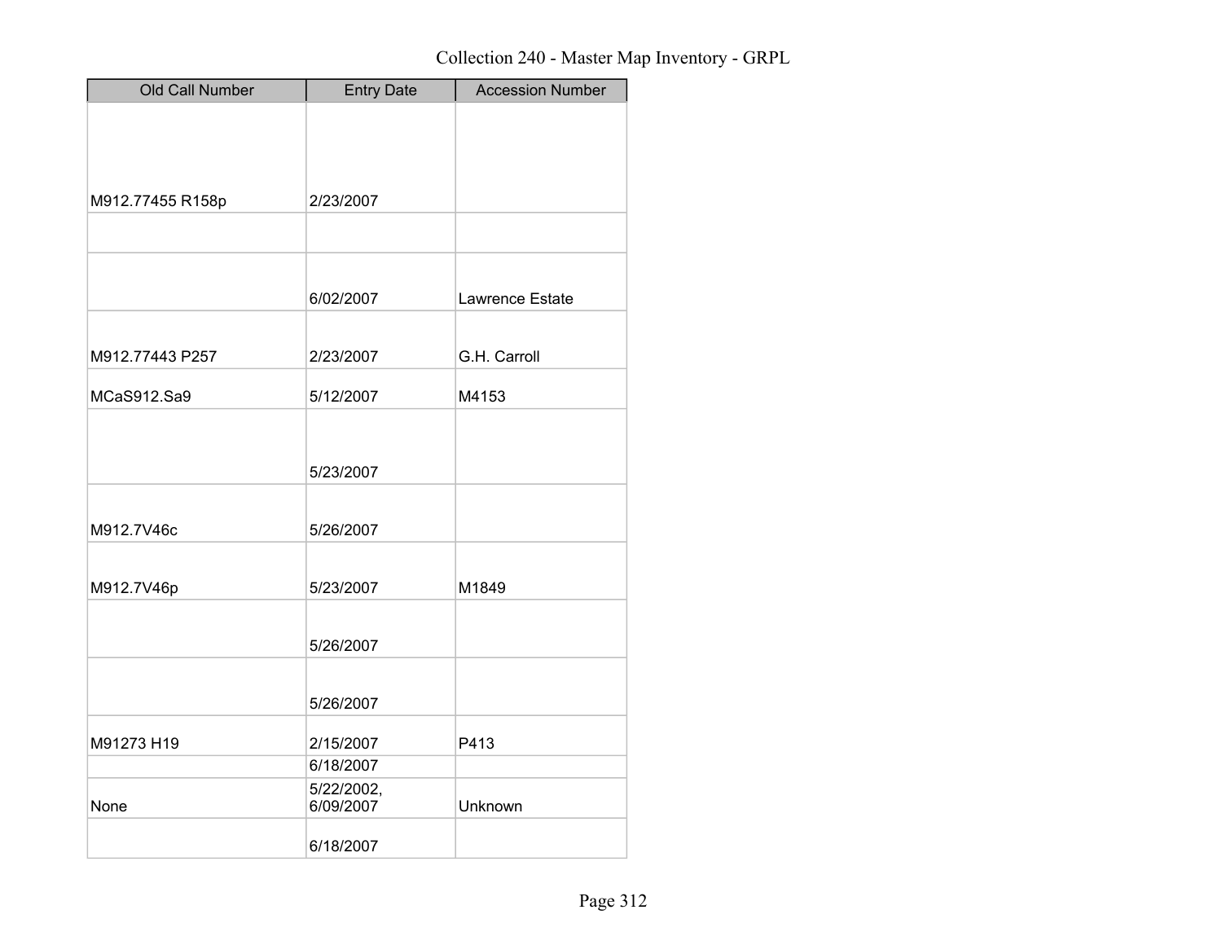| Old Call Number | Entry Date | Accession Number |
| --- | --- | --- |
| M912.77455 R158p | 2/23/2007 | |
| | | |
| | 6/02/2007 | Lawrence Estate |
| M912.77443 P257 | 2/23/2007 | G.H. Carroll |
| MCaS912.Sa9 | 5/12/2007 | M4153 |
| | 5/23/2007 | |
| M912.7V46c | 5/26/2007 | |
| M912.7V46p | 5/23/2007 | M1849 |
| | 5/26/2007 | |
| | 5/26/2007 | |
| M91273 H19 | 2/15/2007 | P413 |
| | 6/18/2007 | |
| None | 5/22/2002, 6/09/2007 | Unknown |
| | 6/18/2007 | |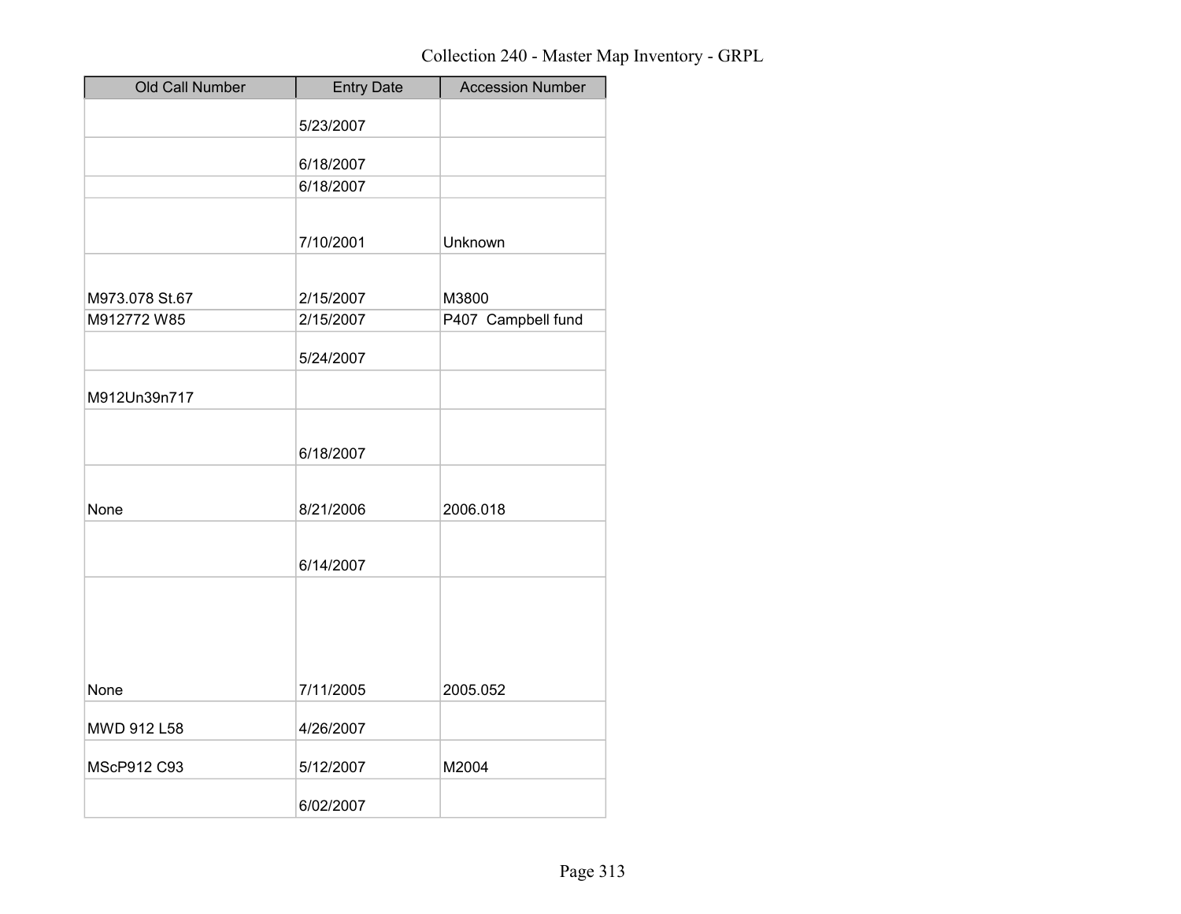Collection 240 - Master Map Inventory - GRPL

| Old Call Number | Entry Date | Accession Number |
|---|---|---|
| | 5/23/2007 | |
| | 6/18/2007 | |
| | 6/18/2007 | |
| | 7/10/2001 | Unknown |
| M973.078 St.67 | 2/15/2007 | M3800 |
| M912772 W85 | 2/15/2007 | P407 Campbell fund |
| | 5/24/2007 | |
| M912Un39n717 | | |
| | 6/18/2007 | |
| None | 8/21/2006 | 2006.018 |
| | 6/14/2007 | |
| None | 7/11/2005 | 2005.052 |
| MWD 912 L58 | 4/26/2007 | |
| MScP912 C93 | 5/12/2007 | M2004 |
| | 6/02/2007 | |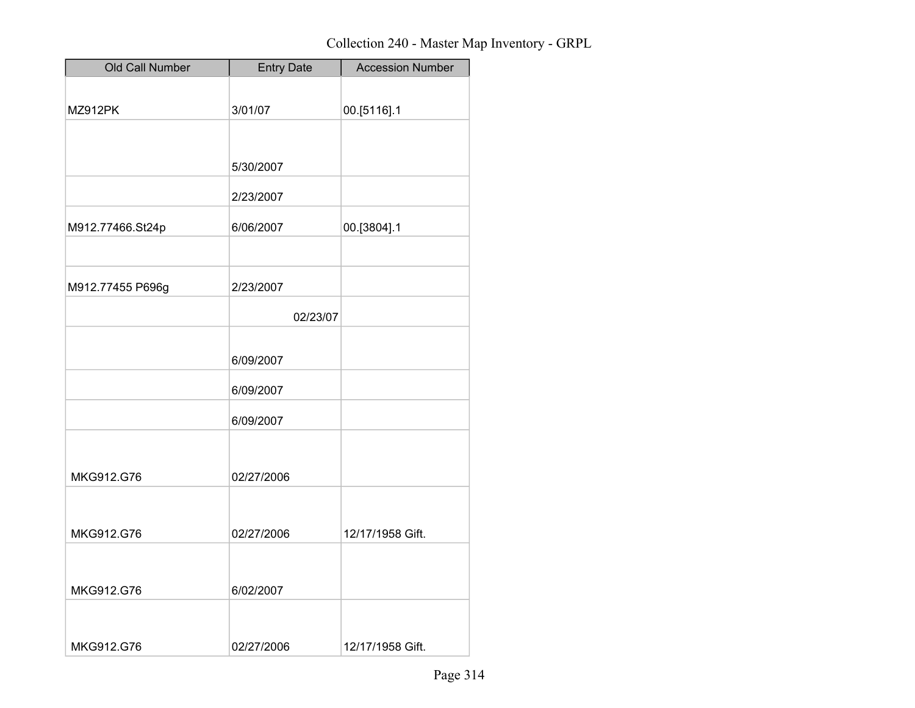Collection 240 - Master Map Inventory - GRPL

| Old Call Number | Entry Date | Accession Number |
|---|---|---|
| MZ912PK | 3/01/07 | 00.[5116].1 |
| | 5/30/2007 | |
| | 2/23/2007 | |
| M912.77466.St24p | 6/06/2007 | 00.[3804].1 |
| | | |
| M912.77455 P696g | 2/23/2007 | |
| | 02/23/07 | |
| | 6/09/2007 | |
| | 6/09/2007 | |
| | 6/09/2007 | |
| MKG912.G76 | 02/27/2006 | |
| MKG912.G76 | 02/27/2006 | 12/17/1958 Gift. |
| MKG912.G76 | 6/02/2007 | |
| MKG912.G76 | 02/27/2006 | 12/17/1958 Gift. |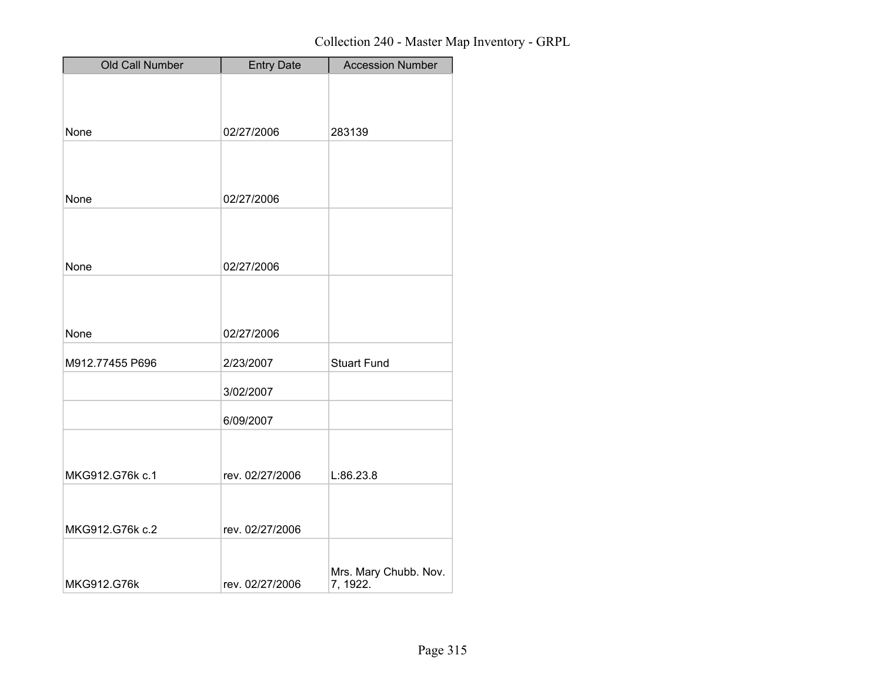# Collection 240 - Master Map Inventory - GRPL

| Old Call Number | Entry Date | Accession Number |
|---|---|---|
| None | 02/27/2006 | 283139 |
| None | 02/27/2006 | |
| None | 02/27/2006 | |
| None | 02/27/2006 | |
| M912.77455 P696 | 2/23/2007 | Stuart Fund |
| | 3/02/2007 | |
| | 6/09/2007 | |
| MKG912.G76k c.1 | rev. 02/27/2006 | L:86.23.8 |
| MKG912.G76k c.2 | rev. 02/27/2006 | |
| MKG912.G76k | rev. 02/27/2006 | Mrs. Mary Chubb. Nov. 7, 1922. |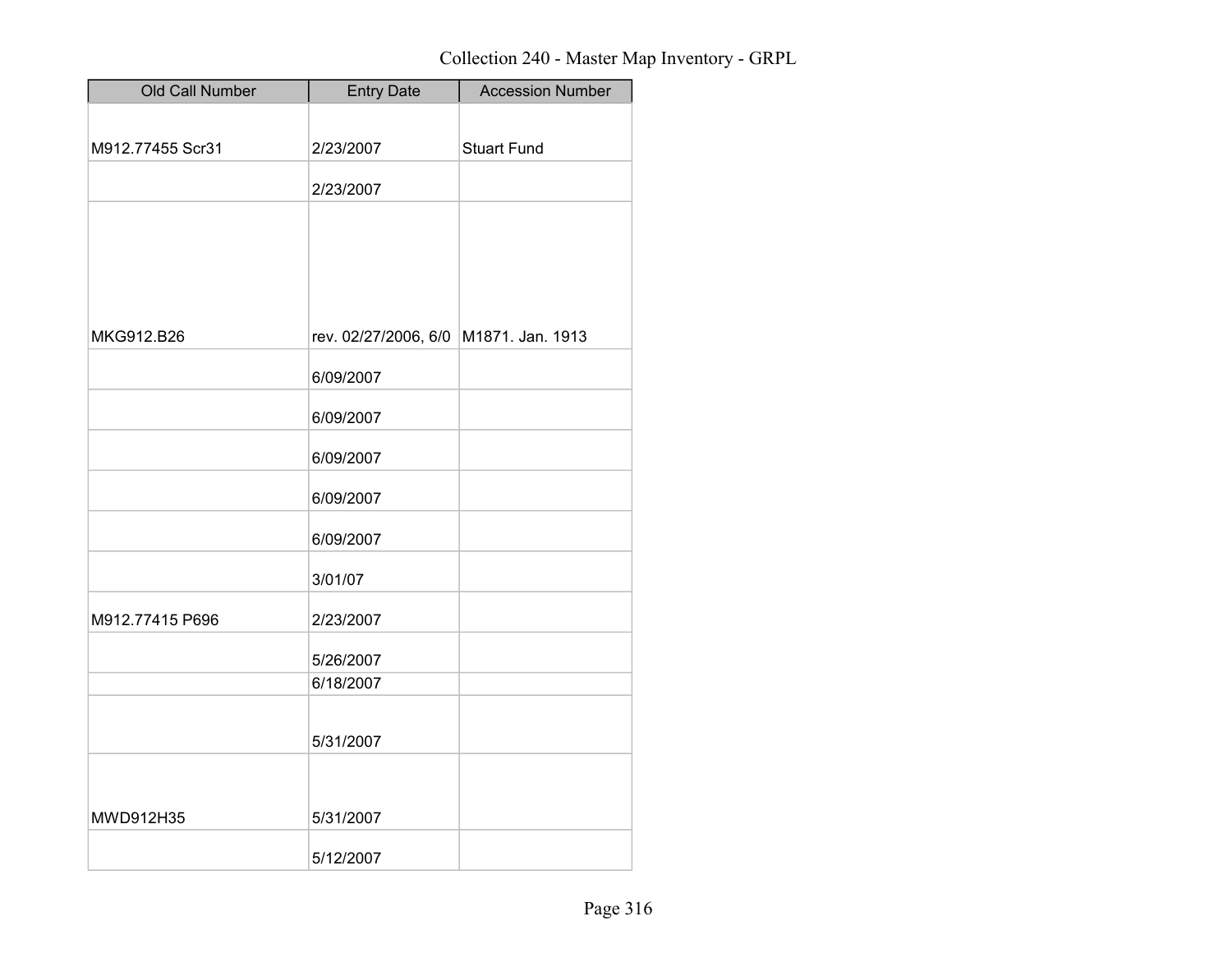# Collection 240 - Master Map Inventory - GRPL

| Old Call Number | Entry Date | Accession Number |
| --- | --- | --- |
| M912.77455 Scr31 | 2/23/2007 | Stuart Fund |
| | 2/23/2007 | |
| MKG912.B26 | rev. 02/27/2006, 6/0 | M1871. Jan. 1913 |
| | 6/09/2007 | |
| | 6/09/2007 | |
| | 6/09/2007 | |
| | 6/09/2007 | |
| | 6/09/2007 | |
| | 3/01/07 | |
| M912.77415 P696 | 2/23/2007 | |
| | 5/26/2007 | |
| | 6/18/2007 | |
| | 5/31/2007 | |
| MWD912H35 | 5/31/2007 | |
| | 5/12/2007 | |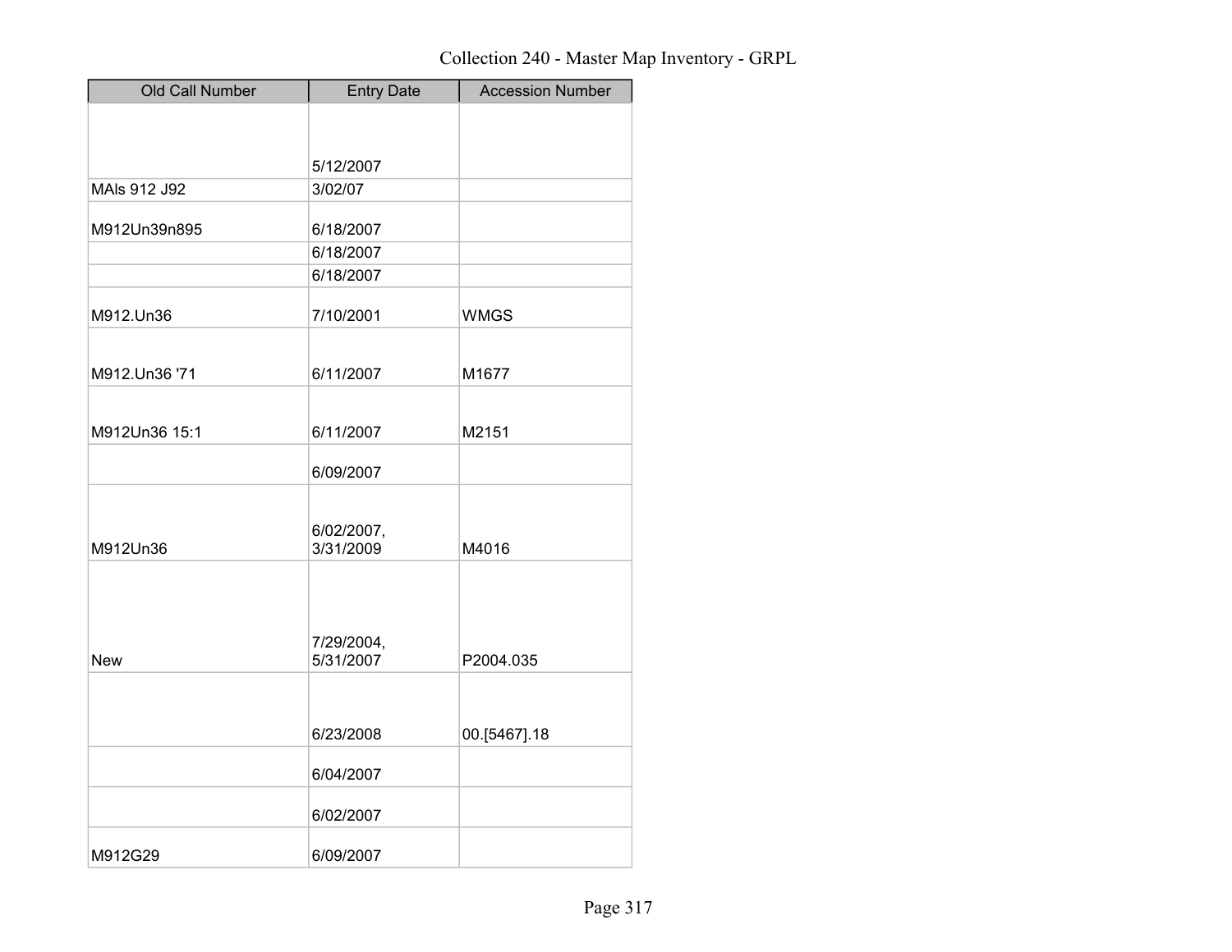Collection 240 - Master Map Inventory - GRPL

| Old Call Number | Entry Date | Accession Number |
|---|---|---|
| | 5/12/2007 | |
| MAls 912 J92 | 3/02/07 | |
| M912Un39n895 | 6/18/2007 | |
| | 6/18/2007 | |
| | 6/18/2007 | |
| M912.Un36 | 7/10/2001 | WMGS |
| M912.Un36 '71 | 6/11/2007 | M1677 |
| M912Un36 15:1 | 6/11/2007 | M2151 |
| | 6/09/2007 | |
| M912Un36 | 6/02/2007, 3/31/2009 | M4016 |
| New | 7/29/2004, 5/31/2007 | P2004.035 |
| | 6/23/2008 | 00.[5467].18 |
| | 6/04/2007 | |
| | 6/02/2007 | |
| M912G29 | 6/09/2007 | |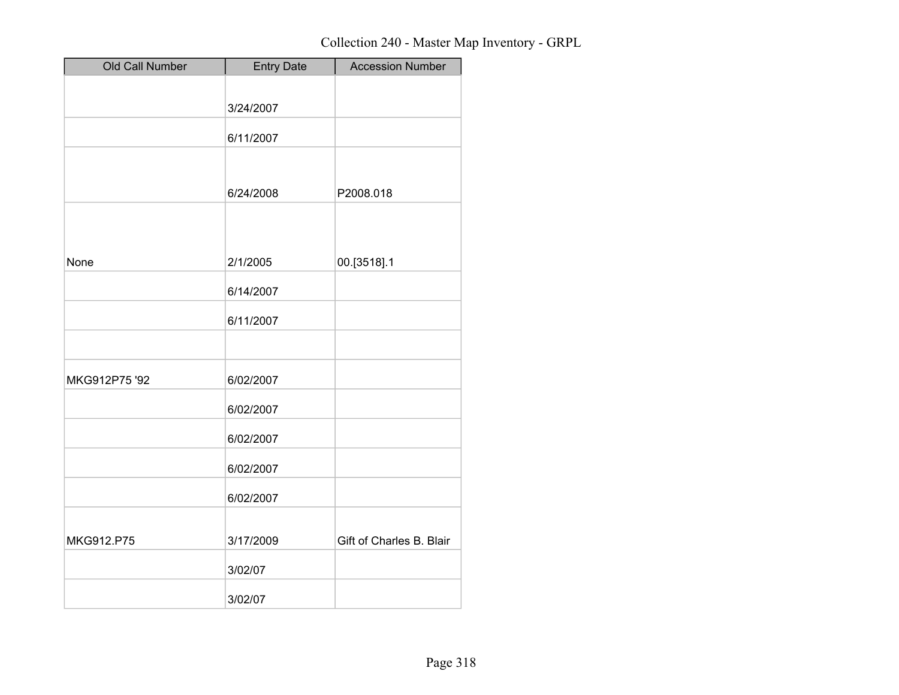Collection 240 - Master Map Inventory - GRPL

| Old Call Number | Entry Date | Accession Number |
| --- | --- | --- |
| | 3/24/2007 | |
| | 6/11/2007 | |
| | 6/24/2008 | P2008.018 |
| None | 2/1/2005 | 00.[3518].1 |
| | 6/14/2007 | |
| | 6/11/2007 | |
| | | |
| MKG912P75 '92 | 6/02/2007 | |
| | 6/02/2007 | |
| | 6/02/2007 | |
| | 6/02/2007 | |
| | 6/02/2007 | |
| MKG912.P75 | 3/17/2009 | Gift of Charles B. Blair |
| | 3/02/07 | |
| | 3/02/07 | |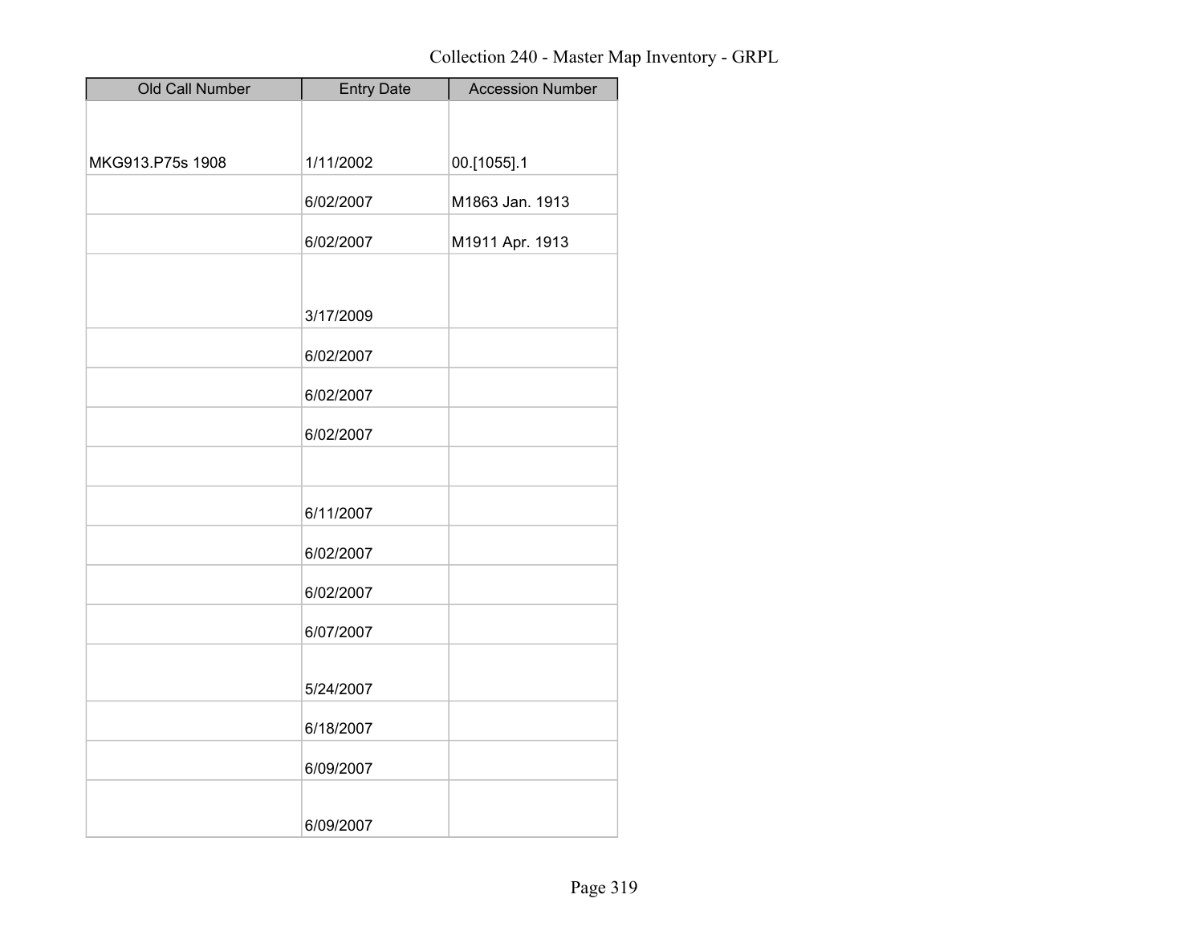Collection 240 - Master Map Inventory - GRPL

| Old Call Number | Entry Date | Accession Number |
| --- | --- | --- |
| MKG913.P75s 1908 | 1/11/2002 | 00.[1055].1 |
| | 6/02/2007 | M1863 Jan. 1913 |
| | 6/02/2007 | M1911 Apr. 1913 |
| | 3/17/2009 | |
| | 6/02/2007 | |
| | 6/02/2007 | |
| | 6/02/2007 | |
| | | |
| | 6/11/2007 | |
| | 6/02/2007 | |
| | 6/02/2007 | |
| | 6/07/2007 | |
| | 5/24/2007 | |
| | 6/18/2007 | |
| | 6/09/2007 | |
| | 6/09/2007 | |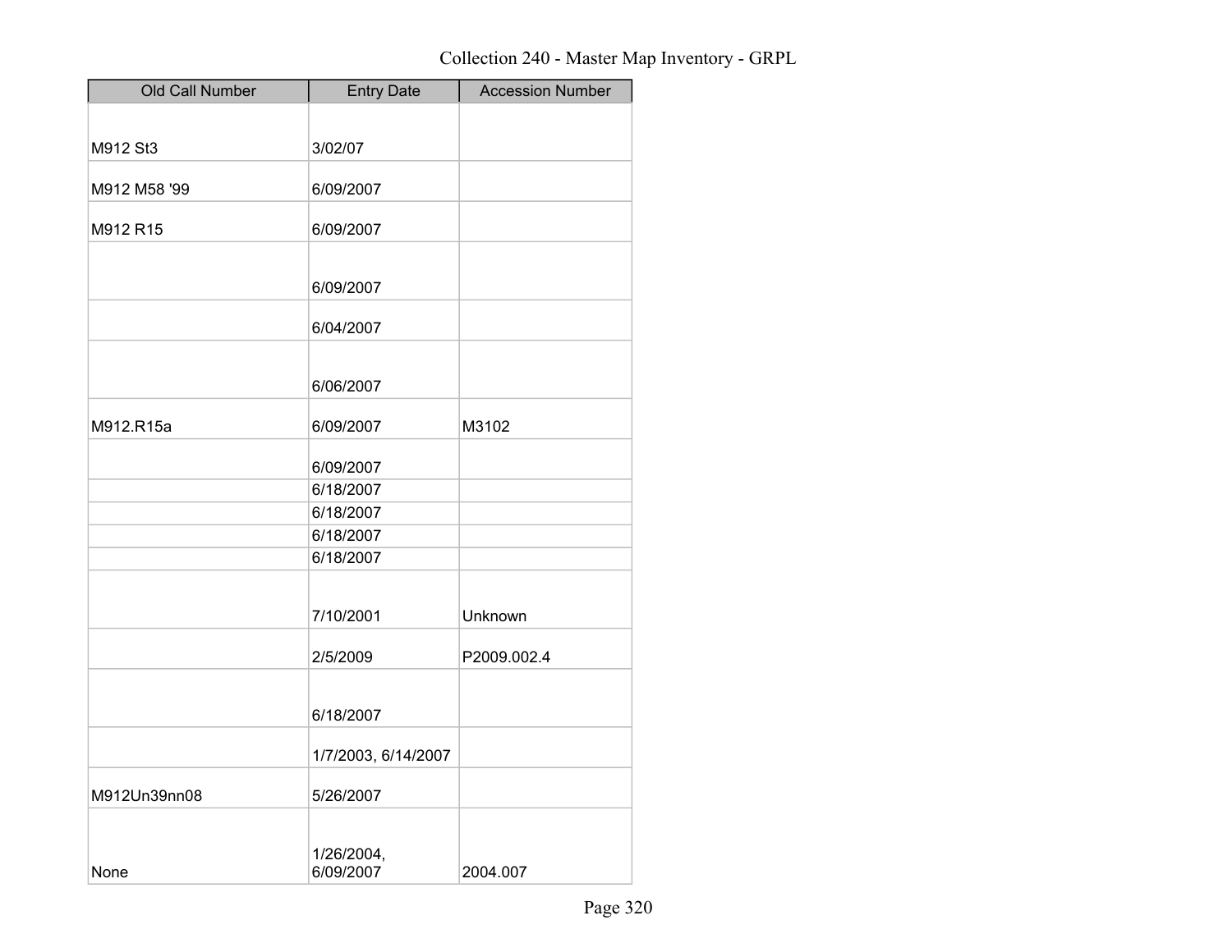Collection 240 - Master Map Inventory - GRPL

| Old Call Number | Entry Date | Accession Number |
|---|---|---|
| M912 St3 | 3/02/07 | |
| M912 M58 '99 | 6/09/2007 | |
| M912 R15 | 6/09/2007 | |
| | 6/09/2007 | |
| | 6/04/2007 | |
| | 6/06/2007 | |
| M912.R15a | 6/09/2007 | M3102 |
| | 6/09/2007 | |
| | 6/18/2007 | |
| | 6/18/2007 | |
| | 6/18/2007 | |
| | 6/18/2007 | |
| | 7/10/2001 | Unknown |
| | 2/5/2009 | P2009.002.4 |
| | 6/18/2007 | |
| | 1/7/2003, 6/14/2007 | |
| M912Un39nn08 | 5/26/2007 | |
| None | 1/26/2004, 6/09/2007 | 2004.007 |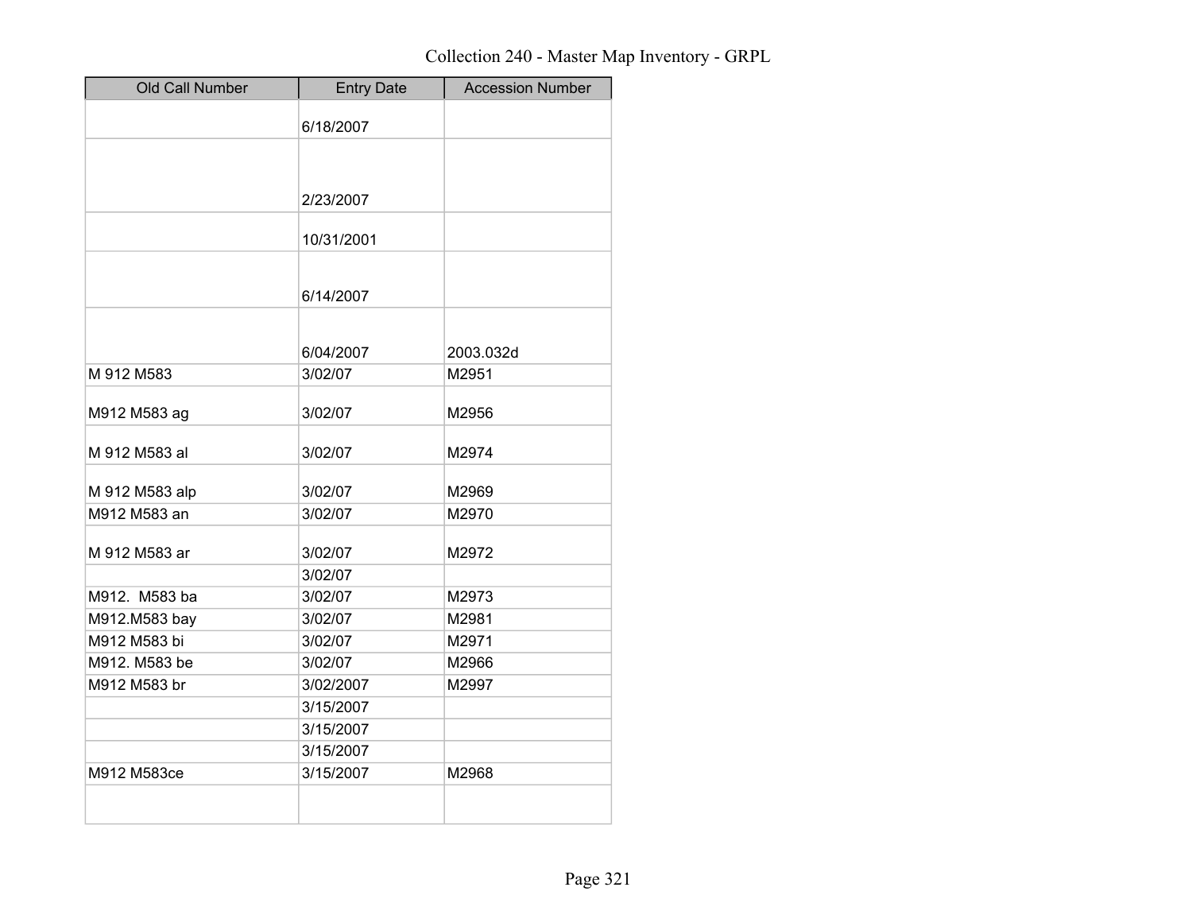# Collection 240 - Master Map Inventory - GRPL

| Old Call Number | Entry Date | Accession Number |
|---|---|---|
| | 6/18/2007 | |
| | 2/23/2007 | |
| | 10/31/2001 | |
| | 6/14/2007 | |
| | 6/04/2007 | 2003.032d |
| M 912 M583 | 3/02/07 | M2951 |
| M912 M583 ag | 3/02/07 | M2956 |
| M 912 M583 al | 3/02/07 | M2974 |
| M 912 M583 alp | 3/02/07 | M2969 |
| M912 M583 an | 3/02/07 | M2970 |
| M 912 M583 ar | 3/02/07 | M2972 |
| | 3/02/07 | |
| M912. M583 ba | 3/02/07 | M2973 |
| M912.M583 bay | 3/02/07 | M2981 |
| M912 M583 bi | 3/02/07 | M2971 |
| M912. M583 be | 3/02/07 | M2966 |
| M912 M583 br | 3/02/2007 | M2997 |
| | 3/15/2007 | |
| | 3/15/2007 | |
| | 3/15/2007 | |
| M912 M583ce | 3/15/2007 | M2968 |
| | | |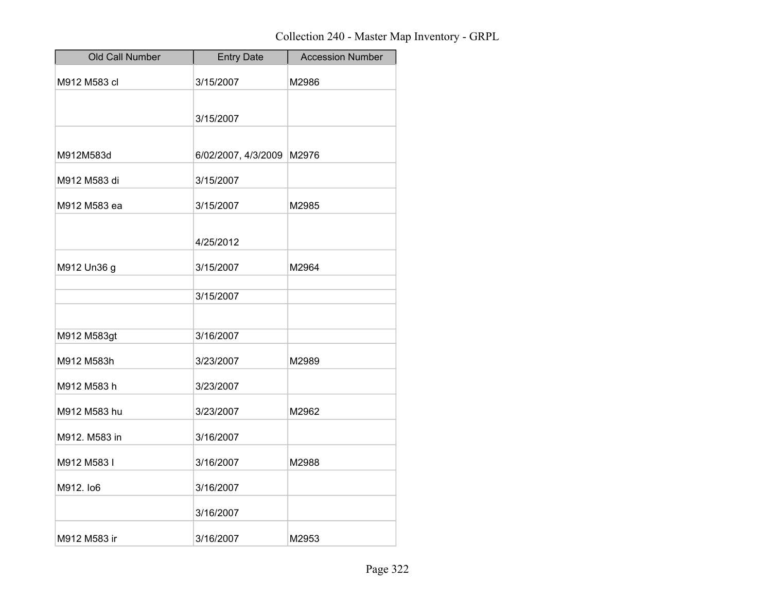Collection 240 - Master Map Inventory - GRPL

| Old Call Number | Entry Date | Accession Number |
|---|---|---|
| M912 M583 cl | 3/15/2007 | M2986 |
| | 3/15/2007 | |
| M912M583d | 6/02/2007, 4/3/2009 | M2976 |
| M912 M583 di | 3/15/2007 | |
| M912 M583 ea | 3/15/2007 | M2985 |
| | 4/25/2012 | |
| M912 Un36 g | 3/15/2007 | M2964 |
| | | |
| | 3/15/2007 | |
| | | |
| M912 M583gt | 3/16/2007 | |
| M912 M583h | 3/23/2007 | M2989 |
| M912 M583 h | 3/23/2007 | |
| M912 M583 hu | 3/23/2007 | M2962 |
| M912. M583 in | 3/16/2007 | |
| M912 M583 I | 3/16/2007 | M2988 |
| M912. Io6 | 3/16/2007 | |
| | 3/16/2007 | |
| M912 M583 ir | 3/16/2007 | M2953 |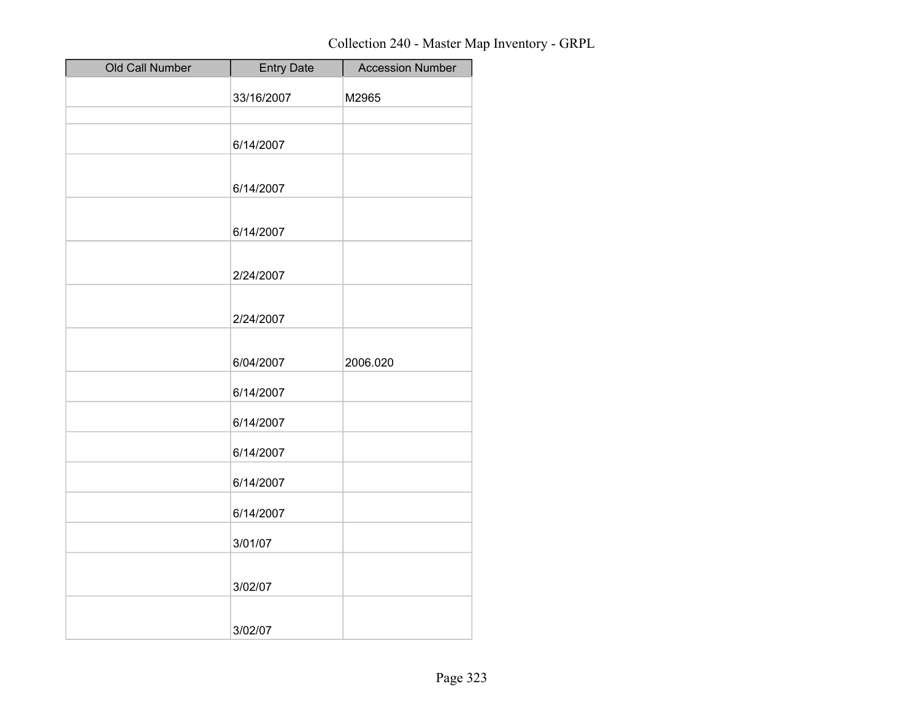Collection 240 - Master Map Inventory - GRPL

| Old Call Number | Entry Date | Accession Number |
|---|---|---|
| | 33/16/2007 | M2965 |
| | | |
| | 6/14/2007 | |
| | 6/14/2007 | |
| | 6/14/2007 | |
| | 2/24/2007 | |
| | 2/24/2007 | |
| | 6/04/2007 | 2006.020 |
| | 6/14/2007 | |
| | 6/14/2007 | |
| | 6/14/2007 | |
| | 6/14/2007 | |
| | 6/14/2007 | |
| | 3/01/07 | |
| | 3/02/07 | |
| | 3/02/07 | |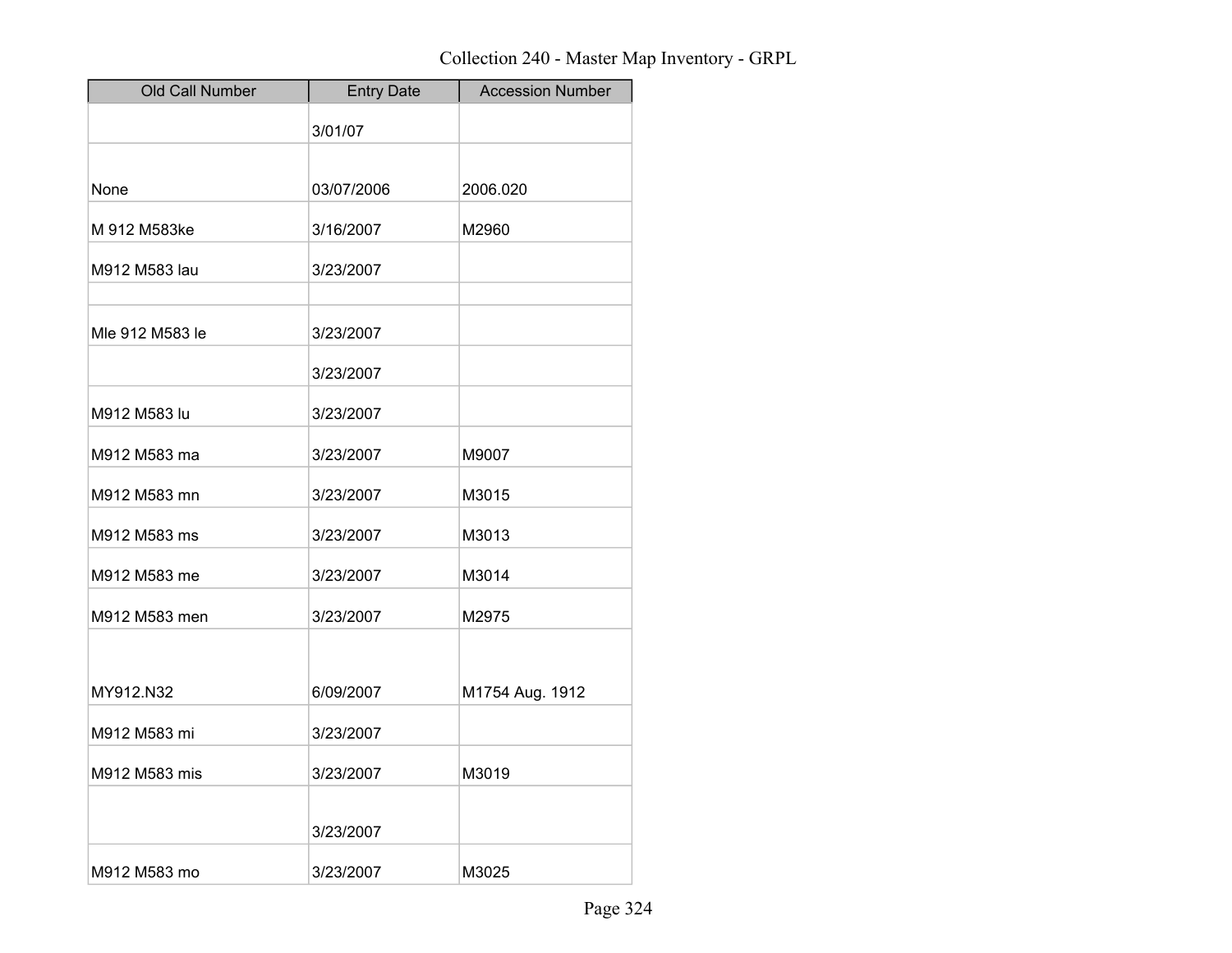Collection 240 - Master Map Inventory - GRPL

| Old Call Number | Entry Date | Accession Number |
| --- | --- | --- |
| | 3/01/07 | |
| None | 03/07/2006 | 2006.020 |
| M 912 M583ke | 3/16/2007 | M2960 |
| M912 M583 lau | 3/23/2007 | |
| | | |
| Mle 912 M583 le | 3/23/2007 | |
| | 3/23/2007 | |
| M912 M583 lu | 3/23/2007 | |
| M912 M583 ma | 3/23/2007 | M9007 |
| M912 M583 mn | 3/23/2007 | M3015 |
| M912 M583 ms | 3/23/2007 | M3013 |
| M912 M583 me | 3/23/2007 | M3014 |
| M912 M583 men | 3/23/2007 | M2975 |
| MY912.N32 | 6/09/2007 | M1754 Aug. 1912 |
| M912 M583 mi | 3/23/2007 | |
| M912 M583 mis | 3/23/2007 | M3019 |
| | 3/23/2007 | |
| M912 M583 mo | 3/23/2007 | M3025 |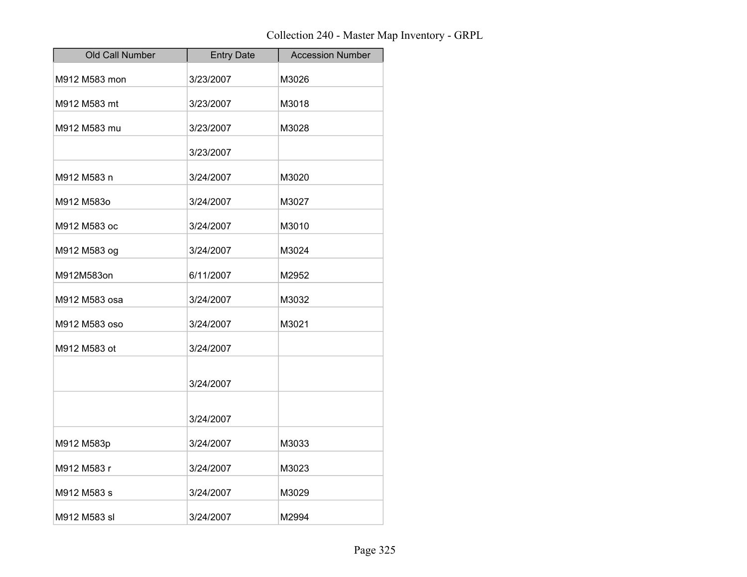Collection 240 - Master Map Inventory - GRPL

| Old Call Number | Entry Date | Accession Number |
| --- | --- | --- |
| M912 M583 mon | 3/23/2007 | M3026 |
| M912 M583 mt | 3/23/2007 | M3018 |
| M912 M583 mu | 3/23/2007 | M3028 |
| | 3/23/2007 | |
| M912 M583 n | 3/24/2007 | M3020 |
| M912 M583o | 3/24/2007 | M3027 |
| M912 M583 oc | 3/24/2007 | M3010 |
| M912 M583 og | 3/24/2007 | M3024 |
| M912M583on | 6/11/2007 | M2952 |
| M912 M583 osa | 3/24/2007 | M3032 |
| M912 M583 oso | 3/24/2007 | M3021 |
| M912 M583 ot | 3/24/2007 | |
| | 3/24/2007 | |
| | 3/24/2007 | |
| M912 M583p | 3/24/2007 | M3033 |
| M912 M583 r | 3/24/2007 | M3023 |
| M912 M583 s | 3/24/2007 | M3029 |
| M912 M583 sl | 3/24/2007 | M2994 |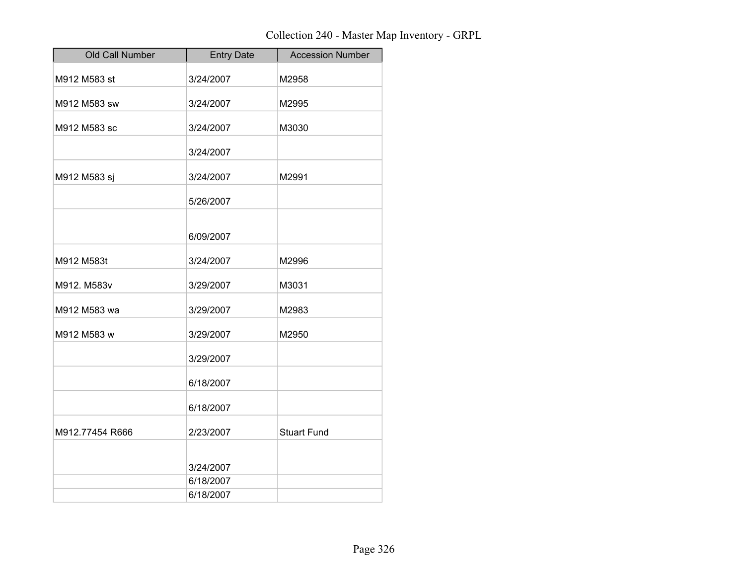Collection 240 - Master Map Inventory - GRPL

| Old Call Number | Entry Date | Accession Number |
|---|---|---|
| M912 M583 st | 3/24/2007 | M2958 |
| M912 M583 sw | 3/24/2007 | M2995 |
| M912 M583 sc | 3/24/2007 | M3030 |
| | 3/24/2007 | |
| M912 M583 sj | 3/24/2007 | M2991 |
| | 5/26/2007 | |
| | 6/09/2007 | |
| M912 M583t | 3/24/2007 | M2996 |
| M912. M583v | 3/29/2007 | M3031 |
| M912 M583 wa | 3/29/2007 | M2983 |
| M912 M583 w | 3/29/2007 | M2950 |
| | 3/29/2007 | |
| | 6/18/2007 | |
| | 6/18/2007 | |
| M912.77454 R666 | 2/23/2007 | Stuart Fund |
| | 3/24/2007 | |
| | 6/18/2007 | |
| | 6/18/2007 | |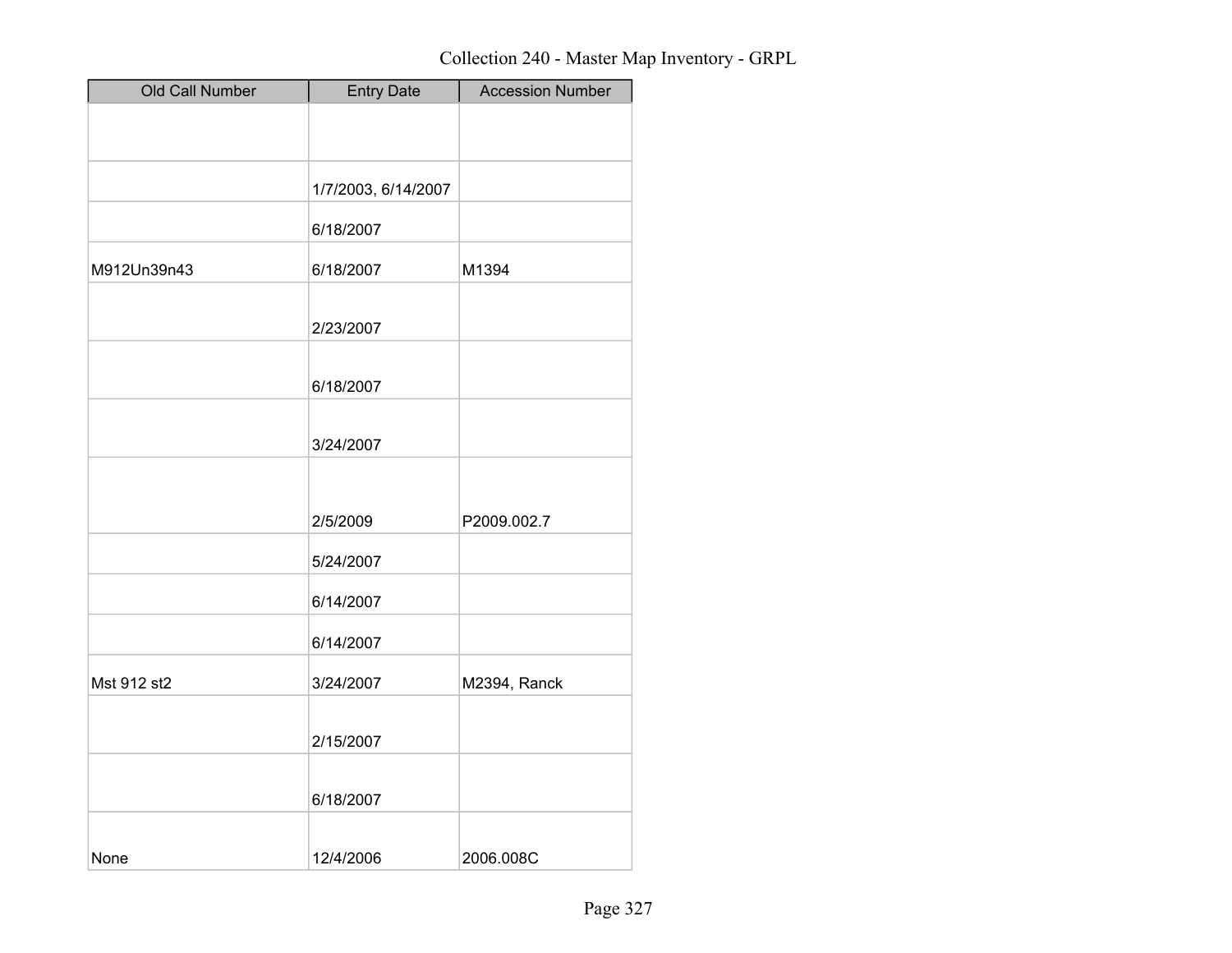| Old Call Number | Entry Date | Accession Number |
|---|---|---|
| | | |
| | 1/7/2003, 6/14/2007 | |
| | 6/18/2007 | |
| M912Un39n43 | 6/18/2007 | M1394 |
| | 2/23/2007 | |
| | 6/18/2007 | |
| | 3/24/2007 | |
| | 2/5/2009 | P2009.002.7 |
| | 5/24/2007 | |
| | 6/14/2007 | |
| | 6/14/2007 | |
| Mst 912 st2 | 3/24/2007 | M2394, Ranck |
| | 2/15/2007 | |
| | 6/18/2007 | |
| None | 12/4/2006 | 2006.008C |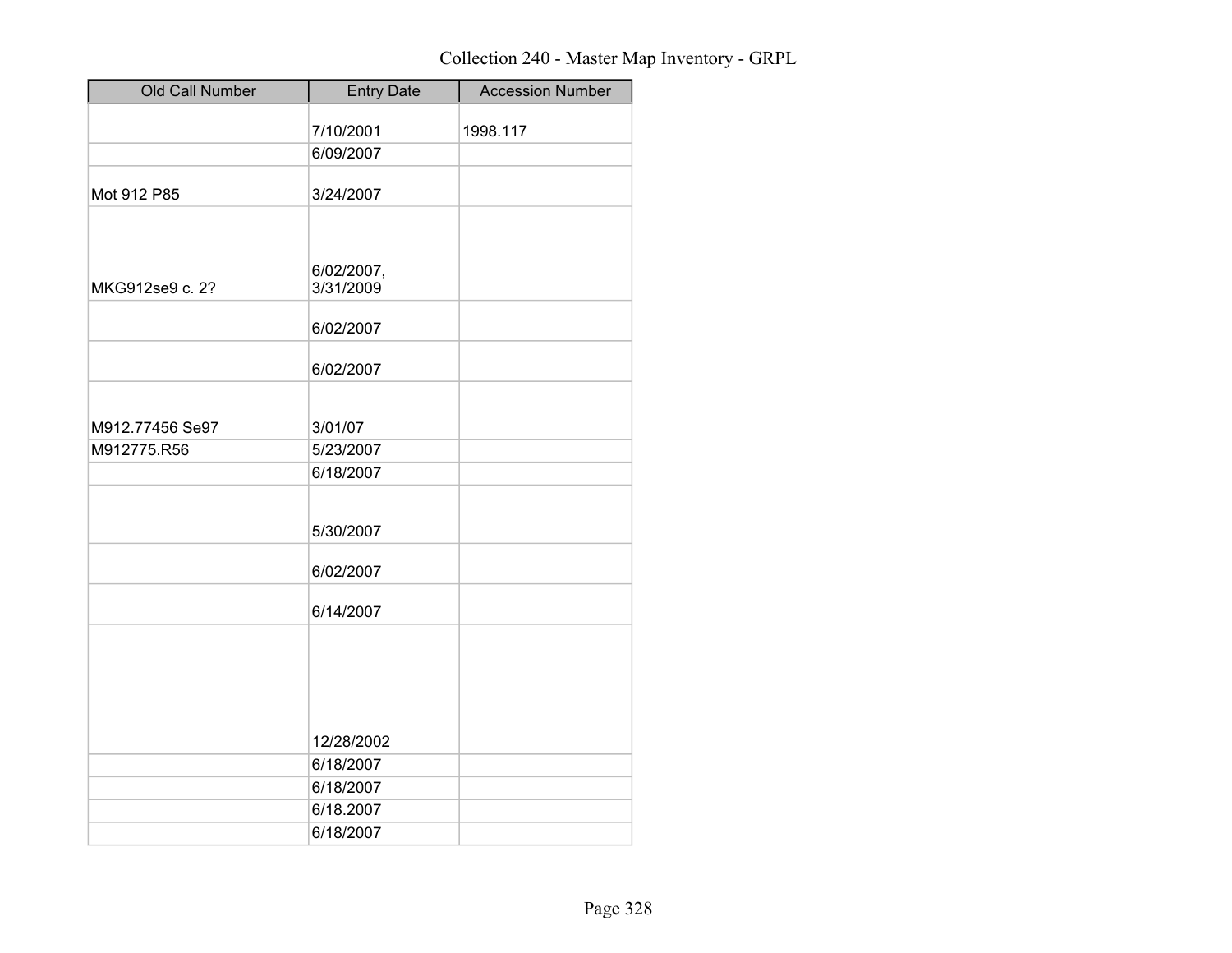Collection 240 - Master Map Inventory - GRPL

| Old Call Number | Entry Date | Accession Number |
|---|---|---|
| | 7/10/2001 | 1998.117 |
| | 6/09/2007 | |
| Mot 912 P85 | 3/24/2007 | |
| MKG912se9 c. 2? | 6/02/2007, 3/31/2009 | |
| | 6/02/2007 | |
| | 6/02/2007 | |
| M912.77456 Se97 | 3/01/07 | |
| M912775.R56 | 5/23/2007 | |
| | 6/18/2007 | |
| | 5/30/2007 | |
| | 6/02/2007 | |
| | 6/14/2007 | |
| | 12/28/2002 | |
| | 6/18/2007 | |
| | 6/18/2007 | |
| | 6/18.2007 | |
| | 6/18/2007 | |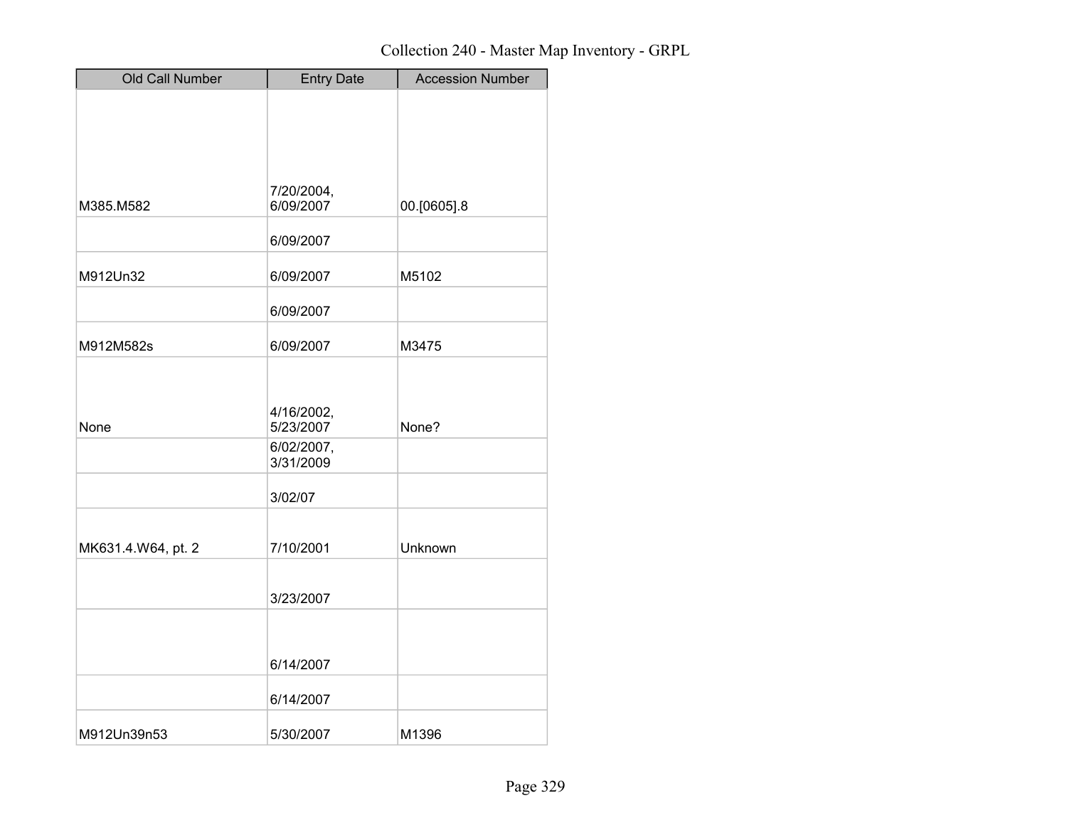Collection 240 - Master Map Inventory - GRPL

| Old Call Number | Entry Date | Accession Number |
| --- | --- | --- |
| M385.M582 | 7/20/2004, 6/09/2007 | 00.[0605].8 |
| | 6/09/2007 | |
| M912Un32 | 6/09/2007 | M5102 |
| | 6/09/2007 | |
| M912M582s | 6/09/2007 | M3475 |
| None | 4/16/2002, 5/23/2007 | None? |
| | 6/02/2007, 3/31/2009 | |
| | 3/02/07 | |
| MK631.4.W64, pt. 2 | 7/10/2001 | Unknown |
| | 3/23/2007 | |
| | 6/14/2007 | |
| | 6/14/2007 | |
| M912Un39n53 | 5/30/2007 | M1396 |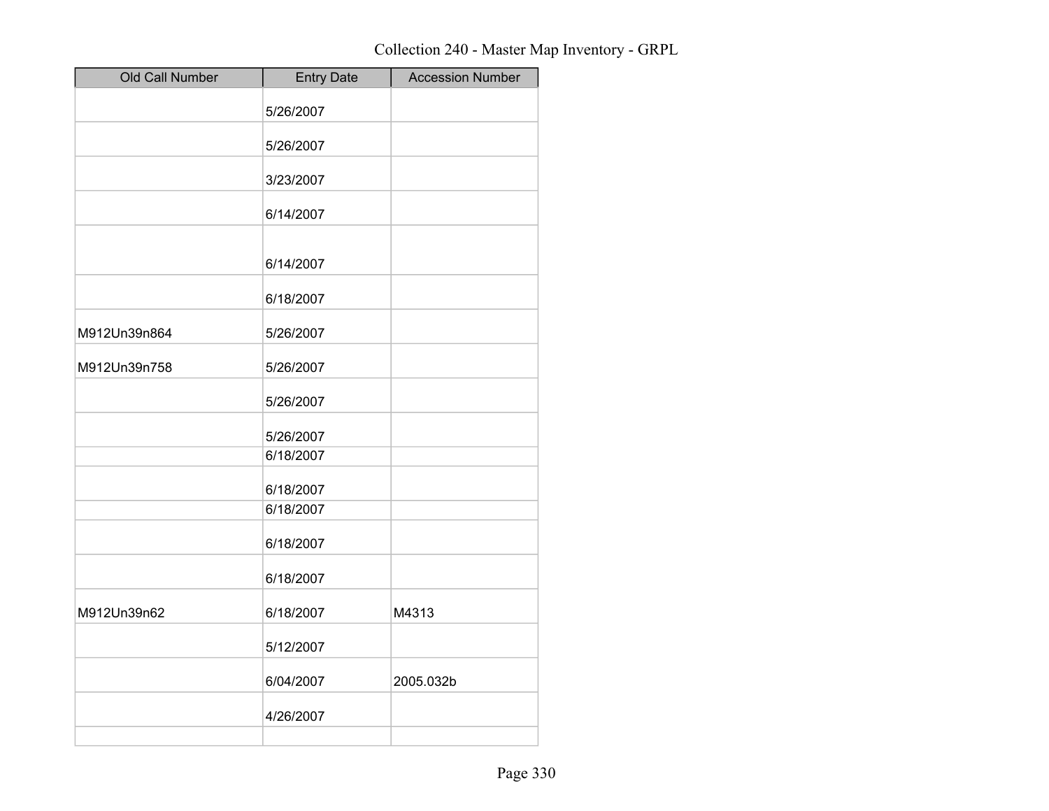Collection 240 - Master Map Inventory - GRPL

| Old Call Number | Entry Date | Accession Number |
|---|---|---|
| | 5/26/2007 | |
| | 5/26/2007 | |
| | 3/23/2007 | |
| | 6/14/2007 | |
| | 6/14/2007 | |
| | 6/18/2007 | |
| M912Un39n864 | 5/26/2007 | |
| M912Un39n758 | 5/26/2007 | |
| | 5/26/2007 | |
| | 5/26/2007 | |
| | 6/18/2007 | |
| | 6/18/2007 | |
| | 6/18/2007 | |
| | 6/18/2007 | |
| | 6/18/2007 | |
| M912Un39n62 | 6/18/2007 | M4313 |
| | 5/12/2007 | |
| | 6/04/2007 | 2005.032b |
| | 4/26/2007 | |
| | | |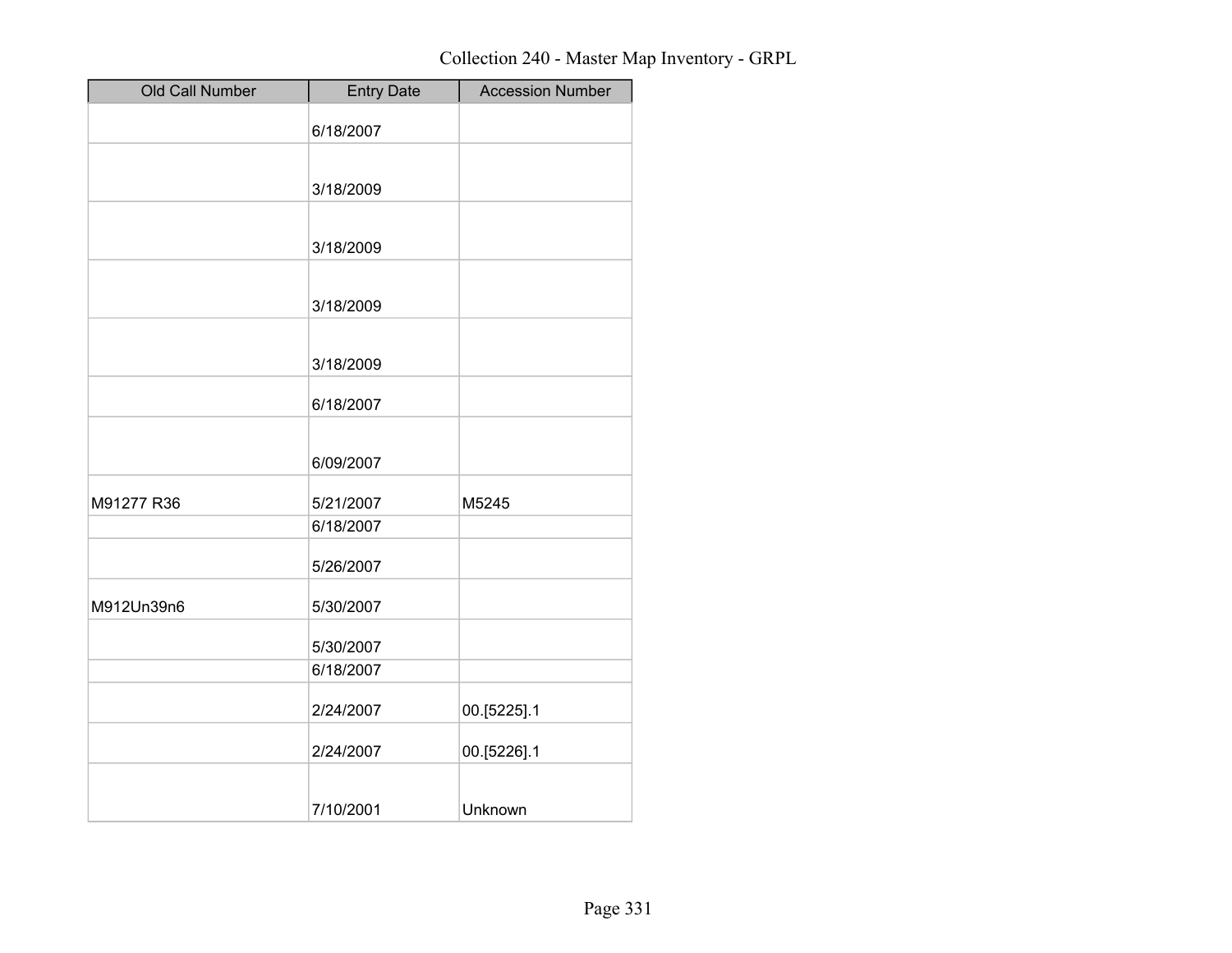Collection 240 - Master Map Inventory - GRPL

| Old Call Number | Entry Date | Accession Number |
| --- | --- | --- |
| | 6/18/2007 | |
| | 3/18/2009 | |
| | 3/18/2009 | |
| | 3/18/2009 | |
| | 3/18/2009 | |
| | 6/18/2007 | |
| | 6/09/2007 | |
| M91277 R36 | 5/21/2007 | M5245 |
| | 6/18/2007 | |
| | 5/26/2007 | |
| M912Un39n6 | 5/30/2007 | |
| | 5/30/2007 | |
| | 6/18/2007 | |
| | 2/24/2007 | 00.[5225].1 |
| | 2/24/2007 | 00.[5226].1 |
| | 7/10/2001 | Unknown |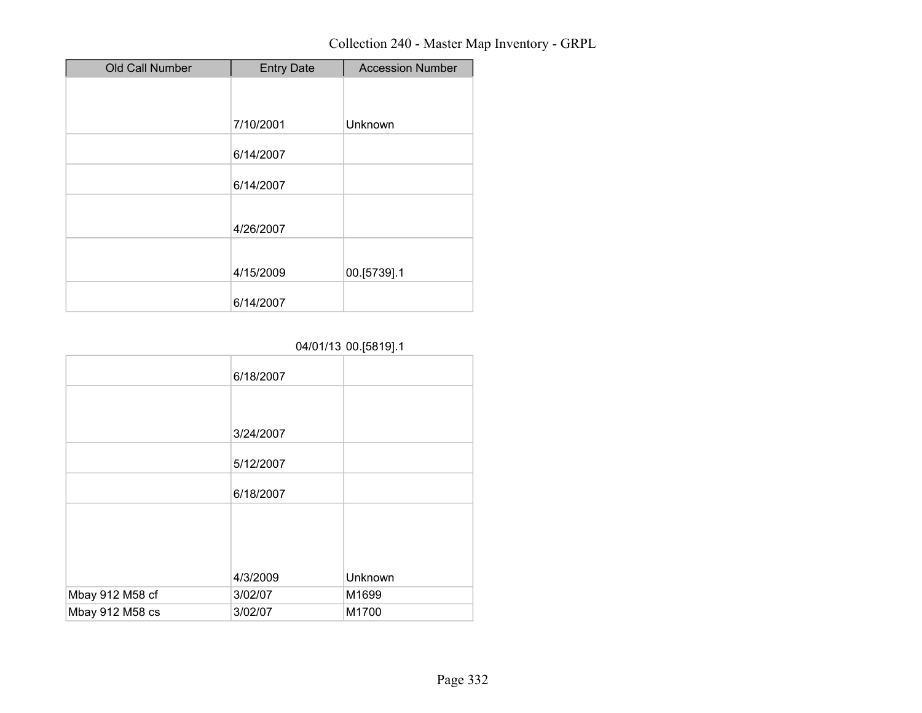# Collection 240 - Master Map Inventory - GRPL

| Old Call Number | Entry Date | Accession Number |
| --- | --- | --- |
| | 7/10/2001 | Unknown |
| | 6/14/2007 | |
| | 6/14/2007 | |
| | 4/26/2007 | |
| | 4/15/2009 | 00.[5739].1 |
| | 6/14/2007 | |
| | 04/01/13 | 00.[5819].1 |
| | 6/18/2007 | |
| | 3/24/2007 | |
| | 5/12/2007 | |
| | 6/18/2007 | |
| | 4/3/2009 | Unknown |
| Mbay 912 M58 cf | 3/02/07 | M1699 |
| Mbay 912 M58 cs | 3/02/07 | M1700 |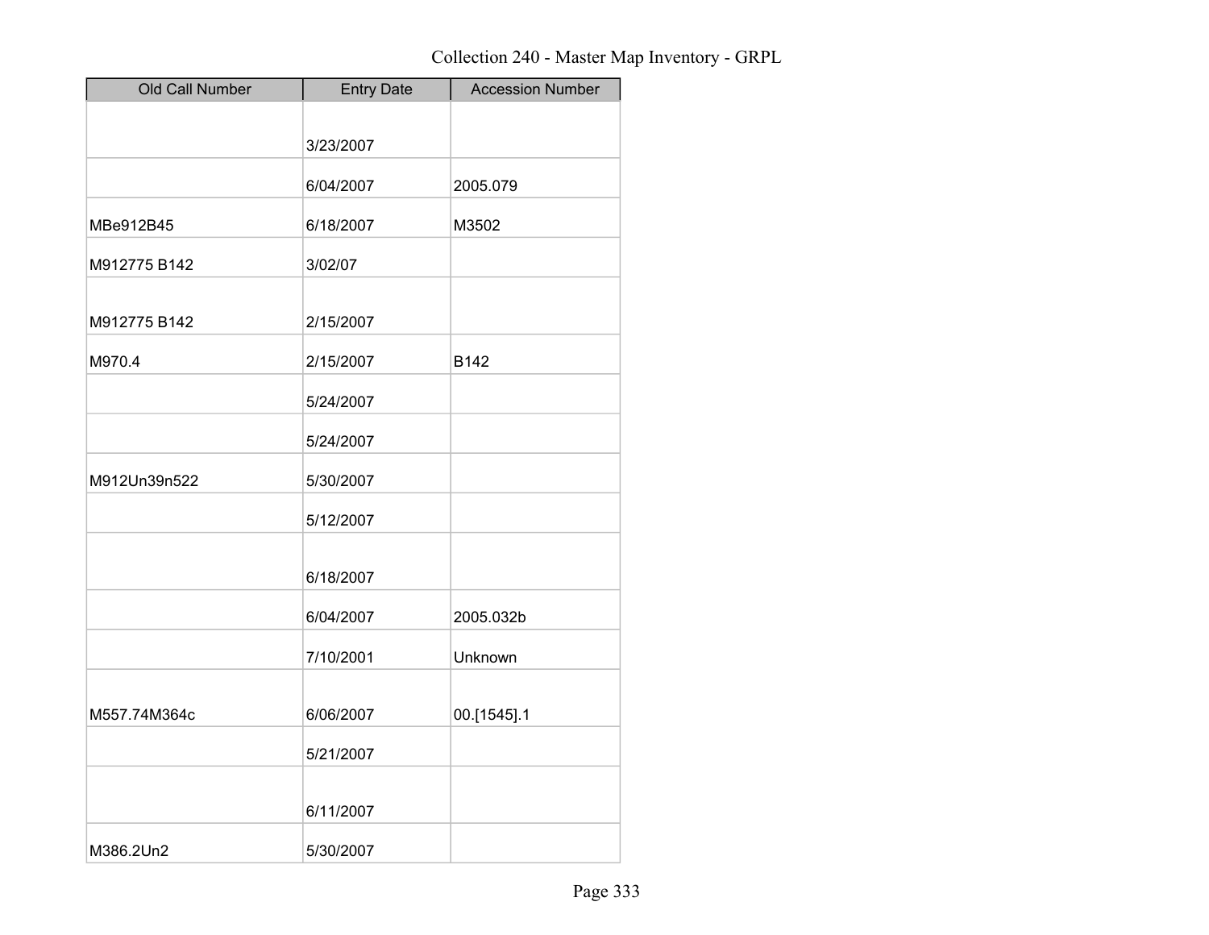Collection 240 - Master Map Inventory - GRPL

| Old Call Number | Entry Date | Accession Number |
| --- | --- | --- |
| | 3/23/2007 | |
| | 6/04/2007 | 2005.079 |
| MBe912B45 | 6/18/2007 | M3502 |
| M912775 B142 | 3/02/07 | |
| M912775 B142 | 2/15/2007 | |
| M970.4 | 2/15/2007 | B142 |
| | 5/24/2007 | |
| | 5/24/2007 | |
| M912Un39n522 | 5/30/2007 | |
| | 5/12/2007 | |
| | 6/18/2007 | |
| | 6/04/2007 | 2005.032b |
| | 7/10/2001 | Unknown |
| M557.74M364c | 6/06/2007 | 00.[1545].1 |
| | 5/21/2007 | |
| | 6/11/2007 | |
| M386.2Un2 | 5/30/2007 | |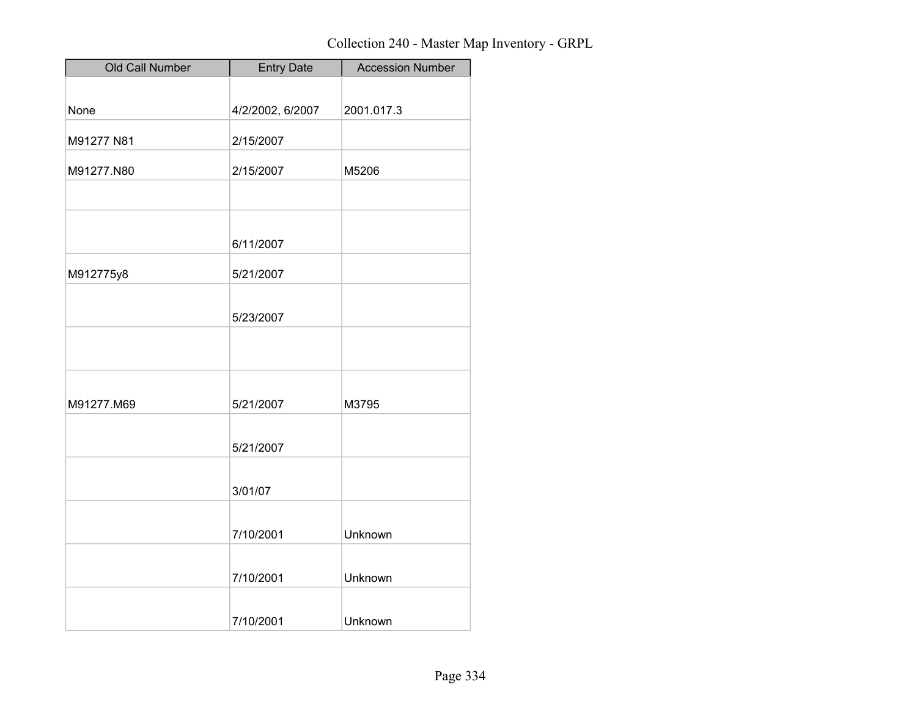Collection 240 - Master Map Inventory - GRPL

| Old Call Number | Entry Date | Accession Number |
|---|---|---|
| None | 4/2/2002, 6/2007 | 2001.017.3 |
| M91277 N81 | 2/15/2007 | |
| M91277.N80 | 2/15/2007 | M5206 |
| | | |
| | 6/11/2007 | |
| M912775y8 | 5/21/2007 | |
| | 5/23/2007 | |
| | | |
| M91277.M69 | 5/21/2007 | M3795 |
| | 5/21/2007 | |
| | 3/01/07 | |
| | 7/10/2001 | Unknown |
| | 7/10/2001 | Unknown |
| | 7/10/2001 | Unknown |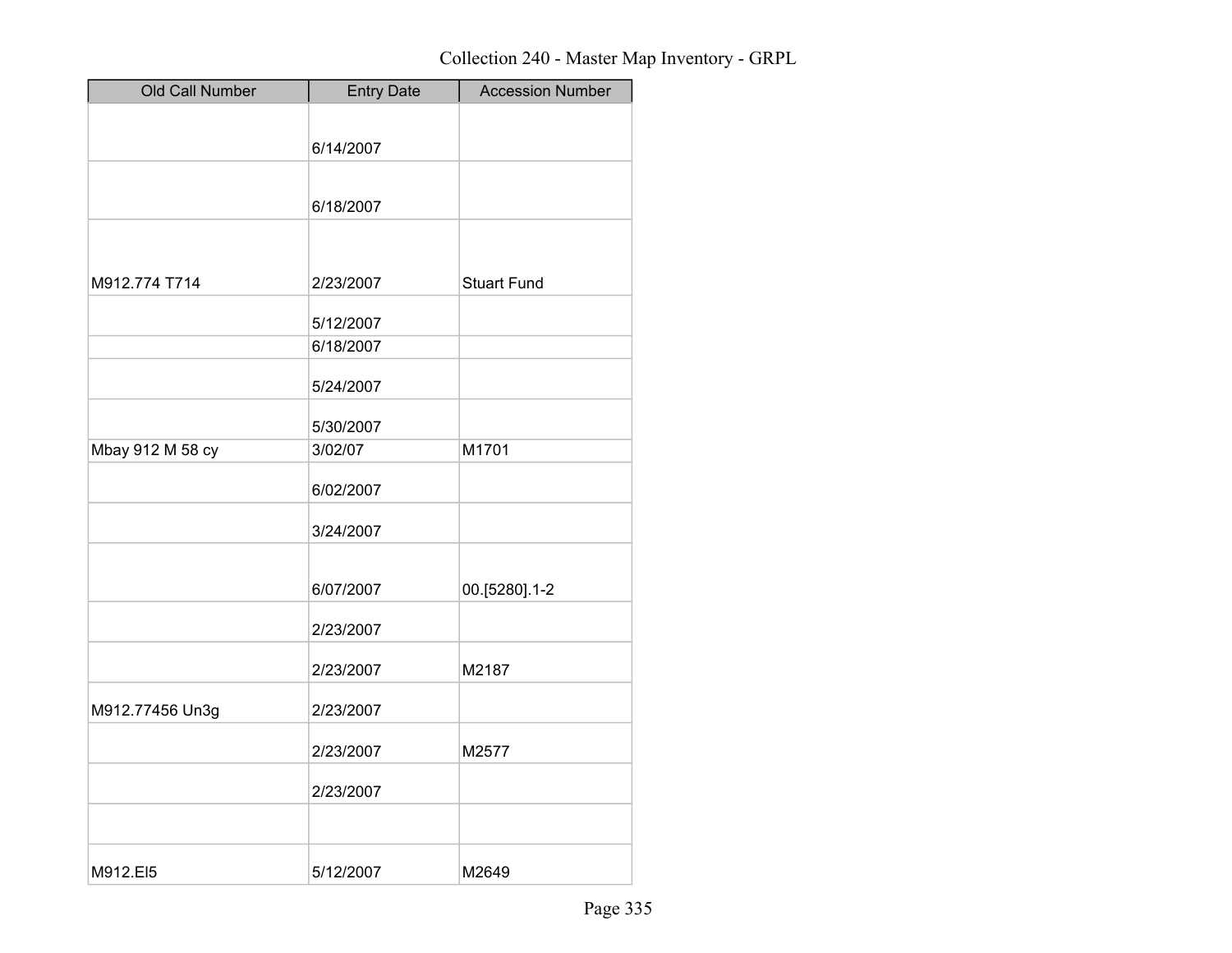Collection 240 - Master Map Inventory - GRPL

| Old Call Number | Entry Date | Accession Number |
| --- | --- | --- |
| | 6/14/2007 | |
| | 6/18/2007 | |
| M912.774 T714 | 2/23/2007 | Stuart Fund |
| | 5/12/2007 | |
| | 6/18/2007 | |
| | 5/24/2007 | |
| | 5/30/2007 | |
| Mbay 912 M 58 cy | 3/02/07 | M1701 |
| | 6/02/2007 | |
| | 3/24/2007 | |
| | 6/07/2007 | 00.[5280].1-2 |
| | 2/23/2007 | |
| | 2/23/2007 | M2187 |
| M912.77456 Un3g | 2/23/2007 | |
| | 2/23/2007 | M2577 |
| | 2/23/2007 | |
| | | |
| M912.El5 | 5/12/2007 | M2649 |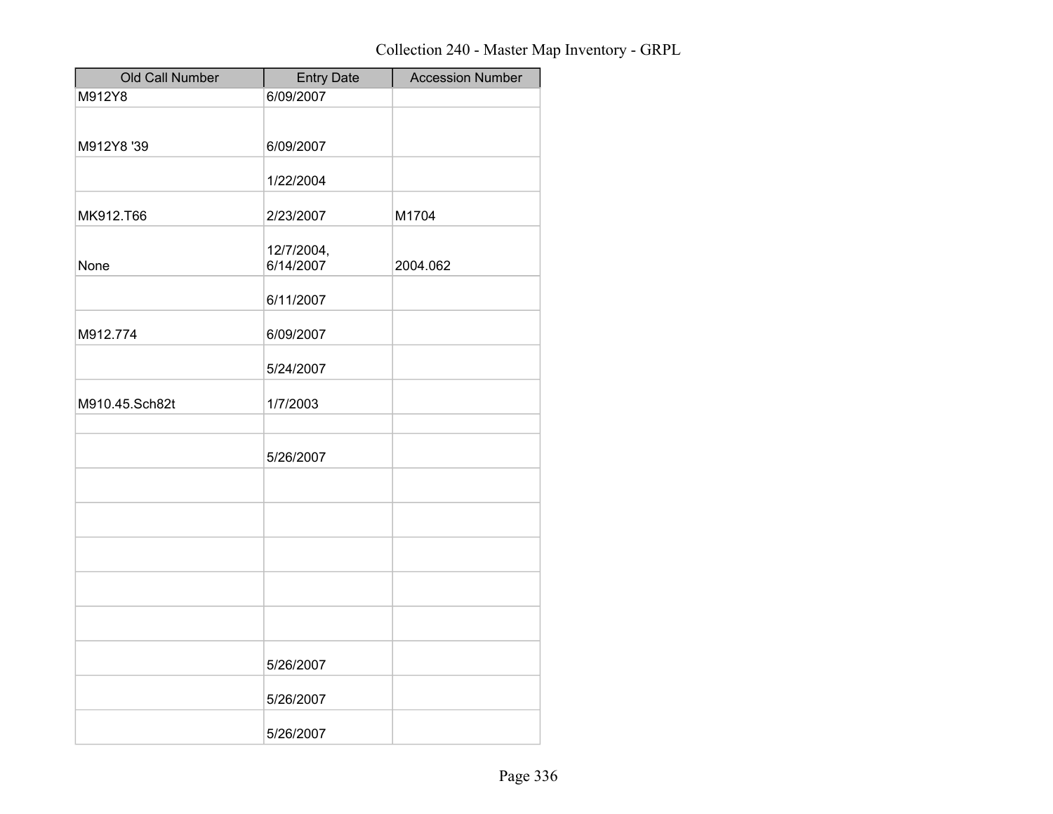# Collection 240 - Master Map Inventory - GRPL

| Old Call Number | Entry Date | Accession Number |
| --- | --- | --- |
| M912Y8 | 6/09/2007 | |
| M912Y8 '39 | 6/09/2007 | |
| | 1/22/2004 | |
| MK912.T66 | 2/23/2007 | M1704 |
| None | 12/7/2004, 6/14/2007 | 2004.062 |
| | 6/11/2007 | |
| M912.774 | 6/09/2007 | |
| | 5/24/2007 | |
| M910.45.Sch82t | 1/7/2003 | |
| | | |
| | 5/26/2007 | |
| | | |
| | | |
| | | |
| | | |
| | | |
| | 5/26/2007 | |
| | 5/26/2007 | |
| | 5/26/2007 | |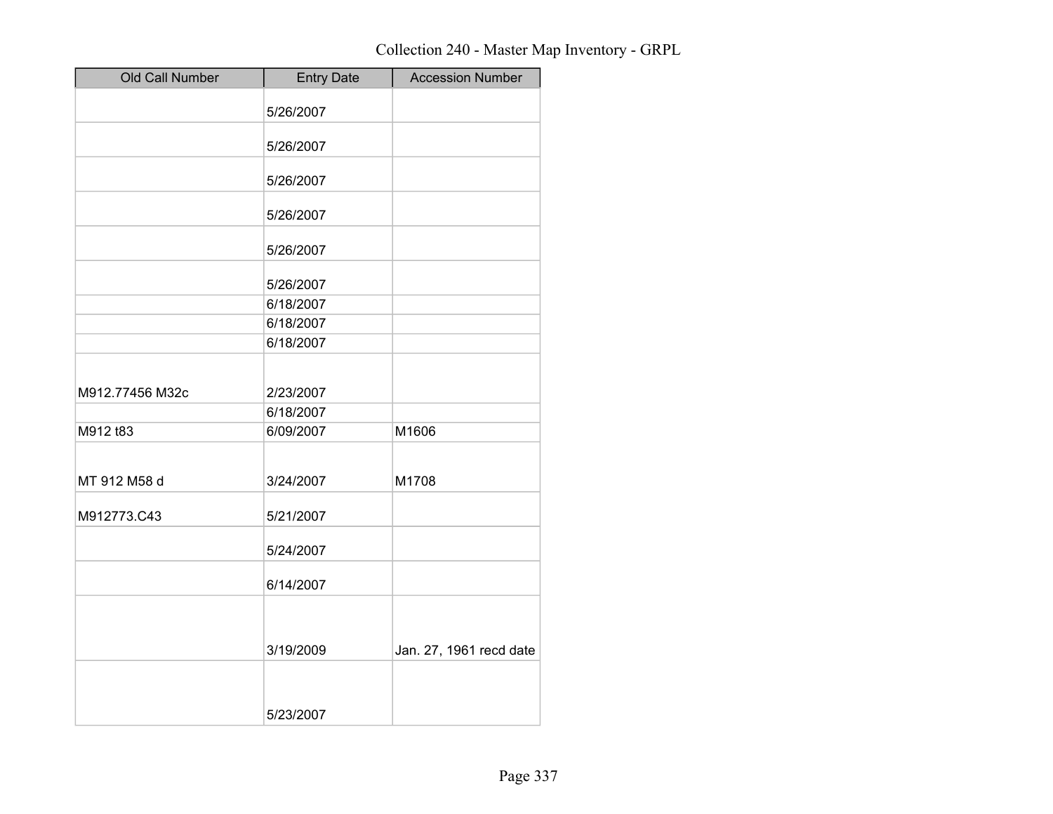Collection 240 - Master Map Inventory - GRPL

| Old Call Number | Entry Date | Accession Number |
| --- | --- | --- |
| | 5/26/2007 | |
| | 5/26/2007 | |
| | 5/26/2007 | |
| | 5/26/2007 | |
| | 5/26/2007 | |
| | 5/26/2007 | |
| | 6/18/2007 | |
| | 6/18/2007 | |
| | 6/18/2007 | |
| M912.77456 M32c | 2/23/2007 | |
| | 6/18/2007 | |
| M912 t83 | 6/09/2007 | M1606 |
| MT 912 M58 d | 3/24/2007 | M1708 |
| M912773.C43 | 5/21/2007 | |
| | 5/24/2007 | |
| | 6/14/2007 | |
| | 3/19/2009 | Jan. 27, 1961 recd date |
| | 5/23/2007 | |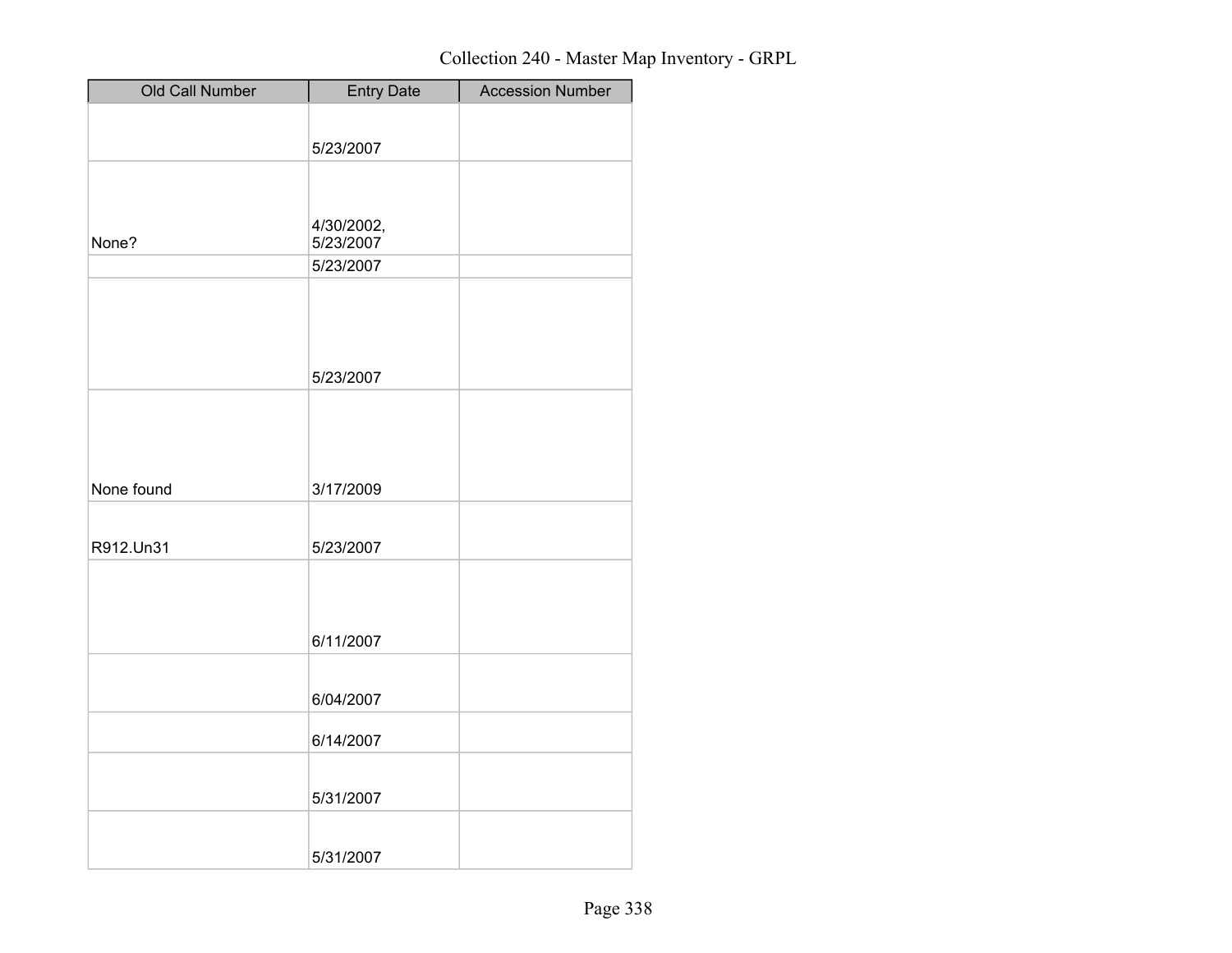Collection 240 - Master Map Inventory - GRPL

| Old Call Number | Entry Date | Accession Number |
|---|---|---|
| | 5/23/2007 | |
| None? | 4/30/2002, 5/23/2007 | |
| | 5/23/2007 | |
| | 5/23/2007 | |
| None found | 3/17/2009 | |
| R912.Un31 | 5/23/2007 | |
| | 6/11/2007 | |
| | 6/04/2007 | |
| | 6/14/2007 | |
| | 5/31/2007 | |
| | 5/31/2007 | |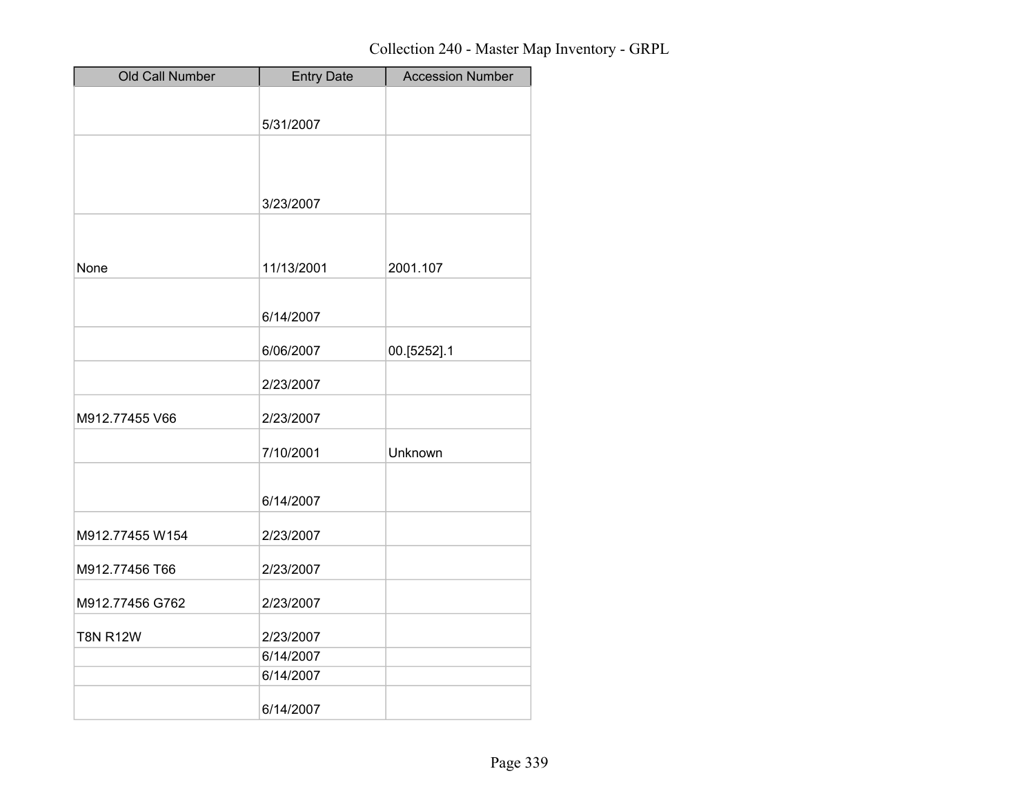# Collection 240 - Master Map Inventory - GRPL

| Old Call Number | Entry Date | Accession Number |
|---|---|---|
| | 5/31/2007 | |
| | 3/23/2007 | |
| None | 11/13/2001 | 2001.107 |
| | 6/14/2007 | |
| | 6/06/2007 | 00.[5252].1 |
| | 2/23/2007 | |
| M912.77455 V66 | 2/23/2007 | |
| | 7/10/2001 | Unknown |
| | 6/14/2007 | |
| M912.77455 W154 | 2/23/2007 | |
| M912.77456 T66 | 2/23/2007 | |
| M912.77456 G762 | 2/23/2007 | |
| T8N R12W | 2/23/2007 | |
| | 6/14/2007 | |
| | 6/14/2007 | |
| | 6/14/2007 | |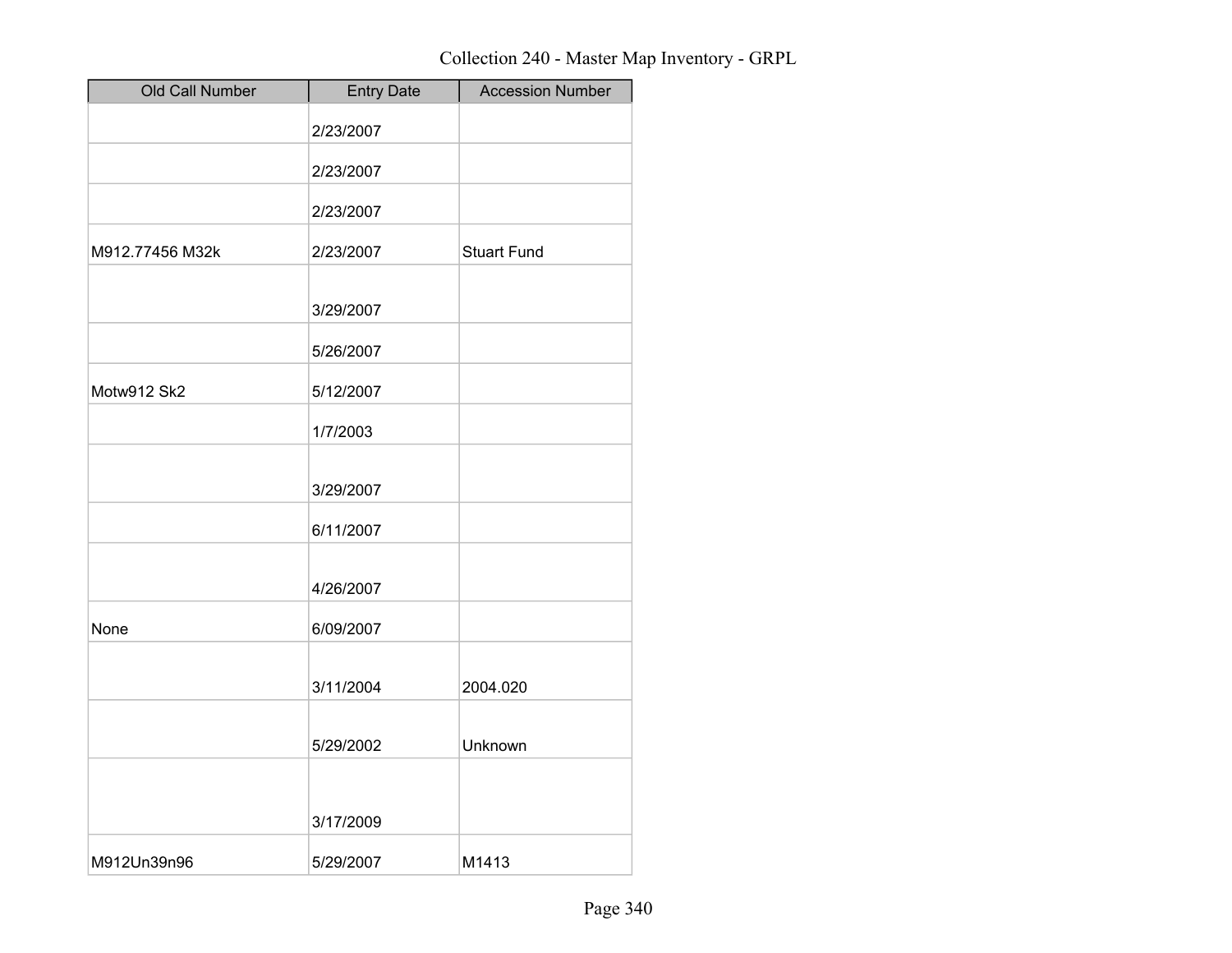| Old Call Number | Entry Date | Accession Number |
|---|---|---|
| | 2/23/2007 | |
| | 2/23/2007 | |
| | 2/23/2007 | |
| M912.77456 M32k | 2/23/2007 | Stuart Fund |
| | 3/29/2007 | |
| | 5/26/2007 | |
| Motw912 Sk2 | 5/12/2007 | |
| | 1/7/2003 | |
| | 3/29/2007 | |
| | 6/11/2007 | |
| | 4/26/2007 | |
| None | 6/09/2007 | |
| | 3/11/2004 | 2004.020 |
| | 5/29/2002 | Unknown |
| | 3/17/2009 | |
| M912Un39n96 | 5/29/2007 | M1413 |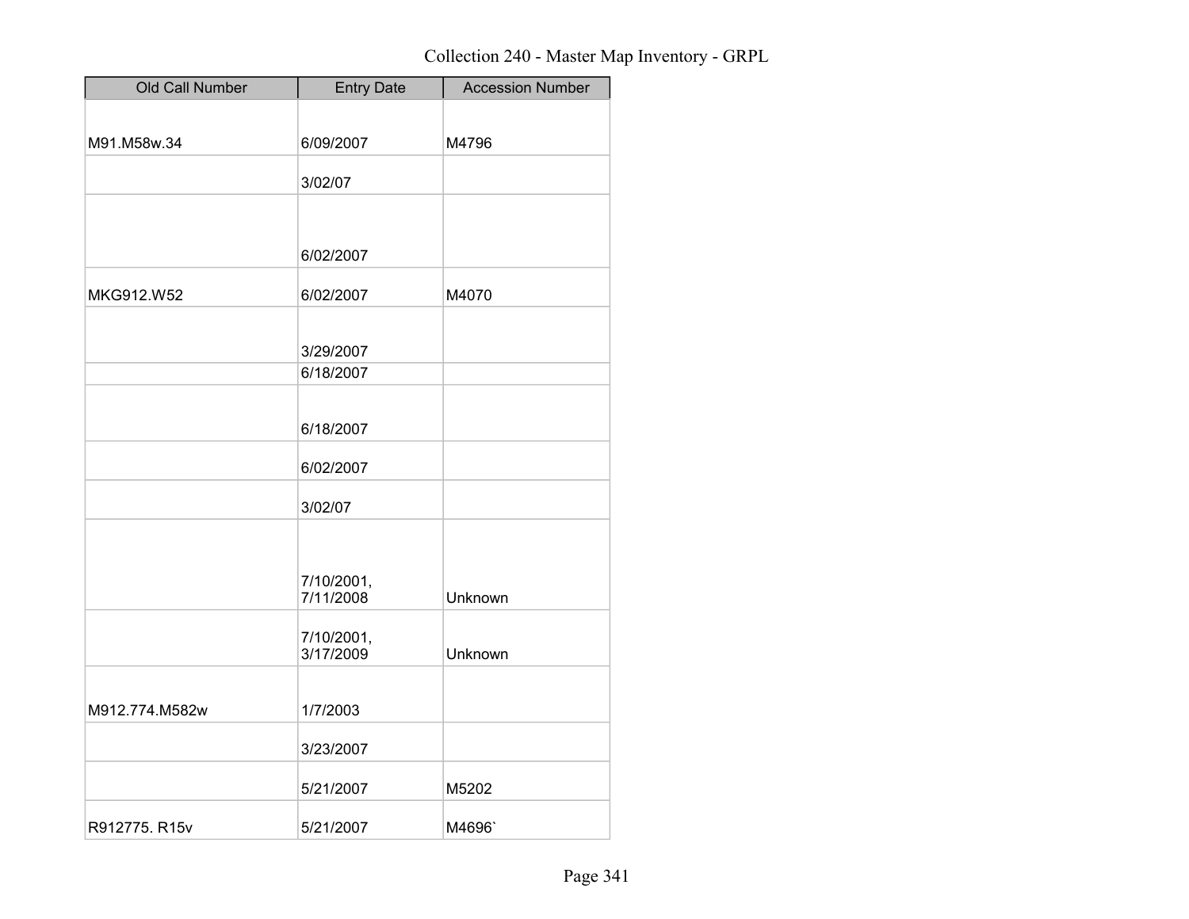Collection 240 - Master Map Inventory - GRPL

| Old Call Number | Entry Date | Accession Number |
| --- | --- | --- |
| M91.M58w.34 | 6/09/2007 | M4796 |
| | 3/02/07 | |
| | 6/02/2007 | |
| MKG912.W52 | 6/02/2007 | M4070 |
| | 3/29/2007 | |
| | 6/18/2007 | |
| | 6/18/2007 | |
| | 6/02/2007 | |
| | 3/02/07 | |
| | 7/10/2001, 7/11/2008 | Unknown |
| | 7/10/2001, 3/17/2009 | Unknown |
| M912.774.M582w | 1/7/2003 | |
| | 3/23/2007 | |
| | 5/21/2007 | M5202 |
| R912775. R15v | 5/21/2007 | M4696` |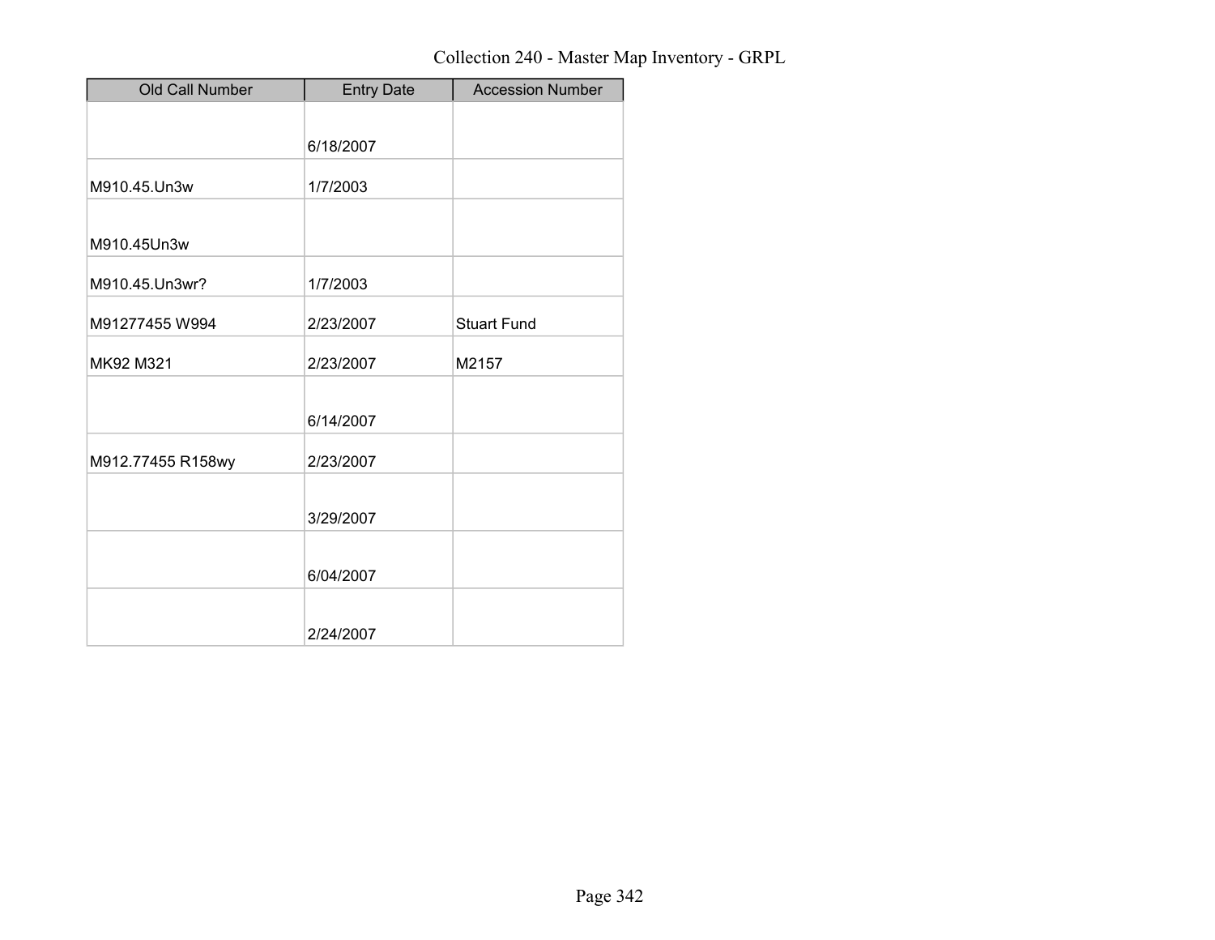Collection 240 - Master Map Inventory - GRPL

| Old Call Number | Entry Date | Accession Number |
|---|---|---|
| | 6/18/2007 | |
| M910.45.Un3w | 1/7/2003 | |
| M910.45Un3w | | |
| M910.45.Un3wr? | 1/7/2003 | |
| M91277455 W994 | 2/23/2007 | Stuart Fund |
| MK92 M321 | 2/23/2007 | M2157 |
| | 6/14/2007 | |
| M912.77455 R158wy | 2/23/2007 | |
| | 3/29/2007 | |
| | 6/04/2007 | |
| | 2/24/2007 | |